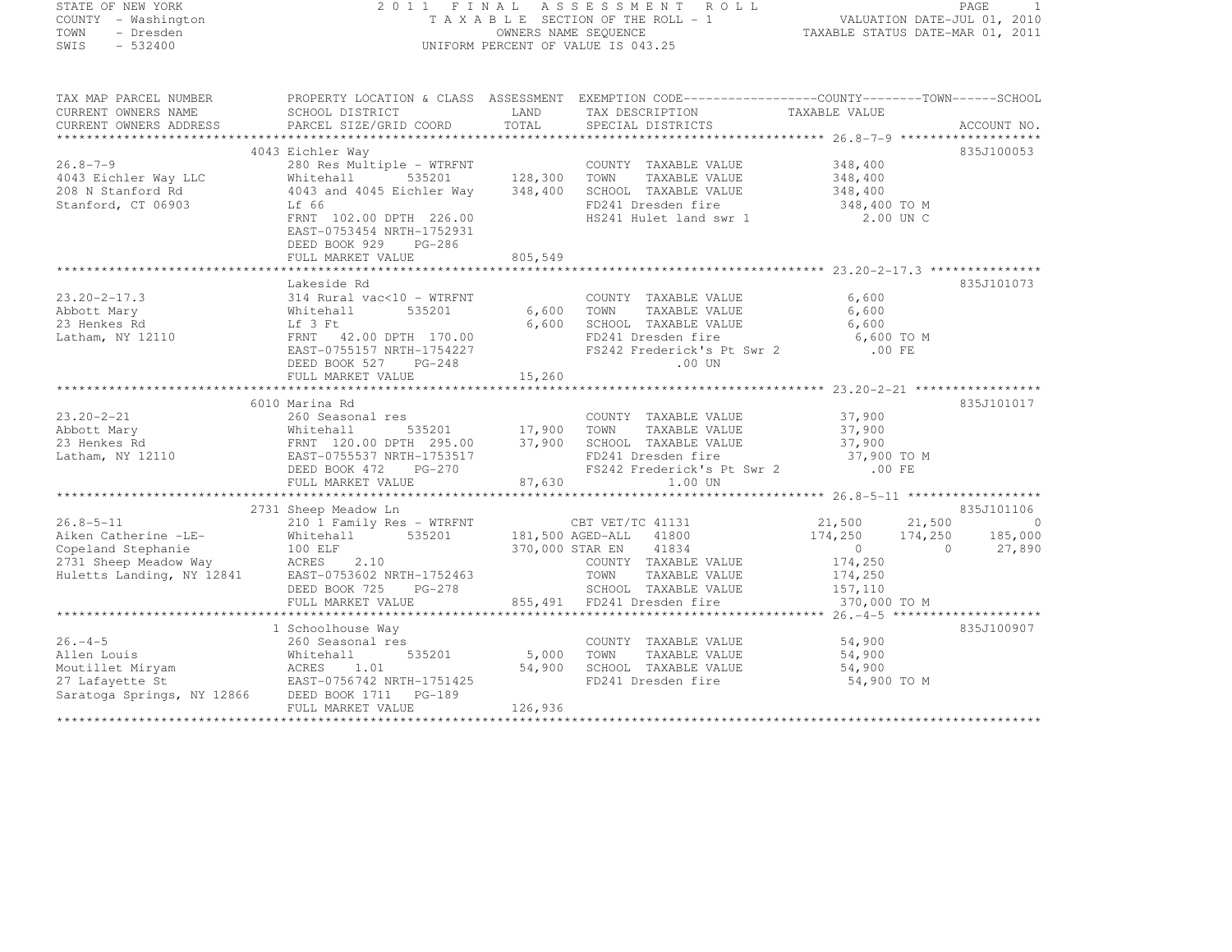STATE OF NEW YORK
COUNTY - Washington
TOWN - Dresden
SWIS - 532400

2011 FINAL ASSESSMENT ROLL
TAXABLE SECTION OF THE ROLL - 1
OWNERS NAME SEQUENCE
UNIFORM PERCENT OF VALUE IS 043.25

VALUATION DATE-JUL 01, 2010
TAXABLE STATUS DATE-MAR 01, 2011

```
TAX MAP PARCEL NUMBER          PROPERTY LOCATION & CLASS  ASSESSMENT  EXEMPTION CODE------------------COUNTY--------TOWN------SCHOOL
CURRENT OWNERS NAME            SCHOOL DISTRICT              LAND      TAX DESCRIPTION            TAXABLE VALUE
CURRENT OWNERS ADDRESS         PARCEL SIZE/GRID COORD       TOTAL     SPECIAL DISTRICTS                                       ACCOUNT NO.
*********************************************************************************************** 26.8-7-9 *******************
                               4043 Eichler Way                                                                               835J100053
26.8-7-9                       280 Res Multiple - WTRFNT              COUNTY  TAXABLE VALUE          348,400
4043 Eichler Way LLC           Whitehall      535201      128,300     TOWN    TAXABLE VALUE          348,400
208 N Stanford Rd              4043 and 4045 Eichler Way  348,400     SCHOOL  TAXABLE VALUE          348,400
Stanford, CT 06903             Lf 66                                  FD241 Dresden fire              348,400 TO M
                               FRNT 102.00 DPTH 226.00                HS241 Hulet land swr 1             2.00 UN C
                               EAST-0753454 NRTH-1752931
                               DEED BOOK 929    PG-286
                               FULL MARKET VALUE          805,549
*********************************************************************************************** 23.20-2-17.3 ***************
                               Lakeside Rd                                                                                    835J101073
23.20-2-17.3                   314 Rural vac<10 - WTRFNT              COUNTY  TAXABLE VALUE            6,600
Abbott Mary                    Whitehall      535201        6,600     TOWN    TAXABLE VALUE            6,600
23 Henkes Rd                   Lf 3 Ft                      6,600     SCHOOL  TAXABLE VALUE            6,600
Latham, NY 12110               FRNT  42.00 DPTH 170.00                FD241 Dresden fire                6,600 TO M
                               EAST-0755157 NRTH-1754227              FS242 Frederick's Pt Swr 2          .00 FE
                               DEED BOOK 527    PG-248                          .00 UN
                               FULL MARKET VALUE           15,260
*********************************************************************************************** 23.20-2-21 *****************
                               6010 Marina Rd                                                                                 835J101017
23.20-2-21                     260 Seasonal res                       COUNTY  TAXABLE VALUE           37,900
Abbott Mary                    Whitehall      535201       17,900     TOWN    TAXABLE VALUE           37,900
23 Henkes Rd                   FRNT 120.00 DPTH 295.00     37,900     SCHOOL  TAXABLE VALUE           37,900
Latham, NY 12110               EAST-0755537 NRTH-1753517              FD241 Dresden fire               37,900 TO M
                               DEED BOOK 472    PG-270                FS242 Frederick's Pt Swr 2          .00 FE
                               FULL MARKET VALUE           87,630               1.00 UN
*********************************************************************************************** 26.8-5-11 ******************
                               2731 Sheep Meadow Ln                                                                           835J101106
26.8-5-11                      210 1 Family Res - WTRFNT              CBT VET/TC 41131        21,500      21,500          0
Aiken Catherine -LE-           Whitehall      535201      181,500 AGED-ALL   41800           174,250     174,250    185,000
Copeland Stephanie             100 ELF                    370,000 STAR EN    41834                 0           0     27,890
2731 Sheep Meadow Way          ACRES    2.10                          COUNTY  TAXABLE VALUE          174,250
Huletts Landing, NY 12841      EAST-0753602 NRTH-1752463              TOWN    TAXABLE VALUE          174,250
                               DEED BOOK 725    PG-278                SCHOOL  TAXABLE VALUE          157,110
                               FULL MARKET VALUE          855,491     FD241 Dresden fire              370,000 TO M
*********************************************************************************************** 26.-4-5 ********************
                               1 Schoolhouse Way                                                                              835J100907
26.-4-5                        260 Seasonal res                       COUNTY  TAXABLE VALUE           54,900
Allen Louis                    Whitehall      535201        5,000     TOWN    TAXABLE VALUE           54,900
Moutillet Miryam               ACRES    1.01               54,900     SCHOOL  TAXABLE VALUE           54,900
27 Lafayette St                EAST-0756742 NRTH-1751425              FD241 Dresden fire               54,900 TO M
Saratoga Springs, NY 12866     DEED BOOK 1711   PG-189
                               FULL MARKET VALUE          126,936
********************************************************************************************************************************
```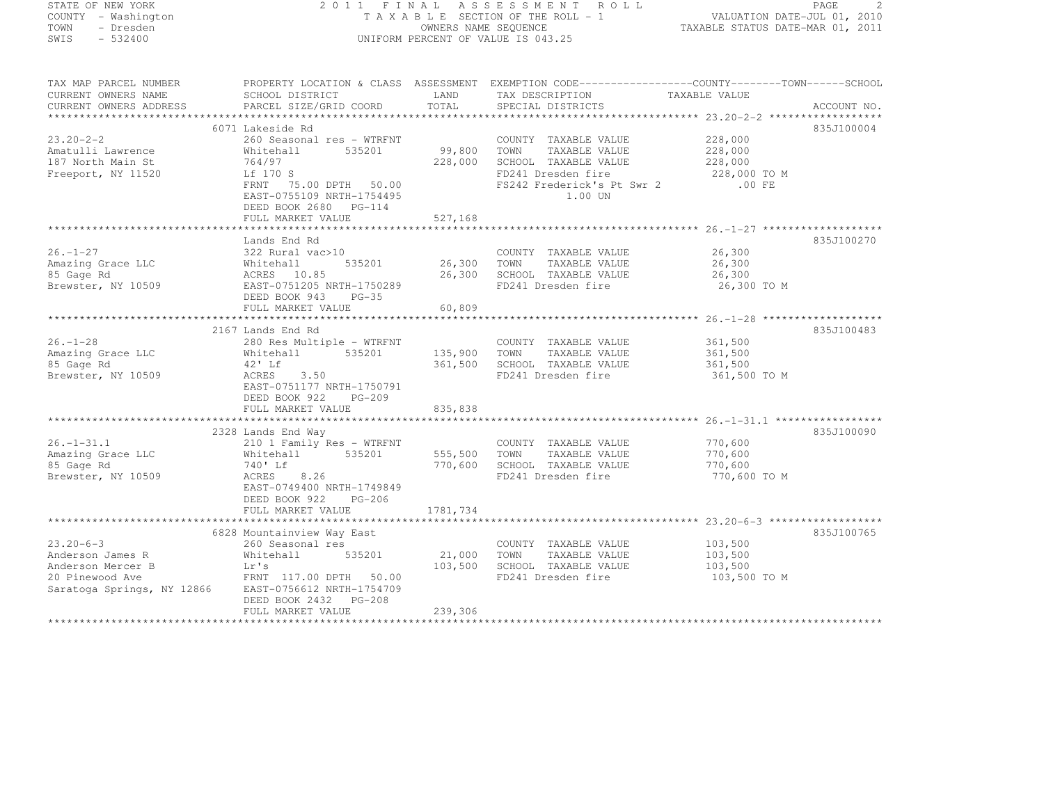STATE OF NEW YORK
COUNTY - Washington
TOWN - Dresden
SWIS - 532400

# 2011 FINAL ASSESSMENT ROLL

TAXABLE SECTION OF THE ROLL - 1
OWNERS NAME SEQUENCE
UNIFORM PERCENT OF VALUE IS 043.25

VALUATION DATE-JUL 01, 2010
TAXABLE STATUS DATE-MAR 01, 2011

| TAX MAP PARCEL NUMBER / CURRENT OWNERS NAME / CURRENT OWNERS ADDRESS | PROPERTY LOCATION & CLASS / SCHOOL DISTRICT / PARCEL SIZE/GRID COORD | ASSESSMENT LAND / TOTAL | EXEMPTION CODE / TAX DESCRIPTION / SPECIAL DISTRICTS | COUNTY / TOWN / SCHOOL TAXABLE VALUE | ACCOUNT NO. |
|---|---|---|---|---|---|
| 23.20-2-2 | 6071 Lakeside Rd | | | | 835J100004 |
| Amatulli Lawrence | 260 Seasonal res - WTRFNT | | COUNTY TAXABLE VALUE | 228,000 | |
| 187 North Main St | Whitehall 535201 | 99,800 | TOWN TAXABLE VALUE | 228,000 | |
| Freeport, NY 11520 | 764/97 | 228,000 | SCHOOL TAXABLE VALUE | 228,000 | |
| | Lf 170 S | | FD241 Dresden fire | 228,000 TO M | |
| | FRNT 75.00 DPTH 50.00 | | FS242 Frederick's Pt Swr 2 | .00 FE | |
| | EAST-0755109 NRTH-1754495 | | 1.00 UN | | |
| | DEED BOOK 2680 PG-114 | | | | |
| | FULL MARKET VALUE | 527,168 | | | |
| 26.-1-27 | Lands End Rd | | | | 835J100270 |
| Amazing Grace LLC | 322 Rural vac>10 | | COUNTY TAXABLE VALUE | 26,300 | |
| 85 Gage Rd | Whitehall 535201 | 26,300 | TOWN TAXABLE VALUE | 26,300 | |
| Brewster, NY 10509 | ACRES 10.85 | 26,300 | SCHOOL TAXABLE VALUE | 26,300 | |
| | EAST-0751205 NRTH-1750289 | | FD241 Dresden fire | 26,300 TO M | |
| | DEED BOOK 943 PG-35 | | | | |
| | FULL MARKET VALUE | 60,809 | | | |
| 26.-1-28 | 2167 Lands End Rd | | | | 835J100483 |
| Amazing Grace LLC | 280 Res Multiple - WTRFNT | | COUNTY TAXABLE VALUE | 361,500 | |
| 85 Gage Rd | Whitehall 535201 | 135,900 | TOWN TAXABLE VALUE | 361,500 | |
| Brewster, NY 10509 | 42' Lf | 361,500 | SCHOOL TAXABLE VALUE | 361,500 | |
| | ACRES 3.50 | | FD241 Dresden fire | 361,500 TO M | |
| | EAST-0751177 NRTH-1750791 | | | | |
| | DEED BOOK 922 PG-209 | | | | |
| | FULL MARKET VALUE | 835,838 | | | |
| 26.-1-31.1 | 2328 Lands End Way | | | | 835J100090 |
| Amazing Grace LLC | 210 1 Family Res - WTRFNT | | COUNTY TAXABLE VALUE | 770,600 | |
| 85 Gage Rd | Whitehall 535201 | 555,500 | TOWN TAXABLE VALUE | 770,600 | |
| Brewster, NY 10509 | 740' Lf | 770,600 | SCHOOL TAXABLE VALUE | 770,600 | |
| | ACRES 8.26 | | FD241 Dresden fire | 770,600 TO M | |
| | EAST-0749400 NRTH-1749849 | | | | |
| | DEED BOOK 922 PG-206 | | | | |
| | FULL MARKET VALUE | 1781,734 | | | |
| 23.20-6-3 | 6828 Mountainview Way East | | | | 835J100765 |
| Anderson James R | 260 Seasonal res | | COUNTY TAXABLE VALUE | 103,500 | |
| Anderson Mercer B | Whitehall 535201 | 21,000 | TOWN TAXABLE VALUE | 103,500 | |
| 20 Pinewood Ave | Lr's | 103,500 | SCHOOL TAXABLE VALUE | 103,500 | |
| Saratoga Springs, NY 12866 | FRNT 117.00 DPTH 50.00 | | FD241 Dresden fire | 103,500 TO M | |
| | EAST-0756612 NRTH-1754709 | | | | |
| | DEED BOOK 2432 PG-208 | | | | |
| | FULL MARKET VALUE | 239,306 | | | |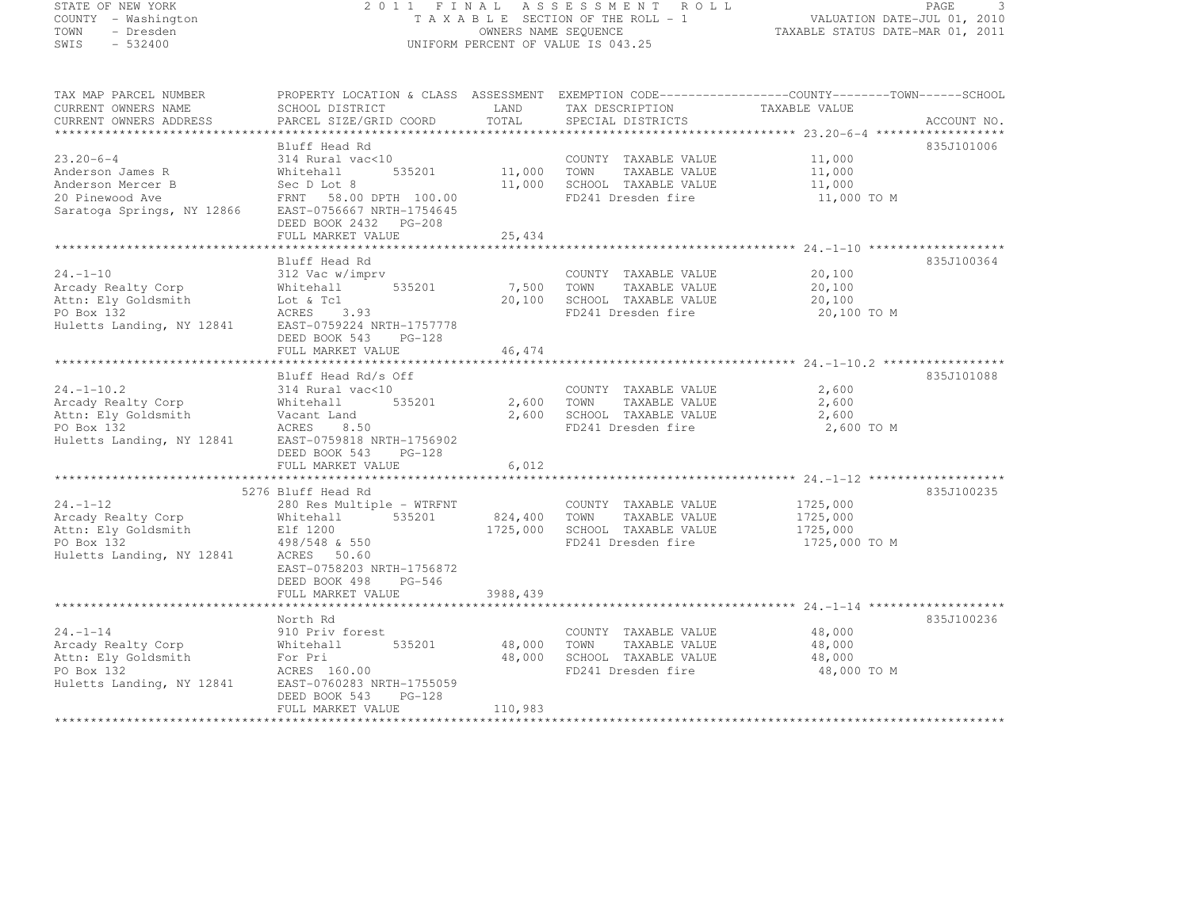STATE OF NEW YORK
COUNTY - Washington
TOWN - Dresden
SWIS - 532400

2011 FINAL ASSESSMENT ROLL
TAXABLE SECTION OF THE ROLL - 1
OWNERS NAME SEQUENCE
UNIFORM PERCENT OF VALUE IS 043.25

VALUATION DATE-JUL 01, 2010
TAXABLE STATUS DATE-MAR 01, 2011

| TAX MAP PARCEL NUMBER / CURRENT OWNERS NAME / CURRENT OWNERS ADDRESS | PROPERTY LOCATION & CLASS / SCHOOL DISTRICT / PARCEL SIZE/GRID COORD | ASSESSMENT LAND / TOTAL | EXEMPTION CODE / TAX DESCRIPTION / SPECIAL DISTRICTS | COUNTY / TOWN / SCHOOL TAXABLE VALUE | ACCOUNT NO. |
|---|---|---|---|---|---|
| 23.20-6-4 | Bluff Head Rd | | | | 835J101006 |
| | 314 Rural vac<10 | | COUNTY TAXABLE VALUE | 11,000 | |
| Anderson James R | Whitehall 535201 | 11,000 | TOWN TAXABLE VALUE | 11,000 | |
| Anderson Mercer B | Sec D Lot 8 | 11,000 | SCHOOL TAXABLE VALUE | 11,000 | |
| 20 Pinewood Ave | FRNT 58.00 DPTH 100.00 | | FD241 Dresden fire | 11,000 TO M | |
| Saratoga Springs, NY 12866 | EAST-0756667 NRTH-1754645 | | | | |
| | DEED BOOK 2432 PG-208 | | | | |
| | FULL MARKET VALUE | 25,434 | | | |
| 24.-1-10 | Bluff Head Rd | | | | 835J100364 |
| | 312 Vac w/imprv | | COUNTY TAXABLE VALUE | 20,100 | |
| Arcady Realty Corp | Whitehall 535201 | 7,500 | TOWN TAXABLE VALUE | 20,100 | |
| Attn: Ely Goldsmith | Lot & Tcl | 20,100 | SCHOOL TAXABLE VALUE | 20,100 | |
| PO Box 132 | ACRES 3.93 | | FD241 Dresden fire | 20,100 TO M | |
| Huletts Landing, NY 12841 | EAST-0759224 NRTH-1757778 | | | | |
| | DEED BOOK 543 PG-128 | | | | |
| | FULL MARKET VALUE | 46,474 | | | |
| 24.-1-10.2 | Bluff Head Rd/s Off | | | | 835J101088 |
| | 314 Rural vac<10 | | COUNTY TAXABLE VALUE | 2,600 | |
| Arcady Realty Corp | Whitehall 535201 | 2,600 | TOWN TAXABLE VALUE | 2,600 | |
| Attn: Ely Goldsmith | Vacant Land | 2,600 | SCHOOL TAXABLE VALUE | 2,600 | |
| PO Box 132 | ACRES 8.50 | | FD241 Dresden fire | 2,600 TO M | |
| Huletts Landing, NY 12841 | EAST-0759818 NRTH-1756902 | | | | |
| | DEED BOOK 543 PG-128 | | | | |
| | FULL MARKET VALUE | 6,012 | | | |
| 24.-1-12 | 5276 Bluff Head Rd | | | | 835J100235 |
| | 280 Res Multiple - WTRFNT | | COUNTY TAXABLE VALUE | 1725,000 | |
| Arcady Realty Corp | Whitehall 535201 | 824,400 | TOWN TAXABLE VALUE | 1725,000 | |
| Attn: Ely Goldsmith | Elf 1200 | 1725,000 | SCHOOL TAXABLE VALUE | 1725,000 | |
| PO Box 132 | 498/548 & 550 | | FD241 Dresden fire | 1725,000 TO M | |
| Huletts Landing, NY 12841 | ACRES 50.60 | | | | |
| | EAST-0758203 NRTH-1756872 | | | | |
| | DEED BOOK 498 PG-546 | | | | |
| | FULL MARKET VALUE | 3988,439 | | | |
| 24.-1-14 | North Rd | | | | 835J100236 |
| | 910 Priv forest | | COUNTY TAXABLE VALUE | 48,000 | |
| Arcady Realty Corp | Whitehall 535201 | 48,000 | TOWN TAXABLE VALUE | 48,000 | |
| Attn: Ely Goldsmith | For Pri | 48,000 | SCHOOL TAXABLE VALUE | 48,000 | |
| PO Box 132 | ACRES 160.00 | | FD241 Dresden fire | 48,000 TO M | |
| Huletts Landing, NY 12841 | EAST-0760283 NRTH-1755059 | | | | |
| | DEED BOOK 543 PG-128 | | | | |
| | FULL MARKET VALUE | 110,983 | | | |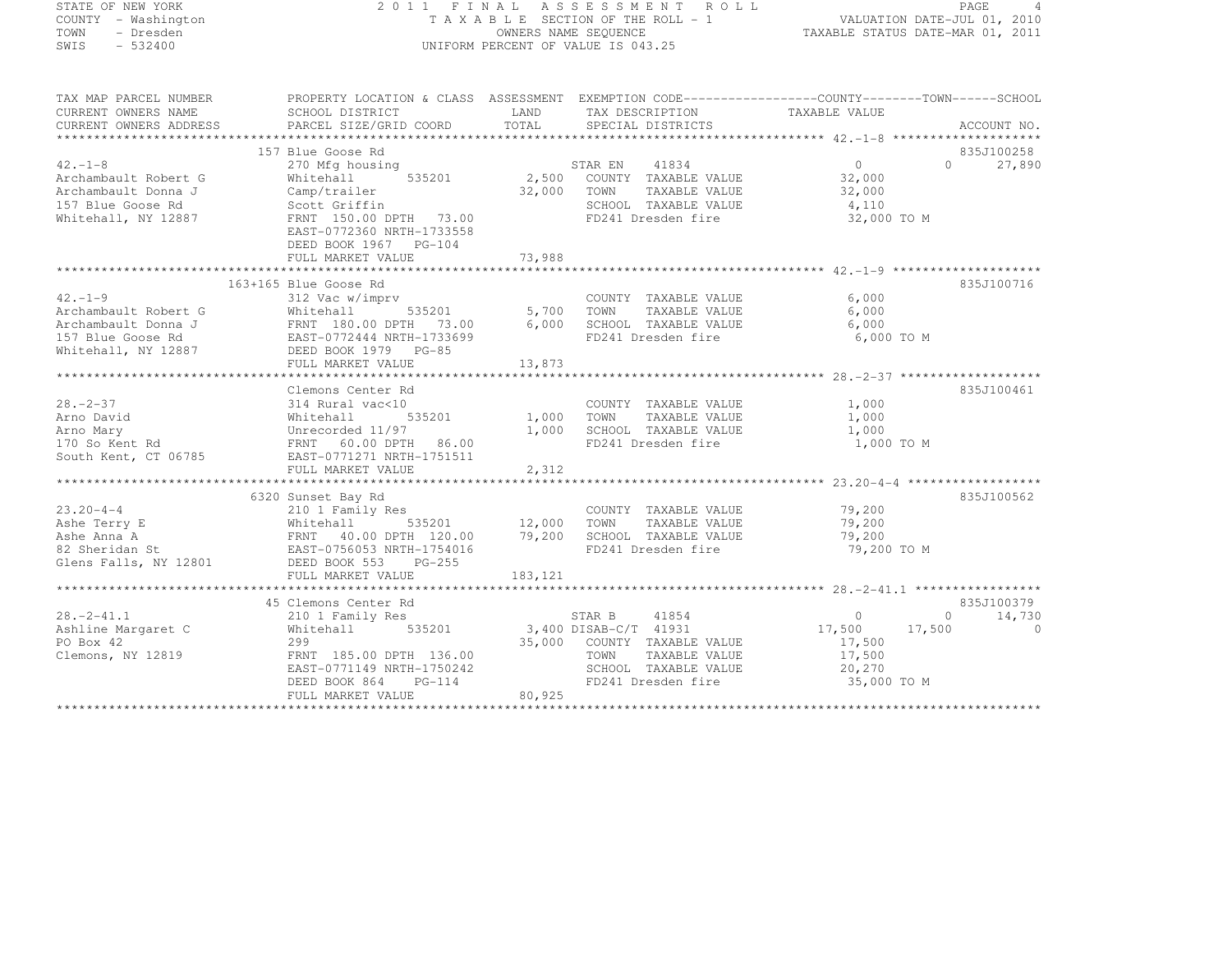STATE OF NEW YORK
COUNTY - Washington
TOWN - Dresden
SWIS - 532400

2011 FINAL ASSESSMENT ROLL
TAXABLE SECTION OF THE ROLL - 1
OWNERS NAME SEQUENCE
UNIFORM PERCENT OF VALUE IS 043.25

VALUATION DATE-JUL 01, 2010
TAXABLE STATUS DATE-MAR 01, 2011

| TAX MAP PARCEL NUMBER / CURRENT OWNERS NAME / CURRENT OWNERS ADDRESS | PROPERTY LOCATION & CLASS / SCHOOL DISTRICT / PARCEL SIZE/GRID COORD | ASSESSMENT LAND / TOTAL | EXEMPTION CODE / TAX DESCRIPTION / SPECIAL DISTRICTS | COUNTY TAXABLE VALUE | TOWN | SCHOOL | ACCOUNT NO. |
|---|---|---|---|---|---|---|---|
| **42.-1-8** | 157 Blue Goose Rd | | | | | | 835J100258 |
| 42.-1-8 | 270 Mfg housing | | STAR EN 41834 | 0 | 0 | 27,890 | |
| Archambault Robert G | Whitehall 535201 | 2,500 | COUNTY TAXABLE VALUE | 32,000 | | | |
| Archambault Donna J | Camp/trailer | 32,000 | TOWN TAXABLE VALUE | 32,000 | | | |
| 157 Blue Goose Rd | Scott Griffin | | SCHOOL TAXABLE VALUE | 4,110 | | | |
| Whitehall, NY 12887 | FRNT 150.00 DPTH 73.00 | | FD241 Dresden fire | 32,000 TO M | | | |
| | EAST-0772360 NRTH-1733558 | | | | | | |
| | DEED BOOK 1967 PG-104 | | | | | | |
| | FULL MARKET VALUE | 73,988 | | | | | |
| **42.-1-9** | 163+165 Blue Goose Rd | | | | | | 835J100716 |
| 42.-1-9 | 312 Vac w/imprv | | COUNTY TAXABLE VALUE | 6,000 | | | |
| Archambault Robert G | Whitehall 535201 | 5,700 | TOWN TAXABLE VALUE | 6,000 | | | |
| Archambault Donna J | FRNT 180.00 DPTH 73.00 | 6,000 | SCHOOL TAXABLE VALUE | 6,000 | | | |
| 157 Blue Goose Rd | EAST-0772444 NRTH-1733699 | | FD241 Dresden fire | 6,000 TO M | | | |
| Whitehall, NY 12887 | DEED BOOK 1979 PG-85 | | | | | | |
| | FULL MARKET VALUE | 13,873 | | | | | |
| **28.-2-37** | Clemons Center Rd | | | | | | 835J100461 |
| 28.-2-37 | 314 Rural vac<10 | | COUNTY TAXABLE VALUE | 1,000 | | | |
| Arno David | Whitehall 535201 | 1,000 | TOWN TAXABLE VALUE | 1,000 | | | |
| Arno Mary | Unrecorded 11/97 | 1,000 | SCHOOL TAXABLE VALUE | 1,000 | | | |
| 170 So Kent Rd | FRNT 60.00 DPTH 86.00 | | FD241 Dresden fire | 1,000 TO M | | | |
| South Kent, CT 06785 | EAST-0771271 NRTH-1751511 | | | | | | |
| | FULL MARKET VALUE | 2,312 | | | | | |
| **23.20-4-4** | 6320 Sunset Bay Rd | | | | | | 835J100562 |
| 23.20-4-4 | 210 1 Family Res | | COUNTY TAXABLE VALUE | 79,200 | | | |
| Ashe Terry E | Whitehall 535201 | 12,000 | TOWN TAXABLE VALUE | 79,200 | | | |
| Ashe Anna A | FRNT 40.00 DPTH 120.00 | 79,200 | SCHOOL TAXABLE VALUE | 79,200 | | | |
| 82 Sheridan St | EAST-0756053 NRTH-1754016 | | FD241 Dresden fire | 79,200 TO M | | | |
| Glens Falls, NY 12801 | DEED BOOK 553 PG-255 | | | | | | |
| | FULL MARKET VALUE | 183,121 | | | | | |
| **28.-2-41.1** | 45 Clemons Center Rd | | | | | | 835J100379 |
| 28.-2-41.1 | 210 1 Family Res | | STAR B 41854 | 0 | 0 | 14,730 | |
| Ashline Margaret C | Whitehall 535201 | 3,400 | DISAB-C/T 41931 | 17,500 | 17,500 | 0 | |
| PO Box 42 | 299 | 35,000 | COUNTY TAXABLE VALUE | 17,500 | | | |
| Clemons, NY 12819 | FRNT 185.00 DPTH 136.00 | | TOWN TAXABLE VALUE | 17,500 | | | |
| | EAST-0771149 NRTH-1750242 | | SCHOOL TAXABLE VALUE | 20,270 | | | |
| | DEED BOOK 864 PG-114 | | FD241 Dresden fire | 35,000 TO M | | | |
| | FULL MARKET VALUE | 80,925 | | | | | |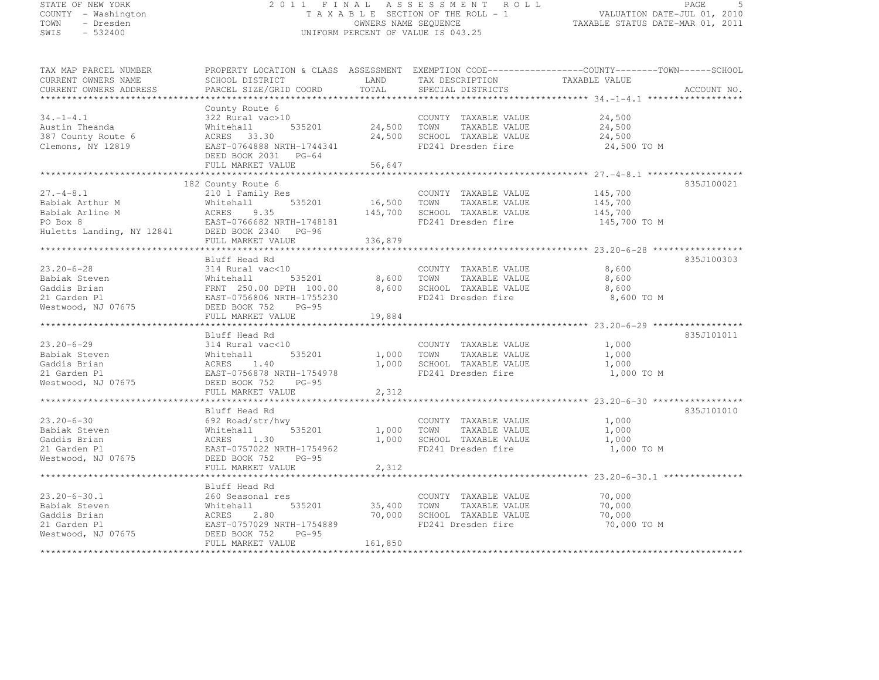STATE OF NEW YORK — 2011 FINAL ASSESSMENT ROLL
COUNTY - Washington — TAXABLE SECTION OF THE ROLL - 1 — VALUATION DATE-JUL 01, 2010
TOWN - Dresden — OWNERS NAME SEQUENCE — TAXABLE STATUS DATE-MAR 01, 2011
SWIS - 532400 — UNIFORM PERCENT OF VALUE IS 043.25

| TAX MAP PARCEL NUMBER / CURRENT OWNERS NAME / CURRENT OWNERS ADDRESS | PROPERTY LOCATION & CLASS / SCHOOL DISTRICT / PARCEL SIZE/GRID COORD | ASSESSMENT LAND / TOTAL | EXEMPTION CODE / TAX DESCRIPTION / SPECIAL DISTRICTS | TAXABLE VALUE (COUNTY / TOWN / SCHOOL) | ACCOUNT NO. |
|---|---|---|---|---|---|
| 34.-1-4.1 | County Route 6 | | | | |
| | 322 Rural vac>10 | | COUNTY TAXABLE VALUE | 24,500 | |
| Austin Theanda | Whitehall 535201 | 24,500 | TOWN TAXABLE VALUE | 24,500 | |
| 387 County Route 6 | ACRES 33.30 | 24,500 | SCHOOL TAXABLE VALUE | 24,500 | |
| Clemons, NY 12819 | EAST-0764888 NRTH-1744341 | | FD241 Dresden fire | 24,500 TO M | |
| | DEED BOOK 2031 PG-64 | | | | |
| | FULL MARKET VALUE | 56,647 | | | |
| 27.-4-8.1 | 182 County Route 6 | | | | 835J100021 |
| | 210 1 Family Res | | COUNTY TAXABLE VALUE | 145,700 | |
| Babiak Arthur M | Whitehall 535201 | 16,500 | TOWN TAXABLE VALUE | 145,700 | |
| Babiak Arline M | ACRES 9.35 | 145,700 | SCHOOL TAXABLE VALUE | 145,700 | |
| PO Box 8 | EAST-0766682 NRTH-1748181 | | FD241 Dresden fire | 145,700 TO M | |
| Huletts Landing, NY 12841 | DEED BOOK 2340 PG-96 | | | | |
| | FULL MARKET VALUE | 336,879 | | | |
| 23.20-6-28 | Bluff Head Rd | | | | 835J100303 |
| | 314 Rural vac<10 | | COUNTY TAXABLE VALUE | 8,600 | |
| Babiak Steven | Whitehall 535201 | 8,600 | TOWN TAXABLE VALUE | 8,600 | |
| Gaddis Brian | FRNT 250.00 DPTH 100.00 | 8,600 | SCHOOL TAXABLE VALUE | 8,600 | |
| 21 Garden Pl | EAST-0756806 NRTH-1755230 | | FD241 Dresden fire | 8,600 TO M | |
| Westwood, NJ 07675 | DEED BOOK 752 PG-95 | | | | |
| | FULL MARKET VALUE | 19,884 | | | |
| 23.20-6-29 | Bluff Head Rd | | | | 835J101011 |
| | 314 Rural vac<10 | | COUNTY TAXABLE VALUE | 1,000 | |
| Babiak Steven | Whitehall 535201 | 1,000 | TOWN TAXABLE VALUE | 1,000 | |
| Gaddis Brian | ACRES 1.40 | 1,000 | SCHOOL TAXABLE VALUE | 1,000 | |
| 21 Garden Pl | EAST-0756878 NRTH-1754978 | | FD241 Dresden fire | 1,000 TO M | |
| Westwood, NJ 07675 | DEED BOOK 752 PG-95 | | | | |
| | FULL MARKET VALUE | 2,312 | | | |
| 23.20-6-30 | Bluff Head Rd | | | | 835J101010 |
| | 692 Road/str/hwy | | COUNTY TAXABLE VALUE | 1,000 | |
| Babiak Steven | Whitehall 535201 | 1,000 | TOWN TAXABLE VALUE | 1,000 | |
| Gaddis Brian | ACRES 1.30 | 1,000 | SCHOOL TAXABLE VALUE | 1,000 | |
| 21 Garden Pl | EAST-0757022 NRTH-1754962 | | FD241 Dresden fire | 1,000 TO M | |
| Westwood, NJ 07675 | DEED BOOK 752 PG-95 | | | | |
| | FULL MARKET VALUE | 2,312 | | | |
| 23.20-6-30.1 | Bluff Head Rd | | | | |
| | 260 Seasonal res | | COUNTY TAXABLE VALUE | 70,000 | |
| Babiak Steven | Whitehall 535201 | 35,400 | TOWN TAXABLE VALUE | 70,000 | |
| Gaddis Brian | ACRES 2.80 | 70,000 | SCHOOL TAXABLE VALUE | 70,000 | |
| 21 Garden Pl | EAST-0757029 NRTH-1754889 | | FD241 Dresden fire | 70,000 TO M | |
| Westwood, NJ 07675 | DEED BOOK 752 PG-95 | | | | |
| | FULL MARKET VALUE | 161,850 | | | |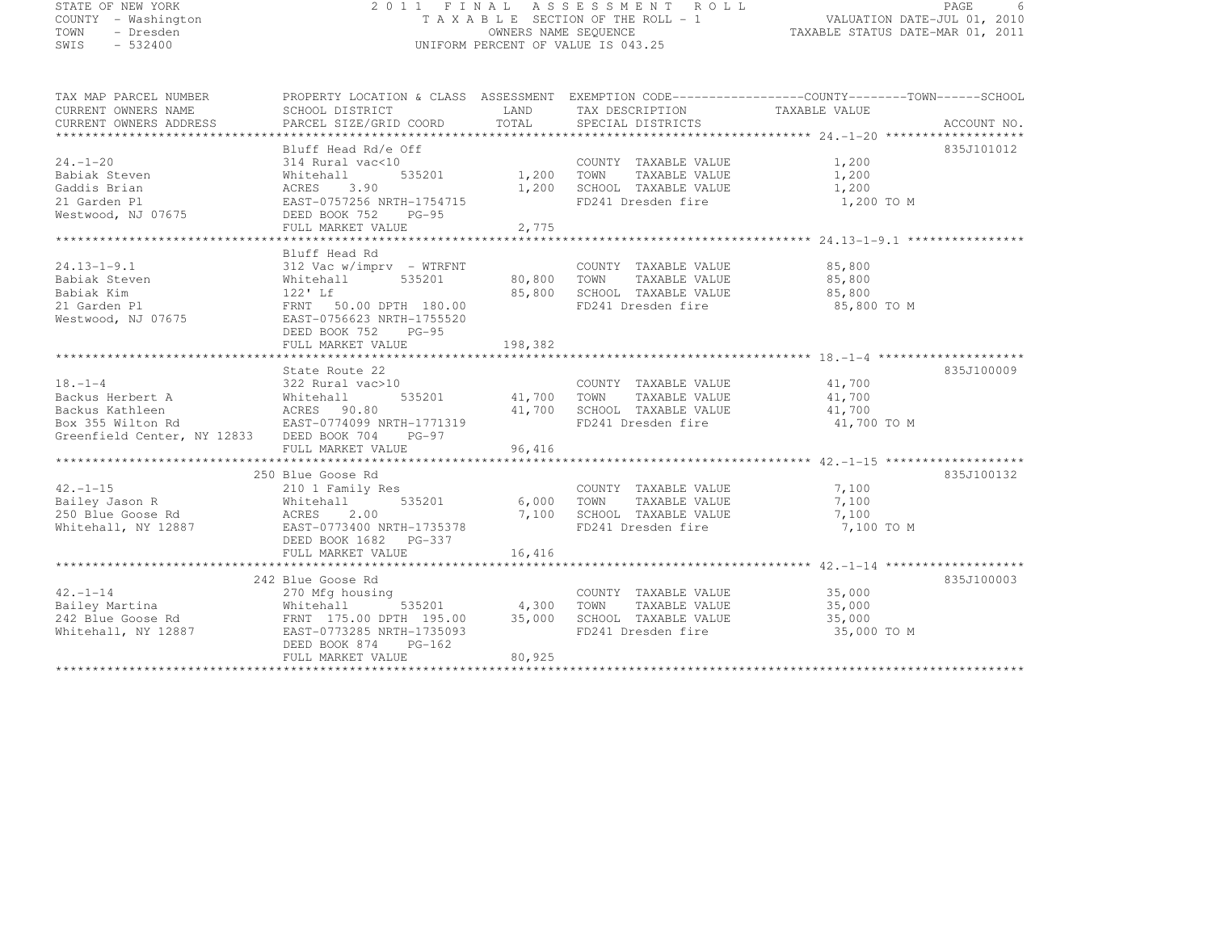STATE OF NEW YORK
COUNTY - Washington
TOWN - Dresden
SWIS - 532400

# 2011 FINAL ASSESSMENT ROLL

TAXABLE SECTION OF THE ROLL - 1
OWNERS NAME SEQUENCE
UNIFORM PERCENT OF VALUE IS 043.25

VALUATION DATE-JUL 01, 2010
TAXABLE STATUS DATE-MAR 01, 2011

| TAX MAP PARCEL NUMBER / CURRENT OWNERS NAME / CURRENT OWNERS ADDRESS | PROPERTY LOCATION & CLASS / SCHOOL DISTRICT / PARCEL SIZE/GRID COORD | ASSESSMENT LAND | TOTAL | EXEMPTION CODE / TAX DESCRIPTION / SPECIAL DISTRICTS | TAXABLE VALUE (COUNTY / TOWN / SCHOOL) | ACCOUNT NO. |
|---|---|---|---|---|---|---|
| **24.-1-20** | Bluff Head Rd/e Off | | | | | 835J101012 |
| 24.-1-20 | 314 Rural vac<10 | | | COUNTY TAXABLE VALUE | 1,200 | |
| Babiak Steven | Whitehall 535201 | 1,200 | | TOWN TAXABLE VALUE | 1,200 | |
| Gaddis Brian | ACRES 3.90 | | 1,200 | SCHOOL TAXABLE VALUE | 1,200 | |
| 21 Garden Pl | EAST-0757256 NRTH-1754715 | | | FD241 Dresden fire | 1,200 TO M | |
| Westwood, NJ 07675 | DEED BOOK 752 PG-95 | | | | | |
| | FULL MARKET VALUE | | 2,775 | | | |
| **24.13-1-9.1** | Bluff Head Rd | | | | | |
| 24.13-1-9.1 | 312 Vac w/imprv - WTRFNT | | | COUNTY TAXABLE VALUE | 85,800 | |
| Babiak Steven | Whitehall 535201 | 80,800 | | TOWN TAXABLE VALUE | 85,800 | |
| Babiak Kim | 122' Lf | | 85,800 | SCHOOL TAXABLE VALUE | 85,800 | |
| 21 Garden Pl | FRNT 50.00 DPTH 180.00 | | | FD241 Dresden fire | 85,800 TO M | |
| Westwood, NJ 07675 | EAST-0756623 NRTH-1755520 | | | | | |
| | DEED BOOK 752 PG-95 | | | | | |
| | FULL MARKET VALUE | | 198,382 | | | |
| **18.-1-4** | State Route 22 | | | | | 835J100009 |
| 18.-1-4 | 322 Rural vac>10 | | | COUNTY TAXABLE VALUE | 41,700 | |
| Backus Herbert A | Whitehall 535201 | 41,700 | | TOWN TAXABLE VALUE | 41,700 | |
| Backus Kathleen | ACRES 90.80 | | 41,700 | SCHOOL TAXABLE VALUE | 41,700 | |
| Box 355 Wilton Rd | EAST-0774099 NRTH-1771319 | | | FD241 Dresden fire | 41,700 TO M | |
| Greenfield Center, NY 12833 | DEED BOOK 704 PG-97 | | | | | |
| | FULL MARKET VALUE | | 96,416 | | | |
| **42.-1-15** | 250 Blue Goose Rd | | | | | 835J100132 |
| 42.-1-15 | 210 1 Family Res | | | COUNTY TAXABLE VALUE | 7,100 | |
| Bailey Jason R | Whitehall 535201 | 6,000 | | TOWN TAXABLE VALUE | 7,100 | |
| 250 Blue Goose Rd | ACRES 2.00 | | 7,100 | SCHOOL TAXABLE VALUE | 7,100 | |
| Whitehall, NY 12887 | EAST-0773400 NRTH-1735378 | | | FD241 Dresden fire | 7,100 TO M | |
| | DEED BOOK 1682 PG-337 | | | | | |
| | FULL MARKET VALUE | | 16,416 | | | |
| **42.-1-14** | 242 Blue Goose Rd | | | | | 835J100003 |
| 42.-1-14 | 270 Mfg housing | | | COUNTY TAXABLE VALUE | 35,000 | |
| Bailey Martina | Whitehall 535201 | 4,300 | | TOWN TAXABLE VALUE | 35,000 | |
| 242 Blue Goose Rd | FRNT 175.00 DPTH 195.00 | | 35,000 | SCHOOL TAXABLE VALUE | 35,000 | |
| Whitehall, NY 12887 | EAST-0773285 NRTH-1735093 | | | FD241 Dresden fire | 35,000 TO M | |
| | DEED BOOK 874 PG-162 | | | | | |
| | FULL MARKET VALUE | | 80,925 | | | |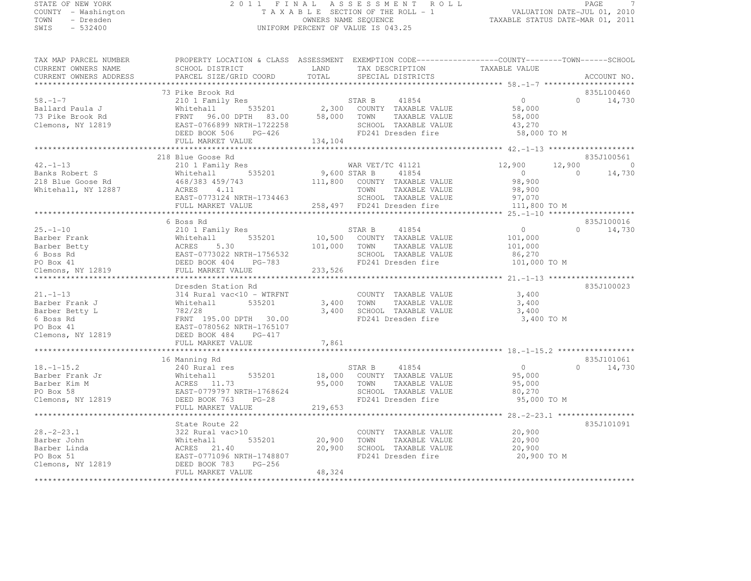STATE OF NEW YORK
COUNTY - Washington
TOWN - Dresden
SWIS - 532400

# 2011 FINAL ASSESSMENT ROLL

TAXABLE SECTION OF THE ROLL - 1
OWNERS NAME SEQUENCE
UNIFORM PERCENT OF VALUE IS 043.25

VALUATION DATE-JUL 01, 2010
TAXABLE STATUS DATE-MAR 01, 2011

| TAX MAP PARCEL NUMBER / CURRENT OWNERS NAME / CURRENT OWNERS ADDRESS | PROPERTY LOCATION & CLASS / SCHOOL DISTRICT / PARCEL SIZE/GRID COORD | ASSESSMENT LAND / TOTAL | EXEMPTION CODE / TAX DESCRIPTION / SPECIAL DISTRICTS | COUNTY TAXABLE VALUE | TOWN | SCHOOL | ACCOUNT NO. |
|---|---|---|---|---|---|---|---|
| 58.-1-7 | 73 Pike Brook Rd | | | | | | 835L100460 |
| Ballard Paula J | 210 1 Family Res | | STAR B 41854 | 0 | 0 | 14,730 | |
| 73 Pike Brook Rd | Whitehall 535201 | 2,300 | COUNTY TAXABLE VALUE | 58,000 | | | |
| Clemons, NY 12819 | FRNT 96.00 DPTH 83.00 | 58,000 | TOWN TAXABLE VALUE | 58,000 | | | |
| | EAST-0766899 NRTH-1722258 | | SCHOOL TAXABLE VALUE | 43,270 | | | |
| | DEED BOOK 506 PG-426 | | FD241 Dresden fire | 58,000 TO M | | | |
| | FULL MARKET VALUE | 134,104 | | | | | |
| 42.-1-13 | 218 Blue Goose Rd | | | | | | 835J100561 |
| Banks Robert S | 210 1 Family Res | | WAR VET/TC 41121 | 12,900 | 12,900 | 0 | |
| 218 Blue Goose Rd | Whitehall 535201 | 9,600 | STAR B 41854 | 0 | 0 | 14,730 | |
| Whitehall, NY 12887 | 468/383 459/743 | 111,800 | COUNTY TAXABLE VALUE | 98,900 | | | |
| | ACRES 4.11 | | TOWN TAXABLE VALUE | 98,900 | | | |
| | EAST-0773124 NRTH-1734463 | | SCHOOL TAXABLE VALUE | 97,070 | | | |
| | FULL MARKET VALUE | 258,497 | FD241 Dresden fire | 111,800 TO M | | | |
| 25.-1-10 | 6 Boss Rd | | | | | | 835J100016 |
| Barber Frank | 210 1 Family Res | | STAR B 41854 | 0 | 0 | 14,730 | |
| Barber Betty | Whitehall 535201 | 10,500 | COUNTY TAXABLE VALUE | 101,000 | | | |
| 6 Boss Rd | ACRES 5.30 | 101,000 | TOWN TAXABLE VALUE | 101,000 | | | |
| PO Box 41 | EAST-0773022 NRTH-1756532 | | SCHOOL TAXABLE VALUE | 86,270 | | | |
| Clemons, NY 12819 | DEED BOOK 404 PG-783 | | FD241 Dresden fire | 101,000 TO M | | | |
| | FULL MARKET VALUE | 233,526 | | | | | |
| 21.-1-13 | Dresden Station Rd | | | | | | 835J100023 |
| Barber Frank J | 314 Rural vac<10 - WTRFNT | | COUNTY TAXABLE VALUE | 3,400 | | | |
| Barber Betty L | Whitehall 535201 | 3,400 | TOWN TAXABLE VALUE | 3,400 | | | |
| 6 Boss Rd | 782/28 | 3,400 | SCHOOL TAXABLE VALUE | 3,400 | | | |
| PO Box 41 | FRNT 195.00 DPTH 30.00 | | FD241 Dresden fire | 3,400 TO M | | | |
| Clemons, NY 12819 | EAST-0780562 NRTH-1765107 | | | | | | |
| | DEED BOOK 484 PG-417 | | | | | | |
| | FULL MARKET VALUE | 7,861 | | | | | |
| 18.-1-15.2 | 16 Manning Rd | | | | | | 835J101061 |
| Barber Frank Jr | 240 Rural res | | STAR B 41854 | 0 | 0 | 14,730 | |
| Barber Kim M | Whitehall 535201 | 18,000 | COUNTY TAXABLE VALUE | 95,000 | | | |
| PO Box 58 | ACRES 11.73 | 95,000 | TOWN TAXABLE VALUE | 95,000 | | | |
| Clemons, NY 12819 | EAST-0779797 NRTH-1768624 | | SCHOOL TAXABLE VALUE | 80,270 | | | |
| | DEED BOOK 763 PG-28 | | FD241 Dresden fire | 95,000 TO M | | | |
| | FULL MARKET VALUE | 219,653 | | | | | |
| 28.-2-23.1 | State Route 22 | | | | | | 835J101091 |
| Barber John | 322 Rural vac>10 | | COUNTY TAXABLE VALUE | 20,900 | | | |
| Barber Linda | Whitehall 535201 | 20,900 | TOWN TAXABLE VALUE | 20,900 | | | |
| PO Box 51 | ACRES 21.40 | 20,900 | SCHOOL TAXABLE VALUE | 20,900 | | | |
| Clemons, NY 12819 | EAST-0771096 NRTH-1748807 | | FD241 Dresden fire | 20,900 TO M | | | |
| | DEED BOOK 783 PG-256 | | | | | | |
| | FULL MARKET VALUE | 48,324 | | | | | |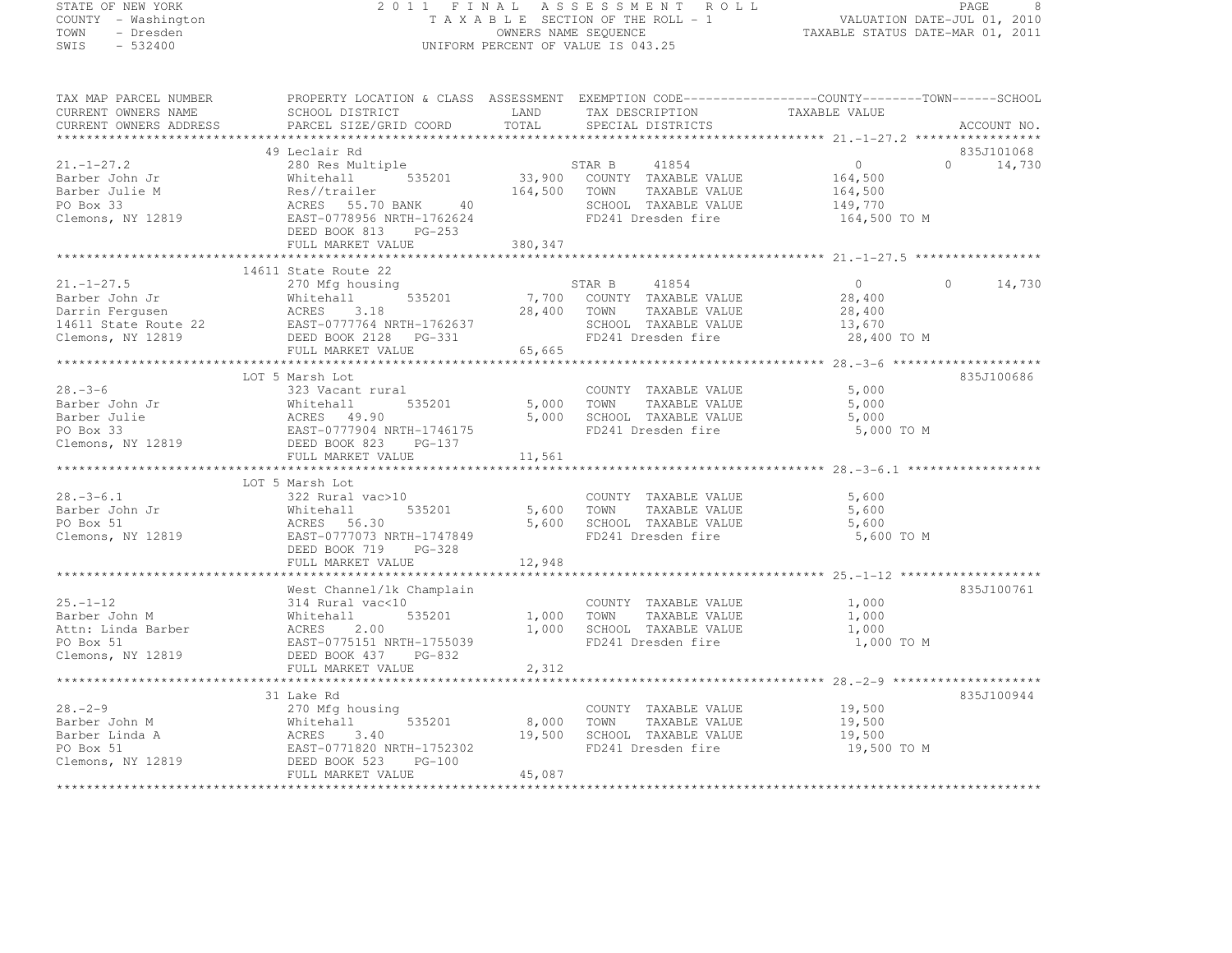STATE OF NEW YORK
COUNTY - Washington
TOWN - Dresden
SWIS - 532400

2011 FINAL ASSESSMENT ROLL
TAXABLE SECTION OF THE ROLL - 1
OWNERS NAME SEQUENCE
UNIFORM PERCENT OF VALUE IS 043.25

VALUATION DATE-JUL 01, 2010
TAXABLE STATUS DATE-MAR 01, 2011

| TAX MAP PARCEL NUMBER / CURRENT OWNERS NAME / CURRENT OWNERS ADDRESS | PROPERTY LOCATION & CLASS / SCHOOL DISTRICT / PARCEL SIZE/GRID COORD | ASSESSMENT LAND / TOTAL | EXEMPTION CODE / TAX DESCRIPTION / SPECIAL DISTRICTS | COUNTY TAXABLE VALUE | TOWN | SCHOOL / ACCOUNT NO. |
|---|---|---|---|---|---|---|
| 21.-1-27.2 | 49 Leclair Rd | | | | | 835J101068 |
| | 280 Res Multiple | | STAR B 41854 | 0 | 0 | 14,730 |
| Barber John Jr | Whitehall 535201 | 33,900 | COUNTY TAXABLE VALUE | 164,500 | | |
| Barber Julie M | Res//trailer | 164,500 | TOWN TAXABLE VALUE | 164,500 | | |
| PO Box 33 | ACRES 55.70 BANK 40 | | SCHOOL TAXABLE VALUE | 149,770 | | |
| Clemons, NY 12819 | EAST-0778956 NRTH-1762624 | | FD241 Dresden fire | 164,500 TO M | | |
| | DEED BOOK 813 PG-253 | | | | | |
| | FULL MARKET VALUE | 380,347 | | | | |
| 21.-1-27.5 | 14611 State Route 22 | | | | | |
| | 270 Mfg housing | | STAR B 41854 | 0 | 0 | 14,730 |
| Barber John Jr | Whitehall 535201 | 7,700 | COUNTY TAXABLE VALUE | 28,400 | | |
| Darrin Fergusen | ACRES 3.18 | 28,400 | TOWN TAXABLE VALUE | 28,400 | | |
| 14611 State Route 22 | EAST-0777764 NRTH-1762637 | | SCHOOL TAXABLE VALUE | 13,670 | | |
| Clemons, NY 12819 | DEED BOOK 2128 PG-331 | | FD241 Dresden fire | 28,400 TO M | | |
| | FULL MARKET VALUE | 65,665 | | | | |
| 28.-3-6 | LOT 5 Marsh Lot | | | | | 835J100686 |
| | 323 Vacant rural | | COUNTY TAXABLE VALUE | 5,000 | | |
| Barber John Jr | Whitehall 535201 | 5,000 | TOWN TAXABLE VALUE | 5,000 | | |
| Barber Julie | ACRES 49.90 | 5,000 | SCHOOL TAXABLE VALUE | 5,000 | | |
| PO Box 33 | EAST-0777904 NRTH-1746175 | | FD241 Dresden fire | 5,000 TO M | | |
| Clemons, NY 12819 | DEED BOOK 823 PG-137 | | | | | |
| | FULL MARKET VALUE | 11,561 | | | | |
| 28.-3-6.1 | LOT 5 Marsh Lot | | | | | |
| | 322 Rural vac>10 | | COUNTY TAXABLE VALUE | 5,600 | | |
| Barber John Jr | Whitehall 535201 | 5,600 | TOWN TAXABLE VALUE | 5,600 | | |
| PO Box 51 | ACRES 56.30 | 5,600 | SCHOOL TAXABLE VALUE | 5,600 | | |
| Clemons, NY 12819 | EAST-0777073 NRTH-1747849 | | FD241 Dresden fire | 5,600 TO M | | |
| | DEED BOOK 719 PG-328 | | | | | |
| | FULL MARKET VALUE | 12,948 | | | | |
| 25.-1-12 | West Channel/lk Champlain | | | | | 835J100761 |
| | 314 Rural vac<10 | | COUNTY TAXABLE VALUE | 1,000 | | |
| Barber John M | Whitehall 535201 | 1,000 | TOWN TAXABLE VALUE | 1,000 | | |
| Attn: Linda Barber | ACRES 2.00 | 1,000 | SCHOOL TAXABLE VALUE | 1,000 | | |
| PO Box 51 | EAST-0775151 NRTH-1755039 | | FD241 Dresden fire | 1,000 TO M | | |
| Clemons, NY 12819 | DEED BOOK 437 PG-832 | | | | | |
| | FULL MARKET VALUE | 2,312 | | | | |
| 28.-2-9 | 31 Lake Rd | | | | | 835J100944 |
| | 270 Mfg housing | | COUNTY TAXABLE VALUE | 19,500 | | |
| Barber John M | Whitehall 535201 | 8,000 | TOWN TAXABLE VALUE | 19,500 | | |
| Barber Linda A | ACRES 3.40 | 19,500 | SCHOOL TAXABLE VALUE | 19,500 | | |
| PO Box 51 | EAST-0771820 NRTH-1752302 | | FD241 Dresden fire | 19,500 TO M | | |
| Clemons, NY 12819 | DEED BOOK 523 PG-100 | | | | | |
| | FULL MARKET VALUE | 45,087 | | | | |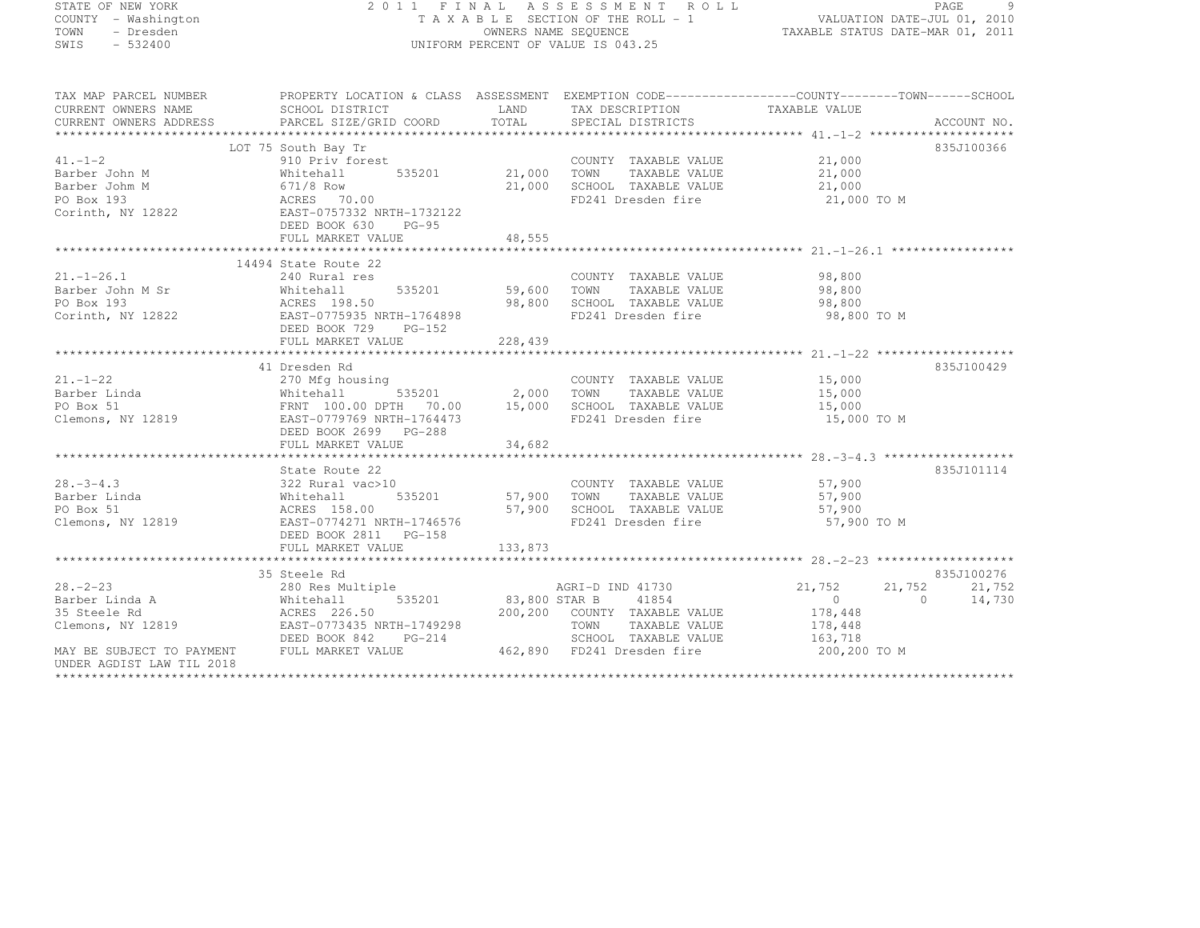STATE OF NEW YORK 2 0 1 1 F I N A L A S S E S S M E N T R O L L
COUNTY - Washington T A X A B L E SECTION OF THE ROLL - 1 VALUATION DATE-JUL 01, 2010
TOWN - Dresden OWNERS NAME SEQUENCE TAXABLE STATUS DATE-MAR 01, 2011
SWIS - 532400 UNIFORM PERCENT OF VALUE IS 043.25

| TAX MAP PARCEL NUMBER<br>CURRENT OWNERS NAME<br>CURRENT OWNERS ADDRESS | PROPERTY LOCATION & CLASS<br>SCHOOL DISTRICT<br>PARCEL SIZE/GRID COORD | ASSESSMENT<br>LAND<br>TOTAL | EXEMPTION CODE<br>TAX DESCRIPTION<br>SPECIAL DISTRICTS | COUNTY<br>TAXABLE VALUE | TOWN | SCHOOL<br>ACCOUNT NO. |
|---|---|---|---|---|---|---|
| **41.-1-2** | LOT 75 South Bay Tr | | | | | 835J100366 |
| 41.-1-2 | 910 Priv forest | | COUNTY TAXABLE VALUE | 21,000 | | |
| Barber John M | Whitehall 535201 | 21,000 | TOWN TAXABLE VALUE | 21,000 | | |
| Barber Johm M | 671/8 Row | 21,000 | SCHOOL TAXABLE VALUE | 21,000 | | |
| PO Box 193 | ACRES 70.00 | | FD241 Dresden fire | 21,000 TO M | | |
| Corinth, NY 12822 | EAST-0757332 NRTH-1732122 | | | | | |
| | DEED BOOK 630 PG-95 | | | | | |
| | FULL MARKET VALUE | 48,555 | | | | |
| **21.-1-26.1** | 14494 State Route 22 | | | | | |
| 21.-1-26.1 | 240 Rural res | | COUNTY TAXABLE VALUE | 98,800 | | |
| Barber John M Sr | Whitehall 535201 | 59,600 | TOWN TAXABLE VALUE | 98,800 | | |
| PO Box 193 | ACRES 198.50 | 98,800 | SCHOOL TAXABLE VALUE | 98,800 | | |
| Corinth, NY 12822 | EAST-0775935 NRTH-1764898 | | FD241 Dresden fire | 98,800 TO M | | |
| | DEED BOOK 729 PG-152 | | | | | |
| | FULL MARKET VALUE | 228,439 | | | | |
| **21.-1-22** | 41 Dresden Rd | | | | | 835J100429 |
| 21.-1-22 | 270 Mfg housing | | COUNTY TAXABLE VALUE | 15,000 | | |
| Barber Linda | Whitehall 535201 | 2,000 | TOWN TAXABLE VALUE | 15,000 | | |
| PO Box 51 | FRNT 100.00 DPTH 70.00 | 15,000 | SCHOOL TAXABLE VALUE | 15,000 | | |
| Clemons, NY 12819 | EAST-0779769 NRTH-1764473 | | FD241 Dresden fire | 15,000 TO M | | |
| | DEED BOOK 2699 PG-288 | | | | | |
| | FULL MARKET VALUE | 34,682 | | | | |
| **28.-3-4.3** | State Route 22 | | | | | 835J101114 |
| 28.-3-4.3 | 322 Rural vac>10 | | COUNTY TAXABLE VALUE | 57,900 | | |
| Barber Linda | Whitehall 535201 | 57,900 | TOWN TAXABLE VALUE | 57,900 | | |
| PO Box 51 | ACRES 158.00 | 57,900 | SCHOOL TAXABLE VALUE | 57,900 | | |
| Clemons, NY 12819 | EAST-0774271 NRTH-1746576 | | FD241 Dresden fire | 57,900 TO M | | |
| | DEED BOOK 2811 PG-158 | | | | | |
| | FULL MARKET VALUE | 133,873 | | | | |
| **28.-2-23** | 35 Steele Rd | | | | | 835J100276 |
| 28.-2-23 | 280 Res Multiple | | AGRI-D IND 41730 | 21,752 | 21,752 | 21,752 |
| Barber Linda A | Whitehall 535201 | 83,800 | STAR B 41854 | 0 | 0 | 14,730 |
| 35 Steele Rd | ACRES 226.50 | 200,200 | COUNTY TAXABLE VALUE | 178,448 | | |
| Clemons, NY 12819 | EAST-0773435 NRTH-1749298 | | TOWN TAXABLE VALUE | 178,448 | | |
| | DEED BOOK 842 PG-214 | | SCHOOL TAXABLE VALUE | 163,718 | | |
| MAY BE SUBJECT TO PAYMENT | FULL MARKET VALUE | 462,890 | FD241 Dresden fire | 200,200 TO M | | |
| UNDER AGDIST LAW TIL 2018 | | | | | | |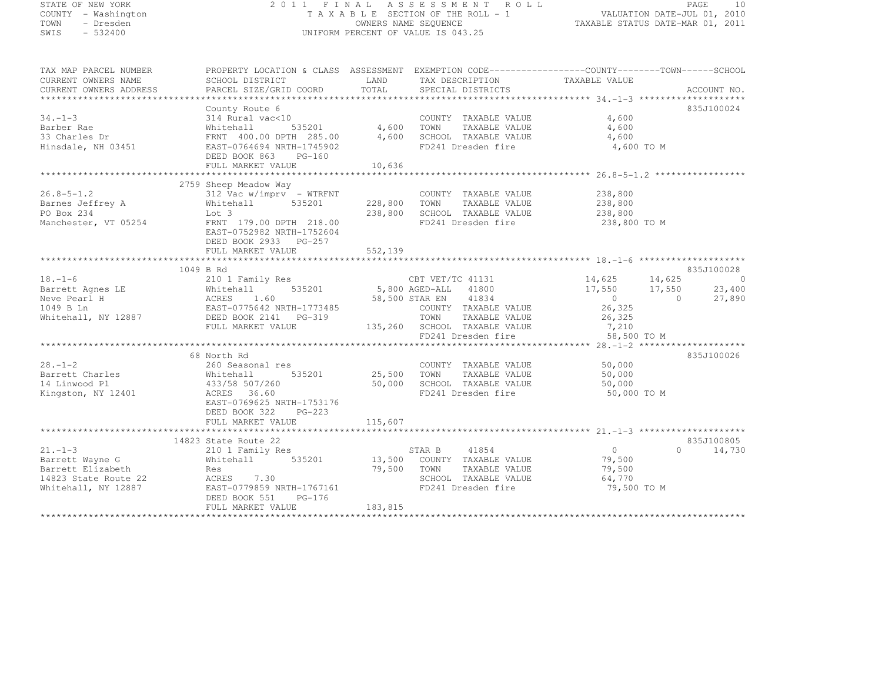STATE OF NEW YORK
COUNTY - Washington
TOWN - Dresden
SWIS - 532400

# 2011 FINAL ASSESSMENT ROLL

TAXABLE SECTION OF THE ROLL - 1
OWNERS NAME SEQUENCE
UNIFORM PERCENT OF VALUE IS 043.25

VALUATION DATE-JUL 01, 2010
TAXABLE STATUS DATE-MAR 01, 2011

| TAX MAP PARCEL NUMBER / CURRENT OWNERS NAME / CURRENT OWNERS ADDRESS | PROPERTY LOCATION & CLASS / SCHOOL DISTRICT / PARCEL SIZE/GRID COORD | ASSESSMENT LAND / TOTAL | EXEMPTION CODE / TAX DESCRIPTION / SPECIAL DISTRICTS | COUNTY TAXABLE VALUE | TOWN | SCHOOL | ACCOUNT NO. |
|---|---|---|---|---|---|---|---|
| **34.-1-3** | County Route 6 | | | | | | 835J100024 |
| 34.-1-3 | 314 Rural vac<10 | | COUNTY TAXABLE VALUE | 4,600 | | | |
| Barber Rae | Whitehall 535201 | 4,600 | TOWN TAXABLE VALUE | 4,600 | | | |
| 33 Charles Dr | FRNT 400.00 DPTH 285.00 | 4,600 | SCHOOL TAXABLE VALUE | 4,600 | | | |
| Hinsdale, NH 03451 | EAST-0764694 NRTH-1745902 | | FD241 Dresden fire | 4,600 TO M | | | |
| | DEED BOOK 863 PG-160 | | | | | | |
| | FULL MARKET VALUE | 10,636 | | | | | |
| **26.8-5-1.2** | 2759 Sheep Meadow Way | | | | | | |
| 26.8-5-1.2 | 312 Vac w/imprv - WTRFNT | | COUNTY TAXABLE VALUE | 238,800 | | | |
| Barnes Jeffrey A | Whitehall 535201 | 228,800 | TOWN TAXABLE VALUE | 238,800 | | | |
| PO Box 234 | Lot 3 | 238,800 | SCHOOL TAXABLE VALUE | 238,800 | | | |
| Manchester, VT 05254 | FRNT 179.00 DPTH 218.00 | | FD241 Dresden fire | 238,800 TO M | | | |
| | EAST-0752982 NRTH-1752604 | | | | | | |
| | DEED BOOK 2933 PG-257 | | | | | | |
| | FULL MARKET VALUE | 552,139 | | | | | |
| **18.-1-6** | 1049 B Rd | | | | | | 835J100028 |
| 18.-1-6 | 210 1 Family Res | | CBT VET/TC 41131 | 14,625 | 14,625 | 0 | |
| Barrett Agnes LE | Whitehall 535201 | 5,800 | AGED-ALL 41800 | 17,550 | 17,550 | 23,400 | |
| Neve Pearl H | ACRES 1.60 | 58,500 | STAR EN 41834 | 0 | 0 | 27,890 | |
| 1049 B Ln | EAST-0775642 NRTH-1773485 | | COUNTY TAXABLE VALUE | 26,325 | | | |
| Whitehall, NY 12887 | DEED BOOK 2141 PG-319 | | TOWN TAXABLE VALUE | 26,325 | | | |
| | FULL MARKET VALUE | 135,260 | SCHOOL TAXABLE VALUE | 7,210 | | | |
| | | | FD241 Dresden fire | 58,500 TO M | | | |
| **28.-1-2** | 68 North Rd | | | | | | 835J100026 |
| 28.-1-2 | 260 Seasonal res | | COUNTY TAXABLE VALUE | 50,000 | | | |
| Barrett Charles | Whitehall 535201 | 25,500 | TOWN TAXABLE VALUE | 50,000 | | | |
| 14 Linwood Pl | 433/58 507/260 | 50,000 | SCHOOL TAXABLE VALUE | 50,000 | | | |
| Kingston, NY 12401 | ACRES 36.60 | | FD241 Dresden fire | 50,000 TO M | | | |
| | EAST-0769625 NRTH-1753176 | | | | | | |
| | DEED BOOK 322 PG-223 | | | | | | |
| | FULL MARKET VALUE | 115,607 | | | | | |
| **21.-1-3** | 14823 State Route 22 | | | | | | 835J100805 |
| 21.-1-3 | 210 1 Family Res | | STAR B 41854 | 0 | 0 | 14,730 | |
| Barrett Wayne G | Whitehall 535201 | 13,500 | COUNTY TAXABLE VALUE | 79,500 | | | |
| Barrett Elizabeth | Res | 79,500 | TOWN TAXABLE VALUE | 79,500 | | | |
| 14823 State Route 22 | ACRES 7.30 | | SCHOOL TAXABLE VALUE | 64,770 | | | |
| Whitehall, NY 12887 | EAST-0779859 NRTH-1767161 | | FD241 Dresden fire | 79,500 TO M | | | |
| | DEED BOOK 551 PG-176 | | | | | | |
| | FULL MARKET VALUE | 183,815 | | | | | |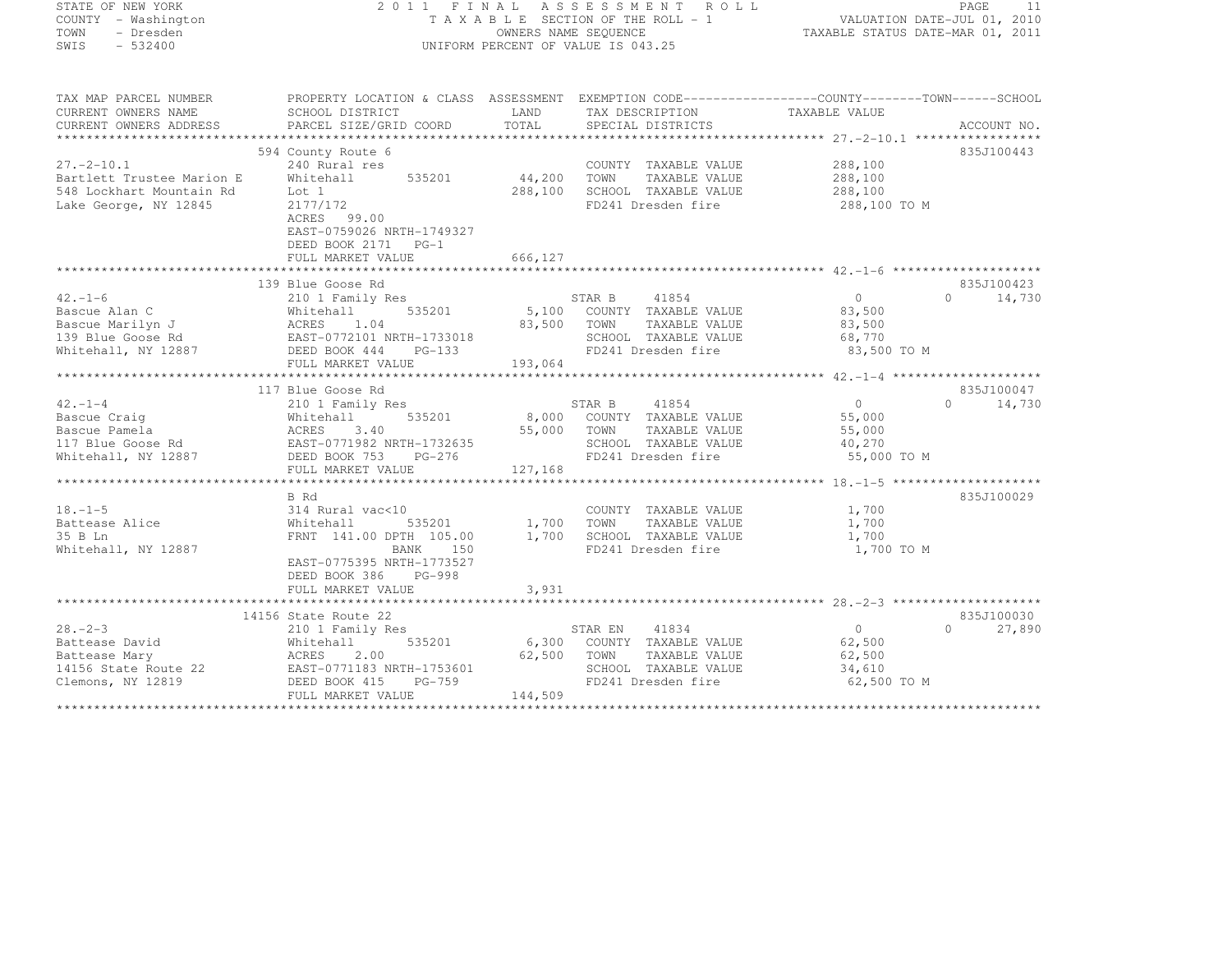STATE OF NEW YORK — 2011 FINAL ASSESSMENT ROLL
COUNTY - Washington — TAXABLE SECTION OF THE ROLL - 1 — VALUATION DATE-JUL 01, 2010
TOWN - Dresden — OWNERS NAME SEQUENCE — TAXABLE STATUS DATE-MAR 01, 2011
SWIS - 532400 — UNIFORM PERCENT OF VALUE IS 043.25

```
TAX MAP PARCEL NUMBER          PROPERTY LOCATION & CLASS  ASSESSMENT  EXEMPTION CODE------------------COUNTY--------TOWN------SCHOOL
CURRENT OWNERS NAME            SCHOOL DISTRICT               LAND      TAX DESCRIPTION              TAXABLE VALUE
CURRENT OWNERS ADDRESS         PARCEL SIZE/GRID COORD        TOTAL     SPECIAL DISTRICTS                                    ACCOUNT NO.
******************************************************************************************************* 27.-2-10.1 *****************
                               594 County Route 6                                                                        835J100443
27.-2-10.1                     240 Rural res                           COUNTY  TAXABLE VALUE          288,100
Bartlett Trustee Marion E      Whitehall        535201       44,200    TOWN    TAXABLE VALUE          288,100
548 Lockhart Mountain Rd       Lot 1                        288,100    SCHOOL  TAXABLE VALUE          288,100
Lake George, NY 12845          2177/172                                FD241 Dresden fire              288,100 TO M
                               ACRES   99.00
                               EAST-0759026 NRTH-1749327
                               DEED BOOK 2171   PG-1
                               FULL MARKET VALUE            666,127
******************************************************************************************************* 42.-1-6 ********************
                               139 Blue Goose Rd                                                                         835J100423
42.-1-6                        210 1 Family Res                        STAR B     41854                  0          0       14,730
Bascue Alan C                  Whitehall        535201        5,100    COUNTY  TAXABLE VALUE           83,500
Bascue Marilyn J               ACRES    1.04                 83,500    TOWN    TAXABLE VALUE           83,500
139 Blue Goose Rd              EAST-0772101 NRTH-1733018               SCHOOL  TAXABLE VALUE           68,770
Whitehall, NY 12887            DEED BOOK 444    PG-133                 FD241 Dresden fire               83,500 TO M
                               FULL MARKET VALUE            193,064
******************************************************************************************************* 42.-1-4 ********************
                               117 Blue Goose Rd                                                                         835J100047
42.-1-4                        210 1 Family Res                        STAR B     41854                  0          0       14,730
Bascue Craig                   Whitehall        535201        8,000    COUNTY  TAXABLE VALUE           55,000
Bascue Pamela                  ACRES    3.40                 55,000    TOWN    TAXABLE VALUE           55,000
117 Blue Goose Rd              EAST-0771982 NRTH-1732635               SCHOOL  TAXABLE VALUE           40,270
Whitehall, NY 12887            DEED BOOK 753    PG-276                 FD241 Dresden fire               55,000 TO M
                               FULL MARKET VALUE            127,168
******************************************************************************************************* 18.-1-5 ********************
                               B Rd                                                                                      835J100029
18.-1-5                        314 Rural vac<10                        COUNTY  TAXABLE VALUE            1,700
Battease Alice                 Whitehall        535201        1,700    TOWN    TAXABLE VALUE            1,700
35 B Ln                        FRNT 141.00 DPTH 105.00        1,700    SCHOOL  TAXABLE VALUE            1,700
Whitehall, NY 12887                             BANK     150           FD241 Dresden fire                1,700 TO M
                               EAST-0775395 NRTH-1773527
                               DEED BOOK 386    PG-998
                               FULL MARKET VALUE              3,931
******************************************************************************************************* 28.-2-3 ********************
                               14156 State Route 22                                                                      835J100030
28.-2-3                        210 1 Family Res                        STAR EN    41834                  0          0       27,890
Battease David                 Whitehall        535201        6,300    COUNTY  TAXABLE VALUE           62,500
Battease Mary                  ACRES    2.00                 62,500    TOWN    TAXABLE VALUE           62,500
14156 State Route 22           EAST-0771183 NRTH-1753601               SCHOOL  TAXABLE VALUE           34,610
Clemons, NY 12819              DEED BOOK 415    PG-759                 FD241 Dresden fire               62,500 TO M
                               FULL MARKET VALUE            144,509
************************************************************************************************************************************
```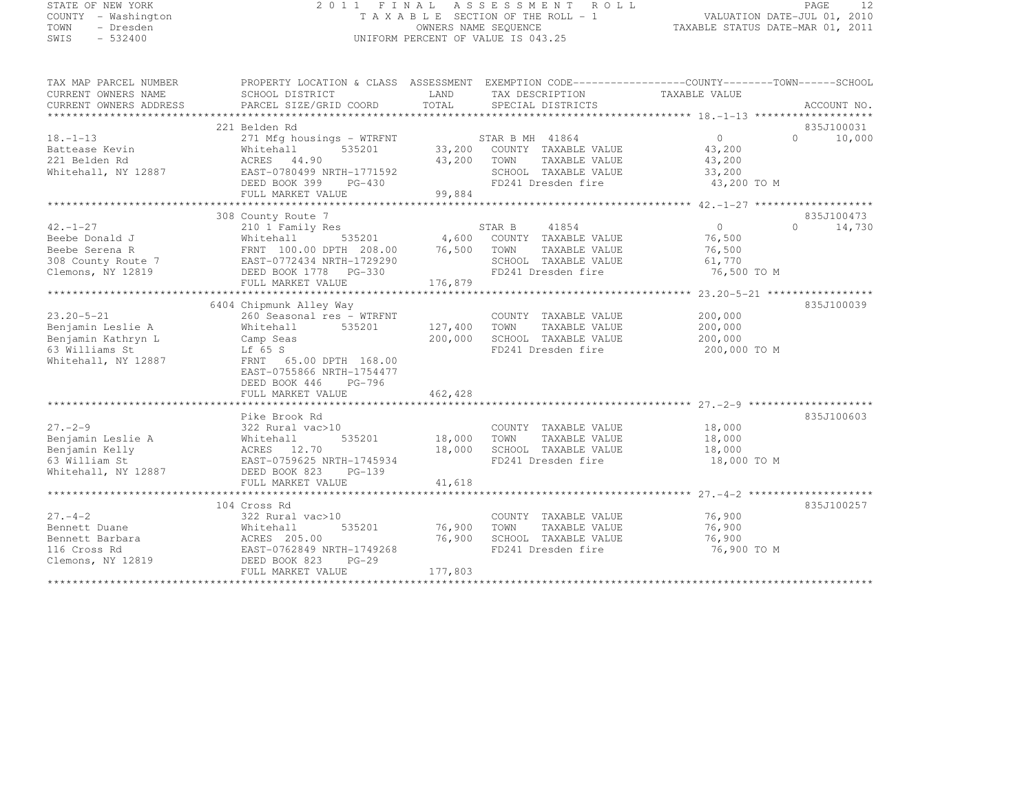STATE OF NEW YORK
COUNTY - Washington
TOWN - Dresden
SWIS - 532400

2011 FINAL ASSESSMENT ROLL
TAXABLE SECTION OF THE ROLL - 1
OWNERS NAME SEQUENCE
UNIFORM PERCENT OF VALUE IS 043.25

VALUATION DATE-JUL 01, 2010
TAXABLE STATUS DATE-MAR 01, 2011

```
TAX MAP PARCEL NUMBER     PROPERTY LOCATION & CLASS  ASSESSMENT  EXEMPTION CODE------------------COUNTY--------TOWN------SCHOOL
CURRENT OWNERS NAME       SCHOOL DISTRICT               LAND      TAX DESCRIPTION            TAXABLE VALUE
CURRENT OWNERS ADDRESS    PARCEL SIZE/GRID COORD        TOTAL     SPECIAL DISTRICTS                                   ACCOUNT NO.
******************************************************************************************************* 18.-1-13 *******************
                          221 Belden Rd                                                                              835J100031
18.-1-13                  271 Mfg housings - WTRFNT            STAR B MH 41864              0              0        10,000
Battease Kevin            Whitehall        535201      33,200  COUNTY  TAXABLE VALUE        43,200
221 Belden Rd             ACRES   44.90                43,200  TOWN    TAXABLE VALUE        43,200
Whitehall, NY 12887       EAST-0780499 NRTH-1771592            SCHOOL  TAXABLE VALUE        33,200
                          DEED BOOK 399    PG-430              FD241 Dresden fire            43,200 TO M
                          FULL MARKET VALUE            99,884
******************************************************************************************************* 42.-1-27 *******************
                          308 County Route 7                                                                         835J100473
42.-1-27                  210 1 Family Res                     STAR B     41854             0              0        14,730
Beebe Donald J            Whitehall        535201       4,600  COUNTY  TAXABLE VALUE        76,500
Beebe Serena R            FRNT 100.00 DPTH 208.00      76,500  TOWN    TAXABLE VALUE        76,500
308 County Route 7        EAST-0772434 NRTH-1729290            SCHOOL  TAXABLE VALUE        61,770
Clemons, NY 12819         DEED BOOK 1778   PG-330              FD241 Dresden fire            76,500 TO M
                          FULL MARKET VALUE           176,879
******************************************************************************************************* 23.20-5-21 *****************
                          6404 Chipmunk Alley Way                                                                    835J100039
23.20-5-21                260 Seasonal res - WTRFNT            COUNTY  TAXABLE VALUE       200,000
Benjamin Leslie A         Whitehall        535201     127,400  TOWN    TAXABLE VALUE       200,000
Benjamin Kathryn L        Camp Seas                   200,000  SCHOOL  TAXABLE VALUE       200,000
63 Williams St            Lf 65 S                              FD241 Dresden fire           200,000 TO M
Whitehall, NY 12887       FRNT  65.00 DPTH 168.00
                          EAST-0755866 NRTH-1754477
                          DEED BOOK 446    PG-796
                          FULL MARKET VALUE           462,428
******************************************************************************************************* 27.-2-9 ********************
                          Pike Brook Rd                                                                              835J100603
27.-2-9                   322 Rural vac>10                     COUNTY  TAXABLE VALUE        18,000
Benjamin Leslie A         Whitehall        535201      18,000  TOWN    TAXABLE VALUE        18,000
Benjamin Kelly            ACRES   12.70                18,000  SCHOOL  TAXABLE VALUE        18,000
63 William St             EAST-0759625 NRTH-1745934            FD241 Dresden fire            18,000 TO M
Whitehall, NY 12887       DEED BOOK 823    PG-139
                          FULL MARKET VALUE            41,618
******************************************************************************************************* 27.-4-2 ********************
                          104 Cross Rd                                                                               835J100257
27.-4-2                   322 Rural vac>10                     COUNTY  TAXABLE VALUE        76,900
Bennett Duane             Whitehall        535201      76,900  TOWN    TAXABLE VALUE        76,900
Bennett Barbara           ACRES  205.00                76,900  SCHOOL  TAXABLE VALUE        76,900
116 Cross Rd              EAST-0762849 NRTH-1749268            FD241 Dresden fire            76,900 TO M
Clemons, NY 12819         DEED BOOK 823    PG-29
                          FULL MARKET VALUE           177,803
************************************************************************************************************************************
```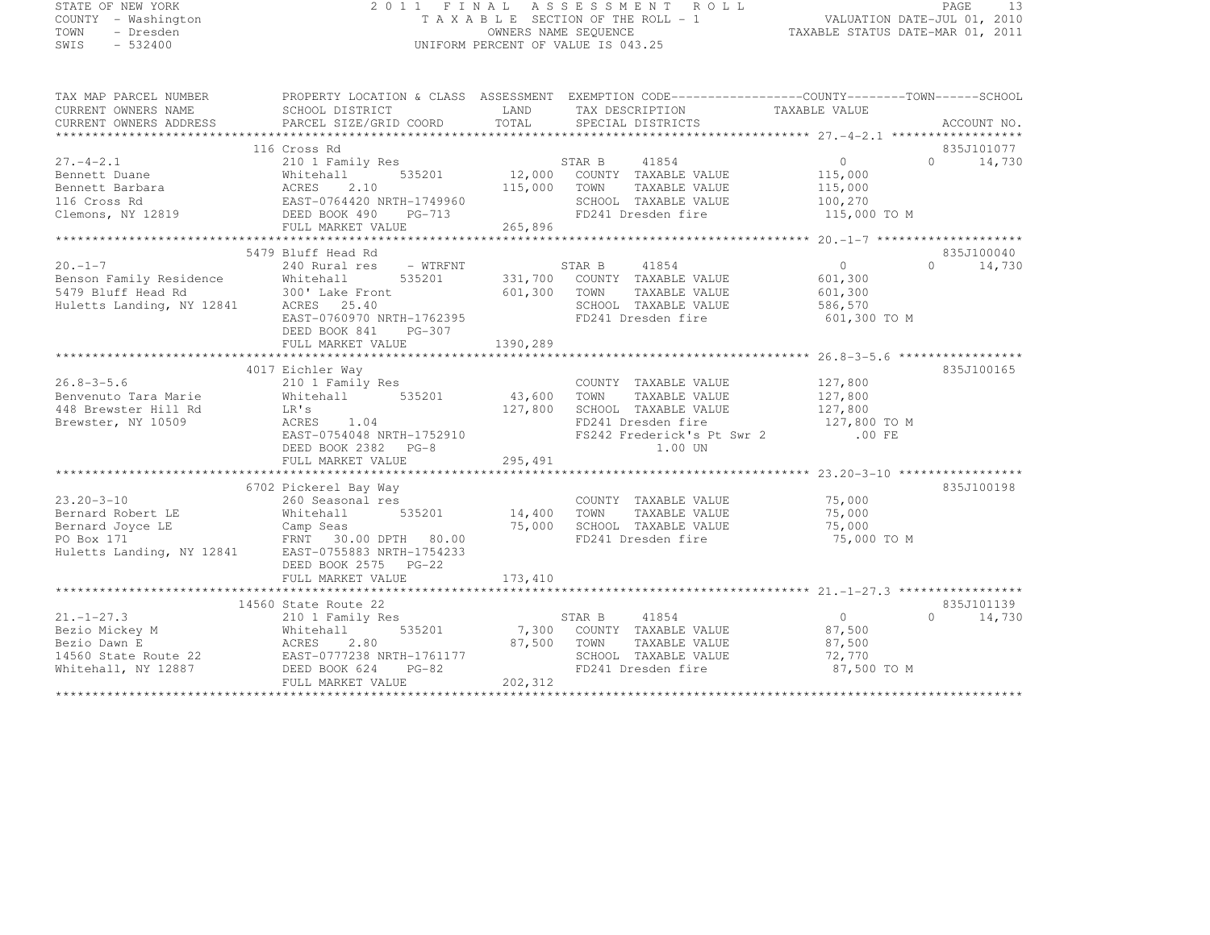STATE OF NEW YORK
COUNTY - Washington
TOWN - Dresden
SWIS - 532400

# 2011 FINAL ASSESSMENT ROLL

TAXABLE SECTION OF THE ROLL - 1
OWNERS NAME SEQUENCE
UNIFORM PERCENT OF VALUE IS 043.25

VALUATION DATE-JUL 01, 2010
TAXABLE STATUS DATE-MAR 01, 2011

| TAX MAP PARCEL NUMBER / CURRENT OWNERS NAME / CURRENT OWNERS ADDRESS | PROPERTY LOCATION & CLASS / SCHOOL DISTRICT / PARCEL SIZE/GRID COORD | ASSESSMENT LAND / TOTAL | EXEMPTION CODE / TAX DESCRIPTION / SPECIAL DISTRICTS | COUNTY / TOWN / SCHOOL TAXABLE VALUE | ACCOUNT NO. |
|---|---|---|---|---|---|
| 27.-4-2.1 | 116 Cross Rd | | | | 835J101077 |
| | 210 1 Family Res | | STAR B 41854 | 0 / 0 / 14,730 | |
| Bennett Duane | Whitehall 535201 | 12,000 | COUNTY TAXABLE VALUE | 115,000 | |
| Bennett Barbara | ACRES 2.10 | 115,000 | TOWN TAXABLE VALUE | 115,000 | |
| 116 Cross Rd | EAST-0764420 NRTH-1749960 | | SCHOOL TAXABLE VALUE | 100,270 | |
| Clemons, NY 12819 | DEED BOOK 490 PG-713 | | FD241 Dresden fire | 115,000 TO M | |
| | FULL MARKET VALUE | 265,896 | | | |
| 20.-1-7 | 5479 Bluff Head Rd | | | | 835J100040 |
| | 240 Rural res - WTRFNT | | STAR B 41854 | 0 / 0 / 14,730 | |
| Benson Family Residence | Whitehall 535201 | 331,700 | COUNTY TAXABLE VALUE | 601,300 | |
| 5479 Bluff Head Rd | 300' Lake Front | 601,300 | TOWN TAXABLE VALUE | 601,300 | |
| Huletts Landing, NY 12841 | ACRES 25.40 | | SCHOOL TAXABLE VALUE | 586,570 | |
| | EAST-0760970 NRTH-1762395 | | FD241 Dresden fire | 601,300 TO M | |
| | DEED BOOK 841 PG-307 | | | | |
| | FULL MARKET VALUE | 1390,289 | | | |
| 26.8-3-5.6 | 4017 Eichler Way | | | | 835J100165 |
| | 210 1 Family Res | | COUNTY TAXABLE VALUE | 127,800 | |
| Benvenuto Tara Marie | Whitehall 535201 | 43,600 | TOWN TAXABLE VALUE | 127,800 | |
| 448 Brewster Hill Rd | LR's | 127,800 | SCHOOL TAXABLE VALUE | 127,800 | |
| Brewster, NY 10509 | ACRES 1.04 | | FD241 Dresden fire | 127,800 TO M | |
| | EAST-0754048 NRTH-1752910 | | FS242 Frederick's Pt Swr 2 | .00 FE | |
| | DEED BOOK 2382 PG-8 | | 1.00 UN | | |
| | FULL MARKET VALUE | 295,491 | | | |
| 23.20-3-10 | 6702 Pickerel Bay Way | | | | 835J100198 |
| | 260 Seasonal res | | COUNTY TAXABLE VALUE | 75,000 | |
| Bernard Robert LE | Whitehall 535201 | 14,400 | TOWN TAXABLE VALUE | 75,000 | |
| Bernard Joyce LE | Camp Seas | 75,000 | SCHOOL TAXABLE VALUE | 75,000 | |
| PO Box 171 | FRNT 30.00 DPTH 80.00 | | FD241 Dresden fire | 75,000 TO M | |
| Huletts Landing, NY 12841 | EAST-0755883 NRTH-1754233 | | | | |
| | DEED BOOK 2575 PG-22 | | | | |
| | FULL MARKET VALUE | 173,410 | | | |
| 21.-1-27.3 | 14560 State Route 22 | | | | 835J101139 |
| | 210 1 Family Res | | STAR B 41854 | 0 / 0 / 14,730 | |
| Bezio Mickey M | Whitehall 535201 | 7,300 | COUNTY TAXABLE VALUE | 87,500 | |
| Bezio Dawn E | ACRES 2.80 | 87,500 | TOWN TAXABLE VALUE | 87,500 | |
| 14560 State Route 22 | EAST-0777238 NRTH-1761177 | | SCHOOL TAXABLE VALUE | 72,770 | |
| Whitehall, NY 12887 | DEED BOOK 624 PG-82 | | FD241 Dresden fire | 87,500 TO M | |
| | FULL MARKET VALUE | 202,312 | | | |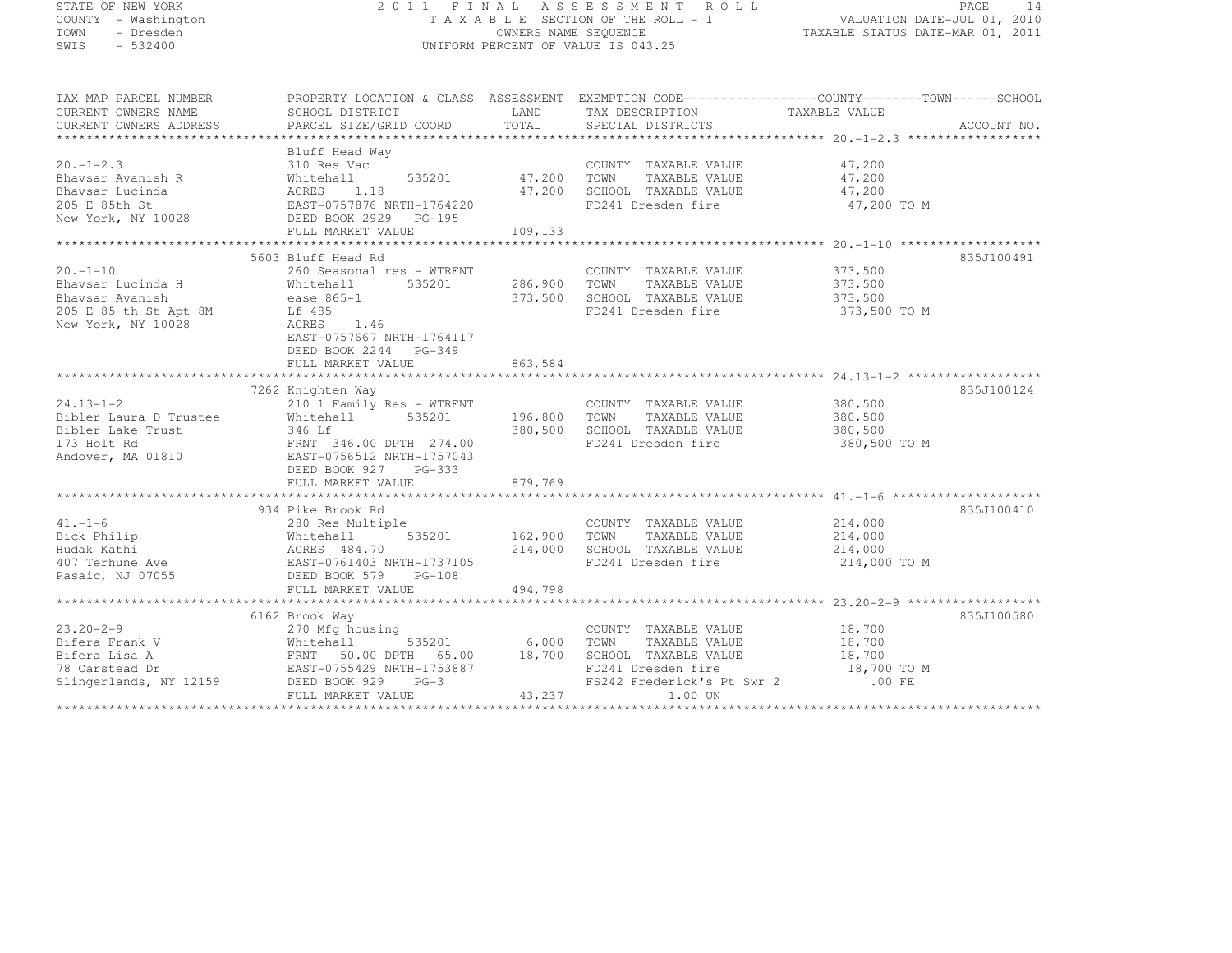STATE OF NEW YORK
COUNTY - Washington
TOWN - Dresden
SWIS - 532400

2011 FINAL ASSESSMENT ROLL
TAXABLE SECTION OF THE ROLL - 1
OWNERS NAME SEQUENCE
UNIFORM PERCENT OF VALUE IS 043.25

VALUATION DATE-JUL 01, 2010
TAXABLE STATUS DATE-MAR 01, 2011

| TAX MAP PARCEL NUMBER / CURRENT OWNERS NAME / CURRENT OWNERS ADDRESS | PROPERTY LOCATION & CLASS / SCHOOL DISTRICT / PARCEL SIZE/GRID COORD | ASSESSMENT LAND / TOTAL | EXEMPTION CODE / TAX DESCRIPTION / SPECIAL DISTRICTS | COUNTY--------TOWN------SCHOOL TAXABLE VALUE | ACCOUNT NO. |
|---|---|---|---|---|---|
| 20.-1-2.3 | Bluff Head Way | | | | |
| | 310 Res Vac | | COUNTY TAXABLE VALUE | 47,200 | |
| Bhavsar Avanish R | Whitehall 535201 | 47,200 | TOWN TAXABLE VALUE | 47,200 | |
| Bhavsar Lucinda | ACRES 1.18 | 47,200 | SCHOOL TAXABLE VALUE | 47,200 | |
| 205 E 85th St | EAST-0757876 NRTH-1764220 | | FD241 Dresden fire | 47,200 TO M | |
| New York, NY 10028 | DEED BOOK 2929 PG-195 | | | | |
| | FULL MARKET VALUE | 109,133 | | | |
| 20.-1-10 | 5603 Bluff Head Rd | | | | 835J100491 |
| | 260 Seasonal res - WTRFNT | | COUNTY TAXABLE VALUE | 373,500 | |
| Bhavsar Lucinda H | Whitehall 535201 | 286,900 | TOWN TAXABLE VALUE | 373,500 | |
| Bhavsar Avanish | ease 865-1 | 373,500 | SCHOOL TAXABLE VALUE | 373,500 | |
| 205 E 85 th St Apt 8M | Lf 485 | | FD241 Dresden fire | 373,500 TO M | |
| New York, NY 10028 | ACRES 1.46 | | | | |
| | EAST-0757667 NRTH-1764117 | | | | |
| | DEED BOOK 2244 PG-349 | | | | |
| | FULL MARKET VALUE | 863,584 | | | |
| 24.13-1-2 | 7262 Knighten Way | | | | 835J100124 |
| | 210 1 Family Res - WTRFNT | | COUNTY TAXABLE VALUE | 380,500 | |
| Bibler Laura D Trustee | Whitehall 535201 | 196,800 | TOWN TAXABLE VALUE | 380,500 | |
| Bibler Lake Trust | 346 Lf | 380,500 | SCHOOL TAXABLE VALUE | 380,500 | |
| 173 Holt Rd | FRNT 346.00 DPTH 274.00 | | FD241 Dresden fire | 380,500 TO M | |
| Andover, MA 01810 | EAST-0756512 NRTH-1757043 | | | | |
| | DEED BOOK 927 PG-333 | | | | |
| | FULL MARKET VALUE | 879,769 | | | |
| 41.-1-6 | 934 Pike Brook Rd | | | | 835J100410 |
| | 280 Res Multiple | | COUNTY TAXABLE VALUE | 214,000 | |
| Bick Philip | Whitehall 535201 | 162,900 | TOWN TAXABLE VALUE | 214,000 | |
| Hudak Kathi | ACRES 484.70 | 214,000 | SCHOOL TAXABLE VALUE | 214,000 | |
| 407 Terhune Ave | EAST-0761403 NRTH-1737105 | | FD241 Dresden fire | 214,000 TO M | |
| Pasaic, NJ 07055 | DEED BOOK 579 PG-108 | | | | |
| | FULL MARKET VALUE | 494,798 | | | |
| 23.20-2-9 | 6162 Brook Way | | | | 835J100580 |
| | 270 Mfg housing | | COUNTY TAXABLE VALUE | 18,700 | |
| Bifera Frank V | Whitehall 535201 | 6,000 | TOWN TAXABLE VALUE | 18,700 | |
| Bifera Lisa A | FRNT 50.00 DPTH 65.00 | 18,700 | SCHOOL TAXABLE VALUE | 18,700 | |
| 78 Carstead Dr | EAST-0755429 NRTH-1753887 | | FD241 Dresden fire | 18,700 TO M | |
| Slingerlands, NY 12159 | DEED BOOK 929 PG-3 | | FS242 Frederick's Pt Swr 2 | .00 FE | |
| | FULL MARKET VALUE | 43,237 | 1.00 UN | | |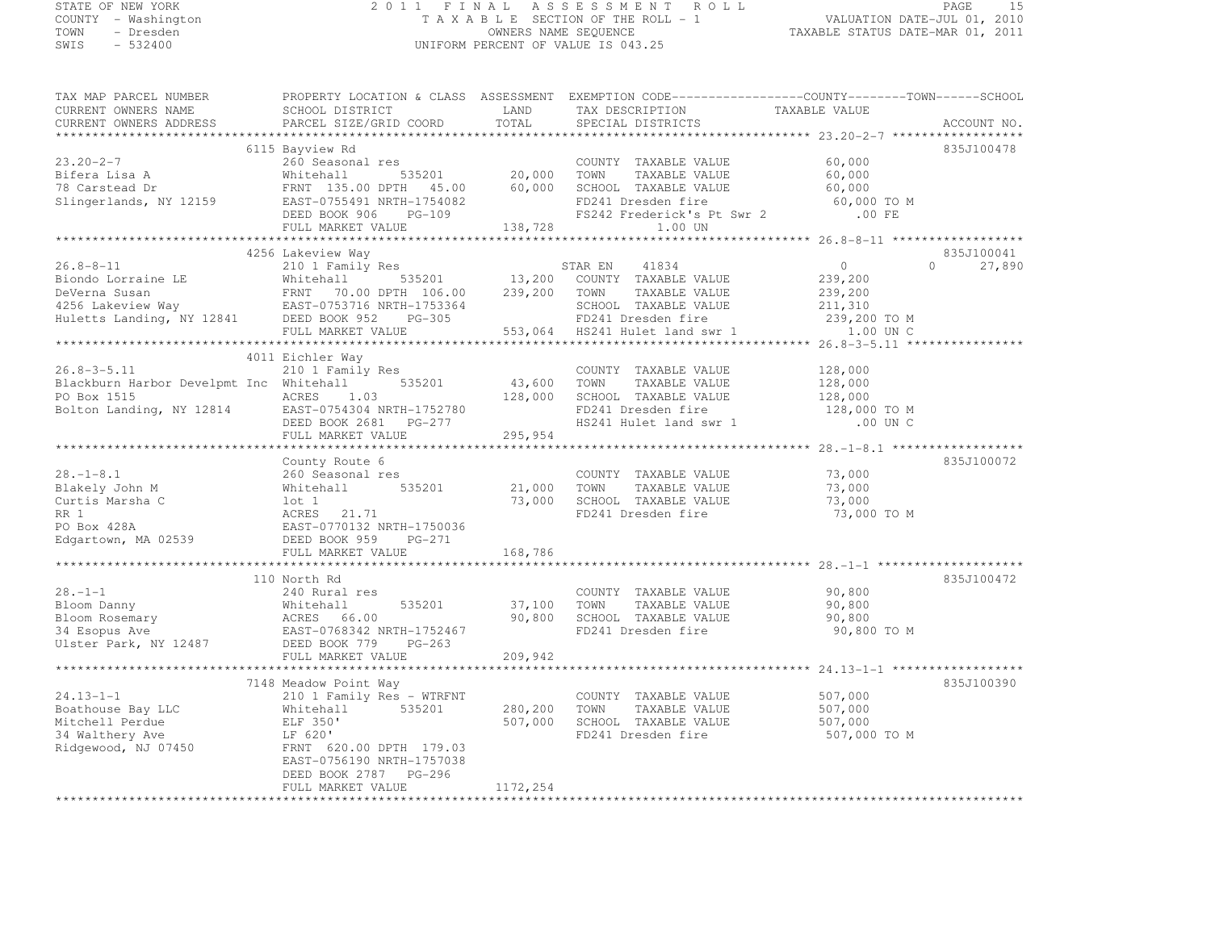STATE OF NEW YORK
COUNTY - Washington
TOWN - Dresden
SWIS - 532400

# 2011 FINAL ASSESSMENT ROLL

TAXABLE SECTION OF THE ROLL - 1
OWNERS NAME SEQUENCE
UNIFORM PERCENT OF VALUE IS 043.25

VALUATION DATE-JUL 01, 2010
TAXABLE STATUS DATE-MAR 01, 2011

| TAX MAP PARCEL NUMBER / CURRENT OWNERS NAME / CURRENT OWNERS ADDRESS | PROPERTY LOCATION & CLASS / SCHOOL DISTRICT / PARCEL SIZE/GRID COORD | ASSESSMENT LAND / TOTAL | EXEMPTION CODE / TAX DESCRIPTION / SPECIAL DISTRICTS | COUNTY | TOWN | SCHOOL / TAXABLE VALUE | ACCOUNT NO. |
|---|---|---|---|---|---|---|---|
| 23.20-2-7 | 6115 Bayview Rd | | | | | | 835J100478 |
| | 260 Seasonal res | | COUNTY TAXABLE VALUE | 60,000 | | | |
| Bifera Lisa A | Whitehall 535201 | 20,000 | TOWN TAXABLE VALUE | | 60,000 | | |
| 78 Carstead Dr | FRNT 135.00 DPTH 45.00 | 60,000 | SCHOOL TAXABLE VALUE | | | 60,000 | |
| Slingerlands, NY 12159 | EAST-0755491 NRTH-1754082 | | FD241 Dresden fire | 60,000 TO M | | | |
| | DEED BOOK 906 PG-109 | | FS242 Frederick's Pt Swr 2 | .00 FE | | | |
| | FULL MARKET VALUE | 138,728 | 1.00 UN | | | | |
| 26.8-8-11 | 4256 Lakeview Way | | | | | | 835J100041 |
| | 210 1 Family Res | | STAR EN 41834 | 0 | 0 | 27,890 | |
| Biondo Lorraine LE | Whitehall 535201 | 13,200 | COUNTY TAXABLE VALUE | 239,200 | | | |
| DeVerna Susan | FRNT 70.00 DPTH 106.00 | 239,200 | TOWN TAXABLE VALUE | | 239,200 | | |
| 4256 Lakeview Way | EAST-0753716 NRTH-1753364 | | SCHOOL TAXABLE VALUE | | | 211,310 | |
| Huletts Landing, NY 12841 | DEED BOOK 952 PG-305 | | FD241 Dresden fire | 239,200 TO M | | | |
| | FULL MARKET VALUE | 553,064 | HS241 Hulet land swr 1 | 1.00 UN C | | | |
| 26.8-3-5.11 | 4011 Eichler Way | | | | | | |
| | 210 1 Family Res | | COUNTY TAXABLE VALUE | 128,000 | | | |
| Blackburn Harbor Develpmt Inc | Whitehall 535201 | 43,600 | TOWN TAXABLE VALUE | | 128,000 | | |
| PO Box 1515 | ACRES 1.03 | 128,000 | SCHOOL TAXABLE VALUE | | | 128,000 | |
| Bolton Landing, NY 12814 | EAST-0754304 NRTH-1752780 | | FD241 Dresden fire | 128,000 TO M | | | |
| | DEED BOOK 2681 PG-277 | | HS241 Hulet land swr 1 | .00 UN C | | | |
| | FULL MARKET VALUE | 295,954 | | | | | |
| 28.-1-8.1 | County Route 6 | | | | | | 835J100072 |
| | 260 Seasonal res | | COUNTY TAXABLE VALUE | 73,000 | | | |
| Blakely John M | Whitehall 535201 | 21,000 | TOWN TAXABLE VALUE | | 73,000 | | |
| Curtis Marsha C | lot 1 | 73,000 | SCHOOL TAXABLE VALUE | | | 73,000 | |
| RR 1 | ACRES 21.71 | | FD241 Dresden fire | 73,000 TO M | | | |
| PO Box 428A | EAST-0770132 NRTH-1750036 | | | | | | |
| Edgartown, MA 02539 | DEED BOOK 959 PG-271 | | | | | | |
| | FULL MARKET VALUE | 168,786 | | | | | |
| 28.-1-1 | 110 North Rd | | | | | | 835J100472 |
| | 240 Rural res | | COUNTY TAXABLE VALUE | 90,800 | | | |
| Bloom Danny | Whitehall 535201 | 37,100 | TOWN TAXABLE VALUE | | 90,800 | | |
| Bloom Rosemary | ACRES 66.00 | 90,800 | SCHOOL TAXABLE VALUE | | | 90,800 | |
| 34 Esopus Ave | EAST-0768342 NRTH-1752467 | | FD241 Dresden fire | 90,800 TO M | | | |
| Ulster Park, NY 12487 | DEED BOOK 779 PG-263 | | | | | | |
| | FULL MARKET VALUE | 209,942 | | | | | |
| 24.13-1-1 | 7148 Meadow Point Way | | | | | | 835J100390 |
| | 210 1 Family Res - WTRFNT | | COUNTY TAXABLE VALUE | 507,000 | | | |
| Boathouse Bay LLC | Whitehall 535201 | 280,200 | TOWN TAXABLE VALUE | | 507,000 | | |
| Mitchell Perdue | ELF 350' | 507,000 | SCHOOL TAXABLE VALUE | | | 507,000 | |
| 34 Walthery Ave | LF 620' | | FD241 Dresden fire | 507,000 TO M | | | |
| Ridgewood, NJ 07450 | FRNT 620.00 DPTH 179.03 | | | | | | |
| | EAST-0756190 NRTH-1757038 | | | | | | |
| | DEED BOOK 2787 PG-296 | | | | | | |
| | FULL MARKET VALUE | 1172,254 | | | | | |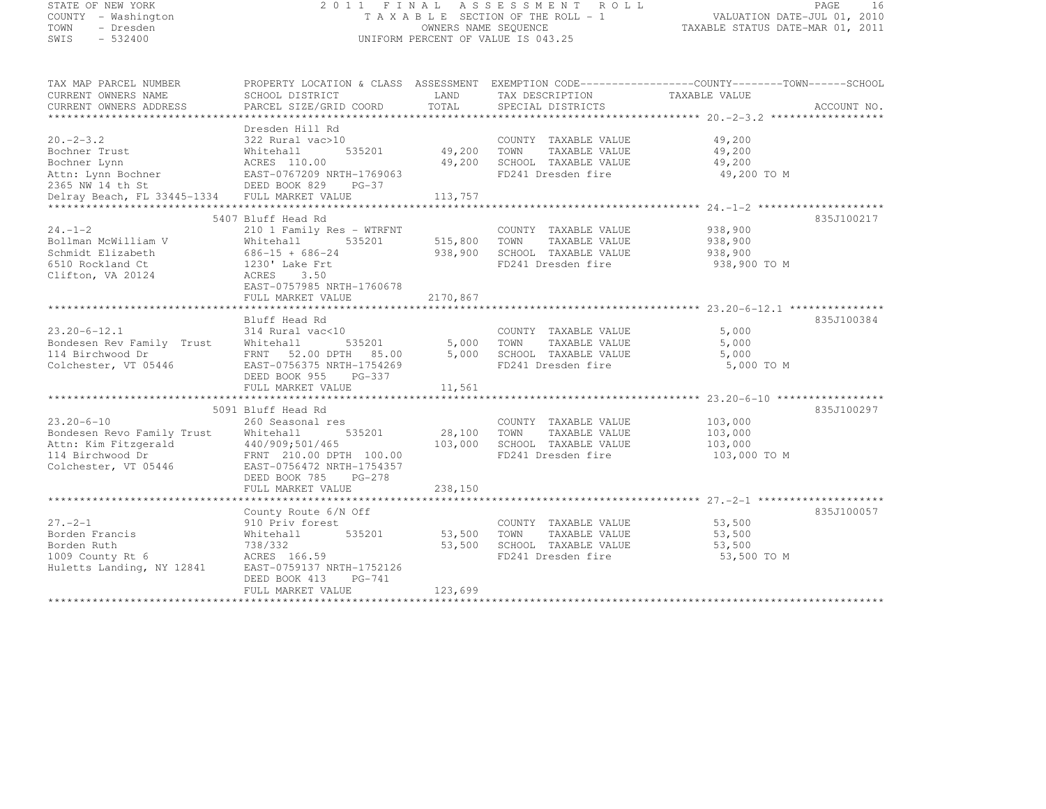STATE OF NEW YORK — COUNTY - Washington — TOWN - Dresden — SWIS - 532400

2011 FINAL ASSESSMENT ROLL
TAXABLE SECTION OF THE ROLL - 1
OWNERS NAME SEQUENCE
UNIFORM PERCENT OF VALUE IS 043.25

VALUATION DATE-JUL 01, 2010
TAXABLE STATUS DATE-MAR 01, 2011

| TAX MAP PARCEL NUMBER / CURRENT OWNERS NAME / CURRENT OWNERS ADDRESS | PROPERTY LOCATION & CLASS / SCHOOL DISTRICT / PARCEL SIZE/GRID COORD | ASSESSMENT LAND / TOTAL | EXEMPTION CODE / TAX DESCRIPTION / SPECIAL DISTRICTS | COUNTY/TOWN/SCHOOL TAXABLE VALUE | ACCOUNT NO. |
|---|---|---|---|---|---|
| **20.-2-3.2** | Dresden Hill Rd | | | | |
| 20.-2-3.2 | 322 Rural vac>10 | | COUNTY TAXABLE VALUE | 49,200 | |
| Bochner Trust | Whitehall 535201 | 49,200 | TOWN TAXABLE VALUE | 49,200 | |
| Bochner Lynn | ACRES 110.00 | 49,200 | SCHOOL TAXABLE VALUE | 49,200 | |
| Attn: Lynn Bochner | EAST-0767209 NRTH-1769063 | | FD241 Dresden fire | 49,200 TO M | |
| 2365 NW 14 th St | DEED BOOK 829 PG-37 | | | | |
| Delray Beach, FL 33445-1334 | FULL MARKET VALUE | 113,757 | | | |
| **24.-1-2** | 5407 Bluff Head Rd | | | | 835J100217 |
| 24.-1-2 | 210 1 Family Res - WTRFNT | | COUNTY TAXABLE VALUE | 938,900 | |
| Bollman McWilliam V | Whitehall 535201 | 515,800 | TOWN TAXABLE VALUE | 938,900 | |
| Schmidt Elizabeth | 686-15 + 686-24 | 938,900 | SCHOOL TAXABLE VALUE | 938,900 | |
| 6510 Rockland Ct | 1230' Lake Frt | | FD241 Dresden fire | 938,900 TO M | |
| Clifton, VA 20124 | ACRES 3.50 | | | | |
| | EAST-0757985 NRTH-1760678 | | | | |
| | FULL MARKET VALUE | 2170,867 | | | |
| **23.20-6-12.1** | Bluff Head Rd | | | | 835J100384 |
| 23.20-6-12.1 | 314 Rural vac<10 | | COUNTY TAXABLE VALUE | 5,000 | |
| Bondesen Rev Family Trust | Whitehall 535201 | 5,000 | TOWN TAXABLE VALUE | 5,000 | |
| 114 Birchwood Dr | FRNT 52.00 DPTH 85.00 | 5,000 | SCHOOL TAXABLE VALUE | 5,000 | |
| Colchester, VT 05446 | EAST-0756375 NRTH-1754269 | | FD241 Dresden fire | 5,000 TO M | |
| | DEED BOOK 955 PG-337 | | | | |
| | FULL MARKET VALUE | 11,561 | | | |
| **23.20-6-10** | 5091 Bluff Head Rd | | | | 835J100297 |
| 23.20-6-10 | 260 Seasonal res | | COUNTY TAXABLE VALUE | 103,000 | |
| Bondesen Revo Family Trust | Whitehall 535201 | 28,100 | TOWN TAXABLE VALUE | 103,000 | |
| Attn: Kim Fitzgerald | 440/909;501/465 | 103,000 | SCHOOL TAXABLE VALUE | 103,000 | |
| 114 Birchwood Dr | FRNT 210.00 DPTH 100.00 | | FD241 Dresden fire | 103,000 TO M | |
| Colchester, VT 05446 | EAST-0756472 NRTH-1754357 | | | | |
| | DEED BOOK 785 PG-278 | | | | |
| | FULL MARKET VALUE | 238,150 | | | |
| **27.-2-1** | County Route 6/N Off | | | | 835J100057 |
| 27.-2-1 | 910 Priv forest | | COUNTY TAXABLE VALUE | 53,500 | |
| Borden Francis | Whitehall 535201 | 53,500 | TOWN TAXABLE VALUE | 53,500 | |
| Borden Ruth | 738/332 | 53,500 | SCHOOL TAXABLE VALUE | 53,500 | |
| 1009 County Rt 6 | ACRES 166.59 | | FD241 Dresden fire | 53,500 TO M | |
| Huletts Landing, NY 12841 | EAST-0759137 NRTH-1752126 | | | | |
| | DEED BOOK 413 PG-741 | | | | |
| | FULL MARKET VALUE | 123,699 | | | |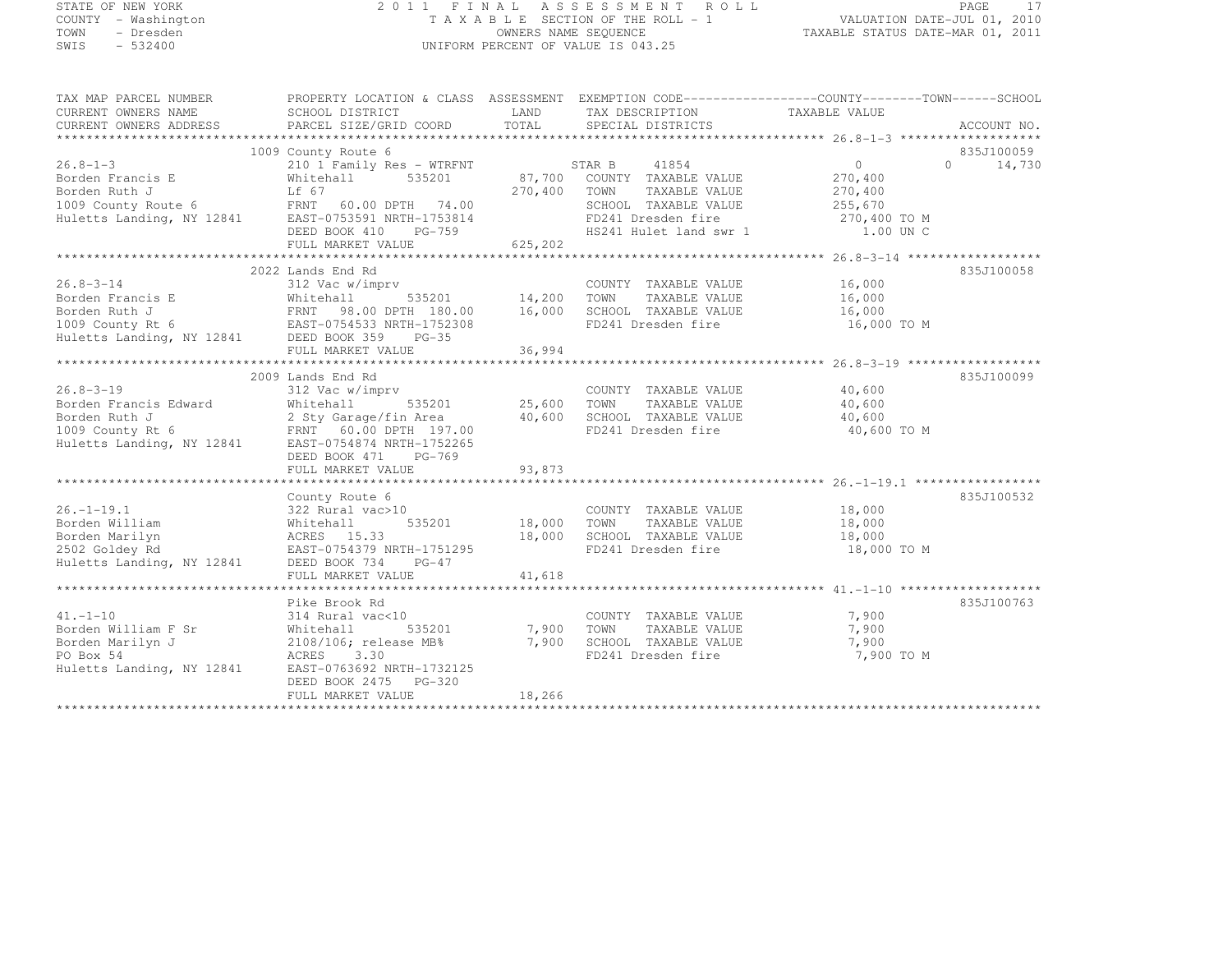STATE OF NEW YORK
COUNTY - Washington
TOWN - Dresden
SWIS - 532400

2011 FINAL ASSESSMENT ROLL
TAXABLE SECTION OF THE ROLL - 1
OWNERS NAME SEQUENCE
UNIFORM PERCENT OF VALUE IS 043.25

VALUATION DATE-JUL 01, 2010
TAXABLE STATUS DATE-MAR 01, 2011

| TAX MAP PARCEL NUMBER / CURRENT OWNERS NAME / CURRENT OWNERS ADDRESS | PROPERTY LOCATION & CLASS / SCHOOL DISTRICT / PARCEL SIZE/GRID COORD | ASSESSMENT LAND / TOTAL | EXEMPTION CODE / TAX DESCRIPTION / SPECIAL DISTRICTS | COUNTY / TAXABLE VALUE | TOWN | SCHOOL / ACCOUNT NO. |
|---|---|---|---|---|---|---|
| | 1009 County Route 6 | | | | | 835J100059 |
| 26.8-1-3 | 210 1 Family Res - WTRFNT | | STAR B 41854 | 0 | 0 | 14,730 |
| Borden Francis E | Whitehall 535201 | 87,700 | COUNTY TAXABLE VALUE | 270,400 | | |
| Borden Ruth J | Lf 67 | 270,400 | TOWN TAXABLE VALUE | 270,400 | | |
| 1009 County Route 6 | FRNT 60.00 DPTH 74.00 | | SCHOOL TAXABLE VALUE | 255,670 | | |
| Huletts Landing, NY 12841 | EAST-0753591 NRTH-1753814 | | FD241 Dresden fire | 270,400 TO M | | |
| | DEED BOOK 410 PG-759 | | HS241 Hulet land swr 1 | 1.00 UN C | | |
| | FULL MARKET VALUE | 625,202 | | | | |
| | 2022 Lands End Rd | | | | | 835J100058 |
| 26.8-3-14 | 312 Vac w/imprv | | COUNTY TAXABLE VALUE | 16,000 | | |
| Borden Francis E | Whitehall 535201 | 14,200 | TOWN TAXABLE VALUE | 16,000 | | |
| Borden Ruth J | FRNT 98.00 DPTH 180.00 | 16,000 | SCHOOL TAXABLE VALUE | 16,000 | | |
| 1009 County Rt 6 | EAST-0754533 NRTH-1752308 | | FD241 Dresden fire | 16,000 TO M | | |
| Huletts Landing, NY 12841 | DEED BOOK 359 PG-35 | | | | | |
| | FULL MARKET VALUE | 36,994 | | | | |
| | 2009 Lands End Rd | | | | | 835J100099 |
| 26.8-3-19 | 312 Vac w/imprv | | COUNTY TAXABLE VALUE | 40,600 | | |
| Borden Francis Edward | Whitehall 535201 | 25,600 | TOWN TAXABLE VALUE | 40,600 | | |
| Borden Ruth J | 2 Sty Garage/fin Area | 40,600 | SCHOOL TAXABLE VALUE | 40,600 | | |
| 1009 County Rt 6 | FRNT 60.00 DPTH 197.00 | | FD241 Dresden fire | 40,600 TO M | | |
| Huletts Landing, NY 12841 | EAST-0754874 NRTH-1752265 | | | | | |
| | DEED BOOK 471 PG-769 | | | | | |
| | FULL MARKET VALUE | 93,873 | | | | |
| | County Route 6 | | | | | 835J100532 |
| 26.-1-19.1 | 322 Rural vac>10 | | COUNTY TAXABLE VALUE | 18,000 | | |
| Borden William | Whitehall 535201 | 18,000 | TOWN TAXABLE VALUE | 18,000 | | |
| Borden Marilyn | ACRES 15.33 | 18,000 | SCHOOL TAXABLE VALUE | 18,000 | | |
| 2502 Goldey Rd | EAST-0754379 NRTH-1751295 | | FD241 Dresden fire | 18,000 TO M | | |
| Huletts Landing, NY 12841 | DEED BOOK 734 PG-47 | | | | | |
| | FULL MARKET VALUE | 41,618 | | | | |
| | Pike Brook Rd | | | | | 835J100763 |
| 41.-1-10 | 314 Rural vac<10 | | COUNTY TAXABLE VALUE | 7,900 | | |
| Borden William F Sr | Whitehall 535201 | 7,900 | TOWN TAXABLE VALUE | 7,900 | | |
| Borden Marilyn J | 2108/106; release MB% | 7,900 | SCHOOL TAXABLE VALUE | 7,900 | | |
| PO Box 54 | ACRES 3.30 | | FD241 Dresden fire | 7,900 TO M | | |
| Huletts Landing, NY 12841 | EAST-0763692 NRTH-1732125 | | | | | |
| | DEED BOOK 2475 PG-320 | | | | | |
| | FULL MARKET VALUE | 18,266 | | | | |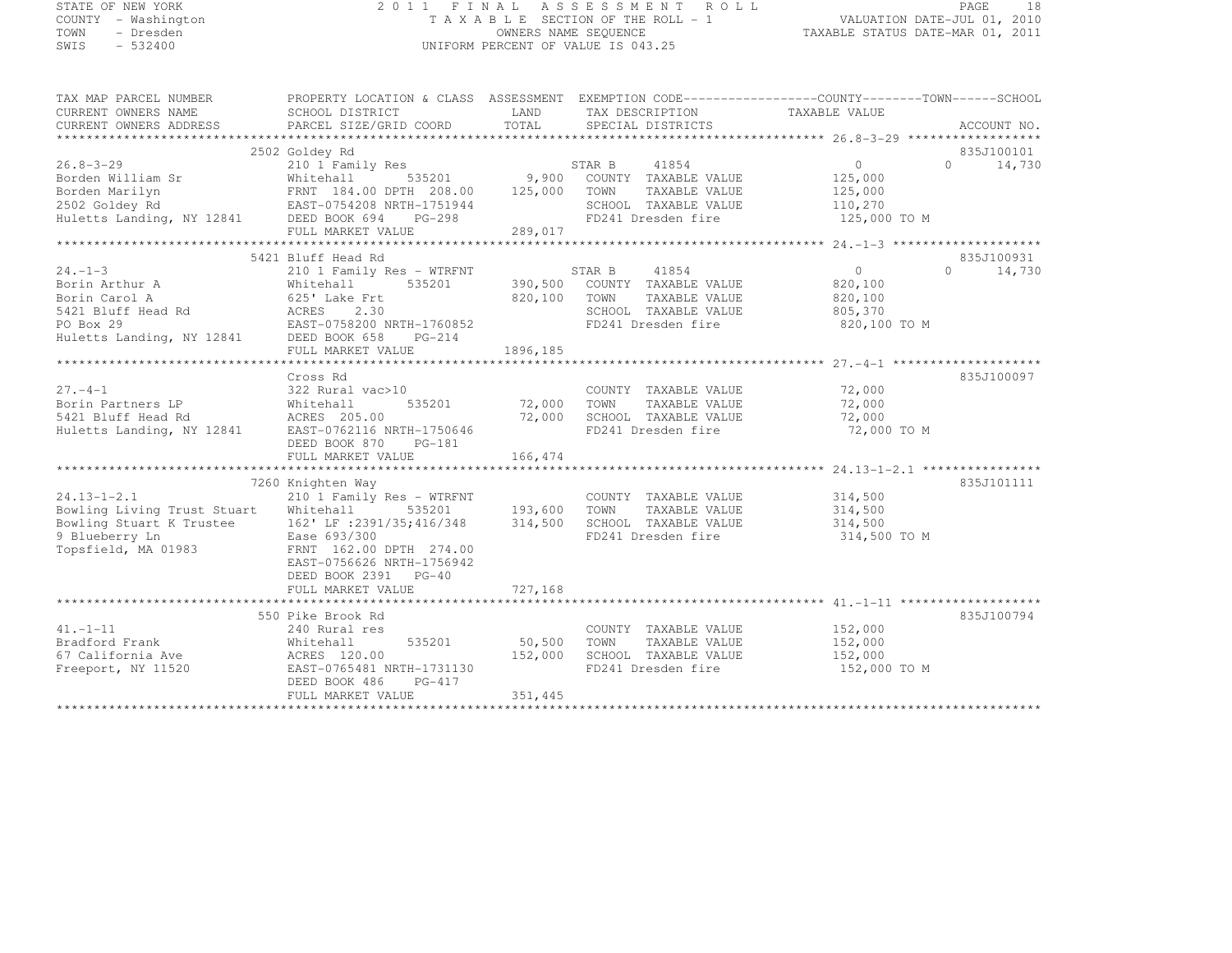STATE OF NEW YORK — 2011 FINAL ASSESSMENT ROLL
COUNTY - Washington — TAXABLE SECTION OF THE ROLL - 1 — VALUATION DATE-JUL 01, 2010
TOWN - Dresden — OWNERS NAME SEQUENCE — TAXABLE STATUS DATE-MAR 01, 2011
SWIS - 532400 — UNIFORM PERCENT OF VALUE IS 043.25

| TAX MAP PARCEL NUMBER / CURRENT OWNERS NAME / CURRENT OWNERS ADDRESS | PROPERTY LOCATION & CLASS / SCHOOL DISTRICT / PARCEL SIZE/GRID COORD | ASSESSMENT LAND / TOTAL | EXEMPTION CODE / TAX DESCRIPTION / SPECIAL DISTRICTS | COUNTY | TOWN | SCHOOL | TAXABLE VALUE | ACCOUNT NO. |
|---|---|---|---|---|---|---|---|---|
| **26.8-3-29** | 2502 Goldey Rd | | | | | | | 835J100101 |
| 26.8-3-29 | 210 1 Family Res | | STAR B 41854 | 0 | 0 | 14,730 | | |
| Borden William Sr | Whitehall 535201 | 9,900 | COUNTY TAXABLE VALUE | | | | 125,000 | |
| Borden Marilyn | FRNT 184.00 DPTH 208.00 | 125,000 | TOWN TAXABLE VALUE | | | | 125,000 | |
| 2502 Goldey Rd | EAST-0754208 NRTH-1751944 | | SCHOOL TAXABLE VALUE | | | | 110,270 | |
| Huletts Landing, NY 12841 | DEED BOOK 694 PG-298 | | FD241 Dresden fire | | | | 125,000 TO M | |
| | FULL MARKET VALUE | 289,017 | | | | | | |
| **24.-1-3** | 5421 Bluff Head Rd | | | | | | | 835J100931 |
| 24.-1-3 | 210 1 Family Res - WTRFNT | | STAR B 41854 | 0 | 0 | 14,730 | | |
| Borin Arthur A | Whitehall 535201 | 390,500 | COUNTY TAXABLE VALUE | | | | 820,100 | |
| Borin Carol A | 625' Lake Frt | 820,100 | TOWN TAXABLE VALUE | | | | 820,100 | |
| 5421 Bluff Head Rd | ACRES 2.30 | | SCHOOL TAXABLE VALUE | | | | 805,370 | |
| PO Box 29 | EAST-0758200 NRTH-1760852 | | FD241 Dresden fire | | | | 820,100 TO M | |
| Huletts Landing, NY 12841 | DEED BOOK 658 PG-214 | | | | | | | |
| | FULL MARKET VALUE | 1896,185 | | | | | | |
| **27.-4-1** | Cross Rd | | | | | | | 835J100097 |
| 27.-4-1 | 322 Rural vac>10 | | COUNTY TAXABLE VALUE | | | | 72,000 | |
| Borin Partners LP | Whitehall 535201 | 72,000 | TOWN TAXABLE VALUE | | | | 72,000 | |
| 5421 Bluff Head Rd | ACRES 205.00 | 72,000 | SCHOOL TAXABLE VALUE | | | | 72,000 | |
| Huletts Landing, NY 12841 | EAST-0762116 NRTH-1750646 | | FD241 Dresden fire | | | | 72,000 TO M | |
| | DEED BOOK 870 PG-181 | | | | | | | |
| | FULL MARKET VALUE | 166,474 | | | | | | |
| **24.13-1-2.1** | 7260 Knighten Way | | | | | | | 835J101111 |
| 24.13-1-2.1 | 210 1 Family Res - WTRFNT | | COUNTY TAXABLE VALUE | | | | 314,500 | |
| Bowling Living Trust Stuart | Whitehall 535201 | 193,600 | TOWN TAXABLE VALUE | | | | 314,500 | |
| Bowling Stuart K Trustee | 162' LF :2391/35;416/348 | 314,500 | SCHOOL TAXABLE VALUE | | | | 314,500 | |
| 9 Blueberry Ln | Ease 693/300 | | FD241 Dresden fire | | | | 314,500 TO M | |
| Topsfield, MA 01983 | FRNT 162.00 DPTH 274.00 | | | | | | | |
| | EAST-0756626 NRTH-1756942 | | | | | | | |
| | DEED BOOK 2391 PG-40 | | | | | | | |
| | FULL MARKET VALUE | 727,168 | | | | | | |
| **41.-1-11** | 550 Pike Brook Rd | | | | | | | 835J100794 |
| 41.-1-11 | 240 Rural res | | COUNTY TAXABLE VALUE | | | | 152,000 | |
| Bradford Frank | Whitehall 535201 | 50,500 | TOWN TAXABLE VALUE | | | | 152,000 | |
| 67 California Ave | ACRES 120.00 | 152,000 | SCHOOL TAXABLE VALUE | | | | 152,000 | |
| Freeport, NY 11520 | EAST-0765481 NRTH-1731130 | | FD241 Dresden fire | | | | 152,000 TO M | |
| | DEED BOOK 486 PG-417 | | | | | | | |
| | FULL MARKET VALUE | 351,445 | | | | | | |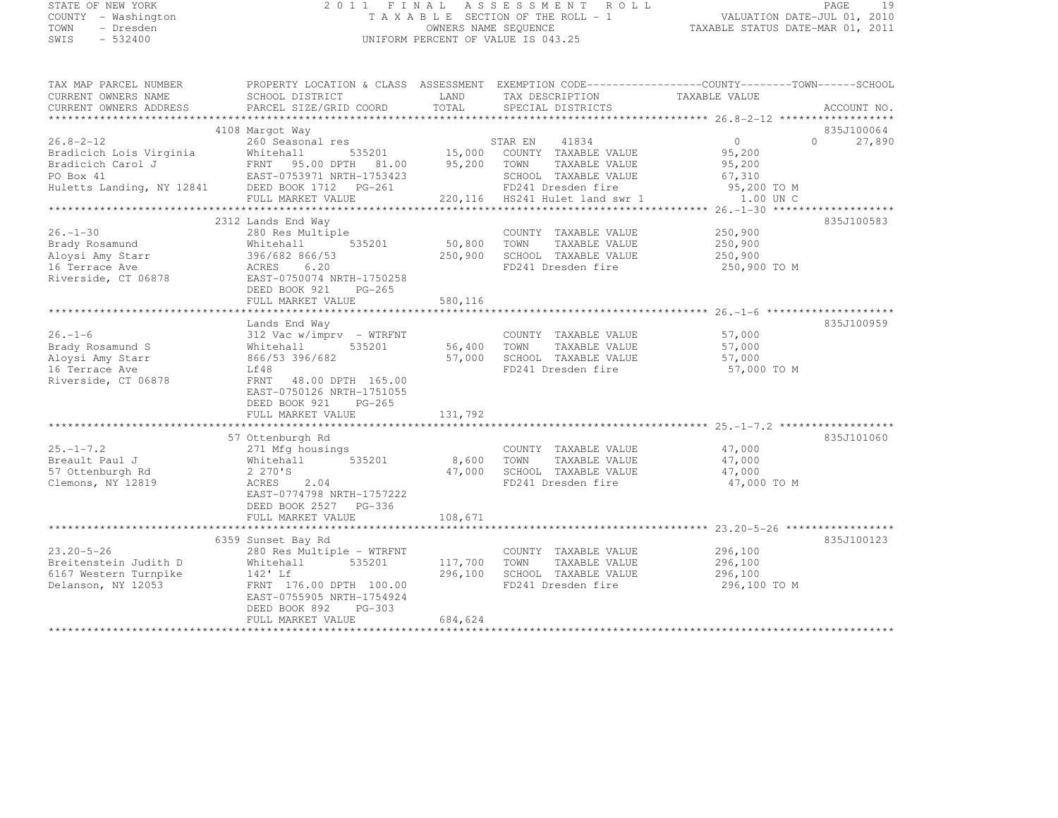STATE OF NEW YORK
COUNTY - Washington
TOWN - Dresden
SWIS - 532400

2011 FINAL ASSESSMENT ROLL
TAXABLE SECTION OF THE ROLL - 1
OWNERS NAME SEQUENCE
UNIFORM PERCENT OF VALUE IS 043.25

VALUATION DATE-JUL 01, 2010
TAXABLE STATUS DATE-MAR 01, 2011

| TAX MAP PARCEL NUMBER / CURRENT OWNERS NAME / CURRENT OWNERS ADDRESS | PROPERTY LOCATION & CLASS / SCHOOL DISTRICT / PARCEL SIZE/GRID COORD | ASSESSMENT LAND / TOTAL | EXEMPTION CODE / TAX DESCRIPTION / SPECIAL DISTRICTS | COUNTY / TOWN TAXABLE VALUE | SCHOOL | ACCOUNT NO. |
|---|---|---|---|---|---|---|
| 26.8-2-12 | 4108 Margot Way | | | | | 835J100064 |
| | 260 Seasonal res | | STAR EN 41834 | 0 | 0 | 27,890 |
| Bradicich Lois Virginia | Whitehall 535201 | 15,000 | COUNTY TAXABLE VALUE | 95,200 | | |
| Bradicich Carol J | FRNT 95.00 DPTH 81.00 | 95,200 | TOWN TAXABLE VALUE | 95,200 | | |
| PO Box 41 | EAST-0753971 NRTH-1753423 | | SCHOOL TAXABLE VALUE | 67,310 | | |
| Huletts Landing, NY 12841 | DEED BOOK 1712 PG-261 | | FD241 Dresden fire | 95,200 TO M | | |
| | FULL MARKET VALUE | 220,116 | HS241 Hulet land swr 1 | 1.00 UN C | | |
| 26.-1-30 | 2312 Lands End Way | | | | | 835J100583 |
| | 280 Res Multiple | | COUNTY TAXABLE VALUE | 250,900 | | |
| Brady Rosamund | Whitehall 535201 | 50,800 | TOWN TAXABLE VALUE | 250,900 | | |
| Aloysi Amy Starr | 396/682 866/53 | 250,900 | SCHOOL TAXABLE VALUE | 250,900 | | |
| 16 Terrace Ave | ACRES 6.20 | | FD241 Dresden fire | 250,900 TO M | | |
| Riverside, CT 06878 | EAST-0750074 NRTH-1750258 | | | | | |
| | DEED BOOK 921 PG-265 | | | | | |
| | FULL MARKET VALUE | 580,116 | | | | |
| 26.-1-6 | Lands End Way | | | | | 835J100959 |
| | 312 Vac w/imprv - WTRFNT | | COUNTY TAXABLE VALUE | 57,000 | | |
| Brady Rosamund S | Whitehall 535201 | 56,400 | TOWN TAXABLE VALUE | 57,000 | | |
| Aloysi Amy Starr | 866/53 396/682 | 57,000 | SCHOOL TAXABLE VALUE | 57,000 | | |
| 16 Terrace Ave | Lf48 | | FD241 Dresden fire | 57,000 TO M | | |
| Riverside, CT 06878 | FRNT 48.00 DPTH 165.00 | | | | | |
| | EAST-0750126 NRTH-1751055 | | | | | |
| | DEED BOOK 921 PG-265 | | | | | |
| | FULL MARKET VALUE | 131,792 | | | | |
| 25.-1-7.2 | 57 Ottenburgh Rd | | | | | 835J101060 |
| | 271 Mfg housings | | COUNTY TAXABLE VALUE | 47,000 | | |
| Breault Paul J | Whitehall 535201 | 8,600 | TOWN TAXABLE VALUE | 47,000 | | |
| 57 Ottenburgh Rd | 2 270'S | 47,000 | SCHOOL TAXABLE VALUE | 47,000 | | |
| Clemons, NY 12819 | ACRES 2.04 | | FD241 Dresden fire | 47,000 TO M | | |
| | EAST-0774798 NRTH-1757222 | | | | | |
| | DEED BOOK 2527 PG-336 | | | | | |
| | FULL MARKET VALUE | 108,671 | | | | |
| 23.20-5-26 | 6359 Sunset Bay Rd | | | | | 835J100123 |
| | 280 Res Multiple - WTRFNT | | COUNTY TAXABLE VALUE | 296,100 | | |
| Breitenstein Judith D | Whitehall 535201 | 117,700 | TOWN TAXABLE VALUE | 296,100 | | |
| 6167 Western Turnpike | 142' Lf | 296,100 | SCHOOL TAXABLE VALUE | 296,100 | | |
| Delanson, NY 12053 | FRNT 176.00 DPTH 100.00 | | FD241 Dresden fire | 296,100 TO M | | |
| | EAST-0755905 NRTH-1754924 | | | | | |
| | DEED BOOK 892 PG-303 | | | | | |
| | FULL MARKET VALUE | 684,624 | | | | |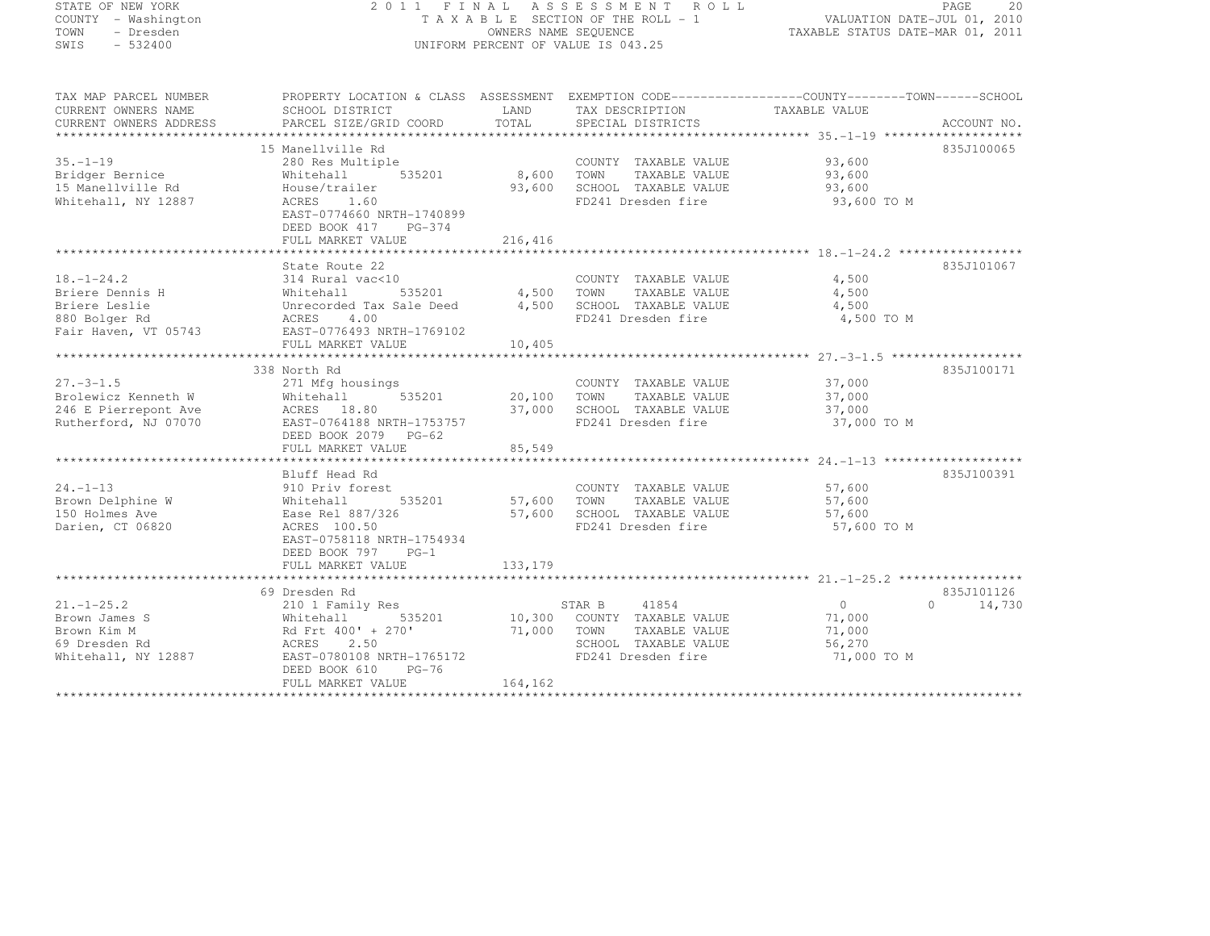STATE OF NEW YORK
COUNTY - Washington
TOWN - Dresden
SWIS - 532400

2011 FINAL ASSESSMENT ROLL
TAXABLE SECTION OF THE ROLL - 1
OWNERS NAME SEQUENCE
UNIFORM PERCENT OF VALUE IS 043.25

VALUATION DATE-JUL 01, 2010
TAXABLE STATUS DATE-MAR 01, 2011

| TAX MAP PARCEL NUMBER / CURRENT OWNERS NAME / CURRENT OWNERS ADDRESS | PROPERTY LOCATION & CLASS / SCHOOL DISTRICT / PARCEL SIZE/GRID COORD | ASSESSMENT LAND / TOTAL | EXEMPTION CODE / TAX DESCRIPTION / SPECIAL DISTRICTS | COUNTY / TOWN / SCHOOL TAXABLE VALUE | ACCOUNT NO. |
|---|---|---|---|---|---|
| **35.-1-19** | 15 Manellville Rd | | | | 835J100065 |
| 35.-1-19 | 280 Res Multiple | | COUNTY TAXABLE VALUE | 93,600 | |
| Bridger Bernice | Whitehall 535201 | 8,600 | TOWN TAXABLE VALUE | 93,600 | |
| 15 Manellville Rd | House/trailer | 93,600 | SCHOOL TAXABLE VALUE | 93,600 | |
| Whitehall, NY 12887 | ACRES 1.60 | | FD241 Dresden fire | 93,600 TO M | |
| | EAST-0774660 NRTH-1740899 | | | | |
| | DEED BOOK 417 PG-374 | | | | |
| | FULL MARKET VALUE | 216,416 | | | |
| **18.-1-24.2** | State Route 22 | | | | 835J101067 |
| 18.-1-24.2 | 314 Rural vac<10 | | COUNTY TAXABLE VALUE | 4,500 | |
| Briere Dennis H | Whitehall 535201 | 4,500 | TOWN TAXABLE VALUE | 4,500 | |
| Briere Leslie | Unrecorded Tax Sale Deed | 4,500 | SCHOOL TAXABLE VALUE | 4,500 | |
| 880 Bolger Rd | ACRES 4.00 | | FD241 Dresden fire | 4,500 TO M | |
| Fair Haven, VT 05743 | EAST-0776493 NRTH-1769102 | | | | |
| | FULL MARKET VALUE | 10,405 | | | |
| **27.-3-1.5** | 338 North Rd | | | | 835J100171 |
| 27.-3-1.5 | 271 Mfg housings | | COUNTY TAXABLE VALUE | 37,000 | |
| Brolewicz Kenneth W | Whitehall 535201 | 20,100 | TOWN TAXABLE VALUE | 37,000 | |
| 246 E Pierrepont Ave | ACRES 18.80 | 37,000 | SCHOOL TAXABLE VALUE | 37,000 | |
| Rutherford, NJ 07070 | EAST-0764188 NRTH-1753757 | | FD241 Dresden fire | 37,000 TO M | |
| | DEED BOOK 2079 PG-62 | | | | |
| | FULL MARKET VALUE | 85,549 | | | |
| **24.-1-13** | Bluff Head Rd | | | | 835J100391 |
| 24.-1-13 | 910 Priv forest | | COUNTY TAXABLE VALUE | 57,600 | |
| Brown Delphine W | Whitehall 535201 | 57,600 | TOWN TAXABLE VALUE | 57,600 | |
| 150 Holmes Ave | Ease Rel 887/326 | 57,600 | SCHOOL TAXABLE VALUE | 57,600 | |
| Darien, CT 06820 | ACRES 100.50 | | FD241 Dresden fire | 57,600 TO M | |
| | EAST-0758118 NRTH-1754934 | | | | |
| | DEED BOOK 797 PG-1 | | | | |
| | FULL MARKET VALUE | 133,179 | | | |
| **21.-1-25.2** | 69 Dresden Rd | | | | 835J101126 |
| 21.-1-25.2 | 210 1 Family Res | | STAR B 41854 | 0 0 14,730 | |
| Brown James S | Whitehall 535201 | 10,300 | COUNTY TAXABLE VALUE | 71,000 | |
| Brown Kim M | Rd Frt 400' + 270' | 71,000 | TOWN TAXABLE VALUE | 71,000 | |
| 69 Dresden Rd | ACRES 2.50 | | SCHOOL TAXABLE VALUE | 56,270 | |
| Whitehall, NY 12887 | EAST-0780108 NRTH-1765172 | | FD241 Dresden fire | 71,000 TO M | |
| | DEED BOOK 610 PG-76 | | | | |
| | FULL MARKET VALUE | 164,162 | | | |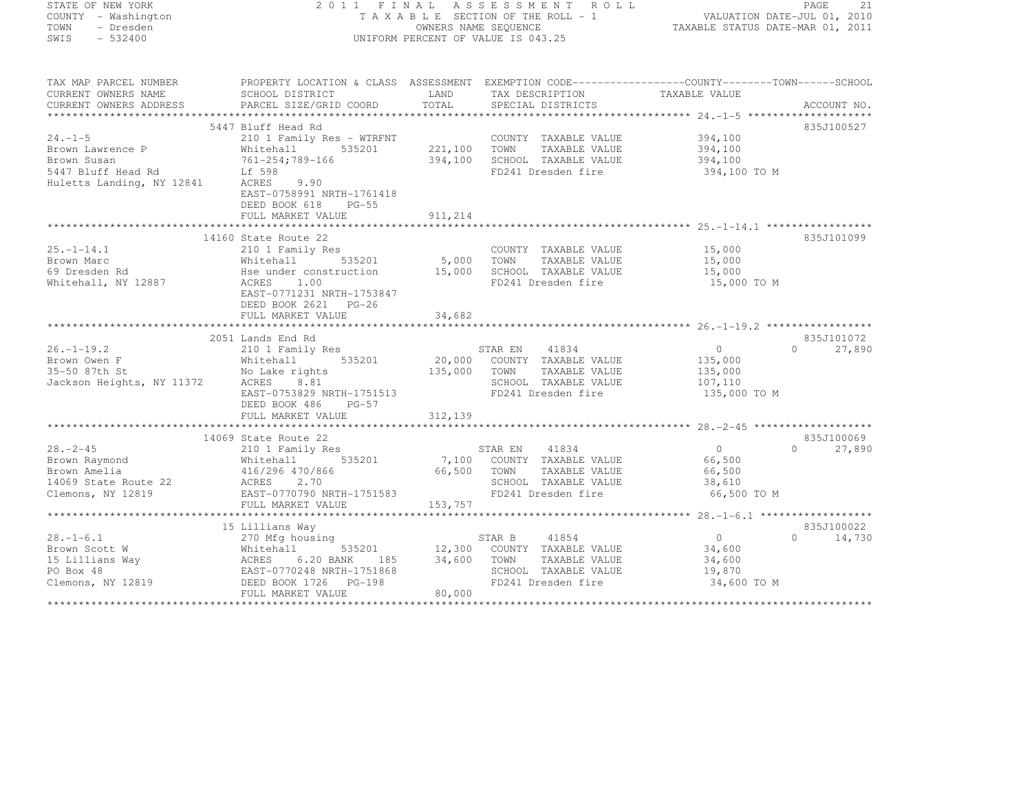STATE OF NEW YORK
COUNTY - Washington
TOWN - Dresden
SWIS - 532400

# 2011 FINAL ASSESSMENT ROLL
TAXABLE SECTION OF THE ROLL - 1
OWNERS NAME SEQUENCE
UNIFORM PERCENT OF VALUE IS 043.25

VALUATION DATE-JUL 01, 2010
TAXABLE STATUS DATE-MAR 01, 2011

| TAX MAP PARCEL NUMBER / CURRENT OWNERS NAME / CURRENT OWNERS ADDRESS | PROPERTY LOCATION & CLASS / SCHOOL DISTRICT / PARCEL SIZE/GRID COORD | ASSESSMENT LAND / TOTAL | EXEMPTION CODE / TAX DESCRIPTION / SPECIAL DISTRICTS | COUNTY TAXABLE VALUE | TOWN | SCHOOL | ACCOUNT NO. |
|---|---|---|---|---|---|---|---|
| **24.-1-5** | 5447 Bluff Head Rd | | | | | | 835J100527 |
| Brown Lawrence P | 210 1 Family Res - WTRFNT | | COUNTY TAXABLE VALUE | 394,100 | | | |
| Brown Susan | Whitehall 535201 | 221,100 | TOWN TAXABLE VALUE | 394,100 | | | |
| 5447 Bluff Head Rd | 761-254;789-166 | 394,100 | SCHOOL TAXABLE VALUE | 394,100 | | | |
| Huletts Landing, NY 12841 | Lf 598 | | FD241 Dresden fire | 394,100 TO M | | | |
| | ACRES 9.90 | | | | | | |
| | EAST-0758991 NRTH-1761418 | | | | | | |
| | DEED BOOK 618 PG-55 | | | | | | |
| | FULL MARKET VALUE | 911,214 | | | | | |
| **25.-1-14.1** | 14160 State Route 22 | | | | | | 835J101099 |
| Brown Marc | 210 1 Family Res | | COUNTY TAXABLE VALUE | 15,000 | | | |
| 69 Dresden Rd | Whitehall 535201 | 5,000 | TOWN TAXABLE VALUE | 15,000 | | | |
| Whitehall, NY 12887 | Hse under construction | 15,000 | SCHOOL TAXABLE VALUE | 15,000 | | | |
| | ACRES 1.00 | | FD241 Dresden fire | 15,000 TO M | | | |
| | EAST-0771231 NRTH-1753847 | | | | | | |
| | DEED BOOK 2621 PG-26 | | | | | | |
| | FULL MARKET VALUE | 34,682 | | | | | |
| **26.-1-19.2** | 2051 Lands End Rd | | | | | | 835J101072 |
| Brown Owen F | 210 1 Family Res | | STAR EN 41834 | 0 | 0 | 27,890 | |
| 35-50 87th St | Whitehall 535201 | 20,000 | COUNTY TAXABLE VALUE | 135,000 | | | |
| Jackson Heights, NY 11372 | No Lake rights | 135,000 | TOWN TAXABLE VALUE | 135,000 | | | |
| | ACRES 8.81 | | SCHOOL TAXABLE VALUE | 107,110 | | | |
| | EAST-0753829 NRTH-1751513 | | FD241 Dresden fire | 135,000 TO M | | | |
| | DEED BOOK 486 PG-57 | | | | | | |
| | FULL MARKET VALUE | 312,139 | | | | | |
| **28.-2-45** | 14069 State Route 22 | | | | | | 835J100069 |
| Brown Raymond | 210 1 Family Res | | STAR EN 41834 | 0 | 0 | 27,890 | |
| Brown Amelia | Whitehall 535201 | 7,100 | COUNTY TAXABLE VALUE | 66,500 | | | |
| 14069 State Route 22 | 416/296 470/866 | 66,500 | TOWN TAXABLE VALUE | 66,500 | | | |
| Clemons, NY 12819 | ACRES 2.70 | | SCHOOL TAXABLE VALUE | 38,610 | | | |
| | EAST-0770790 NRTH-1751583 | | FD241 Dresden fire | 66,500 TO M | | | |
| | FULL MARKET VALUE | 153,757 | | | | | |
| **28.-1-6.1** | 15 Lillians Way | | | | | | 835J100022 |
| Brown Scott W | 270 Mfg housing | | STAR B 41854 | 0 | 0 | 14,730 | |
| 15 Lillians Way | Whitehall 535201 | 12,300 | COUNTY TAXABLE VALUE | 34,600 | | | |
| PO Box 48 | ACRES 6.20 BANK 185 | 34,600 | TOWN TAXABLE VALUE | 34,600 | | | |
| Clemons, NY 12819 | EAST-0770248 NRTH-1751868 | | SCHOOL TAXABLE VALUE | 19,870 | | | |
| | DEED BOOK 1726 PG-198 | | FD241 Dresden fire | 34,600 TO M | | | |
| | FULL MARKET VALUE | 80,000 | | | | | |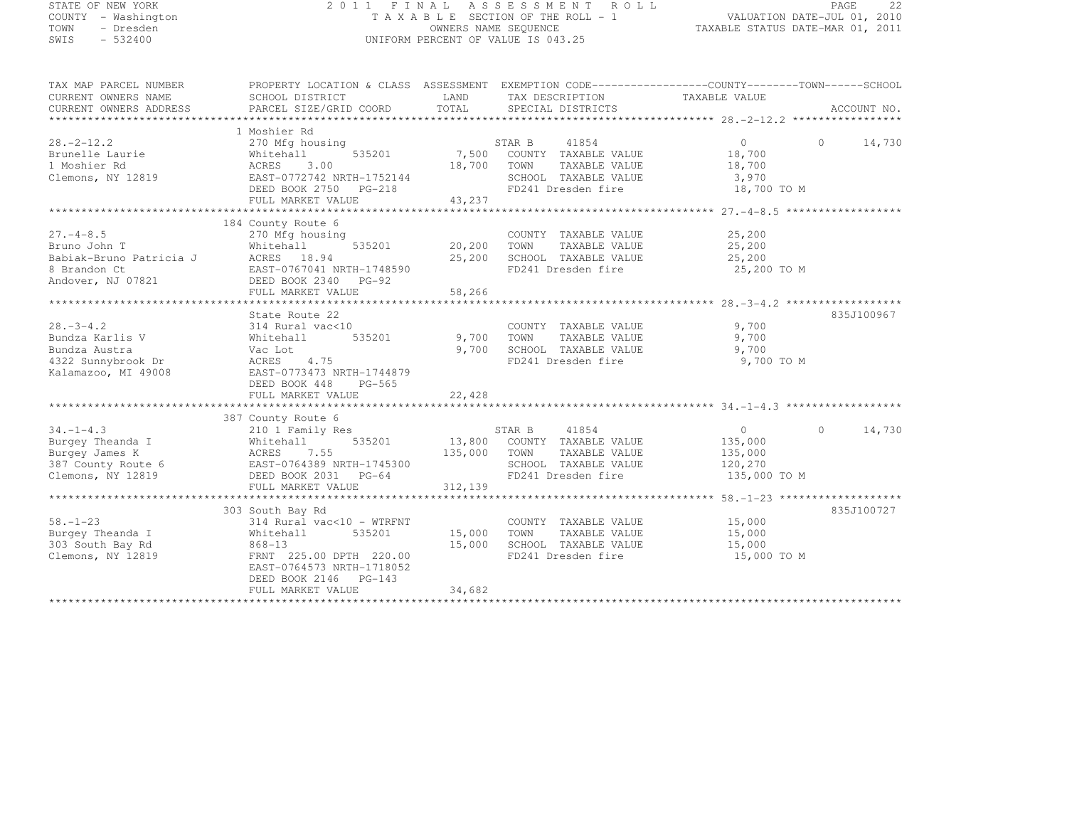STATE OF NEW YORK
COUNTY - Washington
TOWN - Dresden
SWIS - 532400

2011 FINAL ASSESSMENT ROLL
TAXABLE SECTION OF THE ROLL - 1
OWNERS NAME SEQUENCE
UNIFORM PERCENT OF VALUE IS 043.25

VALUATION DATE-JUL 01, 2010
TAXABLE STATUS DATE-MAR 01, 2011

| TAX MAP PARCEL NUMBER / CURRENT OWNERS NAME / CURRENT OWNERS ADDRESS | PROPERTY LOCATION & CLASS / SCHOOL DISTRICT / PARCEL SIZE/GRID COORD | ASSESSMENT LAND / TOTAL | EXEMPTION CODE / TAX DESCRIPTION / SPECIAL DISTRICTS | COUNTY | TOWN | SCHOOL / TAXABLE VALUE | ACCOUNT NO. |
|---|---|---|---|---|---|---|---|
| 28.-2-12.2 | 1 Moshier Rd | | | | | | |
| 28.-2-12.2 | 270 Mfg housing | | STAR B 41854 | 0 | 0 | 14,730 | |
| Brunelle Laurie | Whitehall 535201 | 7,500 | COUNTY TAXABLE VALUE | 18,700 | | | |
| 1 Moshier Rd | ACRES 3.00 | 18,700 | TOWN TAXABLE VALUE | 18,700 | | | |
| Clemons, NY 12819 | EAST-0772742 NRTH-1752144 | | SCHOOL TAXABLE VALUE | 3,970 | | | |
| | DEED BOOK 2750 PG-218 | | FD241 Dresden fire | 18,700 TO M | | | |
| | FULL MARKET VALUE | 43,237 | | | | | |
| 27.-4-8.5 | 184 County Route 6 | | | | | | |
| 27.-4-8.5 | 270 Mfg housing | | COUNTY TAXABLE VALUE | 25,200 | | | |
| Bruno John T | Whitehall 535201 | 20,200 | TOWN TAXABLE VALUE | 25,200 | | | |
| Babiak-Bruno Patricia J | ACRES 18.94 | 25,200 | SCHOOL TAXABLE VALUE | 25,200 | | | |
| 8 Brandon Ct | EAST-0767041 NRTH-1748590 | | FD241 Dresden fire | 25,200 TO M | | | |
| Andover, NJ 07821 | DEED BOOK 2340 PG-92 | | | | | | |
| | FULL MARKET VALUE | 58,266 | | | | | |
| 28.-3-4.2 | State Route 22 | | | | | | 835J100967 |
| 28.-3-4.2 | 314 Rural vac<10 | | COUNTY TAXABLE VALUE | 9,700 | | | |
| Bundza Karlis V | Whitehall 535201 | 9,700 | TOWN TAXABLE VALUE | 9,700 | | | |
| Bundza Austra | Vac Lot | 9,700 | SCHOOL TAXABLE VALUE | 9,700 | | | |
| 4322 Sunnybrook Dr | ACRES 4.75 | | FD241 Dresden fire | 9,700 TO M | | | |
| Kalamazoo, MI 49008 | EAST-0773473 NRTH-1744879 | | | | | | |
| | DEED BOOK 448 PG-565 | | | | | | |
| | FULL MARKET VALUE | 22,428 | | | | | |
| 34.-1-4.3 | 387 County Route 6 | | | | | | |
| 34.-1-4.3 | 210 1 Family Res | | STAR B 41854 | 0 | 0 | 14,730 | |
| Burgey Theanda I | Whitehall 535201 | 13,800 | COUNTY TAXABLE VALUE | 135,000 | | | |
| Burgey James K | ACRES 7.55 | 135,000 | TOWN TAXABLE VALUE | 135,000 | | | |
| 387 County Route 6 | EAST-0764389 NRTH-1745300 | | SCHOOL TAXABLE VALUE | 120,270 | | | |
| Clemons, NY 12819 | DEED BOOK 2031 PG-64 | | FD241 Dresden fire | 135,000 TO M | | | |
| | FULL MARKET VALUE | 312,139 | | | | | |
| 58.-1-23 | 303 South Bay Rd | | | | | | 835J100727 |
| 58.-1-23 | 314 Rural vac<10 - WTRFNT | | COUNTY TAXABLE VALUE | 15,000 | | | |
| Burgey Theanda I | Whitehall 535201 | 15,000 | TOWN TAXABLE VALUE | 15,000 | | | |
| 303 South Bay Rd | 868-13 | 15,000 | SCHOOL TAXABLE VALUE | 15,000 | | | |
| Clemons, NY 12819 | FRNT 225.00 DPTH 220.00 | | FD241 Dresden fire | 15,000 TO M | | | |
| | EAST-0764573 NRTH-1718052 | | | | | | |
| | DEED BOOK 2146 PG-143 | | | | | | |
| | FULL MARKET VALUE | 34,682 | | | | | |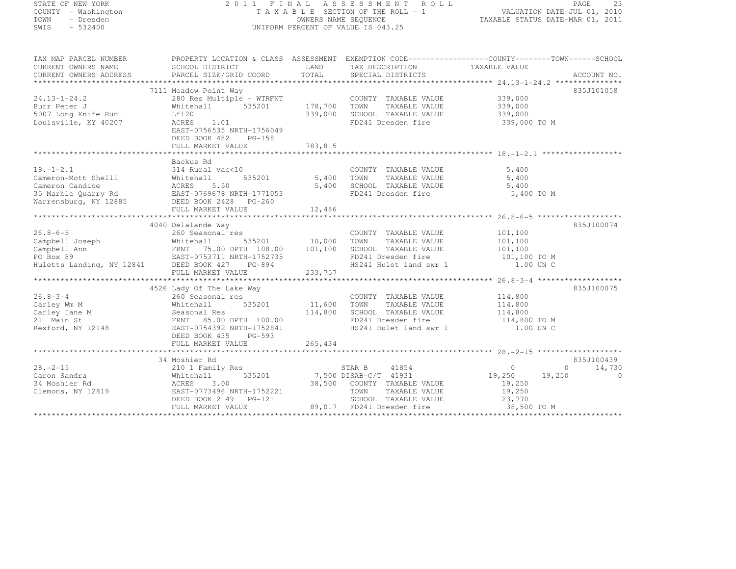STATE OF NEW YORK
COUNTY - Washington
TOWN - Dresden
SWIS - 532400

2011 FINAL ASSESSMENT ROLL
TAXABLE SECTION OF THE ROLL - 1
OWNERS NAME SEQUENCE
UNIFORM PERCENT OF VALUE IS 043.25

VALUATION DATE-JUL 01, 2010
TAXABLE STATUS DATE-MAR 01, 2011

| TAX MAP PARCEL NUMBER / CURRENT OWNERS NAME / CURRENT OWNERS ADDRESS | PROPERTY LOCATION & CLASS / SCHOOL DISTRICT / PARCEL SIZE/GRID COORD | ASSESSMENT LAND / TOTAL | EXEMPTION CODE / TAX DESCRIPTION / SPECIAL DISTRICTS | COUNTY | TOWN | SCHOOL / TAXABLE VALUE | ACCOUNT NO. |
|---|---|---|---|---|---|---|---|
| **24.13-1-24.2** | 7111 Meadow Point Way | | | | | | 835J101058 |
| 24.13-1-24.2 | 280 Res Multiple - WTRFNT | | COUNTY TAXABLE VALUE | 339,000 | | | |
| Burr Peter J | Whitehall 535201 | 178,700 | TOWN TAXABLE VALUE | | 339,000 | | |
| 5007 Long Knife Run | Lf120 | 339,000 | SCHOOL TAXABLE VALUE | | | 339,000 | |
| Louisville, KY 40207 | ACRES 1.01 | | FD241 Dresden fire | 339,000 TO M | | | |
| | EAST-0756535 NRTH-1756049 | | | | | | |
| | DEED BOOK 482 PG-158 | | | | | | |
| | FULL MARKET VALUE | 783,815 | | | | | |
| **18.-1-2.1** | Backus Rd | | | | | | |
| 18.-1-2.1 | 314 Rural vac<10 | | COUNTY TAXABLE VALUE | 5,400 | | | |
| Cameron-Mott Shelli | Whitehall 535201 | 5,400 | TOWN TAXABLE VALUE | | 5,400 | | |
| Cameron Candice | ACRES 5.50 | 5,400 | SCHOOL TAXABLE VALUE | | | 5,400 | |
| 35 Marble Quarry Rd | EAST-0769678 NRTH-1771053 | | FD241 Dresden fire | 5,400 TO M | | | |
| Warrensburg, NY 12885 | DEED BOOK 2428 PG-260 | | | | | | |
| | FULL MARKET VALUE | 12,486 | | | | | |
| **26.8-6-5** | 4040 Delalande Way | | | | | | 835J100074 |
| 26.8-6-5 | 260 Seasonal res | | COUNTY TAXABLE VALUE | 101,100 | | | |
| Campbell Joseph | Whitehall 535201 | 10,000 | TOWN TAXABLE VALUE | | 101,100 | | |
| Campbell Ann | FRNT 75.00 DPTH 108.00 | 101,100 | SCHOOL TAXABLE VALUE | | | 101,100 | |
| PO Box 89 | EAST-0753711 NRTH-1752735 | | FD241 Dresden fire | 101,100 TO M | | | |
| Huletts Landing, NY 12841 | DEED BOOK 427 PG-894 | | HS241 Hulet land swr 1 | 1.00 UN C | | | |
| | FULL MARKET VALUE | 233,757 | | | | | |
| **26.8-3-4** | 4526 Lady Of The Lake Way | | | | | | 835J100075 |
| 26.8-3-4 | 260 Seasonal res | | COUNTY TAXABLE VALUE | 114,800 | | | |
| Carley Wm M | Whitehall 535201 | 11,600 | TOWN TAXABLE VALUE | | 114,800 | | |
| Carley Iane M | Seasonal Res | 114,800 | SCHOOL TAXABLE VALUE | | | 114,800 | |
| 21 Main St | FRNT 85.00 DPTH 100.00 | | FD241 Dresden fire | 114,800 TO M | | | |
| Rexford, NY 12148 | EAST-0754392 NRTH-1752841 | | HS241 Hulet land swr 1 | 1.00 UN C | | | |
| | DEED BOOK 435 PG-593 | | | | | | |
| | FULL MARKET VALUE | 265,434 | | | | | |
| **28.-2-15** | 34 Moshier Rd | | | | | | 835J100439 |
| 28.-2-15 | 210 1 Family Res | | STAR B 41854 | 0 | 0 | 14,730 | |
| Caron Sandra | Whitehall 535201 | 7,500 | DISAB-C/T 41931 | 19,250 | 19,250 | 0 | |
| 34 Moshier Rd | ACRES 3.00 | 38,500 | COUNTY TAXABLE VALUE | 19,250 | | | |
| Clemons, NY 12819 | EAST-0773496 NRTH-1752221 | | TOWN TAXABLE VALUE | | 19,250 | | |
| | DEED BOOK 2149 PG-121 | | SCHOOL TAXABLE VALUE | | | 23,770 | |
| | FULL MARKET VALUE | 89,017 | FD241 Dresden fire | 38,500 TO M | | | |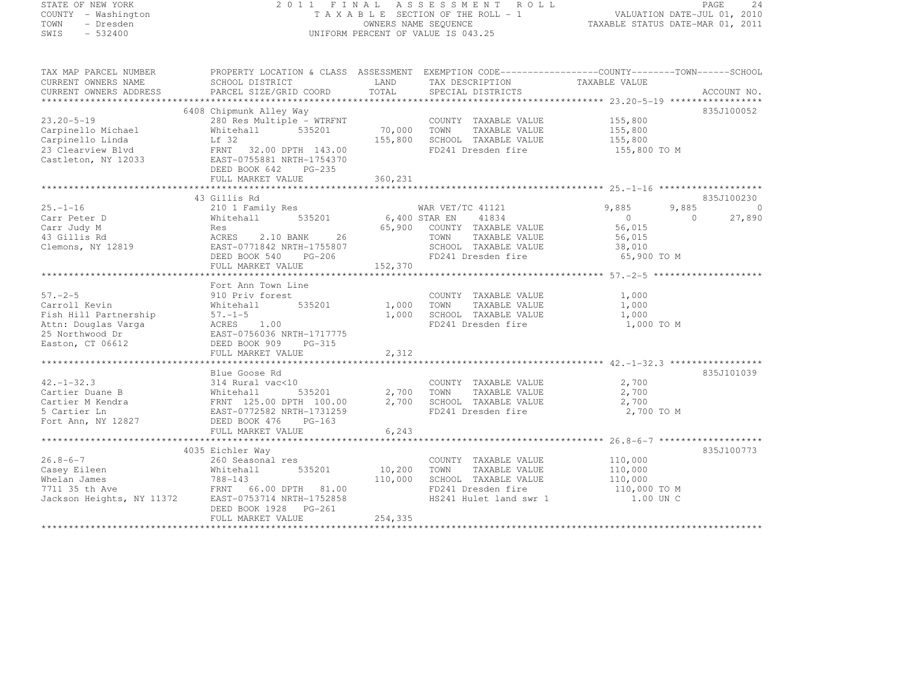STATE OF NEW YORK
COUNTY - Washington
TOWN - Dresden
SWIS - 532400

2011 FINAL ASSESSMENT ROLL
TAXABLE SECTION OF THE ROLL - 1
OWNERS NAME SEQUENCE
UNIFORM PERCENT OF VALUE IS 043.25

VALUATION DATE-JUL 01, 2010
TAXABLE STATUS DATE-MAR 01, 2011

| TAX MAP PARCEL NUMBER / CURRENT OWNERS NAME / CURRENT OWNERS ADDRESS | PROPERTY LOCATION & CLASS / SCHOOL DISTRICT / PARCEL SIZE/GRID COORD | ASSESSMENT LAND / TOTAL | EXEMPTION CODE / TAX DESCRIPTION / SPECIAL DISTRICTS | COUNTY | TOWN | SCHOOL | ACCOUNT NO. |
|---|---|---|---|---|---|---|---|
| **23.20-5-19** | 6408 Chipmunk Alley Way | | | | | | 835J100052 |
| 23.20-5-19 | 280 Res Multiple - WTRFNT | | COUNTY TAXABLE VALUE | 155,800 | | | |
| Carpinello Michael | Whitehall 535201 | 70,000 | TOWN TAXABLE VALUE | | 155,800 | | |
| Carpinello Linda | Lf 32 | 155,800 | SCHOOL TAXABLE VALUE | | | 155,800 | |
| 23 Clearview Blvd | FRNT 32.00 DPTH 143.00 | | FD241 Dresden fire | 155,800 TO M | | | |
| Castleton, NY 12033 | EAST-0755881 NRTH-1754370 | | | | | | |
| | DEED BOOK 642 PG-235 | | | | | | |
| | FULL MARKET VALUE | 360,231 | | | | | |
| **25.-1-16** | 43 Gillis Rd | | | | | | 835J100230 |
| 25.-1-16 | 210 1 Family Res | | WAR VET/TC 41121 | 9,885 | 9,885 | 0 | |
| Carr Peter D | Whitehall 535201 | 6,400 | STAR EN 41834 | 0 | 0 | 27,890 | |
| Carr Judy M | Res | 65,900 | COUNTY TAXABLE VALUE | 56,015 | | | |
| 43 Gillis Rd | ACRES 2.10 BANK 26 | | TOWN TAXABLE VALUE | | 56,015 | | |
| Clemons, NY 12819 | EAST-0771842 NRTH-1755807 | | SCHOOL TAXABLE VALUE | | | 38,010 | |
| | DEED BOOK 540 PG-206 | | FD241 Dresden fire | 65,900 TO M | | | |
| | FULL MARKET VALUE | 152,370 | | | | | |
| **57.-2-5** | Fort Ann Town Line | | | | | | |
| 57.-2-5 | 910 Priv forest | | COUNTY TAXABLE VALUE | 1,000 | | | |
| Carroll Kevin | Whitehall 535201 | 1,000 | TOWN TAXABLE VALUE | | 1,000 | | |
| Fish Hill Partnership | 57.-1-5 | 1,000 | SCHOOL TAXABLE VALUE | | | 1,000 | |
| Attn: Douglas Varga | ACRES 1.00 | | FD241 Dresden fire | 1,000 TO M | | | |
| 25 Northwood Dr | EAST-0756036 NRTH-1717775 | | | | | | |
| Easton, CT 06612 | DEED BOOK 909 PG-315 | | | | | | |
| | FULL MARKET VALUE | 2,312 | | | | | |
| **42.-1-32.3** | Blue Goose Rd | | | | | | 835J101039 |
| 42.-1-32.3 | 314 Rural vac<10 | | COUNTY TAXABLE VALUE | 2,700 | | | |
| Cartier Duane B | Whitehall 535201 | 2,700 | TOWN TAXABLE VALUE | | 2,700 | | |
| Cartier M Kendra | FRNT 125.00 DPTH 100.00 | 2,700 | SCHOOL TAXABLE VALUE | | | 2,700 | |
| 5 Cartier Ln | EAST-0772582 NRTH-1731259 | | FD241 Dresden fire | 2,700 TO M | | | |
| Fort Ann, NY 12827 | DEED BOOK 476 PG-163 | | | | | | |
| | FULL MARKET VALUE | 6,243 | | | | | |
| **26.8-6-7** | 4035 Eichler Way | | | | | | 835J100773 |
| 26.8-6-7 | 260 Seasonal res | | COUNTY TAXABLE VALUE | 110,000 | | | |
| Casey Eileen | Whitehall 535201 | 10,200 | TOWN TAXABLE VALUE | | 110,000 | | |
| Whelan James | 788-143 | 110,000 | SCHOOL TAXABLE VALUE | | | 110,000 | |
| 7711 35 th Ave | FRNT 66.00 DPTH 81.00 | | FD241 Dresden fire | 110,000 TO M | | | |
| Jackson Heights, NY 11372 | EAST-0753714 NRTH-1752858 | | HS241 Hulet land swr 1 | 1.00 UN C | | | |
| | DEED BOOK 1928 PG-261 | | | | | | |
| | FULL MARKET VALUE | 254,335 | | | | | |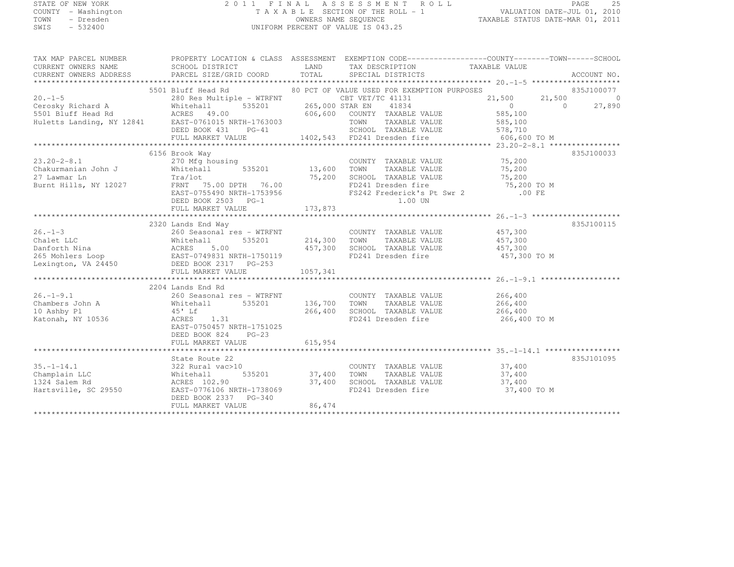STATE OF NEW YORK
COUNTY - Washington
TOWN - Dresden
SWIS - 532400

2011 FINAL ASSESSMENT ROLL
TAXABLE SECTION OF THE ROLL - 1
OWNERS NAME SEQUENCE
UNIFORM PERCENT OF VALUE IS 043.25

VALUATION DATE-JUL 01, 2010
TAXABLE STATUS DATE-MAR 01, 2011

```
TAX MAP PARCEL NUMBER          PROPERTY LOCATION & CLASS  ASSESSMENT  EXEMPTION CODE------------------COUNTY--------TOWN------SCHOOL
CURRENT OWNERS NAME            SCHOOL DISTRICT               LAND      TAX DESCRIPTION              TAXABLE VALUE
CURRENT OWNERS ADDRESS         PARCEL SIZE/GRID COORD        TOTAL     SPECIAL DISTRICTS                                         ACCOUNT NO.
*********************************************************************************************************** 20.-1-5 ********************
                               5501 Bluff Head Rd                80 PCT OF VALUE USED FOR EXEMPTION PURPOSES                    835J100077
20.-1-5                        280 Res Multiple - WTRFNT            CBT VET/TC 41131               21,500      21,500            0
Cerosky Richard A              Whitehall       535201       265,000 STAR EN     41834                 0           0       27,890
5501 Bluff Head Rd             ACRES   49.00                606,600  COUNTY  TAXABLE VALUE          585,100
Huletts Landing, NY 12841      EAST-0761015 NRTH-1763003             TOWN    TAXABLE VALUE          585,100
                               DEED BOOK 431    PG-41                SCHOOL  TAXABLE VALUE          578,710
                               FULL MARKET VALUE           1402,543  FD241 Dresden fire             606,600 TO M
*********************************************************************************************************** 23.20-2-8.1 ****************
                               6156 Brook Way                                                                                835J100033
23.20-2-8.1                    270 Mfg housing                       COUNTY  TAXABLE VALUE           75,200
Chakurmanian John J            Whitehall       535201        13,600  TOWN    TAXABLE VALUE           75,200
27 Lawmar Ln                   Tra/lot                       75,200  SCHOOL  TAXABLE VALUE           75,200
Burnt Hills, NY 12027          FRNT   75.00 DPTH   76.00             FD241 Dresden fire              75,200 TO M
                               EAST-0755490 NRTH-1753956             FS242 Frederick's Pt Swr 2          .00 FE
                               DEED BOOK 2503   PG-1                            1.00 UN
                               FULL MARKET VALUE            173,873
*********************************************************************************************************** 26.-1-3 ********************
                               2320 Lands End Way                                                                            835J100115
26.-1-3                        260 Seasonal res - WTRFNT             COUNTY  TAXABLE VALUE          457,300
Chalet LLC                     Whitehall       535201       214,300  TOWN    TAXABLE VALUE          457,300
Danforth Nina                  ACRES    5.00                457,300  SCHOOL  TAXABLE VALUE          457,300
265 Mohlers Loop               EAST-0749831 NRTH-1750119             FD241 Dresden fire             457,300 TO M
Lexington, VA 24450            DEED BOOK 2317   PG-253
                               FULL MARKET VALUE           1057,341
*********************************************************************************************************** 26.-1-9.1 ******************
                               2204 Lands End Rd
26.-1-9.1                      260 Seasonal res - WTRFNT             COUNTY  TAXABLE VALUE          266,400
Chambers John A                Whitehall       535201       136,700  TOWN    TAXABLE VALUE          266,400
10 Ashby Pl                    45' Lf                       266,400  SCHOOL  TAXABLE VALUE          266,400
Katonah, NY 10536              ACRES    1.31                         FD241 Dresden fire             266,400 TO M
                               EAST-0750457 NRTH-1751025
                               DEED BOOK 824    PG-23
                               FULL MARKET VALUE            615,954
*********************************************************************************************************** 35.-1-14.1 *****************
                               State Route 22                                                                                835J101095
35.-1-14.1                     322 Rural vac>10                      COUNTY  TAXABLE VALUE           37,400
Champlain LLC                  Whitehall       535201        37,400  TOWN    TAXABLE VALUE           37,400
1324 Salem Rd                  ACRES  102.90                 37,400  SCHOOL  TAXABLE VALUE           37,400
Hartsville, SC 29550           EAST-0776106 NRTH-1738069             FD241 Dresden fire              37,400 TO M
                               DEED BOOK 2337   PG-340
                               FULL MARKET VALUE             86,474
************************************************************************************************************************************
```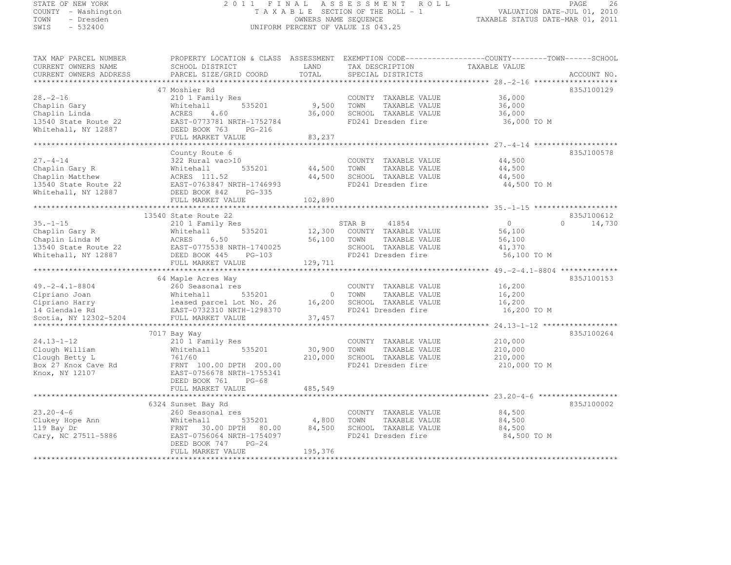STATE OF NEW YORK
COUNTY - Washington
TOWN - Dresden
SWIS - 532400

2011 FINAL ASSESSMENT ROLL
TAXABLE SECTION OF THE ROLL - 1
OWNERS NAME SEQUENCE
UNIFORM PERCENT OF VALUE IS 043.25

VALUATION DATE-JUL 01, 2010
TAXABLE STATUS DATE-MAR 01, 2011

| TAX MAP PARCEL NUMBER / CURRENT OWNERS NAME / CURRENT OWNERS ADDRESS | PROPERTY LOCATION & CLASS / SCHOOL DISTRICT / PARCEL SIZE/GRID COORD | ASSESSMENT LAND / TOTAL | EXEMPTION CODE / TAX DESCRIPTION / SPECIAL DISTRICTS | COUNTY / TOWN / SCHOOL TAXABLE VALUE | ACCOUNT NO. |
|---|---|---|---|---|---|
| 28.-2-16 | 47 Moshier Rd | | | | 835J100129 |
| | 210 1 Family Res | | COUNTY TAXABLE VALUE | 36,000 | |
| Chaplin Gary | Whitehall 535201 | 9,500 | TOWN TAXABLE VALUE | 36,000 | |
| Chaplin Linda | ACRES 4.60 | 36,000 | SCHOOL TAXABLE VALUE | 36,000 | |
| 13540 State Route 22 | EAST-0773781 NRTH-1752784 | | FD241 Dresden fire | 36,000 TO M | |
| Whitehall, NY 12887 | DEED BOOK 763 PG-216 | | | | |
| | FULL MARKET VALUE | 83,237 | | | |
| 27.-4-14 | County Route 6 | | | | 835J100578 |
| | 322 Rural vac>10 | | COUNTY TAXABLE VALUE | 44,500 | |
| Chaplin Gary R | Whitehall 535201 | 44,500 | TOWN TAXABLE VALUE | 44,500 | |
| Chaplin Matthew | ACRES 111.52 | 44,500 | SCHOOL TAXABLE VALUE | 44,500 | |
| 13540 State Route 22 | EAST-0763847 NRTH-1746993 | | FD241 Dresden fire | 44,500 TO M | |
| Whitehall, NY 12887 | DEED BOOK 842 PG-335 | | | | |
| | FULL MARKET VALUE | 102,890 | | | |
| 35.-1-15 | 13540 State Route 22 | | | | 835J100612 |
| | 210 1 Family Res | | STAR B 41854 | 0 0 14,730 | |
| Chaplin Gary R | Whitehall 535201 | 12,300 | COUNTY TAXABLE VALUE | 56,100 | |
| Chaplin Linda M | ACRES 6.50 | 56,100 | TOWN TAXABLE VALUE | 56,100 | |
| 13540 State Route 22 | EAST-0775538 NRTH-1740025 | | SCHOOL TAXABLE VALUE | 41,370 | |
| Whitehall, NY 12887 | DEED BOOK 445 PG-103 | | FD241 Dresden fire | 56,100 TO M | |
| | FULL MARKET VALUE | 129,711 | | | |
| 49.-2-4.1-8804 | 64 Maple Acres Way | | | | 835J100153 |
| | 260 Seasonal res | | COUNTY TAXABLE VALUE | 16,200 | |
| Cipriano Joan | Whitehall 535201 | 0 | TOWN TAXABLE VALUE | 16,200 | |
| Cipriano Harry | leased parcel Lot No. 26 | 16,200 | SCHOOL TAXABLE VALUE | 16,200 | |
| 14 Glendale Rd | EAST-0732310 NRTH-1298370 | | FD241 Dresden fire | 16,200 TO M | |
| Scotia, NY 12302-5204 | FULL MARKET VALUE | 37,457 | | | |
| 24.13-1-12 | 7017 Bay Way | | | | 835J100264 |
| | 210 1 Family Res | | COUNTY TAXABLE VALUE | 210,000 | |
| Clough William | Whitehall 535201 | 30,900 | TOWN TAXABLE VALUE | 210,000 | |
| Clough Betty L | 761/60 | 210,000 | SCHOOL TAXABLE VALUE | 210,000 | |
| Box 27 Knox Cave Rd | FRNT 100.00 DPTH 200.00 | | FD241 Dresden fire | 210,000 TO M | |
| Knox, NY 12107 | EAST-0756678 NRTH-1755341 | | | | |
| | DEED BOOK 761 PG-68 | | | | |
| | FULL MARKET VALUE | 485,549 | | | |
| 23.20-4-6 | 6324 Sunset Bay Rd | | | | 835J100002 |
| | 260 Seasonal res | | COUNTY TAXABLE VALUE | 84,500 | |
| Clukey Hope Ann | Whitehall 535201 | 4,800 | TOWN TAXABLE VALUE | 84,500 | |
| 119 Bay Dr | FRNT 30.00 DPTH 80.00 | 84,500 | SCHOOL TAXABLE VALUE | 84,500 | |
| Cary, NC 27511-5886 | EAST-0756064 NRTH-1754097 | | FD241 Dresden fire | 84,500 TO M | |
| | DEED BOOK 747 PG-24 | | | | |
| | FULL MARKET VALUE | 195,376 | | | |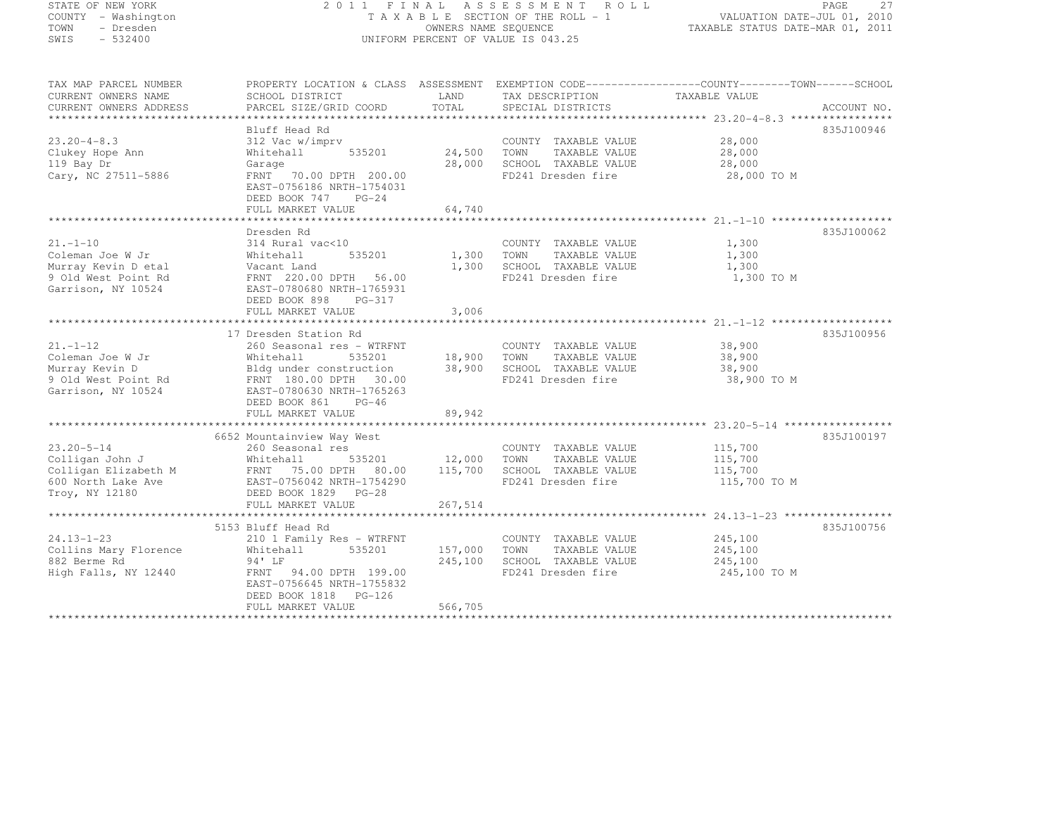STATE OF NEW YORK
COUNTY - Washington
TOWN - Dresden
SWIS - 532400

# 2011 FINAL ASSESSMENT ROLL

TAXABLE SECTION OF THE ROLL - 1
OWNERS NAME SEQUENCE
UNIFORM PERCENT OF VALUE IS 043.25

VALUATION DATE-JUL 01, 2010
TAXABLE STATUS DATE-MAR 01, 2011

| TAX MAP PARCEL NUMBER / CURRENT OWNERS NAME / CURRENT OWNERS ADDRESS | PROPERTY LOCATION & CLASS / SCHOOL DISTRICT / PARCEL SIZE/GRID COORD | ASSESSMENT LAND / TOTAL | EXEMPTION CODE / TAX DESCRIPTION / SPECIAL DISTRICTS | COUNTY / TOWN / SCHOOL TAXABLE VALUE | ACCOUNT NO. |
|---|---|---|---|---|---|
| **23.20-4-8.3** | Bluff Head Rd | | | | 835J100946 |
| 23.20-4-8.3 | 312 Vac w/imprv | | COUNTY TAXABLE VALUE | 28,000 | |
| Clukey Hope Ann | Whitehall 535201 | 24,500 | TOWN TAXABLE VALUE | 28,000 | |
| 119 Bay Dr | Garage | 28,000 | SCHOOL TAXABLE VALUE | 28,000 | |
| Cary, NC 27511-5886 | FRNT 70.00 DPTH 200.00 | | FD241 Dresden fire | 28,000 TO M | |
| | EAST-0756186 NRTH-1754031 | | | | |
| | DEED BOOK 747 PG-24 | | | | |
| | FULL MARKET VALUE | 64,740 | | | |
| **21.-1-10** | Dresden Rd | | | | 835J100062 |
| 21.-1-10 | 314 Rural vac<10 | | COUNTY TAXABLE VALUE | 1,300 | |
| Coleman Joe W Jr | Whitehall 535201 | 1,300 | TOWN TAXABLE VALUE | 1,300 | |
| Murray Kevin D etal | Vacant Land | 1,300 | SCHOOL TAXABLE VALUE | 1,300 | |
| 9 Old West Point Rd | FRNT 220.00 DPTH 56.00 | | FD241 Dresden fire | 1,300 TO M | |
| Garrison, NY 10524 | EAST-0780680 NRTH-1765931 | | | | |
| | DEED BOOK 898 PG-317 | | | | |
| | FULL MARKET VALUE | 3,006 | | | |
| **21.-1-12** | 17 Dresden Station Rd | | | | 835J100956 |
| 21.-1-12 | 260 Seasonal res - WTRFNT | | COUNTY TAXABLE VALUE | 38,900 | |
| Coleman Joe W Jr | Whitehall 535201 | 18,900 | TOWN TAXABLE VALUE | 38,900 | |
| Murray Kevin D | Bldg under construction | 38,900 | SCHOOL TAXABLE VALUE | 38,900 | |
| 9 Old West Point Rd | FRNT 180.00 DPTH 30.00 | | FD241 Dresden fire | 38,900 TO M | |
| Garrison, NY 10524 | EAST-0780630 NRTH-1765263 | | | | |
| | DEED BOOK 861 PG-46 | | | | |
| | FULL MARKET VALUE | 89,942 | | | |
| **23.20-5-14** | 6652 Mountainview Way West | | | | 835J100197 |
| 23.20-5-14 | 260 Seasonal res | | COUNTY TAXABLE VALUE | 115,700 | |
| Colligan John J | Whitehall 535201 | 12,000 | TOWN TAXABLE VALUE | 115,700 | |
| Colligan Elizabeth M | FRNT 75.00 DPTH 80.00 | 115,700 | SCHOOL TAXABLE VALUE | 115,700 | |
| 600 North Lake Ave | EAST-0756042 NRTH-1754290 | | FD241 Dresden fire | 115,700 TO M | |
| Troy, NY 12180 | DEED BOOK 1829 PG-28 | | | | |
| | FULL MARKET VALUE | 267,514 | | | |
| **24.13-1-23** | 5153 Bluff Head Rd | | | | 835J100756 |
| 24.13-1-23 | 210 1 Family Res - WTRFNT | | COUNTY TAXABLE VALUE | 245,100 | |
| Collins Mary Florence | Whitehall 535201 | 157,000 | TOWN TAXABLE VALUE | 245,100 | |
| 882 Berme Rd | 94' LF | 245,100 | SCHOOL TAXABLE VALUE | 245,100 | |
| High Falls, NY 12440 | FRNT 94.00 DPTH 199.00 | | FD241 Dresden fire | 245,100 TO M | |
| | EAST-0756645 NRTH-1755832 | | | | |
| | DEED BOOK 1818 PG-126 | | | | |
| | FULL MARKET VALUE | 566,705 | | | |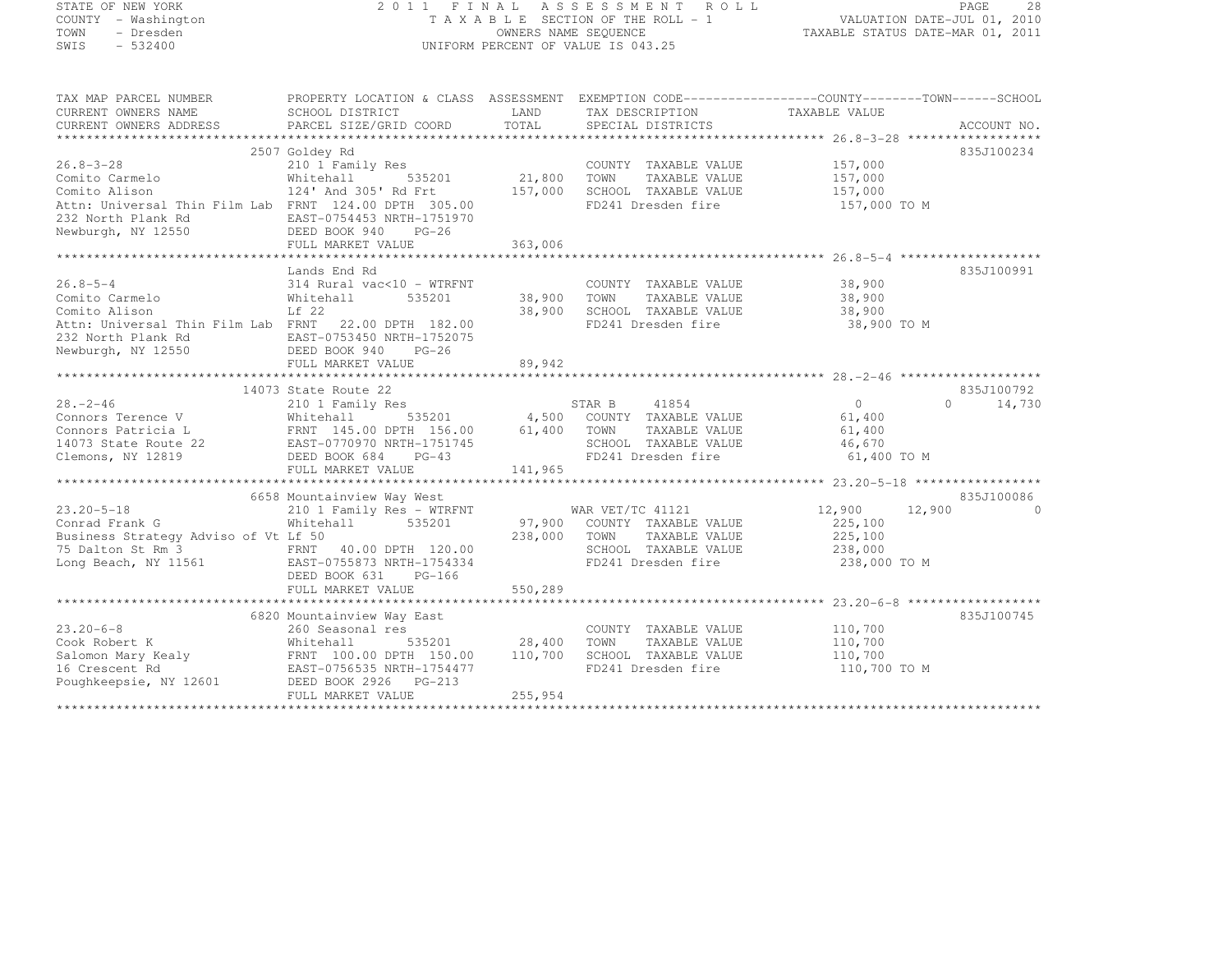STATE OF NEW YORK
COUNTY - Washington
TOWN - Dresden
SWIS - 532400

2011 FINAL ASSESSMENT ROLL
TAXABLE SECTION OF THE ROLL - 1
OWNERS NAME SEQUENCE
UNIFORM PERCENT OF VALUE IS 043.25

VALUATION DATE-JUL 01, 2010
TAXABLE STATUS DATE-MAR 01, 2011

```
TAX MAP PARCEL NUMBER          PROPERTY LOCATION & CLASS  ASSESSMENT  EXEMPTION CODE------------------COUNTY--------TOWN------SCHOOL
CURRENT OWNERS NAME            SCHOOL DISTRICT               LAND      TAX DESCRIPTION             TAXABLE VALUE
CURRENT OWNERS ADDRESS         PARCEL SIZE/GRID COORD        TOTAL     SPECIAL DISTRICTS                                     ACCOUNT NO.
******************************************************************************************************* 26.8-3-28 ******************
                               2507 Goldey Rd                                                                               835J100234
26.8-3-28                      210 1 Family Res                         COUNTY  TAXABLE VALUE          157,000
Comito Carmelo                 Whitehall       535201       21,800      TOWN    TAXABLE VALUE          157,000
Comito Alison                  124' And 305' Rd Frt        157,000      SCHOOL  TAXABLE VALUE          157,000
Attn: Universal Thin Film Lab  FRNT 124.00 DPTH 305.00                  FD241 Dresden fire              157,000 TO M
232 North Plank Rd             EAST-0754453 NRTH-1751970
Newburgh, NY 12550             DEED BOOK 940    PG-26
                               FULL MARKET VALUE           363,006
******************************************************************************************************* 26.8-5-4 *******************
                               Lands End Rd                                                                                 835J100991
26.8-5-4                       314 Rural vac<10 - WTRFNT                COUNTY  TAXABLE VALUE           38,900
Comito Carmelo                 Whitehall       535201       38,900      TOWN    TAXABLE VALUE           38,900
Comito Alison                  Lf 22                        38,900      SCHOOL  TAXABLE VALUE           38,900
Attn: Universal Thin Film Lab  FRNT  22.00 DPTH 182.00                  FD241 Dresden fire               38,900 TO M
232 North Plank Rd             EAST-0753450 NRTH-1752075
Newburgh, NY 12550             DEED BOOK 940    PG-26
                               FULL MARKET VALUE            89,942
******************************************************************************************************* 28.-2-46 *******************
                               14073 State Route 22                                                                         835J100792
28.-2-46                       210 1 Family Res                         STAR B    41854                  0            0      14,730
Connors Terence V              Whitehall       535201        4,500      COUNTY  TAXABLE VALUE           61,400
Connors Patricia L             FRNT 145.00 DPTH 156.00      61,400      TOWN    TAXABLE VALUE           61,400
14073 State Route 22           EAST-0770970 NRTH-1751745                SCHOOL  TAXABLE VALUE           46,670
Clemons, NY 12819              DEED BOOK 684    PG-43                   FD241 Dresden fire               61,400 TO M
                               FULL MARKET VALUE           141,965
******************************************************************************************************* 23.20-5-18 *****************
                               6658 Mountainview Way West                                                                   835J100086
23.20-5-18                     210 1 Family Res - WTRFNT                WAR VET/TC 41121             12,900       12,900           0
Conrad Frank G                 Whitehall       535201       97,900      COUNTY  TAXABLE VALUE          225,100
Business Strategy Adviso of Vt Lf 50                       238,000      TOWN    TAXABLE VALUE          225,100
75 Dalton St Rm 3              FRNT  40.00 DPTH 120.00                  SCHOOL  TAXABLE VALUE          238,000
Long Beach, NY 11561           EAST-0755873 NRTH-1754334                FD241 Dresden fire              238,000 TO M
                               DEED BOOK 631    PG-166
                               FULL MARKET VALUE           550,289
******************************************************************************************************* 23.20-6-8 ******************
                               6820 Mountainview Way East                                                                   835J100745
23.20-6-8                      260 Seasonal res                         COUNTY  TAXABLE VALUE          110,700
Cook Robert K                  Whitehall       535201       28,400      TOWN    TAXABLE VALUE          110,700
Salomon Mary Kealy             FRNT 100.00 DPTH 150.00     110,700      SCHOOL  TAXABLE VALUE          110,700
16 Crescent Rd                 EAST-0756535 NRTH-1754477                FD241 Dresden fire              110,700 TO M
Poughkeepsie, NY 12601         DEED BOOK 2926   PG-213
                               FULL MARKET VALUE           255,954
************************************************************************************************************************************
```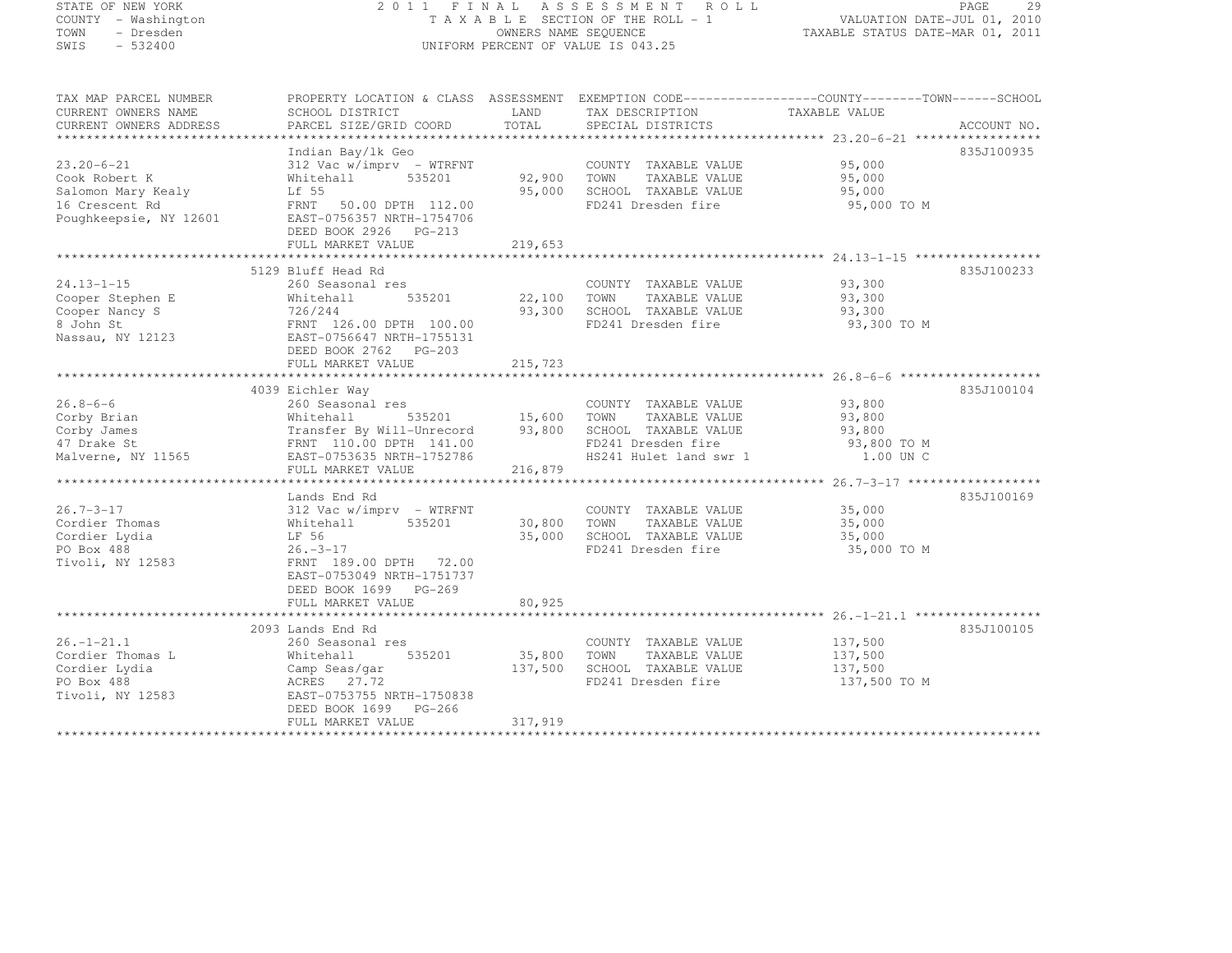STATE OF NEW YORK
COUNTY - Washington
TOWN - Dresden
SWIS - 532400

2011 FINAL ASSESSMENT ROLL
TAXABLE SECTION OF THE ROLL - 1
OWNERS NAME SEQUENCE
UNIFORM PERCENT OF VALUE IS 043.25

VALUATION DATE-JUL 01, 2010
TAXABLE STATUS DATE-MAR 01, 2011

| TAX MAP PARCEL NUMBER<br>CURRENT OWNERS NAME<br>CURRENT OWNERS ADDRESS | PROPERTY LOCATION & CLASS<br>SCHOOL DISTRICT<br>PARCEL SIZE/GRID COORD | ASSESSMENT<br>LAND<br>TOTAL | EXEMPTION CODE<br>TAX DESCRIPTION<br>SPECIAL DISTRICTS | COUNTY / TOWN / SCHOOL<br>TAXABLE VALUE | ACCOUNT NO. |
|---|---|---|---|---|---|
| 23.20-6-21 | Indian Bay/lk Geo | | | | 835J100935 |
| 23.20-6-21 | 312 Vac w/imprv - WTRFNT | | COUNTY TAXABLE VALUE | 95,000 | |
| Cook Robert K | Whitehall 535201 | 92,900 | TOWN TAXABLE VALUE | 95,000 | |
| Salomon Mary Kealy | Lf 55 | 95,000 | SCHOOL TAXABLE VALUE | 95,000 | |
| 16 Crescent Rd | FRNT 50.00 DPTH 112.00 | | FD241 Dresden fire | 95,000 TO M | |
| Poughkeepsie, NY 12601 | EAST-0756357 NRTH-1754706 | | | | |
| | DEED BOOK 2926 PG-213 | | | | |
| | FULL MARKET VALUE | 219,653 | | | |
| 24.13-1-15 | 5129 Bluff Head Rd | | | | 835J100233 |
| 24.13-1-15 | 260 Seasonal res | | COUNTY TAXABLE VALUE | 93,300 | |
| Cooper Stephen E | Whitehall 535201 | 22,100 | TOWN TAXABLE VALUE | 93,300 | |
| Cooper Nancy S | 726/244 | 93,300 | SCHOOL TAXABLE VALUE | 93,300 | |
| 8 John St | FRNT 126.00 DPTH 100.00 | | FD241 Dresden fire | 93,300 TO M | |
| Nassau, NY 12123 | EAST-0756647 NRTH-1755131 | | | | |
| | DEED BOOK 2762 PG-203 | | | | |
| | FULL MARKET VALUE | 215,723 | | | |
| 26.8-6-6 | 4039 Eichler Way | | | | 835J100104 |
| 26.8-6-6 | 260 Seasonal res | | COUNTY TAXABLE VALUE | 93,800 | |
| Corby Brian | Whitehall 535201 | 15,600 | TOWN TAXABLE VALUE | 93,800 | |
| Corby James | Transfer By Will-Unrecord | 93,800 | SCHOOL TAXABLE VALUE | 93,800 | |
| 47 Drake St | FRNT 110.00 DPTH 141.00 | | FD241 Dresden fire | 93,800 TO M | |
| Malverne, NY 11565 | EAST-0753635 NRTH-1752786 | | HS241 Hulet land swr 1 | 1.00 UN C | |
| | FULL MARKET VALUE | 216,879 | | | |
| 26.7-3-17 | Lands End Rd | | | | 835J100169 |
| 26.7-3-17 | 312 Vac w/imprv - WTRFNT | | COUNTY TAXABLE VALUE | 35,000 | |
| Cordier Thomas | Whitehall 535201 | 30,800 | TOWN TAXABLE VALUE | 35,000 | |
| Cordier Lydia | LF 56 | 35,000 | SCHOOL TAXABLE VALUE | 35,000 | |
| PO Box 488 | 26.-3-17 | | FD241 Dresden fire | 35,000 TO M | |
| Tivoli, NY 12583 | FRNT 189.00 DPTH 72.00 | | | | |
| | EAST-0753049 NRTH-1751737 | | | | |
| | DEED BOOK 1699 PG-269 | | | | |
| | FULL MARKET VALUE | 80,925 | | | |
| 26.-1-21.1 | 2093 Lands End Rd | | | | 835J100105 |
| 26.-1-21.1 | 260 Seasonal res | | COUNTY TAXABLE VALUE | 137,500 | |
| Cordier Thomas L | Whitehall 535201 | 35,800 | TOWN TAXABLE VALUE | 137,500 | |
| Cordier Lydia | Camp Seas/gar | 137,500 | SCHOOL TAXABLE VALUE | 137,500 | |
| PO Box 488 | ACRES 27.72 | | FD241 Dresden fire | 137,500 TO M | |
| Tivoli, NY 12583 | EAST-0753755 NRTH-1750838 | | | | |
| | DEED BOOK 1699 PG-266 | | | | |
| | FULL MARKET VALUE | 317,919 | | | |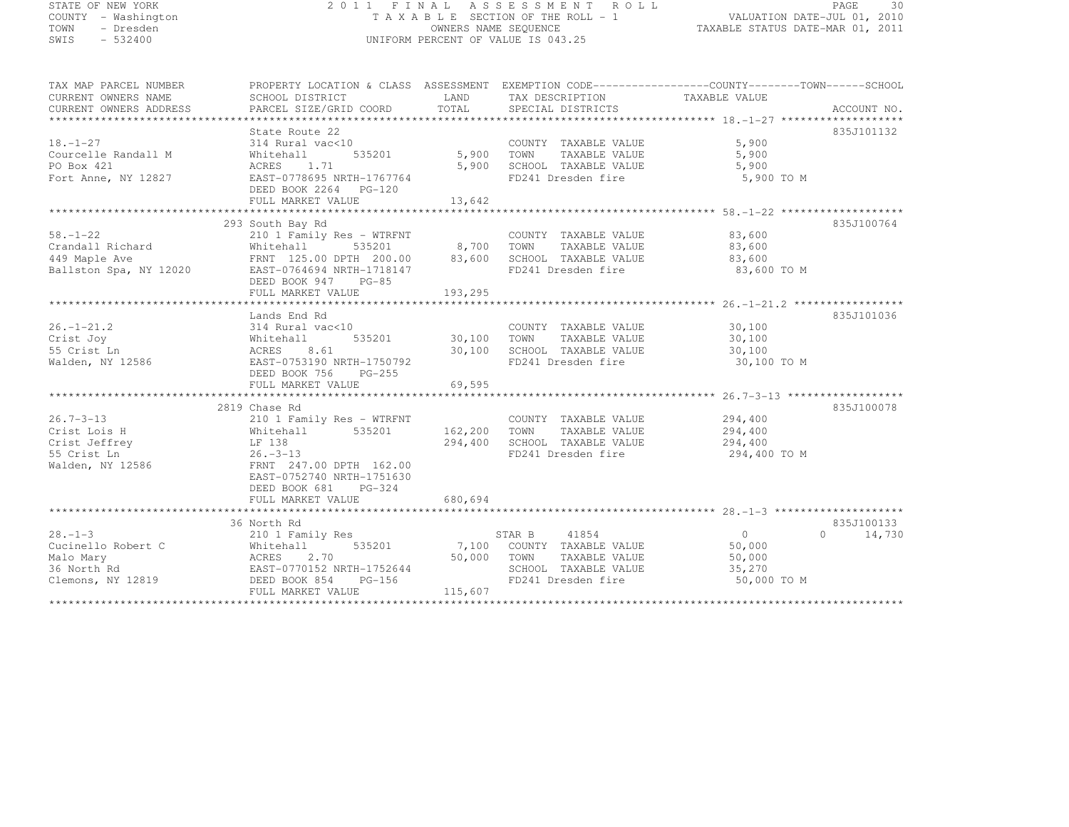STATE OF NEW YORK
COUNTY - Washington
TOWN - Dresden
SWIS - 532400

2011 FINAL ASSESSMENT ROLL
TAXABLE SECTION OF THE ROLL - 1
OWNERS NAME SEQUENCE
UNIFORM PERCENT OF VALUE IS 043.25

VALUATION DATE-JUL 01, 2010
TAXABLE STATUS DATE-MAR 01, 2011

| TAX MAP PARCEL NUMBER / CURRENT OWNERS NAME / CURRENT OWNERS ADDRESS | PROPERTY LOCATION & CLASS / SCHOOL DISTRICT / PARCEL SIZE/GRID COORD | ASSESSMENT LAND / TOTAL | EXEMPTION CODE / TAX DESCRIPTION / SPECIAL DISTRICTS | COUNTY TAXABLE VALUE | TOWN | SCHOOL | ACCOUNT NO. |
|---|---|---|---|---|---|---|---|
| **18.-1-27** | State Route 22 | | | | | | 835J101132 |
| 18.-1-27 | 314 Rural vac<10 | | COUNTY TAXABLE VALUE | 5,900 | | | |
| Courcelle Randall M | Whitehall 535201 | 5,900 | TOWN TAXABLE VALUE | 5,900 | | | |
| PO Box 421 | ACRES 1.71 | 5,900 | SCHOOL TAXABLE VALUE | 5,900 | | | |
| Fort Anne, NY 12827 | EAST-0778695 NRTH-1767764 | | FD241 Dresden fire | 5,900 TO M | | | |
| | DEED BOOK 2264 PG-120 | | | | | | |
| | FULL MARKET VALUE | 13,642 | | | | | |
| **58.-1-22** | 293 South Bay Rd | | | | | | 835J100764 |
| 58.-1-22 | 210 1 Family Res - WTRFNT | | COUNTY TAXABLE VALUE | 83,600 | | | |
| Crandall Richard | Whitehall 535201 | 8,700 | TOWN TAXABLE VALUE | 83,600 | | | |
| 449 Maple Ave | FRNT 125.00 DPTH 200.00 | 83,600 | SCHOOL TAXABLE VALUE | 83,600 | | | |
| Ballston Spa, NY 12020 | EAST-0764694 NRTH-1718147 | | FD241 Dresden fire | 83,600 TO M | | | |
| | DEED BOOK 947 PG-85 | | | | | | |
| | FULL MARKET VALUE | 193,295 | | | | | |
| **26.-1-21.2** | Lands End Rd | | | | | | 835J101036 |
| 26.-1-21.2 | 314 Rural vac<10 | | COUNTY TAXABLE VALUE | 30,100 | | | |
| Crist Joy | Whitehall 535201 | 30,100 | TOWN TAXABLE VALUE | 30,100 | | | |
| 55 Crist Ln | ACRES 8.61 | 30,100 | SCHOOL TAXABLE VALUE | 30,100 | | | |
| Walden, NY 12586 | EAST-0753190 NRTH-1750792 | | FD241 Dresden fire | 30,100 TO M | | | |
| | DEED BOOK 756 PG-255 | | | | | | |
| | FULL MARKET VALUE | 69,595 | | | | | |
| **26.7-3-13** | 2819 Chase Rd | | | | | | 835J100078 |
| 26.7-3-13 | 210 1 Family Res - WTRFNT | | COUNTY TAXABLE VALUE | 294,400 | | | |
| Crist Lois H | Whitehall 535201 | 162,200 | TOWN TAXABLE VALUE | 294,400 | | | |
| Crist Jeffrey | LF 138 | 294,400 | SCHOOL TAXABLE VALUE | 294,400 | | | |
| 55 Crist Ln | 26.-3-13 | | FD241 Dresden fire | 294,400 TO M | | | |
| Walden, NY 12586 | FRNT 247.00 DPTH 162.00 | | | | | | |
| | EAST-0752740 NRTH-1751630 | | | | | | |
| | DEED BOOK 681 PG-324 | | | | | | |
| | FULL MARKET VALUE | 680,694 | | | | | |
| **28.-1-3** | 36 North Rd | | | | | | 835J100133 |
| 28.-1-3 | 210 1 Family Res | | STAR B 41854 | 0 | 0 | 14,730 | |
| Cucinello Robert C | Whitehall 535201 | 7,100 | COUNTY TAXABLE VALUE | 50,000 | | | |
| Malo Mary | ACRES 2.70 | 50,000 | TOWN TAXABLE VALUE | 50,000 | | | |
| 36 North Rd | EAST-0770152 NRTH-1752644 | | SCHOOL TAXABLE VALUE | 35,270 | | | |
| Clemons, NY 12819 | DEED BOOK 854 PG-156 | | FD241 Dresden fire | 50,000 TO M | | | |
| | FULL MARKET VALUE | 115,607 | | | | | |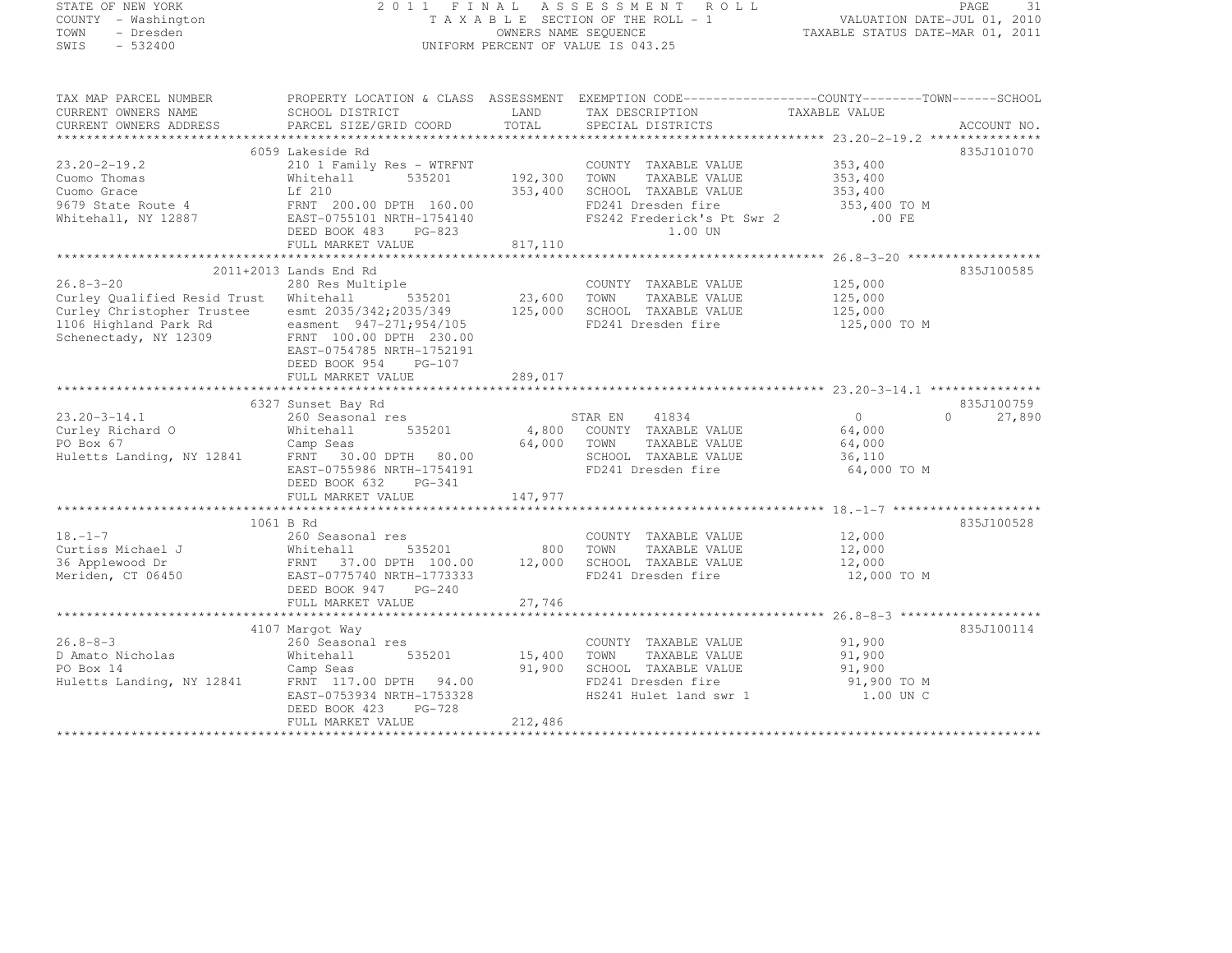STATE OF NEW YORK
COUNTY - Washington
TOWN - Dresden
SWIS - 532400

# 2011 FINAL ASSESSMENT ROLL

TAXABLE SECTION OF THE ROLL - 1
OWNERS NAME SEQUENCE
UNIFORM PERCENT OF VALUE IS 043.25

VALUATION DATE-JUL 01, 2010
TAXABLE STATUS DATE-MAR 01, 2011

| TAX MAP PARCEL NUMBER / CURRENT OWNERS NAME / CURRENT OWNERS ADDRESS | PROPERTY LOCATION & CLASS / SCHOOL DISTRICT / PARCEL SIZE/GRID COORD | ASSESSMENT LAND / TOTAL | EXEMPTION CODE / TAX DESCRIPTION / SPECIAL DISTRICTS | COUNTY / TAXABLE VALUE | TOWN | SCHOOL | ACCOUNT NO. |
|---|---|---|---|---|---|---|---|
| 23.20-2-19.2 | 6059 Lakeside Rd | | | | | | 835J101070 |
| | 210 1 Family Res - WTRFNT | | COUNTY TAXABLE VALUE | 353,400 | | | |
| Cuomo Thomas | Whitehall 535201 | 192,300 | TOWN TAXABLE VALUE | 353,400 | | | |
| Cuomo Grace | Lf 210 | 353,400 | SCHOOL TAXABLE VALUE | 353,400 | | | |
| 9679 State Route 4 | FRNT 200.00 DPTH 160.00 | | FD241 Dresden fire | 353,400 TO M | | | |
| Whitehall, NY 12887 | EAST-0755101 NRTH-1754140 | | FS242 Frederick's Pt Swr 2 | .00 FE | | | |
| | DEED BOOK 483 PG-823 | | 1.00 UN | | | | |
| | FULL MARKET VALUE | 817,110 | | | | | |
| 26.8-3-20 | 2011+2013 Lands End Rd | | | | | | 835J100585 |
| | 280 Res Multiple | | COUNTY TAXABLE VALUE | 125,000 | | | |
| Curley Qualified Resid Trust | Whitehall 535201 | 23,600 | TOWN TAXABLE VALUE | 125,000 | | | |
| Curley Christopher Trustee | esmt 2035/342;2035/349 | 125,000 | SCHOOL TAXABLE VALUE | 125,000 | | | |
| 1106 Highland Park Rd | easment 947-271;954/105 | | FD241 Dresden fire | 125,000 TO M | | | |
| Schenectady, NY 12309 | FRNT 100.00 DPTH 230.00 | | | | | | |
| | EAST-0754785 NRTH-1752191 | | | | | | |
| | DEED BOOK 954 PG-107 | | | | | | |
| | FULL MARKET VALUE | 289,017 | | | | | |
| 23.20-3-14.1 | 6327 Sunset Bay Rd | | | | | | 835J100759 |
| | 260 Seasonal res | | STAR EN 41834 | 0 | 0 | 27,890 | |
| Curley Richard O | Whitehall 535201 | 4,800 | COUNTY TAXABLE VALUE | 64,000 | | | |
| PO Box 67 | Camp Seas | 64,000 | TOWN TAXABLE VALUE | 64,000 | | | |
| Huletts Landing, NY 12841 | FRNT 30.00 DPTH 80.00 | | SCHOOL TAXABLE VALUE | 36,110 | | | |
| | EAST-0755986 NRTH-1754191 | | FD241 Dresden fire | 64,000 TO M | | | |
| | DEED BOOK 632 PG-341 | | | | | | |
| | FULL MARKET VALUE | 147,977 | | | | | |
| 18.-1-7 | 1061 B Rd | | | | | | 835J100528 |
| | 260 Seasonal res | | COUNTY TAXABLE VALUE | 12,000 | | | |
| Curtiss Michael J | Whitehall 535201 | 800 | TOWN TAXABLE VALUE | 12,000 | | | |
| 36 Applewood Dr | FRNT 37.00 DPTH 100.00 | 12,000 | SCHOOL TAXABLE VALUE | 12,000 | | | |
| Meriden, CT 06450 | EAST-0775740 NRTH-1773333 | | FD241 Dresden fire | 12,000 TO M | | | |
| | DEED BOOK 947 PG-240 | | | | | | |
| | FULL MARKET VALUE | 27,746 | | | | | |
| 26.8-8-3 | 4107 Margot Way | | | | | | 835J100114 |
| | 260 Seasonal res | | COUNTY TAXABLE VALUE | 91,900 | | | |
| D Amato Nicholas | Whitehall 535201 | 15,400 | TOWN TAXABLE VALUE | 91,900 | | | |
| PO Box 14 | Camp Seas | 91,900 | SCHOOL TAXABLE VALUE | 91,900 | | | |
| Huletts Landing, NY 12841 | FRNT 117.00 DPTH 94.00 | | FD241 Dresden fire | 91,900 TO M | | | |
| | EAST-0753934 NRTH-1753328 | | HS241 Hulet land swr 1 | 1.00 UN C | | | |
| | DEED BOOK 423 PG-728 | | | | | | |
| | FULL MARKET VALUE | 212,486 | | | | | |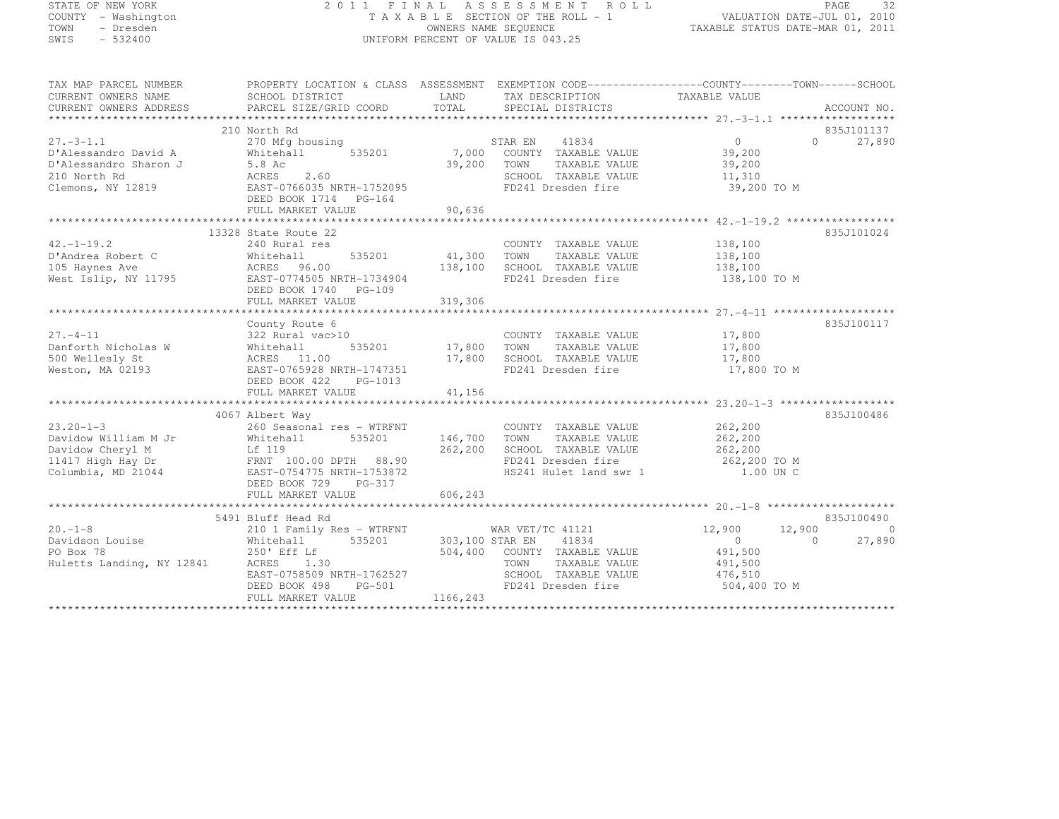STATE OF NEW YORK
COUNTY - Washington
TOWN - Dresden
SWIS - 532400

2011 FINAL ASSESSMENT ROLL
TAXABLE SECTION OF THE ROLL - 1
OWNERS NAME SEQUENCE
UNIFORM PERCENT OF VALUE IS 043.25

VALUATION DATE-JUL 01, 2010
TAXABLE STATUS DATE-MAR 01, 2011

| TAX MAP PARCEL NUMBER / CURRENT OWNERS NAME / CURRENT OWNERS ADDRESS | PROPERTY LOCATION & CLASS / SCHOOL DISTRICT / PARCEL SIZE/GRID COORD | ASSESSMENT LAND / TOTAL | EXEMPTION CODE / TAX DESCRIPTION / SPECIAL DISTRICTS | COUNTY | TOWN | SCHOOL / TAXABLE VALUE | ACCOUNT NO. |
|---|---|---|---|---|---|---|---|
| | 210 North Rd | | | | | | 835J101137 |
| 27.-3-1.1 | 270 Mfg housing | | STAR EN 41834 | 0 | 0 | 27,890 | |
| D'Alessandro David A | Whitehall 535201 | 7,000 | COUNTY TAXABLE VALUE | 39,200 | | | |
| D'Alessandro Sharon J | 5.8 Ac | 39,200 | TOWN TAXABLE VALUE | 39,200 | | | |
| 210 North Rd | ACRES 2.60 | | SCHOOL TAXABLE VALUE | 11,310 | | | |
| Clemons, NY 12819 | EAST-0766035 NRTH-1752095 | | FD241 Dresden fire | 39,200 TO M | | | |
| | DEED BOOK 1714 PG-164 | | | | | | |
| | FULL MARKET VALUE | 90,636 | | | | | |
| | 13328 State Route 22 | | | | | | 835J101024 |
| 42.-1-19.2 | 240 Rural res | | COUNTY TAXABLE VALUE | 138,100 | | | |
| D'Andrea Robert C | Whitehall 535201 | 41,300 | TOWN TAXABLE VALUE | 138,100 | | | |
| 105 Haynes Ave | ACRES 96.00 | 138,100 | SCHOOL TAXABLE VALUE | 138,100 | | | |
| West Islip, NY 11795 | EAST-0774505 NRTH-1734904 | | FD241 Dresden fire | 138,100 TO M | | | |
| | DEED BOOK 1740 PG-109 | | | | | | |
| | FULL MARKET VALUE | 319,306 | | | | | |
| | County Route 6 | | | | | | 835J100117 |
| 27.-4-11 | 322 Rural vac>10 | | COUNTY TAXABLE VALUE | 17,800 | | | |
| Danforth Nicholas W | Whitehall 535201 | 17,800 | TOWN TAXABLE VALUE | 17,800 | | | |
| 500 Wellesly St | ACRES 11.00 | 17,800 | SCHOOL TAXABLE VALUE | 17,800 | | | |
| Weston, MA 02193 | EAST-0765928 NRTH-1747351 | | FD241 Dresden fire | 17,800 TO M | | | |
| | DEED BOOK 422 PG-1013 | | | | | | |
| | FULL MARKET VALUE | 41,156 | | | | | |
| | 4067 Albert Way | | | | | | 835J100486 |
| 23.20-1-3 | 260 Seasonal res - WTRFNT | | COUNTY TAXABLE VALUE | 262,200 | | | |
| Davidow William M Jr | Whitehall 535201 | 146,700 | TOWN TAXABLE VALUE | 262,200 | | | |
| Davidow Cheryl M | Lf 119 | 262,200 | SCHOOL TAXABLE VALUE | 262,200 | | | |
| 11417 High Hay Dr | FRNT 100.00 DPTH 88.90 | | FD241 Dresden fire | 262,200 TO M | | | |
| Columbia, MD 21044 | EAST-0754775 NRTH-1753872 | | HS241 Hulet land swr 1 | 1.00 UN C | | | |
| | DEED BOOK 729 PG-317 | | | | | | |
| | FULL MARKET VALUE | 606,243 | | | | | |
| | 5491 Bluff Head Rd | | | | | | 835J100490 |
| 20.-1-8 | 210 1 Family Res - WTRFNT | | WAR VET/TC 41121 | 12,900 | 12,900 | 0 | |
| Davidson Louise | Whitehall 535201 | 303,100 | STAR EN 41834 | 0 | 0 | 27,890 | |
| PO Box 78 | 250' Eff Lf | 504,400 | COUNTY TAXABLE VALUE | 491,500 | | | |
| Huletts Landing, NY 12841 | ACRES 1.30 | | TOWN TAXABLE VALUE | 491,500 | | | |
| | EAST-0758509 NRTH-1762527 | | SCHOOL TAXABLE VALUE | 476,510 | | | |
| | DEED BOOK 498 PG-501 | | FD241 Dresden fire | 504,400 TO M | | | |
| | FULL MARKET VALUE | 1166,243 | | | | | |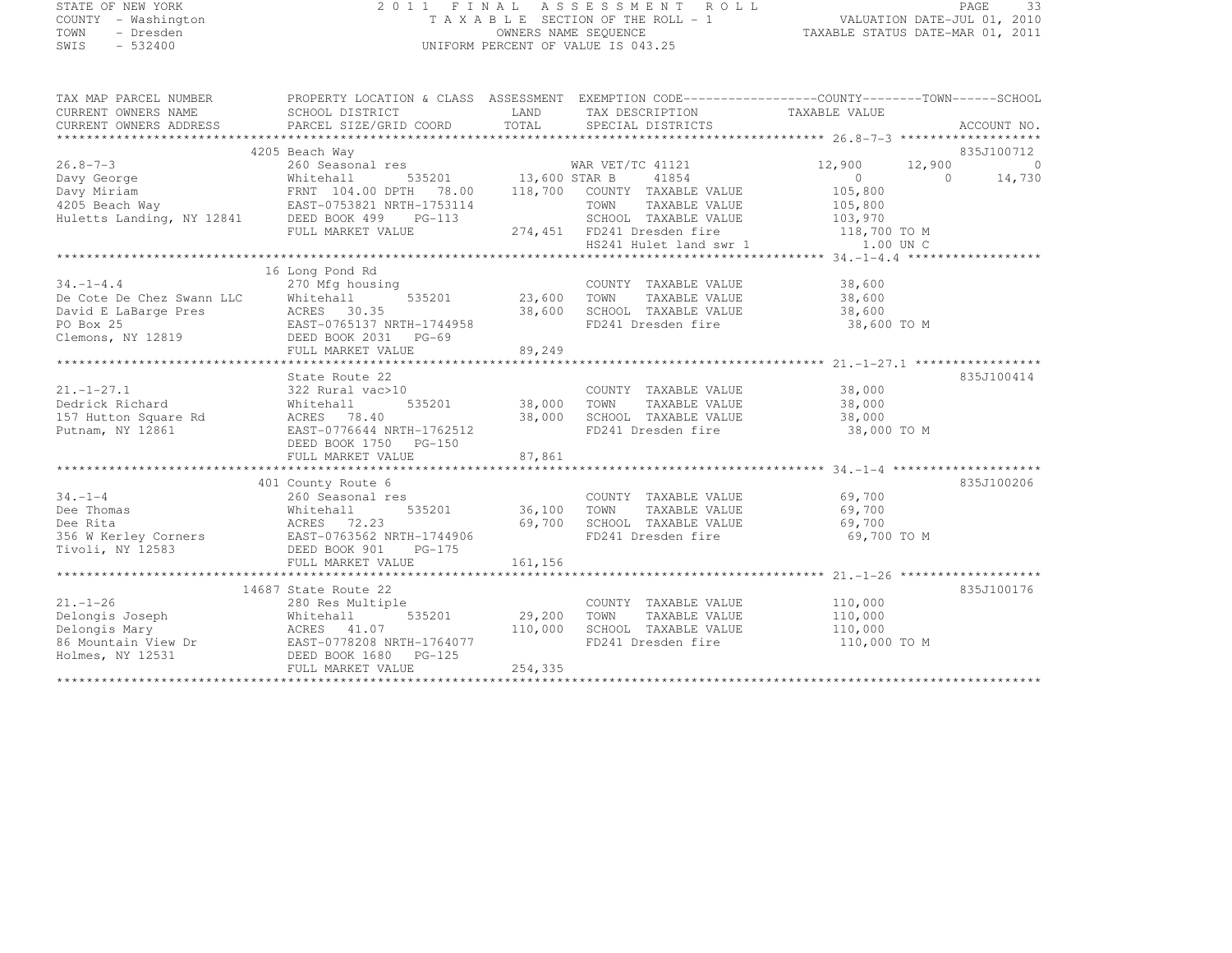STATE OF NEW YORK
COUNTY - Washington
TOWN - Dresden
SWIS - 532400

2011 FINAL ASSESSMENT ROLL
TAXABLE SECTION OF THE ROLL - 1
OWNERS NAME SEQUENCE
UNIFORM PERCENT OF VALUE IS 043.25

VALUATION DATE-JUL 01, 2010
TAXABLE STATUS DATE-MAR 01, 2011

```
TAX MAP PARCEL NUMBER        PROPERTY LOCATION & CLASS  ASSESSMENT  EXEMPTION CODE------------------COUNTY--------TOWN------SCHOOL
CURRENT OWNERS NAME          SCHOOL DISTRICT              LAND      TAX DESCRIPTION              TAXABLE VALUE
CURRENT OWNERS ADDRESS       PARCEL SIZE/GRID COORD       TOTAL     SPECIAL DISTRICTS                                        ACCOUNT NO.
****************************************************************************************************** 26.8-7-3 *******************
                             4205 Beach Way                                                                                835J100712
26.8-7-3                     260 Seasonal res                     WAR VET/TC 41121               12,900       12,900            0
Davy George                  Whitehall        535201      13,600 STAR B     41854                     0            0       14,730
Davy Miriam                  FRNT 104.00 DPTH  78.00     118,700   COUNTY  TAXABLE VALUE          105,800
4205 Beach Way               EAST-0753821 NRTH-1753114             TOWN    TAXABLE VALUE          105,800
Huletts Landing, NY 12841    DEED BOOK 499    PG-113               SCHOOL  TAXABLE VALUE          103,970
                             FULL MARKET VALUE           274,451   FD241 Dresden fire             118,700 TO M
                                                                   HS241 Hulet land swr 1            1.00 UN C
****************************************************************************************************** 34.-1-4.4 ******************
                             16 Long Pond Rd
34.-1-4.4                    270 Mfg housing                       COUNTY  TAXABLE VALUE           38,600
De Cote De Chez Swann LLC    Whitehall        535201      23,600   TOWN    TAXABLE VALUE           38,600
David E LaBarge Pres         ACRES  30.35                 38,600   SCHOOL  TAXABLE VALUE           38,600
PO Box 25                    EAST-0765137 NRTH-1744958             FD241 Dresden fire              38,600 TO M
Clemons, NY 12819            DEED BOOK 2031   PG-69
                             FULL MARKET VALUE            89,249
****************************************************************************************************** 21.-1-27.1 *****************
                             State Route 22                                                                                835J100414
21.-1-27.1                   322 Rural vac>10                      COUNTY  TAXABLE VALUE           38,000
Dedrick Richard              Whitehall        535201      38,000   TOWN    TAXABLE VALUE           38,000
157 Hutton Square Rd         ACRES  78.40                 38,000   SCHOOL  TAXABLE VALUE           38,000
Putnam, NY 12861             EAST-0776644 NRTH-1762512             FD241 Dresden fire              38,000 TO M
                             DEED BOOK 1750   PG-150
                             FULL MARKET VALUE            87,861
****************************************************************************************************** 34.-1-4 ********************
                             401 County Route 6                                                                            835J100206
34.-1-4                      260 Seasonal res                      COUNTY  TAXABLE VALUE           69,700
Dee Thomas                   Whitehall        535201      36,100   TOWN    TAXABLE VALUE           69,700
Dee Rita                     ACRES  72.23                 69,700   SCHOOL  TAXABLE VALUE           69,700
356 W Kerley Corners         EAST-0763562 NRTH-1744906             FD241 Dresden fire              69,700 TO M
Tivoli, NY 12583             DEED BOOK 901    PG-175
                             FULL MARKET VALUE           161,156
****************************************************************************************************** 21.-1-26 *******************
                             14687 State Route 22                                                                          835J100176
21.-1-26                     280 Res Multiple                      COUNTY  TAXABLE VALUE          110,000
Delongis Joseph              Whitehall        535201      29,200   TOWN    TAXABLE VALUE          110,000
Delongis Mary                ACRES  41.07                110,000   SCHOOL  TAXABLE VALUE          110,000
86 Mountain View Dr          EAST-0778208 NRTH-1764077             FD241 Dresden fire             110,000 TO M
Holmes, NY 12531             DEED BOOK 1680   PG-125
                             FULL MARKET VALUE           254,335
************************************************************************************************************************************
```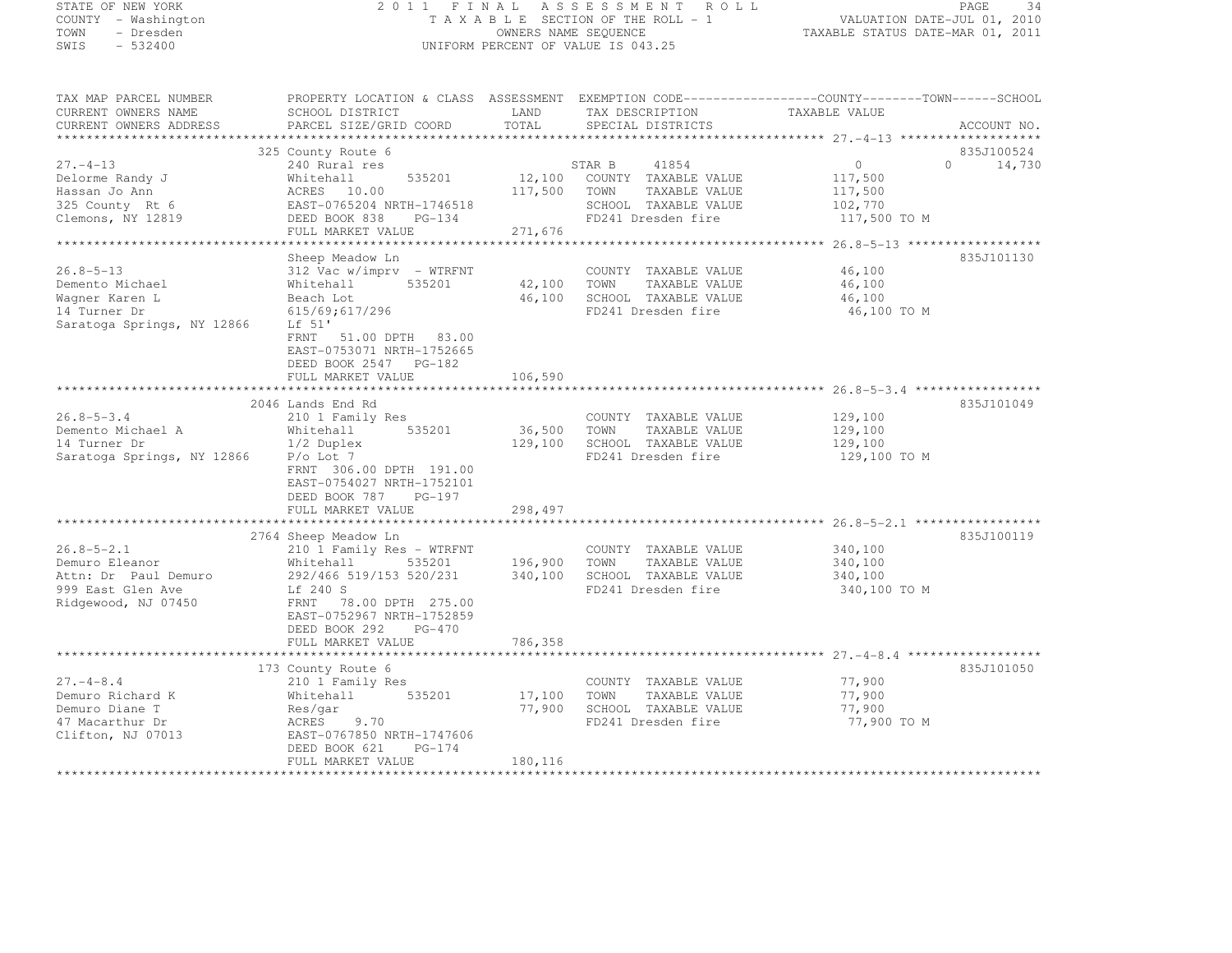STATE OF NEW YORK
COUNTY - Washington
TOWN - Dresden
SWIS - 532400

2011 FINAL ASSESSMENT ROLL
TAXABLE SECTION OF THE ROLL - 1
OWNERS NAME SEQUENCE
UNIFORM PERCENT OF VALUE IS 043.25

VALUATION DATE-JUL 01, 2010
TAXABLE STATUS DATE-MAR 01, 2011

| TAX MAP PARCEL NUMBER / CURRENT OWNERS NAME / CURRENT OWNERS ADDRESS | PROPERTY LOCATION & CLASS / SCHOOL DISTRICT / PARCEL SIZE/GRID COORD | ASSESSMENT LAND / TOTAL | EXEMPTION CODE / TAX DESCRIPTION / SPECIAL DISTRICTS | COUNTY TAXABLE VALUE | TOWN | SCHOOL | ACCOUNT NO. |
|---|---|---|---|---|---|---|---|
| 27.-4-13 | 325 County Route 6 | | | | | | 835J100524 |
| 27.-4-13 | 240 Rural res | | STAR B 41854 | 0 | 0 | 14,730 | |
| Delorme Randy J | Whitehall 535201 | 12,100 | COUNTY TAXABLE VALUE | 117,500 | | | |
| Hassan Jo Ann | ACRES 10.00 | 117,500 | TOWN TAXABLE VALUE | 117,500 | | | |
| 325 County Rt 6 | EAST-0765204 NRTH-1746518 | | SCHOOL TAXABLE VALUE | 102,770 | | | |
| Clemons, NY 12819 | DEED BOOK 838 PG-134 | | FD241 Dresden fire | 117,500 TO M | | | |
| | FULL MARKET VALUE | 271,676 | | | | | |
| 26.8-5-13 | Sheep Meadow Ln | | | | | | 835J101130 |
| 26.8-5-13 | 312 Vac w/imprv - WTRFNT | | COUNTY TAXABLE VALUE | 46,100 | | | |
| Demento Michael | Whitehall 535201 | 42,100 | TOWN TAXABLE VALUE | 46,100 | | | |
| Wagner Karen L | Beach Lot | 46,100 | SCHOOL TAXABLE VALUE | 46,100 | | | |
| 14 Turner Dr | 615/69;617/296 | | FD241 Dresden fire | 46,100 TO M | | | |
| Saratoga Springs, NY 12866 | Lf 51' | | | | | | |
| | FRNT 51.00 DPTH 83.00 | | | | | | |
| | EAST-0753071 NRTH-1752665 | | | | | | |
| | DEED BOOK 2547 PG-182 | | | | | | |
| | FULL MARKET VALUE | 106,590 | | | | | |
| 26.8-5-3.4 | 2046 Lands End Rd | | | | | | 835J101049 |
| 26.8-5-3.4 | 210 1 Family Res | | COUNTY TAXABLE VALUE | 129,100 | | | |
| Demento Michael A | Whitehall 535201 | 36,500 | TOWN TAXABLE VALUE | 129,100 | | | |
| 14 Turner Dr | 1/2 Duplex | 129,100 | SCHOOL TAXABLE VALUE | 129,100 | | | |
| Saratoga Springs, NY 12866 | P/o Lot 7 | | FD241 Dresden fire | 129,100 TO M | | | |
| | FRNT 306.00 DPTH 191.00 | | | | | | |
| | EAST-0754027 NRTH-1752101 | | | | | | |
| | DEED BOOK 787 PG-197 | | | | | | |
| | FULL MARKET VALUE | 298,497 | | | | | |
| 26.8-5-2.1 | 2764 Sheep Meadow Ln | | | | | | 835J100119 |
| 26.8-5-2.1 | 210 1 Family Res - WTRFNT | | COUNTY TAXABLE VALUE | 340,100 | | | |
| Demuro Eleanor | Whitehall 535201 | 196,900 | TOWN TAXABLE VALUE | 340,100 | | | |
| Attn: Dr Paul Demuro | 292/466 519/153 520/231 | 340,100 | SCHOOL TAXABLE VALUE | 340,100 | | | |
| 999 East Glen Ave | Lf 240 S | | FD241 Dresden fire | 340,100 TO M | | | |
| Ridgewood, NJ 07450 | FRNT 78.00 DPTH 275.00 | | | | | | |
| | EAST-0752967 NRTH-1752859 | | | | | | |
| | DEED BOOK 292 PG-470 | | | | | | |
| | FULL MARKET VALUE | 786,358 | | | | | |
| 27.-4-8.4 | 173 County Route 6 | | | | | | 835J101050 |
| 27.-4-8.4 | 210 1 Family Res | | COUNTY TAXABLE VALUE | 77,900 | | | |
| Demuro Richard K | Whitehall 535201 | 17,100 | TOWN TAXABLE VALUE | 77,900 | | | |
| Demuro Diane T | Res/gar | 77,900 | SCHOOL TAXABLE VALUE | 77,900 | | | |
| 47 Macarthur Dr | ACRES 9.70 | | FD241 Dresden fire | 77,900 TO M | | | |
| Clifton, NJ 07013 | EAST-0767850 NRTH-1747606 | | | | | | |
| | DEED BOOK 621 PG-174 | | | | | | |
| | FULL MARKET VALUE | 180,116 | | | | | |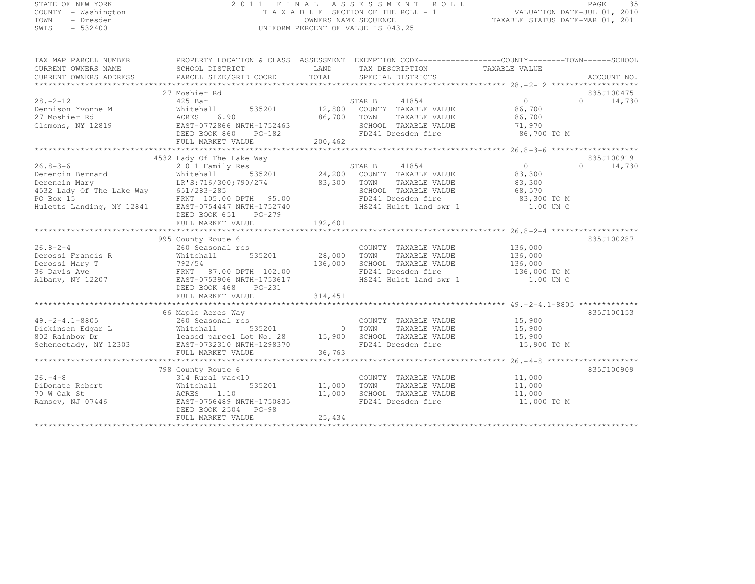STATE OF NEW YORK
COUNTY - Washington
TOWN - Dresden
SWIS - 532400

2011 FINAL ASSESSMENT ROLL
TAXABLE SECTION OF THE ROLL - 1
OWNERS NAME SEQUENCE
UNIFORM PERCENT OF VALUE IS 043.25

VALUATION DATE-JUL 01, 2010
TAXABLE STATUS DATE-MAR 01, 2011

| TAX MAP PARCEL NUMBER / CURRENT OWNERS NAME / CURRENT OWNERS ADDRESS | PROPERTY LOCATION & CLASS / SCHOOL DISTRICT / PARCEL SIZE/GRID COORD | ASSESSMENT LAND / TOTAL | EXEMPTION CODE / TAX DESCRIPTION / SPECIAL DISTRICTS | COUNTY | TOWN | SCHOOL | ACCOUNT NO. |
|---|---|---|---|---|---|---|---|
| 28.-2-12 | 27 Moshier Rd | | | | | | 835J100475 |
| | 425 Bar | | STAR B 41854 | 0 | 0 | 14,730 | |
| Dennison Yvonne M | Whitehall 535201 | 12,800 | COUNTY TAXABLE VALUE | 86,700 | | | |
| 27 Moshier Rd | ACRES 6.90 | 86,700 | TOWN TAXABLE VALUE | | 86,700 | | |
| Clemons, NY 12819 | EAST-0772866 NRTH-1752463 | | SCHOOL TAXABLE VALUE | | | 71,970 | |
| | DEED BOOK 860 PG-182 | | FD241 Dresden fire | 86,700 TO M | | | |
| | FULL MARKET VALUE | 200,462 | | | | | |
| 26.8-3-6 | 4532 Lady Of The Lake Way | | | | | | 835J100919 |
| | 210 1 Family Res | | STAR B 41854 | 0 | 0 | 14,730 | |
| Derencin Bernard | Whitehall 535201 | 24,200 | COUNTY TAXABLE VALUE | 83,300 | | | |
| Derencin Mary | LR'S:716/300;790/274 | 83,300 | TOWN TAXABLE VALUE | | 83,300 | | |
| 4532 Lady Of The Lake Way | 651/283-285 | | SCHOOL TAXABLE VALUE | | | 68,570 | |
| PO Box 15 | FRNT 105.00 DPTH 95.00 | | FD241 Dresden fire | 83,300 TO M | | | |
| Huletts Landing, NY 12841 | EAST-0754447 NRTH-1752740 | | HS241 Hulet land swr 1 | 1.00 UN C | | | |
| | DEED BOOK 651 PG-279 | | | | | | |
| | FULL MARKET VALUE | 192,601 | | | | | |
| 26.8-2-4 | 995 County Route 6 | | | | | | 835J100287 |
| | 260 Seasonal res | | COUNTY TAXABLE VALUE | 136,000 | | | |
| Derossi Francis R | Whitehall 535201 | 28,000 | TOWN TAXABLE VALUE | | 136,000 | | |
| Derossi Mary T | 792/54 | 136,000 | SCHOOL TAXABLE VALUE | | | 136,000 | |
| 36 Davis Ave | FRNT 87.00 DPTH 102.00 | | FD241 Dresden fire | 136,000 TO M | | | |
| Albany, NY 12207 | EAST-0753906 NRTH-1753617 | | HS241 Hulet land swr 1 | 1.00 UN C | | | |
| | DEED BOOK 468 PG-231 | | | | | | |
| | FULL MARKET VALUE | 314,451 | | | | | |
| 49.-2-4.1-8805 | 66 Maple Acres Way | | | | | | 835J100153 |
| | 260 Seasonal res | | COUNTY TAXABLE VALUE | 15,900 | | | |
| Dickinson Edgar L | Whitehall 535201 | 0 | TOWN TAXABLE VALUE | | 15,900 | | |
| 802 Rainbow Dr | leased parcel Lot No. 28 | 15,900 | SCHOOL TAXABLE VALUE | | | 15,900 | |
| Schenectady, NY 12303 | EAST-0732310 NRTH-1298370 | | FD241 Dresden fire | 15,900 TO M | | | |
| | FULL MARKET VALUE | 36,763 | | | | | |
| 26.-4-8 | 798 County Route 6 | | | | | | 835J100909 |
| | 314 Rural vac<10 | | COUNTY TAXABLE VALUE | 11,000 | | | |
| DiDonato Robert | Whitehall 535201 | 11,000 | TOWN TAXABLE VALUE | | 11,000 | | |
| 70 W Oak St | ACRES 1.10 | 11,000 | SCHOOL TAXABLE VALUE | | | 11,000 | |
| Ramsey, NJ 07446 | EAST-0756489 NRTH-1750835 | | FD241 Dresden fire | 11,000 TO M | | | |
| | DEED BOOK 2504 PG-98 | | | | | | |
| | FULL MARKET VALUE | 25,434 | | | | | |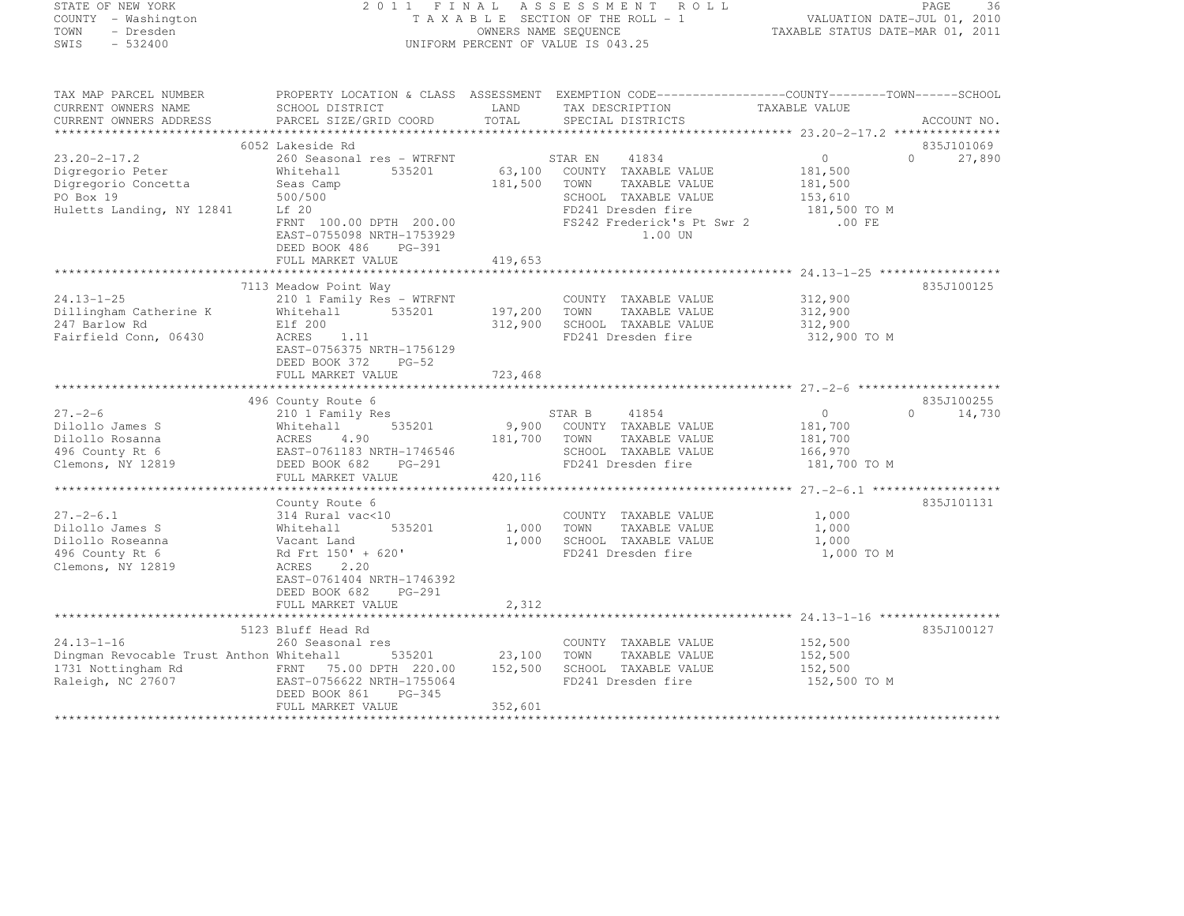STATE OF NEW YORK
COUNTY - Washington
TOWN - Dresden
SWIS - 532400

2011 FINAL ASSESSMENT ROLL
TAXABLE SECTION OF THE ROLL - 1
OWNERS NAME SEQUENCE
UNIFORM PERCENT OF VALUE IS 043.25

VALUATION DATE-JUL 01, 2010
TAXABLE STATUS DATE-MAR 01, 2011

```
TAX MAP PARCEL NUMBER          PROPERTY LOCATION & CLASS  ASSESSMENT  EXEMPTION CODE------------------COUNTY--------TOWN------SCHOOL
CURRENT OWNERS NAME            SCHOOL DISTRICT             LAND       TAX DESCRIPTION               TAXABLE VALUE
CURRENT OWNERS ADDRESS         PARCEL SIZE/GRID COORD      TOTAL      SPECIAL DISTRICTS                                      ACCOUNT NO.
******************************************************************************************************* 23.20-2-17.2 ***************
                               6052 Lakeside Rd                                                                          835J101069
23.20-2-17.2                   260 Seasonal res - WTRFNT          STAR EN    41834               0              0       27,890
Digregorio Peter               Whitehall       535201      63,100   COUNTY  TAXABLE VALUE         181,500
Digregorio Concetta            Seas Camp                  181,500   TOWN    TAXABLE VALUE         181,500
PO Box 19                      500/500                              SCHOOL  TAXABLE VALUE         153,610
Huletts Landing, NY 12841      Lf 20                                FD241 Dresden fire            181,500 TO M
                               FRNT 100.00 DPTH 200.00              FS242 Frederick's Pt Swr 2       .00 FE
                               EAST-0755098 NRTH-1753929                   1.00 UN
                               DEED BOOK 486    PG-391
                               FULL MARKET VALUE          419,653
******************************************************************************************************* 24.13-1-25 *****************
                               7113 Meadow Point Way                                                                     835J100125
24.13-1-25                     210 1 Family Res - WTRFNT            COUNTY  TAXABLE VALUE         312,900
Dillingham Catherine K         Whitehall       535201     197,200   TOWN    TAXABLE VALUE         312,900
247 Barlow Rd                  Elf 200                    312,900   SCHOOL  TAXABLE VALUE         312,900
Fairfield Conn, 06430          ACRES    1.11                        FD241 Dresden fire            312,900 TO M
                               EAST-0756375 NRTH-1756129
                               DEED BOOK 372    PG-52
                               FULL MARKET VALUE          723,468
******************************************************************************************************* 27.-2-6 ********************
                               496 County Route 6                                                                        835J100255
27.-2-6                        210 1 Family Res                   STAR B     41854               0              0       14,730
Dilollo James S                Whitehall       535201       9,900   COUNTY  TAXABLE VALUE         181,700
Dilollo Rosanna                ACRES    4.90              181,700   TOWN    TAXABLE VALUE         181,700
496 County Rt 6                EAST-0761183 NRTH-1746546            SCHOOL  TAXABLE VALUE         166,970
Clemons, NY 12819              DEED BOOK 682    PG-291              FD241 Dresden fire            181,700 TO M
                               FULL MARKET VALUE          420,116
******************************************************************************************************* 27.-2-6.1 ******************
                               County Route 6                                                                            835J101131
27.-2-6.1                      314 Rural vac<10                     COUNTY  TAXABLE VALUE           1,000
Dilollo James S                Whitehall       535201       1,000   TOWN    TAXABLE VALUE           1,000
Dilollo Roseanna               Vacant Land                  1,000   SCHOOL  TAXABLE VALUE           1,000
496 County Rt 6                Rd Frt 150' + 620'                   FD241 Dresden fire              1,000 TO M
Clemons, NY 12819              ACRES    2.20
                               EAST-0761404 NRTH-1746392
                               DEED BOOK 682    PG-291
                               FULL MARKET VALUE            2,312
******************************************************************************************************* 24.13-1-16 *****************
                               5123 Bluff Head Rd                                                                        835J100127
24.13-1-16                     260 Seasonal res                     COUNTY  TAXABLE VALUE         152,500
Dingman Revocable Trust Anthon Whitehall       535201      23,100   TOWN    TAXABLE VALUE         152,500
1731 Nottingham Rd             FRNT  75.00 DPTH 220.00    152,500   SCHOOL  TAXABLE VALUE         152,500
Raleigh, NC 27607              EAST-0756622 NRTH-1755064            FD241 Dresden fire            152,500 TO M
                               DEED BOOK 861    PG-345
                               FULL MARKET VALUE          352,601
************************************************************************************************************************************
```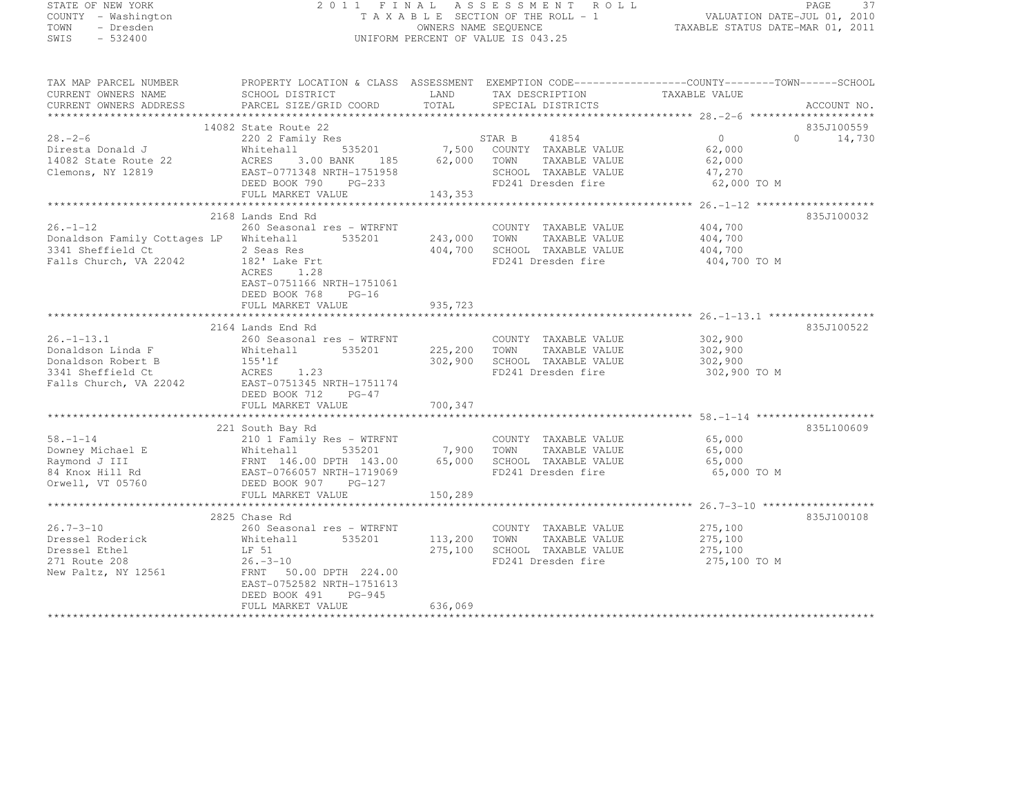STATE OF NEW YORK
COUNTY - Washington
TOWN - Dresden
SWIS - 532400

# 2011 FINAL ASSESSMENT ROLL
TAXABLE SECTION OF THE ROLL - 1
OWNERS NAME SEQUENCE
UNIFORM PERCENT OF VALUE IS 043.25

VALUATION DATE-JUL 01, 2010
TAXABLE STATUS DATE-MAR 01, 2011

| TAX MAP PARCEL NUMBER / CURRENT OWNERS NAME / CURRENT OWNERS ADDRESS | PROPERTY LOCATION & CLASS / SCHOOL DISTRICT / PARCEL SIZE/GRID COORD | ASSESSMENT LAND / TOTAL | EXEMPTION CODE / TAX DESCRIPTION / SPECIAL DISTRICTS | COUNTY / TOWN / SCHOOL TAXABLE VALUE | ACCOUNT NO. |
|---|---|---|---|---|---|
| 28.-2-6 | 14082 State Route 22 | | | | 835J100559 |
| 28.-2-6 | 220 2 Family Res | | STAR B 41854 | 0 0 14,730 | |
| Diresta Donald J | Whitehall 535201 | 7,500 | COUNTY TAXABLE VALUE | 62,000 | |
| 14082 State Route 22 | ACRES 3.00 BANK 185 | 62,000 | TOWN TAXABLE VALUE | 62,000 | |
| Clemons, NY 12819 | EAST-0771348 NRTH-1751958 | | SCHOOL TAXABLE VALUE | 47,270 | |
| | DEED BOOK 790 PG-233 | | FD241 Dresden fire | 62,000 TO M | |
| | FULL MARKET VALUE | 143,353 | | | |
| 26.-1-12 | 2168 Lands End Rd | | | | 835J100032 |
| 26.-1-12 | 260 Seasonal res - WTRFNT | | COUNTY TAXABLE VALUE | 404,700 | |
| Donaldson Family Cottages LP | Whitehall 535201 | 243,000 | TOWN TAXABLE VALUE | 404,700 | |
| 3341 Sheffield Ct | 2 Seas Res | 404,700 | SCHOOL TAXABLE VALUE | 404,700 | |
| Falls Church, VA 22042 | 182' Lake Frt | | FD241 Dresden fire | 404,700 TO M | |
| | ACRES 1.28 | | | | |
| | EAST-0751166 NRTH-1751061 | | | | |
| | DEED BOOK 768 PG-16 | | | | |
| | FULL MARKET VALUE | 935,723 | | | |
| 26.-1-13.1 | 2164 Lands End Rd | | | | 835J100522 |
| 26.-1-13.1 | 260 Seasonal res - WTRFNT | | COUNTY TAXABLE VALUE | 302,900 | |
| Donaldson Linda F | Whitehall 535201 | 225,200 | TOWN TAXABLE VALUE | 302,900 | |
| Donaldson Robert B | 155'lf | 302,900 | SCHOOL TAXABLE VALUE | 302,900 | |
| 3341 Sheffield Ct | ACRES 1.23 | | FD241 Dresden fire | 302,900 TO M | |
| Falls Church, VA 22042 | EAST-0751345 NRTH-1751174 | | | | |
| | DEED BOOK 712 PG-47 | | | | |
| | FULL MARKET VALUE | 700,347 | | | |
| 58.-1-14 | 221 South Bay Rd | | | | 835L100609 |
| 58.-1-14 | 210 1 Family Res - WTRFNT | | COUNTY TAXABLE VALUE | 65,000 | |
| Downey Michael E | Whitehall 535201 | 7,900 | TOWN TAXABLE VALUE | 65,000 | |
| Raymond J III | FRNT 146.00 DPTH 143.00 | 65,000 | SCHOOL TAXABLE VALUE | 65,000 | |
| 84 Knox Hill Rd | EAST-0766057 NRTH-1719069 | | FD241 Dresden fire | 65,000 TO M | |
| Orwell, VT 05760 | DEED BOOK 907 PG-127 | | | | |
| | FULL MARKET VALUE | 150,289 | | | |
| 26.7-3-10 | 2825 Chase Rd | | | | 835J100108 |
| 26.7-3-10 | 260 Seasonal res - WTRFNT | | COUNTY TAXABLE VALUE | 275,100 | |
| Dressel Roderick | Whitehall 535201 | 113,200 | TOWN TAXABLE VALUE | 275,100 | |
| Dressel Ethel | LF 51 | 275,100 | SCHOOL TAXABLE VALUE | 275,100 | |
| 271 Route 208 | 26.-3-10 | | FD241 Dresden fire | 275,100 TO M | |
| New Paltz, NY 12561 | FRNT 50.00 DPTH 224.00 | | | | |
| | EAST-0752582 NRTH-1751613 | | | | |
| | DEED BOOK 491 PG-945 | | | | |
| | FULL MARKET VALUE | 636,069 | | | |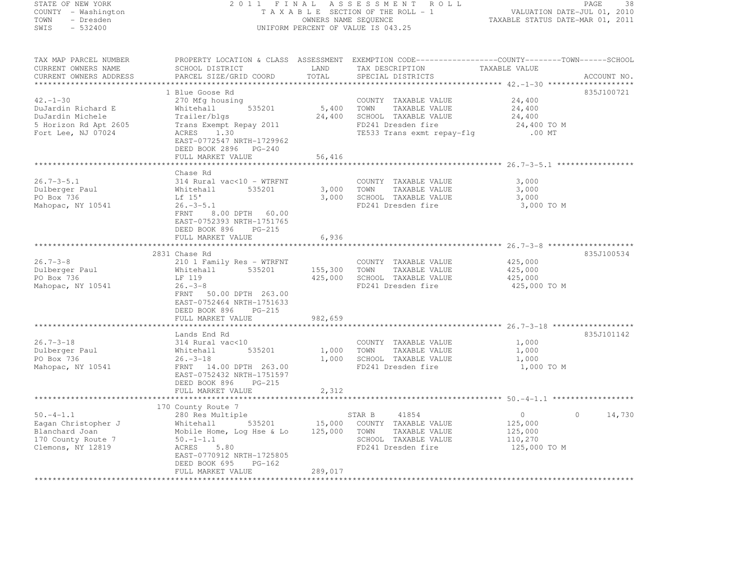STATE OF NEW YORK
COUNTY - Washington
TOWN - Dresden
SWIS - 532400

# 2011 FINAL ASSESSMENT ROLL

TAXABLE SECTION OF THE ROLL - 1
OWNERS NAME SEQUENCE
UNIFORM PERCENT OF VALUE IS 043.25

VALUATION DATE-JUL 01, 2010
TAXABLE STATUS DATE-MAR 01, 2011

| TAX MAP PARCEL NUMBER / CURRENT OWNERS NAME / CURRENT OWNERS ADDRESS | PROPERTY LOCATION & CLASS / SCHOOL DISTRICT / PARCEL SIZE/GRID COORD | ASSESSMENT LAND / TOTAL | EXEMPTION CODE / TAX DESCRIPTION / SPECIAL DISTRICTS | COUNTY / TOWN / SCHOOL TAXABLE VALUE | ACCOUNT NO. |
|---|---|---|---|---|---|
| **42.-1-30** | 1 Blue Goose Rd | | | | 835J100721 |
| DuJardin Richard E | 270 Mfg housing | | COUNTY TAXABLE VALUE | 24,400 | |
| DuJardin Michele | Whitehall 535201 | 5,400 | TOWN TAXABLE VALUE | 24,400 | |
| 5 Horizon Rd Apt 2605 | Trailer/blgs | 24,400 | SCHOOL TAXABLE VALUE | 24,400 | |
| Fort Lee, NJ 07024 | Trans Exempt Repay 2011 | | FD241 Dresden fire | 24,400 TO M | |
| | ACRES 1.30 | | TE533 Trans exmt repay-flg | .00 MT | |
| | EAST-0772547 NRTH-1729962 | | | | |
| | DEED BOOK 2896 PG-240 | | | | |
| | FULL MARKET VALUE | 56,416 | | | |
| **26.7-3-5.1** | Chase Rd | | | | |
| Dulberger Paul | 314 Rural vac<10 - WTRFNT | | COUNTY TAXABLE VALUE | 3,000 | |
| PO Box 736 | Whitehall 535201 | 3,000 | TOWN TAXABLE VALUE | 3,000 | |
| Mahopac, NY 10541 | Lf 15' | 3,000 | SCHOOL TAXABLE VALUE | 3,000 | |
| | 26.-3-5.1 | | FD241 Dresden fire | 3,000 TO M | |
| | FRNT 8.00 DPTH 60.00 | | | | |
| | EAST-0752393 NRTH-1751765 | | | | |
| | DEED BOOK 896 PG-215 | | | | |
| | FULL MARKET VALUE | 6,936 | | | |
| **26.7-3-8** | 2831 Chase Rd | | | | 835J100534 |
| Dulberger Paul | 210 1 Family Res - WTRFNT | | COUNTY TAXABLE VALUE | 425,000 | |
| PO Box 736 | Whitehall 535201 | 155,300 | TOWN TAXABLE VALUE | 425,000 | |
| Mahopac, NY 10541 | LF 119 | 425,000 | SCHOOL TAXABLE VALUE | 425,000 | |
| | 26.-3-8 | | FD241 Dresden fire | 425,000 TO M | |
| | FRNT 50.00 DPTH 263.00 | | | | |
| | EAST-0752464 NRTH-1751633 | | | | |
| | DEED BOOK 896 PG-215 | | | | |
| | FULL MARKET VALUE | 982,659 | | | |
| **26.7-3-18** | Lands End Rd | | | | 835J101142 |
| Dulberger Paul | 314 Rural vac<10 | | COUNTY TAXABLE VALUE | 1,000 | |
| PO Box 736 | Whitehall 535201 | 1,000 | TOWN TAXABLE VALUE | 1,000 | |
| Mahopac, NY 10541 | 26.-3-18 | 1,000 | SCHOOL TAXABLE VALUE | 1,000 | |
| | FRNT 14.00 DPTH 263.00 | | FD241 Dresden fire | 1,000 TO M | |
| | EAST-0752432 NRTH-1751597 | | | | |
| | DEED BOOK 896 PG-215 | | | | |
| | FULL MARKET VALUE | 2,312 | | | |
| **50.-4-1.1** | 170 County Route 7 | | | | |
| Eagan Christopher J | 280 Res Multiple | | STAR B 41854 | 0 0 14,730 | |
| Blanchard Joan | Whitehall 535201 | 15,000 | COUNTY TAXABLE VALUE | 125,000 | |
| 170 County Route 7 | Mobile Home, Log Hse & Lo | 125,000 | TOWN TAXABLE VALUE | 125,000 | |
| Clemons, NY 12819 | 50.-1-1.1 | | SCHOOL TAXABLE VALUE | 110,270 | |
| | ACRES 5.80 | | FD241 Dresden fire | 125,000 TO M | |
| | EAST-0770912 NRTH-1725805 | | | | |
| | DEED BOOK 695 PG-162 | | | | |
| | FULL MARKET VALUE | 289,017 | | | |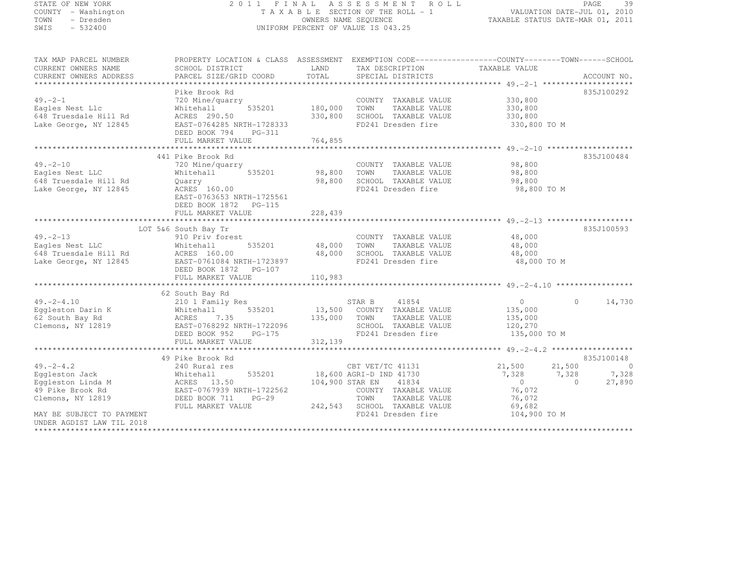STATE OF NEW YORK  
COUNTY - Washington  
TOWN - Dresden  
SWIS - 532400

2 0 1 1 F I N A L A S S E S S M E N T R O L L  
T A X A B L E SECTION OF THE ROLL - 1  
OWNERS NAME SEQUENCE  
UNIFORM PERCENT OF VALUE IS 043.25

VALUATION DATE-JUL 01, 2010  
TAXABLE STATUS DATE-MAR 01, 2011

```
TAX MAP PARCEL NUMBER          PROPERTY LOCATION & CLASS  ASSESSMENT  EXEMPTION CODE------------------COUNTY--------TOWN------SCHOOL
CURRENT OWNERS NAME            SCHOOL DISTRICT             LAND       TAX DESCRIPTION              TAXABLE VALUE
CURRENT OWNERS ADDRESS         PARCEL SIZE/GRID COORD      TOTAL      SPECIAL DISTRICTS                                        ACCOUNT NO.
******************************************************************************************************* 49.-2-1 ********************
                               Pike Brook Rd                                                                                835J100292
49.-2-1                        720 Mine/quarry                         COUNTY  TAXABLE VALUE           330,800
Eagles Nest Llc                Whitehall       535201     180,000     TOWN    TAXABLE VALUE           330,800
648 Truesdale Hill Rd          ACRES 290.50               330,800     SCHOOL  TAXABLE VALUE           330,800
Lake George, NY 12845          EAST-0764285 NRTH-1728333              FD241 Dresden fire              330,800 TO M
                               DEED BOOK 794    PG-311
                               FULL MARKET VALUE          764,855
******************************************************************************************************* 49.-2-10 *******************
                               441 Pike Brook Rd                                                                            835J100484
49.-2-10                       720 Mine/quarry                         COUNTY  TAXABLE VALUE            98,800
Eagles Nest LLC                Whitehall       535201      98,800     TOWN    TAXABLE VALUE            98,800
648 Truesdale Hill Rd          Quarry                      98,800     SCHOOL  TAXABLE VALUE            98,800
Lake George, NY 12845          ACRES 160.00                           FD241 Dresden fire               98,800 TO M
                               EAST-0763653 NRTH-1725561
                               DEED BOOK 1872   PG-115
                               FULL MARKET VALUE          228,439
******************************************************************************************************* 49.-2-13 *******************
                               LOT 5&6 South Bay Tr                                                                         835J100593
49.-2-13                       910 Priv forest                         COUNTY  TAXABLE VALUE            48,000
Eagles Nest LLC                Whitehall       535201      48,000     TOWN    TAXABLE VALUE            48,000
648 Truesdale Hill Rd          ACRES 160.00                48,000     SCHOOL  TAXABLE VALUE            48,000
Lake George, NY 12845          EAST-0761084 NRTH-1723897              FD241 Dresden fire               48,000 TO M
                               DEED BOOK 1872   PG-107
                               FULL MARKET VALUE          110,983
******************************************************************************************************* 49.-2-4.10 *****************
                               62 South Bay Rd
49.-2-4.10                     210 1 Family Res                        STAR B     41854                     0          0      14,730
Eggleston Darin K              Whitehall       535201      13,500     COUNTY  TAXABLE VALUE           135,000
62 South Bay Rd                ACRES    7.35              135,000     TOWN    TAXABLE VALUE           135,000
Clemons, NY 12819              EAST-0768292 NRTH-1722096              SCHOOL  TAXABLE VALUE           120,270
                               DEED BOOK 952    PG-175                FD241 Dresden fire              135,000 TO M
                               FULL MARKET VALUE          312,139
******************************************************************************************************* 49.-2-4.2 ******************
                               49 Pike Brook Rd                                                                             835J100148
49.-2-4.2                      240 Rural res                           CBT VET/TC 41131             21,500     21,500          0
Eggleston Jack                 Whitehall       535201      18,600 AGRI-D IND 41730                 7,328      7,328      7,328
Eggleston Linda M              ACRES   13.50              104,900 STAR EN    41834                     0          0     27,890
49 Pike Brook Rd               EAST-0767939 NRTH-1722562              COUNTY  TAXABLE VALUE            76,072
Clemons, NY 12819              DEED BOOK 711    PG-29                 TOWN    TAXABLE VALUE            76,072
                               FULL MARKET VALUE          242,543     SCHOOL  TAXABLE VALUE            69,682
MAY BE SUBJECT TO PAYMENT                                             FD241 Dresden fire              104,900 TO M
UNDER AGDIST LAW TIL 2018
************************************************************************************************************************************
```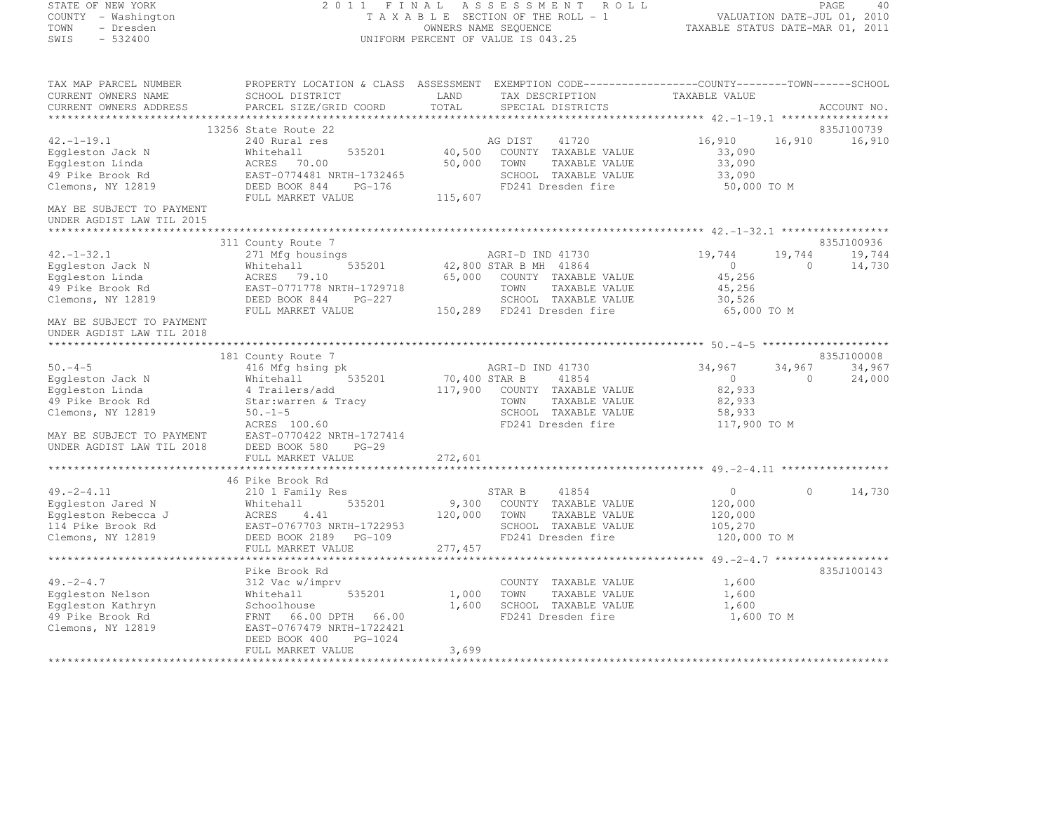STATE OF NEW YORK
COUNTY - Washington
TOWN - Dresden
SWIS - 532400

2011 FINAL ASSESSMENT ROLL
TAXABLE SECTION OF THE ROLL - 1
OWNERS NAME SEQUENCE
UNIFORM PERCENT OF VALUE IS 043.25

VALUATION DATE-JUL 01, 2010
TAXABLE STATUS DATE-MAR 01, 2011

| TAX MAP PARCEL NUMBER / CURRENT OWNERS NAME / CURRENT OWNERS ADDRESS | PROPERTY LOCATION & CLASS / SCHOOL DISTRICT / PARCEL SIZE/GRID COORD | ASSESSMENT LAND / TOTAL | EXEMPTION CODE / TAX DESCRIPTION / SPECIAL DISTRICTS | COUNTY TAXABLE VALUE | TOWN | SCHOOL / ACCOUNT NO. |
|---|---|---|---|---|---|---|
| **42.-1-19.1** | 13256 State Route 22 | | | | | 835J100739 |
| 42.-1-19.1 | 240 Rural res | | AG DIST 41720 | 16,910 | 16,910 | 16,910 |
| Eggleston Jack N | Whitehall 535201 | 40,500 | COUNTY TAXABLE VALUE | 33,090 | | |
| Eggleston Linda | ACRES 70.00 | 50,000 | TOWN TAXABLE VALUE | 33,090 | | |
| 49 Pike Brook Rd | EAST-0774481 NRTH-1732465 | | SCHOOL TAXABLE VALUE | 33,090 | | |
| Clemons, NY 12819 | DEED BOOK 844 PG-176 | | FD241 Dresden fire | 50,000 TO M | | |
| | FULL MARKET VALUE | 115,607 | | | | |
| MAY BE SUBJECT TO PAYMENT UNDER AGDIST LAW TIL 2015 | | | | | | |
| **42.-1-32.1** | 311 County Route 7 | | | | | 835J100936 |
| 42.-1-32.1 | 271 Mfg housings | | AGRI-D IND 41730 | 19,744 | 19,744 | 19,744 |
| Eggleston Jack N | Whitehall 535201 | 42,800 | STAR B MH 41864 | 0 | 0 | 14,730 |
| Eggleston Linda | ACRES 79.10 | 65,000 | COUNTY TAXABLE VALUE | 45,256 | | |
| 49 Pike Brook Rd | EAST-0771778 NRTH-1729718 | | TOWN TAXABLE VALUE | 45,256 | | |
| Clemons, NY 12819 | DEED BOOK 844 PG-227 | | SCHOOL TAXABLE VALUE | 30,526 | | |
| | FULL MARKET VALUE | 150,289 | FD241 Dresden fire | 65,000 TO M | | |
| MAY BE SUBJECT TO PAYMENT UNDER AGDIST LAW TIL 2018 | | | | | | |
| **50.-4-5** | 181 County Route 7 | | | | | 835J100008 |
| 50.-4-5 | 416 Mfg hsing pk | | AGRI-D IND 41730 | 34,967 | 34,967 | 34,967 |
| Eggleston Jack N | Whitehall 535201 | 70,400 | STAR B 41854 | 0 | 0 | 24,000 |
| Eggleston Linda | 4 Trailers/add | 117,900 | COUNTY TAXABLE VALUE | 82,933 | | |
| 49 Pike Brook Rd | Star:warren & Tracy | | TOWN TAXABLE VALUE | 82,933 | | |
| Clemons, NY 12819 | 50.-1-5 | | SCHOOL TAXABLE VALUE | 58,933 | | |
| | ACRES 100.60 | | FD241 Dresden fire | 117,900 TO M | | |
| MAY BE SUBJECT TO PAYMENT | EAST-0770422 NRTH-1727414 | | | | | |
| UNDER AGDIST LAW TIL 2018 | DEED BOOK 580 PG-29 | | | | | |
| | FULL MARKET VALUE | 272,601 | | | | |
| **49.-2-4.11** | 46 Pike Brook Rd | | | | | |
| 49.-2-4.11 | 210 1 Family Res | | STAR B 41854 | 0 | 0 | 14,730 |
| Eggleston Jared N | Whitehall 535201 | 9,300 | COUNTY TAXABLE VALUE | 120,000 | | |
| Eggleston Rebecca J | ACRES 4.41 | 120,000 | TOWN TAXABLE VALUE | 120,000 | | |
| 114 Pike Brook Rd | EAST-0767703 NRTH-1722953 | | SCHOOL TAXABLE VALUE | 105,270 | | |
| Clemons, NY 12819 | DEED BOOK 2189 PG-109 | | FD241 Dresden fire | 120,000 TO M | | |
| | FULL MARKET VALUE | 277,457 | | | | |
| **49.-2-4.7** | Pike Brook Rd | | | | | 835J100143 |
| 49.-2-4.7 | 312 Vac w/imprv | | COUNTY TAXABLE VALUE | 1,600 | | |
| Eggleston Nelson | Whitehall 535201 | 1,000 | TOWN TAXABLE VALUE | 1,600 | | |
| Eggleston Kathryn | Schoolhouse | 1,600 | SCHOOL TAXABLE VALUE | 1,600 | | |
| 49 Pike Brook Rd | FRNT 66.00 DPTH 66.00 | | FD241 Dresden fire | 1,600 TO M | | |
| Clemons, NY 12819 | EAST-0767479 NRTH-1722421 | | | | | |
| | DEED BOOK 400 PG-1024 | | | | | |
| | FULL MARKET VALUE | 3,699 | | | | |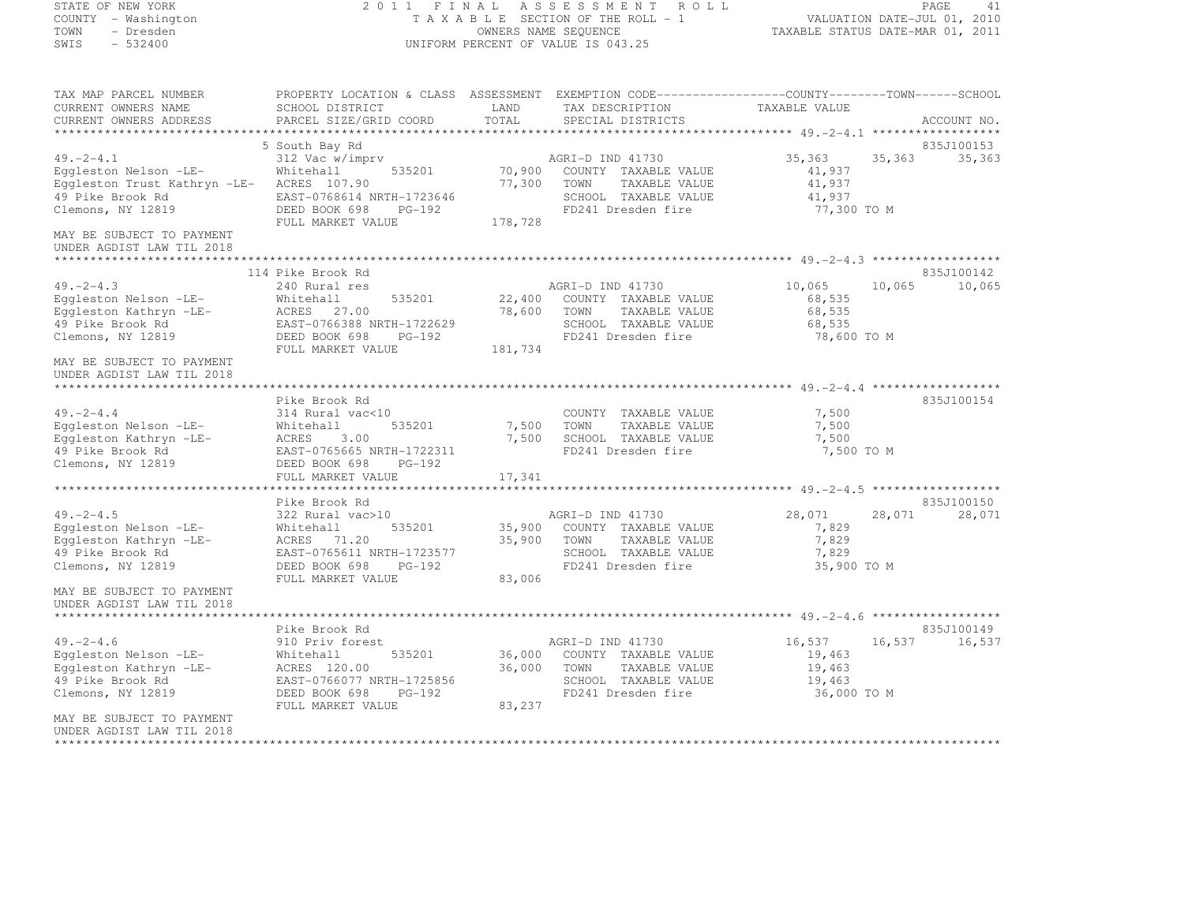STATE OF NEW YORK
COUNTY - Washington
TOWN - Dresden
SWIS - 532400

2011 FINAL ASSESSMENT ROLL
TAXABLE SECTION OF THE ROLL - 1
OWNERS NAME SEQUENCE
UNIFORM PERCENT OF VALUE IS 043.25

VALUATION DATE-JUL 01, 2010
TAXABLE STATUS DATE-MAR 01, 2011

| TAX MAP PARCEL NUMBER / CURRENT OWNERS NAME / CURRENT OWNERS ADDRESS | PROPERTY LOCATION & CLASS / SCHOOL DISTRICT / PARCEL SIZE/GRID COORD | ASSESSMENT LAND / TOTAL | EXEMPTION CODE / TAX DESCRIPTION / SPECIAL DISTRICTS | COUNTY | TOWN | SCHOOL / ACCOUNT NO. |
|---|---|---|---|---|---|---|
| **49.-2-4.1** | 5 South Bay Rd | | | | | 835J100153 |
| 49.-2-4.1 | 312 Vac w/imprv | | AGRI-D IND 41730 | 35,363 | 35,363 | 35,363 |
| Eggleston Nelson -LE- | Whitehall 535201 | 70,900 | COUNTY TAXABLE VALUE | 41,937 | | |
| Eggleston Trust Kathryn -LE- | ACRES 107.90 | 77,300 | TOWN TAXABLE VALUE | 41,937 | | |
| 49 Pike Brook Rd | EAST-0768614 NRTH-1723646 | | SCHOOL TAXABLE VALUE | 41,937 | | |
| Clemons, NY 12819 | DEED BOOK 698 PG-192 | | FD241 Dresden fire | 77,300 TO M | | |
| | FULL MARKET VALUE | 178,728 | | | | |
| MAY BE SUBJECT TO PAYMENT UNDER AGDIST LAW TIL 2018 | | | | | | |
| **49.-2-4.3** | 114 Pike Brook Rd | | | | | 835J100142 |
| 49.-2-4.3 | 240 Rural res | | AGRI-D IND 41730 | 10,065 | 10,065 | 10,065 |
| Eggleston Nelson -LE- | Whitehall 535201 | 22,400 | COUNTY TAXABLE VALUE | 68,535 | | |
| Eggleston Kathryn -LE- | ACRES 27.00 | 78,600 | TOWN TAXABLE VALUE | 68,535 | | |
| 49 Pike Brook Rd | EAST-0766388 NRTH-1722629 | | SCHOOL TAXABLE VALUE | 68,535 | | |
| Clemons, NY 12819 | DEED BOOK 698 PG-192 | | FD241 Dresden fire | 78,600 TO M | | |
| | FULL MARKET VALUE | 181,734 | | | | |
| MAY BE SUBJECT TO PAYMENT UNDER AGDIST LAW TIL 2018 | | | | | | |
| **49.-2-4.4** | Pike Brook Rd | | | | | 835J100154 |
| 49.-2-4.4 | 314 Rural vac<10 | | COUNTY TAXABLE VALUE | 7,500 | | |
| Eggleston Nelson -LE- | Whitehall 535201 | 7,500 | TOWN TAXABLE VALUE | 7,500 | | |
| Eggleston Kathryn -LE- | ACRES 3.00 | 7,500 | SCHOOL TAXABLE VALUE | 7,500 | | |
| 49 Pike Brook Rd | EAST-0765665 NRTH-1722311 | | FD241 Dresden fire | 7,500 TO M | | |
| Clemons, NY 12819 | DEED BOOK 698 PG-192 | | | | | |
| | FULL MARKET VALUE | 17,341 | | | | |
| **49.-2-4.5** | Pike Brook Rd | | | | | 835J100150 |
| 49.-2-4.5 | 322 Rural vac>10 | | AGRI-D IND 41730 | 28,071 | 28,071 | 28,071 |
| Eggleston Nelson -LE- | Whitehall 535201 | 35,900 | COUNTY TAXABLE VALUE | 7,829 | | |
| Eggleston Kathryn -LE- | ACRES 71.20 | 35,900 | TOWN TAXABLE VALUE | 7,829 | | |
| 49 Pike Brook Rd | EAST-0765611 NRTH-1723577 | | SCHOOL TAXABLE VALUE | 7,829 | | |
| Clemons, NY 12819 | DEED BOOK 698 PG-192 | | FD241 Dresden fire | 35,900 TO M | | |
| | FULL MARKET VALUE | 83,006 | | | | |
| MAY BE SUBJECT TO PAYMENT UNDER AGDIST LAW TIL 2018 | | | | | | |
| **49.-2-4.6** | Pike Brook Rd | | | | | 835J100149 |
| 49.-2-4.6 | 910 Priv forest | | AGRI-D IND 41730 | 16,537 | 16,537 | 16,537 |
| Eggleston Nelson -LE- | Whitehall 535201 | 36,000 | COUNTY TAXABLE VALUE | 19,463 | | |
| Eggleston Kathryn -LE- | ACRES 120.00 | 36,000 | TOWN TAXABLE VALUE | 19,463 | | |
| 49 Pike Brook Rd | EAST-0766077 NRTH-1725856 | | SCHOOL TAXABLE VALUE | 19,463 | | |
| Clemons, NY 12819 | DEED BOOK 698 PG-192 | | FD241 Dresden fire | 36,000 TO M | | |
| | FULL MARKET VALUE | 83,237 | | | | |
| MAY BE SUBJECT TO PAYMENT UNDER AGDIST LAW TIL 2018 | | | | | | |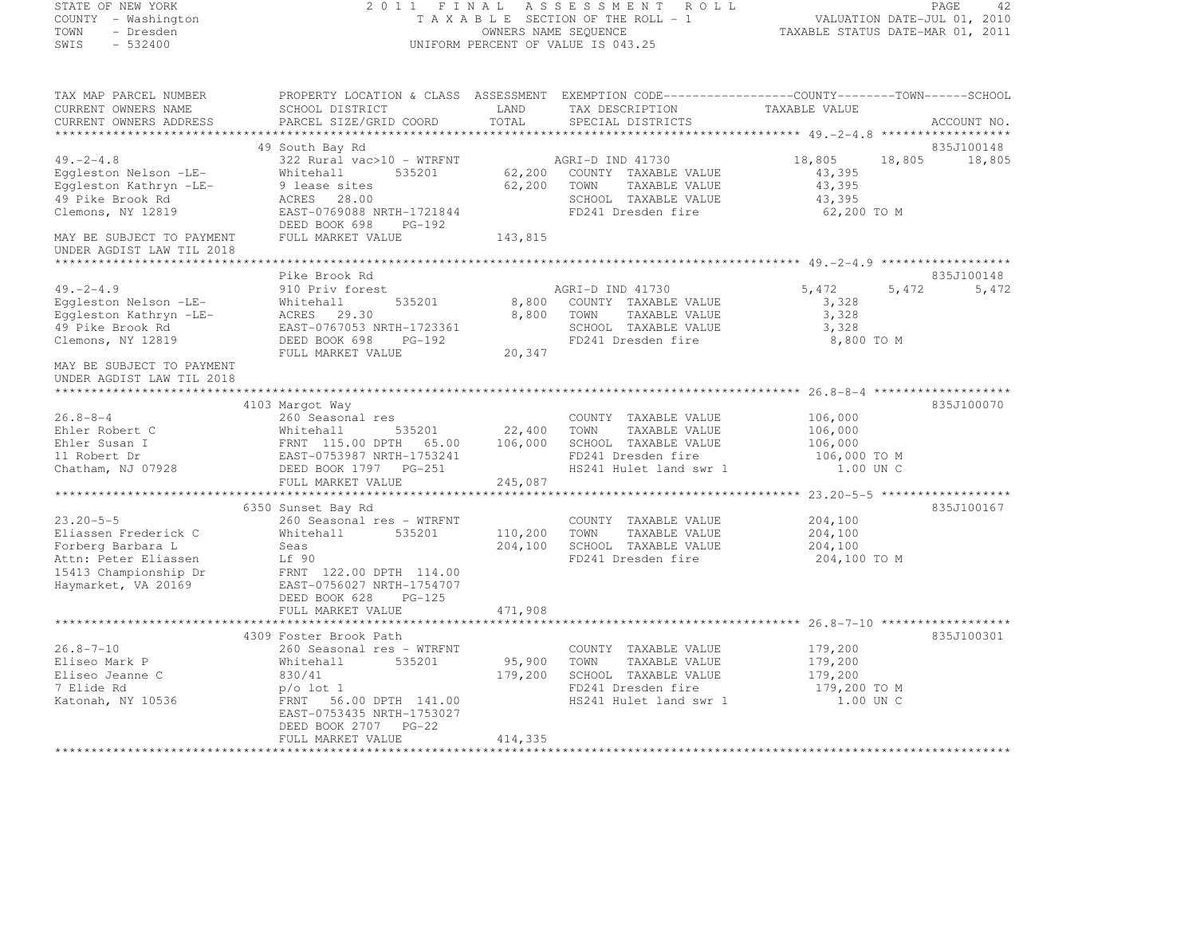STATE OF NEW YORK
COUNTY - Washington
TOWN - Dresden
SWIS - 532400

# 2011 FINAL ASSESSMENT ROLL

TAXABLE SECTION OF THE ROLL - 1
OWNERS NAME SEQUENCE
UNIFORM PERCENT OF VALUE IS 043.25

VALUATION DATE-JUL 01, 2010
TAXABLE STATUS DATE-MAR 01, 2011

| TAX MAP PARCEL NUMBER / CURRENT OWNERS NAME / CURRENT OWNERS ADDRESS | PROPERTY LOCATION & CLASS / SCHOOL DISTRICT / PARCEL SIZE/GRID COORD | ASSESSMENT LAND / TOTAL | EXEMPTION CODE / TAX DESCRIPTION / SPECIAL DISTRICTS | COUNTY | TOWN | SCHOOL | ACCOUNT NO. |
|---|---|---|---|---|---|---|---|
| 49.-2-4.8 | 49 South Bay Rd | | | | | | 835J100148 |
| | 322 Rural vac>10 - WTRFNT | | AGRI-D IND 41730 | 18,805 | 18,805 | 18,805 | |
| Eggleston Nelson -LE- | Whitehall 535201 | 62,200 | COUNTY TAXABLE VALUE | 43,395 | | | |
| Eggleston Kathryn -LE- | 9 lease sites | 62,200 | TOWN TAXABLE VALUE | 43,395 | | | |
| 49 Pike Brook Rd | ACRES 28.00 | | SCHOOL TAXABLE VALUE | 43,395 | | | |
| Clemons, NY 12819 | EAST-0769088 NRTH-1721844 | | FD241 Dresden fire | 62,200 TO M | | | |
| | DEED BOOK 698 PG-192 | | | | | | |
| MAY BE SUBJECT TO PAYMENT | FULL MARKET VALUE | 143,815 | | | | | |
| UNDER AGDIST LAW TIL 2018 | | | | | | | |
| 49.-2-4.9 | Pike Brook Rd | | | | | | 835J100148 |
| | 910 Priv forest | | AGRI-D IND 41730 | 5,472 | 5,472 | 5,472 | |
| Eggleston Nelson -LE- | Whitehall 535201 | 8,800 | COUNTY TAXABLE VALUE | 3,328 | | | |
| Eggleston Kathryn -LE- | ACRES 29.30 | 8,800 | TOWN TAXABLE VALUE | 3,328 | | | |
| 49 Pike Brook Rd | EAST-0767053 NRTH-1723361 | | SCHOOL TAXABLE VALUE | 3,328 | | | |
| Clemons, NY 12819 | DEED BOOK 698 PG-192 | | FD241 Dresden fire | 8,800 TO M | | | |
| | FULL MARKET VALUE | 20,347 | | | | | |
| MAY BE SUBJECT TO PAYMENT | | | | | | | |
| UNDER AGDIST LAW TIL 2018 | | | | | | | |
| 26.8-8-4 | 4103 Margot Way | | | | | | 835J100070 |
| | 260 Seasonal res | | COUNTY TAXABLE VALUE | 106,000 | | | |
| Ehler Robert C | Whitehall 535201 | 22,400 | TOWN TAXABLE VALUE | 106,000 | | | |
| Ehler Susan I | FRNT 115.00 DPTH 65.00 | 106,000 | SCHOOL TAXABLE VALUE | 106,000 | | | |
| 11 Robert Dr | EAST-0753987 NRTH-1753241 | | FD241 Dresden fire | 106,000 TO M | | | |
| Chatham, NJ 07928 | DEED BOOK 1797 PG-251 | | HS241 Hulet land swr 1 | 1.00 UN C | | | |
| | FULL MARKET VALUE | 245,087 | | | | | |
| 23.20-5-5 | 6350 Sunset Bay Rd | | | | | | 835J100167 |
| | 260 Seasonal res - WTRFNT | | COUNTY TAXABLE VALUE | 204,100 | | | |
| Eliassen Frederick C | Whitehall 535201 | 110,200 | TOWN TAXABLE VALUE | 204,100 | | | |
| Forberg Barbara L | Seas | 204,100 | SCHOOL TAXABLE VALUE | 204,100 | | | |
| Attn: Peter Eliassen | Lf 90 | | FD241 Dresden fire | 204,100 TO M | | | |
| 15413 Championship Dr | FRNT 122.00 DPTH 114.00 | | | | | | |
| Haymarket, VA 20169 | EAST-0756027 NRTH-1754707 | | | | | | |
| | DEED BOOK 628 PG-125 | | | | | | |
| | FULL MARKET VALUE | 471,908 | | | | | |
| 26.8-7-10 | 4309 Foster Brook Path | | | | | | 835J100301 |
| | 260 Seasonal res - WTRFNT | | COUNTY TAXABLE VALUE | 179,200 | | | |
| Eliseo Mark P | Whitehall 535201 | 95,900 | TOWN TAXABLE VALUE | 179,200 | | | |
| Eliseo Jeanne C | 830/41 | 179,200 | SCHOOL TAXABLE VALUE | 179,200 | | | |
| 7 Elide Rd | p/o lot 1 | | FD241 Dresden fire | 179,200 TO M | | | |
| Katonah, NY 10536 | FRNT 56.00 DPTH 141.00 | | HS241 Hulet land swr 1 | 1.00 UN C | | | |
| | EAST-0753435 NRTH-1753027 | | | | | | |
| | DEED BOOK 2707 PG-22 | | | | | | |
| | FULL MARKET VALUE | 414,335 | | | | | |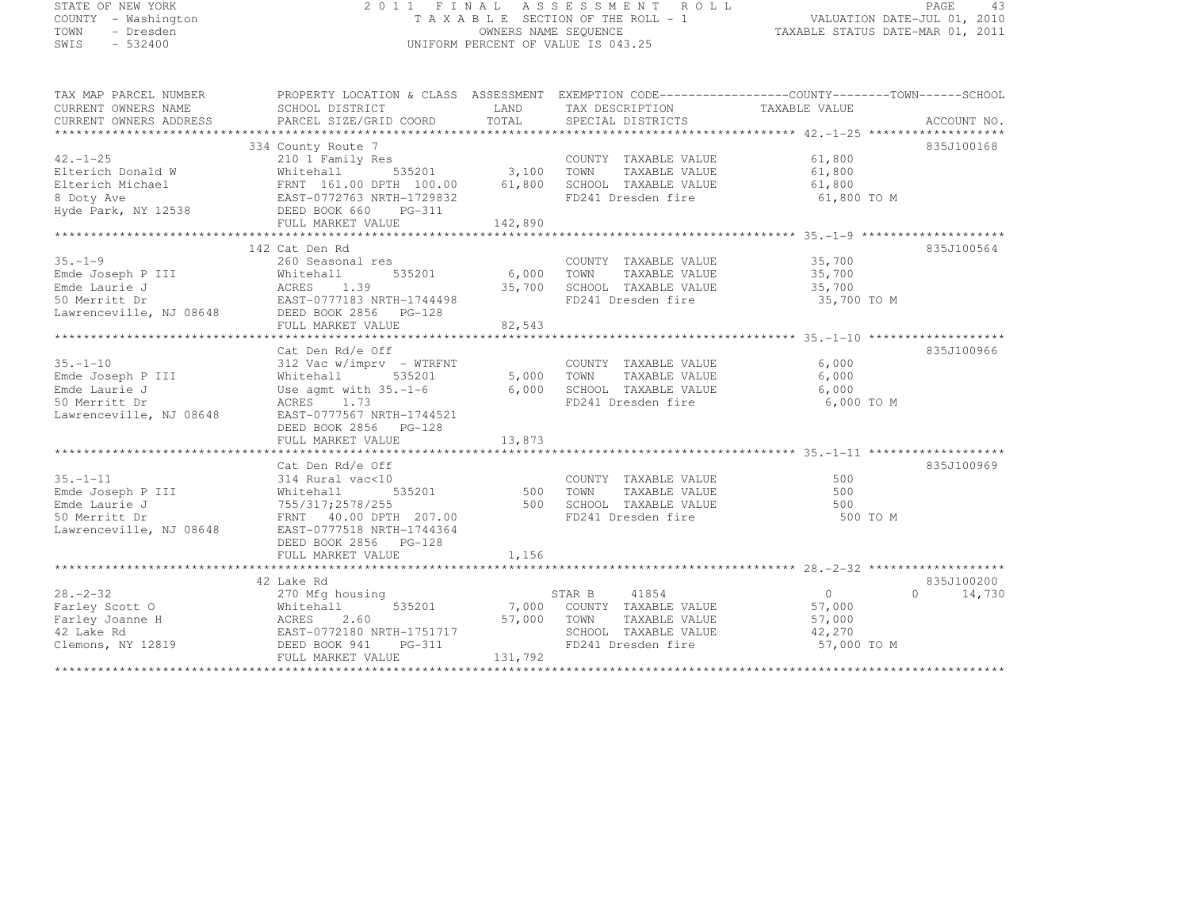STATE OF NEW YORK
COUNTY - Washington
TOWN - Dresden
SWIS - 532400

2011 FINAL ASSESSMENT ROLL
TAXABLE SECTION OF THE ROLL - 1
OWNERS NAME SEQUENCE
UNIFORM PERCENT OF VALUE IS 043.25

VALUATION DATE-JUL 01, 2010
TAXABLE STATUS DATE-MAR 01, 2011

| TAX MAP PARCEL NUMBER / CURRENT OWNERS NAME / CURRENT OWNERS ADDRESS | PROPERTY LOCATION & CLASS / SCHOOL DISTRICT / PARCEL SIZE/GRID COORD | ASSESSMENT LAND | TOTAL | EXEMPTION CODE / TAX DESCRIPTION / SPECIAL DISTRICTS | COUNTY / TOWN TAXABLE VALUE | SCHOOL | ACCOUNT NO. |
|---|---|---|---|---|---|---|---|
| **42.-1-25** | 334 County Route 7 | | | | | | 835J100168 |
| 42.-1-25 | 210 1 Family Res | | | COUNTY TAXABLE VALUE | 61,800 | | |
| Elterich Donald W | Whitehall 535201 | 3,100 | | TOWN TAXABLE VALUE | 61,800 | | |
| Elterich Michael | FRNT 161.00 DPTH 100.00 | | 61,800 | SCHOOL TAXABLE VALUE | 61,800 | | |
| 8 Doty Ave | EAST-0772763 NRTH-1729832 | | | FD241 Dresden fire | 61,800 TO M | | |
| Hyde Park, NY 12538 | DEED BOOK 660 PG-311 | | | | | | |
| | FULL MARKET VALUE | | 142,890 | | | | |
| **35.-1-9** | 142 Cat Den Rd | | | | | | 835J100564 |
| 35.-1-9 | 260 Seasonal res | | | COUNTY TAXABLE VALUE | 35,700 | | |
| Emde Joseph P III | Whitehall 535201 | 6,000 | | TOWN TAXABLE VALUE | 35,700 | | |
| Emde Laurie J | ACRES 1.39 | | 35,700 | SCHOOL TAXABLE VALUE | 35,700 | | |
| 50 Merritt Dr | EAST-0777183 NRTH-1744498 | | | FD241 Dresden fire | 35,700 TO M | | |
| Lawrenceville, NJ 08648 | DEED BOOK 2856 PG-128 | | | | | | |
| | FULL MARKET VALUE | | 82,543 | | | | |
| **35.-1-10** | Cat Den Rd/e Off | | | | | | 835J100966 |
| 35.-1-10 | 312 Vac w/imprv - WTRFNT | | | COUNTY TAXABLE VALUE | 6,000 | | |
| Emde Joseph P III | Whitehall 535201 | 5,000 | | TOWN TAXABLE VALUE | 6,000 | | |
| Emde Laurie J | Use agmt with 35.-1-6 | | 6,000 | SCHOOL TAXABLE VALUE | 6,000 | | |
| 50 Merritt Dr | ACRES 1.73 | | | FD241 Dresden fire | 6,000 TO M | | |
| Lawrenceville, NJ 08648 | EAST-0777567 NRTH-1744521 | | | | | | |
| | DEED BOOK 2856 PG-128 | | | | | | |
| | FULL MARKET VALUE | | 13,873 | | | | |
| **35.-1-11** | Cat Den Rd/e Off | | | | | | 835J100969 |
| 35.-1-11 | 314 Rural vac<10 | | | COUNTY TAXABLE VALUE | 500 | | |
| Emde Joseph P III | Whitehall 535201 | 500 | | TOWN TAXABLE VALUE | 500 | | |
| Emde Laurie J | 755/317;2578/255 | | 500 | SCHOOL TAXABLE VALUE | 500 | | |
| 50 Merritt Dr | FRNT 40.00 DPTH 207.00 | | | FD241 Dresden fire | 500 TO M | | |
| Lawrenceville, NJ 08648 | EAST-0777518 NRTH-1744364 | | | | | | |
| | DEED BOOK 2856 PG-128 | | | | | | |
| | FULL MARKET VALUE | | 1,156 | | | | |
| **28.-2-32** | 42 Lake Rd | | | | | | 835J100200 |
| 28.-2-32 | 270 Mfg housing | | | STAR B 41854 | 0 | 0 14,730 | |
| Farley Scott O | Whitehall 535201 | 7,000 | | COUNTY TAXABLE VALUE | 57,000 | | |
| Farley Joanne H | ACRES 2.60 | | 57,000 | TOWN TAXABLE VALUE | 57,000 | | |
| 42 Lake Rd | EAST-0772180 NRTH-1751717 | | | SCHOOL TAXABLE VALUE | 42,270 | | |
| Clemons, NY 12819 | DEED BOOK 941 PG-311 | | | FD241 Dresden fire | 57,000 TO M | | |
| | FULL MARKET VALUE | | 131,792 | | | | |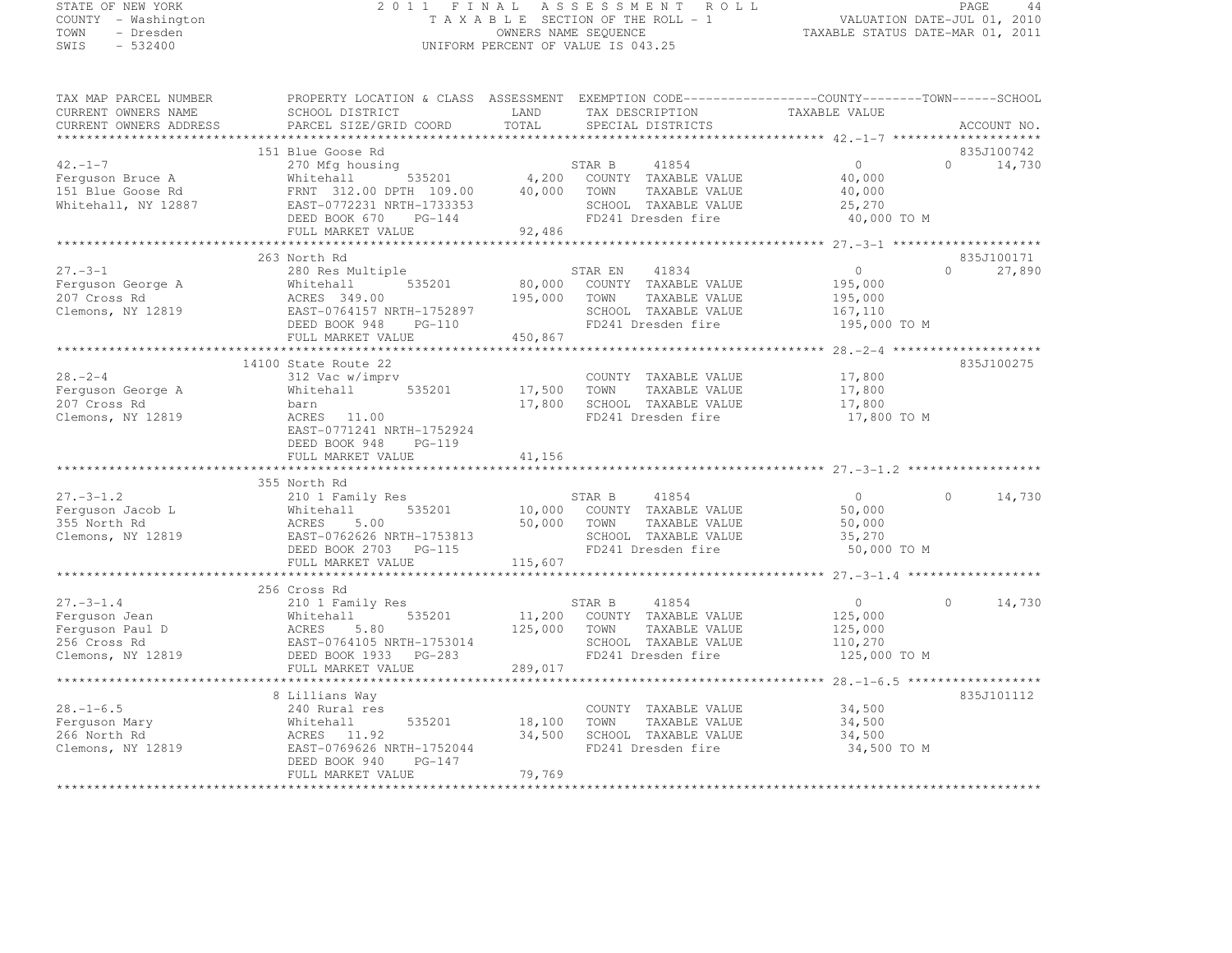STATE OF NEW YORK
COUNTY - Washington
TOWN - Dresden
SWIS - 532400

2011 FINAL ASSESSMENT ROLL
TAXABLE SECTION OF THE ROLL - 1
OWNERS NAME SEQUENCE
UNIFORM PERCENT OF VALUE IS 043.25

VALUATION DATE-JUL 01, 2010
TAXABLE STATUS DATE-MAR 01, 2011

| TAX MAP PARCEL NUMBER / CURRENT OWNERS NAME / CURRENT OWNERS ADDRESS | PROPERTY LOCATION & CLASS / SCHOOL DISTRICT / PARCEL SIZE/GRID COORD | ASSESSMENT LAND / TOTAL | EXEMPTION CODE / TAX DESCRIPTION / SPECIAL DISTRICTS | COUNTY TAXABLE VALUE | TOWN | SCHOOL | ACCOUNT NO. |
|---|---|---|---|---|---|---|---|
| **42.-1-7** | 151 Blue Goose Rd | | | | | | 835J100742 |
| 42.-1-7 | 270 Mfg housing | | STAR B 41854 | 0 | 0 | 14,730 | |
| Ferguson Bruce A | Whitehall 535201 | 4,200 | COUNTY TAXABLE VALUE | 40,000 | | | |
| 151 Blue Goose Rd | FRNT 312.00 DPTH 109.00 | 40,000 | TOWN TAXABLE VALUE | 40,000 | | | |
| Whitehall, NY 12887 | EAST-0772231 NRTH-1733353 | | SCHOOL TAXABLE VALUE | 25,270 | | | |
| | DEED BOOK 670 PG-144 | | FD241 Dresden fire | 40,000 TO M | | | |
| | FULL MARKET VALUE | 92,486 | | | | | |
| **27.-3-1** | 263 North Rd | | | | | | 835J100171 |
| 27.-3-1 | 280 Res Multiple | | STAR EN 41834 | 0 | 0 | 27,890 | |
| Ferguson George A | Whitehall 535201 | 80,000 | COUNTY TAXABLE VALUE | 195,000 | | | |
| 207 Cross Rd | ACRES 349.00 | 195,000 | TOWN TAXABLE VALUE | 195,000 | | | |
| Clemons, NY 12819 | EAST-0764157 NRTH-1752897 | | SCHOOL TAXABLE VALUE | 167,110 | | | |
| | DEED BOOK 948 PG-110 | | FD241 Dresden fire | 195,000 TO M | | | |
| | FULL MARKET VALUE | 450,867 | | | | | |
| **28.-2-4** | 14100 State Route 22 | | | | | | 835J100275 |
| 28.-2-4 | 312 Vac w/imprv | | COUNTY TAXABLE VALUE | 17,800 | | | |
| Ferguson George A | Whitehall 535201 | 17,500 | TOWN TAXABLE VALUE | 17,800 | | | |
| 207 Cross Rd | barn | 17,800 | SCHOOL TAXABLE VALUE | 17,800 | | | |
| Clemons, NY 12819 | ACRES 11.00 | | FD241 Dresden fire | 17,800 TO M | | | |
| | EAST-0771241 NRTH-1752924 | | | | | | |
| | DEED BOOK 948 PG-119 | | | | | | |
| | FULL MARKET VALUE | 41,156 | | | | | |
| **27.-3-1.2** | 355 North Rd | | | | | | |
| 27.-3-1.2 | 210 1 Family Res | | STAR B 41854 | 0 | 0 | 14,730 | |
| Ferguson Jacob L | Whitehall 535201 | 10,000 | COUNTY TAXABLE VALUE | 50,000 | | | |
| 355 North Rd | ACRES 5.00 | 50,000 | TOWN TAXABLE VALUE | 50,000 | | | |
| Clemons, NY 12819 | EAST-0762626 NRTH-1753813 | | SCHOOL TAXABLE VALUE | 35,270 | | | |
| | DEED BOOK 2703 PG-115 | | FD241 Dresden fire | 50,000 TO M | | | |
| | FULL MARKET VALUE | 115,607 | | | | | |
| **27.-3-1.4** | 256 Cross Rd | | | | | | |
| 27.-3-1.4 | 210 1 Family Res | | STAR B 41854 | 0 | 0 | 14,730 | |
| Ferguson Jean | Whitehall 535201 | 11,200 | COUNTY TAXABLE VALUE | 125,000 | | | |
| Ferguson Paul D | ACRES 5.80 | 125,000 | TOWN TAXABLE VALUE | 125,000 | | | |
| 256 Cross Rd | EAST-0764105 NRTH-1753014 | | SCHOOL TAXABLE VALUE | 110,270 | | | |
| Clemons, NY 12819 | DEED BOOK 1933 PG-283 | | FD241 Dresden fire | 125,000 TO M | | | |
| | FULL MARKET VALUE | 289,017 | | | | | |
| **28.-1-6.5** | 8 Lillians Way | | | | | | 835J101112 |
| 28.-1-6.5 | 240 Rural res | | COUNTY TAXABLE VALUE | 34,500 | | | |
| Ferguson Mary | Whitehall 535201 | 18,100 | TOWN TAXABLE VALUE | 34,500 | | | |
| 266 North Rd | ACRES 11.92 | 34,500 | SCHOOL TAXABLE VALUE | 34,500 | | | |
| Clemons, NY 12819 | EAST-0769626 NRTH-1752044 | | FD241 Dresden fire | 34,500 TO M | | | |
| | DEED BOOK 940 PG-147 | | | | | | |
| | FULL MARKET VALUE | 79,769 | | | | | |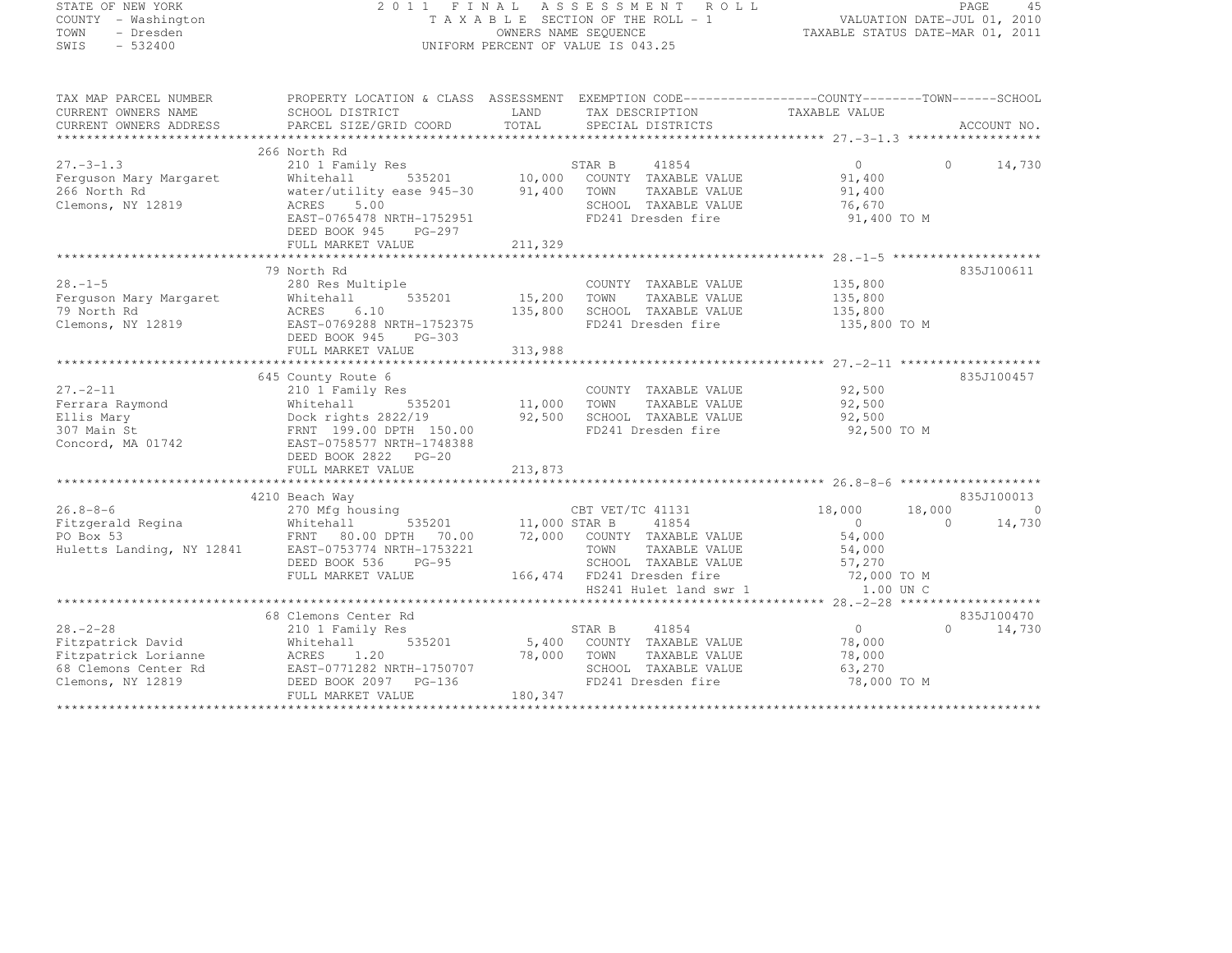STATE OF NEW YORK
COUNTY - Washington
TOWN - Dresden
SWIS - 532400

# 2011 FINAL ASSESSMENT ROLL
TAXABLE SECTION OF THE ROLL - 1
OWNERS NAME SEQUENCE
UNIFORM PERCENT OF VALUE IS 043.25

VALUATION DATE-JUL 01, 2010
TAXABLE STATUS DATE-MAR 01, 2011

```
TAX MAP PARCEL NUMBER          PROPERTY LOCATION & CLASS  ASSESSMENT  EXEMPTION CODE------------------COUNTY--------TOWN------SCHOOL
CURRENT OWNERS NAME            SCHOOL DISTRICT             LAND       TAX DESCRIPTION               TAXABLE VALUE
CURRENT OWNERS ADDRESS         PARCEL SIZE/GRID COORD      TOTAL      SPECIAL DISTRICTS                                    ACCOUNT NO.
******************************************************************************************************* 27.-3-1.3 ******************
                               266 North Rd
27.-3-1.3                      210 1 Family Res                       STAR B     41854                   0         0     14,730
Ferguson Mary Margaret         Whitehall      535201      10,000      COUNTY  TAXABLE VALUE         91,400
266 North Rd                   water/utility ease 945-30  91,400      TOWN    TAXABLE VALUE         91,400
Clemons, NY 12819              ACRES    5.00                          SCHOOL  TAXABLE VALUE         76,670
                               EAST-0765478 NRTH-1752951              FD241 Dresden fire             91,400 TO M
                               DEED BOOK 945    PG-297
                               FULL MARKET VALUE          211,329
******************************************************************************************************* 28.-1-5 ********************
                               79 North Rd                                                                            835J100611
28.-1-5                        280 Res Multiple                       COUNTY  TAXABLE VALUE        135,800
Ferguson Mary Margaret         Whitehall      535201      15,200      TOWN    TAXABLE VALUE        135,800
79 North Rd                    ACRES    6.10              135,800     SCHOOL  TAXABLE VALUE        135,800
Clemons, NY 12819              EAST-0769288 NRTH-1752375              FD241 Dresden fire            135,800 TO M
                               DEED BOOK 945    PG-303
                               FULL MARKET VALUE          313,988
******************************************************************************************************* 27.-2-11 *******************
                               645 County Route 6                                                                     835J100457
27.-2-11                       210 1 Family Res                       COUNTY  TAXABLE VALUE         92,500
Ferrara Raymond                Whitehall      535201      11,000      TOWN    TAXABLE VALUE         92,500
Ellis Mary                     Dock rights 2822/19        92,500      SCHOOL  TAXABLE VALUE         92,500
307 Main St                    FRNT 199.00 DPTH 150.00                FD241 Dresden fire             92,500 TO M
Concord, MA 01742              EAST-0758577 NRTH-1748388
                               DEED BOOK 2822   PG-20
                               FULL MARKET VALUE          213,873
******************************************************************************************************* 26.8-8-6 *******************
                               4210 Beach Way                                                                         835J100013
26.8-8-6                       270 Mfg housing                        CBT VET/TC 41131              18,000    18,000          0
Fitzgerald Regina              Whitehall      535201      11,000 STAR B     41854                        0         0     14,730
PO Box 53                      FRNT  80.00 DPTH  70.00    72,000      COUNTY  TAXABLE VALUE         54,000
Huletts Landing, NY 12841      EAST-0753774 NRTH-1753221              TOWN    TAXABLE VALUE         54,000
                               DEED BOOK 536    PG-95                 SCHOOL  TAXABLE VALUE         57,270
                               FULL MARKET VALUE          166,474     FD241 Dresden fire             72,000 TO M
                                                                      HS241 Hulet land swr 1           1.00 UN C
******************************************************************************************************* 28.-2-28 *******************
                               68 Clemons Center Rd                                                                   835J100470
28.-2-28                       210 1 Family Res                       STAR B     41854                   0         0     14,730
Fitzpatrick David              Whitehall      535201       5,400      COUNTY  TAXABLE VALUE         78,000
Fitzpatrick Lorianne           ACRES    1.20              78,000      TOWN    TAXABLE VALUE         78,000
68 Clemons Center Rd           EAST-0771282 NRTH-1750707              SCHOOL  TAXABLE VALUE         63,270
Clemons, NY 12819              DEED BOOK 2097   PG-136                FD241 Dresden fire             78,000 TO M
                               FULL MARKET VALUE          180,347
************************************************************************************************************************************
```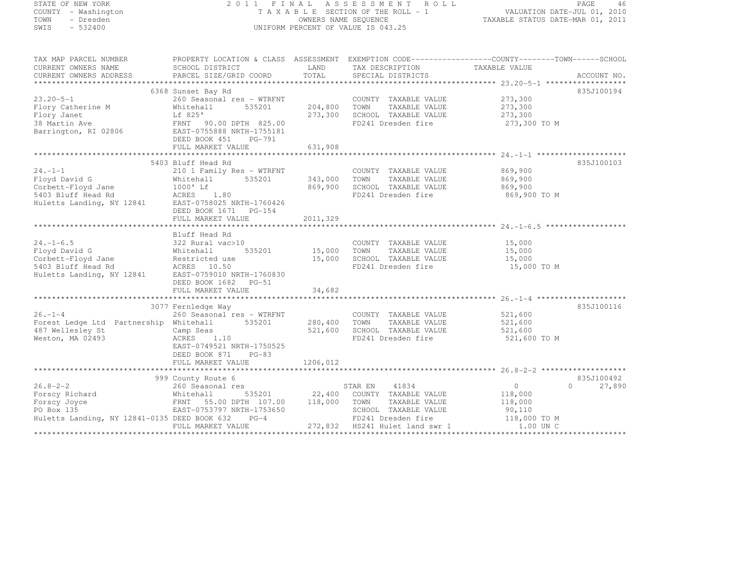STATE OF NEW YORK
COUNTY - Washington
TOWN - Dresden
SWIS - 532400

# 2011 FINAL ASSESSMENT ROLL

TAXABLE SECTION OF THE ROLL - 1
OWNERS NAME SEQUENCE
UNIFORM PERCENT OF VALUE IS 043.25

VALUATION DATE-JUL 01, 2010
TAXABLE STATUS DATE-MAR 01, 2011

| TAX MAP PARCEL NUMBER / CURRENT OWNERS NAME / CURRENT OWNERS ADDRESS | PROPERTY LOCATION & CLASS / SCHOOL DISTRICT / PARCEL SIZE/GRID COORD | ASSESSMENT LAND / TOTAL | EXEMPTION CODE / TAX DESCRIPTION / SPECIAL DISTRICTS | COUNTY / TOWN / SCHOOL TAXABLE VALUE | ACCOUNT NO. |
|---|---|---|---|---|---|
| 23.20-5-1 | 6368 Sunset Bay Rd | | | | 835J100194 |
| | 260 Seasonal res - WTRFNT | | COUNTY TAXABLE VALUE | 273,300 | |
| Flory Catherine M | Whitehall 535201 | 204,800 | TOWN TAXABLE VALUE | 273,300 | |
| Flory Janet | Lf 825' | 273,300 | SCHOOL TAXABLE VALUE | 273,300 | |
| 38 Martin Ave | FRNT 90.00 DPTH 825.00 | | FD241 Dresden fire | 273,300 TO M | |
| Barrington, RI 02806 | EAST-0755888 NRTH-1755181 | | | | |
| | DEED BOOK 451 PG-791 | | | | |
| | FULL MARKET VALUE | 631,908 | | | |
| 24.-1-1 | 5403 Bluff Head Rd | | | | 835J100103 |
| | 210 1 Family Res - WTRFNT | | COUNTY TAXABLE VALUE | 869,900 | |
| Floyd David G | Whitehall 535201 | 343,000 | TOWN TAXABLE VALUE | 869,900 | |
| Corbett-Floyd Jane | 1000' Lf | 869,900 | SCHOOL TAXABLE VALUE | 869,900 | |
| 5403 Bluff Head Rd | ACRES 1.80 | | FD241 Dresden fire | 869,900 TO M | |
| Huletts Landing, NY 12841 | EAST-0758025 NRTH-1760426 | | | | |
| | DEED BOOK 1671 PG-154 | | | | |
| | FULL MARKET VALUE | 2011,329 | | | |
| 24.-1-6.5 | Bluff Head Rd | | | | |
| | 322 Rural vac>10 | | COUNTY TAXABLE VALUE | 15,000 | |
| Floyd David G | Whitehall 535201 | 15,000 | TOWN TAXABLE VALUE | 15,000 | |
| Corbett-Floyd Jane | Restricted use | 15,000 | SCHOOL TAXABLE VALUE | 15,000 | |
| 5403 Bluff Head Rd | ACRES 10.50 | | FD241 Dresden fire | 15,000 TO M | |
| Huletts Landing, NY 12841 | EAST-0759010 NRTH-1760830 | | | | |
| | DEED BOOK 1682 PG-51 | | | | |
| | FULL MARKET VALUE | 34,682 | | | |
| 26.-1-4 | 3077 Fernledge Way | | | | 835J100116 |
| | 260 Seasonal res - WTRFNT | | COUNTY TAXABLE VALUE | 521,600 | |
| Forest Ledge Ltd Partnership | Whitehall 535201 | 280,400 | TOWN TAXABLE VALUE | 521,600 | |
| 487 Wellesley St | Camp Seas | 521,600 | SCHOOL TAXABLE VALUE | 521,600 | |
| Weston, MA 02493 | ACRES 1.10 | | FD241 Dresden fire | 521,600 TO M | |
| | EAST-0749521 NRTH-1750525 | | | | |
| | DEED BOOK 871 PG-83 | | | | |
| | FULL MARKET VALUE | 1206,012 | | | |
| 26.8-2-2 | 999 County Route 6 | | | | 835J100492 |
| | 260 Seasonal res | | STAR EN 41834 | 0 0 | 27,890 |
| Forscy Richard | Whitehall 535201 | 22,400 | COUNTY TAXABLE VALUE | 118,000 | |
| Forscy Joyce | FRNT 55.00 DPTH 107.00 | 118,000 | TOWN TAXABLE VALUE | 118,000 | |
| PO Box 135 | EAST-0753797 NRTH-1753650 | | SCHOOL TAXABLE VALUE | 90,110 | |
| Huletts Landing, NY 12841-0135 | DEED BOOK 632 PG-4 | | FD241 Dresden fire | 118,000 TO M | |
| | FULL MARKET VALUE | 272,832 | HS241 Hulet land swr 1 | 1.00 UN C | |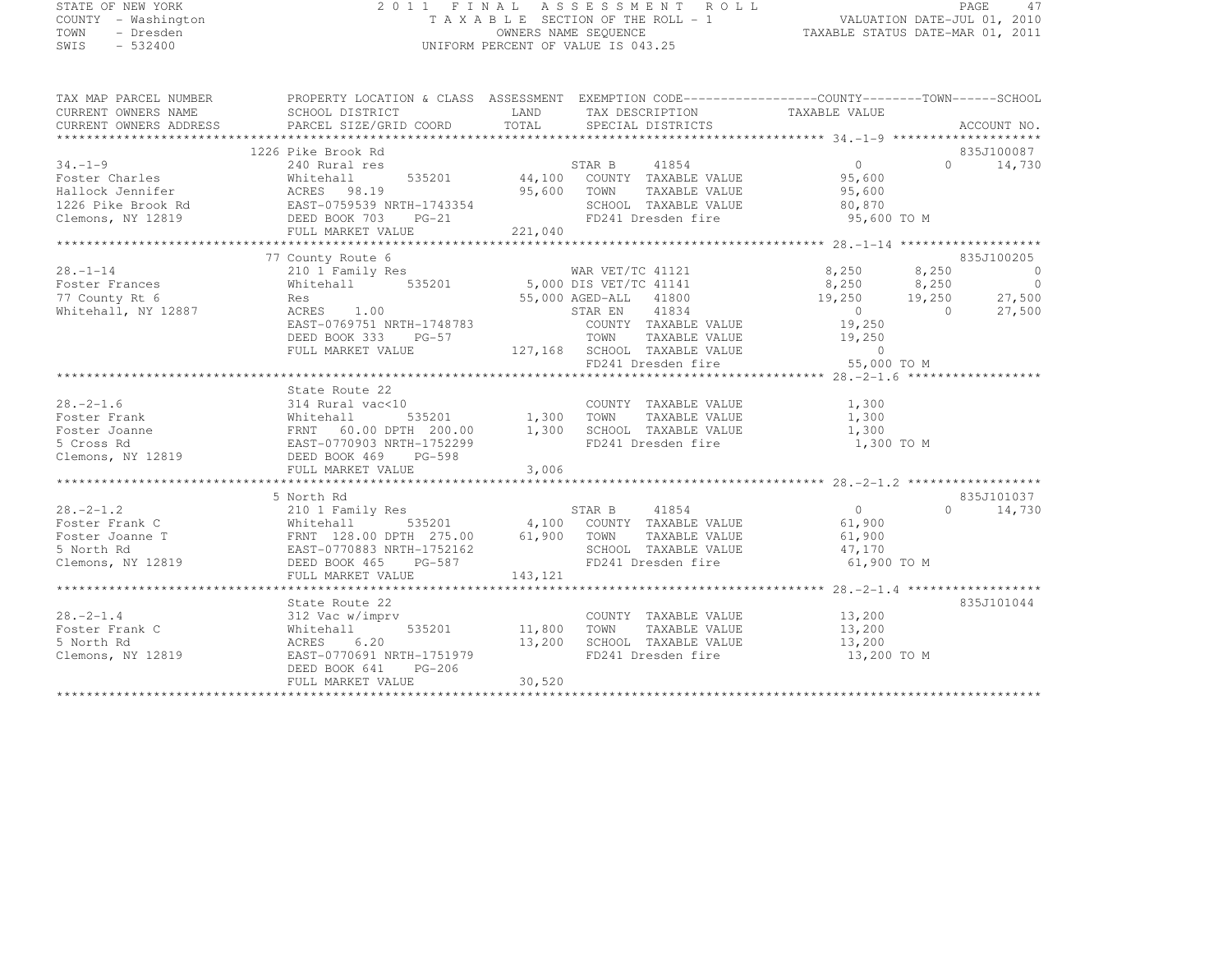STATE OF NEW YORK
COUNTY - Washington
TOWN - Dresden
SWIS - 532400

2011 FINAL ASSESSMENT ROLL
TAXABLE SECTION OF THE ROLL - 1
OWNERS NAME SEQUENCE
UNIFORM PERCENT OF VALUE IS 043.25

VALUATION DATE-JUL 01, 2010
TAXABLE STATUS DATE-MAR 01, 2011

| TAX MAP PARCEL NUMBER / CURRENT OWNERS NAME / CURRENT OWNERS ADDRESS | PROPERTY LOCATION & CLASS / SCHOOL DISTRICT / PARCEL SIZE/GRID COORD | ASSESSMENT LAND / TOTAL | EXEMPTION CODE / TAX DESCRIPTION / SPECIAL DISTRICTS | COUNTY TAXABLE VALUE | TOWN | SCHOOL / ACCOUNT NO. |
|---|---|---|---|---|---|---|
| | 1226 Pike Brook Rd | | | | | 835J100087 |
| 34.-1-9 | 240 Rural res | | STAR B 41854 | 0 | 0 | 14,730 |
| Foster Charles | Whitehall 535201 | 44,100 | COUNTY TAXABLE VALUE | 95,600 | | |
| Hallock Jennifer | ACRES 98.19 | 95,600 | TOWN TAXABLE VALUE | 95,600 | | |
| 1226 Pike Brook Rd | EAST-0759539 NRTH-1743354 | | SCHOOL TAXABLE VALUE | 80,870 | | |
| Clemons, NY 12819 | DEED BOOK 703 PG-21 | | FD241 Dresden fire | 95,600 TO M | | |
| | FULL MARKET VALUE | 221,040 | | | | |
| | 77 County Route 6 | | | | | 835J100205 |
| 28.-1-14 | 210 1 Family Res | | WAR VET/TC 41121 | 8,250 | 8,250 | 0 |
| Foster Frances | Whitehall 535201 | 5,000 | DIS VET/TC 41141 | 8,250 | 8,250 | 0 |
| 77 County Rt 6 | Res | 55,000 | AGED-ALL 41800 | 19,250 | 19,250 | 27,500 |
| Whitehall, NY 12887 | ACRES 1.00 | | STAR EN 41834 | 0 | 0 | 27,500 |
| | EAST-0769751 NRTH-1748783 | | COUNTY TAXABLE VALUE | 19,250 | | |
| | DEED BOOK 333 PG-57 | | TOWN TAXABLE VALUE | 19,250 | | |
| | FULL MARKET VALUE | 127,168 | SCHOOL TAXABLE VALUE | 0 | | |
| | | | FD241 Dresden fire | 55,000 TO M | | |
| | State Route 22 | | | | | |
| 28.-2-1.6 | 314 Rural vac<10 | | COUNTY TAXABLE VALUE | 1,300 | | |
| Foster Frank | Whitehall 535201 | 1,300 | TOWN TAXABLE VALUE | 1,300 | | |
| Foster Joanne | FRNT 60.00 DPTH 200.00 | 1,300 | SCHOOL TAXABLE VALUE | 1,300 | | |
| 5 Cross Rd | EAST-0770903 NRTH-1752299 | | FD241 Dresden fire | 1,300 TO M | | |
| Clemons, NY 12819 | DEED BOOK 469 PG-598 | | | | | |
| | FULL MARKET VALUE | 3,006 | | | | |
| | 5 North Rd | | | | | 835J101037 |
| 28.-2-1.2 | 210 1 Family Res | | STAR B 41854 | 0 | 0 | 14,730 |
| Foster Frank C | Whitehall 535201 | 4,100 | COUNTY TAXABLE VALUE | 61,900 | | |
| Foster Joanne T | FRNT 128.00 DPTH 275.00 | 61,900 | TOWN TAXABLE VALUE | 61,900 | | |
| 5 North Rd | EAST-0770883 NRTH-1752162 | | SCHOOL TAXABLE VALUE | 47,170 | | |
| Clemons, NY 12819 | DEED BOOK 465 PG-587 | | FD241 Dresden fire | 61,900 TO M | | |
| | FULL MARKET VALUE | 143,121 | | | | |
| | State Route 22 | | | | | 835J101044 |
| 28.-2-1.4 | 312 Vac w/imprv | | COUNTY TAXABLE VALUE | 13,200 | | |
| Foster Frank C | Whitehall 535201 | 11,800 | TOWN TAXABLE VALUE | 13,200 | | |
| 5 North Rd | ACRES 6.20 | 13,200 | SCHOOL TAXABLE VALUE | 13,200 | | |
| Clemons, NY 12819 | EAST-0770691 NRTH-1751979 | | FD241 Dresden fire | 13,200 TO M | | |
| | DEED BOOK 641 PG-206 | | | | | |
| | FULL MARKET VALUE | 30,520 | | | | |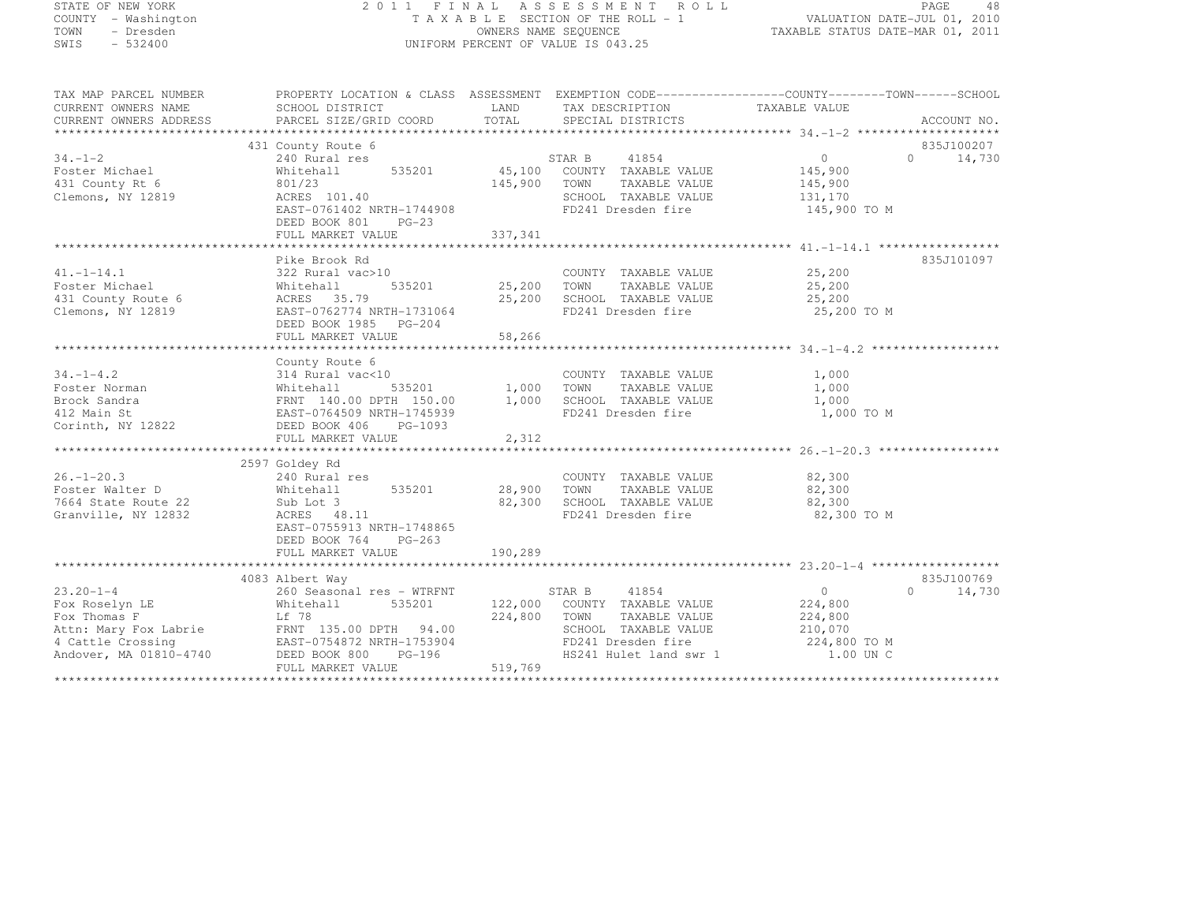STATE OF NEW YORK
COUNTY - Washington
TOWN - Dresden
SWIS - 532400

2011 FINAL ASSESSMENT ROLL
TAXABLE SECTION OF THE ROLL - 1
OWNERS NAME SEQUENCE
UNIFORM PERCENT OF VALUE IS 043.25

VALUATION DATE-JUL 01, 2010
TAXABLE STATUS DATE-MAR 01, 2011

| TAX MAP PARCEL NUMBER / CURRENT OWNERS NAME / CURRENT OWNERS ADDRESS | PROPERTY LOCATION & CLASS / SCHOOL DISTRICT / PARCEL SIZE/GRID COORD | ASSESSMENT LAND / TOTAL | EXEMPTION CODE / TAX DESCRIPTION / SPECIAL DISTRICTS | COUNTY / TOWN / SCHOOL TAXABLE VALUE | ACCOUNT NO. |
|---|---|---|---|---|---|
| 34.-1-2 | 431 County Route 6 | | | | 835J100207 |
| Foster Michael | 240 Rural res | | STAR B 41854 | 0 0 | 14,730 |
| 431 County Rt 6 | Whitehall 535201 | 45,100 | COUNTY TAXABLE VALUE | 145,900 | |
| Clemons, NY 12819 | 801/23 | 145,900 | TOWN TAXABLE VALUE | 145,900 | |
| | ACRES 101.40 | | SCHOOL TAXABLE VALUE | 131,170 | |
| | EAST-0761402 NRTH-1744908 | | FD241 Dresden fire | 145,900 TO M | |
| | DEED BOOK 801 PG-23 | | | | |
| | FULL MARKET VALUE | 337,341 | | | |
| 41.-1-14.1 | Pike Brook Rd | | | | 835J101097 |
| Foster Michael | 322 Rural vac>10 | | COUNTY TAXABLE VALUE | 25,200 | |
| 431 County Route 6 | Whitehall 535201 | 25,200 | TOWN TAXABLE VALUE | 25,200 | |
| Clemons, NY 12819 | ACRES 35.79 | 25,200 | SCHOOL TAXABLE VALUE | 25,200 | |
| | EAST-0762774 NRTH-1731064 | | FD241 Dresden fire | 25,200 TO M | |
| | DEED BOOK 1985 PG-204 | | | | |
| | FULL MARKET VALUE | 58,266 | | | |
| 34.-1-4.2 | County Route 6 | | | | |
| Foster Norman | 314 Rural vac<10 | | COUNTY TAXABLE VALUE | 1,000 | |
| Brock Sandra | Whitehall 535201 | 1,000 | TOWN TAXABLE VALUE | 1,000 | |
| 412 Main St | FRNT 140.00 DPTH 150.00 | 1,000 | SCHOOL TAXABLE VALUE | 1,000 | |
| Corinth, NY 12822 | EAST-0764509 NRTH-1745939 | | FD241 Dresden fire | 1,000 TO M | |
| | DEED BOOK 406 PG-1093 | | | | |
| | FULL MARKET VALUE | 2,312 | | | |
| 26.-1-20.3 | 2597 Goldey Rd | | | | |
| Foster Walter D | 240 Rural res | | COUNTY TAXABLE VALUE | 82,300 | |
| 7664 State Route 22 | Whitehall 535201 | 28,900 | TOWN TAXABLE VALUE | 82,300 | |
| Granville, NY 12832 | Sub Lot 3 | 82,300 | SCHOOL TAXABLE VALUE | 82,300 | |
| | ACRES 48.11 | | FD241 Dresden fire | 82,300 TO M | |
| | EAST-0755913 NRTH-1748865 | | | | |
| | DEED BOOK 764 PG-263 | | | | |
| | FULL MARKET VALUE | 190,289 | | | |
| 23.20-1-4 | 4083 Albert Way | | | | 835J100769 |
| Fox Roselyn LE | 260 Seasonal res - WTRFNT | | STAR B 41854 | 0 0 | 14,730 |
| Fox Thomas F | Whitehall 535201 | 122,000 | COUNTY TAXABLE VALUE | 224,800 | |
| Attn: Mary Fox Labrie | Lf 78 | 224,800 | TOWN TAXABLE VALUE | 224,800 | |
| 4 Cattle Crossing | FRNT 135.00 DPTH 94.00 | | SCHOOL TAXABLE VALUE | 210,070 | |
| Andover, MA 01810-4740 | EAST-0754872 NRTH-1753904 | | FD241 Dresden fire | 224,800 TO M | |
| | DEED BOOK 800 PG-196 | | HS241 Hulet land swr 1 | 1.00 UN C | |
| | FULL MARKET VALUE | 519,769 | | | |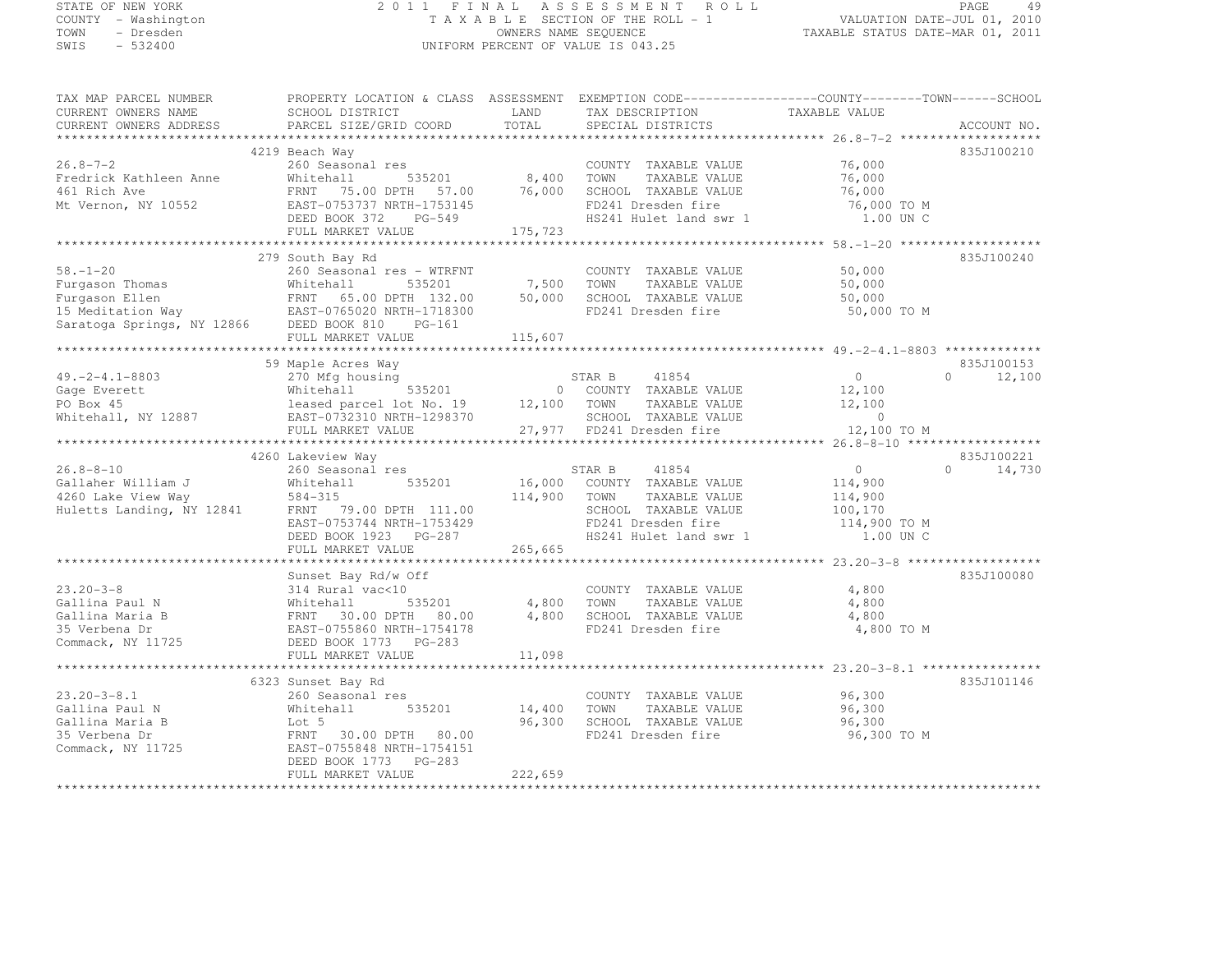STATE OF NEW YORK
COUNTY - Washington
TOWN - Dresden
SWIS - 532400

2011 FINAL ASSESSMENT ROLL
TAXABLE SECTION OF THE ROLL - 1
OWNERS NAME SEQUENCE
UNIFORM PERCENT OF VALUE IS 043.25

VALUATION DATE-JUL 01, 2010
TAXABLE STATUS DATE-MAR 01, 2011

```
TAX MAP PARCEL NUMBER          PROPERTY LOCATION & CLASS  ASSESSMENT  EXEMPTION CODE------------------COUNTY--------TOWN------SCHOOL
CURRENT OWNERS NAME            SCHOOL DISTRICT               LAND       TAX DESCRIPTION             TAXABLE VALUE
CURRENT OWNERS ADDRESS         PARCEL SIZE/GRID COORD        TOTAL      SPECIAL DISTRICTS                                     ACCOUNT NO.
******************************************************************************************************* 26.8-7-2 *******************
                               4219 Beach Way                                                                              835J100210
26.8-7-2                       260 Seasonal res                         COUNTY  TAXABLE VALUE           76,000
Fredrick Kathleen Anne         Whitehall         535201       8,400     TOWN    TAXABLE VALUE           76,000
461 Rich Ave                   FRNT  75.00 DPTH  57.00       76,000     SCHOOL  TAXABLE VALUE           76,000
Mt Vernon, NY 10552            EAST-0753737 NRTH-1753145                FD241 Dresden fire               76,000 TO M
                               DEED BOOK 372    PG-549                  HS241 Hulet land swr 1            1.00 UN C
                               FULL MARKET VALUE             175,723
******************************************************************************************************* 58.-1-20 *******************
                               279 South Bay Rd                                                                            835J100240
58.-1-20                       260 Seasonal res - WTRFNT                COUNTY  TAXABLE VALUE           50,000
Furgason Thomas                Whitehall         535201       7,500     TOWN    TAXABLE VALUE           50,000
Furgason Ellen                 FRNT  65.00 DPTH 132.00       50,000     SCHOOL  TAXABLE VALUE           50,000
15 Meditation Way              EAST-0765020 NRTH-1718300                FD241 Dresden fire               50,000 TO M
Saratoga Springs, NY 12866     DEED BOOK 810    PG-161
                               FULL MARKET VALUE             115,607
******************************************************************************************************* 49.-2-4.1-8803 *************
                               59 Maple Acres Way                                                                          835J100153
49.-2-4.1-8803                 270 Mfg housing                          STAR B    41854                      0             0       12,100
Gage Everett                   Whitehall         535201           0     COUNTY  TAXABLE VALUE           12,100
PO Box 45                      leased parcel lot No. 19      12,100     TOWN    TAXABLE VALUE           12,100
Whitehall, NY 12887            EAST-0732310 NRTH-1298370                SCHOOL  TAXABLE VALUE                0
                               FULL MARKET VALUE              27,977    FD241 Dresden fire               12,100 TO M
******************************************************************************************************* 26.8-8-10 ******************
                               4260 Lakeview Way                                                                           835J100221
26.8-8-10                      260 Seasonal res                         STAR B    41854                      0             0       14,730
Gallaher William J             Whitehall         535201      16,000     COUNTY  TAXABLE VALUE          114,900
4260 Lake View Way             584-315                      114,900     TOWN    TAXABLE VALUE          114,900
Huletts Landing, NY 12841      FRNT  79.00 DPTH 111.00                  SCHOOL  TAXABLE VALUE          100,170
                               EAST-0753744 NRTH-1753429                FD241 Dresden fire              114,900 TO M
                               DEED BOOK 1923   PG-287                  HS241 Hulet land swr 1            1.00 UN C
                               FULL MARKET VALUE             265,665
******************************************************************************************************* 23.20-3-8 ******************
                               Sunset Bay Rd/w Off                                                                         835J100080
23.20-3-8                      314 Rural vac<10                         COUNTY  TAXABLE VALUE            4,800
Gallina Paul N                 Whitehall         535201       4,800     TOWN    TAXABLE VALUE            4,800
Gallina Maria B                FRNT  30.00 DPTH  80.00        4,800     SCHOOL  TAXABLE VALUE            4,800
35 Verbena Dr                  EAST-0755860 NRTH-1754178                FD241 Dresden fire                4,800 TO M
Commack, NY 11725              DEED BOOK 1773   PG-283
                               FULL MARKET VALUE              11,098
******************************************************************************************************* 23.20-3-8.1 ****************
                               6323 Sunset Bay Rd                                                                          835J101146
23.20-3-8.1                    260 Seasonal res                         COUNTY  TAXABLE VALUE           96,300
Gallina Paul N                 Whitehall         535201      14,400     TOWN    TAXABLE VALUE           96,300
Gallina Maria B                Lot 5                         96,300     SCHOOL  TAXABLE VALUE           96,300
35 Verbena Dr                  FRNT  30.00 DPTH  80.00                  FD241 Dresden fire               96,300 TO M
Commack, NY 11725              EAST-0755848 NRTH-1754151
                               DEED BOOK 1773   PG-283
                               FULL MARKET VALUE             222,659
************************************************************************************************************************************
```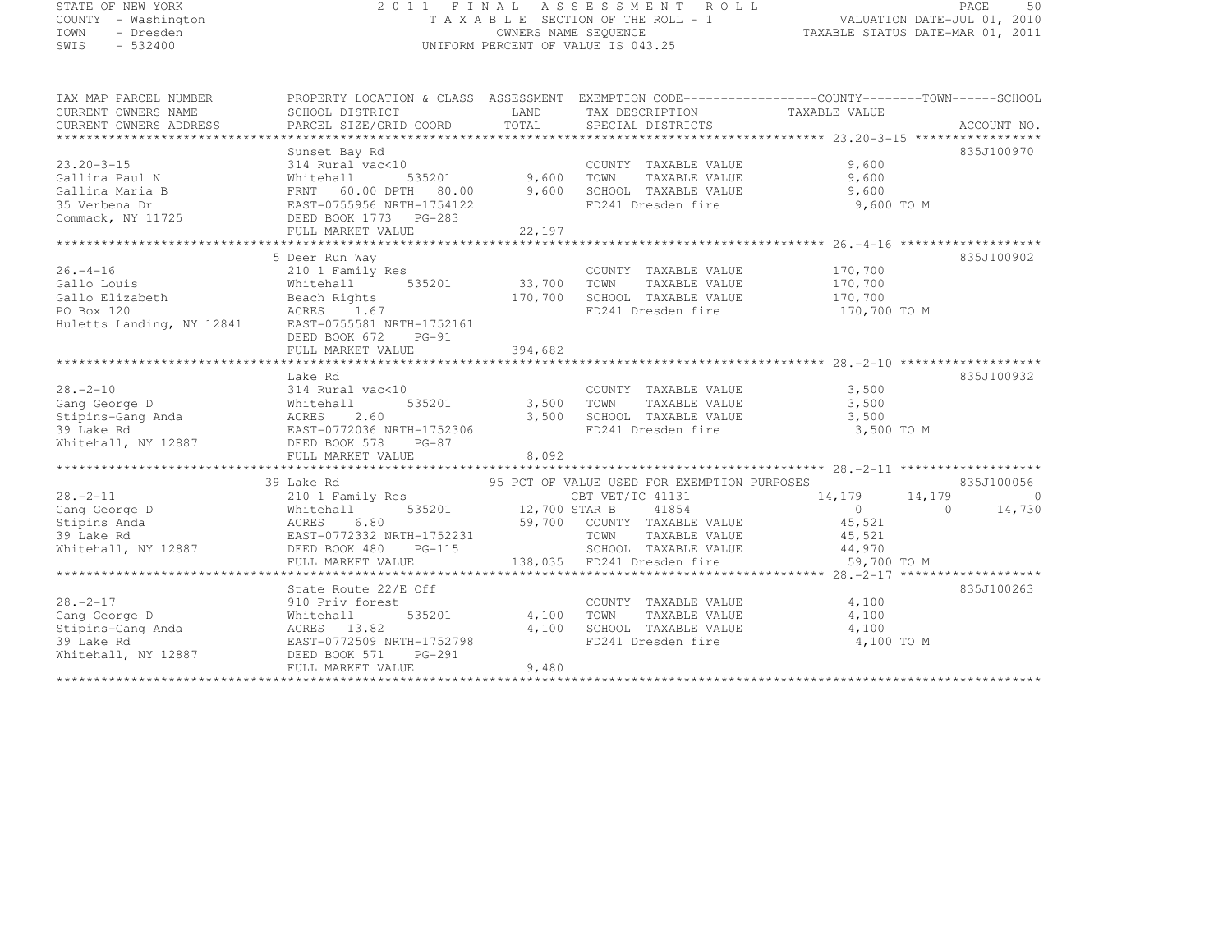STATE OF NEW YORK
COUNTY - Washington
TOWN - Dresden
SWIS - 532400

# 2011 FINAL ASSESSMENT ROLL

TAXABLE SECTION OF THE ROLL - 1
OWNERS NAME SEQUENCE
UNIFORM PERCENT OF VALUE IS 043.25

VALUATION DATE-JUL 01, 2010
TAXABLE STATUS DATE-MAR 01, 2011

| TAX MAP PARCEL NUMBER / CURRENT OWNERS NAME / CURRENT OWNERS ADDRESS | PROPERTY LOCATION & CLASS / SCHOOL DISTRICT / PARCEL SIZE/GRID COORD | ASSESSMENT LAND / TOTAL | EXEMPTION CODE / TAX DESCRIPTION / SPECIAL DISTRICTS | COUNTY | TOWN | SCHOOL | ACCOUNT NO. |
|---|---|---|---|---|---|---|---|
| | Sunset Bay Rd | | | | | | 835J100970 |
| 23.20-3-15 | 314 Rural vac<10 | | COUNTY TAXABLE VALUE | 9,600 | | | |
| Gallina Paul N | Whitehall 535201 | 9,600 | TOWN TAXABLE VALUE | | 9,600 | | |
| Gallina Maria B | FRNT 60.00 DPTH 80.00 | 9,600 | SCHOOL TAXABLE VALUE | | | 9,600 | |
| 35 Verbena Dr | EAST-0755956 NRTH-1754122 | | FD241 Dresden fire | 9,600 TO M | | | |
| Commack, NY 11725 | DEED BOOK 1773 PG-283 | | | | | | |
| | FULL MARKET VALUE | 22,197 | | | | | |
| | 5 Deer Run Way | | | | | | 835J100902 |
| 26.-4-16 | 210 1 Family Res | | COUNTY TAXABLE VALUE | 170,700 | | | |
| Gallo Louis | Whitehall 535201 | 33,700 | TOWN TAXABLE VALUE | | 170,700 | | |
| Gallo Elizabeth | Beach Rights | 170,700 | SCHOOL TAXABLE VALUE | | | 170,700 | |
| PO Box 120 | ACRES 1.67 | | FD241 Dresden fire | 170,700 TO M | | | |
| Huletts Landing, NY 12841 | EAST-0755581 NRTH-1752161 | | | | | | |
| | DEED BOOK 672 PG-91 | | | | | | |
| | FULL MARKET VALUE | 394,682 | | | | | |
| | Lake Rd | | | | | | 835J100932 |
| 28.-2-10 | 314 Rural vac<10 | | COUNTY TAXABLE VALUE | 3,500 | | | |
| Gang George D | Whitehall 535201 | 3,500 | TOWN TAXABLE VALUE | | 3,500 | | |
| Stipins-Gang Anda | ACRES 2.60 | 3,500 | SCHOOL TAXABLE VALUE | | | 3,500 | |
| 39 Lake Rd | EAST-0772036 NRTH-1752306 | | FD241 Dresden fire | 3,500 TO M | | | |
| Whitehall, NY 12887 | DEED BOOK 578 PG-87 | | | | | | |
| | FULL MARKET VALUE | 8,092 | | | | | |
| | 39 Lake Rd | | 95 PCT OF VALUE USED FOR EXEMPTION PURPOSES | | | | 835J100056 |
| 28.-2-11 | 210 1 Family Res | | CBT VET/TC 41131 | 14,179 | 14,179 | 0 | |
| Gang George D | Whitehall 535201 | 12,700 | STAR B 41854 | 0 | 0 | 14,730 | |
| Stipins Anda | ACRES 6.80 | 59,700 | COUNTY TAXABLE VALUE | 45,521 | | | |
| 39 Lake Rd | EAST-0772332 NRTH-1752231 | | TOWN TAXABLE VALUE | | 45,521 | | |
| Whitehall, NY 12887 | DEED BOOK 480 PG-115 | | SCHOOL TAXABLE VALUE | | | 44,970 | |
| | FULL MARKET VALUE | 138,035 | FD241 Dresden fire | 59,700 TO M | | | |
| | State Route 22/E Off | | | | | | 835J100263 |
| 28.-2-17 | 910 Priv forest | | COUNTY TAXABLE VALUE | 4,100 | | | |
| Gang George D | Whitehall 535201 | 4,100 | TOWN TAXABLE VALUE | | 4,100 | | |
| Stipins-Gang Anda | ACRES 13.82 | 4,100 | SCHOOL TAXABLE VALUE | | | 4,100 | |
| 39 Lake Rd | EAST-0772509 NRTH-1752798 | | FD241 Dresden fire | 4,100 TO M | | | |
| Whitehall, NY 12887 | DEED BOOK 571 PG-291 | | | | | | |
| | FULL MARKET VALUE | 9,480 | | | | | |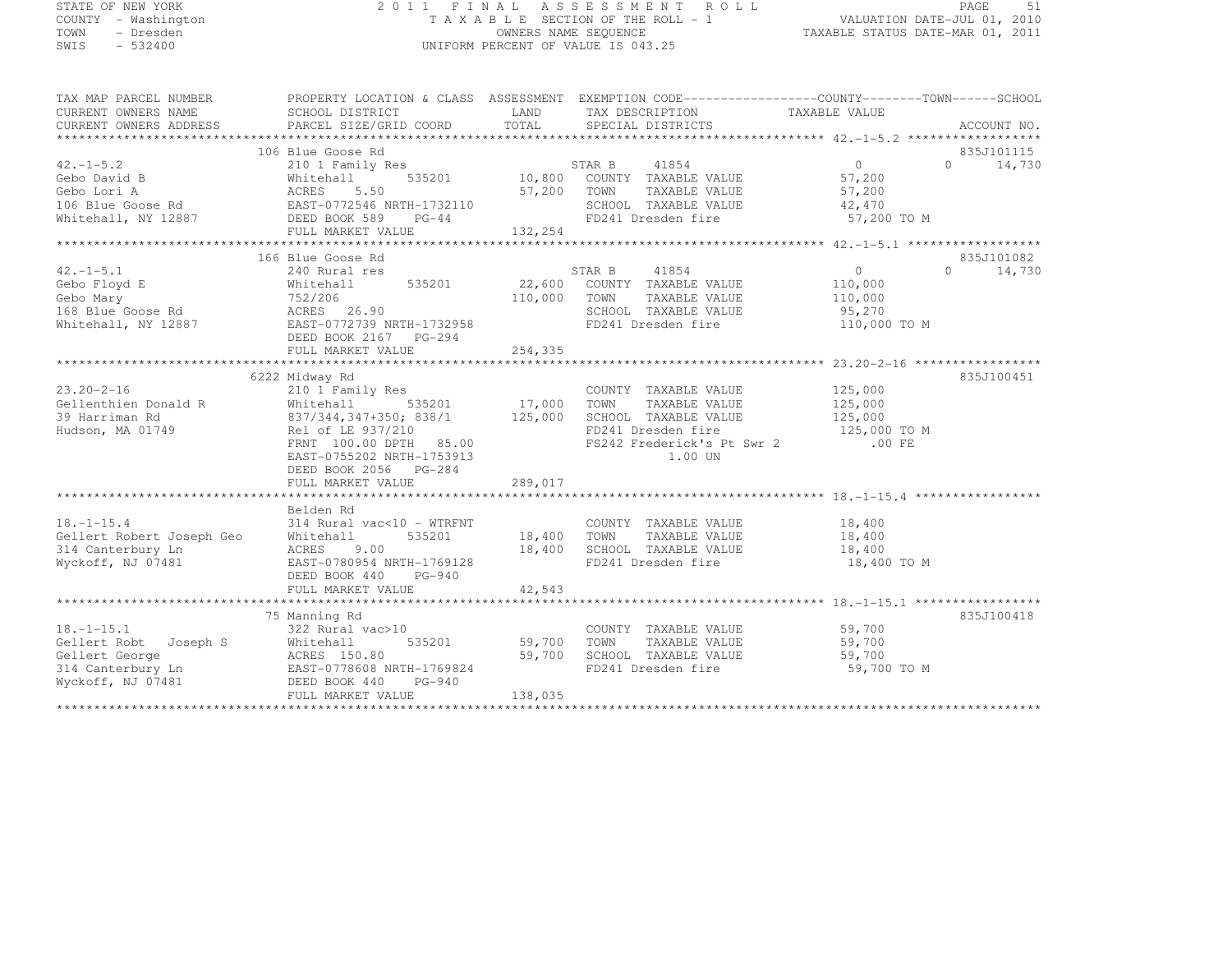STATE OF NEW YORK
COUNTY - Washington
TOWN - Dresden
SWIS - 532400

2011 FINAL ASSESSMENT ROLL
TAXABLE SECTION OF THE ROLL - 1
OWNERS NAME SEQUENCE
UNIFORM PERCENT OF VALUE IS 043.25

VALUATION DATE-JUL 01, 2010
TAXABLE STATUS DATE-MAR 01, 2011

| TAX MAP PARCEL NUMBER / CURRENT OWNERS NAME / CURRENT OWNERS ADDRESS | PROPERTY LOCATION & CLASS / SCHOOL DISTRICT / PARCEL SIZE/GRID COORD | ASSESSMENT LAND / TOTAL | EXEMPTION CODE / TAX DESCRIPTION / SPECIAL DISTRICTS | COUNTY / TAXABLE VALUE | TOWN | SCHOOL / ACCOUNT NO. |
|---|---|---|---|---|---|---|
| **42.-1-5.2** | 106 Blue Goose Rd | | | | | 835J101115 |
| 42.-1-5.2 | 210 1 Family Res | | STAR B 41854 | 0 | 0 | 14,730 |
| Gebo David B | Whitehall 535201 | 10,800 | COUNTY TAXABLE VALUE | 57,200 | | |
| Gebo Lori A | ACRES 5.50 | 57,200 | TOWN TAXABLE VALUE | 57,200 | | |
| 106 Blue Goose Rd | EAST-0772546 NRTH-1732110 | | SCHOOL TAXABLE VALUE | 42,470 | | |
| Whitehall, NY 12887 | DEED BOOK 589 PG-44 | | FD241 Dresden fire | 57,200 TO M | | |
| | FULL MARKET VALUE | 132,254 | | | | |
| **42.-1-5.1** | 166 Blue Goose Rd | | | | | 835J101082 |
| 42.-1-5.1 | 240 Rural res | | STAR B 41854 | 0 | 0 | 14,730 |
| Gebo Floyd E | Whitehall 535201 | 22,600 | COUNTY TAXABLE VALUE | 110,000 | | |
| Gebo Mary | 752/206 | 110,000 | TOWN TAXABLE VALUE | 110,000 | | |
| 168 Blue Goose Rd | ACRES 26.90 | | SCHOOL TAXABLE VALUE | 95,270 | | |
| Whitehall, NY 12887 | EAST-0772739 NRTH-1732958 | | FD241 Dresden fire | 110,000 TO M | | |
| | DEED BOOK 2167 PG-294 | | | | | |
| | FULL MARKET VALUE | 254,335 | | | | |
| **23.20-2-16** | 6222 Midway Rd | | | | | 835J100451 |
| 23.20-2-16 | 210 1 Family Res | | COUNTY TAXABLE VALUE | 125,000 | | |
| Gellenthien Donald R | Whitehall 535201 | 17,000 | TOWN TAXABLE VALUE | 125,000 | | |
| 39 Harriman Rd | 837/344,347+350; 838/1 | 125,000 | SCHOOL TAXABLE VALUE | 125,000 | | |
| Hudson, MA 01749 | Rel of LE 937/210 | | FD241 Dresden fire | 125,000 TO M | | |
| | FRNT 100.00 DPTH 85.00 | | FS242 Frederick's Pt Swr 2 | .00 FE | | |
| | EAST-0755202 NRTH-1753913 | | 1.00 UN | | | |
| | DEED BOOK 2056 PG-284 | | | | | |
| | FULL MARKET VALUE | 289,017 | | | | |
| **18.-1-15.4** | Belden Rd | | | | | |
| 18.-1-15.4 | 314 Rural vac<10 - WTRFNT | | COUNTY TAXABLE VALUE | 18,400 | | |
| Gellert Robert Joseph Geo | Whitehall 535201 | 18,400 | TOWN TAXABLE VALUE | 18,400 | | |
| 314 Canterbury Ln | ACRES 9.00 | 18,400 | SCHOOL TAXABLE VALUE | 18,400 | | |
| Wyckoff, NJ 07481 | EAST-0780954 NRTH-1769128 | | FD241 Dresden fire | 18,400 TO M | | |
| | DEED BOOK 440 PG-940 | | | | | |
| | FULL MARKET VALUE | 42,543 | | | | |
| **18.-1-15.1** | 75 Manning Rd | | | | | 835J100418 |
| 18.-1-15.1 | 322 Rural vac>10 | | COUNTY TAXABLE VALUE | 59,700 | | |
| Gellert Robt Joseph S | Whitehall 535201 | 59,700 | TOWN TAXABLE VALUE | 59,700 | | |
| Gellert George | ACRES 150.80 | 59,700 | SCHOOL TAXABLE VALUE | 59,700 | | |
| 314 Canterbury Ln | EAST-0778608 NRTH-1769824 | | FD241 Dresden fire | 59,700 TO M | | |
| Wyckoff, NJ 07481 | DEED BOOK 440 PG-940 | | | | | |
| | FULL MARKET VALUE | 138,035 | | | | |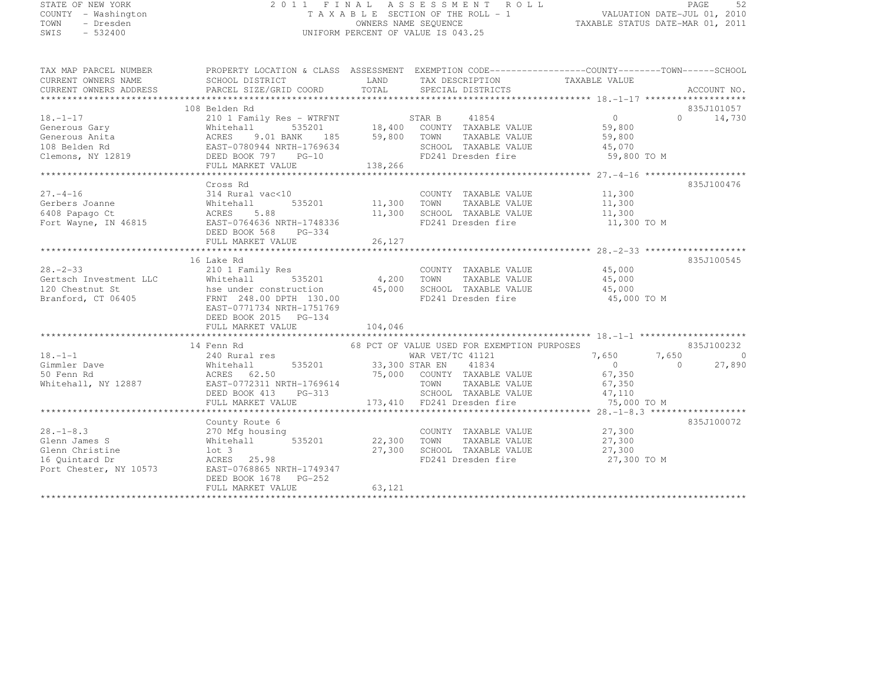STATE OF NEW YORK
COUNTY - Washington
TOWN - Dresden
SWIS - 532400

2011 FINAL ASSESSMENT ROLL
TAXABLE SECTION OF THE ROLL - 1
OWNERS NAME SEQUENCE
UNIFORM PERCENT OF VALUE IS 043.25

VALUATION DATE-JUL 01, 2010
TAXABLE STATUS DATE-MAR 01, 2011

| TAX MAP PARCEL NUMBER / CURRENT OWNERS NAME / CURRENT OWNERS ADDRESS | PROPERTY LOCATION & CLASS / SCHOOL DISTRICT / PARCEL SIZE/GRID COORD | ASSESSMENT LAND / TOTAL | EXEMPTION CODE / TAX DESCRIPTION / SPECIAL DISTRICTS | COUNTY | TOWN | SCHOOL | ACCOUNT NO. |
|---|---|---|---|---|---|---|---|
| 18.-1-17 | 108 Belden Rd | | | | | | 835J101057 |
| | 210 1 Family Res - WTRFNT | | STAR B 41854 | 0 | 0 | 14,730 | |
| Generous Gary | Whitehall 535201 | 18,400 | COUNTY TAXABLE VALUE | 59,800 | | | |
| Generous Anita | ACRES 9.01 BANK 185 | 59,800 | TOWN TAXABLE VALUE | | 59,800 | | |
| 108 Belden Rd | EAST-0780944 NRTH-1769634 | | SCHOOL TAXABLE VALUE | | | 45,070 | |
| Clemons, NY 12819 | DEED BOOK 797 PG-10 | | FD241 Dresden fire | 59,800 TO M | | | |
| | FULL MARKET VALUE | 138,266 | | | | | |
| 27.-4-16 | Cross Rd | | | | | | 835J100476 |
| | 314 Rural vac<10 | | COUNTY TAXABLE VALUE | 11,300 | | | |
| Gerbers Joanne | Whitehall 535201 | 11,300 | TOWN TAXABLE VALUE | | 11,300 | | |
| 6408 Papago Ct | ACRES 5.88 | 11,300 | SCHOOL TAXABLE VALUE | | | 11,300 | |
| Fort Wayne, IN 46815 | EAST-0764636 NRTH-1748336 | | FD241 Dresden fire | 11,300 TO M | | | |
| | DEED BOOK 568 PG-334 | | | | | | |
| | FULL MARKET VALUE | 26,127 | | | | | |
| 28.-2-33 | 16 Lake Rd | | | | | | 835J100545 |
| | 210 1 Family Res | | COUNTY TAXABLE VALUE | 45,000 | | | |
| Gertsch Investment LLC | Whitehall 535201 | 4,200 | TOWN TAXABLE VALUE | | 45,000 | | |
| 120 Chestnut St | hse under construction | 45,000 | SCHOOL TAXABLE VALUE | | | 45,000 | |
| Branford, CT 06405 | FRNT 248.00 DPTH 130.00 | | FD241 Dresden fire | 45,000 TO M | | | |
| | EAST-0771734 NRTH-1751769 | | | | | | |
| | DEED BOOK 2015 PG-134 | | | | | | |
| | FULL MARKET VALUE | 104,046 | | | | | |
| 18.-1-1 | 14 Fenn Rd | | 68 PCT OF VALUE USED FOR EXEMPTION PURPOSES | | | | 835J100232 |
| | 240 Rural res | | WAR VET/TC 41121 | 7,650 | 7,650 | 0 | |
| Gimmler Dave | Whitehall 535201 | 33,300 | STAR EN 41834 | 0 | 0 | 27,890 | |
| 50 Fenn Rd | ACRES 62.50 | 75,000 | COUNTY TAXABLE VALUE | 67,350 | | | |
| Whitehall, NY 12887 | EAST-0772311 NRTH-1769614 | | TOWN TAXABLE VALUE | | 67,350 | | |
| | DEED BOOK 413 PG-313 | | SCHOOL TAXABLE VALUE | | | 47,110 | |
| | FULL MARKET VALUE | 173,410 | FD241 Dresden fire | 75,000 TO M | | | |
| 28.-1-8.3 | County Route 6 | | | | | | 835J100072 |
| | 270 Mfg housing | | COUNTY TAXABLE VALUE | 27,300 | | | |
| Glenn James S | Whitehall 535201 | 22,300 | TOWN TAXABLE VALUE | | 27,300 | | |
| Glenn Christine | lot 3 | 27,300 | SCHOOL TAXABLE VALUE | | | 27,300 | |
| 16 Quintard Dr | ACRES 25.98 | | FD241 Dresden fire | 27,300 TO M | | | |
| Port Chester, NY 10573 | EAST-0768865 NRTH-1749347 | | | | | | |
| | DEED BOOK 1678 PG-252 | | | | | | |
| | FULL MARKET VALUE | 63,121 | | | | | |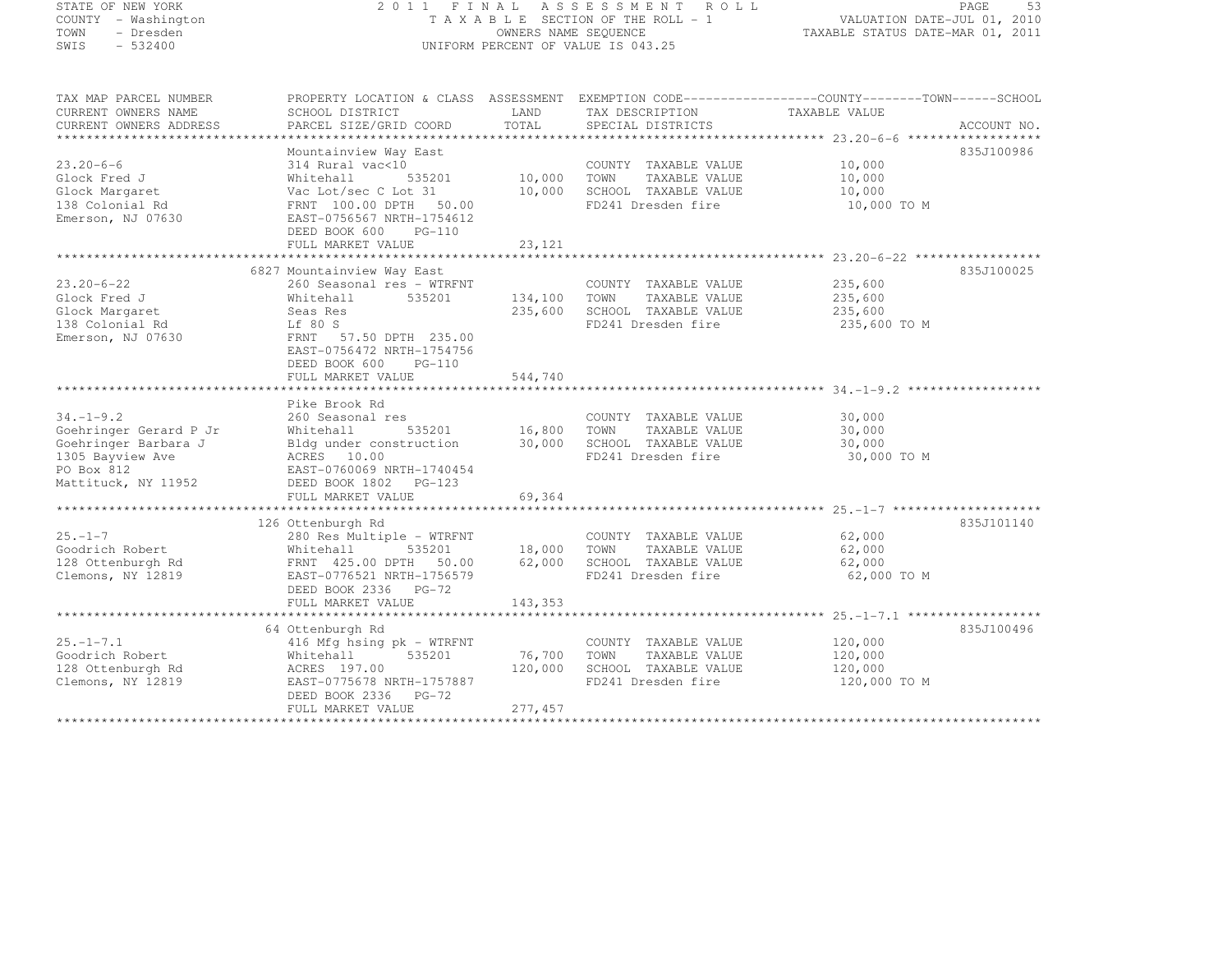STATE OF NEW YORK
COUNTY - Washington
TOWN - Dresden
SWIS - 532400

2011 FINAL ASSESSMENT ROLL
TAXABLE SECTION OF THE ROLL - 1
OWNERS NAME SEQUENCE
UNIFORM PERCENT OF VALUE IS 043.25

VALUATION DATE-JUL 01, 2010
TAXABLE STATUS DATE-MAR 01, 2011

| TAX MAP PARCEL NUMBER / CURRENT OWNERS NAME / CURRENT OWNERS ADDRESS | PROPERTY LOCATION & CLASS / SCHOOL DISTRICT / PARCEL SIZE/GRID COORD | ASSESSMENT LAND / TOTAL | EXEMPTION CODE / TAX DESCRIPTION / SPECIAL DISTRICTS | COUNTY--------TOWN------SCHOOL TAXABLE VALUE | ACCOUNT NO. |
|---|---|---|---|---|---|
| **23.20-6-6** | Mountainview Way East | | | | 835J100986 |
| 23.20-6-6 | 314 Rural vac<10 | | COUNTY TAXABLE VALUE | 10,000 | |
| Glock Fred J | Whitehall 535201 | 10,000 | TOWN TAXABLE VALUE | 10,000 | |
| Glock Margaret | Vac Lot/sec C Lot 31 | 10,000 | SCHOOL TAXABLE VALUE | 10,000 | |
| 138 Colonial Rd | FRNT 100.00 DPTH 50.00 | | FD241 Dresden fire | 10,000 TO M | |
| Emerson, NJ 07630 | EAST-0756567 NRTH-1754612 | | | | |
| | DEED BOOK 600 PG-110 | | | | |
| | FULL MARKET VALUE | 23,121 | | | |
| **23.20-6-22** | 6827 Mountainview Way East | | | | 835J100025 |
| 23.20-6-22 | 260 Seasonal res - WTRFNT | | COUNTY TAXABLE VALUE | 235,600 | |
| Glock Fred J | Whitehall 535201 | 134,100 | TOWN TAXABLE VALUE | 235,600 | |
| Glock Margaret | Seas Res | 235,600 | SCHOOL TAXABLE VALUE | 235,600 | |
| 138 Colonial Rd | Lf 80 S | | FD241 Dresden fire | 235,600 TO M | |
| Emerson, NJ 07630 | FRNT 57.50 DPTH 235.00 | | | | |
| | EAST-0756472 NRTH-1754756 | | | | |
| | DEED BOOK 600 PG-110 | | | | |
| | FULL MARKET VALUE | 544,740 | | | |
| **34.-1-9.2** | Pike Brook Rd | | | | |
| 34.-1-9.2 | 260 Seasonal res | | COUNTY TAXABLE VALUE | 30,000 | |
| Goehringer Gerard P Jr | Whitehall 535201 | 16,800 | TOWN TAXABLE VALUE | 30,000 | |
| Goehringer Barbara J | Bldg under construction | 30,000 | SCHOOL TAXABLE VALUE | 30,000 | |
| 1305 Bayview Ave | ACRES 10.00 | | FD241 Dresden fire | 30,000 TO M | |
| PO Box 812 | EAST-0760069 NRTH-1740454 | | | | |
| Mattituck, NY 11952 | DEED BOOK 1802 PG-123 | | | | |
| | FULL MARKET VALUE | 69,364 | | | |
| **25.-1-7** | 126 Ottenburgh Rd | | | | 835J101140 |
| 25.-1-7 | 280 Res Multiple - WTRFNT | | COUNTY TAXABLE VALUE | 62,000 | |
| Goodrich Robert | Whitehall 535201 | 18,000 | TOWN TAXABLE VALUE | 62,000 | |
| 128 Ottenburgh Rd | FRNT 425.00 DPTH 50.00 | 62,000 | SCHOOL TAXABLE VALUE | 62,000 | |
| Clemons, NY 12819 | EAST-0776521 NRTH-1756579 | | FD241 Dresden fire | 62,000 TO M | |
| | DEED BOOK 2336 PG-72 | | | | |
| | FULL MARKET VALUE | 143,353 | | | |
| **25.-1-7.1** | 64 Ottenburgh Rd | | | | 835J100496 |
| 25.-1-7.1 | 416 Mfg hsing pk - WTRFNT | | COUNTY TAXABLE VALUE | 120,000 | |
| Goodrich Robert | Whitehall 535201 | 76,700 | TOWN TAXABLE VALUE | 120,000 | |
| 128 Ottenburgh Rd | ACRES 197.00 | 120,000 | SCHOOL TAXABLE VALUE | 120,000 | |
| Clemons, NY 12819 | EAST-0775678 NRTH-1757887 | | FD241 Dresden fire | 120,000 TO M | |
| | DEED BOOK 2336 PG-72 | | | | |
| | FULL MARKET VALUE | 277,457 | | | |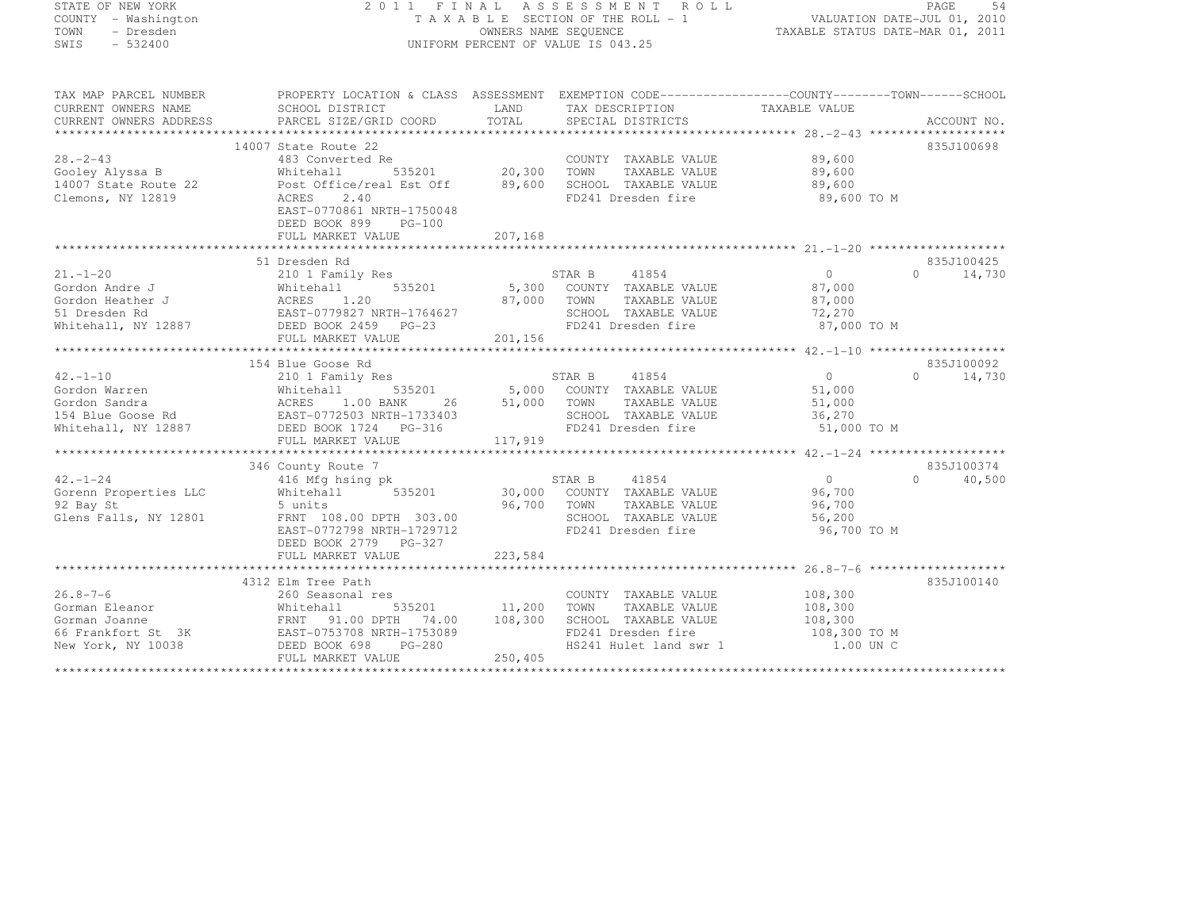STATE OF NEW YORK
COUNTY - Washington
TOWN - Dresden
SWIS - 532400

# 2011 FINAL ASSESSMENT ROLL
TAXABLE SECTION OF THE ROLL - 1
OWNERS NAME SEQUENCE
UNIFORM PERCENT OF VALUE IS 043.25

VALUATION DATE-JUL 01, 2010
TAXABLE STATUS DATE-MAR 01, 2011

| TAX MAP PARCEL NUMBER / CURRENT OWNERS NAME / CURRENT OWNERS ADDRESS | PROPERTY LOCATION & CLASS / SCHOOL DISTRICT / PARCEL SIZE/GRID COORD | ASSESSMENT LAND / TOTAL | EXEMPTION CODE / TAX DESCRIPTION / SPECIAL DISTRICTS | COUNTY TAXABLE VALUE | TOWN | SCHOOL | ACCOUNT NO. |
|---|---|---|---|---|---|---|---|
| **28.-2-43** | 14007 State Route 22 | | | | | | 835J100698 |
| 28.-2-43 | 483 Converted Re | | COUNTY TAXABLE VALUE | 89,600 | | | |
| Gooley Alyssa B | Whitehall 535201 | 20,300 | TOWN TAXABLE VALUE | 89,600 | | | |
| 14007 State Route 22 | Post Office/real Est Off | 89,600 | SCHOOL TAXABLE VALUE | 89,600 | | | |
| Clemons, NY 12819 | ACRES 2.40 | | FD241 Dresden fire | 89,600 TO M | | | |
| | EAST-0770861 NRTH-1750048 | | | | | | |
| | DEED BOOK 899 PG-100 | | | | | | |
| | FULL MARKET VALUE | 207,168 | | | | | |
| **21.-1-20** | 51 Dresden Rd | | | | | | 835J100425 |
| 21.-1-20 | 210 1 Family Res | | STAR B 41854 | 0 | 0 | 14,730 | |
| Gordon Andre J | Whitehall 535201 | 5,300 | COUNTY TAXABLE VALUE | 87,000 | | | |
| Gordon Heather J | ACRES 1.20 | 87,000 | TOWN TAXABLE VALUE | 87,000 | | | |
| 51 Dresden Rd | EAST-0779827 NRTH-1764627 | | SCHOOL TAXABLE VALUE | 72,270 | | | |
| Whitehall, NY 12887 | DEED BOOK 2459 PG-23 | | FD241 Dresden fire | 87,000 TO M | | | |
| | FULL MARKET VALUE | 201,156 | | | | | |
| **42.-1-10** | 154 Blue Goose Rd | | | | | | 835J100092 |
| 42.-1-10 | 210 1 Family Res | | STAR B 41854 | 0 | 0 | 14,730 | |
| Gordon Warren | Whitehall 535201 | 5,000 | COUNTY TAXABLE VALUE | 51,000 | | | |
| Gordon Sandra | ACRES 1.00 BANK 26 | 51,000 | TOWN TAXABLE VALUE | 51,000 | | | |
| 154 Blue Goose Rd | EAST-0772503 NRTH-1733403 | | SCHOOL TAXABLE VALUE | 36,270 | | | |
| Whitehall, NY 12887 | DEED BOOK 1724 PG-316 | | FD241 Dresden fire | 51,000 TO M | | | |
| | FULL MARKET VALUE | 117,919 | | | | | |
| **42.-1-24** | 346 County Route 7 | | | | | | 835J100374 |
| 42.-1-24 | 416 Mfg hsing pk | | STAR B 41854 | 0 | 0 | 40,500 | |
| Gorenn Properties LLC | Whitehall 535201 | 30,000 | COUNTY TAXABLE VALUE | 96,700 | | | |
| 92 Bay St | 5 units | 96,700 | TOWN TAXABLE VALUE | 96,700 | | | |
| Glens Falls, NY 12801 | FRNT 108.00 DPTH 303.00 | | SCHOOL TAXABLE VALUE | 56,200 | | | |
| | EAST-0772798 NRTH-1729712 | | FD241 Dresden fire | 96,700 TO M | | | |
| | DEED BOOK 2779 PG-327 | | | | | | |
| | FULL MARKET VALUE | 223,584 | | | | | |
| **26.8-7-6** | 4312 Elm Tree Path | | | | | | 835J100140 |
| 26.8-7-6 | 260 Seasonal res | | COUNTY TAXABLE VALUE | 108,300 | | | |
| Gorman Eleanor | Whitehall 535201 | 11,200 | TOWN TAXABLE VALUE | 108,300 | | | |
| Gorman Joanne | FRNT 91.00 DPTH 74.00 | 108,300 | SCHOOL TAXABLE VALUE | 108,300 | | | |
| 66 Frankfort St 3K | EAST-0753708 NRTH-1753089 | | FD241 Dresden fire | 108,300 TO M | | | |
| New York, NY 10038 | DEED BOOK 698 PG-280 | | HS241 Hulet land swr 1 | 1.00 UN C | | | |
| | FULL MARKET VALUE | 250,405 | | | | | |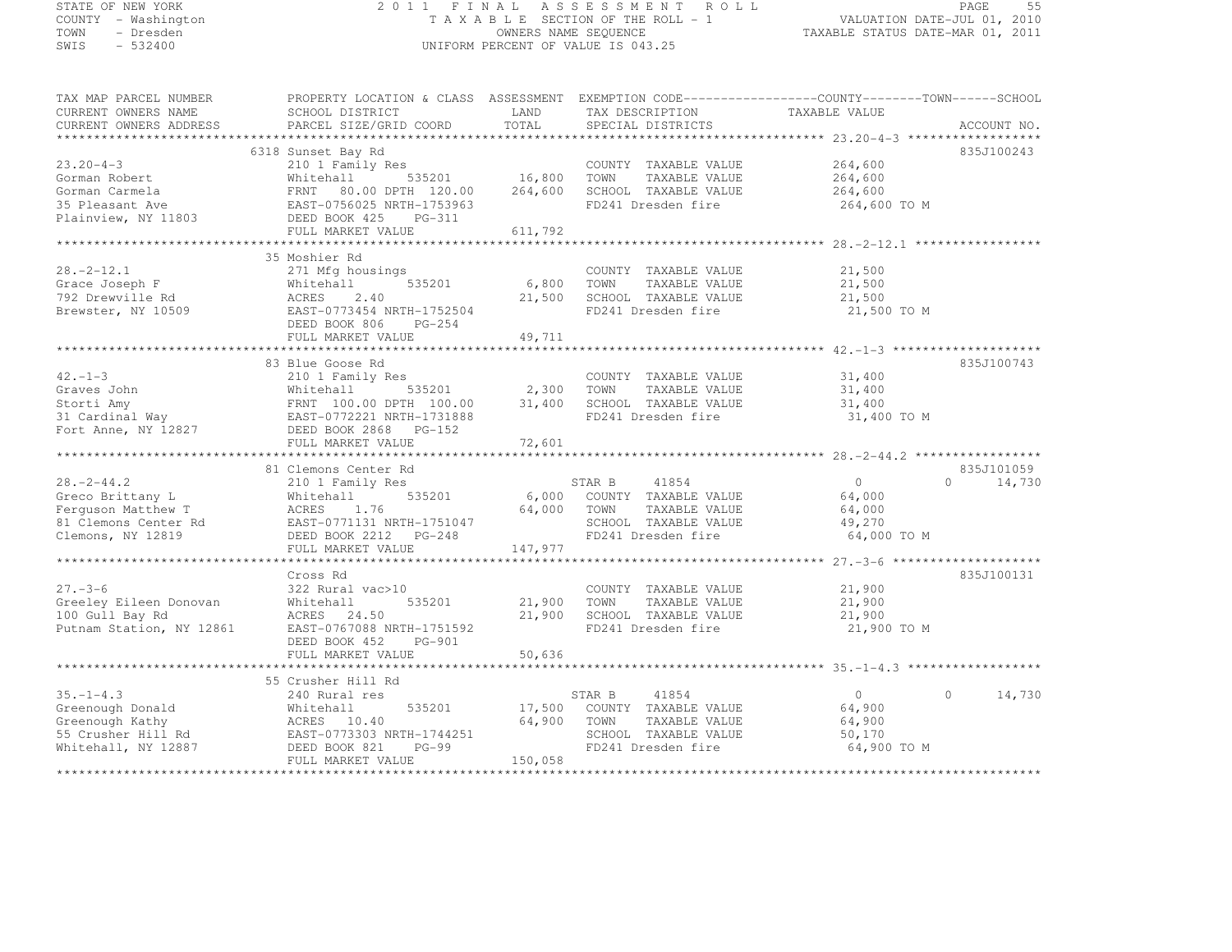STATE OF NEW YORK
COUNTY - Washington
TOWN - Dresden
SWIS - 532400

# 2011 FINAL ASSESSMENT ROLL
TAXABLE SECTION OF THE ROLL - 1
OWNERS NAME SEQUENCE
UNIFORM PERCENT OF VALUE IS 043.25

VALUATION DATE-JUL 01, 2010
TAXABLE STATUS DATE-MAR 01, 2011

| TAX MAP PARCEL NUMBER / CURRENT OWNERS NAME / CURRENT OWNERS ADDRESS | PROPERTY LOCATION & CLASS / SCHOOL DISTRICT / PARCEL SIZE/GRID COORD | ASSESSMENT LAND / TOTAL | EXEMPTION CODE / TAX DESCRIPTION / SPECIAL DISTRICTS | COUNTY / TAXABLE VALUE | TOWN | SCHOOL | ACCOUNT NO. |
|---|---|---|---|---|---|---|---|
| 23.20-4-3 | 6318 Sunset Bay Rd | | | | | | 835J100243 |
| | 210 1 Family Res | | COUNTY TAXABLE VALUE | 264,600 | | | |
| Gorman Robert | Whitehall 535201 | 16,800 | TOWN TAXABLE VALUE | 264,600 | | | |
| Gorman Carmela | FRNT 80.00 DPTH 120.00 | 264,600 | SCHOOL TAXABLE VALUE | 264,600 | | | |
| 35 Pleasant Ave | EAST-0756025 NRTH-1753963 | | FD241 Dresden fire | 264,600 TO M | | | |
| Plainview, NY 11803 | DEED BOOK 425 PG-311 | | | | | | |
| | FULL MARKET VALUE | 611,792 | | | | | |
| 28.-2-12.1 | 35 Moshier Rd | | | | | | |
| | 271 Mfg housings | | COUNTY TAXABLE VALUE | 21,500 | | | |
| Grace Joseph F | Whitehall 535201 | 6,800 | TOWN TAXABLE VALUE | 21,500 | | | |
| 792 Drewville Rd | ACRES 2.40 | 21,500 | SCHOOL TAXABLE VALUE | 21,500 | | | |
| Brewster, NY 10509 | EAST-0773454 NRTH-1752504 | | FD241 Dresden fire | 21,500 TO M | | | |
| | DEED BOOK 806 PG-254 | | | | | | |
| | FULL MARKET VALUE | 49,711 | | | | | |
| 42.-1-3 | 83 Blue Goose Rd | | | | | | 835J100743 |
| | 210 1 Family Res | | COUNTY TAXABLE VALUE | 31,400 | | | |
| Graves John | Whitehall 535201 | 2,300 | TOWN TAXABLE VALUE | 31,400 | | | |
| Storti Amy | FRNT 100.00 DPTH 100.00 | 31,400 | SCHOOL TAXABLE VALUE | 31,400 | | | |
| 31 Cardinal Way | EAST-0772221 NRTH-1731888 | | FD241 Dresden fire | 31,400 TO M | | | |
| Fort Anne, NY 12827 | DEED BOOK 2868 PG-152 | | | | | | |
| | FULL MARKET VALUE | 72,601 | | | | | |
| 28.-2-44.2 | 81 Clemons Center Rd | | | | | | 835J101059 |
| | 210 1 Family Res | | STAR B 41854 | 0 | 0 | 14,730 | |
| Greco Brittany L | Whitehall 535201 | 6,000 | COUNTY TAXABLE VALUE | 64,000 | | | |
| Ferguson Matthew T | ACRES 1.76 | 64,000 | TOWN TAXABLE VALUE | 64,000 | | | |
| 81 Clemons Center Rd | EAST-0771131 NRTH-1751047 | | SCHOOL TAXABLE VALUE | 49,270 | | | |
| Clemons, NY 12819 | DEED BOOK 2212 PG-248 | | FD241 Dresden fire | 64,000 TO M | | | |
| | FULL MARKET VALUE | 147,977 | | | | | |
| 27.-3-6 | Cross Rd | | | | | | 835J100131 |
| | 322 Rural vac>10 | | COUNTY TAXABLE VALUE | 21,900 | | | |
| Greeley Eileen Donovan | Whitehall 535201 | 21,900 | TOWN TAXABLE VALUE | 21,900 | | | |
| 100 Gull Bay Rd | ACRES 24.50 | 21,900 | SCHOOL TAXABLE VALUE | 21,900 | | | |
| Putnam Station, NY 12861 | EAST-0767088 NRTH-1751592 | | FD241 Dresden fire | 21,900 TO M | | | |
| | DEED BOOK 452 PG-901 | | | | | | |
| | FULL MARKET VALUE | 50,636 | | | | | |
| 35.-1-4.3 | 55 Crusher Hill Rd | | | | | | |
| | 240 Rural res | | STAR B 41854 | 0 | 0 | 14,730 | |
| Greenough Donald | Whitehall 535201 | 17,500 | COUNTY TAXABLE VALUE | 64,900 | | | |
| Greenough Kathy | ACRES 10.40 | 64,900 | TOWN TAXABLE VALUE | 64,900 | | | |
| 55 Crusher Hill Rd | EAST-0773303 NRTH-1744251 | | SCHOOL TAXABLE VALUE | 50,170 | | | |
| Whitehall, NY 12887 | DEED BOOK 821 PG-99 | | FD241 Dresden fire | 64,900 TO M | | | |
| | FULL MARKET VALUE | 150,058 | | | | | |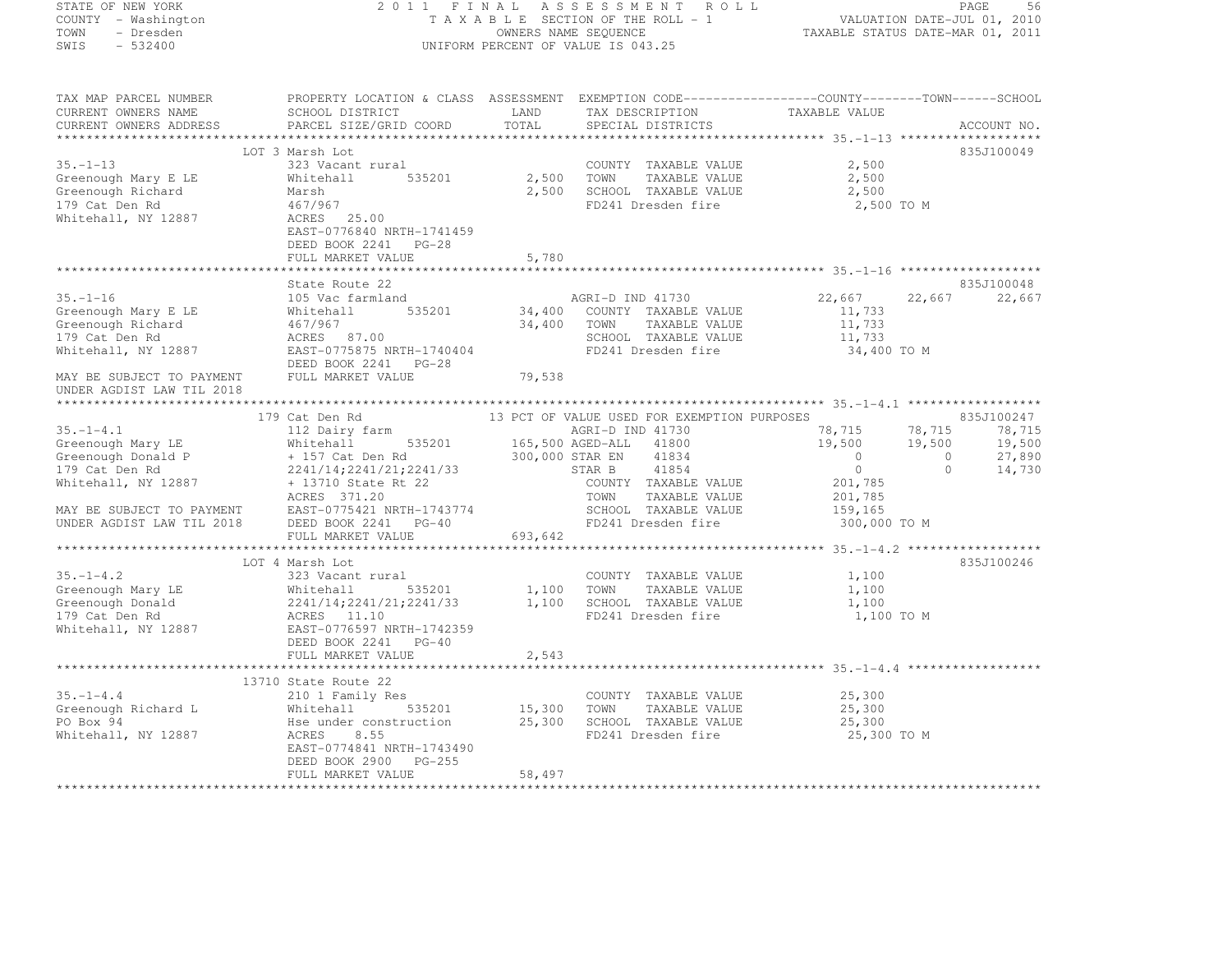STATE OF NEW YORK — 2011 FINAL ASSESSMENT ROLL
COUNTY - Washington — TAXABLE SECTION OF THE ROLL - 1 — VALUATION DATE-JUL 01, 2010
TOWN - Dresden — OWNERS NAME SEQUENCE — TAXABLE STATUS DATE-MAR 01, 2011
SWIS - 532400 — UNIFORM PERCENT OF VALUE IS 043.25

| TAX MAP PARCEL NUMBER / CURRENT OWNERS NAME / CURRENT OWNERS ADDRESS | PROPERTY LOCATION & CLASS / SCHOOL DISTRICT / PARCEL SIZE/GRID COORD | ASSESSMENT LAND / TOTAL | EXEMPTION CODE / TAX DESCRIPTION / SPECIAL DISTRICTS | COUNTY TAXABLE VALUE | TOWN | SCHOOL | ACCOUNT NO. |
|---|---|---|---|---|---|---|---|
| | LOT 3 Marsh Lot | | | | | | 835J100049 |
| 35.-1-13 | 323 Vacant rural | | COUNTY TAXABLE VALUE | 2,500 | | | |
| Greenough Mary E LE | Whitehall 535201 | 2,500 | TOWN TAXABLE VALUE | 2,500 | | | |
| Greenough Richard | Marsh | 2,500 | SCHOOL TAXABLE VALUE | 2,500 | | | |
| 179 Cat Den Rd | 467/967 | | FD241 Dresden fire | 2,500 TO M | | | |
| Whitehall, NY 12887 | ACRES 25.00 | | | | | | |
| | EAST-0776840 NRTH-1741459 | | | | | | |
| | DEED BOOK 2241 PG-28 | | | | | | |
| | FULL MARKET VALUE | 5,780 | | | | | |
| | State Route 22 | | | | | | 835J100048 |
| 35.-1-16 | 105 Vac farmland | | AGRI-D IND 41730 | 22,667 | 22,667 | 22,667 | |
| Greenough Mary E LE | Whitehall 535201 | 34,400 | COUNTY TAXABLE VALUE | 11,733 | | | |
| Greenough Richard | 467/967 | 34,400 | TOWN TAXABLE VALUE | 11,733 | | | |
| 179 Cat Den Rd | ACRES 87.00 | | SCHOOL TAXABLE VALUE | 11,733 | | | |
| Whitehall, NY 12887 | EAST-0775875 NRTH-1740404 | | FD241 Dresden fire | 34,400 TO M | | | |
| | DEED BOOK 2241 PG-28 | | | | | | |
| MAY BE SUBJECT TO PAYMENT | FULL MARKET VALUE | 79,538 | | | | | |
| UNDER AGDIST LAW TIL 2018 | | | | | | | |
| | 179 Cat Den Rd | | 13 PCT OF VALUE USED FOR EXEMPTION PURPOSES | | | | 835J100247 |
| 35.-1-4.1 | 112 Dairy farm | | AGRI-D IND 41730 | 78,715 | 78,715 | 78,715 | |
| Greenough Mary LE | Whitehall 535201 | 165,500 | AGED-ALL 41800 | 19,500 | 19,500 | 19,500 | |
| Greenough Donald P | + 157 Cat Den Rd | 300,000 | STAR EN 41834 | 0 | 0 | 27,890 | |
| 179 Cat Den Rd | 2241/14;2241/21;2241/33 | | STAR B 41854 | 0 | 0 | 14,730 | |
| Whitehall, NY 12887 | + 13710 State Rt 22 | | COUNTY TAXABLE VALUE | 201,785 | | | |
| | ACRES 371.20 | | TOWN TAXABLE VALUE | 201,785 | | | |
| MAY BE SUBJECT TO PAYMENT | EAST-0775421 NRTH-1743774 | | SCHOOL TAXABLE VALUE | 159,165 | | | |
| UNDER AGDIST LAW TIL 2018 | DEED BOOK 2241 PG-40 | | FD241 Dresden fire | 300,000 TO M | | | |
| | FULL MARKET VALUE | 693,642 | | | | | |
| | LOT 4 Marsh Lot | | | | | | 835J100246 |
| 35.-1-4.2 | 323 Vacant rural | | COUNTY TAXABLE VALUE | 1,100 | | | |
| Greenough Mary LE | Whitehall 535201 | 1,100 | TOWN TAXABLE VALUE | 1,100 | | | |
| Greenough Donald | 2241/14;2241/21;2241/33 | 1,100 | SCHOOL TAXABLE VALUE | 1,100 | | | |
| 179 Cat Den Rd | ACRES 11.10 | | FD241 Dresden fire | 1,100 TO M | | | |
| Whitehall, NY 12887 | EAST-0776597 NRTH-1742359 | | | | | | |
| | DEED BOOK 2241 PG-40 | | | | | | |
| | FULL MARKET VALUE | 2,543 | | | | | |
| | 13710 State Route 22 | | | | | | |
| 35.-1-4.4 | 210 1 Family Res | | COUNTY TAXABLE VALUE | 25,300 | | | |
| Greenough Richard L | Whitehall 535201 | 15,300 | TOWN TAXABLE VALUE | 25,300 | | | |
| PO Box 94 | Hse under construction | 25,300 | SCHOOL TAXABLE VALUE | 25,300 | | | |
| Whitehall, NY 12887 | ACRES 8.55 | | FD241 Dresden fire | 25,300 TO M | | | |
| | EAST-0774841 NRTH-1743490 | | | | | | |
| | DEED BOOK 2900 PG-255 | | | | | | |
| | FULL MARKET VALUE | 58,497 | | | | | |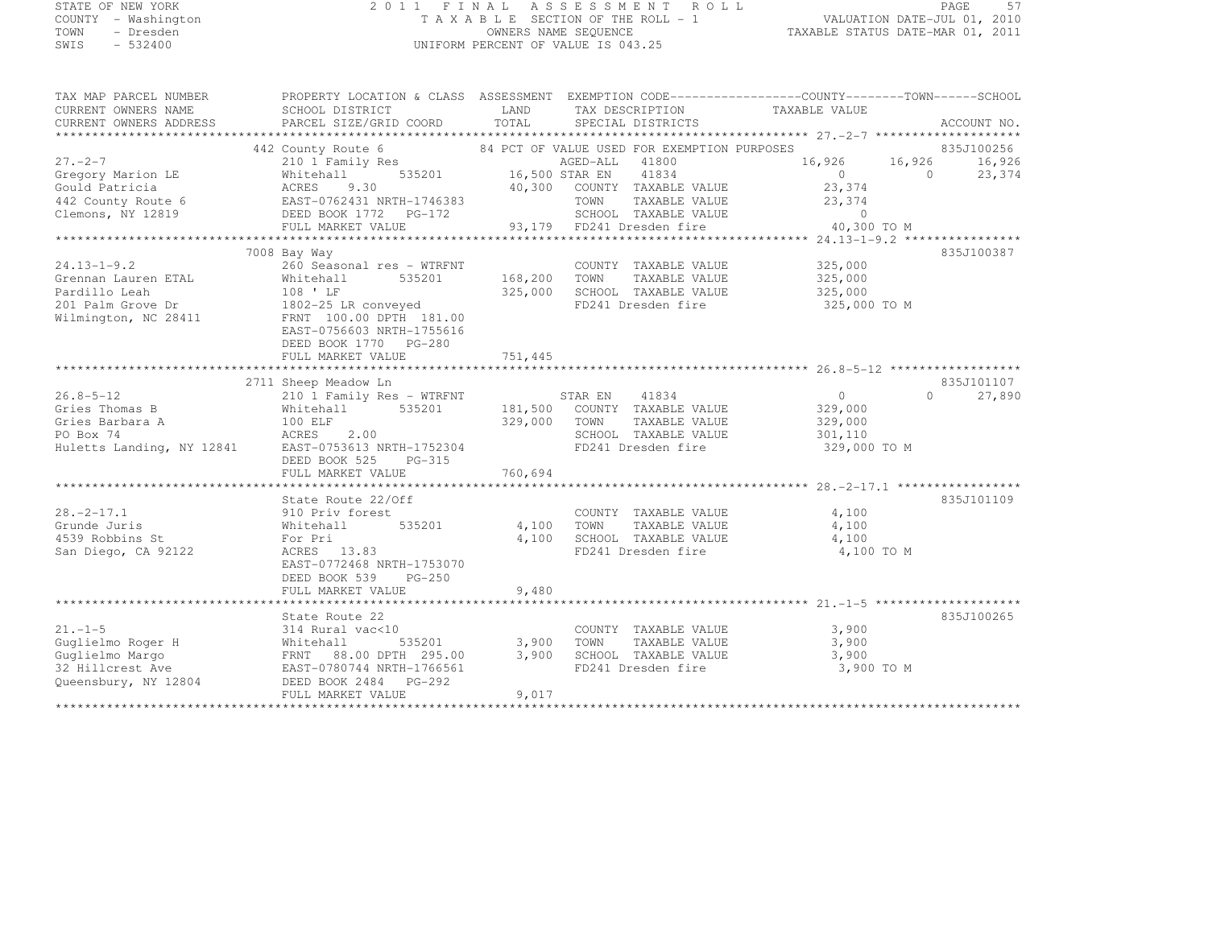STATE OF NEW YORK — 2011 FINAL ASSESSMENT ROLL
COUNTY - Washington — TAXABLE SECTION OF THE ROLL - 1 — VALUATION DATE-JUL 01, 2010
TOWN - Dresden — OWNERS NAME SEQUENCE — TAXABLE STATUS DATE-MAR 01, 2011
SWIS - 532400 — UNIFORM PERCENT OF VALUE IS 043.25

```
TAX MAP PARCEL NUMBER          PROPERTY LOCATION & CLASS  ASSESSMENT  EXEMPTION CODE------------------COUNTY--------TOWN------SCHOOL
CURRENT OWNERS NAME            SCHOOL DISTRICT               LAND      TAX DESCRIPTION            TAXABLE VALUE
CURRENT OWNERS ADDRESS         PARCEL SIZE/GRID COORD        TOTAL     SPECIAL DISTRICTS                                  ACCOUNT NO.
*********************************************************************************************** 27.-2-7 ********************
                               442 County Route 6             84 PCT OF VALUE USED FOR EXEMPTION PURPOSES                 835J100256
27.-2-7                        210 1 Family Res                   AGED-ALL    41800        16,926      16,926      16,926
Gregory Marion LE              Whitehall       535201      16,500 STAR EN     41834             0           0      23,374
Gould Patricia                 ACRES    9.30               40,300   COUNTY  TAXABLE VALUE      23,374
442 County Route 6             EAST-0762431 NRTH-1746383             TOWN    TAXABLE VALUE      23,374
Clemons, NY 12819              DEED BOOK 1772   PG-172               SCHOOL  TAXABLE VALUE           0
                               FULL MARKET VALUE           93,179   FD241 Dresden fire          40,300 TO M
*********************************************************************************************** 24.13-1-9.2 ****************
                               7008 Bay Way                                                                               835J100387
24.13-1-9.2                    260 Seasonal res - WTRFNT             COUNTY  TAXABLE VALUE     325,000
Grennan Lauren ETAL            Whitehall       535201     168,200   TOWN    TAXABLE VALUE     325,000
Pardillo Leah                  108 ' LF                   325,000   SCHOOL  TAXABLE VALUE     325,000
201 Palm Grove Dr              1802-25 LR conveyed                   FD241 Dresden fire         325,000 TO M
Wilmington, NC 28411           FRNT 100.00 DPTH 181.00
                               EAST-0756603 NRTH-1755616
                               DEED BOOK 1770   PG-280
                               FULL MARKET VALUE          751,445
*********************************************************************************************** 26.8-5-12 ******************
                               2711 Sheep Meadow Ln                                                                       835J101107
26.8-5-12                      210 1 Family Res - WTRFNT          STAR EN     41834             0           0      27,890
Gries Thomas B                 Whitehall       535201     181,500   COUNTY  TAXABLE VALUE     329,000
Gries Barbara A                100 ELF                    329,000   TOWN    TAXABLE VALUE     329,000
PO Box 74                      ACRES    2.00                         SCHOOL  TAXABLE VALUE     301,110
Huletts Landing, NY 12841      EAST-0753613 NRTH-1752304             FD241 Dresden fire         329,000 TO M
                               DEED BOOK 525    PG-315
                               FULL MARKET VALUE          760,694
*********************************************************************************************** 28.-2-17.1 *****************
                               State Route 22/Off                                                                         835J101109
28.-2-17.1                     910 Priv forest                       COUNTY  TAXABLE VALUE       4,100
Grunde Juris                   Whitehall       535201       4,100   TOWN    TAXABLE VALUE       4,100
4539 Robbins St                For Pri                      4,100   SCHOOL  TAXABLE VALUE       4,100
San Diego, CA 92122            ACRES   13.83                         FD241 Dresden fire           4,100 TO M
                               EAST-0772468 NRTH-1753070
                               DEED BOOK 539    PG-250
                               FULL MARKET VALUE            9,480
*********************************************************************************************** 21.-1-5 ********************
                               State Route 22                                                                             835J100265
21.-1-5                        314 Rural vac<10                      COUNTY  TAXABLE VALUE       3,900
Guglielmo Roger H              Whitehall       535201       3,900   TOWN    TAXABLE VALUE       3,900
Guglielmo Margo                FRNT  88.00 DPTH 295.00      3,900   SCHOOL  TAXABLE VALUE       3,900
32 Hillcrest Ave               EAST-0780744 NRTH-1766561             FD241 Dresden fire           3,900 TO M
Queensbury, NY 12804           DEED BOOK 2484   PG-292
                               FULL MARKET VALUE            9,017
******************************************************************************************************************************
```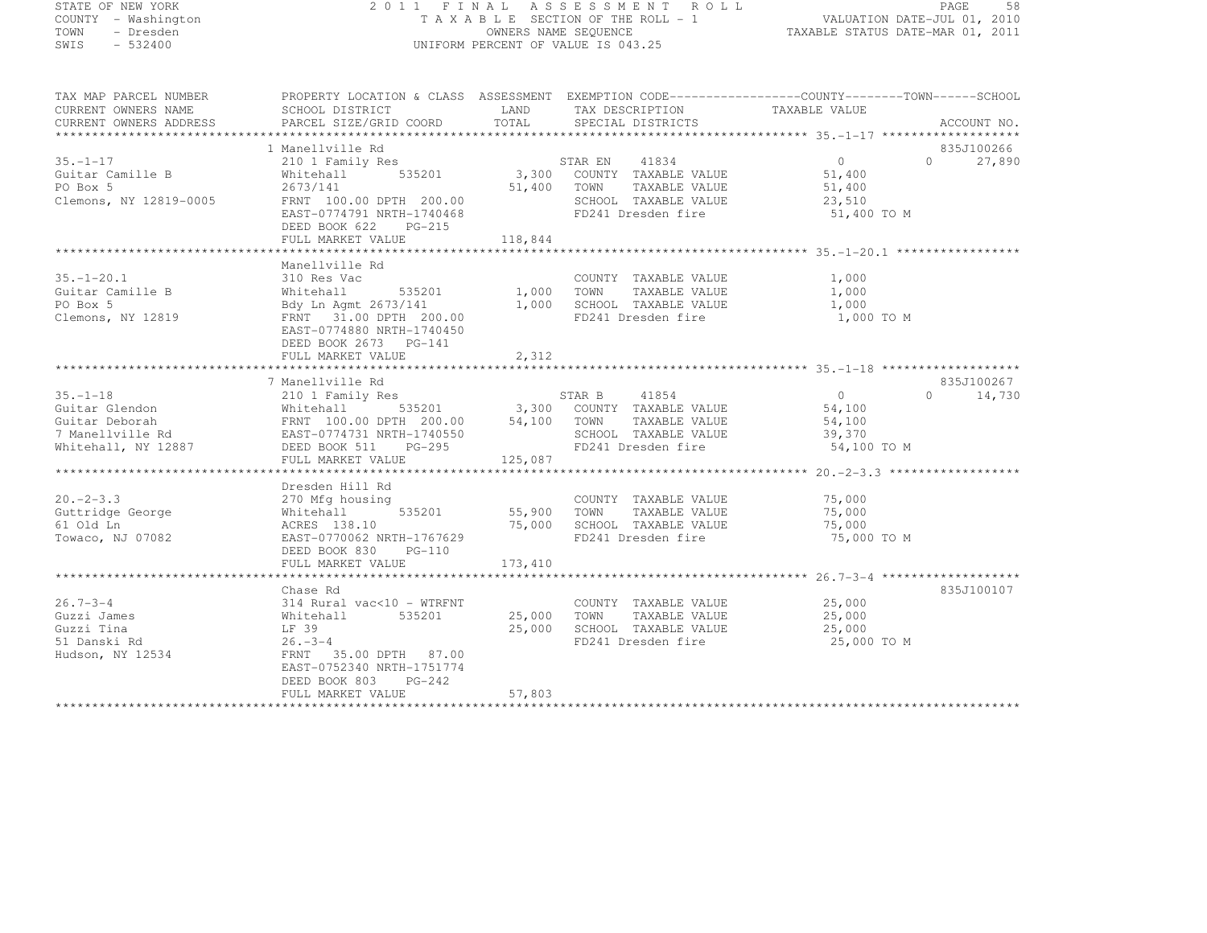STATE OF NEW YORK | COUNTY - Washington | TOWN - Dresden | SWIS - 532400

# 2011 FINAL ASSESSMENT ROLL

TAXABLE SECTION OF THE ROLL - 1
OWNERS NAME SEQUENCE
UNIFORM PERCENT OF VALUE IS 043.25

VALUATION DATE-JUL 01, 2010
TAXABLE STATUS DATE-MAR 01, 2011

| TAX MAP PARCEL NUMBER / CURRENT OWNERS NAME / CURRENT OWNERS ADDRESS | PROPERTY LOCATION & CLASS / SCHOOL DISTRICT / PARCEL SIZE/GRID COORD | ASSESSMENT LAND / TOTAL | EXEMPTION CODE / TAX DESCRIPTION / SPECIAL DISTRICTS | COUNTY | TOWN | SCHOOL | ACCOUNT NO. |
|---|---|---|---|---|---|---|---|
| **35.-1-17** | 1 Manellville Rd | | | | | | 835J100266 |
| Guitar Camille B | 210 1 Family Res | | STAR EN 41834 | 0 | 0 | 27,890 | |
| PO Box 5 | Whitehall 535201 | 3,300 | COUNTY TAXABLE VALUE | 51,400 | | | |
| Clemons, NY 12819-0005 | 2673/141 | 51,400 | TOWN TAXABLE VALUE | | 51,400 | | |
| | FRNT 100.00 DPTH 200.00 | | SCHOOL TAXABLE VALUE | | | 23,510 | |
| | EAST-0774791 NRTH-1740468 | | FD241 Dresden fire | 51,400 TO M | | | |
| | DEED BOOK 622 PG-215 | | | | | | |
| | FULL MARKET VALUE | 118,844 | | | | | |
| **35.-1-20.1** | Manellville Rd | | | | | | |
| Guitar Camille B | 310 Res Vac | | COUNTY TAXABLE VALUE | 1,000 | | | |
| PO Box 5 | Whitehall 535201 | 1,000 | TOWN TAXABLE VALUE | | 1,000 | | |
| Clemons, NY 12819 | Bdy Ln Agmt 2673/141 | 1,000 | SCHOOL TAXABLE VALUE | | | 1,000 | |
| | FRNT 31.00 DPTH 200.00 | | FD241 Dresden fire | 1,000 TO M | | | |
| | EAST-0774880 NRTH-1740450 | | | | | | |
| | DEED BOOK 2673 PG-141 | | | | | | |
| | FULL MARKET VALUE | 2,312 | | | | | |
| **35.-1-18** | 7 Manellville Rd | | | | | | 835J100267 |
| Guitar Glendon | 210 1 Family Res | | STAR B 41854 | 0 | 0 | 14,730 | |
| Guitar Deborah | Whitehall 535201 | 3,300 | COUNTY TAXABLE VALUE | 54,100 | | | |
| 7 Manellville Rd | FRNT 100.00 DPTH 200.00 | 54,100 | TOWN TAXABLE VALUE | | 54,100 | | |
| Whitehall, NY 12887 | EAST-0774731 NRTH-1740550 | | SCHOOL TAXABLE VALUE | | | 39,370 | |
| | DEED BOOK 511 PG-295 | | FD241 Dresden fire | 54,100 TO M | | | |
| | FULL MARKET VALUE | 125,087 | | | | | |
| **20.-2-3.3** | Dresden Hill Rd | | | | | | |
| Guttridge George | 270 Mfg housing | | COUNTY TAXABLE VALUE | 75,000 | | | |
| 61 Old Ln | Whitehall 535201 | 55,900 | TOWN TAXABLE VALUE | | 75,000 | | |
| Towaco, NJ 07082 | ACRES 138.10 | 75,000 | SCHOOL TAXABLE VALUE | | | 75,000 | |
| | EAST-0770062 NRTH-1767629 | | FD241 Dresden fire | 75,000 TO M | | | |
| | DEED BOOK 830 PG-110 | | | | | | |
| | FULL MARKET VALUE | 173,410 | | | | | |
| **26.7-3-4** | Chase Rd | | | | | | 835J100107 |
| Guzzi James | 314 Rural vac<10 - WTRFNT | | COUNTY TAXABLE VALUE | 25,000 | | | |
| Guzzi Tina | Whitehall 535201 | 25,000 | TOWN TAXABLE VALUE | | 25,000 | | |
| 51 Danski Rd | LF 39 | 25,000 | SCHOOL TAXABLE VALUE | | | 25,000 | |
| Hudson, NY 12534 | 26.-3-4 | | FD241 Dresden fire | 25,000 TO M | | | |
| | FRNT 35.00 DPTH 87.00 | | | | | | |
| | EAST-0752340 NRTH-1751774 | | | | | | |
| | DEED BOOK 803 PG-242 | | | | | | |
| | FULL MARKET VALUE | 57,803 | | | | | |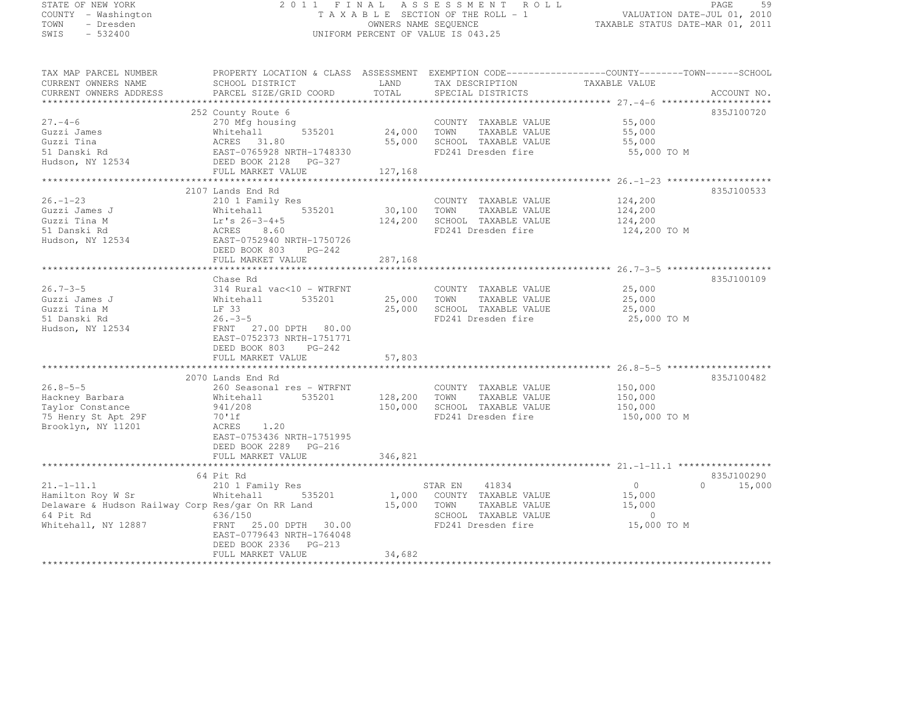STATE OF NEW YORK
COUNTY - Washington
TOWN - Dresden
SWIS - 532400

2011 FINAL ASSESSMENT ROLL
TAXABLE SECTION OF THE ROLL - 1
OWNERS NAME SEQUENCE
UNIFORM PERCENT OF VALUE IS 043.25

VALUATION DATE-JUL 01, 2010
TAXABLE STATUS DATE-MAR 01, 2011

| TAX MAP PARCEL NUMBER / CURRENT OWNERS NAME / CURRENT OWNERS ADDRESS | PROPERTY LOCATION & CLASS / SCHOOL DISTRICT / PARCEL SIZE/GRID COORD | ASSESSMENT LAND / TOTAL | EXEMPTION CODE / TAX DESCRIPTION / SPECIAL DISTRICTS | COUNTY / TOWN / SCHOOL TAXABLE VALUE | ACCOUNT NO. |
|---|---|---|---|---|---|
| 27.-4-6 | 252 County Route 6 | | | | 835J100720 |
| Guzzi James | 270 Mfg housing | | COUNTY TAXABLE VALUE | 55,000 | |
| Guzzi Tina | Whitehall 535201 | 24,000 | TOWN TAXABLE VALUE | 55,000 | |
| 51 Danski Rd | ACRES 31.80 | 55,000 | SCHOOL TAXABLE VALUE | 55,000 | |
| Hudson, NY 12534 | EAST-0765928 NRTH-1748330 | | FD241 Dresden fire | 55,000 TO M | |
| | DEED BOOK 2128 PG-327 | | | | |
| | FULL MARKET VALUE | 127,168 | | | |
| 26.-1-23 | 2107 Lands End Rd | | | | 835J100533 |
| Guzzi James J | 210 1 Family Res | | COUNTY TAXABLE VALUE | 124,200 | |
| Guzzi Tina M | Whitehall 535201 | 30,100 | TOWN TAXABLE VALUE | 124,200 | |
| 51 Danski Rd | Lr's 26-3-4+5 | 124,200 | SCHOOL TAXABLE VALUE | 124,200 | |
| Hudson, NY 12534 | ACRES 8.60 | | FD241 Dresden fire | 124,200 TO M | |
| | EAST-0752940 NRTH-1750726 | | | | |
| | DEED BOOK 803 PG-242 | | | | |
| | FULL MARKET VALUE | 287,168 | | | |
| 26.7-3-5 | Chase Rd | | | | 835J100109 |
| Guzzi James J | 314 Rural vac<10 - WTRFNT | | COUNTY TAXABLE VALUE | 25,000 | |
| Guzzi Tina M | Whitehall 535201 | 25,000 | TOWN TAXABLE VALUE | 25,000 | |
| 51 Danski Rd | LF 33 | 25,000 | SCHOOL TAXABLE VALUE | 25,000 | |
| Hudson, NY 12534 | 26.-3-5 | | FD241 Dresden fire | 25,000 TO M | |
| | FRNT 27.00 DPTH 80.00 | | | | |
| | EAST-0752373 NRTH-1751771 | | | | |
| | DEED BOOK 803 PG-242 | | | | |
| | FULL MARKET VALUE | 57,803 | | | |
| 26.8-5-5 | 2070 Lands End Rd | | | | 835J100482 |
| Hackney Barbara | 260 Seasonal res - WTRFNT | | COUNTY TAXABLE VALUE | 150,000 | |
| Taylor Constance | Whitehall 535201 | 128,200 | TOWN TAXABLE VALUE | 150,000 | |
| 75 Henry St Apt 29F | 941/208 | 150,000 | SCHOOL TAXABLE VALUE | 150,000 | |
| Brooklyn, NY 11201 | 70'lf | | FD241 Dresden fire | 150,000 TO M | |
| | ACRES 1.20 | | | | |
| | EAST-0753436 NRTH-1751995 | | | | |
| | DEED BOOK 2289 PG-216 | | | | |
| | FULL MARKET VALUE | 346,821 | | | |
| 21.-1-11.1 | 64 Pit Rd | | | | 835J100290 |
| Hamilton Roy W Sr | 210 1 Family Res | | STAR EN 41834 | 0 / 0 / 15,000 | |
| Delaware & Hudson Railway Corp | Whitehall 535201 | 1,000 | COUNTY TAXABLE VALUE | 15,000 | |
| 64 Pit Rd | Res/gar On RR Land | 15,000 | TOWN TAXABLE VALUE | 15,000 | |
| Whitehall, NY 12887 | 636/150 | | SCHOOL TAXABLE VALUE | 0 | |
| | FRNT 25.00 DPTH 30.00 | | FD241 Dresden fire | 15,000 TO M | |
| | EAST-0779643 NRTH-1764048 | | | | |
| | DEED BOOK 2336 PG-213 | | | | |
| | FULL MARKET VALUE | 34,682 | | | |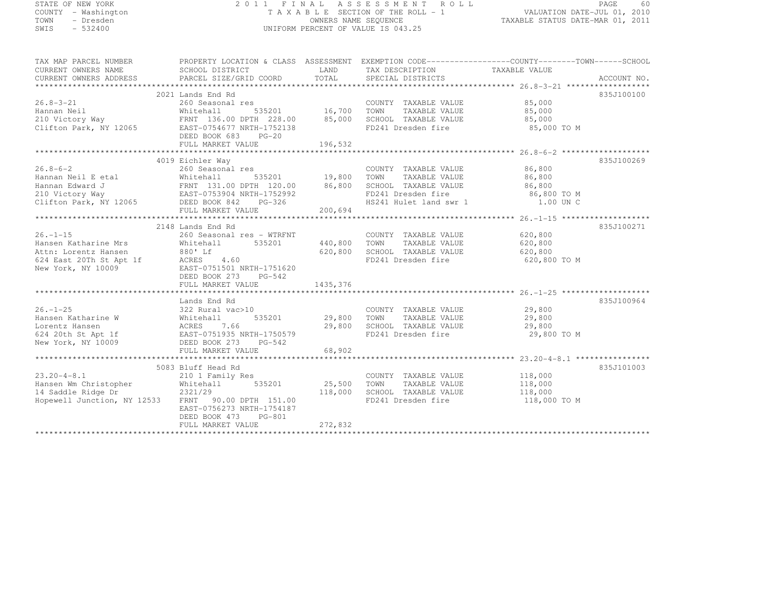STATE OF NEW YORK
COUNTY - Washington
TOWN - Dresden
SWIS - 532400

# 2011 FINAL ASSESSMENT ROLL

TAXABLE SECTION OF THE ROLL - 1
OWNERS NAME SEQUENCE
UNIFORM PERCENT OF VALUE IS 043.25

VALUATION DATE-JUL 01, 2010
TAXABLE STATUS DATE-MAR 01, 2011

| TAX MAP PARCEL NUMBER / CURRENT OWNERS NAME / CURRENT OWNERS ADDRESS | PROPERTY LOCATION & CLASS / SCHOOL DISTRICT / PARCEL SIZE/GRID COORD | ASSESSMENT LAND | TOTAL | EXEMPTION CODE / TAX DESCRIPTION / SPECIAL DISTRICTS | TAXABLE VALUE (COUNTY / TOWN / SCHOOL) | ACCOUNT NO. |
|---|---|---|---|---|---|---|
| **26.8-3-21** | 2021 Lands End Rd | | | | | 835J100100 |
| 26.8-3-21 | 260 Seasonal res | | | COUNTY TAXABLE VALUE | 85,000 | |
| Hannan Neil | Whitehall 535201 | 16,700 | | TOWN TAXABLE VALUE | 85,000 | |
| 210 Victory Way | FRNT 136.00 DPTH 228.00 | | 85,000 | SCHOOL TAXABLE VALUE | 85,000 | |
| Clifton Park, NY 12065 | EAST-0754677 NRTH-1752138 | | | FD241 Dresden fire | 85,000 TO M | |
| | DEED BOOK 683 PG-20 | | | | | |
| | FULL MARKET VALUE | | 196,532 | | | |
| **26.8-6-2** | 4019 Eichler Way | | | | | 835J100269 |
| 26.8-6-2 | 260 Seasonal res | | | COUNTY TAXABLE VALUE | 86,800 | |
| Hannan Neil E etal | Whitehall 535201 | 19,800 | | TOWN TAXABLE VALUE | 86,800 | |
| Hannan Edward J | FRNT 131.00 DPTH 120.00 | | 86,800 | SCHOOL TAXABLE VALUE | 86,800 | |
| 210 Victory Way | EAST-0753904 NRTH-1752992 | | | FD241 Dresden fire | 86,800 TO M | |
| Clifton Park, NY 12065 | DEED BOOK 842 PG-326 | | | HS241 Hulet land swr 1 | 1.00 UN C | |
| | FULL MARKET VALUE | | 200,694 | | | |
| **26.-1-15** | 2148 Lands End Rd | | | | | 835J100271 |
| 26.-1-15 | 260 Seasonal res - WTRFNT | | | COUNTY TAXABLE VALUE | 620,800 | |
| Hansen Katharine Mrs | Whitehall 535201 | 440,800 | | TOWN TAXABLE VALUE | 620,800 | |
| Attn: Lorentz Hansen | 880' Lf | | 620,800 | SCHOOL TAXABLE VALUE | 620,800 | |
| 624 East 20Th St Apt 1f | ACRES 4.60 | | | FD241 Dresden fire | 620,800 TO M | |
| New York, NY 10009 | EAST-0751501 NRTH-1751620 | | | | | |
| | DEED BOOK 273 PG-542 | | | | | |
| | FULL MARKET VALUE | | 1435,376 | | | |
| **26.-1-25** | Lands End Rd | | | | | 835J100964 |
| 26.-1-25 | 322 Rural vac>10 | | | COUNTY TAXABLE VALUE | 29,800 | |
| Hansen Katharine W | Whitehall 535201 | 29,800 | | TOWN TAXABLE VALUE | 29,800 | |
| Lorentz Hansen | ACRES 7.66 | | 29,800 | SCHOOL TAXABLE VALUE | 29,800 | |
| 624 20th St Apt 1f | EAST-0751935 NRTH-1750579 | | | FD241 Dresden fire | 29,800 TO M | |
| New York, NY 10009 | DEED BOOK 273 PG-542 | | | | | |
| | FULL MARKET VALUE | | 68,902 | | | |
| **23.20-4-8.1** | 5083 Bluff Head Rd | | | | | 835J101003 |
| 23.20-4-8.1 | 210 1 Family Res | | | COUNTY TAXABLE VALUE | 118,000 | |
| Hansen Wm Christopher | Whitehall 535201 | 25,500 | | TOWN TAXABLE VALUE | 118,000 | |
| 14 Saddle Ridge Dr | 2321/29 | | 118,000 | SCHOOL TAXABLE VALUE | 118,000 | |
| Hopewell Junction, NY 12533 | FRNT 90.00 DPTH 151.00 | | | FD241 Dresden fire | 118,000 TO M | |
| | EAST-0756273 NRTH-1754187 | | | | | |
| | DEED BOOK 473 PG-801 | | | | | |
| | FULL MARKET VALUE | | 272,832 | | | |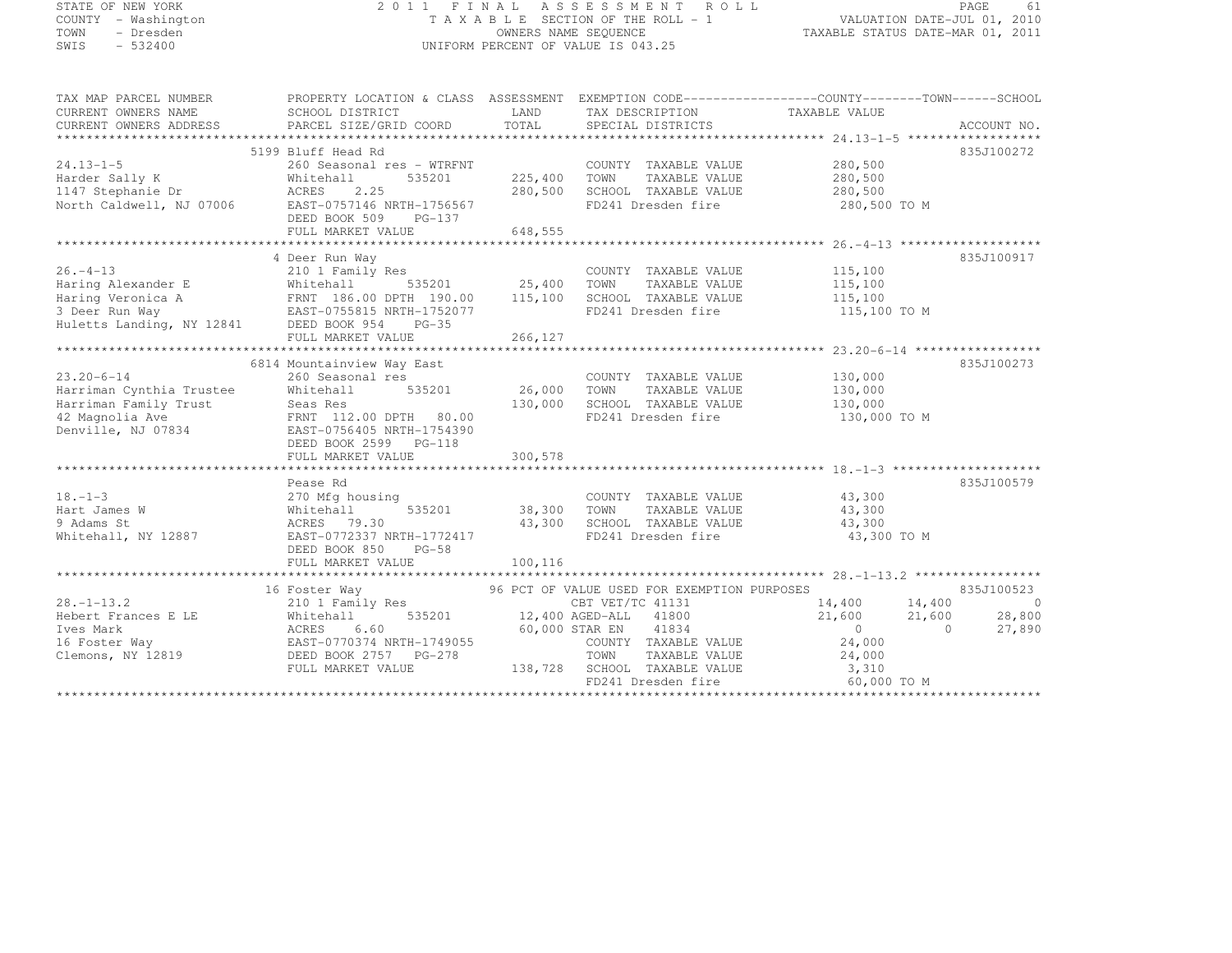STATE OF NEW YORK
COUNTY - Washington
TOWN - Dresden
SWIS - 532400

2011 FINAL ASSESSMENT ROLL
TAXABLE SECTION OF THE ROLL - 1
OWNERS NAME SEQUENCE
UNIFORM PERCENT OF VALUE IS 043.25

VALUATION DATE-JUL 01, 2010
TAXABLE STATUS DATE-MAR 01, 2011

| TAX MAP PARCEL NUMBER / CURRENT OWNERS NAME / CURRENT OWNERS ADDRESS | PROPERTY LOCATION & CLASS / SCHOOL DISTRICT / PARCEL SIZE/GRID COORD | ASSESSMENT LAND / TOTAL | EXEMPTION CODE / TAX DESCRIPTION / SPECIAL DISTRICTS | COUNTY TAXABLE VALUE | TOWN | SCHOOL | ACCOUNT NO. |
|---|---|---|---|---|---|---|---|
| **24.13-1-5** | 5199 Bluff Head Rd | | | | | | 835J100272 |
| 24.13-1-5 | 260 Seasonal res - WTRFNT | | COUNTY TAXABLE VALUE | 280,500 | | | |
| Harder Sally K | Whitehall 535201 | 225,400 | TOWN TAXABLE VALUE | 280,500 | | | |
| 1147 Stephanie Dr | ACRES 2.25 | 280,500 | SCHOOL TAXABLE VALUE | 280,500 | | | |
| North Caldwell, NJ 07006 | EAST-0757146 NRTH-1756567 | | FD241 Dresden fire | 280,500 TO M | | | |
| | DEED BOOK 509 PG-137 | | | | | | |
| | FULL MARKET VALUE | 648,555 | | | | | |
| **26.-4-13** | 4 Deer Run Way | | | | | | 835J100917 |
| 26.-4-13 | 210 1 Family Res | | COUNTY TAXABLE VALUE | 115,100 | | | |
| Haring Alexander E | Whitehall 535201 | 25,400 | TOWN TAXABLE VALUE | 115,100 | | | |
| Haring Veronica A | FRNT 186.00 DPTH 190.00 | 115,100 | SCHOOL TAXABLE VALUE | 115,100 | | | |
| 3 Deer Run Way | EAST-0755815 NRTH-1752077 | | FD241 Dresden fire | 115,100 TO M | | | |
| Huletts Landing, NY 12841 | DEED BOOK 954 PG-35 | | | | | | |
| | FULL MARKET VALUE | 266,127 | | | | | |
| **23.20-6-14** | 6814 Mountainview Way East | | | | | | 835J100273 |
| 23.20-6-14 | 260 Seasonal res | | COUNTY TAXABLE VALUE | 130,000 | | | |
| Harriman Cynthia Trustee | Whitehall 535201 | 26,000 | TOWN TAXABLE VALUE | 130,000 | | | |
| Harriman Family Trust | Seas Res | 130,000 | SCHOOL TAXABLE VALUE | 130,000 | | | |
| 42 Magnolia Ave | FRNT 112.00 DPTH 80.00 | | FD241 Dresden fire | 130,000 TO M | | | |
| Denville, NJ 07834 | EAST-0756405 NRTH-1754390 | | | | | | |
| | DEED BOOK 2599 PG-118 | | | | | | |
| | FULL MARKET VALUE | 300,578 | | | | | |
| **18.-1-3** | Pease Rd | | | | | | 835J100579 |
| 18.-1-3 | 270 Mfg housing | | COUNTY TAXABLE VALUE | 43,300 | | | |
| Hart James W | Whitehall 535201 | 38,300 | TOWN TAXABLE VALUE | 43,300 | | | |
| 9 Adams St | ACRES 79.30 | 43,300 | SCHOOL TAXABLE VALUE | 43,300 | | | |
| Whitehall, NY 12887 | EAST-0772337 NRTH-1772417 | | FD241 Dresden fire | 43,300 TO M | | | |
| | DEED BOOK 850 PG-58 | | | | | | |
| | FULL MARKET VALUE | 100,116 | | | | | |
| **28.-1-13.2** | 16 Foster Way | | 96 PCT OF VALUE USED FOR EXEMPTION PURPOSES | | | | 835J100523 |
| 28.-1-13.2 | 210 1 Family Res | | CBT VET/TC 41131 | 14,400 | 14,400 | 0 | |
| Hebert Frances E LE | Whitehall 535201 | 12,400 | AGED-ALL 41800 | 21,600 | 21,600 | 28,800 | |
| Ives Mark | ACRES 6.60 | 60,000 | STAR EN 41834 | 0 | 0 | 27,890 | |
| 16 Foster Way | EAST-0770374 NRTH-1749055 | | COUNTY TAXABLE VALUE | 24,000 | | | |
| Clemons, NY 12819 | DEED BOOK 2757 PG-278 | | TOWN TAXABLE VALUE | 24,000 | | | |
| | FULL MARKET VALUE | 138,728 | SCHOOL TAXABLE VALUE | 3,310 | | | |
| | | | FD241 Dresden fire | 60,000 TO M | | | |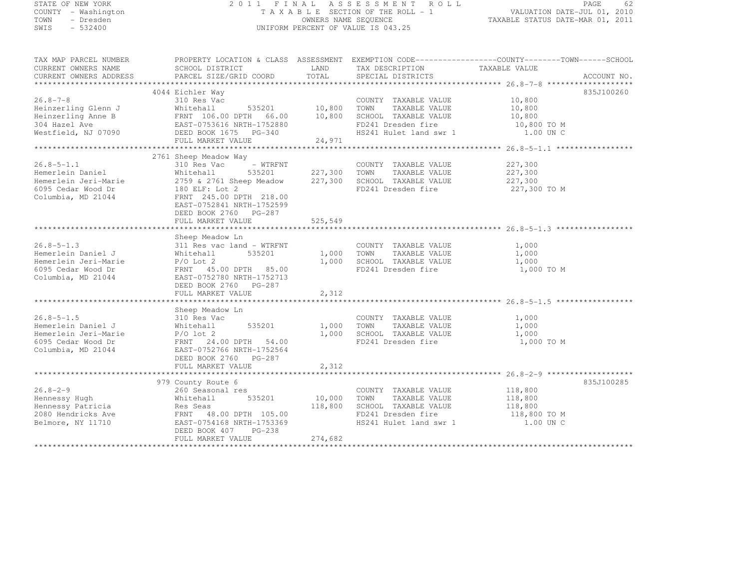STATE OF NEW YORK
COUNTY - Washington
TOWN - Dresden
SWIS - 532400

2011 FINAL ASSESSMENT ROLL
TAXABLE SECTION OF THE ROLL - 1
OWNERS NAME SEQUENCE
UNIFORM PERCENT OF VALUE IS 043.25

VALUATION DATE-JUL 01, 2010
TAXABLE STATUS DATE-MAR 01, 2011

| TAX MAP PARCEL NUMBER / CURRENT OWNERS NAME / CURRENT OWNERS ADDRESS | PROPERTY LOCATION & CLASS / SCHOOL DISTRICT / PARCEL SIZE/GRID COORD | ASSESSMENT LAND | TOTAL | EXEMPTION CODE / TAX DESCRIPTION / SPECIAL DISTRICTS | TAXABLE VALUE (COUNTY / TOWN / SCHOOL) | ACCOUNT NO. |
|---|---|---|---|---|---|---|
| 26.8-7-8 | 4044 Eichler Way | | | | | 835J100260 |
| | 310 Res Vac | | | COUNTY TAXABLE VALUE | 10,800 | |
| Heinzerling Glenn J | Whitehall 535201 | 10,800 | | TOWN TAXABLE VALUE | 10,800 | |
| Heinzerling Anne B | FRNT 106.00 DPTH 66.00 | | 10,800 | SCHOOL TAXABLE VALUE | 10,800 | |
| 304 Hazel Ave | EAST-0753616 NRTH-1752880 | | | FD241 Dresden fire | 10,800 TO M | |
| Westfield, NJ 07090 | DEED BOOK 1675 PG-340 | | | HS241 Hulet land swr 1 | 1.00 UN C | |
| | FULL MARKET VALUE | | 24,971 | | | |
| 26.8-5-1.1 | 2761 Sheep Meadow Way | | | | | |
| | 310 Res Vac - WTRFNT | | | COUNTY TAXABLE VALUE | 227,300 | |
| Hemerlein Daniel | Whitehall 535201 | 227,300 | | TOWN TAXABLE VALUE | 227,300 | |
| Hemerlein Jeri-Marie | 2759 & 2761 Sheep Meadow | | 227,300 | SCHOOL TAXABLE VALUE | 227,300 | |
| 6095 Cedar Wood Dr | 180 ELF: Lot 2 | | | FD241 Dresden fire | 227,300 TO M | |
| Columbia, MD 21044 | FRNT 245.00 DPTH 218.00 | | | | | |
| | EAST-0752841 NRTH-1752599 | | | | | |
| | DEED BOOK 2760 PG-287 | | | | | |
| | FULL MARKET VALUE | | 525,549 | | | |
| 26.8-5-1.3 | Sheep Meadow Ln | | | | | |
| | 311 Res vac land - WTRFNT | | | COUNTY TAXABLE VALUE | 1,000 | |
| Hemerlein Daniel J | Whitehall 535201 | 1,000 | | TOWN TAXABLE VALUE | 1,000 | |
| Hemerlein Jeri-Marie | P/O Lot 2 | | 1,000 | SCHOOL TAXABLE VALUE | 1,000 | |
| 6095 Cedar Wood Dr | FRNT 45.00 DPTH 85.00 | | | FD241 Dresden fire | 1,000 TO M | |
| Columbia, MD 21044 | EAST-0752780 NRTH-1752713 | | | | | |
| | DEED BOOK 2760 PG-287 | | | | | |
| | FULL MARKET VALUE | | 2,312 | | | |
| 26.8-5-1.5 | Sheep Meadow Ln | | | | | |
| | 310 Res Vac | | | COUNTY TAXABLE VALUE | 1,000 | |
| Hemerlein Daniel J | Whitehall 535201 | 1,000 | | TOWN TAXABLE VALUE | 1,000 | |
| Hemerlein Jeri-Marie | P/O lot 2 | | 1,000 | SCHOOL TAXABLE VALUE | 1,000 | |
| 6095 Cedar Wood Dr | FRNT 24.00 DPTH 54.00 | | | FD241 Dresden fire | 1,000 TO M | |
| Columbia, MD 21044 | EAST-0752766 NRTH-1752564 | | | | | |
| | DEED BOOK 2760 PG-287 | | | | | |
| | FULL MARKET VALUE | | 2,312 | | | |
| 26.8-2-9 | 979 County Route 6 | | | | | 835J100285 |
| | 260 Seasonal res | | | COUNTY TAXABLE VALUE | 118,800 | |
| Hennessy Hugh | Whitehall 535201 | 10,000 | | TOWN TAXABLE VALUE | 118,800 | |
| Hennessy Patricia | Res Seas | | 118,800 | SCHOOL TAXABLE VALUE | 118,800 | |
| 2080 Hendricks Ave | FRNT 48.00 DPTH 105.00 | | | FD241 Dresden fire | 118,800 TO M | |
| Belmore, NY 11710 | EAST-0754168 NRTH-1753369 | | | HS241 Hulet land swr 1 | 1.00 UN C | |
| | DEED BOOK 407 PG-238 | | | | | |
| | FULL MARKET VALUE | | 274,682 | | | |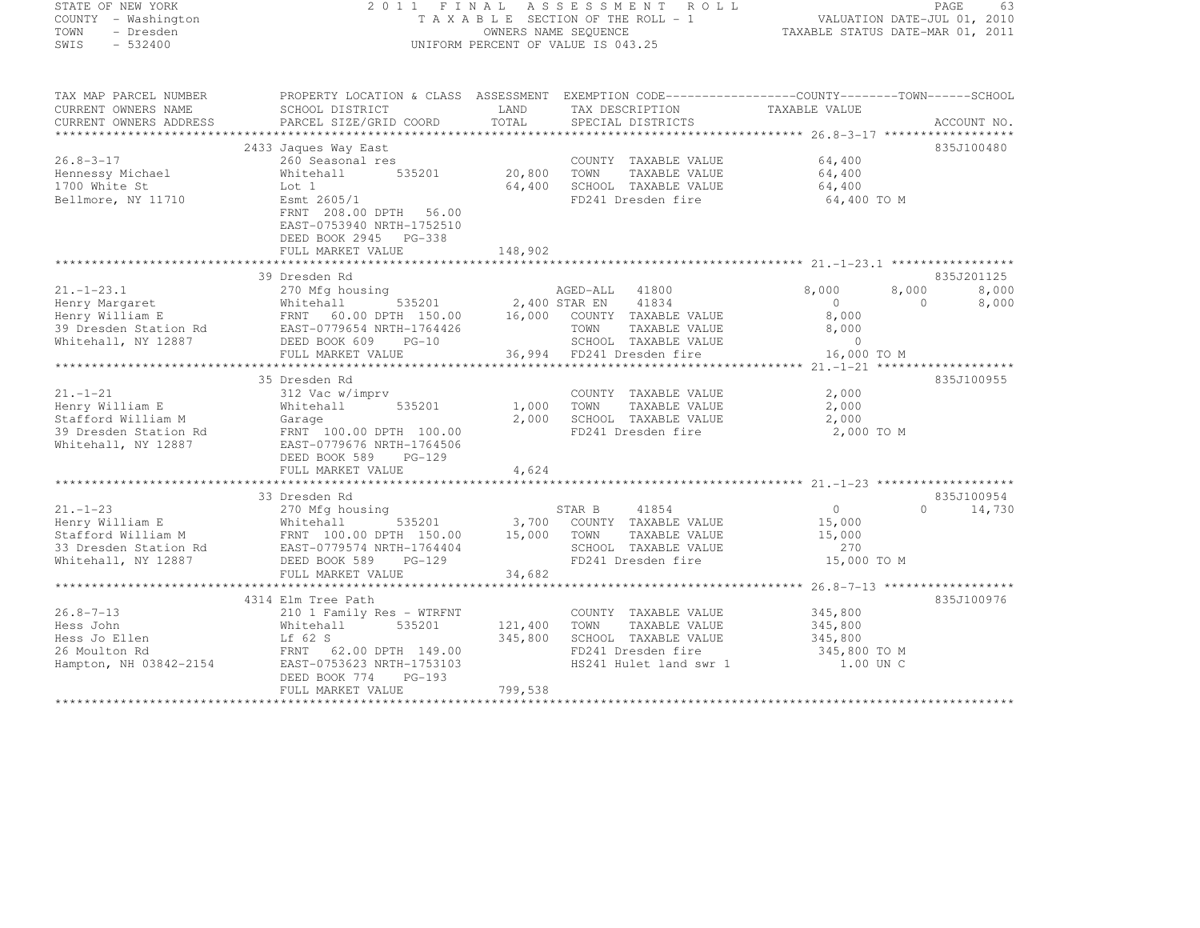STATE OF NEW YORK — 2011 FINAL ASSESSMENT ROLL
COUNTY - Washington — TAXABLE SECTION OF THE ROLL - 1 — VALUATION DATE-JUL 01, 2010
TOWN - Dresden — OWNERS NAME SEQUENCE — TAXABLE STATUS DATE-MAR 01, 2011
SWIS - 532400 — UNIFORM PERCENT OF VALUE IS 043.25

```
TAX MAP PARCEL NUMBER          PROPERTY LOCATION & CLASS  ASSESSMENT  EXEMPTION CODE------------------COUNTY--------TOWN------SCHOOL
CURRENT OWNERS NAME            SCHOOL DISTRICT               LAND     TAX DESCRIPTION              TAXABLE VALUE
CURRENT OWNERS ADDRESS         PARCEL SIZE/GRID COORD        TOTAL    SPECIAL DISTRICTS                                 ACCOUNT NO.
******************************************************************************************************* 26.8-3-17 *****************
                               2433 Jaques Way East                                                                     835J100480
26.8-3-17                      260 Seasonal res                        COUNTY  TAXABLE VALUE          64,400
Hennessy Michael               Whitehall        535201       20,800   TOWN    TAXABLE VALUE          64,400
1700 White St                  Lot 1                         64,400   SCHOOL  TAXABLE VALUE          64,400
Bellmore, NY 11710             Esmt 2605/1                             FD241 Dresden fire              64,400 TO M
                               FRNT  208.00 DPTH   56.00
                               EAST-0753940 NRTH-1752510
                               DEED BOOK 2945   PG-338
                               FULL MARKET VALUE            148,902
******************************************************************************************************* 21.-1-23.1 ****************
                               39 Dresden Rd                                                                            835J201125
21.-1-23.1                     270 Mfg housing                         AGED-ALL   41800               8,000      8,000      8,000
Henry Margaret                 Whitehall        535201        2,400 STAR EN    41834                   0          0      8,000
Henry William E                FRNT   60.00 DPTH  150.00     16,000   COUNTY  TAXABLE VALUE           8,000
39 Dresden Station Rd          EAST-0779654 NRTH-1764426               TOWN    TAXABLE VALUE           8,000
Whitehall, NY 12887            DEED BOOK 609    PG-10                  SCHOOL  TAXABLE VALUE               0
                               FULL MARKET VALUE             36,994   FD241 Dresden fire              16,000 TO M
******************************************************************************************************* 21.-1-21 ******************
                               35 Dresden Rd                                                                            835J100955
21.-1-21                       312 Vac w/imprv                         COUNTY  TAXABLE VALUE           2,000
Henry William E                Whitehall        535201        1,000   TOWN    TAXABLE VALUE           2,000
Stafford William M             Garage                         2,000   SCHOOL  TAXABLE VALUE           2,000
39 Dresden Station Rd          FRNT  100.00 DPTH  100.00               FD241 Dresden fire               2,000 TO M
Whitehall, NY 12887            EAST-0779676 NRTH-1764506
                               DEED BOOK 589    PG-129
                               FULL MARKET VALUE              4,624
******************************************************************************************************* 21.-1-23 ******************
                               33 Dresden Rd                                                                            835J100954
21.-1-23                       270 Mfg housing                         STAR B     41854                   0          0     14,730
Henry William E                Whitehall        535201        3,700   COUNTY  TAXABLE VALUE          15,000
Stafford William M             FRNT  100.00 DPTH  150.00     15,000   TOWN    TAXABLE VALUE          15,000
33 Dresden Station Rd          EAST-0779574 NRTH-1764404               SCHOOL  TAXABLE VALUE             270
Whitehall, NY 12887            DEED BOOK 589    PG-129                 FD241 Dresden fire              15,000 TO M
                               FULL MARKET VALUE             34,682
******************************************************************************************************* 26.8-7-13 *****************
                               4314 Elm Tree Path                                                                       835J100976
26.8-7-13                      210 1 Family Res - WTRFNT               COUNTY  TAXABLE VALUE         345,800
Hess John                      Whitehall        535201      121,400   TOWN    TAXABLE VALUE         345,800
Hess Jo Ellen                  Lf 62 S                      345,800   SCHOOL  TAXABLE VALUE         345,800
26 Moulton Rd                  FRNT   62.00 DPTH  149.00               FD241 Dresden fire             345,800 TO M
Hampton, NH 03842-2154         EAST-0753623 NRTH-1753103               HS241 Hulet land swr 1             1.00 UN C
                               DEED BOOK 774    PG-193
                               FULL MARKET VALUE            799,538
************************************************************************************************************************************
```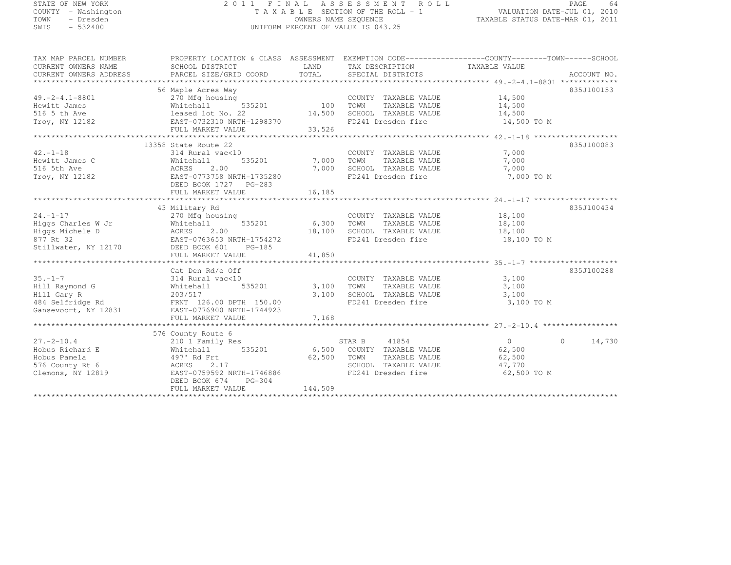STATE OF NEW YORK
COUNTY - Washington
TOWN - Dresden
SWIS - 532400

2011 FINAL ASSESSMENT ROLL
TAXABLE SECTION OF THE ROLL - 1
OWNERS NAME SEQUENCE
UNIFORM PERCENT OF VALUE IS 043.25

VALUATION DATE-JUL 01, 2010
TAXABLE STATUS DATE-MAR 01, 2011

| TAX MAP PARCEL NUMBER / CURRENT OWNERS NAME / CURRENT OWNERS ADDRESS | PROPERTY LOCATION & CLASS / SCHOOL DISTRICT / PARCEL SIZE/GRID COORD | ASSESSMENT LAND / TOTAL | EXEMPTION CODE / TAX DESCRIPTION / SPECIAL DISTRICTS | COUNTY TAXABLE VALUE | TOWN | SCHOOL | ACCOUNT NO. |
|---|---|---|---|---|---|---|---|
| **49.-2-4.1-8801** | 56 Maple Acres Way | | | | | | 835J100153 |
| Hewitt James | 270 Mfg housing | | COUNTY TAXABLE VALUE | 14,500 | | | |
| 516 5 th Ave | Whitehall 535201 | 100 | TOWN TAXABLE VALUE | 14,500 | | | |
| Troy, NY 12182 | leased lot No. 22 | 14,500 | SCHOOL TAXABLE VALUE | 14,500 | | | |
| | EAST-0732310 NRTH-1298370 | | FD241 Dresden fire | 14,500 TO M | | | |
| | FULL MARKET VALUE | 33,526 | | | | | |
| **42.-1-18** | 13358 State Route 22 | | | | | | 835J100083 |
| Hewitt James C | 314 Rural vac<10 | | COUNTY TAXABLE VALUE | 7,000 | | | |
| 516 5th Ave | Whitehall 535201 | 7,000 | TOWN TAXABLE VALUE | 7,000 | | | |
| Troy, NY 12182 | ACRES 2.00 | 7,000 | SCHOOL TAXABLE VALUE | 7,000 | | | |
| | EAST-0773758 NRTH-1735280 | | FD241 Dresden fire | 7,000 TO M | | | |
| | DEED BOOK 1727 PG-283 | | | | | | |
| | FULL MARKET VALUE | 16,185 | | | | | |
| **24.-1-17** | 43 Military Rd | | | | | | 835J100434 |
| Higgs Charles W Jr | 270 Mfg housing | | COUNTY TAXABLE VALUE | 18,100 | | | |
| Higgs Michele D | Whitehall 535201 | 6,300 | TOWN TAXABLE VALUE | 18,100 | | | |
| 877 Rt 32 | ACRES 2.00 | 18,100 | SCHOOL TAXABLE VALUE | 18,100 | | | |
| Stillwater, NY 12170 | EAST-0763653 NRTH-1754272 | | FD241 Dresden fire | 18,100 TO M | | | |
| | DEED BOOK 601 PG-185 | | | | | | |
| | FULL MARKET VALUE | 41,850 | | | | | |
| **35.-1-7** | Cat Den Rd/e Off | | | | | | 835J100288 |
| Hill Raymond G | 314 Rural vac<10 | | COUNTY TAXABLE VALUE | 3,100 | | | |
| Hill Gary R | Whitehall 535201 | 3,100 | TOWN TAXABLE VALUE | 3,100 | | | |
| 484 Selfridge Rd | 203/517 | 3,100 | SCHOOL TAXABLE VALUE | 3,100 | | | |
| Gansevoort, NY 12831 | FRNT 126.00 DPTH 150.00 | | FD241 Dresden fire | 3,100 TO M | | | |
| | EAST-0776900 NRTH-1744923 | | | | | | |
| | FULL MARKET VALUE | 7,168 | | | | | |
| **27.-2-10.4** | 576 County Route 6 | | | | | | |
| Hobus Richard E | 210 1 Family Res | | STAR B 41854 | 0 | 0 | 14,730 | |
| Hobus Pamela | Whitehall 535201 | 6,500 | COUNTY TAXABLE VALUE | 62,500 | | | |
| 576 County Rt 6 | 497' Rd Frt | 62,500 | TOWN TAXABLE VALUE | 62,500 | | | |
| Clemons, NY 12819 | ACRES 2.17 | | SCHOOL TAXABLE VALUE | 47,770 | | | |
| | EAST-0759592 NRTH-1746886 | | FD241 Dresden fire | 62,500 TO M | | | |
| | DEED BOOK 674 PG-304 | | | | | | |
| | FULL MARKET VALUE | 144,509 | | | | | |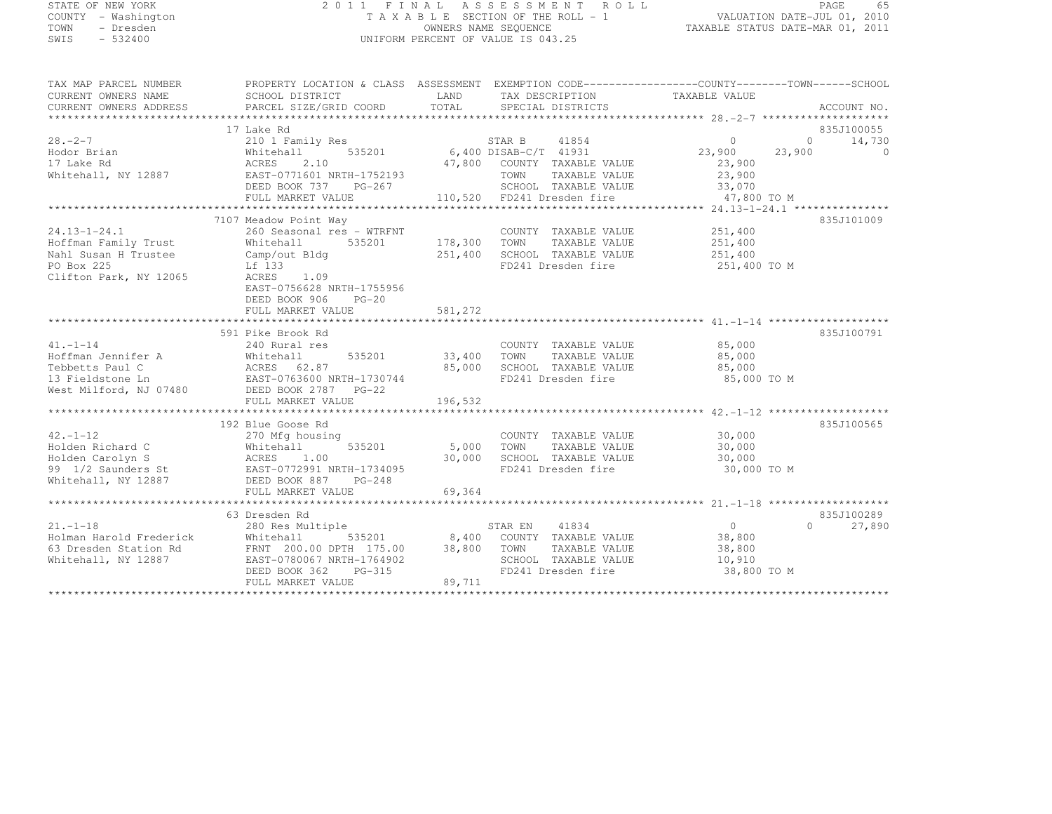STATE OF NEW YORK
COUNTY - Washington
TOWN - Dresden
SWIS - 532400

2011 FINAL ASSESSMENT ROLL
TAXABLE SECTION OF THE ROLL - 1
OWNERS NAME SEQUENCE
UNIFORM PERCENT OF VALUE IS 043.25

VALUATION DATE-JUL 01, 2010
TAXABLE STATUS DATE-MAR 01, 2011

| TAX MAP PARCEL NUMBER / CURRENT OWNERS NAME / CURRENT OWNERS ADDRESS | PROPERTY LOCATION & CLASS / SCHOOL DISTRICT / PARCEL SIZE/GRID COORD | ASSESSMENT LAND / TOTAL | EXEMPTION CODE / TAX DESCRIPTION / SPECIAL DISTRICTS | COUNTY TAXABLE VALUE | TOWN | SCHOOL | ACCOUNT NO. |
|---|---|---|---|---|---|---|---|
| 28.-2-7 | 17 Lake Rd | | | | | | 835J100055 |
| 28.-2-7 | 210 1 Family Res | | STAR B 41854 | 0 | 0 | 14,730 | |
| Hodor Brian | Whitehall 535201 | 6,400 | DISAB-C/T 41931 | 23,900 | 23,900 | 0 | |
| 17 Lake Rd | ACRES 2.10 | 47,800 | COUNTY TAXABLE VALUE | 23,900 | | | |
| Whitehall, NY 12887 | EAST-0771601 NRTH-1752193 | | TOWN TAXABLE VALUE | 23,900 | | | |
| | DEED BOOK 737 PG-267 | | SCHOOL TAXABLE VALUE | 33,070 | | | |
| | FULL MARKET VALUE | 110,520 | FD241 Dresden fire | 47,800 TO M | | | |
| 24.13-1-24.1 | 7107 Meadow Point Way | | | | | | 835J101009 |
| 24.13-1-24.1 | 260 Seasonal res - WTRFNT | | COUNTY TAXABLE VALUE | 251,400 | | | |
| Hoffman Family Trust | Whitehall 535201 | 178,300 | TOWN TAXABLE VALUE | 251,400 | | | |
| Nahl Susan H Trustee | Camp/out Bldg | 251,400 | SCHOOL TAXABLE VALUE | 251,400 | | | |
| PO Box 225 | Lf 133 | | FD241 Dresden fire | 251,400 TO M | | | |
| Clifton Park, NY 12065 | ACRES 1.09 | | | | | | |
| | EAST-0756628 NRTH-1755956 | | | | | | |
| | DEED BOOK 906 PG-20 | | | | | | |
| | FULL MARKET VALUE | 581,272 | | | | | |
| 41.-1-14 | 591 Pike Brook Rd | | | | | | 835J100791 |
| 41.-1-14 | 240 Rural res | | COUNTY TAXABLE VALUE | 85,000 | | | |
| Hoffman Jennifer A | Whitehall 535201 | 33,400 | TOWN TAXABLE VALUE | 85,000 | | | |
| Tebbetts Paul C | ACRES 62.87 | 85,000 | SCHOOL TAXABLE VALUE | 85,000 | | | |
| 13 Fieldstone Ln | EAST-0763600 NRTH-1730744 | | FD241 Dresden fire | 85,000 TO M | | | |
| West Milford, NJ 07480 | DEED BOOK 2787 PG-22 | | | | | | |
| | FULL MARKET VALUE | 196,532 | | | | | |
| 42.-1-12 | 192 Blue Goose Rd | | | | | | 835J100565 |
| 42.-1-12 | 270 Mfg housing | | COUNTY TAXABLE VALUE | 30,000 | | | |
| Holden Richard C | Whitehall 535201 | 5,000 | TOWN TAXABLE VALUE | 30,000 | | | |
| Holden Carolyn S | ACRES 1.00 | 30,000 | SCHOOL TAXABLE VALUE | 30,000 | | | |
| 99 1/2 Saunders St | EAST-0772991 NRTH-1734095 | | FD241 Dresden fire | 30,000 TO M | | | |
| Whitehall, NY 12887 | DEED BOOK 887 PG-248 | | | | | | |
| | FULL MARKET VALUE | 69,364 | | | | | |
| 21.-1-18 | 63 Dresden Rd | | | | | | 835J100289 |
| 21.-1-18 | 280 Res Multiple | | STAR EN 41834 | 0 | 0 | 27,890 | |
| Holman Harold Frederick | Whitehall 535201 | 8,400 | COUNTY TAXABLE VALUE | 38,800 | | | |
| 63 Dresden Station Rd | FRNT 200.00 DPTH 175.00 | 38,800 | TOWN TAXABLE VALUE | 38,800 | | | |
| Whitehall, NY 12887 | EAST-0780067 NRTH-1764902 | | SCHOOL TAXABLE VALUE | 10,910 | | | |
| | DEED BOOK 362 PG-315 | | FD241 Dresden fire | 38,800 TO M | | | |
| | FULL MARKET VALUE | 89,711 | | | | | |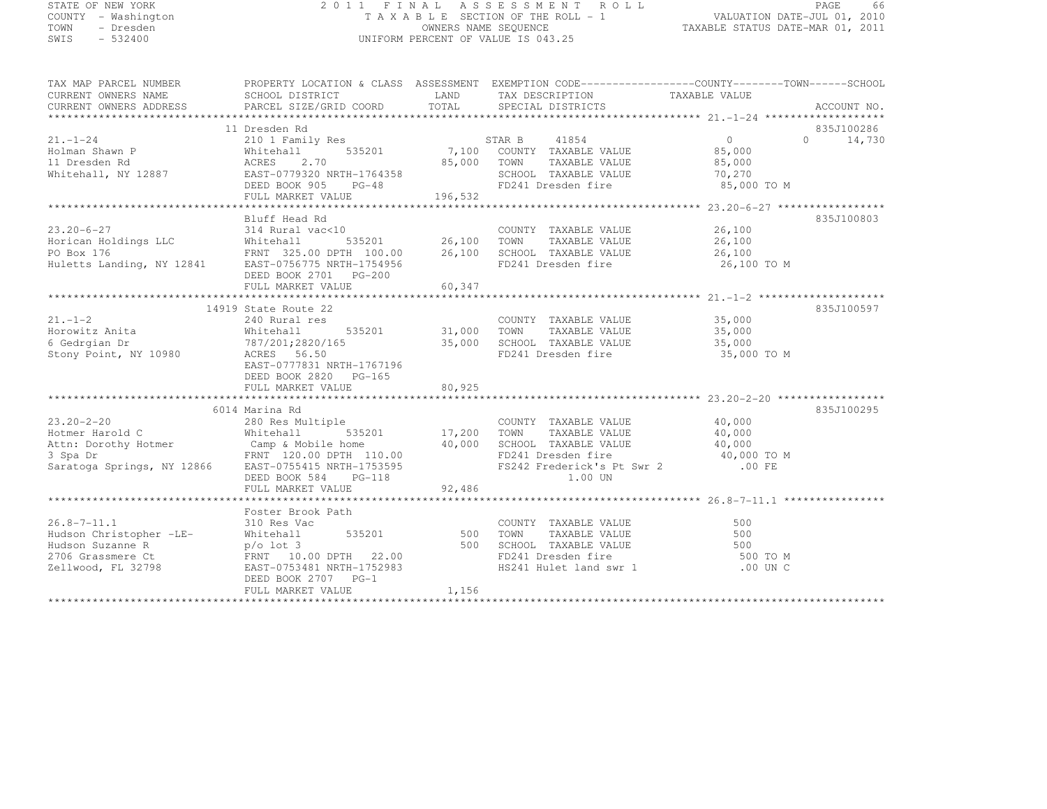STATE OF NEW YORK
COUNTY - Washington
TOWN - Dresden
SWIS - 532400

2011 FINAL ASSESSMENT ROLL
TAXABLE SECTION OF THE ROLL - 1
OWNERS NAME SEQUENCE
UNIFORM PERCENT OF VALUE IS 043.25

VALUATION DATE-JUL 01, 2010
TAXABLE STATUS DATE-MAR 01, 2011

```
TAX MAP PARCEL NUMBER          PROPERTY LOCATION & CLASS  ASSESSMENT  EXEMPTION CODE------------------COUNTY--------TOWN------SCHOOL
CURRENT OWNERS NAME            SCHOOL DISTRICT              LAND      TAX DESCRIPTION             TAXABLE VALUE
CURRENT OWNERS ADDRESS         PARCEL SIZE/GRID COORD       TOTAL     SPECIAL DISTRICTS                                    ACCOUNT NO.
*********************************************************************************************************** 21.-1-24 *******************
                               11 Dresden Rd                                                                              835J100286
21.-1-24                       210 1 Family Res                       STAR B     41854           0             0      14,730
Holman Shawn P                 Whitehall      535201        7,100   COUNTY  TAXABLE VALUE         85,000
11 Dresden Rd                  ACRES    2.70               85,000   TOWN    TAXABLE VALUE         85,000
Whitehall, NY 12887            EAST-0779320 NRTH-1764358            SCHOOL  TAXABLE VALUE         70,270
                               DEED BOOK 905    PG-48               FD241 Dresden fire              85,000 TO M
                               FULL MARKET VALUE          196,532
*********************************************************************************************************** 23.20-6-27 *****************
                               Bluff Head Rd                                                                              835J100803
23.20-6-27                     314 Rural vac<10                       COUNTY  TAXABLE VALUE         26,100
Horican Holdings LLC           Whitehall      535201       26,100   TOWN    TAXABLE VALUE         26,100
PO Box 176                     FRNT 325.00 DPTH 100.00     26,100   SCHOOL  TAXABLE VALUE         26,100
Huletts Landing, NY 12841      EAST-0756775 NRTH-1754956            FD241 Dresden fire              26,100 TO M
                               DEED BOOK 2701   PG-200
                               FULL MARKET VALUE           60,347
*********************************************************************************************************** 21.-1-2 ********************
                               14919 State Route 22                                                                       835J100597
21.-1-2                        240 Rural res                          COUNTY  TAXABLE VALUE         35,000
Horowitz Anita                 Whitehall      535201       31,000   TOWN    TAXABLE VALUE         35,000
6 Gedrgian Dr                  787/201;2820/165            35,000   SCHOOL  TAXABLE VALUE         35,000
Stony Point, NY 10980          ACRES   56.50                        FD241 Dresden fire              35,000 TO M
                               EAST-0777831 NRTH-1767196
                               DEED BOOK 2820   PG-165
                               FULL MARKET VALUE           80,925
*********************************************************************************************************** 23.20-2-20 *****************
                               6014 Marina Rd                                                                             835J100295
23.20-2-20                     280 Res Multiple                       COUNTY  TAXABLE VALUE         40,000
Hotmer Harold C                Whitehall      535201       17,200   TOWN    TAXABLE VALUE         40,000
Attn: Dorothy Hotmer           Camp & Mobile home          40,000   SCHOOL  TAXABLE VALUE         40,000
3 Spa Dr                       FRNT 120.00 DPTH 110.00              FD241 Dresden fire              40,000 TO M
Saratoga Springs, NY 12866     EAST-0755415 NRTH-1753595            FS242 Frederick's Pt Swr 2         .00 FE
                               DEED BOOK 584    PG-118                    1.00 UN
                               FULL MARKET VALUE           92,486
*********************************************************************************************************** 26.8-7-11.1 ****************
                               Foster Brook Path
26.8-7-11.1                    310 Res Vac                            COUNTY  TAXABLE VALUE            500
Hudson Christopher -LE-        Whitehall      535201          500   TOWN    TAXABLE VALUE            500
Hudson Suzanne R               p/o lot 3                      500   SCHOOL  TAXABLE VALUE            500
2706 Grassmere Ct              FRNT  10.00 DPTH  22.00              FD241 Dresden fire                 500 TO M
Zellwood, FL 32798             EAST-0753481 NRTH-1752983            HS241 Hulet land swr 1             .00 UN C
                               DEED BOOK 2707   PG-1
                               FULL MARKET VALUE            1,156
****************************************************************************************************************************************
```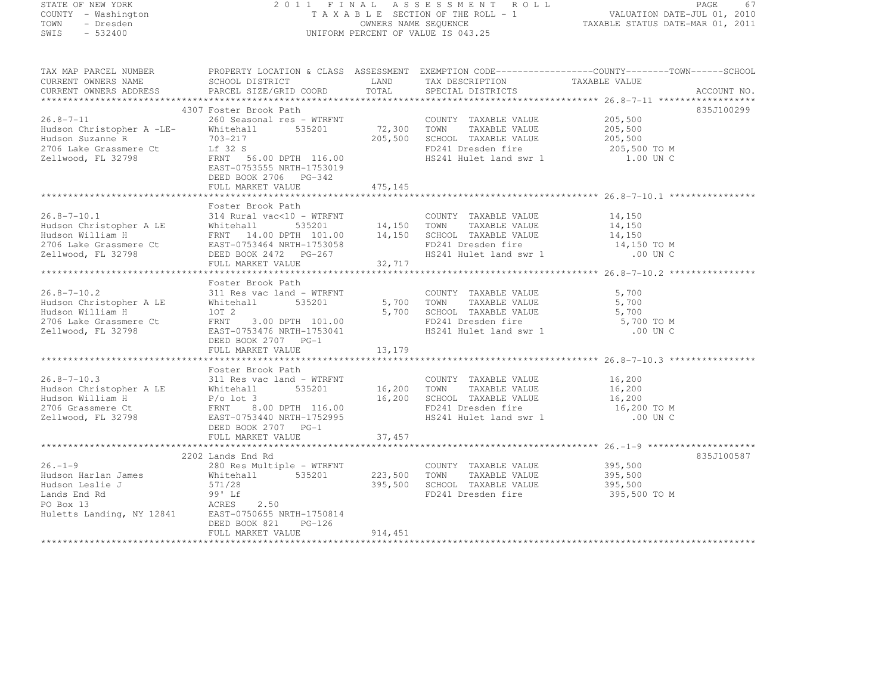STATE OF NEW YORK
COUNTY - Washington
TOWN - Dresden
SWIS - 532400

2011 FINAL ASSESSMENT ROLL
TAXABLE SECTION OF THE ROLL - 1
OWNERS NAME SEQUENCE
UNIFORM PERCENT OF VALUE IS 043.25

VALUATION DATE-JUL 01, 2010
TAXABLE STATUS DATE-MAR 01, 2011

```
TAX MAP PARCEL NUMBER          PROPERTY LOCATION & CLASS  ASSESSMENT  EXEMPTION CODE------------------COUNTY--------TOWN------SCHOOL
CURRENT OWNERS NAME            SCHOOL DISTRICT              LAND      TAX DESCRIPTION              TAXABLE VALUE
CURRENT OWNERS ADDRESS         PARCEL SIZE/GRID COORD       TOTAL     SPECIAL DISTRICTS                                    ACCOUNT NO.
******************************************************************************************************* 26.8-7-11 ******************
                          4307 Foster Brook Path                                                                     835J100299
26.8-7-11                      260 Seasonal res - WTRFNT               COUNTY  TAXABLE VALUE           205,500
Hudson Christopher A -LE-      Whitehall        535201      72,300     TOWN    TAXABLE VALUE           205,500
Hudson Suzanne R               703-217                     205,500     SCHOOL  TAXABLE VALUE           205,500
2706 Lake Grassmere Ct         Lf 32 S                                 FD241 Dresden fire               205,500 TO M
Zellwood, FL 32798             FRNT   56.00 DPTH 116.00                HS241 Hulet land swr 1              1.00 UN C
                               EAST-0753555 NRTH-1753019
                               DEED BOOK 2706   PG-342
                               FULL MARKET VALUE           475,145
******************************************************************************************************* 26.8-7-10.1 ****************
                               Foster Brook Path
26.8-7-10.1                    314 Rural vac<10 - WTRFNT               COUNTY  TAXABLE VALUE            14,150
Hudson Christopher A LE        Whitehall        535201      14,150     TOWN    TAXABLE VALUE            14,150
Hudson William H               FRNT   14.00 DPTH 101.00     14,150     SCHOOL  TAXABLE VALUE            14,150
2706 Lake Grassmere Ct         EAST-0753464 NRTH-1753058               FD241 Dresden fire                14,150 TO M
Zellwood, FL 32798             DEED BOOK 2472   PG-267                 HS241 Hulet land swr 1               .00 UN C
                               FULL MARKET VALUE            32,717
******************************************************************************************************* 26.8-7-10.2 ****************
                               Foster Brook Path
26.8-7-10.2                    311 Res vac land - WTRFNT               COUNTY  TAXABLE VALUE             5,700
Hudson Christopher A LE        Whitehall        535201       5,700     TOWN    TAXABLE VALUE             5,700
Hudson William H               lOT 2                         5,700     SCHOOL  TAXABLE VALUE             5,700
2706 Lake Grassmere Ct         FRNT    3.00 DPTH 101.00                FD241 Dresden fire                 5,700 TO M
Zellwood, FL 32798             EAST-0753476 NRTH-1753041               HS241 Hulet land swr 1               .00 UN C
                               DEED BOOK 2707   PG-1
                               FULL MARKET VALUE            13,179
******************************************************************************************************* 26.8-7-10.3 ****************
                               Foster Brook Path
26.8-7-10.3                    311 Res vac land - WTRFNT               COUNTY  TAXABLE VALUE            16,200
Hudson Christopher A LE        Whitehall        535201      16,200     TOWN    TAXABLE VALUE            16,200
Hudson William H               P/o lot 3                    16,200     SCHOOL  TAXABLE VALUE            16,200
2706 Grassmere Ct              FRNT    8.00 DPTH 116.00                FD241 Dresden fire                16,200 TO M
Zellwood, FL 32798             EAST-0753440 NRTH-1752995               HS241 Hulet land swr 1               .00 UN C
                               DEED BOOK 2707   PG-1
                               FULL MARKET VALUE            37,457
******************************************************************************************************* 26.-1-9 ********************
                          2202 Lands End Rd                                                                          835J100587
26.-1-9                        280 Res Multiple - WTRFNT               COUNTY  TAXABLE VALUE           395,500
Hudson Harlan James            Whitehall        535201     223,500     TOWN    TAXABLE VALUE           395,500
Hudson Leslie J                571/28                      395,500     SCHOOL  TAXABLE VALUE           395,500
Lands End Rd                   99' Lf                                  FD241 Dresden fire               395,500 TO M
PO Box 13                      ACRES    2.50
Huletts Landing, NY 12841      EAST-0750655 NRTH-1750814
                               DEED BOOK 821    PG-126
                               FULL MARKET VALUE           914,451
************************************************************************************************************************************
```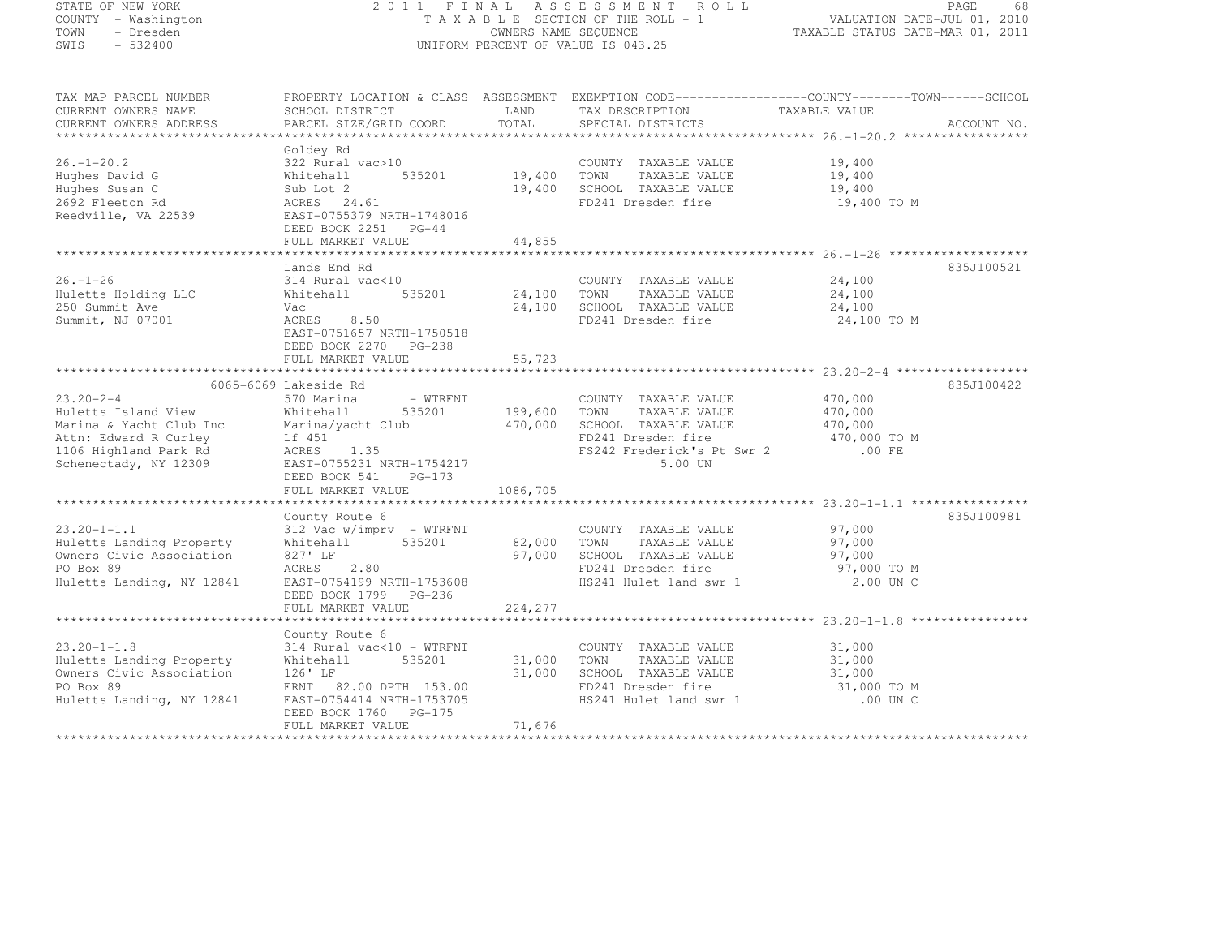STATE OF NEW YORK
COUNTY - Washington
TOWN - Dresden
SWIS - 532400

2011 FINAL ASSESSMENT ROLL
TAXABLE SECTION OF THE ROLL - 1
OWNERS NAME SEQUENCE
UNIFORM PERCENT OF VALUE IS 043.25

VALUATION DATE-JUL 01, 2010
TAXABLE STATUS DATE-MAR 01, 2011

| TAX MAP PARCEL NUMBER / CURRENT OWNERS NAME / CURRENT OWNERS ADDRESS | PROPERTY LOCATION & CLASS / SCHOOL DISTRICT / PARCEL SIZE/GRID COORD | ASSESSMENT LAND / TOTAL | EXEMPTION CODE / TAX DESCRIPTION / SPECIAL DISTRICTS | TAXABLE VALUE (COUNTY / TOWN / SCHOOL) | ACCOUNT NO. |
|---|---|---|---|---|---|
| **26.-1-20.2** | Goldey Rd | | | | |
| 26.-1-20.2 | 322 Rural vac>10 | | COUNTY TAXABLE VALUE | 19,400 | |
| Hughes David G | Whitehall 535201 | 19,400 | TOWN TAXABLE VALUE | 19,400 | |
| Hughes Susan C | Sub Lot 2 | 19,400 | SCHOOL TAXABLE VALUE | 19,400 | |
| 2692 Fleeton Rd | ACRES 24.61 | | FD241 Dresden fire | 19,400 TO M | |
| Reedville, VA 22539 | EAST-0755379 NRTH-1748016 | | | | |
| | DEED BOOK 2251 PG-44 | | | | |
| | FULL MARKET VALUE | 44,855 | | | |
| **26.-1-26** | Lands End Rd | | | | 835J100521 |
| 26.-1-26 | 314 Rural vac<10 | | COUNTY TAXABLE VALUE | 24,100 | |
| Huletts Holding LLC | Whitehall 535201 | 24,100 | TOWN TAXABLE VALUE | 24,100 | |
| 250 Summit Ave | Vac | 24,100 | SCHOOL TAXABLE VALUE | 24,100 | |
| Summit, NJ 07001 | ACRES 8.50 | | FD241 Dresden fire | 24,100 TO M | |
| | EAST-0751657 NRTH-1750518 | | | | |
| | DEED BOOK 2270 PG-238 | | | | |
| | FULL MARKET VALUE | 55,723 | | | |
| **23.20-2-4** | 6065-6069 Lakeside Rd | | | | 835J100422 |
| 23.20-2-4 | 570 Marina - WTRFNT | | COUNTY TAXABLE VALUE | 470,000 | |
| Huletts Island View | Whitehall 535201 | 199,600 | TOWN TAXABLE VALUE | 470,000 | |
| Marina & Yacht Club Inc | Marina/yacht Club | 470,000 | SCHOOL TAXABLE VALUE | 470,000 | |
| Attn: Edward R Curley | Lf 451 | | FD241 Dresden fire | 470,000 TO M | |
| 1106 Highland Park Rd | ACRES 1.35 | | FS242 Frederick's Pt Swr 2 | .00 FE | |
| Schenectady, NY 12309 | EAST-0755231 NRTH-1754217 | | 5.00 UN | | |
| | DEED BOOK 541 PG-173 | | | | |
| | FULL MARKET VALUE | 1086,705 | | | |
| **23.20-1-1.1** | County Route 6 | | | | 835J100981 |
| 23.20-1-1.1 | 312 Vac w/imprv - WTRFNT | | COUNTY TAXABLE VALUE | 97,000 | |
| Huletts Landing Property | Whitehall 535201 | 82,000 | TOWN TAXABLE VALUE | 97,000 | |
| Owners Civic Association | 827' LF | 97,000 | SCHOOL TAXABLE VALUE | 97,000 | |
| PO Box 89 | ACRES 2.80 | | FD241 Dresden fire | 97,000 TO M | |
| Huletts Landing, NY 12841 | EAST-0754199 NRTH-1753608 | | HS241 Hulet land swr 1 | 2.00 UN C | |
| | DEED BOOK 1799 PG-236 | | | | |
| | FULL MARKET VALUE | 224,277 | | | |
| **23.20-1-1.8** | County Route 6 | | | | |
| 23.20-1-1.8 | 314 Rural vac<10 - WTRFNT | | COUNTY TAXABLE VALUE | 31,000 | |
| Huletts Landing Property | Whitehall 535201 | 31,000 | TOWN TAXABLE VALUE | 31,000 | |
| Owners Civic Association | 126' LF | 31,000 | SCHOOL TAXABLE VALUE | 31,000 | |
| PO Box 89 | FRNT 82.00 DPTH 153.00 | | FD241 Dresden fire | 31,000 TO M | |
| Huletts Landing, NY 12841 | EAST-0754414 NRTH-1753705 | | HS241 Hulet land swr 1 | .00 UN C | |
| | DEED BOOK 1760 PG-175 | | | | |
| | FULL MARKET VALUE | 71,676 | | | |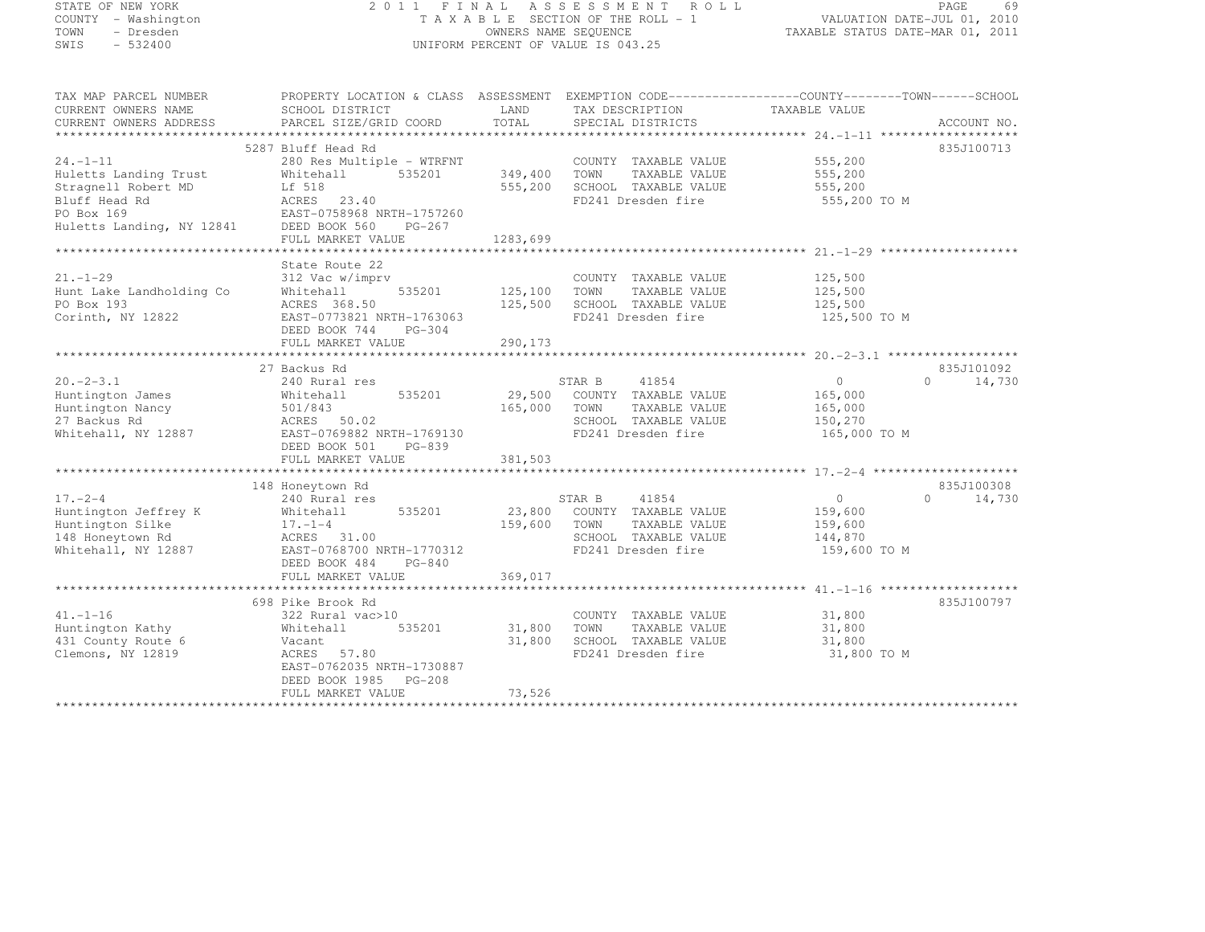STATE OF NEW YORK — 2011 FINAL ASSESSMENT ROLL
COUNTY - Washington — TAXABLE SECTION OF THE ROLL - 1 — VALUATION DATE-JUL 01, 2010
TOWN - Dresden — OWNERS NAME SEQUENCE — TAXABLE STATUS DATE-MAR 01, 2011
SWIS - 532400 — UNIFORM PERCENT OF VALUE IS 043.25

| TAX MAP PARCEL NUMBER / CURRENT OWNERS NAME / CURRENT OWNERS ADDRESS | PROPERTY LOCATION & CLASS / SCHOOL DISTRICT / PARCEL SIZE/GRID COORD | ASSESSMENT LAND | TOTAL | EXEMPTION CODE / TAX DESCRIPTION / SPECIAL DISTRICTS | COUNTY / TOWN / SCHOOL TAXABLE VALUE | ACCOUNT NO. |
|---|---|---|---|---|---|---|
| 24.-1-11 | 5287 Bluff Head Rd | | | | | 835J100713 |
| Huletts Landing Trust | 280 Res Multiple - WTRFNT | | | COUNTY TAXABLE VALUE | 555,200 | |
| Stragnell Robert MD | Whitehall 535201 | 349,400 | | TOWN TAXABLE VALUE | 555,200 | |
| Bluff Head Rd | Lf 518 | | 555,200 | SCHOOL TAXABLE VALUE | 555,200 | |
| PO Box 169 | ACRES 23.40 | | | FD241 Dresden fire | 555,200 TO M | |
| Huletts Landing, NY 12841 | EAST-0758968 NRTH-1757260 | | | | | |
| | DEED BOOK 560 PG-267 | | | | | |
| | FULL MARKET VALUE | | 1283,699 | | | |
| 21.-1-29 | State Route 22 | | | | | |
| Hunt Lake Landholding Co | 312 Vac w/imprv | | | COUNTY TAXABLE VALUE | 125,500 | |
| PO Box 193 | Whitehall 535201 | 125,100 | | TOWN TAXABLE VALUE | 125,500 | |
| Corinth, NY 12822 | ACRES 368.50 | | 125,500 | SCHOOL TAXABLE VALUE | 125,500 | |
| | EAST-0773821 NRTH-1763063 | | | FD241 Dresden fire | 125,500 TO M | |
| | DEED BOOK 744 PG-304 | | | | | |
| | FULL MARKET VALUE | | 290,173 | | | |
| 20.-2-3.1 | 27 Backus Rd | | | | | 835J101092 |
| Huntington James | 240 Rural res | | | STAR B 41854 | 0 / 0 / 14,730 | |
| Huntington Nancy | Whitehall 535201 | 29,500 | | COUNTY TAXABLE VALUE | 165,000 | |
| 27 Backus Rd | 501/843 | | 165,000 | TOWN TAXABLE VALUE | 165,000 | |
| Whitehall, NY 12887 | ACRES 50.02 | | | SCHOOL TAXABLE VALUE | 150,270 | |
| | EAST-0769882 NRTH-1769130 | | | FD241 Dresden fire | 165,000 TO M | |
| | DEED BOOK 501 PG-839 | | | | | |
| | FULL MARKET VALUE | | 381,503 | | | |
| 17.-2-4 | 148 Honeytown Rd | | | | | 835J100308 |
| Huntington Jeffrey K | 240 Rural res | | | STAR B 41854 | 0 / 0 / 14,730 | |
| Huntington Silke | Whitehall 535201 | 23,800 | | COUNTY TAXABLE VALUE | 159,600 | |
| 148 Honeytown Rd | 17.-1-4 | | 159,600 | TOWN TAXABLE VALUE | 159,600 | |
| Whitehall, NY 12887 | ACRES 31.00 | | | SCHOOL TAXABLE VALUE | 144,870 | |
| | EAST-0768700 NRTH-1770312 | | | FD241 Dresden fire | 159,600 TO M | |
| | DEED BOOK 484 PG-840 | | | | | |
| | FULL MARKET VALUE | | 369,017 | | | |
| 41.-1-16 | 698 Pike Brook Rd | | | | | 835J100797 |
| Huntington Kathy | 322 Rural vac>10 | | | COUNTY TAXABLE VALUE | 31,800 | |
| 431 County Route 6 | Whitehall 535201 | 31,800 | | TOWN TAXABLE VALUE | 31,800 | |
| Clemons, NY 12819 | Vacant | | 31,800 | SCHOOL TAXABLE VALUE | 31,800 | |
| | ACRES 57.80 | | | FD241 Dresden fire | 31,800 TO M | |
| | EAST-0762035 NRTH-1730887 | | | | | |
| | DEED BOOK 1985 PG-208 | | | | | |
| | FULL MARKET VALUE | | 73,526 | | | |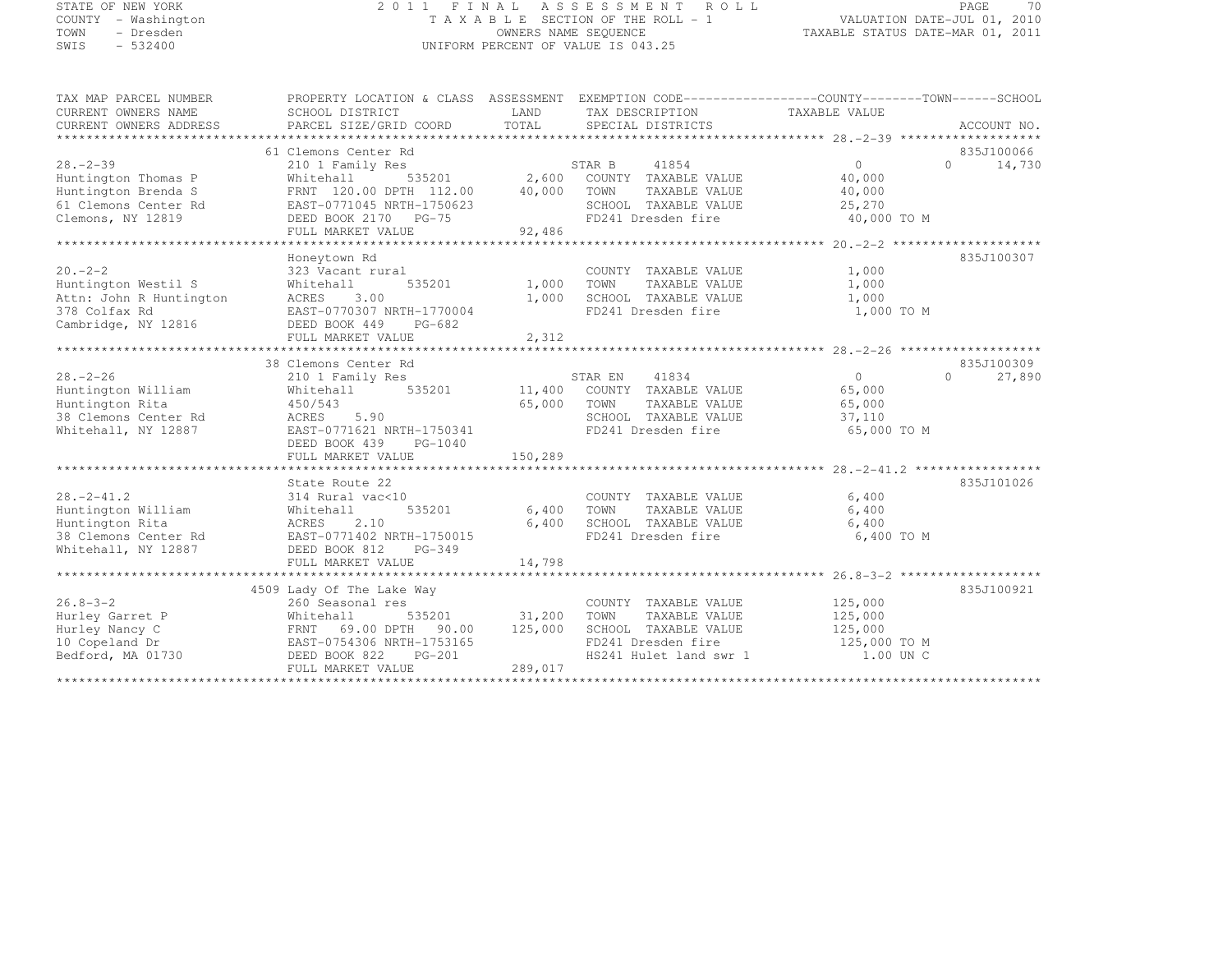STATE OF NEW YORK
COUNTY - Washington
TOWN - Dresden
SWIS - 532400

2 0 1 1 F I N A L A S S E S S M E N T R O L L
T A X A B L E SECTION OF THE ROLL - 1
OWNERS NAME SEQUENCE
UNIFORM PERCENT OF VALUE IS 043.25

VALUATION DATE-JUL 01, 2010
TAXABLE STATUS DATE-MAR 01, 2011

| TAX MAP PARCEL NUMBER / CURRENT OWNERS NAME / CURRENT OWNERS ADDRESS | PROPERTY LOCATION & CLASS / SCHOOL DISTRICT / PARCEL SIZE/GRID COORD | ASSESSMENT LAND / TOTAL | EXEMPTION CODE / TAX DESCRIPTION / SPECIAL DISTRICTS | COUNTY TAXABLE VALUE | TOWN | SCHOOL | ACCOUNT NO. |
|---|---|---|---|---|---|---|---|
| **28.-2-39** | 61 Clemons Center Rd | | | | | | 835J100066 |
| | 210 1 Family Res | | STAR B 41854 | 0 | 0 | 14,730 | |
| Huntington Thomas P | Whitehall 535201 | 2,600 | COUNTY TAXABLE VALUE | 40,000 | | | |
| Huntington Brenda S | FRNT 120.00 DPTH 112.00 | 40,000 | TOWN TAXABLE VALUE | 40,000 | | | |
| 61 Clemons Center Rd | EAST-0771045 NRTH-1750623 | | SCHOOL TAXABLE VALUE | 25,270 | | | |
| Clemons, NY 12819 | DEED BOOK 2170 PG-75 | | FD241 Dresden fire | 40,000 TO M | | | |
| | FULL MARKET VALUE | 92,486 | | | | | |
| **20.-2-2** | Honeytown Rd | | | | | | 835J100307 |
| | 323 Vacant rural | | COUNTY TAXABLE VALUE | 1,000 | | | |
| Huntington Westil S | Whitehall 535201 | 1,000 | TOWN TAXABLE VALUE | 1,000 | | | |
| Attn: John R Huntington | ACRES 3.00 | 1,000 | SCHOOL TAXABLE VALUE | 1,000 | | | |
| 378 Colfax Rd | EAST-0770307 NRTH-1770004 | | FD241 Dresden fire | 1,000 TO M | | | |
| Cambridge, NY 12816 | DEED BOOK 449 PG-682 | | | | | | |
| | FULL MARKET VALUE | 2,312 | | | | | |
| **28.-2-26** | 38 Clemons Center Rd | | | | | | 835J100309 |
| | 210 1 Family Res | | STAR EN 41834 | 0 | 0 | 27,890 | |
| Huntington William | Whitehall 535201 | 11,400 | COUNTY TAXABLE VALUE | 65,000 | | | |
| Huntington Rita | 450/543 | 65,000 | TOWN TAXABLE VALUE | 65,000 | | | |
| 38 Clemons Center Rd | ACRES 5.90 | | SCHOOL TAXABLE VALUE | 37,110 | | | |
| Whitehall, NY 12887 | EAST-0771621 NRTH-1750341 | | FD241 Dresden fire | 65,000 TO M | | | |
| | DEED BOOK 439 PG-1040 | | | | | | |
| | FULL MARKET VALUE | 150,289 | | | | | |
| **28.-2-41.2** | State Route 22 | | | | | | 835J101026 |
| | 314 Rural vac<10 | | COUNTY TAXABLE VALUE | 6,400 | | | |
| Huntington William | Whitehall 535201 | 6,400 | TOWN TAXABLE VALUE | 6,400 | | | |
| Huntington Rita | ACRES 2.10 | 6,400 | SCHOOL TAXABLE VALUE | 6,400 | | | |
| 38 Clemons Center Rd | EAST-0771402 NRTH-1750015 | | FD241 Dresden fire | 6,400 TO M | | | |
| Whitehall, NY 12887 | DEED BOOK 812 PG-349 | | | | | | |
| | FULL MARKET VALUE | 14,798 | | | | | |
| **26.8-3-2** | 4509 Lady Of The Lake Way | | | | | | 835J100921 |
| | 260 Seasonal res | | COUNTY TAXABLE VALUE | 125,000 | | | |
| Hurley Garret P | Whitehall 535201 | 31,200 | TOWN TAXABLE VALUE | 125,000 | | | |
| Hurley Nancy C | FRNT 69.00 DPTH 90.00 | 125,000 | SCHOOL TAXABLE VALUE | 125,000 | | | |
| 10 Copeland Dr | EAST-0754306 NRTH-1753165 | | FD241 Dresden fire | 125,000 TO M | | | |
| Bedford, MA 01730 | DEED BOOK 822 PG-201 | | HS241 Hulet land swr 1 | 1.00 UN C | | | |
| | FULL MARKET VALUE | 289,017 | | | | | |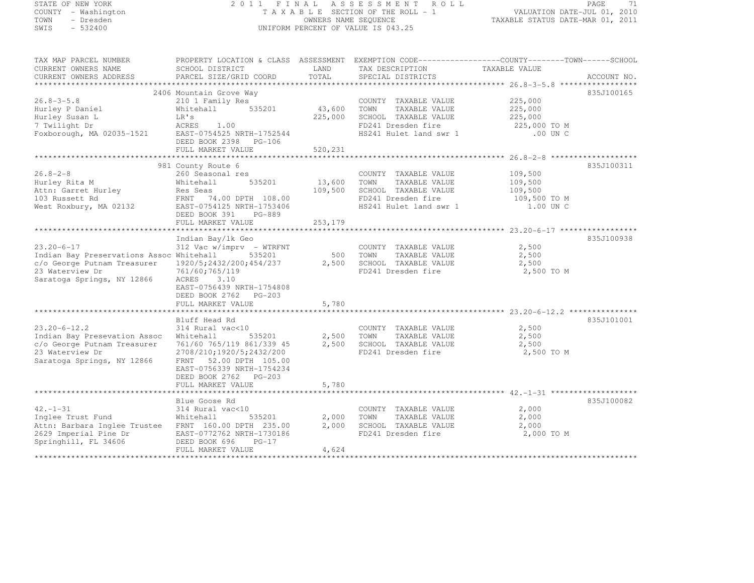STATE OF NEW YORK
COUNTY - Washington
TOWN - Dresden
SWIS - 532400

2011 FINAL ASSESSMENT ROLL
TAXABLE SECTION OF THE ROLL - 1
OWNERS NAME SEQUENCE
UNIFORM PERCENT OF VALUE IS 043.25

VALUATION DATE-JUL 01, 2010
TAXABLE STATUS DATE-MAR 01, 2011

| TAX MAP PARCEL NUMBER / CURRENT OWNERS NAME / CURRENT OWNERS ADDRESS | PROPERTY LOCATION & CLASS / SCHOOL DISTRICT / PARCEL SIZE/GRID COORD | ASSESSMENT LAND / TOTAL | EXEMPTION CODE / TAX DESCRIPTION / SPECIAL DISTRICTS | COUNTY / TOWN / SCHOOL TAXABLE VALUE | ACCOUNT NO. |
|---|---|---|---|---|---|
| **26.8-3-5.8** | 2406 Mountain Grove Way | | | | 835J100165 |
| 26.8-3-5.8 | 210 1 Family Res | | COUNTY TAXABLE VALUE | 225,000 | |
| Hurley P Daniel | Whitehall 535201 | 43,600 | TOWN TAXABLE VALUE | 225,000 | |
| Hurley Susan L | LR's | 225,000 | SCHOOL TAXABLE VALUE | 225,000 | |
| 7 Twilight Dr | ACRES 1.00 | | FD241 Dresden fire | 225,000 TO M | |
| Foxborough, MA 02035-1521 | EAST-0754525 NRTH-1752544 | | HS241 Hulet land swr 1 | .00 UN C | |
| | DEED BOOK 2398 PG-106 | | | | |
| | FULL MARKET VALUE | 520,231 | | | |
| **26.8-2-8** | 981 County Route 6 | | | | 835J100311 |
| 26.8-2-8 | 260 Seasonal res | | COUNTY TAXABLE VALUE | 109,500 | |
| Hurley Rita M | Whitehall 535201 | 13,600 | TOWN TAXABLE VALUE | 109,500 | |
| Attn: Garret Hurley | Res Seas | 109,500 | SCHOOL TAXABLE VALUE | 109,500 | |
| 103 Russett Rd | FRNT 74.00 DPTH 108.00 | | FD241 Dresden fire | 109,500 TO M | |
| West Roxbury, MA 02132 | EAST-0754125 NRTH-1753406 | | HS241 Hulet land swr 1 | 1.00 UN C | |
| | DEED BOOK 391 PG-889 | | | | |
| | FULL MARKET VALUE | 253,179 | | | |
| **23.20-6-17** | Indian Bay/lk Geo | | | | 835J100938 |
| 23.20-6-17 | 312 Vac w/imprv - WTRFNT | | COUNTY TAXABLE VALUE | 2,500 | |
| Indian Bay Preservations Assoc | Whitehall 535201 | 500 | TOWN TAXABLE VALUE | 2,500 | |
| c/o George Putnam Treasurer | 1920/5;2432/200;454/237 | 2,500 | SCHOOL TAXABLE VALUE | 2,500 | |
| 23 Waterview Dr | 761/60;765/119 | | FD241 Dresden fire | 2,500 TO M | |
| Saratoga Springs, NY 12866 | ACRES 3.10 | | | | |
| | EAST-0756439 NRTH-1754808 | | | | |
| | DEED BOOK 2762 PG-203 | | | | |
| | FULL MARKET VALUE | 5,780 | | | |
| **23.20-6-12.2** | Bluff Head Rd | | | | 835J101001 |
| 23.20-6-12.2 | 314 Rural vac<10 | | COUNTY TAXABLE VALUE | 2,500 | |
| Indian Bay Presevation Assoc | Whitehall 535201 | 2,500 | TOWN TAXABLE VALUE | 2,500 | |
| c/o George Putnam Treasurer | 761/60 765/119 861/339 45 | 2,500 | SCHOOL TAXABLE VALUE | 2,500 | |
| 23 Waterview Dr | 2708/210;1920/5;2432/200 | | FD241 Dresden fire | 2,500 TO M | |
| Saratoga Springs, NY 12866 | FRNT 52.00 DPTH 105.00 | | | | |
| | EAST-0756339 NRTH-1754234 | | | | |
| | DEED BOOK 2762 PG-203 | | | | |
| | FULL MARKET VALUE | 5,780 | | | |
| **42.-1-31** | Blue Goose Rd | | | | 835J100082 |
| 42.-1-31 | 314 Rural vac<10 | | COUNTY TAXABLE VALUE | 2,000 | |
| Inglee Trust Fund | Whitehall 535201 | 2,000 | TOWN TAXABLE VALUE | 2,000 | |
| Attn: Barbara Inglee Trustee | FRNT 160.00 DPTH 235.00 | 2,000 | SCHOOL TAXABLE VALUE | 2,000 | |
| 2629 Imperial Pine Dr | EAST-0772762 NRTH-1730186 | | FD241 Dresden fire | 2,000 TO M | |
| Springhill, FL 34606 | DEED BOOK 696 PG-17 | | | | |
| | FULL MARKET VALUE | 4,624 | | | |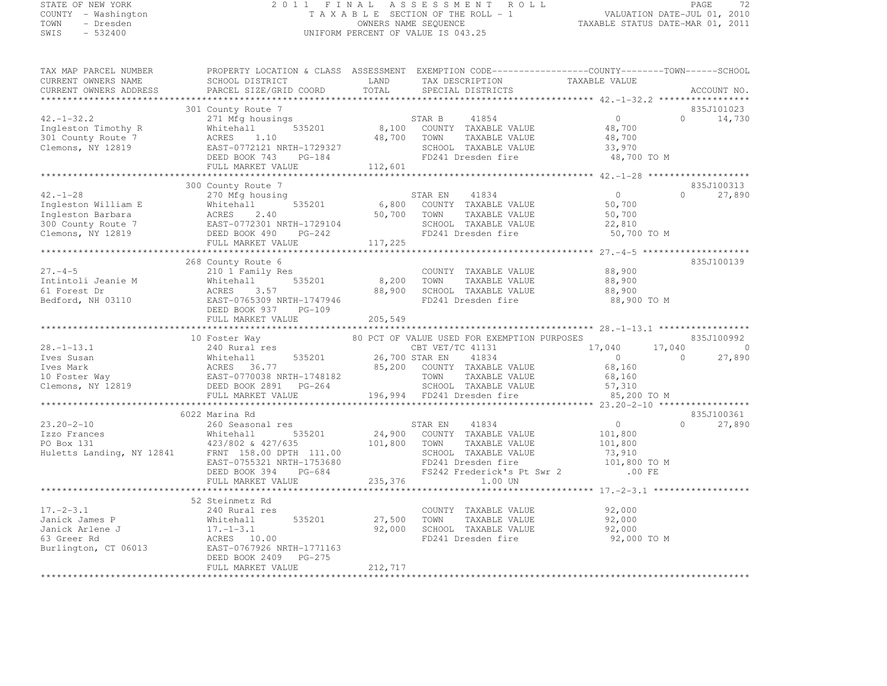STATE OF NEW YORK
COUNTY - Washington
TOWN - Dresden
SWIS - 532400

2011 FINAL ASSESSMENT ROLL
TAXABLE SECTION OF THE ROLL - 1
OWNERS NAME SEQUENCE
UNIFORM PERCENT OF VALUE IS 043.25

VALUATION DATE-JUL 01, 2010
TAXABLE STATUS DATE-MAR 01, 2011

```
TAX MAP PARCEL NUMBER     PROPERTY LOCATION & CLASS  ASSESSMENT  EXEMPTION CODE------------------COUNTY--------TOWN------SCHOOL
CURRENT OWNERS NAME       SCHOOL DISTRICT               LAND      TAX DESCRIPTION            TAXABLE VALUE
CURRENT OWNERS ADDRESS    PARCEL SIZE/GRID COORD        TOTAL     SPECIAL DISTRICTS                                     ACCOUNT NO.
******************************************************************************************************* 42.-1-32.2 *****************
                          301 County Route 7                                                                          835J101023
42.-1-32.2                271 Mfg housings                        STAR B    41854                  0             0       14,730
Ingleston Timothy R       Whitehall        535201          8,100   COUNTY  TAXABLE VALUE          48,700
301 County Route 7        ACRES    1.10                   48,700   TOWN    TAXABLE VALUE          48,700
Clemons, NY 12819         EAST-0772121 NRTH-1729327                SCHOOL  TAXABLE VALUE          33,970
                          DEED BOOK 743    PG-184                  FD241 Dresden fire              48,700 TO M
                          FULL MARKET VALUE              112,601
******************************************************************************************************* 42.-1-28 *******************
                          300 County Route 7                                                                          835J100313
42.-1-28                  270 Mfg housing                         STAR EN   41834                  0             0       27,890
Ingleston William E       Whitehall        535201          6,800   COUNTY  TAXABLE VALUE          50,700
Ingleston Barbara         ACRES    2.40                   50,700   TOWN    TAXABLE VALUE          50,700
300 County Route 7        EAST-0772301 NRTH-1729104                SCHOOL  TAXABLE VALUE          22,810
Clemons, NY 12819         DEED BOOK 490    PG-242                  FD241 Dresden fire              50,700 TO M
                          FULL MARKET VALUE              117,225
******************************************************************************************************* 27.-4-5 ********************
                          268 County Route 6                                                                          835J100139
27.-4-5                   210 1 Family Res                         COUNTY  TAXABLE VALUE          88,900
Intintoli Jeanie M        Whitehall        535201          8,200   TOWN    TAXABLE VALUE          88,900
61 Forest Dr              ACRES    3.57                   88,900   SCHOOL  TAXABLE VALUE          88,900
Bedford, NH 03110         EAST-0765309 NRTH-1747946                FD241 Dresden fire              88,900 TO M
                          DEED BOOK 937    PG-109
                          FULL MARKET VALUE              205,549
******************************************************************************************************* 28.-1-13.1 *****************
                          10 Foster Way                  80 PCT OF VALUE USED FOR EXEMPTION PURPOSES                          835J100992
28.-1-13.1                240 Rural res                           CBT VET/TC 41131            17,040        17,040             0
Ives Susan                Whitehall        535201         26,700 STAR EN   41834                  0             0       27,890
Ives Mark                 ACRES   36.77                   85,200   COUNTY  TAXABLE VALUE          68,160
10 Foster Way             EAST-0770038 NRTH-1748182                TOWN    TAXABLE VALUE          68,160
Clemons, NY 12819         DEED BOOK 2891   PG-264                  SCHOOL  TAXABLE VALUE          57,310
                          FULL MARKET VALUE              196,994   FD241 Dresden fire              85,200 TO M
******************************************************************************************************* 23.20-2-10 *****************
                          6022 Marina Rd                                                                              835J100361
23.20-2-10                260 Seasonal res                        STAR EN   41834                  0             0       27,890
Izzo Frances              Whitehall        535201         24,900   COUNTY  TAXABLE VALUE         101,800
PO Box 131                423/802 & 427/635              101,800   TOWN    TAXABLE VALUE         101,800
Huletts Landing, NY 12841 FRNT 158.00 DPTH 111.00                  SCHOOL  TAXABLE VALUE          73,910
                          EAST-0755321 NRTH-1753680                FD241 Dresden fire             101,800 TO M
                          DEED BOOK 394    PG-684                  FS242 Frederick's Pt Swr 2         .00 FE
                          FULL MARKET VALUE              235,376            1.00 UN
******************************************************************************************************* 17.-2-3.1 ******************
                          52 Steinmetz Rd
17.-2-3.1                 240 Rural res                            COUNTY  TAXABLE VALUE          92,000
Janick James P            Whitehall        535201         27,500   TOWN    TAXABLE VALUE          92,000
Janick Arlene J           17.-1-3.1                       92,000   SCHOOL  TAXABLE VALUE          92,000
63 Greer Rd               ACRES   10.00                            FD241 Dresden fire              92,000 TO M
Burlington, CT 06013      EAST-0767926 NRTH-1771163
                          DEED BOOK 2409   PG-275
                          FULL MARKET VALUE              212,717
************************************************************************************************************************************
```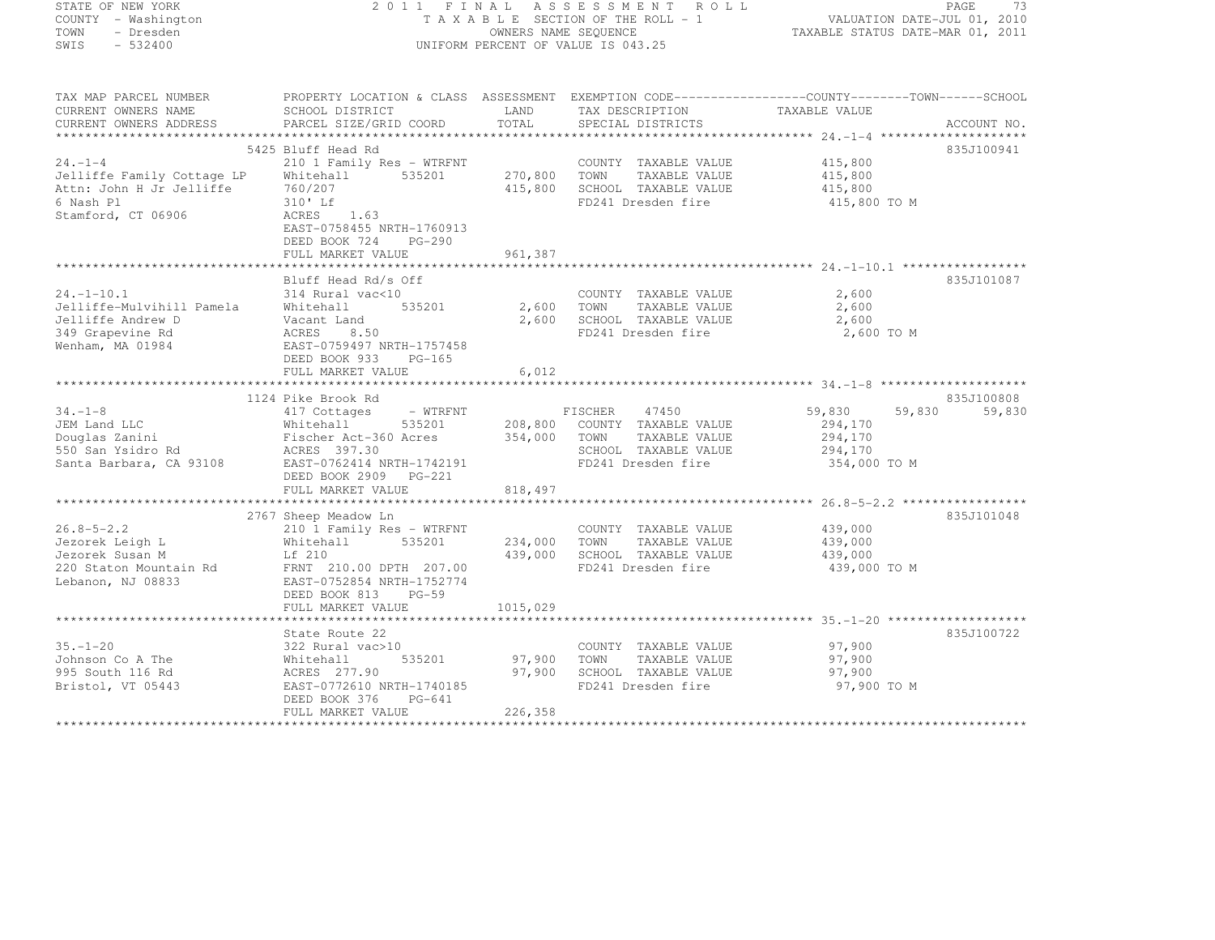STATE OF NEW YORK
COUNTY - Washington
TOWN - Dresden
SWIS - 532400

2011 FINAL ASSESSMENT ROLL
TAXABLE SECTION OF THE ROLL - 1
OWNERS NAME SEQUENCE
UNIFORM PERCENT OF VALUE IS 043.25

VALUATION DATE-JUL 01, 2010
TAXABLE STATUS DATE-MAR 01, 2011

| TAX MAP PARCEL NUMBER / CURRENT OWNERS NAME / CURRENT OWNERS ADDRESS | PROPERTY LOCATION & CLASS / SCHOOL DISTRICT / PARCEL SIZE/GRID COORD | ASSESSMENT LAND / TOTAL | EXEMPTION CODE / TAX DESCRIPTION / SPECIAL DISTRICTS | COUNTY / TAXABLE VALUE | TOWN | SCHOOL | ACCOUNT NO. |
|---|---|---|---|---|---|---|---|
| **24.-1-4** | 5425 Bluff Head Rd | | | | | | 835J100941 |
| 24.-1-4 | 210 1 Family Res - WTRFNT | | COUNTY TAXABLE VALUE | 415,800 | | | |
| Jelliffe Family Cottage LP | Whitehall 535201 | 270,800 | TOWN TAXABLE VALUE | 415,800 | | | |
| Attn: John H Jr Jelliffe | 760/207 | 415,800 | SCHOOL TAXABLE VALUE | 415,800 | | | |
| 6 Nash Pl | 310' Lf | | FD241 Dresden fire | 415,800 TO M | | | |
| Stamford, CT 06906 | ACRES 1.63 | | | | | | |
| | EAST-0758455 NRTH-1760913 | | | | | | |
| | DEED BOOK 724 PG-290 | | | | | | |
| | FULL MARKET VALUE | 961,387 | | | | | |
| **24.-1-10.1** | Bluff Head Rd/s Off | | | | | | 835J101087 |
| 24.-1-10.1 | 314 Rural vac<10 | | COUNTY TAXABLE VALUE | 2,600 | | | |
| Jelliffe-Mulvihill Pamela | Whitehall 535201 | 2,600 | TOWN TAXABLE VALUE | 2,600 | | | |
| Jelliffe Andrew D | Vacant Land | 2,600 | SCHOOL TAXABLE VALUE | 2,600 | | | |
| 349 Grapevine Rd | ACRES 8.50 | | FD241 Dresden fire | 2,600 TO M | | | |
| Wenham, MA 01984 | EAST-0759497 NRTH-1757458 | | | | | | |
| | DEED BOOK 933 PG-165 | | | | | | |
| | FULL MARKET VALUE | 6,012 | | | | | |
| **34.-1-8** | 1124 Pike Brook Rd | | | | | | 835J100808 |
| 34.-1-8 | 417 Cottages - WTRFNT | | FISCHER 47450 | 59,830 | 59,830 | 59,830 | |
| JEM Land LLC | Whitehall 535201 | 208,800 | COUNTY TAXABLE VALUE | 294,170 | | | |
| Douglas Zanini | Fischer Act-360 Acres | 354,000 | TOWN TAXABLE VALUE | 294,170 | | | |
| 550 San Ysidro Rd | ACRES 397.30 | | SCHOOL TAXABLE VALUE | 294,170 | | | |
| Santa Barbara, CA 93108 | EAST-0762414 NRTH-1742191 | | FD241 Dresden fire | 354,000 TO M | | | |
| | DEED BOOK 2909 PG-221 | | | | | | |
| | FULL MARKET VALUE | 818,497 | | | | | |
| **26.8-5-2.2** | 2767 Sheep Meadow Ln | | | | | | 835J101048 |
| 26.8-5-2.2 | 210 1 Family Res - WTRFNT | | COUNTY TAXABLE VALUE | 439,000 | | | |
| Jezorek Leigh L | Whitehall 535201 | 234,000 | TOWN TAXABLE VALUE | 439,000 | | | |
| Jezorek Susan M | Lf 210 | 439,000 | SCHOOL TAXABLE VALUE | 439,000 | | | |
| 220 Staton Mountain Rd | FRNT 210.00 DPTH 207.00 | | FD241 Dresden fire | 439,000 TO M | | | |
| Lebanon, NJ 08833 | EAST-0752854 NRTH-1752774 | | | | | | |
| | DEED BOOK 813 PG-59 | | | | | | |
| | FULL MARKET VALUE | 1015,029 | | | | | |
| **35.-1-20** | State Route 22 | | | | | | 835J100722 |
| 35.-1-20 | 322 Rural vac>10 | | COUNTY TAXABLE VALUE | 97,900 | | | |
| Johnson Co A The | Whitehall 535201 | 97,900 | TOWN TAXABLE VALUE | 97,900 | | | |
| 995 South 116 Rd | ACRES 277.90 | 97,900 | SCHOOL TAXABLE VALUE | 97,900 | | | |
| Bristol, VT 05443 | EAST-0772610 NRTH-1740185 | | FD241 Dresden fire | 97,900 TO M | | | |
| | DEED BOOK 376 PG-641 | | | | | | |
| | FULL MARKET VALUE | 226,358 | | | | | |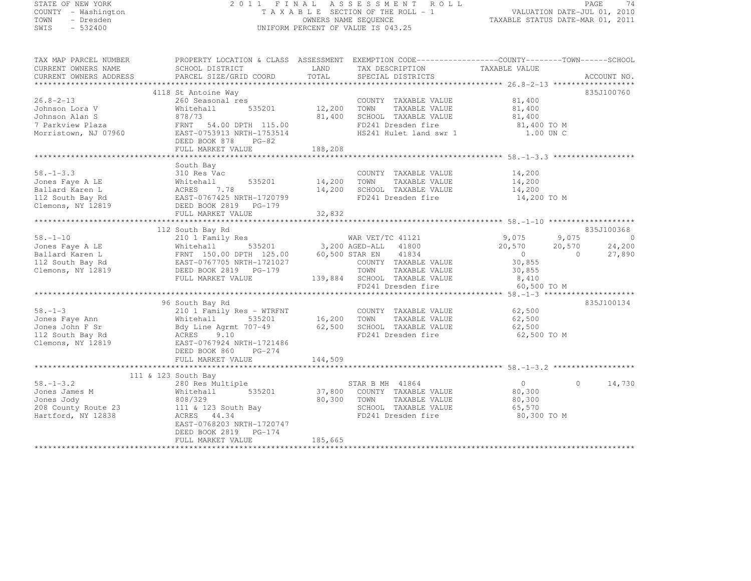STATE OF NEW YORK
COUNTY - Washington
TOWN - Dresden
SWIS - 532400

2011 FINAL ASSESSMENT ROLL
TAXABLE SECTION OF THE ROLL - 1
OWNERS NAME SEQUENCE
UNIFORM PERCENT OF VALUE IS 043.25

VALUATION DATE-JUL 01, 2010
TAXABLE STATUS DATE-MAR 01, 2011

| TAX MAP PARCEL NUMBER / CURRENT OWNERS NAME / CURRENT OWNERS ADDRESS | PROPERTY LOCATION & CLASS / SCHOOL DISTRICT / PARCEL SIZE/GRID COORD | ASSESSMENT LAND / TOTAL | EXEMPTION CODE / TAX DESCRIPTION / SPECIAL DISTRICTS | COUNTY TAXABLE VALUE | TOWN | SCHOOL | ACCOUNT NO. |
|---|---|---|---|---|---|---|---|
| **26.8-2-13** | 4118 St Antoine Way | | | | | | 835J100760 |
| 26.8-2-13 | 260 Seasonal res | | COUNTY TAXABLE VALUE | 81,400 | | | |
| Johnson Lora V | Whitehall 535201 | 12,200 | TOWN TAXABLE VALUE | 81,400 | | | |
| Johnson Alan S | 878/73 | 81,400 | SCHOOL TAXABLE VALUE | 81,400 | | | |
| 7 Parkview Plaza | FRNT 54.00 DPTH 115.00 | | FD241 Dresden fire | 81,400 TO M | | | |
| Morristown, NJ 07960 | EAST-0753913 NRTH-1753514 | | HS241 Hulet land swr 1 | 1.00 UN C | | | |
| | DEED BOOK 878 PG-82 | | | | | | |
| | FULL MARKET VALUE | 188,208 | | | | | |
| **58.-1-3.3** | South Bay | | | | | | |
| 58.-1-3.3 | 310 Res Vac | | COUNTY TAXABLE VALUE | 14,200 | | | |
| Jones Faye A LE | Whitehall 535201 | 14,200 | TOWN TAXABLE VALUE | 14,200 | | | |
| Ballard Karen L | ACRES 7.78 | 14,200 | SCHOOL TAXABLE VALUE | 14,200 | | | |
| 112 South Bay Rd | EAST-0767425 NRTH-1720799 | | FD241 Dresden fire | 14,200 TO M | | | |
| Clemons, NY 12819 | DEED BOOK 2819 PG-179 | | | | | | |
| | FULL MARKET VALUE | 32,832 | | | | | |
| **58.-1-10** | 112 South Bay Rd | | | | | | 835J100368 |
| 58.-1-10 | 210 1 Family Res | | WAR VET/TC 41121 | 9,075 | 9,075 | 0 | |
| Jones Faye A LE | Whitehall 535201 | 3,200 | AGED-ALL 41800 | 20,570 | 20,570 | 24,200 | |
| Ballard Karen L | FRNT 150.00 DPTH 125.00 | 60,500 | STAR EN 41834 | 0 | 0 | 27,890 | |
| 112 South Bay Rd | EAST-0767705 NRTH-1721027 | | COUNTY TAXABLE VALUE | 30,855 | | | |
| Clemons, NY 12819 | DEED BOOK 2819 PG-179 | | TOWN TAXABLE VALUE | 30,855 | | | |
| | FULL MARKET VALUE | 139,884 | SCHOOL TAXABLE VALUE | 8,410 | | | |
| | | | FD241 Dresden fire | 60,500 TO M | | | |
| **58.-1-3** | 96 South Bay Rd | | | | | | 835J100134 |
| 58.-1-3 | 210 1 Family Res - WTRFNT | | COUNTY TAXABLE VALUE | 62,500 | | | |
| Jones Faye Ann | Whitehall 535201 | 16,200 | TOWN TAXABLE VALUE | 62,500 | | | |
| Jones John F Sr | Bdy Line Agrmt 707-49 | 62,500 | SCHOOL TAXABLE VALUE | 62,500 | | | |
| 112 South Bay Rd | ACRES 9.10 | | FD241 Dresden fire | 62,500 TO M | | | |
| Clemons, NY 12819 | EAST-0767924 NRTH-1721486 | | | | | | |
| | DEED BOOK 860 PG-274 | | | | | | |
| | FULL MARKET VALUE | 144,509 | | | | | |
| **58.-1-3.2** | 111 & 123 South Bay | | | | | | |
| 58.-1-3.2 | 280 Res Multiple | | STAR B MH 41864 | 0 | 0 | 14,730 | |
| Jones James M | Whitehall 535201 | 37,800 | COUNTY TAXABLE VALUE | 80,300 | | | |
| Jones Jody | 808/329 | 80,300 | TOWN TAXABLE VALUE | 80,300 | | | |
| 208 County Route 23 | 111 & 123 South Bay | | SCHOOL TAXABLE VALUE | 65,570 | | | |
| Hartford, NY 12838 | ACRES 44.34 | | FD241 Dresden fire | 80,300 TO M | | | |
| | EAST-0768203 NRTH-1720747 | | | | | | |
| | DEED BOOK 2819 PG-174 | | | | | | |
| | FULL MARKET VALUE | 185,665 | | | | | |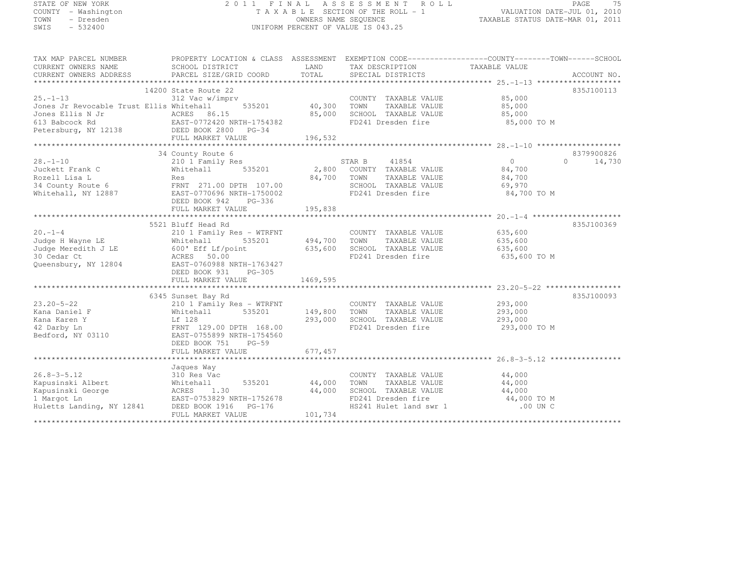STATE OF NEW YORK
COUNTY - Washington
TOWN - Dresden
SWIS - 532400

2011 FINAL ASSESSMENT ROLL
TAXABLE SECTION OF THE ROLL - 1
OWNERS NAME SEQUENCE
UNIFORM PERCENT OF VALUE IS 043.25

VALUATION DATE-JUL 01, 2010
TAXABLE STATUS DATE-MAR 01, 2011

| TAX MAP PARCEL NUMBER<br>CURRENT OWNERS NAME<br>CURRENT OWNERS ADDRESS | PROPERTY LOCATION & CLASS<br>SCHOOL DISTRICT<br>PARCEL SIZE/GRID COORD | ASSESSMENT<br>LAND<br>TOTAL | EXEMPTION CODE<br>TAX DESCRIPTION<br>SPECIAL DISTRICTS | COUNTY / TOWN / SCHOOL<br>TAXABLE VALUE | ACCOUNT NO. |
|---|---|---|---|---|---|
| **25.-1-13** | 14200 State Route 22 | | | | 835J100113 |
| 25.-1-13 | 312 Vac w/imprv | | COUNTY TAXABLE VALUE | 85,000 | |
| Jones Jr Revocable Trust Ellis | Whitehall 535201 | 40,300 | TOWN TAXABLE VALUE | 85,000 | |
| Jones Ellis N Jr | ACRES 86.15 | 85,000 | SCHOOL TAXABLE VALUE | 85,000 | |
| 613 Babcock Rd | EAST-0772420 NRTH-1754382 | | FD241 Dresden fire | 85,000 TO M | |
| Petersburg, NY 12138 | DEED BOOK 2800 PG-34 | | | | |
| | FULL MARKET VALUE | 196,532 | | | |
| **28.-1-10** | 34 County Route 6 | | | | 8379900826 |
| 28.-1-10 | 210 1 Family Res | | STAR B 41854 | 0 / 0 / 14,730 | |
| Juckett Frank C | Whitehall 535201 | 2,800 | COUNTY TAXABLE VALUE | 84,700 | |
| Rozell Lisa L | Res | 84,700 | TOWN TAXABLE VALUE | 84,700 | |
| 34 County Route 6 | FRNT 271.00 DPTH 107.00 | | SCHOOL TAXABLE VALUE | 69,970 | |
| Whitehall, NY 12887 | EAST-0770696 NRTH-1750002 | | FD241 Dresden fire | 84,700 TO M | |
| | DEED BOOK 942 PG-336 | | | | |
| | FULL MARKET VALUE | 195,838 | | | |
| **20.-1-4** | 5521 Bluff Head Rd | | | | 835J100369 |
| 20.-1-4 | 210 1 Family Res - WTRFNT | | COUNTY TAXABLE VALUE | 635,600 | |
| Judge H Wayne LE | Whitehall 535201 | 494,700 | TOWN TAXABLE VALUE | 635,600 | |
| Judge Meredith J LE | 600' Eff Lf/point | 635,600 | SCHOOL TAXABLE VALUE | 635,600 | |
| 30 Cedar Ct | ACRES 50.00 | | FD241 Dresden fire | 635,600 TO M | |
| Queensbury, NY 12804 | EAST-0760988 NRTH-1763427 | | | | |
| | DEED BOOK 931 PG-305 | | | | |
| | FULL MARKET VALUE | 1469,595 | | | |
| **23.20-5-22** | 6345 Sunset Bay Rd | | | | 835J100093 |
| 23.20-5-22 | 210 1 Family Res - WTRFNT | | COUNTY TAXABLE VALUE | 293,000 | |
| Kana Daniel F | Whitehall 535201 | 149,800 | TOWN TAXABLE VALUE | 293,000 | |
| Kana Karen Y | Lf 128 | 293,000 | SCHOOL TAXABLE VALUE | 293,000 | |
| 42 Darby Ln | FRNT 129.00 DPTH 168.00 | | FD241 Dresden fire | 293,000 TO M | |
| Bedford, NY 03110 | EAST-0755899 NRTH-1754560 | | | | |
| | DEED BOOK 751 PG-59 | | | | |
| | FULL MARKET VALUE | 677,457 | | | |
| **26.8-3-5.12** | Jaques Way | | | | |
| 26.8-3-5.12 | 310 Res Vac | | COUNTY TAXABLE VALUE | 44,000 | |
| Kapusinski Albert | Whitehall 535201 | 44,000 | TOWN TAXABLE VALUE | 44,000 | |
| Kapusinski George | ACRES 1.30 | 44,000 | SCHOOL TAXABLE VALUE | 44,000 | |
| 1 Margot Ln | EAST-0753829 NRTH-1752678 | | FD241 Dresden fire | 44,000 TO M | |
| Huletts Landing, NY 12841 | DEED BOOK 1916 PG-176 | | HS241 Hulet land swr 1 | .00 UN C | |
| | FULL MARKET VALUE | 101,734 | | | |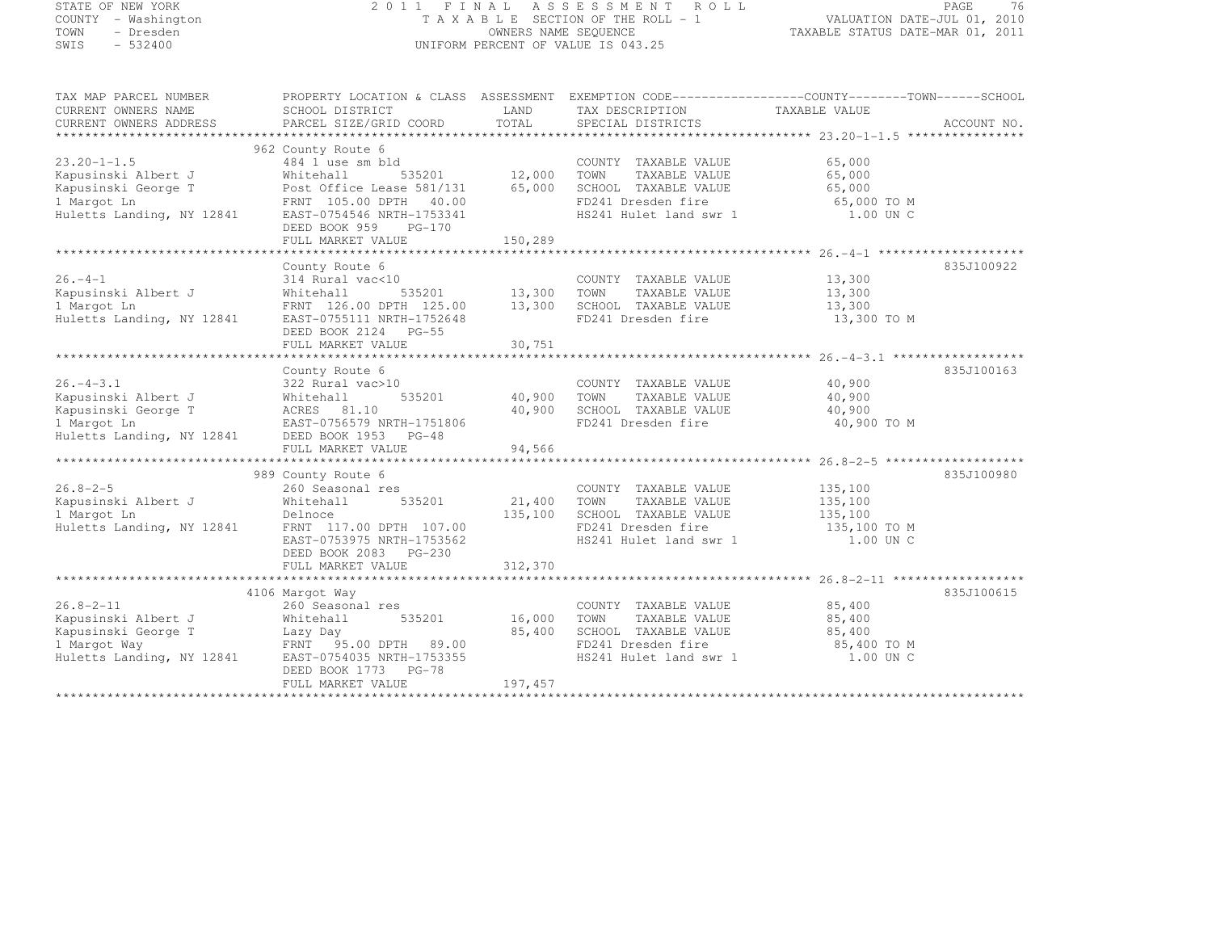STATE OF NEW YORK
COUNTY - Washington
TOWN - Dresden
SWIS - 532400

2011 FINAL ASSESSMENT ROLL
TAXABLE SECTION OF THE ROLL - 1
OWNERS NAME SEQUENCE
UNIFORM PERCENT OF VALUE IS 043.25

VALUATION DATE-JUL 01, 2010
TAXABLE STATUS DATE-MAR 01, 2011

| TAX MAP PARCEL NUMBER / CURRENT OWNERS NAME / CURRENT OWNERS ADDRESS | PROPERTY LOCATION & CLASS / SCHOOL DISTRICT / PARCEL SIZE/GRID COORD | ASSESSMENT LAND / TOTAL | EXEMPTION CODE / TAX DESCRIPTION / SPECIAL DISTRICTS | TAXABLE VALUE (COUNTY--TOWN--SCHOOL) | ACCOUNT NO. |
|---|---|---|---|---|---|
| 23.20-1-1.5 | 962 County Route 6 | | | | |
| | 484 1 use sm bld | | COUNTY TAXABLE VALUE | 65,000 | |
| Kapusinski Albert J | Whitehall 535201 | 12,000 | TOWN TAXABLE VALUE | 65,000 | |
| Kapusinski George T | Post Office Lease 581/131 | 65,000 | SCHOOL TAXABLE VALUE | 65,000 | |
| 1 Margot Ln | FRNT 105.00 DPTH 40.00 | | FD241 Dresden fire | 65,000 TO M | |
| Huletts Landing, NY 12841 | EAST-0754546 NRTH-1753341 | | HS241 Hulet land swr 1 | 1.00 UN C | |
| | DEED BOOK 959 PG-170 | | | | |
| | FULL MARKET VALUE | 150,289 | | | |
| 26.-4-1 | County Route 6 | | | | 835J100922 |
| | 314 Rural vac<10 | | COUNTY TAXABLE VALUE | 13,300 | |
| Kapusinski Albert J | Whitehall 535201 | 13,300 | TOWN TAXABLE VALUE | 13,300 | |
| 1 Margot Ln | FRNT 126.00 DPTH 125.00 | 13,300 | SCHOOL TAXABLE VALUE | 13,300 | |
| Huletts Landing, NY 12841 | EAST-0755111 NRTH-1752648 | | FD241 Dresden fire | 13,300 TO M | |
| | DEED BOOK 2124 PG-55 | | | | |
| | FULL MARKET VALUE | 30,751 | | | |
| 26.-4-3.1 | County Route 6 | | | | 835J100163 |
| | 322 Rural vac>10 | | COUNTY TAXABLE VALUE | 40,900 | |
| Kapusinski Albert J | Whitehall 535201 | 40,900 | TOWN TAXABLE VALUE | 40,900 | |
| Kapusinski George T | ACRES 81.10 | 40,900 | SCHOOL TAXABLE VALUE | 40,900 | |
| 1 Margot Ln | EAST-0756579 NRTH-1751806 | | FD241 Dresden fire | 40,900 TO M | |
| Huletts Landing, NY 12841 | DEED BOOK 1953 PG-48 | | | | |
| | FULL MARKET VALUE | 94,566 | | | |
| 26.8-2-5 | 989 County Route 6 | | | | 835J100980 |
| | 260 Seasonal res | | COUNTY TAXABLE VALUE | 135,100 | |
| Kapusinski Albert J | Whitehall 535201 | 21,400 | TOWN TAXABLE VALUE | 135,100 | |
| 1 Margot Ln | Delnoce | 135,100 | SCHOOL TAXABLE VALUE | 135,100 | |
| Huletts Landing, NY 12841 | FRNT 117.00 DPTH 107.00 | | FD241 Dresden fire | 135,100 TO M | |
| | EAST-0753975 NRTH-1753562 | | HS241 Hulet land swr 1 | 1.00 UN C | |
| | DEED BOOK 2083 PG-230 | | | | |
| | FULL MARKET VALUE | 312,370 | | | |
| 26.8-2-11 | 4106 Margot Way | | | | 835J100615 |
| | 260 Seasonal res | | COUNTY TAXABLE VALUE | 85,400 | |
| Kapusinski Albert J | Whitehall 535201 | 16,000 | TOWN TAXABLE VALUE | 85,400 | |
| Kapusinski George T | Lazy Day | 85,400 | SCHOOL TAXABLE VALUE | 85,400 | |
| 1 Margot Way | FRNT 95.00 DPTH 89.00 | | FD241 Dresden fire | 85,400 TO M | |
| Huletts Landing, NY 12841 | EAST-0754035 NRTH-1753355 | | HS241 Hulet land swr 1 | 1.00 UN C | |
| | DEED BOOK 1773 PG-78 | | | | |
| | FULL MARKET VALUE | 197,457 | | | |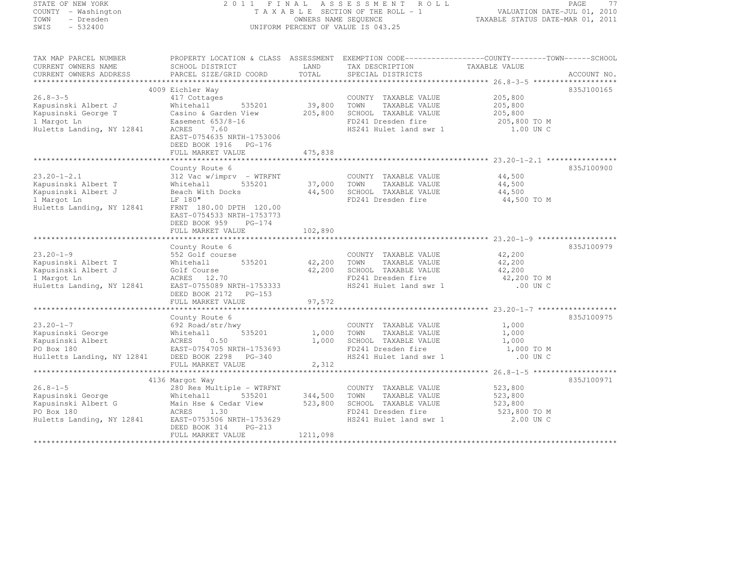STATE OF NEW YORK
COUNTY - Washington
TOWN - Dresden
SWIS - 532400

2011 FINAL ASSESSMENT ROLL
TAXABLE SECTION OF THE ROLL - 1
OWNERS NAME SEQUENCE
UNIFORM PERCENT OF VALUE IS 043.25

VALUATION DATE-JUL 01, 2010
TAXABLE STATUS DATE-MAR 01, 2011

| TAX MAP PARCEL NUMBER / CURRENT OWNERS NAME / CURRENT OWNERS ADDRESS | PROPERTY LOCATION & CLASS / SCHOOL DISTRICT / PARCEL SIZE/GRID COORD | ASSESSMENT LAND / TOTAL | EXEMPTION CODE / TAX DESCRIPTION / SPECIAL DISTRICTS | COUNTY--------TOWN------SCHOOL TAXABLE VALUE | ACCOUNT NO. |
|---|---|---|---|---|---|
| **26.8-3-5** | 4009 Eichler Way | | | | 835J100165 |
| 26.8-3-5 | 417 Cottages | | COUNTY TAXABLE VALUE | 205,800 | |
| Kapusinski Albert J | Whitehall 535201 | 39,800 | TOWN TAXABLE VALUE | 205,800 | |
| Kapusinski George T | Casino & Garden View | 205,800 | SCHOOL TAXABLE VALUE | 205,800 | |
| 1 Margot Ln | Easement 653/8-16 | | FD241 Dresden fire | 205,800 TO M | |
| Huletts Landing, NY 12841 | ACRES 7.60 | | HS241 Hulet land swr 1 | 1.00 UN C | |
| | EAST-0754635 NRTH-1753006 | | | | |
| | DEED BOOK 1916 PG-176 | | | | |
| | FULL MARKET VALUE | 475,838 | | | |
| **23.20-1-2.1** | County Route 6 | | | | 835J100900 |
| 23.20-1-2.1 | 312 Vac w/imprv - WTRFNT | | COUNTY TAXABLE VALUE | 44,500 | |
| Kapusinski Albert T | Whitehall 535201 | 37,000 | TOWN TAXABLE VALUE | 44,500 | |
| Kapusinski Albert J | Beach With Docks | 44,500 | SCHOOL TAXABLE VALUE | 44,500 | |
| 1 Margot Ln | LF 180" | | FD241 Dresden fire | 44,500 TO M | |
| Huletts Landing, NY 12841 | FRNT 180.00 DPTH 120.00 | | | | |
| | EAST-0754533 NRTH-1753773 | | | | |
| | DEED BOOK 959 PG-174 | | | | |
| | FULL MARKET VALUE | 102,890 | | | |
| **23.20-1-9** | County Route 6 | | | | 835J100979 |
| 23.20-1-9 | 552 Golf course | | COUNTY TAXABLE VALUE | 42,200 | |
| Kapusinski Albert T | Whitehall 535201 | 42,200 | TOWN TAXABLE VALUE | 42,200 | |
| Kapusinski Albert J | Golf Course | 42,200 | SCHOOL TAXABLE VALUE | 42,200 | |
| 1 Margot Ln | ACRES 12.70 | | FD241 Dresden fire | 42,200 TO M | |
| Huletts Landing, NY 12841 | EAST-0755089 NRTH-1753333 | | HS241 Hulet land swr 1 | .00 UN C | |
| | DEED BOOK 2172 PG-153 | | | | |
| | FULL MARKET VALUE | 97,572 | | | |
| **23.20-1-7** | County Route 6 | | | | 835J100975 |
| 23.20-1-7 | 692 Road/str/hwy | | COUNTY TAXABLE VALUE | 1,000 | |
| Kapusinski George | Whitehall 535201 | 1,000 | TOWN TAXABLE VALUE | 1,000 | |
| Kapusinski Albert | ACRES 0.50 | 1,000 | SCHOOL TAXABLE VALUE | 1,000 | |
| PO Box 180 | EAST-0754705 NRTH-1753693 | | FD241 Dresden fire | 1,000 TO M | |
| Hulletts Landing, NY 12841 | DEED BOOK 2298 PG-340 | | HS241 Hulet land swr 1 | .00 UN C | |
| | FULL MARKET VALUE | 2,312 | | | |
| **26.8-1-5** | 4136 Margot Way | | | | 835J100971 |
| 26.8-1-5 | 280 Res Multiple - WTRFNT | | COUNTY TAXABLE VALUE | 523,800 | |
| Kapusinski George | Whitehall 535201 | 344,500 | TOWN TAXABLE VALUE | 523,800 | |
| Kapusinski Albert G | Main Hse & Cedar View | 523,800 | SCHOOL TAXABLE VALUE | 523,800 | |
| PO Box 180 | ACRES 1.30 | | FD241 Dresden fire | 523,800 TO M | |
| Huletts Landing, NY 12841 | EAST-0753506 NRTH-1753629 | | HS241 Hulet land swr 1 | 2.00 UN C | |
| | DEED BOOK 314 PG-213 | | | | |
| | FULL MARKET VALUE | 1211,098 | | | |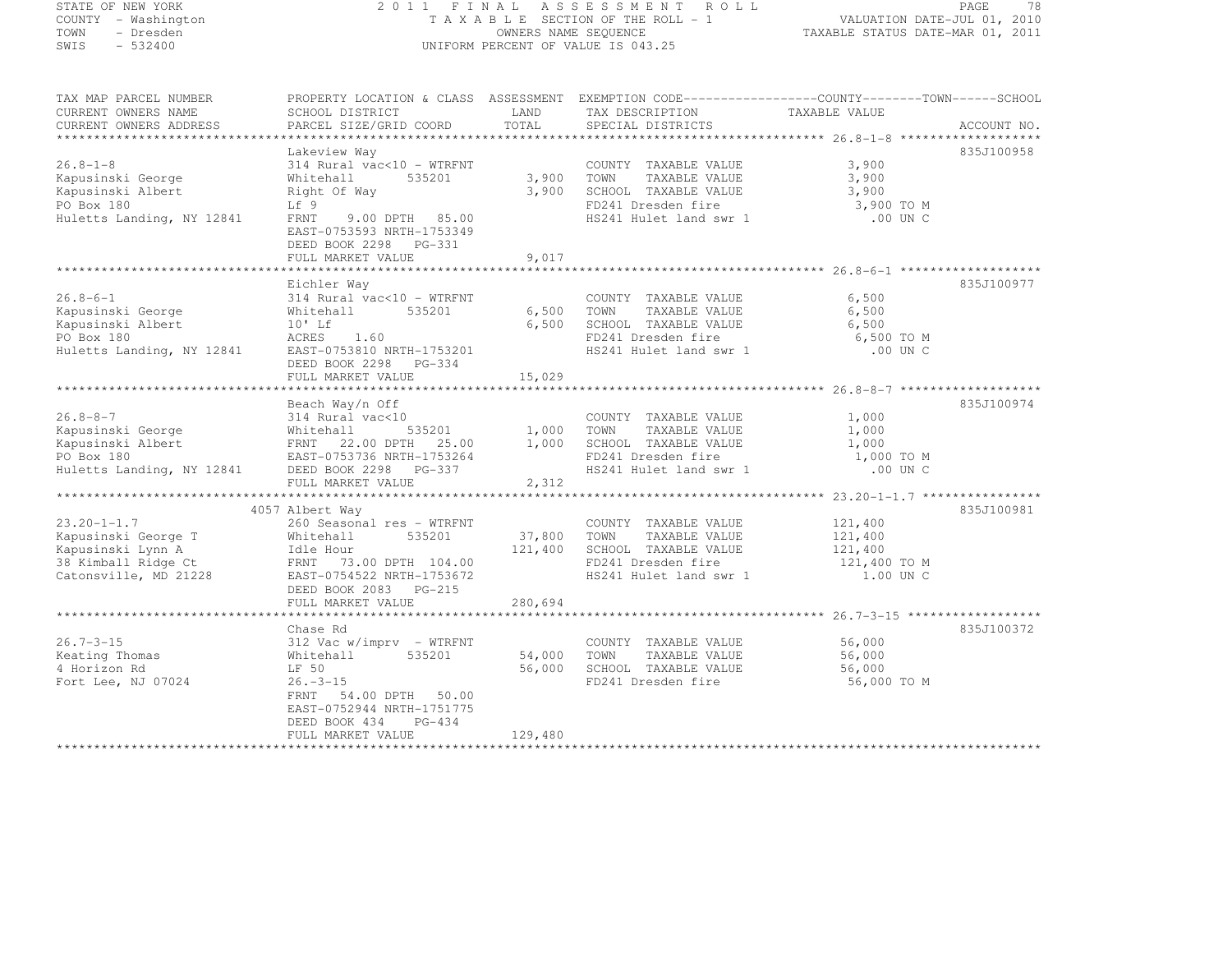STATE OF NEW YORK · COUNTY - Washington · TOWN - Dresden · SWIS - 532400

# 2011 FINAL ASSESSMENT ROLL
TAXABLE SECTION OF THE ROLL - 1
OWNERS NAME SEQUENCE
UNIFORM PERCENT OF VALUE IS 043.25

VALUATION DATE-JUL 01, 2010
TAXABLE STATUS DATE-MAR 01, 2011

| TAX MAP PARCEL NUMBER / CURRENT OWNERS NAME / CURRENT OWNERS ADDRESS | PROPERTY LOCATION & CLASS / SCHOOL DISTRICT / PARCEL SIZE/GRID COORD | ASSESSMENT LAND / TOTAL | EXEMPTION CODE / TAX DESCRIPTION / SPECIAL DISTRICTS | TAXABLE VALUE (COUNTY / TOWN / SCHOOL) | ACCOUNT NO. |
|---|---|---|---|---|---|
| **26.8-1-8** | Lakeview Way | | | | 835J100958 |
| | 314 Rural vac<10 - WTRFNT | | COUNTY TAXABLE VALUE | 3,900 | |
| Kapusinski George | Whitehall 535201 | 3,900 | TOWN TAXABLE VALUE | 3,900 | |
| Kapusinski Albert | Right Of Way | 3,900 | SCHOOL TAXABLE VALUE | 3,900 | |
| PO Box 180 | Lf 9 | | FD241 Dresden fire | 3,900 TO M | |
| Huletts Landing, NY 12841 | FRNT 9.00 DPTH 85.00 | | HS241 Hulet land swr 1 | .00 UN C | |
| | EAST-0753593 NRTH-1753349 | | | | |
| | DEED BOOK 2298 PG-331 | | | | |
| | FULL MARKET VALUE | 9,017 | | | |
| **26.8-6-1** | Eichler Way | | | | 835J100977 |
| | 314 Rural vac<10 - WTRFNT | | COUNTY TAXABLE VALUE | 6,500 | |
| Kapusinski George | Whitehall 535201 | 6,500 | TOWN TAXABLE VALUE | 6,500 | |
| Kapusinski Albert | 10' Lf | 6,500 | SCHOOL TAXABLE VALUE | 6,500 | |
| PO Box 180 | ACRES 1.60 | | FD241 Dresden fire | 6,500 TO M | |
| Huletts Landing, NY 12841 | EAST-0753810 NRTH-1753201 | | HS241 Hulet land swr 1 | .00 UN C | |
| | DEED BOOK 2298 PG-334 | | | | |
| | FULL MARKET VALUE | 15,029 | | | |
| **26.8-8-7** | Beach Way/n Off | | | | 835J100974 |
| | 314 Rural vac<10 | | COUNTY TAXABLE VALUE | 1,000 | |
| Kapusinski George | Whitehall 535201 | 1,000 | TOWN TAXABLE VALUE | 1,000 | |
| Kapusinski Albert | FRNT 22.00 DPTH 25.00 | 1,000 | SCHOOL TAXABLE VALUE | 1,000 | |
| PO Box 180 | EAST-0753736 NRTH-1753264 | | FD241 Dresden fire | 1,000 TO M | |
| Huletts Landing, NY 12841 | DEED BOOK 2298 PG-337 | | HS241 Hulet land swr 1 | .00 UN C | |
| | FULL MARKET VALUE | 2,312 | | | |
| **23.20-1-1.7** | 4057 Albert Way | | | | 835J100981 |
| | 260 Seasonal res - WTRFNT | | COUNTY TAXABLE VALUE | 121,400 | |
| Kapusinski George T | Whitehall 535201 | 37,800 | TOWN TAXABLE VALUE | 121,400 | |
| Kapusinski Lynn A | Idle Hour | 121,400 | SCHOOL TAXABLE VALUE | 121,400 | |
| 38 Kimball Ridge Ct | FRNT 73.00 DPTH 104.00 | | FD241 Dresden fire | 121,400 TO M | |
| Catonsville, MD 21228 | EAST-0754522 NRTH-1753672 | | HS241 Hulet land swr 1 | 1.00 UN C | |
| | DEED BOOK 2083 PG-215 | | | | |
| | FULL MARKET VALUE | 280,694 | | | |
| **26.7-3-15** | Chase Rd | | | | 835J100372 |
| | 312 Vac w/imprv - WTRFNT | | COUNTY TAXABLE VALUE | 56,000 | |
| Keating Thomas | Whitehall 535201 | 54,000 | TOWN TAXABLE VALUE | 56,000 | |
| 4 Horizon Rd | LF 50 | 56,000 | SCHOOL TAXABLE VALUE | 56,000 | |
| Fort Lee, NJ 07024 | 26.-3-15 | | FD241 Dresden fire | 56,000 TO M | |
| | FRNT 54.00 DPTH 50.00 | | | | |
| | EAST-0752944 NRTH-1751775 | | | | |
| | DEED BOOK 434 PG-434 | | | | |
| | FULL MARKET VALUE | 129,480 | | | |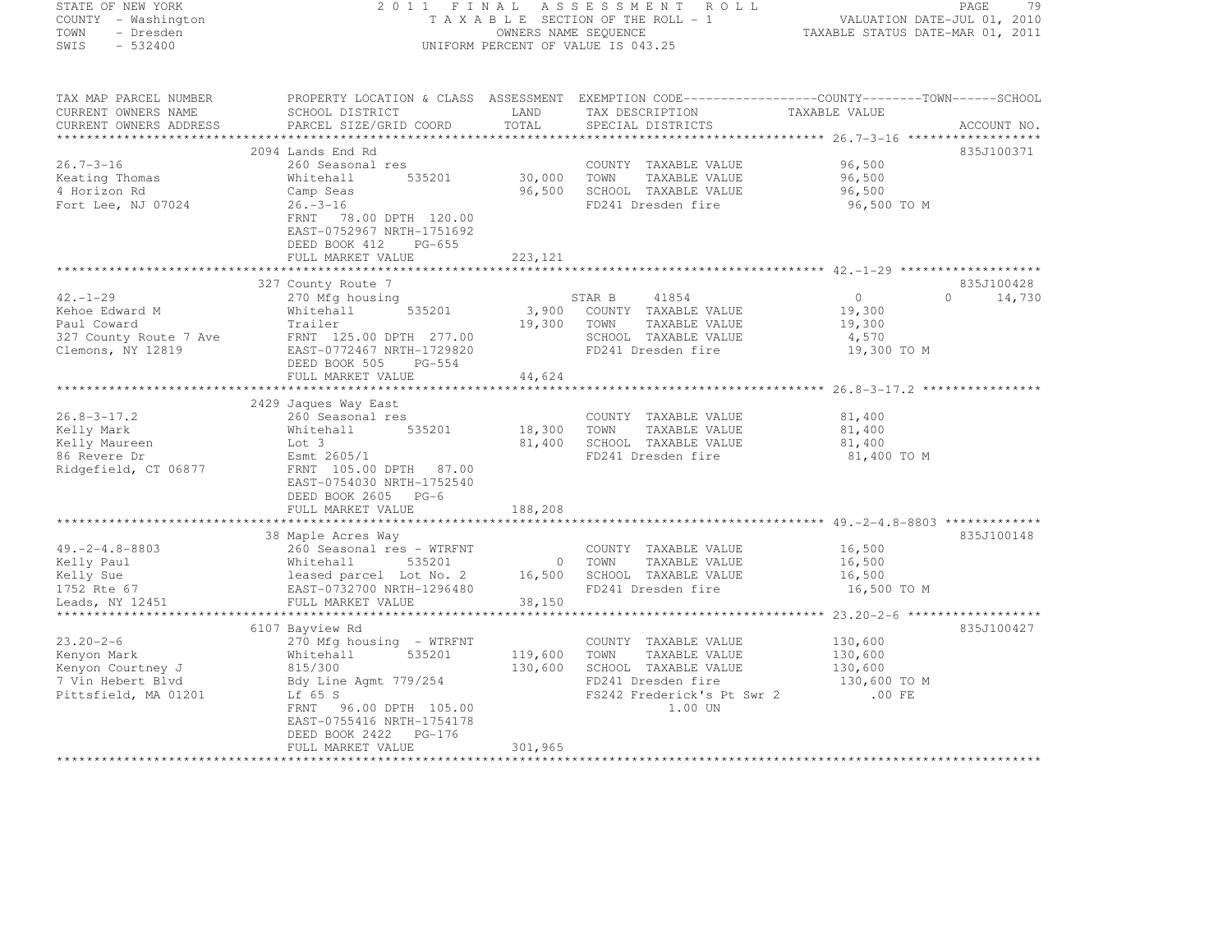STATE OF NEW YORK
COUNTY - Washington
TOWN - Dresden
SWIS - 532400

2 0 1 1 F I N A L A S S E S S M E N T R O L L
T A X A B L E SECTION OF THE ROLL - 1
OWNERS NAME SEQUENCE
UNIFORM PERCENT OF VALUE IS 043.25

VALUATION DATE-JUL 01, 2010
TAXABLE STATUS DATE-MAR 01, 2011

| TAX MAP PARCEL NUMBER / CURRENT OWNERS NAME / CURRENT OWNERS ADDRESS | PROPERTY LOCATION & CLASS / SCHOOL DISTRICT / PARCEL SIZE/GRID COORD | ASSESSMENT LAND / TOTAL | EXEMPTION CODE / TAX DESCRIPTION / SPECIAL DISTRICTS | COUNTY / TAXABLE VALUE | TOWN | SCHOOL | ACCOUNT NO. |
|---|---|---|---|---|---|---|---|
| 26.7-3-16 | 2094 Lands End Rd | | | | | | 835J100371 |
| 26.7-3-16 | 260 Seasonal res | | COUNTY TAXABLE VALUE | 96,500 | | | |
| Keating Thomas | Whitehall 535201 | 30,000 | TOWN TAXABLE VALUE | 96,500 | | | |
| 4 Horizon Rd | Camp Seas | 96,500 | SCHOOL TAXABLE VALUE | 96,500 | | | |
| Fort Lee, NJ 07024 | 26.-3-16 | | FD241 Dresden fire | 96,500 TO M | | | |
| | FRNT 78.00 DPTH 120.00 | | | | | | |
| | EAST-0752967 NRTH-1751692 | | | | | | |
| | DEED BOOK 412 PG-655 | | | | | | |
| | FULL MARKET VALUE | 223,121 | | | | | |
| 42.-1-29 | 327 County Route 7 | | | | | | 835J100428 |
| 42.-1-29 | 270 Mfg housing | | STAR B 41854 | 0 | 0 | 14,730 | |
| Kehoe Edward M | Whitehall 535201 | 3,900 | COUNTY TAXABLE VALUE | 19,300 | | | |
| Paul Coward | Trailer | 19,300 | TOWN TAXABLE VALUE | 19,300 | | | |
| 327 County Route 7 Ave | FRNT 125.00 DPTH 277.00 | | SCHOOL TAXABLE VALUE | 4,570 | | | |
| Clemons, NY 12819 | EAST-0772467 NRTH-1729820 | | FD241 Dresden fire | 19,300 TO M | | | |
| | DEED BOOK 505 PG-554 | | | | | | |
| | FULL MARKET VALUE | 44,624 | | | | | |
| 26.8-3-17.2 | 2429 Jaques Way East | | | | | | |
| 26.8-3-17.2 | 260 Seasonal res | | COUNTY TAXABLE VALUE | 81,400 | | | |
| Kelly Mark | Whitehall 535201 | 18,300 | TOWN TAXABLE VALUE | 81,400 | | | |
| Kelly Maureen | Lot 3 | 81,400 | SCHOOL TAXABLE VALUE | 81,400 | | | |
| 86 Revere Dr | Esmt 2605/1 | | FD241 Dresden fire | 81,400 TO M | | | |
| Ridgefield, CT 06877 | FRNT 105.00 DPTH 87.00 | | | | | | |
| | EAST-0754030 NRTH-1752540 | | | | | | |
| | DEED BOOK 2605 PG-6 | | | | | | |
| | FULL MARKET VALUE | 188,208 | | | | | |
| 49.-2-4.8-8803 | 38 Maple Acres Way | | | | | | 835J100148 |
| 49.-2-4.8-8803 | 260 Seasonal res - WTRFNT | | COUNTY TAXABLE VALUE | 16,500 | | | |
| Kelly Paul | Whitehall 535201 | 0 | TOWN TAXABLE VALUE | 16,500 | | | |
| Kelly Sue | leased parcel Lot No. 2 | 16,500 | SCHOOL TAXABLE VALUE | 16,500 | | | |
| 1752 Rte 67 | EAST-0732700 NRTH-1296480 | | FD241 Dresden fire | 16,500 TO M | | | |
| Leads, NY 12451 | FULL MARKET VALUE | 38,150 | | | | | |
| 23.20-2-6 | 6107 Bayview Rd | | | | | | 835J100427 |
| 23.20-2-6 | 270 Mfg housing - WTRFNT | | COUNTY TAXABLE VALUE | 130,600 | | | |
| Kenyon Mark | Whitehall 535201 | 119,600 | TOWN TAXABLE VALUE | 130,600 | | | |
| Kenyon Courtney J | 815/300 | 130,600 | SCHOOL TAXABLE VALUE | 130,600 | | | |
| 7 Vin Hebert Blvd | Bdy Line Agmt 779/254 | | FD241 Dresden fire | 130,600 TO M | | | |
| Pittsfield, MA 01201 | Lf 65 S | | FS242 Frederick's Pt Swr 2 | .00 FE | | | |
| | FRNT 96.00 DPTH 105.00 | | 1.00 UN | | | | |
| | EAST-0755416 NRTH-1754178 | | | | | | |
| | DEED BOOK 2422 PG-176 | | | | | | |
| | FULL MARKET VALUE | 301,965 | | | | | |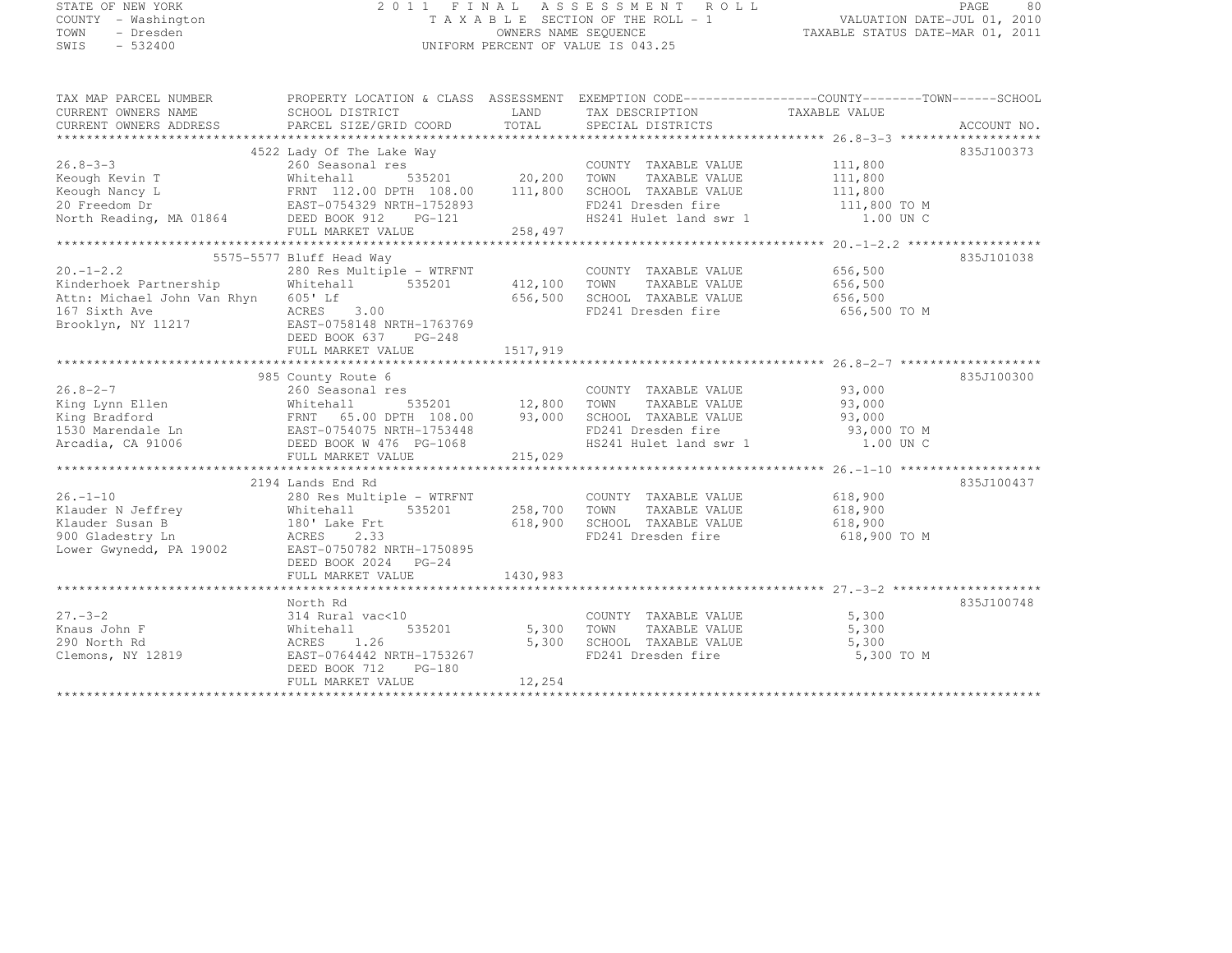STATE OF NEW YORK
COUNTY - Washington
TOWN - Dresden
SWIS - 532400

# 2011 FINAL ASSESSMENT ROLL

TAXABLE SECTION OF THE ROLL - 1
OWNERS NAME SEQUENCE
UNIFORM PERCENT OF VALUE IS 043.25

VALUATION DATE-JUL 01, 2010
TAXABLE STATUS DATE-MAR 01, 2011

| TAX MAP PARCEL NUMBER / CURRENT OWNERS NAME / CURRENT OWNERS ADDRESS | PROPERTY LOCATION & CLASS / SCHOOL DISTRICT / PARCEL SIZE/GRID COORD | ASSESSMENT LAND / TOTAL | EXEMPTION CODE / TAX DESCRIPTION / SPECIAL DISTRICTS | TAXABLE VALUE (COUNTY / TOWN / SCHOOL) | ACCOUNT NO. |
|---|---|---|---|---|---|
| **26.8-3-3** | 4522 Lady Of The Lake Way | | | | 835J100373 |
| 26.8-3-3 | 260 Seasonal res | | COUNTY TAXABLE VALUE | 111,800 | |
| Keough Kevin T | Whitehall 535201 | 20,200 | TOWN TAXABLE VALUE | 111,800 | |
| Keough Nancy L | FRNT 112.00 DPTH 108.00 | 111,800 | SCHOOL TAXABLE VALUE | 111,800 | |
| 20 Freedom Dr | EAST-0754329 NRTH-1752893 | | FD241 Dresden fire | 111,800 TO M | |
| North Reading, MA 01864 | DEED BOOK 912 PG-121 | | HS241 Hulet land swr 1 | 1.00 UN C | |
| | FULL MARKET VALUE | 258,497 | | | |
| **20.-1-2.2** | 5575-5577 Bluff Head Way | | | | 835J101038 |
| 20.-1-2.2 | 280 Res Multiple - WTRFNT | | COUNTY TAXABLE VALUE | 656,500 | |
| Kinderhoek Partnership | Whitehall 535201 | 412,100 | TOWN TAXABLE VALUE | 656,500 | |
| Attn: Michael John Van Rhyn | 605' Lf | 656,500 | SCHOOL TAXABLE VALUE | 656,500 | |
| 167 Sixth Ave | ACRES 3.00 | | FD241 Dresden fire | 656,500 TO M | |
| Brooklyn, NY 11217 | EAST-0758148 NRTH-1763769 | | | | |
| | DEED BOOK 637 PG-248 | | | | |
| | FULL MARKET VALUE | 1517,919 | | | |
| **26.8-2-7** | 985 County Route 6 | | | | 835J100300 |
| 26.8-2-7 | 260 Seasonal res | | COUNTY TAXABLE VALUE | 93,000 | |
| King Lynn Ellen | Whitehall 535201 | 12,800 | TOWN TAXABLE VALUE | 93,000 | |
| King Bradford | FRNT 65.00 DPTH 108.00 | 93,000 | SCHOOL TAXABLE VALUE | 93,000 | |
| 1530 Marendale Ln | EAST-0754075 NRTH-1753448 | | FD241 Dresden fire | 93,000 TO M | |
| Arcadia, CA 91006 | DEED BOOK W 476 PG-1068 | | HS241 Hulet land swr 1 | 1.00 UN C | |
| | FULL MARKET VALUE | 215,029 | | | |
| **26.-1-10** | 2194 Lands End Rd | | | | 835J100437 |
| 26.-1-10 | 280 Res Multiple - WTRFNT | | COUNTY TAXABLE VALUE | 618,900 | |
| Klauder N Jeffrey | Whitehall 535201 | 258,700 | TOWN TAXABLE VALUE | 618,900 | |
| Klauder Susan B | 180' Lake Frt | 618,900 | SCHOOL TAXABLE VALUE | 618,900 | |
| 900 Gladestry Ln | ACRES 2.33 | | FD241 Dresden fire | 618,900 TO M | |
| Lower Gwynedd, PA 19002 | EAST-0750782 NRTH-1750895 | | | | |
| | DEED BOOK 2024 PG-24 | | | | |
| | FULL MARKET VALUE | 1430,983 | | | |
| **27.-3-2** | North Rd | | | | 835J100748 |
| 27.-3-2 | 314 Rural vac<10 | | COUNTY TAXABLE VALUE | 5,300 | |
| Knaus John F | Whitehall 535201 | 5,300 | TOWN TAXABLE VALUE | 5,300 | |
| 290 North Rd | ACRES 1.26 | 5,300 | SCHOOL TAXABLE VALUE | 5,300 | |
| Clemons, NY 12819 | EAST-0764442 NRTH-1753267 | | FD241 Dresden fire | 5,300 TO M | |
| | DEED BOOK 712 PG-180 | | | | |
| | FULL MARKET VALUE | 12,254 | | | |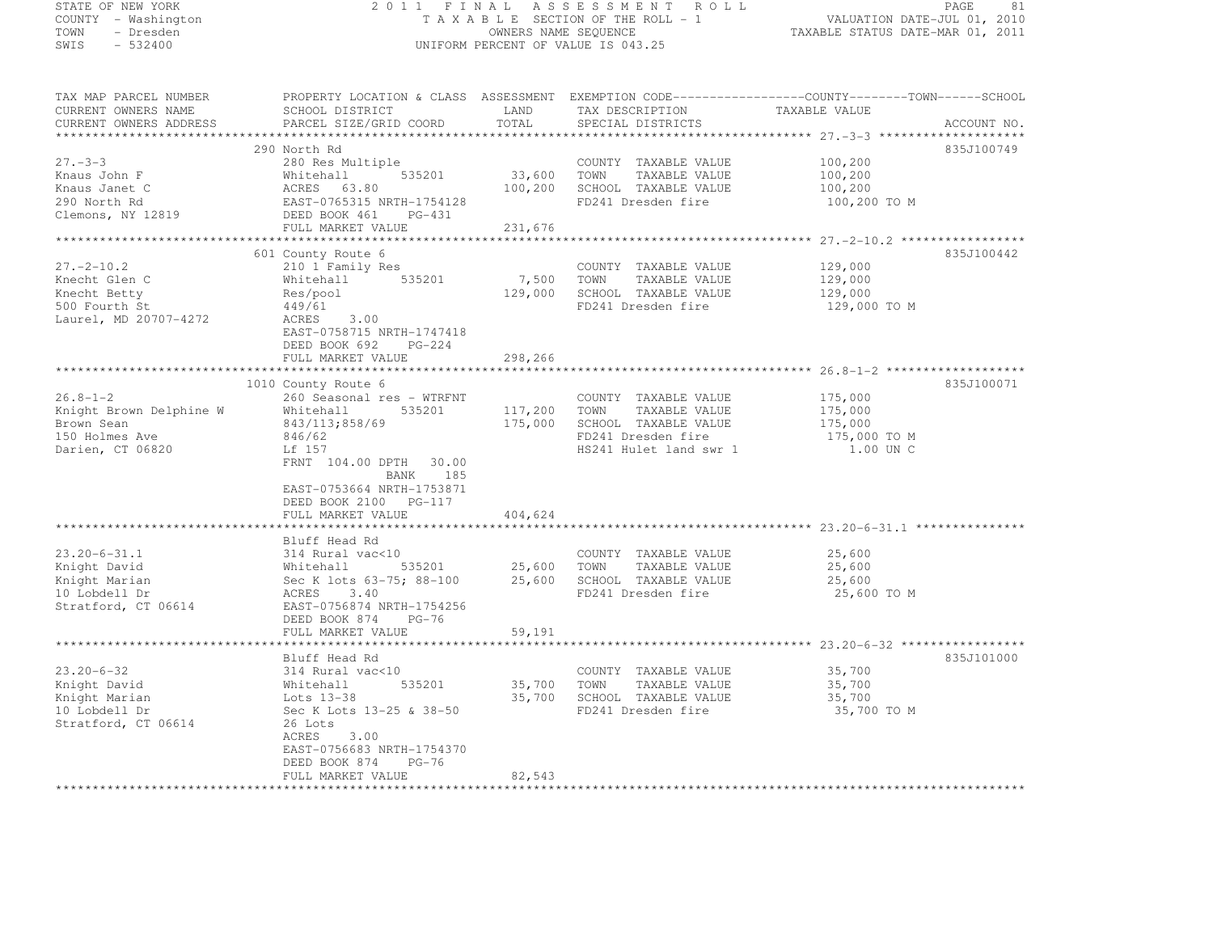STATE OF NEW YORK
COUNTY - Washington
TOWN - Dresden
SWIS - 532400

2011 FINAL ASSESSMENT ROLL
TAXABLE SECTION OF THE ROLL - 1
OWNERS NAME SEQUENCE
UNIFORM PERCENT OF VALUE IS 043.25

VALUATION DATE-JUL 01, 2010
TAXABLE STATUS DATE-MAR 01, 2011

| TAX MAP PARCEL NUMBER / CURRENT OWNERS NAME / CURRENT OWNERS ADDRESS | PROPERTY LOCATION & CLASS / SCHOOL DISTRICT / PARCEL SIZE/GRID COORD | ASSESSMENT LAND / TOTAL | EXEMPTION CODE / TAX DESCRIPTION / SPECIAL DISTRICTS | COUNTY / TOWN / SCHOOL TAXABLE VALUE | ACCOUNT NO. |
|---|---|---|---|---|---|
| **27.-3-3** | 290 North Rd | | | | 835J100749 |
| | 280 Res Multiple | | COUNTY TAXABLE VALUE | 100,200 | |
| Knaus John F | Whitehall 535201 | 33,600 | TOWN TAXABLE VALUE | 100,200 | |
| Knaus Janet C | ACRES 63.80 | 100,200 | SCHOOL TAXABLE VALUE | 100,200 | |
| 290 North Rd | EAST-0765315 NRTH-1754128 | | FD241 Dresden fire | 100,200 TO M | |
| Clemons, NY 12819 | DEED BOOK 461 PG-431 | | | | |
| | FULL MARKET VALUE | 231,676 | | | |
| **27.-2-10.2** | 601 County Route 6 | | | | 835J100442 |
| | 210 1 Family Res | | COUNTY TAXABLE VALUE | 129,000 | |
| Knecht Glen C | Whitehall 535201 | 7,500 | TOWN TAXABLE VALUE | 129,000 | |
| Knecht Betty | Res/pool | 129,000 | SCHOOL TAXABLE VALUE | 129,000 | |
| 500 Fourth St | 449/61 | | FD241 Dresden fire | 129,000 TO M | |
| Laurel, MD 20707-4272 | ACRES 3.00 | | | | |
| | EAST-0758715 NRTH-1747418 | | | | |
| | DEED BOOK 692 PG-224 | | | | |
| | FULL MARKET VALUE | 298,266 | | | |
| **26.8-1-2** | 1010 County Route 6 | | | | 835J100071 |
| | 260 Seasonal res - WTRFNT | | COUNTY TAXABLE VALUE | 175,000 | |
| Knight Brown Delphine W | Whitehall 535201 | 117,200 | TOWN TAXABLE VALUE | 175,000 | |
| Brown Sean | 843/113;858/69 | 175,000 | SCHOOL TAXABLE VALUE | 175,000 | |
| 150 Holmes Ave | 846/62 | | FD241 Dresden fire | 175,000 TO M | |
| Darien, CT 06820 | Lf 157 | | HS241 Hulet land swr 1 | 1.00 UN C | |
| | FRNT 104.00 DPTH 30.00 | | | | |
| | BANK 185 | | | | |
| | EAST-0753664 NRTH-1753871 | | | | |
| | DEED BOOK 2100 PG-117 | | | | |
| | FULL MARKET VALUE | 404,624 | | | |
| **23.20-6-31.1** | Bluff Head Rd | | | | |
| | 314 Rural vac<10 | | COUNTY TAXABLE VALUE | 25,600 | |
| Knight David | Whitehall 535201 | 25,600 | TOWN TAXABLE VALUE | 25,600 | |
| Knight Marian | Sec K lots 63-75; 88-100 | 25,600 | SCHOOL TAXABLE VALUE | 25,600 | |
| 10 Lobdell Dr | ACRES 3.40 | | FD241 Dresden fire | 25,600 TO M | |
| Stratford, CT 06614 | EAST-0756874 NRTH-1754256 | | | | |
| | DEED BOOK 874 PG-76 | | | | |
| | FULL MARKET VALUE | 59,191 | | | |
| **23.20-6-32** | Bluff Head Rd | | | | 835J101000 |
| | 314 Rural vac<10 | | COUNTY TAXABLE VALUE | 35,700 | |
| Knight David | Whitehall 535201 | 35,700 | TOWN TAXABLE VALUE | 35,700 | |
| Knight Marian | Lots 13-38 | 35,700 | SCHOOL TAXABLE VALUE | 35,700 | |
| 10 Lobdell Dr | Sec K Lots 13-25 & 38-50 | | FD241 Dresden fire | 35,700 TO M | |
| Stratford, CT 06614 | 26 Lots | | | | |
| | ACRES 3.00 | | | | |
| | EAST-0756683 NRTH-1754370 | | | | |
| | DEED BOOK 874 PG-76 | | | | |
| | FULL MARKET VALUE | 82,543 | | | |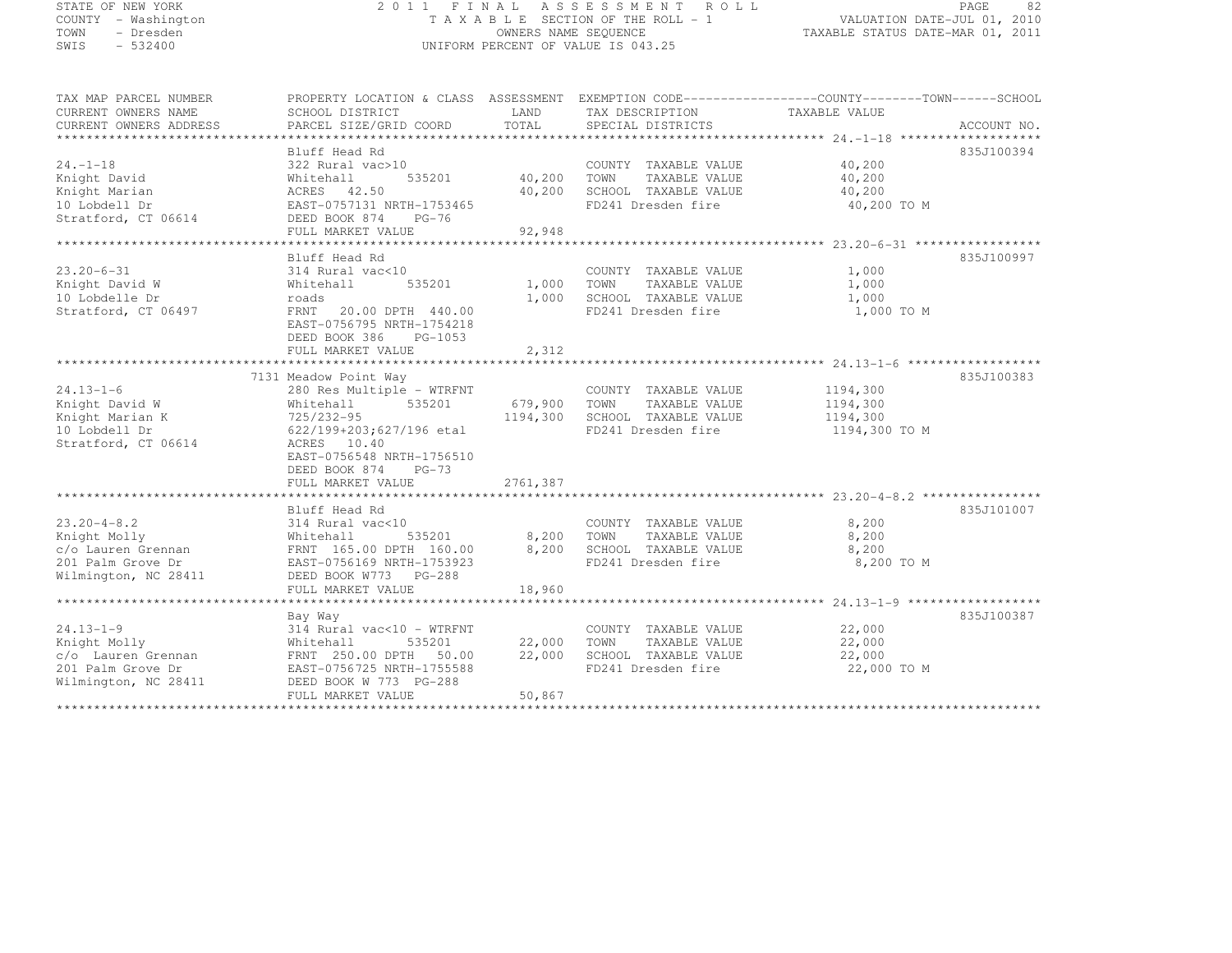STATE OF NEW YORK
COUNTY - Washington
TOWN - Dresden
SWIS - 532400

2011 FINAL ASSESSMENT ROLL
TAXABLE SECTION OF THE ROLL - 1
OWNERS NAME SEQUENCE
UNIFORM PERCENT OF VALUE IS 043.25

VALUATION DATE-JUL 01, 2010
TAXABLE STATUS DATE-MAR 01, 2011

| TAX MAP PARCEL NUMBER / CURRENT OWNERS NAME / CURRENT OWNERS ADDRESS | PROPERTY LOCATION & CLASS / SCHOOL DISTRICT / PARCEL SIZE/GRID COORD | ASSESSMENT LAND / TOTAL | EXEMPTION CODE / TAX DESCRIPTION / SPECIAL DISTRICTS | COUNTY--------TOWN------SCHOOL TAXABLE VALUE | ACCOUNT NO. |
|---|---|---|---|---|---|
| 24.-1-18 | Bluff Head Rd | | | | 835J100394 |
| | 322 Rural vac>10 | | COUNTY TAXABLE VALUE | 40,200 | |
| Knight David | Whitehall 535201 | 40,200 | TOWN TAXABLE VALUE | 40,200 | |
| Knight Marian | ACRES 42.50 | 40,200 | SCHOOL TAXABLE VALUE | 40,200 | |
| 10 Lobdell Dr | EAST-0757131 NRTH-1753465 | | FD241 Dresden fire | 40,200 TO M | |
| Stratford, CT 06614 | DEED BOOK 874 PG-76 | | | | |
| | FULL MARKET VALUE | 92,948 | | | |
| 23.20-6-31 | Bluff Head Rd | | | | 835J100997 |
| | 314 Rural vac<10 | | COUNTY TAXABLE VALUE | 1,000 | |
| Knight David W | Whitehall 535201 | 1,000 | TOWN TAXABLE VALUE | 1,000 | |
| 10 Lobdelle Dr | roads | 1,000 | SCHOOL TAXABLE VALUE | 1,000 | |
| Stratford, CT 06497 | FRNT 20.00 DPTH 440.00 | | FD241 Dresden fire | 1,000 TO M | |
| | EAST-0756795 NRTH-1754218 | | | | |
| | DEED BOOK 386 PG-1053 | | | | |
| | FULL MARKET VALUE | 2,312 | | | |
| 24.13-1-6 | 7131 Meadow Point Way | | | | 835J100383 |
| | 280 Res Multiple - WTRFNT | | COUNTY TAXABLE VALUE | 1194,300 | |
| Knight David W | Whitehall 535201 | 679,900 | TOWN TAXABLE VALUE | 1194,300 | |
| Knight Marian K | 725/232-95 | 1194,300 | SCHOOL TAXABLE VALUE | 1194,300 | |
| 10 Lobdell Dr | 622/199+203;627/196 etal | | FD241 Dresden fire | 1194,300 TO M | |
| Stratford, CT 06614 | ACRES 10.40 | | | | |
| | EAST-0756548 NRTH-1756510 | | | | |
| | DEED BOOK 874 PG-73 | | | | |
| | FULL MARKET VALUE | 2761,387 | | | |
| 23.20-4-8.2 | Bluff Head Rd | | | | 835J101007 |
| | 314 Rural vac<10 | | COUNTY TAXABLE VALUE | 8,200 | |
| Knight Molly | Whitehall 535201 | 8,200 | TOWN TAXABLE VALUE | 8,200 | |
| c/o Lauren Grennan | FRNT 165.00 DPTH 160.00 | 8,200 | SCHOOL TAXABLE VALUE | 8,200 | |
| 201 Palm Grove Dr | EAST-0756169 NRTH-1753923 | | FD241 Dresden fire | 8,200 TO M | |
| Wilmington, NC 28411 | DEED BOOK W773 PG-288 | | | | |
| | FULL MARKET VALUE | 18,960 | | | |
| 24.13-1-9 | Bay Way | | | | 835J100387 |
| | 314 Rural vac<10 - WTRFNT | | COUNTY TAXABLE VALUE | 22,000 | |
| Knight Molly | Whitehall 535201 | 22,000 | TOWN TAXABLE VALUE | 22,000 | |
| c/o Lauren Grennan | FRNT 250.00 DPTH 50.00 | 22,000 | SCHOOL TAXABLE VALUE | 22,000 | |
| 201 Palm Grove Dr | EAST-0756725 NRTH-1755588 | | FD241 Dresden fire | 22,000 TO M | |
| Wilmington, NC 28411 | DEED BOOK W 773 PG-288 | | | | |
| | FULL MARKET VALUE | 50,867 | | | |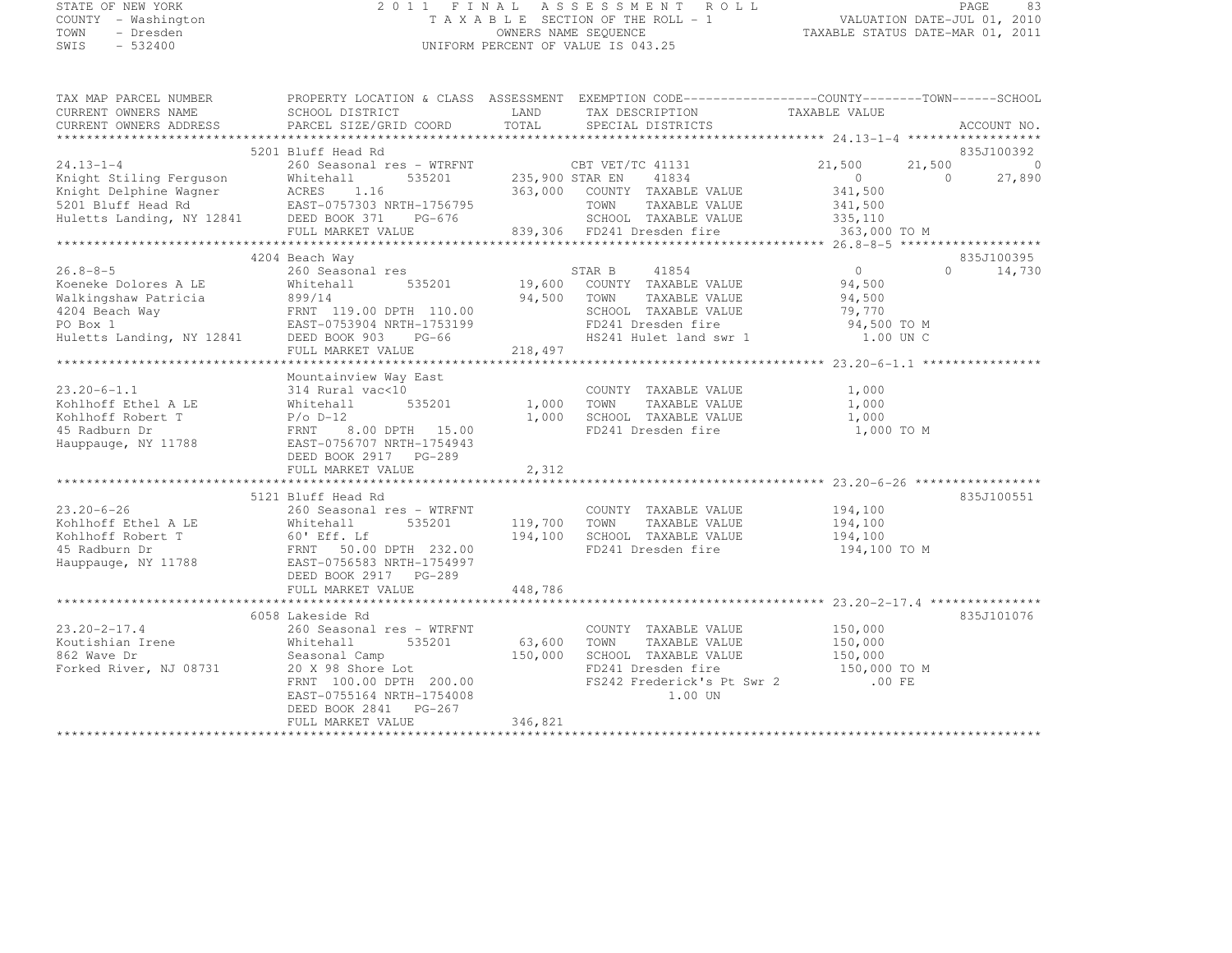STATE OF NEW YORK
COUNTY - Washington
TOWN - Dresden
SWIS - 532400

# 2011 FINAL ASSESSMENT ROLL

TAXABLE SECTION OF THE ROLL - 1
OWNERS NAME SEQUENCE
UNIFORM PERCENT OF VALUE IS 043.25

VALUATION DATE-JUL 01, 2010
TAXABLE STATUS DATE-MAR 01, 2011

```
TAX MAP PARCEL NUMBER          PROPERTY LOCATION & CLASS  ASSESSMENT  EXEMPTION CODE------------------COUNTY--------TOWN------SCHOOL
CURRENT OWNERS NAME            SCHOOL DISTRICT               LAND      TAX DESCRIPTION              TAXABLE VALUE
CURRENT OWNERS ADDRESS         PARCEL SIZE/GRID COORD        TOTAL     SPECIAL DISTRICTS                                   ACCOUNT NO.
******************************************************************************************************* 24.13-1-4 ******************
                               5201 Bluff Head Rd                                                                         835J100392
24.13-1-4                      260 Seasonal res - WTRFNT            CBT VET/TC 41131              21,500      21,500            0
Knight Stiling Ferguson        Whitehall       535201       235,900 STAR EN     41834                  0           0       27,890
Knight Delphine Wagner         ACRES    1.16                363,000   COUNTY  TAXABLE VALUE        341,500
5201 Bluff Head Rd             EAST-0757303 NRTH-1756795              TOWN    TAXABLE VALUE        341,500
Huletts Landing, NY 12841      DEED BOOK 371     PG-676               SCHOOL  TAXABLE VALUE        335,110
                               FULL MARKET VALUE            839,306   FD241 Dresden fire            363,000 TO M
******************************************************************************************************* 26.8-8-5 *******************
                               4204 Beach Way                                                                             835J100395
26.8-8-5                       260 Seasonal res                     STAR B      41854                  0           0       14,730
Koeneke Dolores A LE           Whitehall       535201        19,600   COUNTY  TAXABLE VALUE         94,500
Walkingshaw Patricia           899/14                        94,500   TOWN    TAXABLE VALUE         94,500
4204 Beach Way                 FRNT 119.00 DPTH 110.00                SCHOOL  TAXABLE VALUE         79,770
PO Box 1                       EAST-0753904 NRTH-1753199              FD241 Dresden fire             94,500 TO M
Huletts Landing, NY 12841      DEED BOOK 903     PG-66                HS241 Hulet land swr 1           1.00 UN C
                               FULL MARKET VALUE            218,497
******************************************************************************************************* 23.20-6-1.1 ****************
                               Mountainview Way East
23.20-6-1.1                    314 Rural vac<10                       COUNTY  TAXABLE VALUE          1,000
Kohlhoff Ethel A LE            Whitehall       535201         1,000   TOWN    TAXABLE VALUE          1,000
Kohlhoff Robert T              P/o D-12                       1,000   SCHOOL  TAXABLE VALUE          1,000
45 Radburn Dr                  FRNT    8.00 DPTH  15.00               FD241 Dresden fire              1,000 TO M
Hauppauge, NY 11788            EAST-0756707 NRTH-1754943
                               DEED BOOK 2917    PG-289
                               FULL MARKET VALUE              2,312
******************************************************************************************************* 23.20-6-26 *****************
                               5121 Bluff Head Rd                                                                         835J100551
23.20-6-26                     260 Seasonal res - WTRFNT              COUNTY  TAXABLE VALUE        194,100
Kohlhoff Ethel A LE            Whitehall       535201       119,700   TOWN    TAXABLE VALUE        194,100
Kohlhoff Robert T              60' Eff. Lf                  194,100   SCHOOL  TAXABLE VALUE        194,100
45 Radburn Dr                  FRNT   50.00 DPTH 232.00               FD241 Dresden fire            194,100 TO M
Hauppauge, NY 11788            EAST-0756583 NRTH-1754997
                               DEED BOOK 2917    PG-289
                               FULL MARKET VALUE            448,786
******************************************************************************************************* 23.20-2-17.4 ***************
                               6058 Lakeside Rd                                                                           835J101076
23.20-2-17.4                   260 Seasonal res - WTRFNT              COUNTY  TAXABLE VALUE        150,000
Koutishian Irene               Whitehall       535201        63,600   TOWN    TAXABLE VALUE        150,000
862 Wave Dr                    Seasonal Camp                150,000   SCHOOL  TAXABLE VALUE        150,000
Forked River, NJ 08731         20 X 98 Shore Lot                      FD241 Dresden fire            150,000 TO M
                               FRNT 100.00 DPTH 200.00                FS242 Frederick's Pt Swr 2        .00 FE
                               EAST-0755164 NRTH-1754008                         1.00 UN
                               DEED BOOK 2841    PG-267
                               FULL MARKET VALUE            346,821
************************************************************************************************************************************
```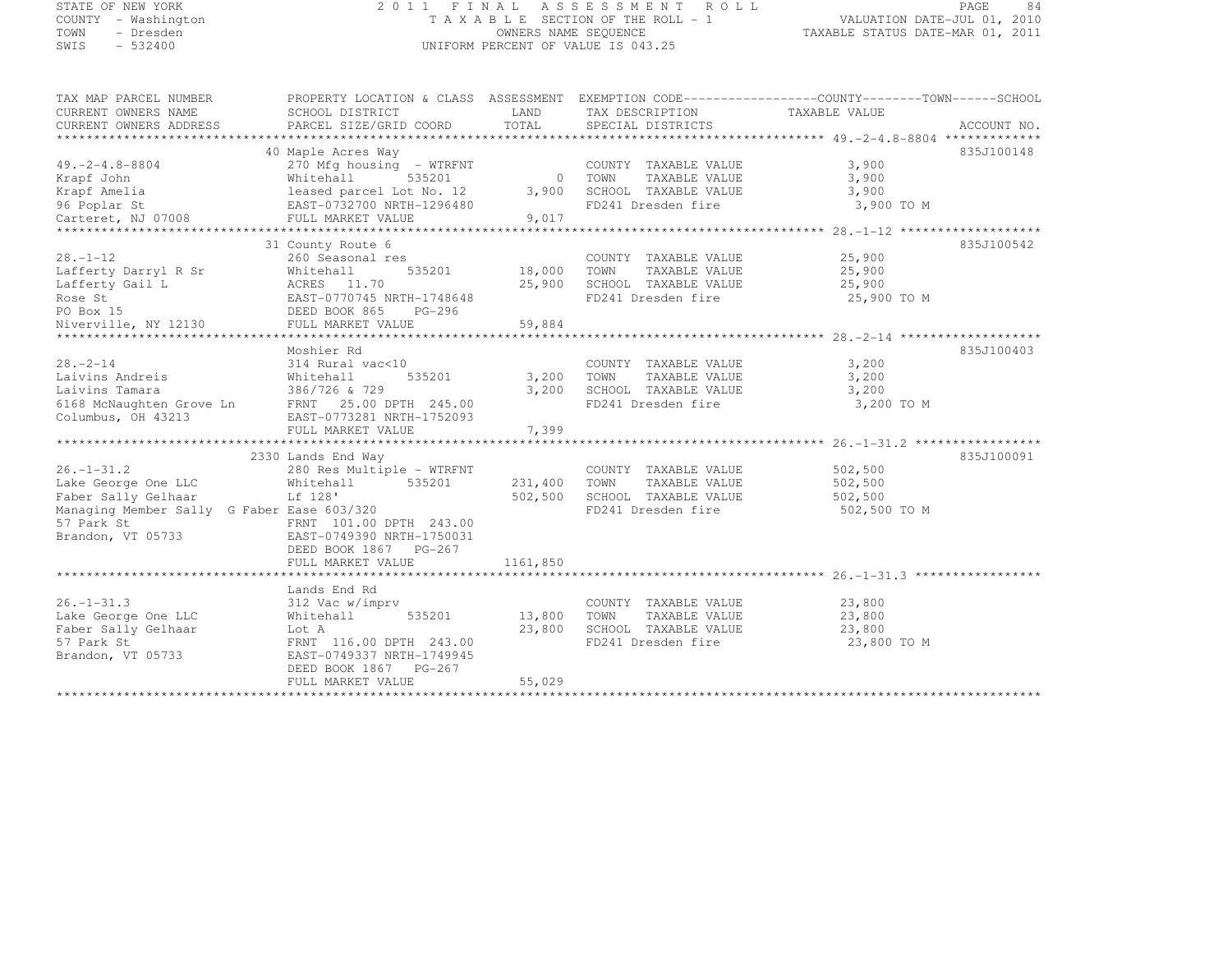STATE OF NEW YORK
COUNTY - Washington
TOWN - Dresden
SWIS - 532400

2011 FINAL ASSESSMENT ROLL
TAXABLE SECTION OF THE ROLL - 1
OWNERS NAME SEQUENCE
UNIFORM PERCENT OF VALUE IS 043.25

VALUATION DATE-JUL 01, 2010
TAXABLE STATUS DATE-MAR 01, 2011

| TAX MAP PARCEL NUMBER / CURRENT OWNERS NAME / CURRENT OWNERS ADDRESS | PROPERTY LOCATION & CLASS / SCHOOL DISTRICT / PARCEL SIZE/GRID COORD | ASSESSMENT LAND / TOTAL | EXEMPTION CODE / TAX DESCRIPTION / SPECIAL DISTRICTS | TAXABLE VALUE (COUNTY / TOWN / SCHOOL) | ACCOUNT NO. |
|---|---|---|---|---|---|
| **49.-2-4.8-8804** | 40 Maple Acres Way | | | | 835J100148 |
| | 270 Mfg housing - WTRFNT | | COUNTY TAXABLE VALUE | 3,900 | |
| Krapf John | Whitehall 535201 | 0 | TOWN TAXABLE VALUE | 3,900 | |
| Krapf Amelia | leased parcel Lot No. 12 | 3,900 | SCHOOL TAXABLE VALUE | 3,900 | |
| 96 Poplar St | EAST-0732700 NRTH-1296480 | | FD241 Dresden fire | 3,900 TO M | |
| Carteret, NJ 07008 | FULL MARKET VALUE | 9,017 | | | |
| **28.-1-12** | 31 County Route 6 | | | | 835J100542 |
| | 260 Seasonal res | | COUNTY TAXABLE VALUE | 25,900 | |
| Lafferty Darryl R Sr | Whitehall 535201 | 18,000 | TOWN TAXABLE VALUE | 25,900 | |
| Lafferty Gail L | ACRES 11.70 | 25,900 | SCHOOL TAXABLE VALUE | 25,900 | |
| Rose St | EAST-0770745 NRTH-1748648 | | FD241 Dresden fire | 25,900 TO M | |
| PO Box 15 | DEED BOOK 865 PG-296 | | | | |
| Niverville, NY 12130 | FULL MARKET VALUE | 59,884 | | | |
| **28.-2-14** | Moshier Rd | | | | 835J100403 |
| | 314 Rural vac<10 | | COUNTY TAXABLE VALUE | 3,200 | |
| Laivins Andreis | Whitehall 535201 | 3,200 | TOWN TAXABLE VALUE | 3,200 | |
| Laivins Tamara | 386/726 & 729 | 3,200 | SCHOOL TAXABLE VALUE | 3,200 | |
| 6168 McNaughten Grove Ln | FRNT 25.00 DPTH 245.00 | | FD241 Dresden fire | 3,200 TO M | |
| Columbus, OH 43213 | EAST-0773281 NRTH-1752093 | | | | |
| | FULL MARKET VALUE | 7,399 | | | |
| **26.-1-31.2** | 2330 Lands End Way | | | | 835J100091 |
| | 280 Res Multiple - WTRFNT | | COUNTY TAXABLE VALUE | 502,500 | |
| Lake George One LLC | Whitehall 535201 | 231,400 | TOWN TAXABLE VALUE | 502,500 | |
| Faber Sally Gelhaar | Lf 128' | 502,500 | SCHOOL TAXABLE VALUE | 502,500 | |
| Managing Member Sally G Faber | Ease 603/320 | | FD241 Dresden fire | 502,500 TO M | |
| 57 Park St | FRNT 101.00 DPTH 243.00 | | | | |
| Brandon, VT 05733 | EAST-0749390 NRTH-1750031 | | | | |
| | DEED BOOK 1867 PG-267 | | | | |
| | FULL MARKET VALUE | 1161,850 | | | |
| **26.-1-31.3** | Lands End Rd | | | | |
| | 312 Vac w/imprv | | COUNTY TAXABLE VALUE | 23,800 | |
| Lake George One LLC | Whitehall 535201 | 13,800 | TOWN TAXABLE VALUE | 23,800 | |
| Faber Sally Gelhaar | Lot A | 23,800 | SCHOOL TAXABLE VALUE | 23,800 | |
| 57 Park St | FRNT 116.00 DPTH 243.00 | | FD241 Dresden fire | 23,800 TO M | |
| Brandon, VT 05733 | EAST-0749337 NRTH-1749945 | | | | |
| | DEED BOOK 1867 PG-267 | | | | |
| | FULL MARKET VALUE | 55,029 | | | |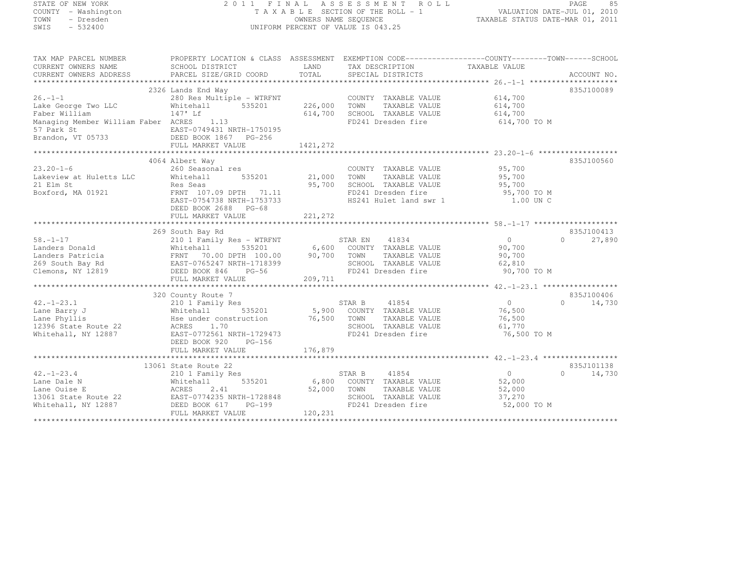STATE OF NEW YORK
COUNTY - Washington
TOWN - Dresden
SWIS - 532400

2011 FINAL ASSESSMENT ROLL
TAXABLE SECTION OF THE ROLL - 1
OWNERS NAME SEQUENCE
UNIFORM PERCENT OF VALUE IS 043.25

VALUATION DATE-JUL 01, 2010
TAXABLE STATUS DATE-MAR 01, 2011

| TAX MAP PARCEL NUMBER / CURRENT OWNERS NAME / CURRENT OWNERS ADDRESS | PROPERTY LOCATION & CLASS / SCHOOL DISTRICT / PARCEL SIZE/GRID COORD | ASSESSMENT LAND / TOTAL | EXEMPTION CODE / TAX DESCRIPTION / SPECIAL DISTRICTS | COUNTY / TAXABLE VALUE | TOWN | SCHOOL / ACCOUNT NO. |
|---|---|---|---|---|---|---|
| | 2326 Lands End Way | | | | | 835J100089 |
| 26.-1-1 | 280 Res Multiple - WTRFNT | | COUNTY TAXABLE VALUE | 614,700 | | |
| Lake George Two LLC | Whitehall 535201 | 226,000 | TOWN TAXABLE VALUE | 614,700 | | |
| Faber William | 147' Lf | 614,700 | SCHOOL TAXABLE VALUE | 614,700 | | |
| Managing Member William Faber | ACRES 1.13 | | FD241 Dresden fire | 614,700 TO M | | |
| 57 Park St | EAST-0749431 NRTH-1750195 | | | | | |
| Brandon, VT 05733 | DEED BOOK 1867 PG-256 | | | | | |
| | FULL MARKET VALUE | 1421,272 | | | | |
| | 4064 Albert Way | | | | | 835J100560 |
| 23.20-1-6 | 260 Seasonal res | | COUNTY TAXABLE VALUE | 95,700 | | |
| Lakeview at Huletts LLC | Whitehall 535201 | 21,000 | TOWN TAXABLE VALUE | 95,700 | | |
| 21 Elm St | Res Seas | 95,700 | SCHOOL TAXABLE VALUE | 95,700 | | |
| Boxford, MA 01921 | FRNT 107.09 DPTH 71.11 | | FD241 Dresden fire | 95,700 TO M | | |
| | EAST-0754738 NRTH-1753733 | | HS241 Hulet land swr 1 | 1.00 UN C | | |
| | DEED BOOK 2688 PG-68 | | | | | |
| | FULL MARKET VALUE | 221,272 | | | | |
| | 269 South Bay Rd | | | | | 835J100413 |
| 58.-1-17 | 210 1 Family Res - WTRFNT | | STAR EN 41834 | 0 | 0 | 27,890 |
| Landers Donald | Whitehall 535201 | 6,600 | COUNTY TAXABLE VALUE | 90,700 | | |
| Landers Patricia | FRNT 70.00 DPTH 100.00 | 90,700 | TOWN TAXABLE VALUE | 90,700 | | |
| 269 South Bay Rd | EAST-0765247 NRTH-1718399 | | SCHOOL TAXABLE VALUE | 62,810 | | |
| Clemons, NY 12819 | DEED BOOK 846 PG-56 | | FD241 Dresden fire | 90,700 TO M | | |
| | FULL MARKET VALUE | 209,711 | | | | |
| | 320 County Route 7 | | | | | 835J100406 |
| 42.-1-23.1 | 210 1 Family Res | | STAR B 41854 | 0 | 0 | 14,730 |
| Lane Barry J | Whitehall 535201 | 5,900 | COUNTY TAXABLE VALUE | 76,500 | | |
| Lane Phyllis | Hse under construction | 76,500 | TOWN TAXABLE VALUE | 76,500 | | |
| 12396 State Route 22 | ACRES 1.70 | | SCHOOL TAXABLE VALUE | 61,770 | | |
| Whitehall, NY 12887 | EAST-0772561 NRTH-1729473 | | FD241 Dresden fire | 76,500 TO M | | |
| | DEED BOOK 920 PG-156 | | | | | |
| | FULL MARKET VALUE | 176,879 | | | | |
| | 13061 State Route 22 | | | | | 835J101138 |
| 42.-1-23.4 | 210 1 Family Res | | STAR B 41854 | 0 | 0 | 14,730 |
| Lane Dale N | Whitehall 535201 | 6,800 | COUNTY TAXABLE VALUE | 52,000 | | |
| Lane Ouise E | ACRES 2.41 | 52,000 | TOWN TAXABLE VALUE | 52,000 | | |
| 13061 State Route 22 | EAST-0774235 NRTH-1728848 | | SCHOOL TAXABLE VALUE | 37,270 | | |
| Whitehall, NY 12887 | DEED BOOK 617 PG-199 | | FD241 Dresden fire | 52,000 TO M | | |
| | FULL MARKET VALUE | 120,231 | | | | |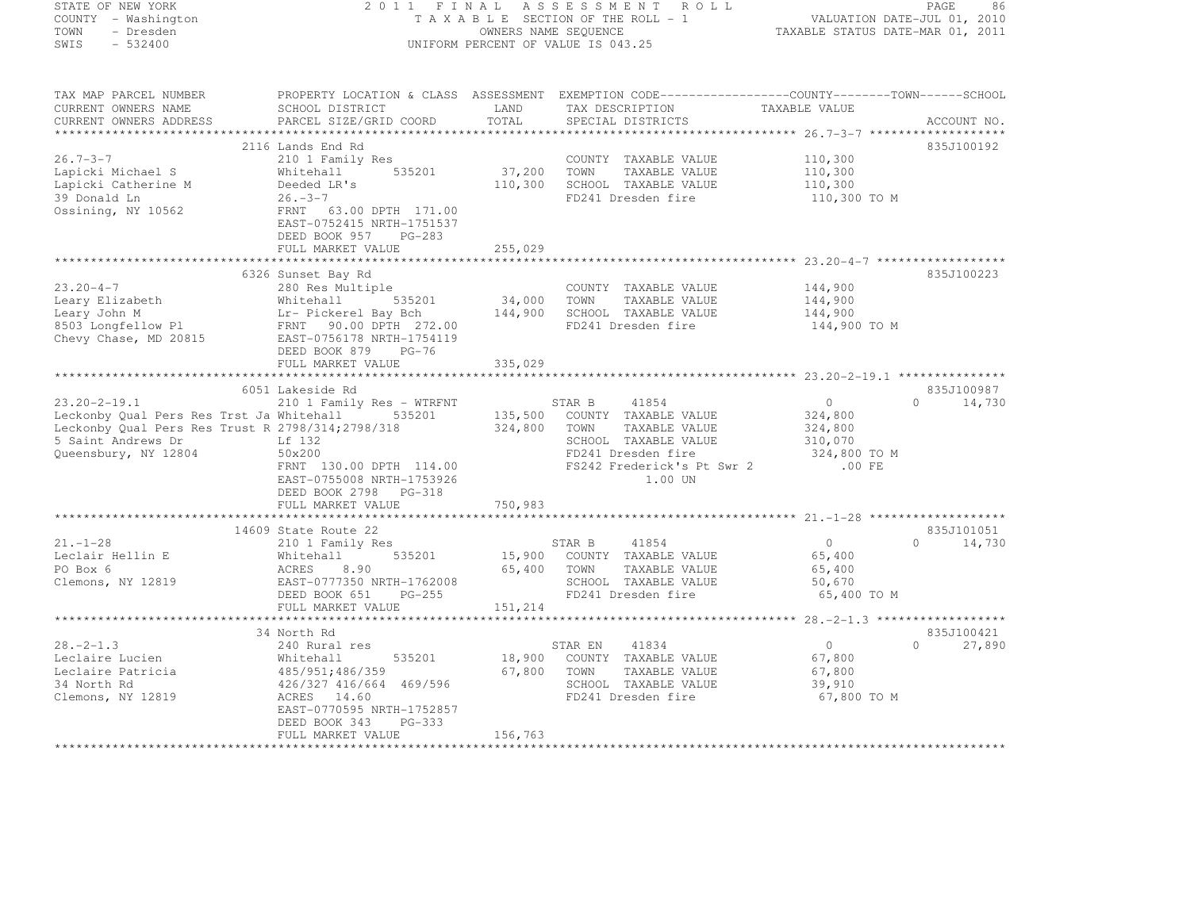STATE OF NEW YORK
COUNTY - Washington
TOWN - Dresden
SWIS - 532400

2 0 1 1 F I N A L A S S E S S M E N T R O L L
T A X A B L E SECTION OF THE ROLL - 1
OWNERS NAME SEQUENCE
UNIFORM PERCENT OF VALUE IS 043.25

VALUATION DATE-JUL 01, 2010
TAXABLE STATUS DATE-MAR 01, 2011

```
TAX MAP PARCEL NUMBER          PROPERTY LOCATION & CLASS  ASSESSMENT  EXEMPTION CODE------------------COUNTY--------TOWN------SCHOOL
CURRENT OWNERS NAME            SCHOOL DISTRICT               LAND      TAX DESCRIPTION              TAXABLE VALUE
CURRENT OWNERS ADDRESS         PARCEL SIZE/GRID COORD        TOTAL     SPECIAL DISTRICTS                                   ACCOUNT NO.
******************************************************************************************************* 26.7-3-7 *******************
                               2116 Lands End Rd                                                                          835J100192
26.7-3-7                       210 1 Family Res                        COUNTY  TAXABLE VALUE          110,300
Lapicki Michael S              Whitehall        535201      37,200     TOWN    TAXABLE VALUE          110,300
Lapicki Catherine M            Deeded LR's                  110,300    SCHOOL  TAXABLE VALUE          110,300
39 Donald Ln                   26.-3-7                                 FD241 Dresden fire              110,300 TO M
Ossining, NY 10562             FRNT   63.00 DPTH 171.00
                               EAST-0752415 NRTH-1751537
                               DEED BOOK 957    PG-283
                               FULL MARKET VALUE           255,029
******************************************************************************************************* 23.20-4-7 ******************
                               6326 Sunset Bay Rd                                                                         835J100223
23.20-4-7                      280 Res Multiple                        COUNTY  TAXABLE VALUE          144,900
Leary Elizabeth                Whitehall        535201      34,000     TOWN    TAXABLE VALUE          144,900
Leary John M                   Lr- Pickerel Bay Bch         144,900    SCHOOL  TAXABLE VALUE          144,900
8503 Longfellow Pl             FRNT   90.00 DPTH 272.00                FD241 Dresden fire              144,900 TO M
Chevy Chase, MD 20815          EAST-0756178 NRTH-1754119
                               DEED BOOK 879    PG-76
                               FULL MARKET VALUE           335,029
******************************************************************************************************* 23.20-2-19.1 ***************
                               6051 Lakeside Rd                                                                           835J100987
23.20-2-19.1                   210 1 Family Res - WTRFNT               STAR B    41854                  0             0     14,730
Leckonby Qual Pers Res Trst Ja Whitehall        535201     135,500     COUNTY  TAXABLE VALUE          324,800
Leckonby Qual Pers Res Trust R 2798/314;2798/318            324,800    TOWN    TAXABLE VALUE          324,800
5 Saint Andrews Dr             Lf 132                                  SCHOOL  TAXABLE VALUE          310,070
Queensbury, NY 12804           50x200                                  FD241 Dresden fire              324,800 TO M
                               FRNT  130.00 DPTH 114.00                FS242 Frederick's Pt Swr 2          .00 FE
                               EAST-0755008 NRTH-1753926                     1.00 UN
                               DEED BOOK 2798   PG-318
                               FULL MARKET VALUE           750,983
******************************************************************************************************* 21.-1-28 *******************
                               14609 State Route 22                                                                       835J101051
21.-1-28                       210 1 Family Res                        STAR B    41854                  0             0     14,730
Leclair Hellin E               Whitehall        535201      15,900     COUNTY  TAXABLE VALUE           65,400
PO Box 6                       ACRES    8.90                 65,400    TOWN    TAXABLE VALUE           65,400
Clemons, NY 12819              EAST-0777350 NRTH-1762008               SCHOOL  TAXABLE VALUE           50,670
                               DEED BOOK 651    PG-255                 FD241 Dresden fire               65,400 TO M
                               FULL MARKET VALUE           151,214
******************************************************************************************************* 28.-2-1.3 ******************
                               34 North Rd                                                                                835J100421
28.-2-1.3                      240 Rural res                           STAR EN   41834                  0             0     27,890
Leclaire Lucien                Whitehall        535201      18,900     COUNTY  TAXABLE VALUE           67,800
Leclaire Patricia              485/951;486/359               67,800    TOWN    TAXABLE VALUE           67,800
34 North Rd                    426/327 416/664  469/596                SCHOOL  TAXABLE VALUE           39,910
Clemons, NY 12819              ACRES   14.60                           FD241 Dresden fire               67,800 TO M
                               EAST-0770595 NRTH-1752857
                               DEED BOOK 343    PG-333
                               FULL MARKET VALUE           156,763
************************************************************************************************************************************
```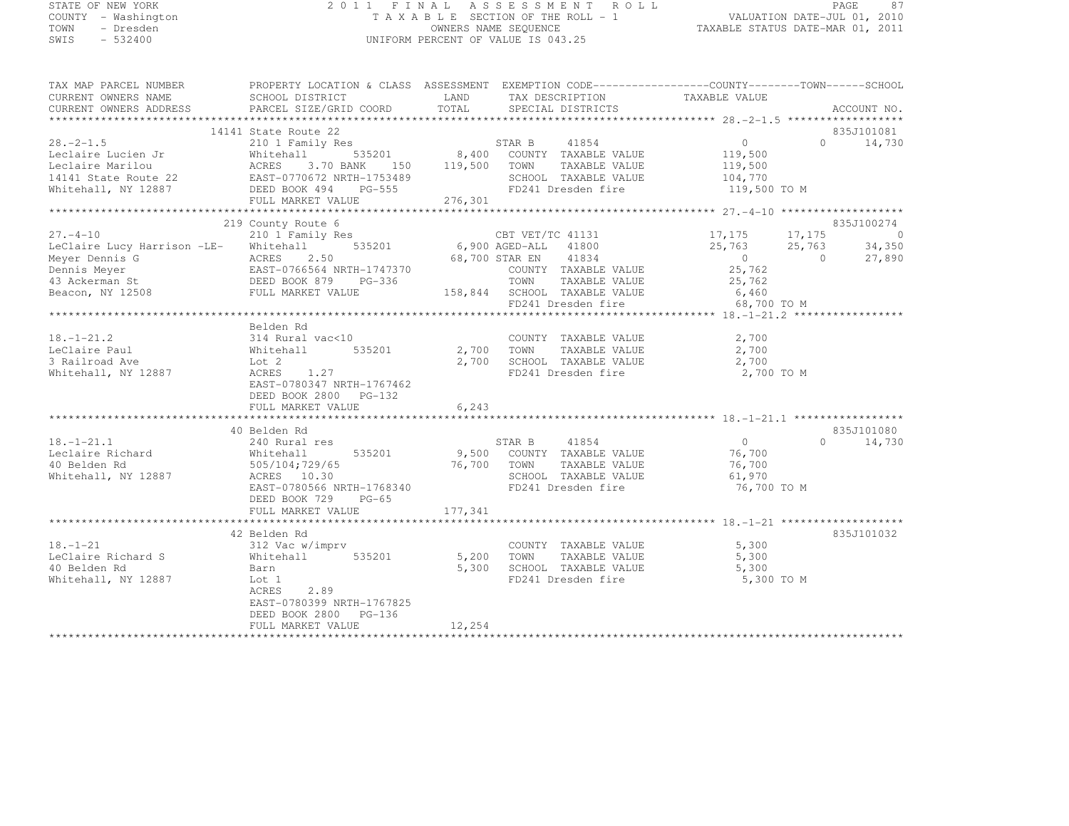STATE OF NEW YORK
COUNTY - Washington
TOWN - Dresden
SWIS - 532400

# 2011 FINAL ASSESSMENT ROLL

TAXABLE SECTION OF THE ROLL - 1
OWNERS NAME SEQUENCE
UNIFORM PERCENT OF VALUE IS 043.25

VALUATION DATE-JUL 01, 2010
TAXABLE STATUS DATE-MAR 01, 2011

| TAX MAP PARCEL NUMBER / CURRENT OWNERS NAME / CURRENT OWNERS ADDRESS | PROPERTY LOCATION & CLASS / SCHOOL DISTRICT / PARCEL SIZE/GRID COORD | ASSESSMENT LAND / TOTAL | EXEMPTION CODE / TAX DESCRIPTION / SPECIAL DISTRICTS | COUNTY TAXABLE VALUE | TOWN | SCHOOL | ACCOUNT NO. |
|---|---|---|---|---|---|---|---|
| | 14141 State Route 22 | | | | | | 835J101081 |
| 28.-2-1.5 | 210 1 Family Res | | STAR B 41854 | 0 | 0 | 14,730 | |
| Leclaire Lucien Jr | Whitehall 535201 | 8,400 | COUNTY TAXABLE VALUE | 119,500 | | | |
| Leclaire Marilou | ACRES 3.70 BANK 150 | 119,500 | TOWN TAXABLE VALUE | 119,500 | | | |
| 14141 State Route 22 | EAST-0770672 NRTH-1753489 | | SCHOOL TAXABLE VALUE | 104,770 | | | |
| Whitehall, NY 12887 | DEED BOOK 494 PG-555 | | FD241 Dresden fire | 119,500 TO M | | | |
| | FULL MARKET VALUE | 276,301 | | | | | |
| | 219 County Route 6 | | | | | | 835J100274 |
| 27.-4-10 | 210 1 Family Res | | CBT VET/TC 41131 | 17,175 | 17,175 | 0 | |
| LeClaire Lucy Harrison -LE- | Whitehall 535201 | 6,900 | AGED-ALL 41800 | 25,763 | 25,763 | 34,350 | |
| Meyer Dennis G | ACRES 2.50 | 68,700 | STAR EN 41834 | 0 | 0 | 27,890 | |
| Dennis Meyer | EAST-0766564 NRTH-1747370 | | COUNTY TAXABLE VALUE | 25,762 | | | |
| 43 Ackerman St | DEED BOOK 879 PG-336 | | TOWN TAXABLE VALUE | 25,762 | | | |
| Beacon, NY 12508 | FULL MARKET VALUE | 158,844 | SCHOOL TAXABLE VALUE | 6,460 | | | |
| | | | FD241 Dresden fire | 68,700 TO M | | | |
| | Belden Rd | | | | | | |
| 18.-1-21.2 | 314 Rural vac<10 | | COUNTY TAXABLE VALUE | 2,700 | | | |
| LeClaire Paul | Whitehall 535201 | 2,700 | TOWN TAXABLE VALUE | 2,700 | | | |
| 3 Railroad Ave | Lot 2 | 2,700 | SCHOOL TAXABLE VALUE | 2,700 | | | |
| Whitehall, NY 12887 | ACRES 1.27 | | FD241 Dresden fire | 2,700 TO M | | | |
| | EAST-0780347 NRTH-1767462 | | | | | | |
| | DEED BOOK 2800 PG-132 | | | | | | |
| | FULL MARKET VALUE | 6,243 | | | | | |
| | 40 Belden Rd | | | | | | 835J101080 |
| 18.-1-21.1 | 240 Rural res | | STAR B 41854 | 0 | 0 | 14,730 | |
| Leclaire Richard | Whitehall 535201 | 9,500 | COUNTY TAXABLE VALUE | 76,700 | | | |
| 40 Belden Rd | 505/104;729/65 | 76,700 | TOWN TAXABLE VALUE | 76,700 | | | |
| Whitehall, NY 12887 | ACRES 10.30 | | SCHOOL TAXABLE VALUE | 61,970 | | | |
| | EAST-0780566 NRTH-1768340 | | FD241 Dresden fire | 76,700 TO M | | | |
| | DEED BOOK 729 PG-65 | | | | | | |
| | FULL MARKET VALUE | 177,341 | | | | | |
| | 42 Belden Rd | | | | | | 835J101032 |
| 18.-1-21 | 312 Vac w/imprv | | COUNTY TAXABLE VALUE | 5,300 | | | |
| LeClaire Richard S | Whitehall 535201 | 5,200 | TOWN TAXABLE VALUE | 5,300 | | | |
| 40 Belden Rd | Barn | 5,300 | SCHOOL TAXABLE VALUE | 5,300 | | | |
| Whitehall, NY 12887 | Lot 1 | | FD241 Dresden fire | 5,300 TO M | | | |
| | ACRES 2.89 | | | | | | |
| | EAST-0780399 NRTH-1767825 | | | | | | |
| | DEED BOOK 2800 PG-136 | | | | | | |
| | FULL MARKET VALUE | 12,254 | | | | | |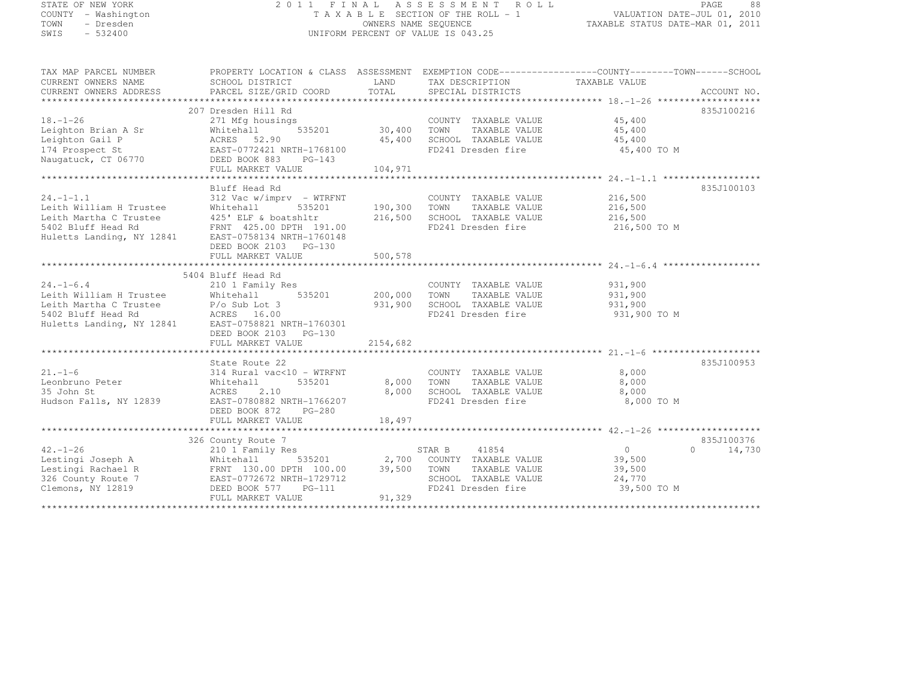STATE OF NEW YORK — 2011 FINAL ASSESSMENT ROLL
COUNTY - Washington — TAXABLE SECTION OF THE ROLL - 1 — VALUATION DATE-JUL 01, 2010
TOWN - Dresden — OWNERS NAME SEQUENCE — TAXABLE STATUS DATE-MAR 01, 2011
SWIS - 532400 — UNIFORM PERCENT OF VALUE IS 043.25

| TAX MAP PARCEL NUMBER / CURRENT OWNERS NAME / CURRENT OWNERS ADDRESS | PROPERTY LOCATION & CLASS / SCHOOL DISTRICT / PARCEL SIZE/GRID COORD | ASSESSMENT LAND / TOTAL | EXEMPTION CODE / TAX DESCRIPTION / SPECIAL DISTRICTS | COUNTY TAXABLE VALUE | TOWN | SCHOOL | ACCOUNT NO. |
|---|---|---|---|---|---|---|---|
| 18.-1-26 | 207 Dresden Hill Rd | | | | | | 835J100216 |
| | 271 Mfg housings | | COUNTY TAXABLE VALUE | 45,400 | | | |
| Leighton Brian A Sr | Whitehall 535201 | 30,400 | TOWN TAXABLE VALUE | 45,400 | | | |
| Leighton Gail P | ACRES 52.90 | 45,400 | SCHOOL TAXABLE VALUE | 45,400 | | | |
| 174 Prospect St | EAST-0772421 NRTH-1768100 | | FD241 Dresden fire | 45,400 TO M | | | |
| Naugatuck, CT 06770 | DEED BOOK 883 PG-143 | | | | | | |
| | FULL MARKET VALUE | 104,971 | | | | | |
| 24.-1-1.1 | Bluff Head Rd | | | | | | 835J100103 |
| | 312 Vac w/imprv - WTRFNT | | COUNTY TAXABLE VALUE | 216,500 | | | |
| Leith William H Trustee | Whitehall 535201 | 190,300 | TOWN TAXABLE VALUE | 216,500 | | | |
| Leith Martha C Trustee | 425' ELF & boatshltr | 216,500 | SCHOOL TAXABLE VALUE | 216,500 | | | |
| 5402 Bluff Head Rd | FRNT 425.00 DPTH 191.00 | | FD241 Dresden fire | 216,500 TO M | | | |
| Huletts Landing, NY 12841 | EAST-0758134 NRTH-1760148 | | | | | | |
| | DEED BOOK 2103 PG-130 | | | | | | |
| | FULL MARKET VALUE | 500,578 | | | | | |
| 24.-1-6.4 | 5404 Bluff Head Rd | | | | | | |
| | 210 1 Family Res | | COUNTY TAXABLE VALUE | 931,900 | | | |
| Leith William H Trustee | Whitehall 535201 | 200,000 | TOWN TAXABLE VALUE | 931,900 | | | |
| Leith Martha C Trustee | P/o Sub Lot 3 | 931,900 | SCHOOL TAXABLE VALUE | 931,900 | | | |
| 5402 Bluff Head Rd | ACRES 16.00 | | FD241 Dresden fire | 931,900 TO M | | | |
| Huletts Landing, NY 12841 | EAST-0758821 NRTH-1760301 | | | | | | |
| | DEED BOOK 2103 PG-130 | | | | | | |
| | FULL MARKET VALUE | 2154,682 | | | | | |
| 21.-1-6 | State Route 22 | | | | | | 835J100953 |
| | 314 Rural vac<10 - WTRFNT | | COUNTY TAXABLE VALUE | 8,000 | | | |
| Leonbruno Peter | Whitehall 535201 | 8,000 | TOWN TAXABLE VALUE | 8,000 | | | |
| 35 John St | ACRES 2.10 | 8,000 | SCHOOL TAXABLE VALUE | 8,000 | | | |
| Hudson Falls, NY 12839 | EAST-0780882 NRTH-1766207 | | FD241 Dresden fire | 8,000 TO M | | | |
| | DEED BOOK 872 PG-280 | | | | | | |
| | FULL MARKET VALUE | 18,497 | | | | | |
| 42.-1-26 | 326 County Route 7 | | | | | | 835J100376 |
| | 210 1 Family Res | | STAR B 41854 | 0 | 0 | 14,730 | |
| Lestingi Joseph A | Whitehall 535201 | 2,700 | COUNTY TAXABLE VALUE | 39,500 | | | |
| Lestingi Rachael R | FRNT 130.00 DPTH 100.00 | 39,500 | TOWN TAXABLE VALUE | 39,500 | | | |
| 326 County Route 7 | EAST-0772672 NRTH-1729712 | | SCHOOL TAXABLE VALUE | 24,770 | | | |
| Clemons, NY 12819 | DEED BOOK 577 PG-111 | | FD241 Dresden fire | 39,500 TO M | | | |
| | FULL MARKET VALUE | 91,329 | | | | | |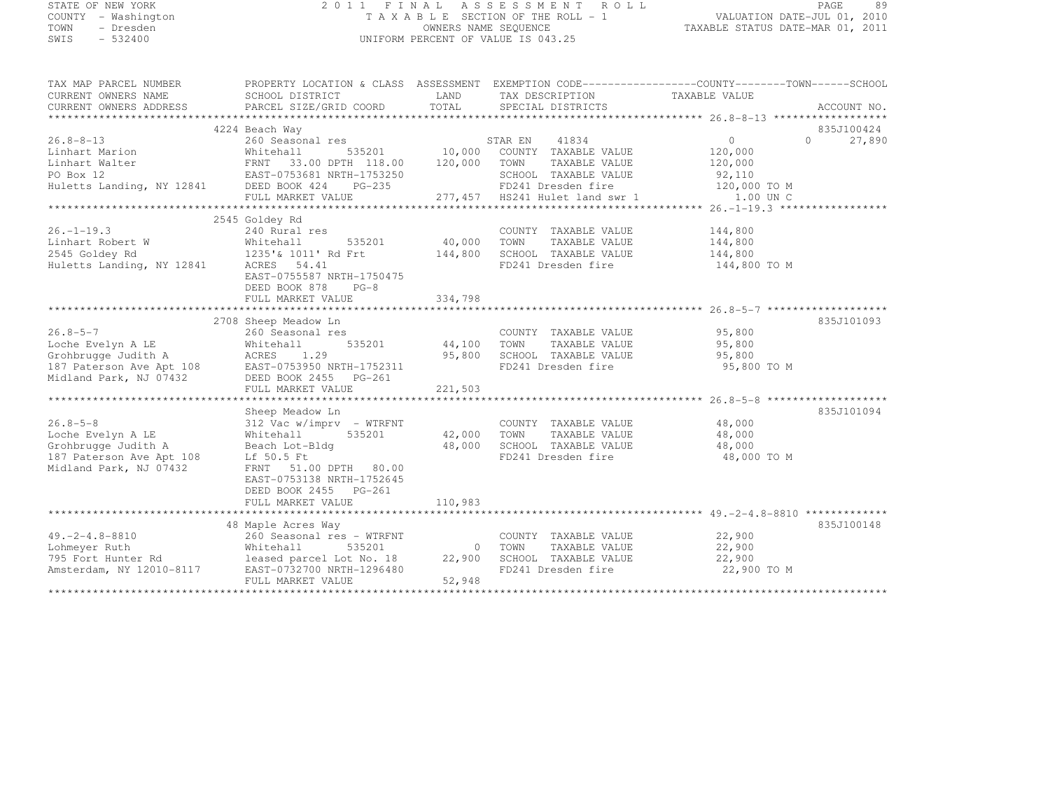STATE OF NEW YORK
COUNTY - Washington
TOWN - Dresden
SWIS - 532400

2011 FINAL ASSESSMENT ROLL
TAXABLE SECTION OF THE ROLL - 1
OWNERS NAME SEQUENCE
UNIFORM PERCENT OF VALUE IS 043.25

VALUATION DATE-JUL 01, 2010
TAXABLE STATUS DATE-MAR 01, 2011

| TAX MAP PARCEL NUMBER<br>CURRENT OWNERS NAME<br>CURRENT OWNERS ADDRESS | PROPERTY LOCATION & CLASS<br>SCHOOL DISTRICT<br>PARCEL SIZE/GRID COORD | ASSESSMENT<br>LAND<br>TOTAL | EXEMPTION CODE<br>TAX DESCRIPTION<br>SPECIAL DISTRICTS | COUNTY / TOWN / SCHOOL<br>TAXABLE VALUE | ACCOUNT NO. |
|---|---|---|---|---|---|
| | 4224 Beach Way | | | | 835J100424 |
| 26.8-8-13 | 260 Seasonal res | | STAR EN 41834 | 0 0 27,890 | |
| Linhart Marion | Whitehall 535201 | 10,000 | COUNTY TAXABLE VALUE | 120,000 | |
| Linhart Walter | FRNT 33.00 DPTH 118.00 | 120,000 | TOWN TAXABLE VALUE | 120,000 | |
| PO Box 12 | EAST-0753681 NRTH-1753250 | | SCHOOL TAXABLE VALUE | 92,110 | |
| Huletts Landing, NY 12841 | DEED BOOK 424 PG-235 | | FD241 Dresden fire | 120,000 TO M | |
| | FULL MARKET VALUE | 277,457 | HS241 Hulet land swr 1 | 1.00 UN C | |
| | 2545 Goldey Rd | | | | |
| 26.-1-19.3 | 240 Rural res | | COUNTY TAXABLE VALUE | 144,800 | |
| Linhart Robert W | Whitehall 535201 | 40,000 | TOWN TAXABLE VALUE | 144,800 | |
| 2545 Goldey Rd | 1235'& 1011' Rd Frt | 144,800 | SCHOOL TAXABLE VALUE | 144,800 | |
| Huletts Landing, NY 12841 | ACRES 54.41 | | FD241 Dresden fire | 144,800 TO M | |
| | EAST-0755587 NRTH-1750475 | | | | |
| | DEED BOOK 878 PG-8 | | | | |
| | FULL MARKET VALUE | 334,798 | | | |
| | 2708 Sheep Meadow Ln | | | | 835J101093 |
| 26.8-5-7 | 260 Seasonal res | | COUNTY TAXABLE VALUE | 95,800 | |
| Loche Evelyn A LE | Whitehall 535201 | 44,100 | TOWN TAXABLE VALUE | 95,800 | |
| Grohbrugge Judith A | ACRES 1.29 | 95,800 | SCHOOL TAXABLE VALUE | 95,800 | |
| 187 Paterson Ave Apt 108 | EAST-0753950 NRTH-1752311 | | FD241 Dresden fire | 95,800 TO M | |
| Midland Park, NJ 07432 | DEED BOOK 2455 PG-261 | | | | |
| | FULL MARKET VALUE | 221,503 | | | |
| | Sheep Meadow Ln | | | | 835J101094 |
| 26.8-5-8 | 312 Vac w/imprv - WTRFNT | | COUNTY TAXABLE VALUE | 48,000 | |
| Loche Evelyn A LE | Whitehall 535201 | 42,000 | TOWN TAXABLE VALUE | 48,000 | |
| Grohbrugge Judith A | Beach Lot-Bldg | 48,000 | SCHOOL TAXABLE VALUE | 48,000 | |
| 187 Paterson Ave Apt 108 | Lf 50.5 Ft | | FD241 Dresden fire | 48,000 TO M | |
| Midland Park, NJ 07432 | FRNT 51.00 DPTH 80.00 | | | | |
| | EAST-0753138 NRTH-1752645 | | | | |
| | DEED BOOK 2455 PG-261 | | | | |
| | FULL MARKET VALUE | 110,983 | | | |
| | 48 Maple Acres Way | | | | 835J100148 |
| 49.-2-4.8-8810 | 260 Seasonal res - WTRFNT | | COUNTY TAXABLE VALUE | 22,900 | |
| Lohmeyer Ruth | Whitehall 535201 | 0 | TOWN TAXABLE VALUE | 22,900 | |
| 795 Fort Hunter Rd | leased parcel Lot No. 18 | 22,900 | SCHOOL TAXABLE VALUE | 22,900 | |
| Amsterdam, NY 12010-8117 | EAST-0732700 NRTH-1296480 | | FD241 Dresden fire | 22,900 TO M | |
| | FULL MARKET VALUE | 52,948 | | | |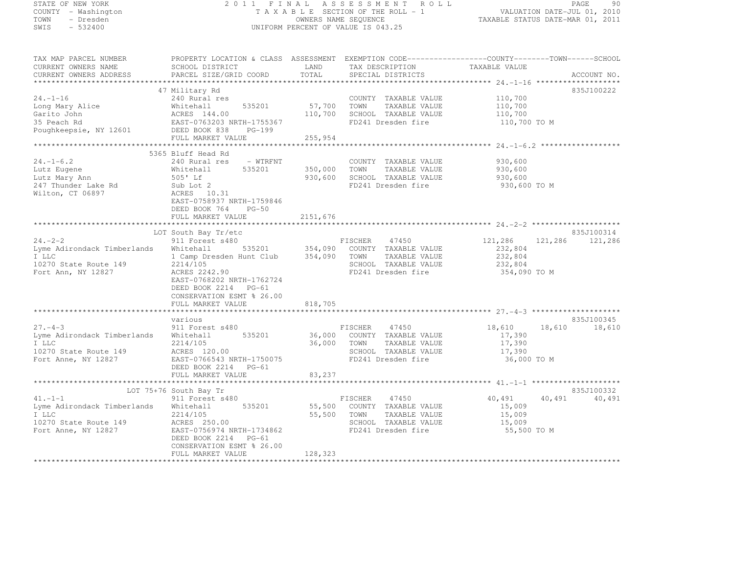STATE OF NEW YORK
COUNTY - Washington
TOWN - Dresden
SWIS - 532400

2011 FINAL ASSESSMENT ROLL
TAXABLE SECTION OF THE ROLL - 1
OWNERS NAME SEQUENCE
UNIFORM PERCENT OF VALUE IS 043.25

VALUATION DATE-JUL 01, 2010
TAXABLE STATUS DATE-MAR 01, 2011

| TAX MAP PARCEL NUMBER / CURRENT OWNERS NAME / CURRENT OWNERS ADDRESS | PROPERTY LOCATION & CLASS / SCHOOL DISTRICT / PARCEL SIZE/GRID COORD | ASSESSMENT LAND / TOTAL | EXEMPTION CODE / TAX DESCRIPTION / SPECIAL DISTRICTS | COUNTY TAXABLE VALUE | TOWN | SCHOOL | ACCOUNT NO. |
|---|---|---|---|---|---|---|---|
| **24.-1-16** | 47 Military Rd | | | | | | 835J100222 |
| 24.-1-16 | 240 Rural res | | COUNTY TAXABLE VALUE | 110,700 | | | |
| Long Mary Alice | Whitehall 535201 | 57,700 | TOWN TAXABLE VALUE | 110,700 | | | |
| Garito John | ACRES 144.00 | 110,700 | SCHOOL TAXABLE VALUE | 110,700 | | | |
| 35 Peach Rd | EAST-0763203 NRTH-1755367 | | FD241 Dresden fire | 110,700 TO M | | | |
| Poughkeepsie, NY 12601 | DEED BOOK 838 PG-199 | | | | | | |
| | FULL MARKET VALUE | 255,954 | | | | | |
| **24.-1-6.2** | 5365 Bluff Head Rd | | | | | | |
| 24.-1-6.2 | 240 Rural res - WTRFNT | | COUNTY TAXABLE VALUE | 930,600 | | | |
| Lutz Eugene | Whitehall 535201 | 350,000 | TOWN TAXABLE VALUE | 930,600 | | | |
| Lutz Mary Ann | 505' Lf | 930,600 | SCHOOL TAXABLE VALUE | 930,600 | | | |
| 247 Thunder Lake Rd | Sub Lot 2 | | FD241 Dresden fire | 930,600 TO M | | | |
| Wilton, CT 06897 | ACRES 10.31 | | | | | | |
| | EAST-0758937 NRTH-1759846 | | | | | | |
| | DEED BOOK 764 PG-50 | | | | | | |
| | FULL MARKET VALUE | 2151,676 | | | | | |
| **24.-2-2** | LOT South Bay Tr/etc | | | | | | 835J100314 |
| 24.-2-2 | 911 Forest s480 | | FISCHER 47450 | 121,286 | 121,286 | 121,286 | |
| Lyme Adirondack Timberlands | Whitehall 535201 | 354,090 | COUNTY TAXABLE VALUE | 232,804 | | | |
| I LLC | 1 Camp Dresden Hunt Club | 354,090 | TOWN TAXABLE VALUE | 232,804 | | | |
| 10270 State Route 149 | 2214/105 | | SCHOOL TAXABLE VALUE | 232,804 | | | |
| Fort Ann, NY 12827 | ACRES 2242.90 | | FD241 Dresden fire | 354,090 TO M | | | |
| | EAST-0768202 NRTH-1762724 | | | | | | |
| | DEED BOOK 2214 PG-61 | | | | | | |
| | CONSERVATION ESMT % 26.00 | | | | | | |
| | FULL MARKET VALUE | 818,705 | | | | | |
| **27.-4-3** | various | | | | | | 835J100345 |
| 27.-4-3 | 911 Forest s480 | | FISCHER 47450 | 18,610 | 18,610 | 18,610 | |
| Lyme Adirondack Timberlands | Whitehall 535201 | 36,000 | COUNTY TAXABLE VALUE | 17,390 | | | |
| I LLC | 2214/105 | 36,000 | TOWN TAXABLE VALUE | 17,390 | | | |
| 10270 State Route 149 | ACRES 120.00 | | SCHOOL TAXABLE VALUE | 17,390 | | | |
| Fort Anne, NY 12827 | EAST-0766543 NRTH-1750075 | | FD241 Dresden fire | 36,000 TO M | | | |
| | DEED BOOK 2214 PG-61 | | | | | | |
| | FULL MARKET VALUE | 83,237 | | | | | |
| **41.-1-1** | LOT 75+76 South Bay Tr | | | | | | 835J100332 |
| 41.-1-1 | 911 Forest s480 | | FISCHER 47450 | 40,491 | 40,491 | 40,491 | |
| Lyme Adirondack Timberlands | Whitehall 535201 | 55,500 | COUNTY TAXABLE VALUE | 15,009 | | | |
| I LLC | 2214/105 | 55,500 | TOWN TAXABLE VALUE | 15,009 | | | |
| 10270 State Route 149 | ACRES 250.00 | | SCHOOL TAXABLE VALUE | 15,009 | | | |
| Fort Anne, NY 12827 | EAST-0756974 NRTH-1734862 | | FD241 Dresden fire | 55,500 TO M | | | |
| | DEED BOOK 2214 PG-61 | | | | | | |
| | CONSERVATION ESMT % 26.00 | | | | | | |
| | FULL MARKET VALUE | 128,323 | | | | | |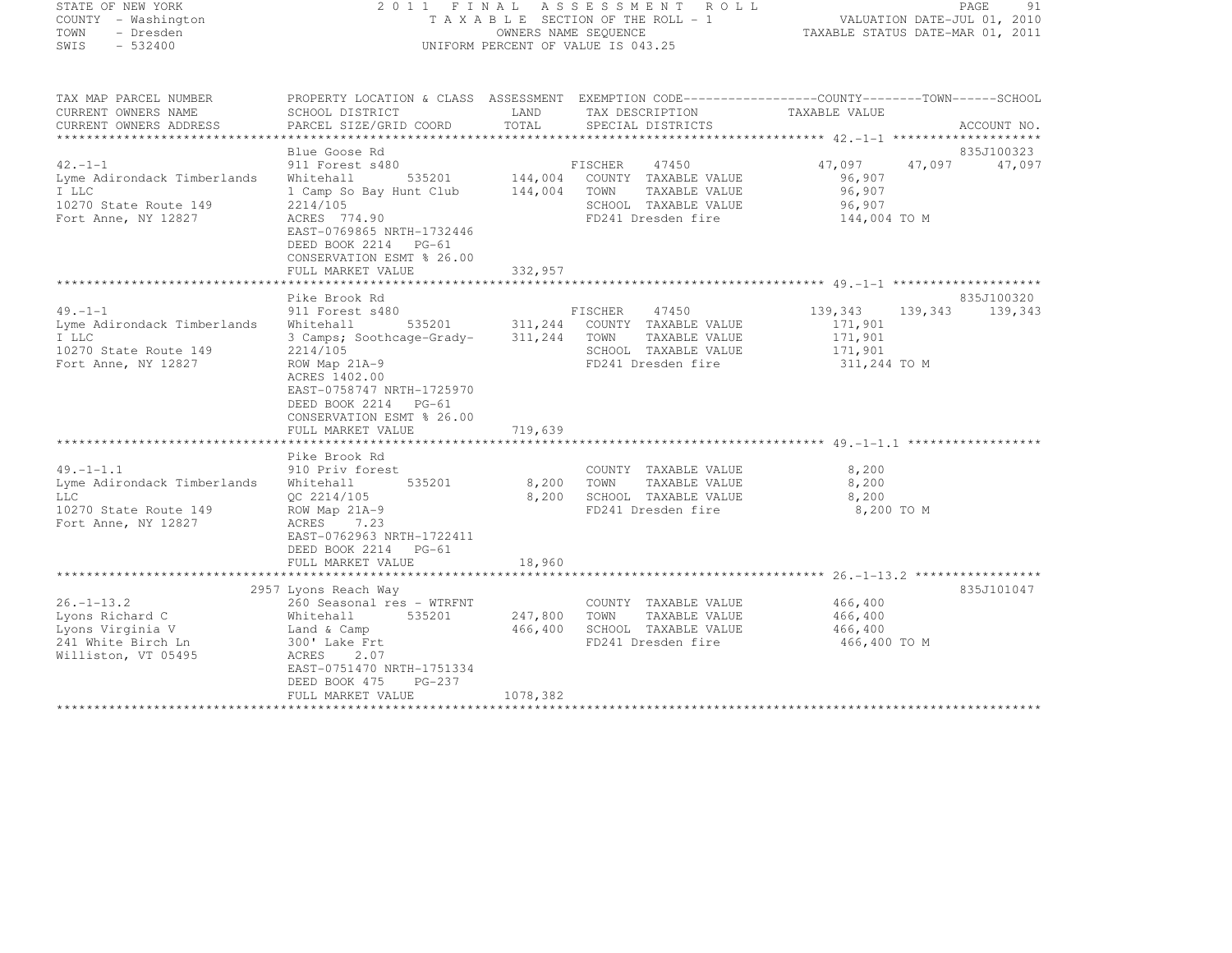STATE OF NEW YORK
COUNTY - Washington
TOWN - Dresden
SWIS - 532400

2011 FINAL ASSESSMENT ROLL
TAXABLE SECTION OF THE ROLL - 1
OWNERS NAME SEQUENCE
UNIFORM PERCENT OF VALUE IS 043.25

VALUATION DATE-JUL 01, 2010
TAXABLE STATUS DATE-MAR 01, 2011

| TAX MAP PARCEL NUMBER / CURRENT OWNERS NAME / CURRENT OWNERS ADDRESS | PROPERTY LOCATION & CLASS / SCHOOL DISTRICT / PARCEL SIZE/GRID COORD | ASSESSMENT LAND / TOTAL | EXEMPTION CODE / TAX DESCRIPTION / SPECIAL DISTRICTS | COUNTY TAXABLE VALUE | TOWN | SCHOOL | ACCOUNT NO. |
|---|---|---|---|---|---|---|---|
| **42.-1-1** | Blue Goose Rd | | | | | | 835J100323 |
| Lyme Adirondack Timberlands | 911 Forest s480 | | FISCHER 47450 | 47,097 | 47,097 | 47,097 | |
| I LLC | Whitehall 535201 | 144,004 | COUNTY TAXABLE VALUE | 96,907 | | | |
| 10270 State Route 149 | 1 Camp So Bay Hunt Club | 144,004 | TOWN TAXABLE VALUE | 96,907 | | | |
| Fort Anne, NY 12827 | 2214/105 | | SCHOOL TAXABLE VALUE | 96,907 | | | |
| | ACRES 774.90 | | FD241 Dresden fire | 144,004 TO M | | | |
| | EAST-0769865 NRTH-1732446 | | | | | | |
| | DEED BOOK 2214 PG-61 | | | | | | |
| | CONSERVATION ESMT % 26.00 | | | | | | |
| | FULL MARKET VALUE | 332,957 | | | | | |
| **49.-1-1** | Pike Brook Rd | | | | | | 835J100320 |
| Lyme Adirondack Timberlands | 911 Forest s480 | | FISCHER 47450 | 139,343 | 139,343 | 139,343 | |
| I LLC | Whitehall 535201 | 311,244 | COUNTY TAXABLE VALUE | 171,901 | | | |
| 10270 State Route 149 | 3 Camps; Soothcage-Grady- | 311,244 | TOWN TAXABLE VALUE | 171,901 | | | |
| Fort Anne, NY 12827 | 2214/105 | | SCHOOL TAXABLE VALUE | 171,901 | | | |
| | ROW Map 21A-9 | | FD241 Dresden fire | 311,244 TO M | | | |
| | ACRES 1402.00 | | | | | | |
| | EAST-0758747 NRTH-1725970 | | | | | | |
| | DEED BOOK 2214 PG-61 | | | | | | |
| | CONSERVATION ESMT % 26.00 | | | | | | |
| | FULL MARKET VALUE | 719,639 | | | | | |
| **49.-1-1.1** | Pike Brook Rd | | | | | | |
| Lyme Adirondack Timberlands | 910 Priv forest | | COUNTY TAXABLE VALUE | 8,200 | | | |
| LLC | Whitehall 535201 | 8,200 | TOWN TAXABLE VALUE | 8,200 | | | |
| 10270 State Route 149 | QC 2214/105 | 8,200 | SCHOOL TAXABLE VALUE | 8,200 | | | |
| Fort Anne, NY 12827 | ROW Map 21A-9 | | FD241 Dresden fire | 8,200 TO M | | | |
| | ACRES 7.23 | | | | | | |
| | EAST-0762963 NRTH-1722411 | | | | | | |
| | DEED BOOK 2214 PG-61 | | | | | | |
| | FULL MARKET VALUE | 18,960 | | | | | |
| **26.-1-13.2** | 2957 Lyons Reach Way | | | | | | 835J101047 |
| Lyons Richard C | 260 Seasonal res - WTRFNT | | COUNTY TAXABLE VALUE | 466,400 | | | |
| Lyons Virginia V | Whitehall 535201 | 247,800 | TOWN TAXABLE VALUE | 466,400 | | | |
| 241 White Birch Ln | Land & Camp | 466,400 | SCHOOL TAXABLE VALUE | 466,400 | | | |
| Williston, VT 05495 | 300' Lake Frt | | FD241 Dresden fire | 466,400 TO M | | | |
| | ACRES 2.07 | | | | | | |
| | EAST-0751470 NRTH-1751334 | | | | | | |
| | DEED BOOK 475 PG-237 | | | | | | |
| | FULL MARKET VALUE | 1078,382 | | | | | |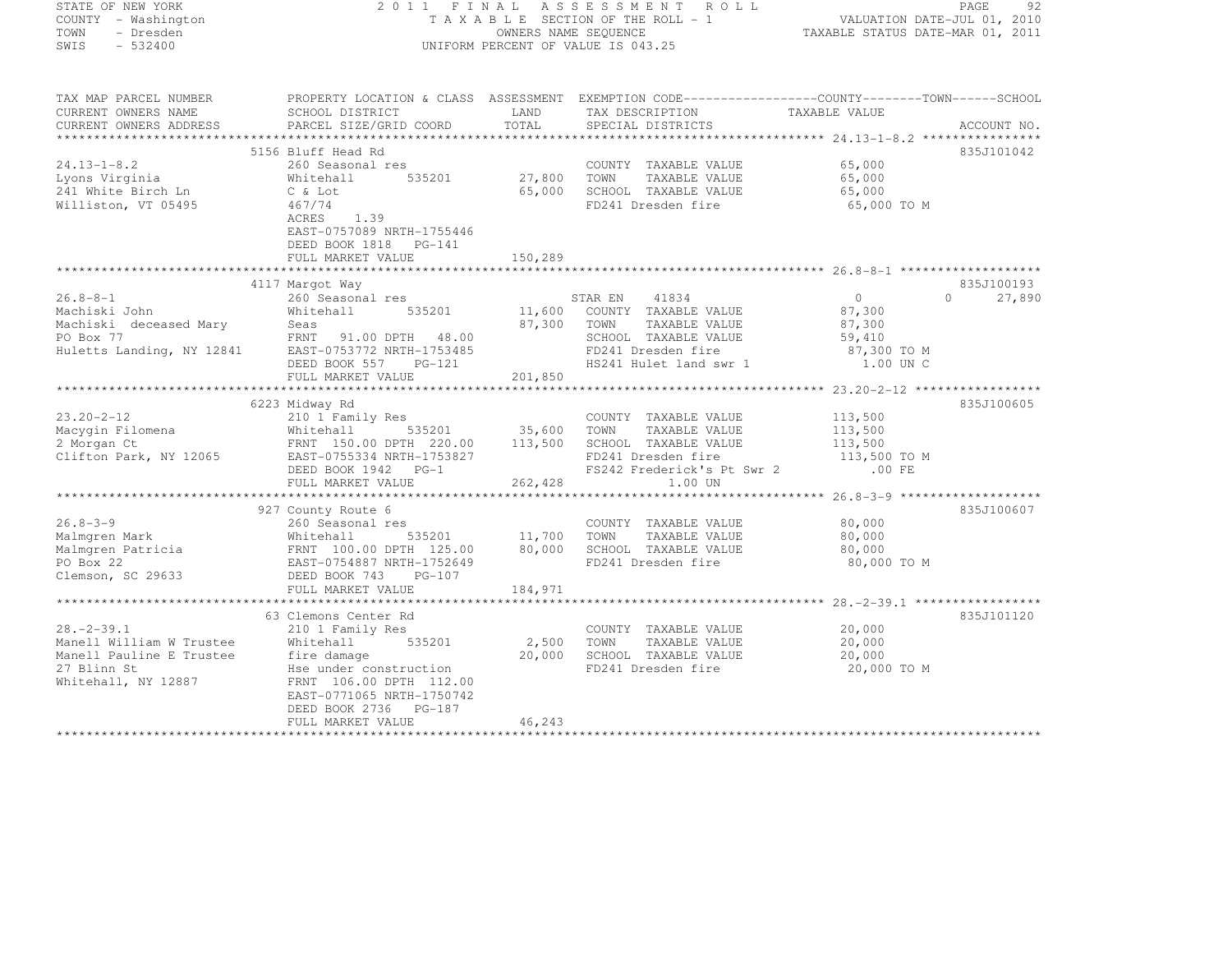STATE OF NEW YORK
COUNTY - Washington
TOWN - Dresden
SWIS - 532400

# 2011 FINAL ASSESSMENT ROLL

TAXABLE SECTION OF THE ROLL - 1
OWNERS NAME SEQUENCE
UNIFORM PERCENT OF VALUE IS 043.25

VALUATION DATE-JUL 01, 2010
TAXABLE STATUS DATE-MAR 01, 2011

| TAX MAP PARCEL NUMBER / CURRENT OWNERS NAME / CURRENT OWNERS ADDRESS | PROPERTY LOCATION & CLASS / SCHOOL DISTRICT / PARCEL SIZE/GRID COORD | ASSESSMENT LAND / TOTAL | EXEMPTION CODE / TAX DESCRIPTION / SPECIAL DISTRICTS | COUNTY | TOWN | SCHOOL / TAXABLE VALUE | ACCOUNT NO. |
|---|---|---|---|---|---|---|---|
| 24.13-1-8.2 | 5156 Bluff Head Rd | | | | | | 835J101042 |
| Lyons Virginia | 260 Seasonal res | | COUNTY TAXABLE VALUE | 65,000 | | | |
| 241 White Birch Ln | Whitehall 535201 | 27,800 | TOWN TAXABLE VALUE | 65,000 | | | |
| Williston, VT 05495 | C & Lot | 65,000 | SCHOOL TAXABLE VALUE | 65,000 | | | |
| | 467/74 | | FD241 Dresden fire | 65,000 TO M | | | |
| | ACRES 1.39 | | | | | | |
| | EAST-0757089 NRTH-1755446 | | | | | | |
| | DEED BOOK 1818 PG-141 | | | | | | |
| | FULL MARKET VALUE | 150,289 | | | | | |
| 26.8-8-1 | 4117 Margot Way | | | | | | 835J100193 |
| Machiski John | 260 Seasonal res | | STAR EN 41834 | 0 | 0 | 27,890 | |
| Machiski deceased Mary | Whitehall 535201 | 11,600 | COUNTY TAXABLE VALUE | 87,300 | | | |
| PO Box 77 | Seas | 87,300 | TOWN TAXABLE VALUE | 87,300 | | | |
| Huletts Landing, NY 12841 | FRNT 91.00 DPTH 48.00 | | SCHOOL TAXABLE VALUE | 59,410 | | | |
| | EAST-0753772 NRTH-1753485 | | FD241 Dresden fire | 87,300 TO M | | | |
| | DEED BOOK 557 PG-121 | | HS241 Hulet land swr 1 | 1.00 UN C | | | |
| | FULL MARKET VALUE | 201,850 | | | | | |
| 23.20-2-12 | 6223 Midway Rd | | | | | | 835J100605 |
| Macygin Filomena | 210 1 Family Res | | COUNTY TAXABLE VALUE | 113,500 | | | |
| 2 Morgan Ct | Whitehall 535201 | 35,600 | TOWN TAXABLE VALUE | 113,500 | | | |
| Clifton Park, NY 12065 | FRNT 150.00 DPTH 220.00 | 113,500 | SCHOOL TAXABLE VALUE | 113,500 | | | |
| | EAST-0755334 NRTH-1753827 | | FD241 Dresden fire | 113,500 TO M | | | |
| | DEED BOOK 1942 PG-1 | | FS242 Frederick's Pt Swr 2 | .00 FE | | | |
| | FULL MARKET VALUE | 262,428 | 1.00 UN | | | | |
| 26.8-3-9 | 927 County Route 6 | | | | | | 835J100607 |
| Malmgren Mark | 260 Seasonal res | | COUNTY TAXABLE VALUE | 80,000 | | | |
| Malmgren Patricia | Whitehall 535201 | 11,700 | TOWN TAXABLE VALUE | 80,000 | | | |
| PO Box 22 | FRNT 100.00 DPTH 125.00 | 80,000 | SCHOOL TAXABLE VALUE | 80,000 | | | |
| Clemson, SC 29633 | EAST-0754887 NRTH-1752649 | | FD241 Dresden fire | 80,000 TO M | | | |
| | DEED BOOK 743 PG-107 | | | | | | |
| | FULL MARKET VALUE | 184,971 | | | | | |
| 28.-2-39.1 | 63 Clemons Center Rd | | | | | | 835J101120 |
| Manell William W Trustee | 210 1 Family Res | | COUNTY TAXABLE VALUE | 20,000 | | | |
| Manell Pauline E Trustee | Whitehall 535201 | 2,500 | TOWN TAXABLE VALUE | 20,000 | | | |
| 27 Blinn St | fire damage | 20,000 | SCHOOL TAXABLE VALUE | 20,000 | | | |
| Whitehall, NY 12887 | Hse under construction | | FD241 Dresden fire | 20,000 TO M | | | |
| | FRNT 106.00 DPTH 112.00 | | | | | | |
| | EAST-0771065 NRTH-1750742 | | | | | | |
| | DEED BOOK 2736 PG-187 | | | | | | |
| | FULL MARKET VALUE | 46,243 | | | | | |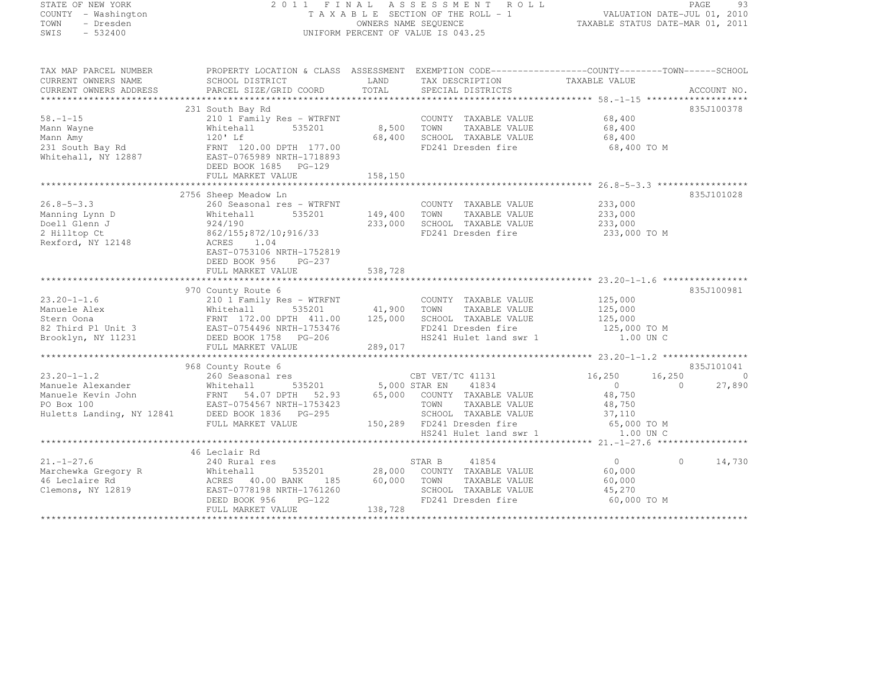STATE OF NEW YORK
COUNTY - Washington
TOWN - Dresden
SWIS - 532400

2011 FINAL ASSESSMENT ROLL
TAXABLE SECTION OF THE ROLL - 1
OWNERS NAME SEQUENCE
UNIFORM PERCENT OF VALUE IS 043.25

VALUATION DATE-JUL 01, 2010
TAXABLE STATUS DATE-MAR 01, 2011

```
TAX MAP PARCEL NUMBER          PROPERTY LOCATION & CLASS  ASSESSMENT  EXEMPTION CODE-----------------COUNTY--------TOWN------SCHOOL
CURRENT OWNERS NAME            SCHOOL DISTRICT               LAND      TAX DESCRIPTION              TAXABLE VALUE
CURRENT OWNERS ADDRESS         PARCEL SIZE/GRID COORD        TOTAL     SPECIAL DISTRICTS                                   ACCOUNT NO.
******************************************************************************************************* 58.-1-15 *******************
                               231 South Bay Rd                                                                            835J100378
58.-1-15                       210 1 Family Res - WTRFNT            COUNTY  TAXABLE VALUE             68,400
Mann Wayne                     Whitehall        535201       8,500  TOWN    TAXABLE VALUE             68,400
Mann Amy                       120' Lf                      68,400  SCHOOL  TAXABLE VALUE             68,400
231 South Bay Rd               FRNT 120.00 DPTH 177.00              FD241 Dresden fire                 68,400 TO M
Whitehall, NY 12887            EAST-0765989 NRTH-1718893
                               DEED BOOK 1685   PG-129
                               FULL MARKET VALUE           158,150
******************************************************************************************************* 26.8-5-3.3 *****************
                               2756 Sheep Meadow Ln                                                                        835J101028
26.8-5-3.3                     260 Seasonal res - WTRFNT            COUNTY  TAXABLE VALUE            233,000
Manning Lynn D                 Whitehall        535201     149,400  TOWN    TAXABLE VALUE            233,000
Doell Glenn J                  924/190                     233,000  SCHOOL  TAXABLE VALUE            233,000
2 Hilltop Ct                   862/155;872/10;916/33                FD241 Dresden fire                233,000 TO M
Rexford, NY 12148              ACRES    1.04
                               EAST-0753106 NRTH-1752819
                               DEED BOOK 956    PG-237
                               FULL MARKET VALUE           538,728
******************************************************************************************************* 23.20-1-1.6 ****************
                               970 County Route 6                                                                          835J100981
23.20-1-1.6                    210 1 Family Res - WTRFNT            COUNTY  TAXABLE VALUE            125,000
Manuele Alex                   Whitehall        535201      41,900  TOWN    TAXABLE VALUE            125,000
Stern Oona                     FRNT 172.00 DPTH 411.00     125,000  SCHOOL  TAXABLE VALUE            125,000
82 Third Pl Unit 3             EAST-0754496 NRTH-1753476            FD241 Dresden fire                125,000 TO M
Brooklyn, NY 11231             DEED BOOK 1758   PG-206              HS241 Hulet land swr 1               1.00 UN C
                               FULL MARKET VALUE           289,017
******************************************************************************************************* 23.20-1-1.2 ****************
                               968 County Route 6                                                                          835J101041
23.20-1-1.2                    260 Seasonal res                     CBT VET/TC 41131            16,250       16,250            0
Manuele Alexander              Whitehall        535201       5,000 STAR EN     41834                 0            0       27,890
Manuele Kevin John             FRNT  54.07 DPTH  52.93      65,000  COUNTY  TAXABLE VALUE             48,750
PO Box 100                     EAST-0754567 NRTH-1753423            TOWN    TAXABLE VALUE             48,750
Huletts Landing, NY 12841      DEED BOOK 1836   PG-295              SCHOOL  TAXABLE VALUE             37,110
                               FULL MARKET VALUE           150,289  FD241 Dresden fire                 65,000 TO M
                                                                    HS241 Hulet land swr 1               1.00 UN C
******************************************************************************************************* 21.-1-27.6 *****************
                               46 Leclair Rd
21.-1-27.6                     240 Rural res                        STAR B      41854                 0            0       14,730
Marchewka Gregory R            Whitehall        535201      28,000  COUNTY  TAXABLE VALUE             60,000
46 Leclaire Rd                 ACRES  40.00 BANK     185    60,000  TOWN    TAXABLE VALUE             60,000
Clemons, NY 12819              EAST-0778198 NRTH-1761260            SCHOOL  TAXABLE VALUE             45,270
                               DEED BOOK 956    PG-122              FD241 Dresden fire                 60,000 TO M
                               FULL MARKET VALUE           138,728
************************************************************************************************************************************
```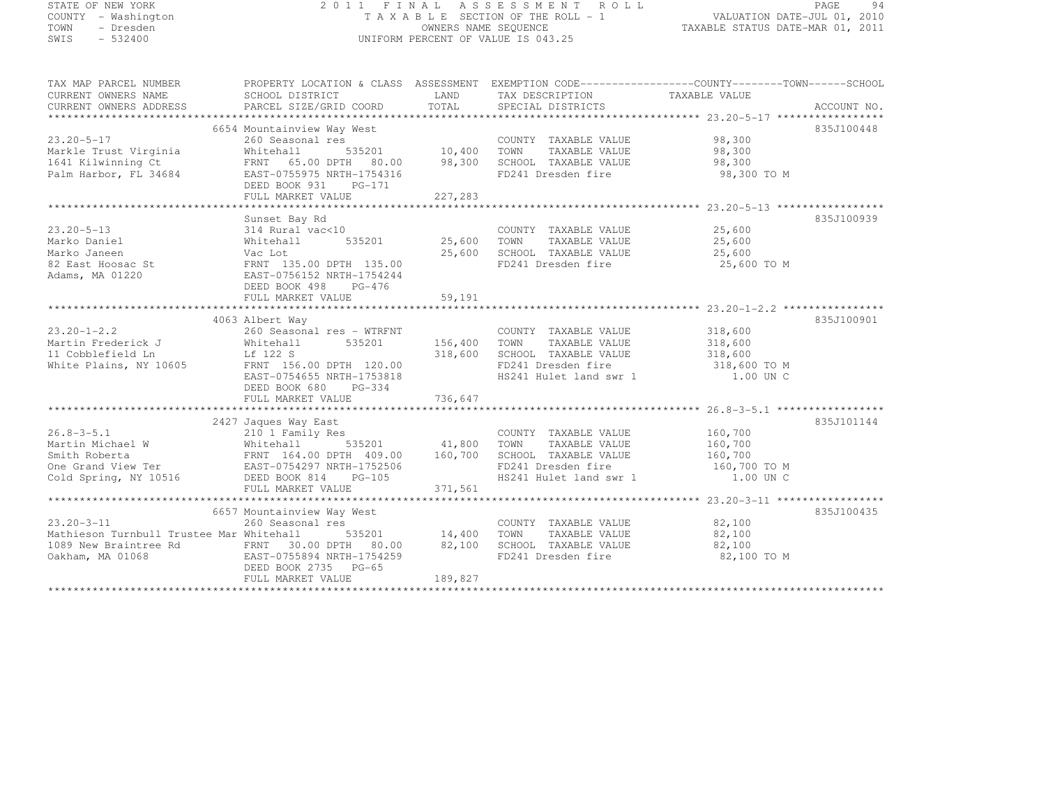STATE OF NEW YORK
COUNTY - Washington
TOWN - Dresden
SWIS - 532400

2011 FINAL ASSESSMENT ROLL
TAXABLE SECTION OF THE ROLL - 1
OWNERS NAME SEQUENCE
UNIFORM PERCENT OF VALUE IS 043.25

VALUATION DATE-JUL 01, 2010
TAXABLE STATUS DATE-MAR 01, 2011

```
TAX MAP PARCEL NUMBER          PROPERTY LOCATION & CLASS  ASSESSMENT  EXEMPTION CODE------------------COUNTY--------TOWN------SCHOOL
CURRENT OWNERS NAME            SCHOOL DISTRICT              LAND      TAX DESCRIPTION              TAXABLE VALUE
CURRENT OWNERS ADDRESS         PARCEL SIZE/GRID COORD       TOTAL     SPECIAL DISTRICTS                                   ACCOUNT NO.
****************************************************************************************************** 23.20-5-17 *****************
                               6654 Mountainview Way West                                                              835J100448
23.20-5-17                     260 Seasonal res                       COUNTY  TAXABLE VALUE          98,300
Markle Trust Virginia          Whitehall        535201     10,400     TOWN    TAXABLE VALUE          98,300
1641 Kilwinning Ct             FRNT  65.00 DPTH  80.00     98,300     SCHOOL  TAXABLE VALUE          98,300
Palm Harbor, FL 34684          EAST-0755975 NRTH-1754316              FD241 Dresden fire              98,300 TO M
                               DEED BOOK 931    PG-171
                               FULL MARKET VALUE          227,283
****************************************************************************************************** 23.20-5-13 *****************
                               Sunset Bay Rd                                                                           835J100939
23.20-5-13                     314 Rural vac<10                       COUNTY  TAXABLE VALUE          25,600
Marko Daniel                   Whitehall        535201     25,600     TOWN    TAXABLE VALUE          25,600
Marko Janeen                   Vac Lot                     25,600     SCHOOL  TAXABLE VALUE          25,600
82 East Hoosac St              FRNT 135.00 DPTH 135.00                FD241 Dresden fire              25,600 TO M
Adams, MA 01220                EAST-0756152 NRTH-1754244
                               DEED BOOK 498    PG-476
                               FULL MARKET VALUE           59,191
****************************************************************************************************** 23.20-1-2.2 ****************
                               4063 Albert Way                                                                         835J100901
23.20-1-2.2                    260 Seasonal res - WTRFNT              COUNTY  TAXABLE VALUE         318,600
Martin Frederick J             Whitehall        535201    156,400     TOWN    TAXABLE VALUE         318,600
11 Cobblefield Ln              Lf 122 S                   318,600     SCHOOL  TAXABLE VALUE         318,600
White Plains, NY 10605         FRNT 156.00 DPTH 120.00                FD241 Dresden fire             318,600 TO M
                               EAST-0754655 NRTH-1753818              HS241 Hulet land swr 1            1.00 UN C
                               DEED BOOK 680    PG-334
                               FULL MARKET VALUE          736,647
****************************************************************************************************** 26.8-3-5.1 *****************
                               2427 Jaques Way East                                                                    835J101144
26.8-3-5.1                     210 1 Family Res                       COUNTY  TAXABLE VALUE         160,700
Martin Michael W               Whitehall        535201     41,800     TOWN    TAXABLE VALUE         160,700
Smith Roberta                  FRNT 164.00 DPTH 409.00    160,700     SCHOOL  TAXABLE VALUE         160,700
One Grand View Ter             EAST-0754297 NRTH-1752506              FD241 Dresden fire             160,700 TO M
Cold Spring, NY 10516          DEED BOOK 814    PG-105                HS241 Hulet land swr 1            1.00 UN C
                               FULL MARKET VALUE          371,561
****************************************************************************************************** 23.20-3-11 *****************
                               6657 Mountainview Way West                                                              835J100435
23.20-3-11                     260 Seasonal res                       COUNTY  TAXABLE VALUE          82,100
Mathieson Turnbull Trustee Mar Whitehall        535201     14,400     TOWN    TAXABLE VALUE          82,100
1089 New Braintree Rd          FRNT  30.00 DPTH  80.00     82,100     SCHOOL  TAXABLE VALUE          82,100
Oakham, MA 01068               EAST-0755894 NRTH-1754259              FD241 Dresden fire              82,100 TO M
                               DEED BOOK 2735   PG-65
                               FULL MARKET VALUE          189,827
************************************************************************************************************************************
```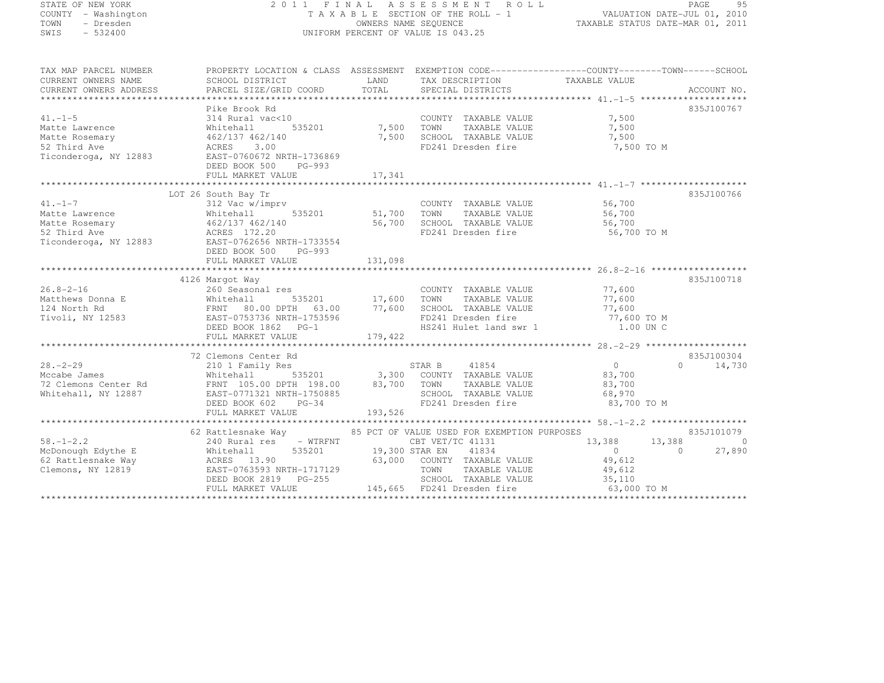STATE OF NEW YORK
COUNTY - Washington
TOWN - Dresden
SWIS - 532400

2011 FINAL ASSESSMENT ROLL
TAXABLE SECTION OF THE ROLL - 1
OWNERS NAME SEQUENCE
UNIFORM PERCENT OF VALUE IS 043.25

VALUATION DATE-JUL 01, 2010
TAXABLE STATUS DATE-MAR 01, 2011

```
TAX MAP PARCEL NUMBER     PROPERTY LOCATION & CLASS  ASSESSMENT  EXEMPTION CODE------------------COUNTY--------TOWN------SCHOOL
CURRENT OWNERS NAME       SCHOOL DISTRICT               LAND      TAX DESCRIPTION            TAXABLE VALUE
CURRENT OWNERS ADDRESS    PARCEL SIZE/GRID COORD        TOTAL     SPECIAL DISTRICTS                                    ACCOUNT NO.
******************************************************************************************************* 41.-1-5 ********************
                          Pike Brook Rd                                                                               835J100767
41.-1-5                   314 Rural vac<10                         COUNTY  TAXABLE VALUE             7,500
Matte Lawrence            Whitehall         535201        7,500    TOWN    TAXABLE VALUE             7,500
Matte Rosemary            462/137 462/140                 7,500    SCHOOL  TAXABLE VALUE             7,500
52 Third Ave              ACRES     3.00                           FD241 Dresden fire                 7,500 TO M
Ticonderoga, NY 12883     EAST-0760672 NRTH-1736869
                          DEED BOOK 500     PG-993
                          FULL MARKET VALUE              17,341
******************************************************************************************************* 41.-1-7 ********************
                          LOT 26 South Bay Tr                                                                         835J100766
41.-1-7                   312 Vac w/imprv                          COUNTY  TAXABLE VALUE            56,700
Matte Lawrence            Whitehall         535201       51,700    TOWN    TAXABLE VALUE            56,700
Matte Rosemary            462/137 462/140                56,700    SCHOOL  TAXABLE VALUE            56,700
52 Third Ave              ACRES   172.20                           FD241 Dresden fire                56,700 TO M
Ticonderoga, NY 12883     EAST-0762656 NRTH-1733554
                          DEED BOOK 500     PG-993
                          FULL MARKET VALUE             131,098
******************************************************************************************************* 26.8-2-16 ******************
                          4126 Margot Way                                                                             835J100718
26.8-2-16                 260 Seasonal res                         COUNTY  TAXABLE VALUE            77,600
Matthews Donna E          Whitehall         535201       17,600    TOWN    TAXABLE VALUE            77,600
124 North Rd              FRNT    80.00 DPTH   63.00     77,600    SCHOOL  TAXABLE VALUE            77,600
Tivoli, NY 12583          EAST-0753736 NRTH-1753596                FD241 Dresden fire                77,600 TO M
                          DEED BOOK 1862    PG-1                   HS241 Hulet land swr 1              1.00 UN C
                          FULL MARKET VALUE             179,422
******************************************************************************************************* 28.-2-29 *******************
                          72 Clemons Center Rd                                                                        835J100304
28.-2-29                  210 1 Family Res                         STAR B    41854                  0              0     14,730
Mccabe James              Whitehall         535201        3,300    COUNTY  TAXABLE VALUE            83,700
72 Clemons Center Rd      FRNT   105.00 DPTH  198.00     83,700    TOWN    TAXABLE VALUE            83,700
Whitehall, NY 12887       EAST-0771321 NRTH-1750885                SCHOOL  TAXABLE VALUE            68,970
                          DEED BOOK 602     PG-34                  FD241 Dresden fire                83,700 TO M
                          FULL MARKET VALUE             193,526
******************************************************************************************************* 58.-1-2.2 ******************
                          62 Rattlesnake Way           85 PCT OF VALUE USED FOR EXEMPTION PURPOSES                    835J101079
58.-1-2.2                 240 Rural res     - WTRFNT               CBT VET/TC 41131             13,388         13,388          0
McDonough Edythe E        Whitehall         535201       19,300 STAR EN    41834                  0              0     27,890
62 Rattlesnake Way        ACRES    13.90                 63,000    COUNTY  TAXABLE VALUE            49,612
Clemons, NY 12819         EAST-0763593 NRTH-1717129                TOWN    TAXABLE VALUE            49,612
                          DEED BOOK 2819    PG-255                 SCHOOL  TAXABLE VALUE            35,110
                          FULL MARKET VALUE             145,665    FD241 Dresden fire                63,000 TO M
************************************************************************************************************************************
```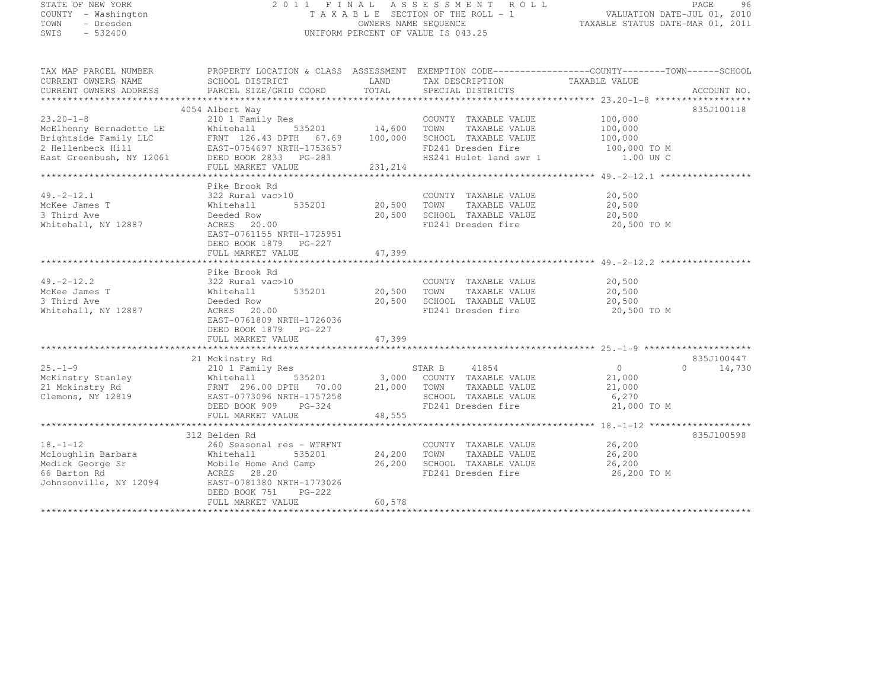STATE OF NEW YORK
COUNTY - Washington
TOWN - Dresden
SWIS - 532400

2011 FINAL ASSESSMENT ROLL
TAXABLE SECTION OF THE ROLL - 1
OWNERS NAME SEQUENCE
UNIFORM PERCENT OF VALUE IS 043.25

VALUATION DATE-JUL 01, 2010
TAXABLE STATUS DATE-MAR 01, 2011

```
TAX MAP PARCEL NUMBER          PROPERTY LOCATION & CLASS  ASSESSMENT  EXEMPTION CODE------------------COUNTY--------TOWN------SCHOOL
CURRENT OWNERS NAME            SCHOOL DISTRICT              LAND      TAX DESCRIPTION             TAXABLE VALUE
CURRENT OWNERS ADDRESS         PARCEL SIZE/GRID COORD       TOTAL     SPECIAL DISTRICTS                                       ACCOUNT NO.
******************************************************************************************************* 23.20-1-8 ******************
                               4054 Albert Way                                                                              835J100118
23.20-1-8                      210 1 Family Res                       COUNTY  TAXABLE VALUE          100,000
McElhenny Bernadette LE        Whitehall       535201       14,600    TOWN    TAXABLE VALUE          100,000
Brightside Family LLC          FRNT 126.43 DPTH  67.69     100,000    SCHOOL  TAXABLE VALUE          100,000
2 Hellenbeck Hill              EAST-0754697 NRTH-1753657              FD241 Dresden fire              100,000 TO M
East Greenbush, NY 12061       DEED BOOK 2833   PG-283                HS241 Hulet land swr 1            1.00 UN C
                               FULL MARKET VALUE           231,214
******************************************************************************************************* 49.-2-12.1 *****************
                               Pike Brook Rd
49.-2-12.1                     322 Rural vac>10                       COUNTY  TAXABLE VALUE           20,500
McKee James T                  Whitehall       535201       20,500    TOWN    TAXABLE VALUE           20,500
3 Third Ave                    Deeded Row                   20,500    SCHOOL  TAXABLE VALUE           20,500
Whitehall, NY 12887            ACRES  20.00                           FD241 Dresden fire               20,500 TO M
                               EAST-0761155 NRTH-1725951
                               DEED BOOK 1879   PG-227
                               FULL MARKET VALUE            47,399
******************************************************************************************************* 49.-2-12.2 *****************
                               Pike Brook Rd
49.-2-12.2                     322 Rural vac>10                       COUNTY  TAXABLE VALUE           20,500
McKee James T                  Whitehall       535201       20,500    TOWN    TAXABLE VALUE           20,500
3 Third Ave                    Deeded Row                   20,500    SCHOOL  TAXABLE VALUE           20,500
Whitehall, NY 12887            ACRES  20.00                           FD241 Dresden fire               20,500 TO M
                               EAST-0761809 NRTH-1726036
                               DEED BOOK 1879   PG-227
                               FULL MARKET VALUE            47,399
******************************************************************************************************* 25.-1-9 ********************
                               21 Mckinstry Rd                                                                              835J100447
25.-1-9                        210 1 Family Res                       STAR B     41854                0             0      14,730
McKinstry Stanley              Whitehall       535201        3,000    COUNTY  TAXABLE VALUE           21,000
21 Mckinstry Rd                FRNT 296.00 DPTH  70.00      21,000    TOWN    TAXABLE VALUE           21,000
Clemons, NY 12819              EAST-0773096 NRTH-1757258              SCHOOL  TAXABLE VALUE            6,270
                               DEED BOOK 909    PG-324                FD241 Dresden fire               21,000 TO M
                               FULL MARKET VALUE            48,555
******************************************************************************************************* 18.-1-12 *******************
                               312 Belden Rd                                                                                835J100598
18.-1-12                       260 Seasonal res - WTRFNT              COUNTY  TAXABLE VALUE           26,200
Mcloughlin Barbara             Whitehall       535201       24,200    TOWN    TAXABLE VALUE           26,200
Medick George Sr               Mobile Home And Camp         26,200    SCHOOL  TAXABLE VALUE           26,200
66 Barton Rd                   ACRES  28.20                           FD241 Dresden fire               26,200 TO M
Johnsonville, NY 12094         EAST-0781380 NRTH-1773026
                               DEED BOOK 751    PG-222
                               FULL MARKET VALUE            60,578
************************************************************************************************************************************
```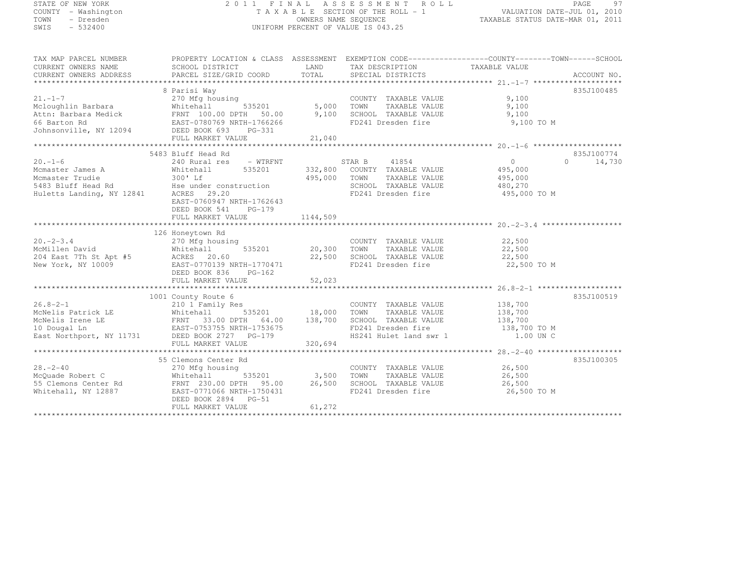STATE OF NEW YORK
COUNTY - Washington
TOWN - Dresden
SWIS - 532400

# 2011 FINAL ASSESSMENT ROLL

TAXABLE SECTION OF THE ROLL - 1
OWNERS NAME SEQUENCE
UNIFORM PERCENT OF VALUE IS 043.25

VALUATION DATE-JUL 01, 2010
TAXABLE STATUS DATE-MAR 01, 2011

```
TAX MAP PARCEL NUMBER      PROPERTY LOCATION & CLASS  ASSESSMENT  EXEMPTION CODE------------------COUNTY--------TOWN------SCHOOL
CURRENT OWNERS NAME        SCHOOL DISTRICT             LAND       TAX DESCRIPTION              TAXABLE VALUE
CURRENT OWNERS ADDRESS     PARCEL SIZE/GRID COORD      TOTAL      SPECIAL DISTRICTS                                      ACCOUNT NO.
******************************************************************************************************* 21.-1-7 ********************
                           8 Parisi Way                                                                                  835J100485
21.-1-7                    270 Mfg housing                        COUNTY  TAXABLE VALUE          9,100
Mcloughlin Barbara         Whitehall      535201        5,000     TOWN    TAXABLE VALUE          9,100
Attn: Barbara Medick       FRNT 100.00 DPTH  50.00      9,100     SCHOOL  TAXABLE VALUE          9,100
66 Barton Rd               EAST-0780769 NRTH-1766266              FD241 Dresden fire               9,100 TO M
Johnsonville, NY 12094     DEED BOOK 693    PG-331
                           FULL MARKET VALUE            21,040
******************************************************************************************************* 20.-1-6 ********************
                           5483 Bluff Head Rd                                                                            835J100774
20.-1-6                    240 Rural res    - WTRFNT              STAR B    41854                  0           0      14,730
Mcmaster James A           Whitehall      535201      332,800     COUNTY  TAXABLE VALUE        495,000
Mcmaster Trudie            300' Lf                    495,000     TOWN    TAXABLE VALUE        495,000
5483 Bluff Head Rd         Hse under construction                 SCHOOL  TAXABLE VALUE        480,270
Huletts Landing, NY 12841  ACRES  29.20                           FD241 Dresden fire             495,000 TO M
                           EAST-0760947 NRTH-1762643
                           DEED BOOK 541    PG-179
                           FULL MARKET VALUE          1144,509
******************************************************************************************************* 20.-2-3.4 ******************
                           126 Honeytown Rd
20.-2-3.4                  270 Mfg housing                        COUNTY  TAXABLE VALUE         22,500
McMillen David             Whitehall      535201       20,300     TOWN    TAXABLE VALUE         22,500
204 East 7Th St Apt #5     ACRES  20.60                22,500     SCHOOL  TAXABLE VALUE         22,500
New York, NY 10009         EAST-0770139 NRTH-1770471              FD241 Dresden fire              22,500 TO M
                           DEED BOOK 836    PG-162
                           FULL MARKET VALUE            52,023
******************************************************************************************************* 26.8-2-1 *******************
                           1001 County Route 6                                                                           835J100519
26.8-2-1                   210 1 Family Res                       COUNTY  TAXABLE VALUE        138,700
McNelis Patrick LE         Whitehall      535201       18,000     TOWN    TAXABLE VALUE        138,700
McNelis Irene LE           FRNT  33.00 DPTH  64.00    138,700     SCHOOL  TAXABLE VALUE        138,700
10 Dougal Ln               EAST-0753755 NRTH-1753675              FD241 Dresden fire             138,700 TO M
East Northport, NY 11731   DEED BOOK 2727   PG-179                HS241 Hulet land swr 1            1.00 UN C
                           FULL MARKET VALUE           320,694
******************************************************************************************************* 28.-2-40 *******************
                           55 Clemons Center Rd                                                                          835J100305
28.-2-40                   270 Mfg housing                        COUNTY  TAXABLE VALUE         26,500
McQuade Robert C           Whitehall      535201        3,500     TOWN    TAXABLE VALUE         26,500
55 Clemons Center Rd       FRNT 230.00 DPTH  95.00     26,500     SCHOOL  TAXABLE VALUE         26,500
Whitehall, NY 12887        EAST-0771066 NRTH-1750431              FD241 Dresden fire              26,500 TO M
                           DEED BOOK 2894   PG-51
                           FULL MARKET VALUE            61,272
************************************************************************************************************************************
```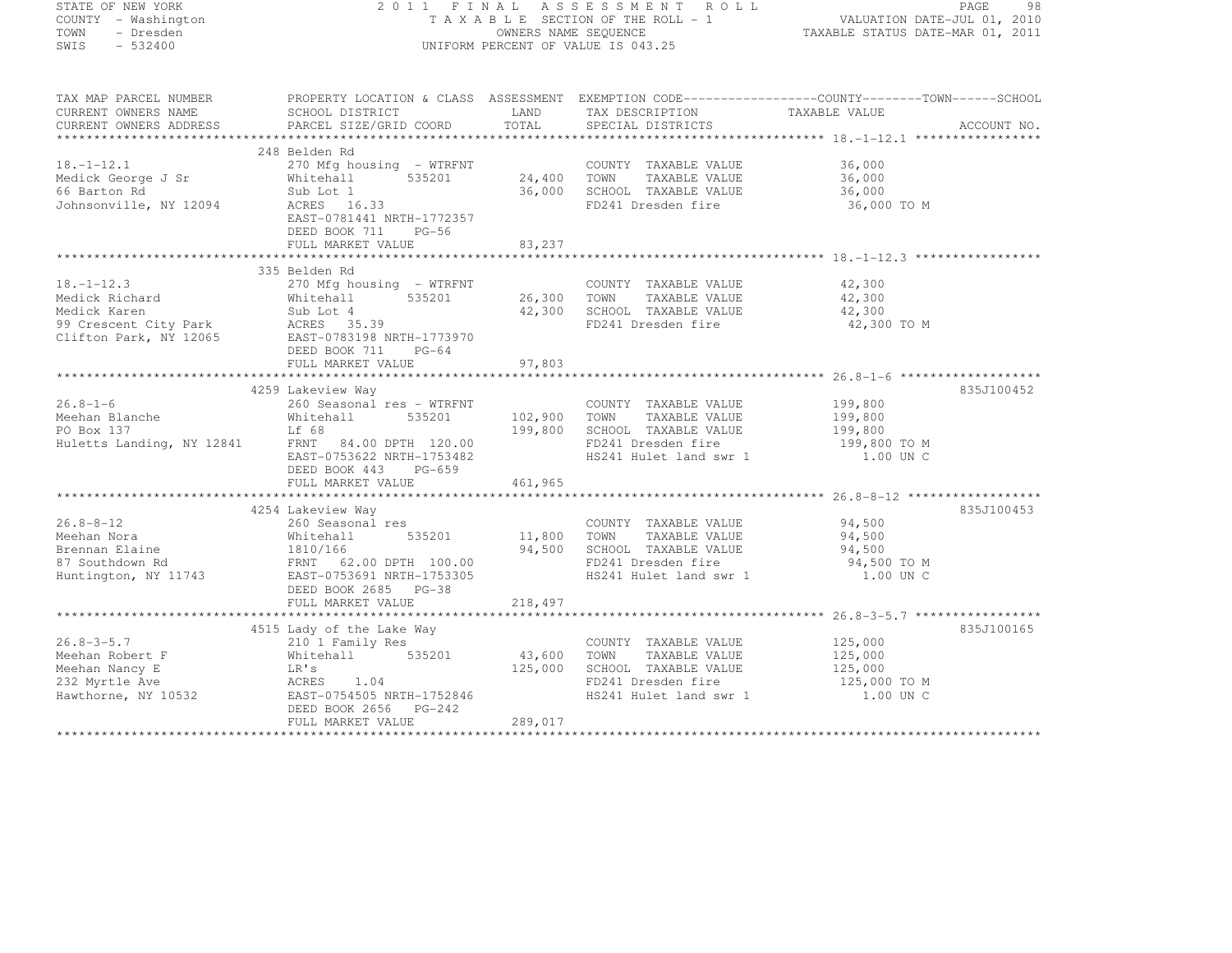STATE OF NEW YORK
COUNTY - Washington
TOWN - Dresden
SWIS - 532400

2 0 1 1 F I N A L A S S E S S M E N T R O L L
T A X A B L E SECTION OF THE ROLL - 1
OWNERS NAME SEQUENCE
UNIFORM PERCENT OF VALUE IS 043.25

VALUATION DATE-JUL 01, 2010
TAXABLE STATUS DATE-MAR 01, 2011

```
TAX MAP PARCEL NUMBER          PROPERTY LOCATION & CLASS  ASSESSMENT  EXEMPTION CODE------------------COUNTY--------TOWN------SCHOOL
CURRENT OWNERS NAME            SCHOOL DISTRICT               LAND      TAX DESCRIPTION             TAXABLE VALUE
CURRENT OWNERS ADDRESS         PARCEL SIZE/GRID COORD        TOTAL     SPECIAL DISTRICTS                                    ACCOUNT NO.
******************************************************************************************************* 18.-1-12.1 *****************
                               248 Belden Rd
18.-1-12.1                     270 Mfg housing  - WTRFNT               COUNTY  TAXABLE VALUE            36,000
Medick George J Sr             Whitehall        535201       24,400    TOWN    TAXABLE VALUE            36,000
66 Barton Rd                   Sub Lot 1                     36,000    SCHOOL  TAXABLE VALUE            36,000
Johnsonville, NY 12094         ACRES   16.33                           FD241 Dresden fire                36,000 TO M
                               EAST-0781441 NRTH-1772357
                               DEED BOOK 711     PG-56
                               FULL MARKET VALUE             83,237
******************************************************************************************************* 18.-1-12.3 *****************
                               335 Belden Rd
18.-1-12.3                     270 Mfg housing  - WTRFNT               COUNTY  TAXABLE VALUE            42,300
Medick Richard                 Whitehall        535201       26,300    TOWN    TAXABLE VALUE            42,300
Medick Karen                   Sub Lot 4                     42,300    SCHOOL  TAXABLE VALUE            42,300
99 Crescent City Park          ACRES   35.39                           FD241 Dresden fire                42,300 TO M
Clifton Park, NY 12065         EAST-0783198 NRTH-1773970
                               DEED BOOK 711     PG-64
                               FULL MARKET VALUE             97,803
******************************************************************************************************* 26.8-1-6 *******************
                               4259 Lakeview Way                                                                         835J100452
26.8-1-6                       260 Seasonal res - WTRFNT               COUNTY  TAXABLE VALUE           199,800
Meehan Blanche                 Whitehall        535201      102,900    TOWN    TAXABLE VALUE           199,800
PO Box 137                     Lf 68                        199,800    SCHOOL  TAXABLE VALUE           199,800
Huletts Landing, NY 12841      FRNT   84.00 DPTH 120.00                FD241 Dresden fire               199,800 TO M
                               EAST-0753622 NRTH-1753482               HS241 Hulet land swr 1              1.00 UN C
                               DEED BOOK 443     PG-659
                               FULL MARKET VALUE            461,965
******************************************************************************************************* 26.8-8-12 ******************
                               4254 Lakeview Way                                                                         835J100453
26.8-8-12                      260 Seasonal res                        COUNTY  TAXABLE VALUE            94,500
Meehan Nora                    Whitehall        535201       11,800    TOWN    TAXABLE VALUE            94,500
Brennan Elaine                 1810/166                      94,500    SCHOOL  TAXABLE VALUE            94,500
87 Southdown Rd                FRNT   62.00 DPTH 100.00                FD241 Dresden fire                94,500 TO M
Huntington, NY 11743           EAST-0753691 NRTH-1753305               HS241 Hulet land swr 1              1.00 UN C
                               DEED BOOK 2685    PG-38
                               FULL MARKET VALUE            218,497
******************************************************************************************************* 26.8-3-5.7 *****************
                               4515 Lady of the Lake Way                                                                 835J100165
26.8-3-5.7                     210 1 Family Res                        COUNTY  TAXABLE VALUE           125,000
Meehan Robert F                Whitehall        535201       43,600    TOWN    TAXABLE VALUE           125,000
Meehan Nancy E                 LR's                         125,000    SCHOOL  TAXABLE VALUE           125,000
232 Myrtle Ave                 ACRES    1.04                           FD241 Dresden fire               125,000 TO M
Hawthorne, NY 10532            EAST-0754505 NRTH-1752846               HS241 Hulet land swr 1              1.00 UN C
                               DEED BOOK 2656    PG-242
                               FULL MARKET VALUE            289,017
************************************************************************************************************************************
```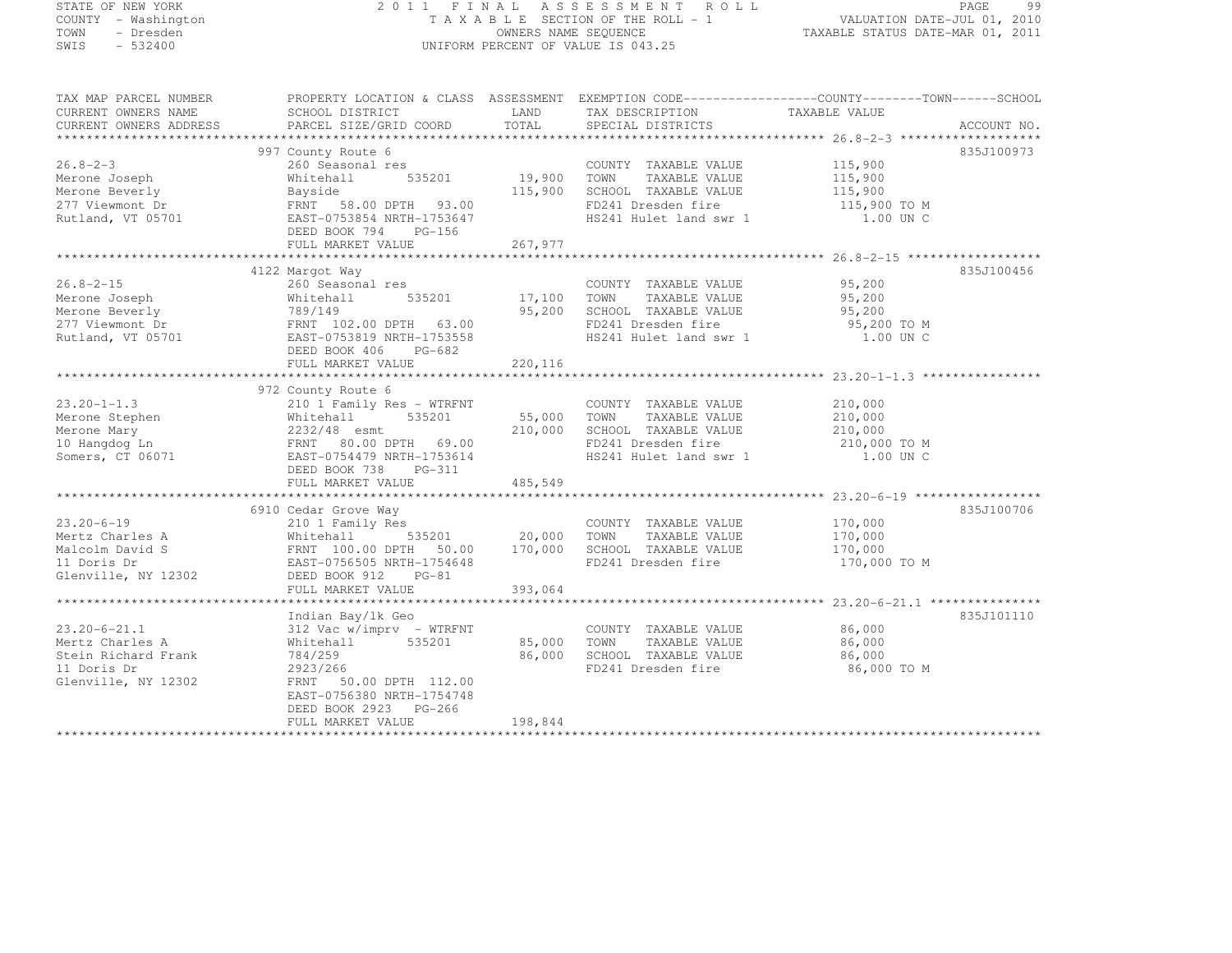STATE OF NEW YORK
COUNTY - Washington
TOWN - Dresden
SWIS - 532400

2011 FINAL ASSESSMENT ROLL
TAXABLE SECTION OF THE ROLL - 1
OWNERS NAME SEQUENCE
UNIFORM PERCENT OF VALUE IS 043.25

VALUATION DATE-JUL 01, 2010
TAXABLE STATUS DATE-MAR 01, 2011

```
TAX MAP PARCEL NUMBER     PROPERTY LOCATION & CLASS  ASSESSMENT  EXEMPTION CODE------------------COUNTY--------TOWN------SCHOOL
CURRENT OWNERS NAME       SCHOOL DISTRICT               LAND      TAX DESCRIPTION              TAXABLE VALUE
CURRENT OWNERS ADDRESS    PARCEL SIZE/GRID COORD        TOTAL     SPECIAL DISTRICTS                                      ACCOUNT NO.
******************************************************************************************************* 26.8-2-3 *******************
                          997 County Route 6                                                                              835J100973
26.8-2-3                  260 Seasonal res                        COUNTY  TAXABLE VALUE           115,900
Merone Joseph             Whitehall       535201        19,900    TOWN    TAXABLE VALUE           115,900
Merone Beverly            Bayside                       115,900   SCHOOL  TAXABLE VALUE           115,900
277 Viewmont Dr           FRNT  58.00 DPTH  93.00                 FD241 Dresden fire               115,900 TO M
Rutland, VT 05701         EAST-0753854 NRTH-1753647               HS241 Hulet land swr 1             1.00 UN C
                          DEED BOOK 794    PG-156
                          FULL MARKET VALUE             267,977
******************************************************************************************************* 26.8-2-15 ******************
                          4122 Margot Way                                                                                 835J100456
26.8-2-15                 260 Seasonal res                        COUNTY  TAXABLE VALUE            95,200
Merone Joseph             Whitehall       535201        17,100    TOWN    TAXABLE VALUE            95,200
Merone Beverly            789/149                       95,200    SCHOOL  TAXABLE VALUE            95,200
277 Viewmont Dr           FRNT 102.00 DPTH  63.00                 FD241 Dresden fire                95,200 TO M
Rutland, VT 05701         EAST-0753819 NRTH-1753558               HS241 Hulet land swr 1             1.00 UN C
                          DEED BOOK 406    PG-682
                          FULL MARKET VALUE             220,116
******************************************************************************************************* 23.20-1-1.3 ****************
                          972 County Route 6
23.20-1-1.3               210 1 Family Res - WTRFNT               COUNTY  TAXABLE VALUE           210,000
Merone Stephen            Whitehall       535201        55,000    TOWN    TAXABLE VALUE           210,000
Merone Mary               2232/48 esmt                  210,000   SCHOOL  TAXABLE VALUE           210,000
10 Hangdog Ln             FRNT  80.00 DPTH  69.00                 FD241 Dresden fire               210,000 TO M
Somers, CT 06071          EAST-0754479 NRTH-1753614               HS241 Hulet land swr 1             1.00 UN C
                          DEED BOOK 738    PG-311
                          FULL MARKET VALUE             485,549
******************************************************************************************************* 23.20-6-19 *****************
                          6910 Cedar Grove Way                                                                            835J100706
23.20-6-19                210 1 Family Res                        COUNTY  TAXABLE VALUE           170,000
Mertz Charles A           Whitehall       535201        20,000    TOWN    TAXABLE VALUE           170,000
Malcolm David S           FRNT 100.00 DPTH  50.00       170,000   SCHOOL  TAXABLE VALUE           170,000
11 Doris Dr               EAST-0756505 NRTH-1754648               FD241 Dresden fire               170,000 TO M
Glenville, NY 12302       DEED BOOK 912    PG-81
                          FULL MARKET VALUE             393,064
******************************************************************************************************* 23.20-6-21.1 ***************
                          Indian Bay/lk Geo                                                                               835J101110
23.20-6-21.1              312 Vac w/imprv  - WTRFNT               COUNTY  TAXABLE VALUE            86,000
Mertz Charles A           Whitehall       535201        85,000    TOWN    TAXABLE VALUE            86,000
Stein Richard Frank       784/259                       86,000    SCHOOL  TAXABLE VALUE            86,000
11 Doris Dr               2923/266                                FD241 Dresden fire                86,000 TO M
Glenville, NY 12302       FRNT  50.00 DPTH 112.00
                          EAST-0756380 NRTH-1754748
                          DEED BOOK 2923   PG-266
                          FULL MARKET VALUE             198,844
************************************************************************************************************************************
```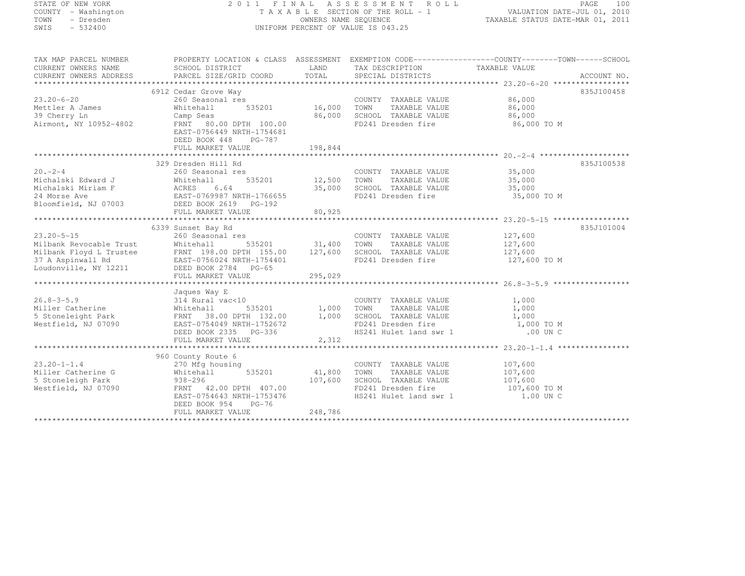STATE OF NEW YORK
COUNTY - Washington
TOWN - Dresden
SWIS - 532400

2011 FINAL ASSESSMENT ROLL
TAXABLE SECTION OF THE ROLL - 1
OWNERS NAME SEQUENCE
UNIFORM PERCENT OF VALUE IS 043.25

VALUATION DATE-JUL 01, 2010
TAXABLE STATUS DATE-MAR 01, 2011

| TAX MAP PARCEL NUMBER / CURRENT OWNERS NAME / CURRENT OWNERS ADDRESS | PROPERTY LOCATION & CLASS / SCHOOL DISTRICT / PARCEL SIZE/GRID COORD | ASSESSMENT LAND / TOTAL | EXEMPTION CODE / TAX DESCRIPTION / SPECIAL DISTRICTS | COUNTY--------TOWN------SCHOOL TAXABLE VALUE | ACCOUNT NO. |
|---|---|---|---|---|---|
| 23.20-6-20 | 6912 Cedar Grove Way | | | | 835J100458 |
| 23.20-6-20 | 260 Seasonal res | | COUNTY TAXABLE VALUE | 86,000 | |
| Mettler A James | Whitehall 535201 | 16,000 | TOWN TAXABLE VALUE | 86,000 | |
| 39 Cherry Ln | Camp Seas | 86,000 | SCHOOL TAXABLE VALUE | 86,000 | |
| Airmont, NY 10952-4802 | FRNT 80.00 DPTH 100.00 | | FD241 Dresden fire | 86,000 TO M | |
| | EAST-0756449 NRTH-1754681 | | | | |
| | DEED BOOK 448 PG-787 | | | | |
| | FULL MARKET VALUE | 198,844 | | | |
| 20.-2-4 | 329 Dresden Hill Rd | | | | 835J100538 |
| 20.-2-4 | 260 Seasonal res | | COUNTY TAXABLE VALUE | 35,000 | |
| Michalski Edward J | Whitehall 535201 | 12,500 | TOWN TAXABLE VALUE | 35,000 | |
| Michalski Miriam F | ACRES 6.64 | 35,000 | SCHOOL TAXABLE VALUE | 35,000 | |
| 24 Morse Ave | EAST-0769987 NRTH-1766655 | | FD241 Dresden fire | 35,000 TO M | |
| Bloomfield, NJ 07003 | DEED BOOK 2619 PG-192 | | | | |
| | FULL MARKET VALUE | 80,925 | | | |
| 23.20-5-15 | 6339 Sunset Bay Rd | | | | 835J101004 |
| 23.20-5-15 | 260 Seasonal res | | COUNTY TAXABLE VALUE | 127,600 | |
| Milbank Revocable Trust | Whitehall 535201 | 31,400 | TOWN TAXABLE VALUE | 127,600 | |
| Milbank Floyd L Trustee | FRNT 198.00 DPTH 155.00 | 127,600 | SCHOOL TAXABLE VALUE | 127,600 | |
| 37 A Aspinwall Rd | EAST-0756024 NRTH-1754401 | | FD241 Dresden fire | 127,600 TO M | |
| Loudonville, NY 12211 | DEED BOOK 2784 PG-65 | | | | |
| | FULL MARKET VALUE | 295,029 | | | |
| 26.8-3-5.9 | Jaques Way E | | | | |
| 26.8-3-5.9 | 314 Rural vac<10 | | COUNTY TAXABLE VALUE | 1,000 | |
| Miller Catherine | Whitehall 535201 | 1,000 | TOWN TAXABLE VALUE | 1,000 | |
| 5 Stoneleight Park | FRNT 38.00 DPTH 132.00 | 1,000 | SCHOOL TAXABLE VALUE | 1,000 | |
| Westfield, NJ 07090 | EAST-0754049 NRTH-1752672 | | FD241 Dresden fire | 1,000 TO M | |
| | DEED BOOK 2335 PG-336 | | HS241 Hulet land swr 1 | .00 UN C | |
| | FULL MARKET VALUE | 2,312 | | | |
| 23.20-1-1.4 | 960 County Route 6 | | | | |
| 23.20-1-1.4 | 270 Mfg housing | | COUNTY TAXABLE VALUE | 107,600 | |
| Miller Catherine G | Whitehall 535201 | 41,800 | TOWN TAXABLE VALUE | 107,600 | |
| 5 Stoneleigh Park | 938-296 | 107,600 | SCHOOL TAXABLE VALUE | 107,600 | |
| Westfield, NJ 07090 | FRNT 42.00 DPTH 407.00 | | FD241 Dresden fire | 107,600 TO M | |
| | EAST-0754643 NRTH-1753476 | | HS241 Hulet land swr 1 | 1.00 UN C | |
| | DEED BOOK 954 PG-76 | | | | |
| | FULL MARKET VALUE | 248,786 | | | |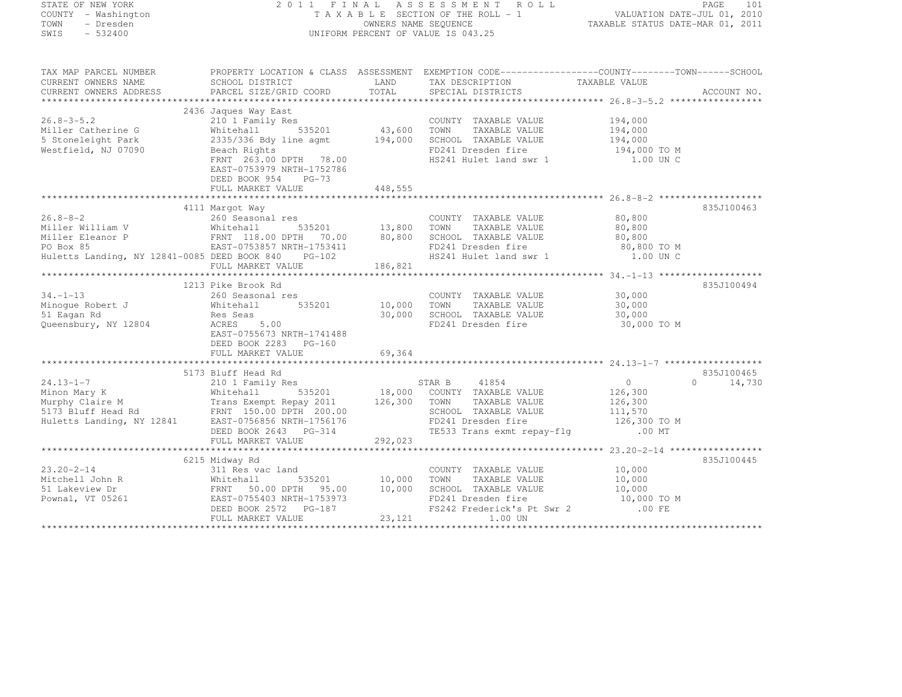STATE OF NEW YORK  
COUNTY - Washington  
TOWN - Dresden  
SWIS - 532400

2011 FINAL ASSESSMENT ROLL  
TAXABLE SECTION OF THE ROLL - 1  
OWNERS NAME SEQUENCE  
UNIFORM PERCENT OF VALUE IS 043.25

VALUATION DATE-JUL 01, 2010  
TAXABLE STATUS DATE-MAR 01, 2011

```
TAX MAP PARCEL NUMBER          PROPERTY LOCATION & CLASS  ASSESSMENT  EXEMPTION CODE------------------COUNTY--------TOWN------SCHOOL
CURRENT OWNERS NAME            SCHOOL DISTRICT              LAND      TAX DESCRIPTION              TAXABLE VALUE
CURRENT OWNERS ADDRESS         PARCEL SIZE/GRID COORD       TOTAL     SPECIAL DISTRICTS                                   ACCOUNT NO.
******************************************************************************************************* 26.8-3-5.2 *****************
                               2436 Jaques Way East
26.8-3-5.2                     210 1 Family Res                       COUNTY  TAXABLE VALUE          194,000
Miller Catherine G             Whitehall        535201      43,600    TOWN    TAXABLE VALUE          194,000
5 Stoneleight Park             2335/336 Bdy line agmt      194,000    SCHOOL  TAXABLE VALUE          194,000
Westfield, NJ 07090            Beach Rights                           FD241 Dresden fire              194,000 TO M
                               FRNT 263.00 DPTH  78.00                HS241 Hulet land swr 1             1.00 UN C
                               EAST-0753979 NRTH-1752786
                               DEED BOOK 954    PG-73
                               FULL MARKET VALUE           448,555
******************************************************************************************************* 26.8-8-2 *******************
                               4111 Margot Way                                                                     835J100463
26.8-8-2                       260 Seasonal res                       COUNTY  TAXABLE VALUE           80,800
Miller William V               Whitehall        535201      13,800    TOWN    TAXABLE VALUE           80,800
Miller Eleanor P               FRNT 118.00 DPTH  70.00      80,800    SCHOOL  TAXABLE VALUE           80,800
PO Box 85                      EAST-0753857 NRTH-1753411              FD241 Dresden fire               80,800 TO M
Huletts Landing, NY 12841-0085 DEED BOOK 840    PG-102                HS241 Hulet land swr 1             1.00 UN C
                               FULL MARKET VALUE           186,821
******************************************************************************************************* 34.-1-13 *******************
                               1213 Pike Brook Rd                                                                  835J100494
34.-1-13                       260 Seasonal res                       COUNTY  TAXABLE VALUE           30,000
Minogue Robert J               Whitehall        535201      10,000    TOWN    TAXABLE VALUE           30,000
51 Eagan Rd                    Res Seas                     30,000    SCHOOL  TAXABLE VALUE           30,000
Queensbury, NY 12804           ACRES    5.00                          FD241 Dresden fire               30,000 TO M
                               EAST-0755673 NRTH-1741488
                               DEED BOOK 2283   PG-160
                               FULL MARKET VALUE            69,364
******************************************************************************************************* 24.13-1-7 ******************
                               5173 Bluff Head Rd                                                                  835J100465
24.13-1-7                      210 1 Family Res                       STAR B     41854                   0              0      14,730
Minon Mary K                   Whitehall        535201      18,000    COUNTY  TAXABLE VALUE          126,300
Murphy Claire M                Trans Exempt Repay 2011     126,300    TOWN    TAXABLE VALUE          126,300
5173 Bluff Head Rd             FRNT 150.00 DPTH 200.00                SCHOOL  TAXABLE VALUE          111,570
Huletts Landing, NY 12841      EAST-0756856 NRTH-1756176              FD241 Dresden fire              126,300 TO M
                               DEED BOOK 2643   PG-314                TE533 Trans exmt repay-flg          .00 MT
                               FULL MARKET VALUE           292,023
******************************************************************************************************* 23.20-2-14 *****************
                               6215 Midway Rd                                                                      835J100445
23.20-2-14                     311 Res vac land                       COUNTY  TAXABLE VALUE           10,000
Mitchell John R                Whitehall        535201      10,000    TOWN    TAXABLE VALUE           10,000
51 Lakeview Dr                 FRNT  50.00 DPTH  95.00      10,000    SCHOOL  TAXABLE VALUE           10,000
Pownal, VT 05261               EAST-0755403 NRTH-1753973              FD241 Dresden fire               10,000 TO M
                               DEED BOOK 2572   PG-187                FS242 Frederick's Pt Swr 2           .00 FE
                               FULL MARKET VALUE            23,121         1.00 UN
************************************************************************************************************************************
```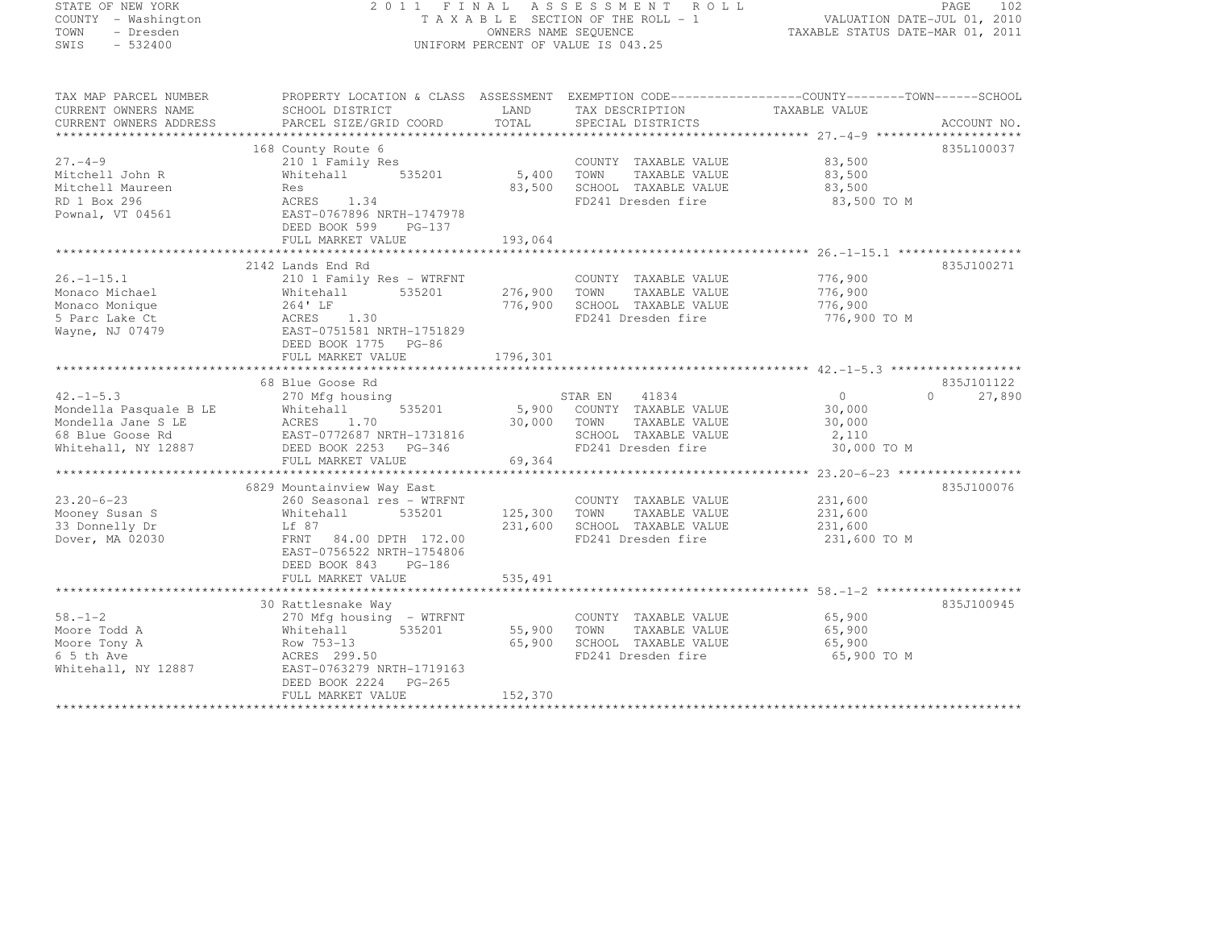STATE OF NEW YORK
COUNTY - Washington
TOWN - Dresden
SWIS - 532400

2011 FINAL ASSESSMENT ROLL
TAXABLE SECTION OF THE ROLL - 1
OWNERS NAME SEQUENCE
UNIFORM PERCENT OF VALUE IS 043.25

VALUATION DATE-JUL 01, 2010
TAXABLE STATUS DATE-MAR 01, 2011

| TAX MAP PARCEL NUMBER / CURRENT OWNERS NAME / CURRENT OWNERS ADDRESS | PROPERTY LOCATION & CLASS / SCHOOL DISTRICT / PARCEL SIZE/GRID COORD | ASSESSMENT LAND / TOTAL | EXEMPTION CODE / TAX DESCRIPTION / SPECIAL DISTRICTS | COUNTY / TOWN / SCHOOL TAXABLE VALUE | ACCOUNT NO. |
|---|---|---|---|---|---|
| **27.-4-9** | 168 County Route 6 | | | | 835L100037 |
| 27.-4-9 | 210 1 Family Res | | COUNTY TAXABLE VALUE | 83,500 | |
| Mitchell John R | Whitehall 535201 | 5,400 | TOWN TAXABLE VALUE | 83,500 | |
| Mitchell Maureen | Res | 83,500 | SCHOOL TAXABLE VALUE | 83,500 | |
| RD 1 Box 296 | ACRES 1.34 | | FD241 Dresden fire | 83,500 TO M | |
| Pownal, VT 04561 | EAST-0767896 NRTH-1747978 | | | | |
| | DEED BOOK 599 PG-137 | | | | |
| | FULL MARKET VALUE | 193,064 | | | |
| **26.-1-15.1** | 2142 Lands End Rd | | | | 835J100271 |
| 26.-1-15.1 | 210 1 Family Res - WTRFNT | | COUNTY TAXABLE VALUE | 776,900 | |
| Monaco Michael | Whitehall 535201 | 276,900 | TOWN TAXABLE VALUE | 776,900 | |
| Monaco Monique | 264' LF | 776,900 | SCHOOL TAXABLE VALUE | 776,900 | |
| 5 Parc Lake Ct | ACRES 1.30 | | FD241 Dresden fire | 776,900 TO M | |
| Wayne, NJ 07479 | EAST-0751581 NRTH-1751829 | | | | |
| | DEED BOOK 1775 PG-86 | | | | |
| | FULL MARKET VALUE | 1796,301 | | | |
| **42.-1-5.3** | 68 Blue Goose Rd | | | | 835J101122 |
| 42.-1-5.3 | 270 Mfg housing | | STAR EN 41834 | 0 / 0 / 27,890 | |
| Mondella Pasquale B LE | Whitehall 535201 | 5,900 | COUNTY TAXABLE VALUE | 30,000 | |
| Mondella Jane S LE | ACRES 1.70 | 30,000 | TOWN TAXABLE VALUE | 30,000 | |
| 68 Blue Goose Rd | EAST-0772687 NRTH-1731816 | | SCHOOL TAXABLE VALUE | 2,110 | |
| Whitehall, NY 12887 | DEED BOOK 2253 PG-346 | | FD241 Dresden fire | 30,000 TO M | |
| | FULL MARKET VALUE | 69,364 | | | |
| **23.20-6-23** | 6829 Mountainview Way East | | | | 835J100076 |
| 23.20-6-23 | 260 Seasonal res - WTRFNT | | COUNTY TAXABLE VALUE | 231,600 | |
| Mooney Susan S | Whitehall 535201 | 125,300 | TOWN TAXABLE VALUE | 231,600 | |
| 33 Donnelly Dr | Lf 87 | 231,600 | SCHOOL TAXABLE VALUE | 231,600 | |
| Dover, MA 02030 | FRNT 84.00 DPTH 172.00 | | FD241 Dresden fire | 231,600 TO M | |
| | EAST-0756522 NRTH-1754806 | | | | |
| | DEED BOOK 843 PG-186 | | | | |
| | FULL MARKET VALUE | 535,491 | | | |
| **58.-1-2** | 30 Rattlesnake Way | | | | 835J100945 |
| 58.-1-2 | 270 Mfg housing - WTRFNT | | COUNTY TAXABLE VALUE | 65,900 | |
| Moore Todd A | Whitehall 535201 | 55,900 | TOWN TAXABLE VALUE | 65,900 | |
| Moore Tony A | Row 753-13 | 65,900 | SCHOOL TAXABLE VALUE | 65,900 | |
| 6 5 th Ave | ACRES 299.50 | | FD241 Dresden fire | 65,900 TO M | |
| Whitehall, NY 12887 | EAST-0763279 NRTH-1719163 | | | | |
| | DEED BOOK 2224 PG-265 | | | | |
| | FULL MARKET VALUE | 152,370 | | | |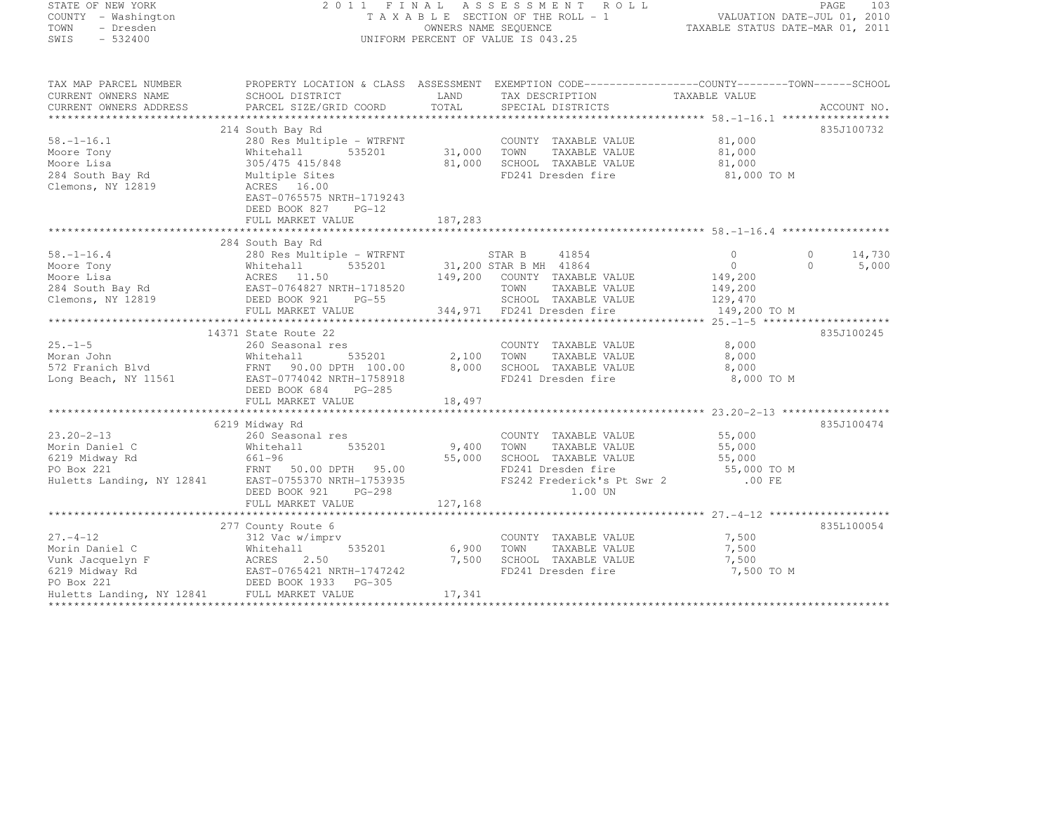STATE OF NEW YORK
COUNTY - Washington
TOWN - Dresden
SWIS - 532400

2011 FINAL ASSESSMENT ROLL
TAXABLE SECTION OF THE ROLL - 1
OWNERS NAME SEQUENCE
UNIFORM PERCENT OF VALUE IS 043.25

VALUATION DATE-JUL 01, 2010
TAXABLE STATUS DATE-MAR 01, 2011

```
TAX MAP PARCEL NUMBER          PROPERTY LOCATION & CLASS  ASSESSMENT  EXEMPTION CODE------------------COUNTY--------TOWN------SCHOOL
CURRENT OWNERS NAME            SCHOOL DISTRICT              LAND      TAX DESCRIPTION              TAXABLE VALUE
CURRENT OWNERS ADDRESS         PARCEL SIZE/GRID COORD       TOTAL     SPECIAL DISTRICTS                                    ACCOUNT NO.
*********************************************************************************************** 58.-1-16.1 *****************
                               214 South Bay Rd                                                                            835J100732
58.-1-16.1                     280 Res Multiple - WTRFNT              COUNTY  TAXABLE VALUE            81,000
Moore Tony                     Whitehall        535201      31,000    TOWN    TAXABLE VALUE            81,000
Moore Lisa                     305/475 415/848              81,000    SCHOOL  TAXABLE VALUE            81,000
284 South Bay Rd               Multiple Sites                         FD241 Dresden fire                81,000 TO M
Clemons, NY 12819              ACRES  16.00
                               EAST-0765575 NRTH-1719243
                               DEED BOOK 827     PG-12
                               FULL MARKET VALUE           187,283
*********************************************************************************************** 58.-1-16.4 *****************
                               284 South Bay Rd
58.-1-16.4                     280 Res Multiple - WTRFNT              STAR B     41854                  0          0      14,730
Moore Tony                     Whitehall        535201      31,200 STAR B MH  41864                  0          0       5,000
Moore Lisa                     ACRES  11.50                149,200    COUNTY  TAXABLE VALUE           149,200
284 South Bay Rd               EAST-0764827 NRTH-1718520              TOWN    TAXABLE VALUE           149,200
Clemons, NY 12819              DEED BOOK 921     PG-55                SCHOOL  TAXABLE VALUE           129,470
                               FULL MARKET VALUE           344,971    FD241 Dresden fire               149,200 TO M
*********************************************************************************************** 25.-1-5 ********************
                               14371 State Route 22                                                                        835J100245
25.-1-5                        260 Seasonal res                       COUNTY  TAXABLE VALUE             8,000
Moran John                     Whitehall        535201       2,100    TOWN    TAXABLE VALUE             8,000
572 Franich Blvd               FRNT  90.00 DPTH 100.00       8,000    SCHOOL  TAXABLE VALUE             8,000
Long Beach, NY 11561           EAST-0774042 NRTH-1758918              FD241 Dresden fire                 8,000 TO M
                               DEED BOOK 684     PG-285
                               FULL MARKET VALUE            18,497
*********************************************************************************************** 23.20-2-13 *****************
                               6219 Midway Rd                                                                              835J100474
23.20-2-13                     260 Seasonal res                       COUNTY  TAXABLE VALUE            55,000
Morin Daniel C                 Whitehall        535201       9,400    TOWN    TAXABLE VALUE            55,000
6219 Midway Rd                 661-96                       55,000    SCHOOL  TAXABLE VALUE            55,000
PO Box 221                     FRNT  50.00 DPTH  95.00                FD241 Dresden fire                55,000 TO M
Huletts Landing, NY 12841      EAST-0755370 NRTH-1753935              FS242 Frederick's Pt Swr 2           .00 FE
                               DEED BOOK 921     PG-298                     1.00 UN
                               FULL MARKET VALUE           127,168
*********************************************************************************************** 27.-4-12 *******************
                               277 County Route 6                                                                          835L100054
27.-4-12                       312 Vac w/imprv                        COUNTY  TAXABLE VALUE             7,500
Morin Daniel C                 Whitehall        535201       6,900    TOWN    TAXABLE VALUE             7,500
Vunk Jacquelyn F               ACRES   2.50                  7,500    SCHOOL  TAXABLE VALUE             7,500
6219 Midway Rd                 EAST-0765421 NRTH-1747242              FD241 Dresden fire                 7,500 TO M
PO Box 221                     DEED BOOK 1933    PG-305
Huletts Landing, NY 12841      FULL MARKET VALUE            17,341
****************************************************************************************************************************
```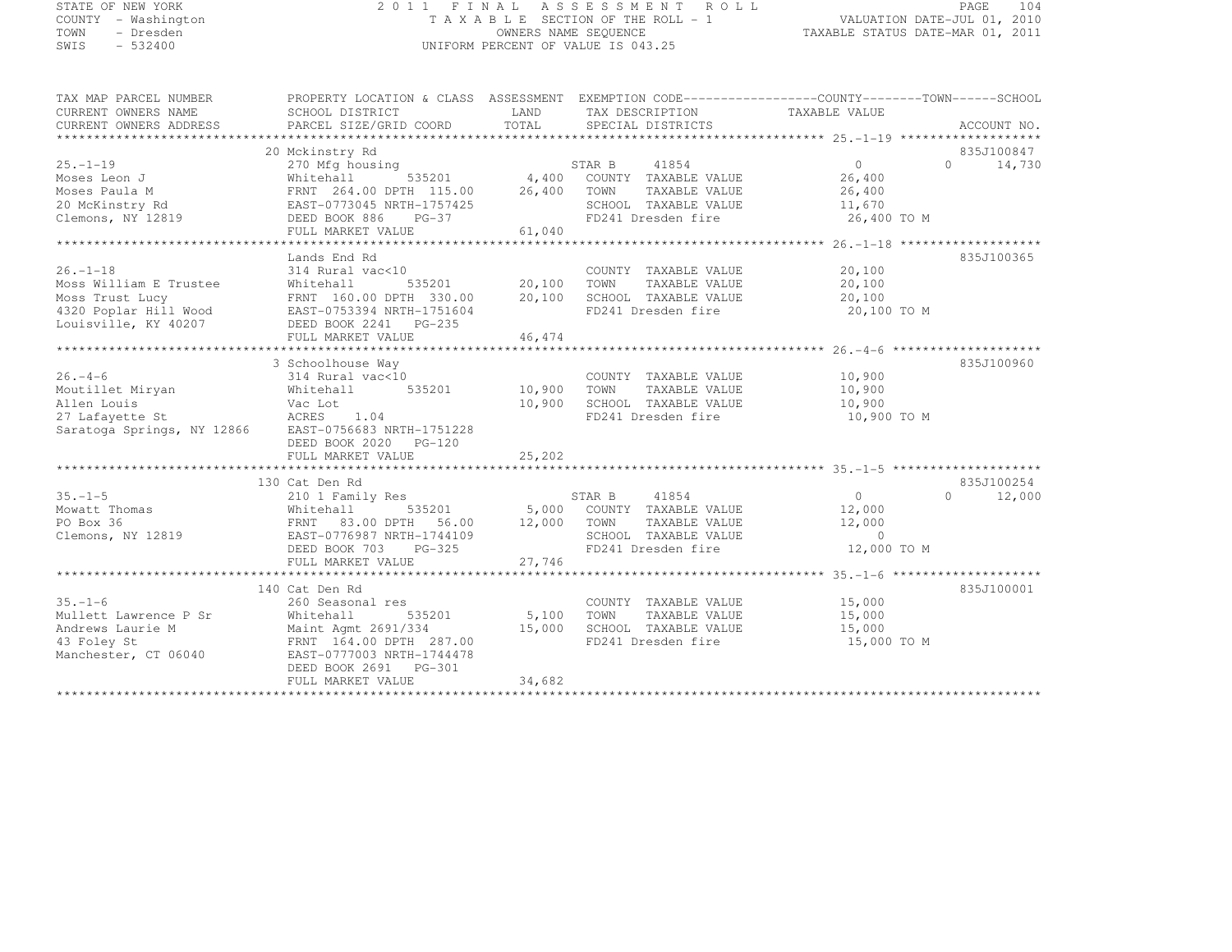STATE OF NEW YORK
COUNTY - Washington
TOWN - Dresden
SWIS - 532400

2011 FINAL ASSESSMENT ROLL
TAXABLE SECTION OF THE ROLL - 1
OWNERS NAME SEQUENCE
UNIFORM PERCENT OF VALUE IS 043.25

VALUATION DATE-JUL 01, 2010
TAXABLE STATUS DATE-MAR 01, 2011

| TAX MAP PARCEL NUMBER / CURRENT OWNERS NAME / CURRENT OWNERS ADDRESS | PROPERTY LOCATION & CLASS / SCHOOL DISTRICT / PARCEL SIZE/GRID COORD | ASSESSMENT LAND / TOTAL | EXEMPTION CODE / TAX DESCRIPTION / SPECIAL DISTRICTS | COUNTY / TAXABLE VALUE | TOWN | SCHOOL / ACCOUNT NO. |
|---|---|---|---|---|---|---|
| **25.-1-19** | 20 Mckinstry Rd | | | | | 835J100847 |
| 25.-1-19 | 270 Mfg housing | | STAR B 41854 | 0 | 0 | 14,730 |
| Moses Leon J | Whitehall 535201 | 4,400 | COUNTY TAXABLE VALUE | 26,400 | | |
| Moses Paula M | FRNT 264.00 DPTH 115.00 | 26,400 | TOWN TAXABLE VALUE | 26,400 | | |
| 20 McKinstry Rd | EAST-0773045 NRTH-1757425 | | SCHOOL TAXABLE VALUE | 11,670 | | |
| Clemons, NY 12819 | DEED BOOK 886 PG-37 | | FD241 Dresden fire | 26,400 TO M | | |
| | FULL MARKET VALUE | 61,040 | | | | |
| **26.-1-18** | Lands End Rd | | | | | 835J100365 |
| 26.-1-18 | 314 Rural vac<10 | | COUNTY TAXABLE VALUE | 20,100 | | |
| Moss William E Trustee | Whitehall 535201 | 20,100 | TOWN TAXABLE VALUE | 20,100 | | |
| Moss Trust Lucy | FRNT 160.00 DPTH 330.00 | 20,100 | SCHOOL TAXABLE VALUE | 20,100 | | |
| 4320 Poplar Hill Wood | EAST-0753394 NRTH-1751604 | | FD241 Dresden fire | 20,100 TO M | | |
| Louisville, KY 40207 | DEED BOOK 2241 PG-235 | | | | | |
| | FULL MARKET VALUE | 46,474 | | | | |
| **26.-4-6** | 3 Schoolhouse Way | | | | | 835J100960 |
| 26.-4-6 | 314 Rural vac<10 | | COUNTY TAXABLE VALUE | 10,900 | | |
| Moutillet Miryan | Whitehall 535201 | 10,900 | TOWN TAXABLE VALUE | 10,900 | | |
| Allen Louis | Vac Lot | 10,900 | SCHOOL TAXABLE VALUE | 10,900 | | |
| 27 Lafayette St | ACRES 1.04 | | FD241 Dresden fire | 10,900 TO M | | |
| Saratoga Springs, NY 12866 | EAST-0756683 NRTH-1751228 | | | | | |
| | DEED BOOK 2020 PG-120 | | | | | |
| | FULL MARKET VALUE | 25,202 | | | | |
| **35.-1-5** | 130 Cat Den Rd | | | | | 835J100254 |
| 35.-1-5 | 210 1 Family Res | | STAR B 41854 | 0 | 0 | 12,000 |
| Mowatt Thomas | Whitehall 535201 | 5,000 | COUNTY TAXABLE VALUE | 12,000 | | |
| PO Box 36 | FRNT 83.00 DPTH 56.00 | 12,000 | TOWN TAXABLE VALUE | 12,000 | | |
| Clemons, NY 12819 | EAST-0776987 NRTH-1744109 | | SCHOOL TAXABLE VALUE | 0 | | |
| | DEED BOOK 703 PG-325 | | FD241 Dresden fire | 12,000 TO M | | |
| | FULL MARKET VALUE | 27,746 | | | | |
| **35.-1-6** | 140 Cat Den Rd | | | | | 835J100001 |
| 35.-1-6 | 260 Seasonal res | | COUNTY TAXABLE VALUE | 15,000 | | |
| Mullett Lawrence P Sr | Whitehall 535201 | 5,100 | TOWN TAXABLE VALUE | 15,000 | | |
| Andrews Laurie M | Maint Agmt 2691/334 | 15,000 | SCHOOL TAXABLE VALUE | 15,000 | | |
| 43 Foley St | FRNT 164.00 DPTH 287.00 | | FD241 Dresden fire | 15,000 TO M | | |
| Manchester, CT 06040 | EAST-0777003 NRTH-1744478 | | | | | |
| | DEED BOOK 2691 PG-301 | | | | | |
| | FULL MARKET VALUE | 34,682 | | | | |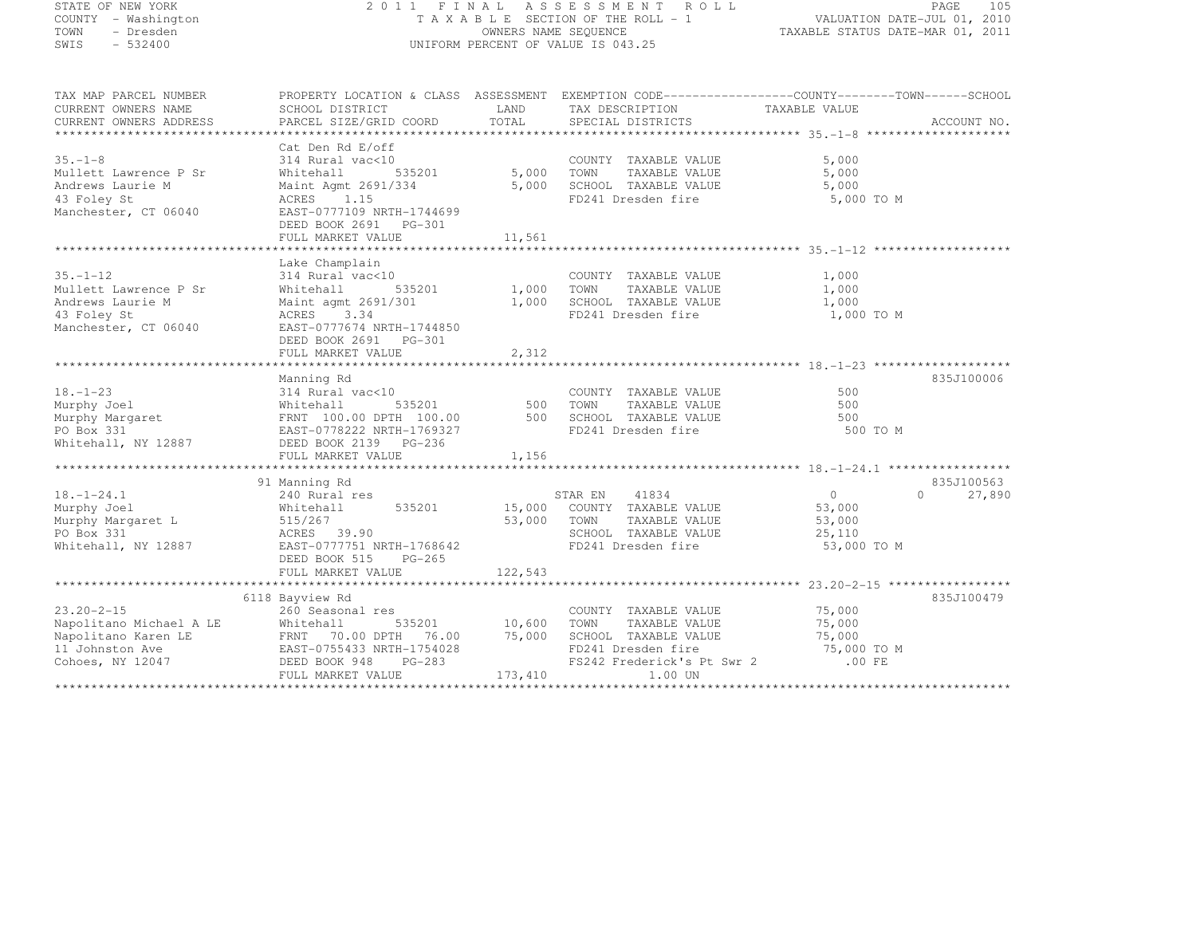STATE OF NEW YORK
COUNTY - Washington
TOWN - Dresden
SWIS - 532400

2011 FINAL ASSESSMENT ROLL
TAXABLE SECTION OF THE ROLL - 1
OWNERS NAME SEQUENCE
UNIFORM PERCENT OF VALUE IS 043.25

VALUATION DATE-JUL 01, 2010
TAXABLE STATUS DATE-MAR 01, 2011

| TAX MAP PARCEL NUMBER / CURRENT OWNERS NAME / CURRENT OWNERS ADDRESS | PROPERTY LOCATION & CLASS / SCHOOL DISTRICT / PARCEL SIZE/GRID COORD | ASSESSMENT LAND / TOTAL | EXEMPTION CODE / TAX DESCRIPTION / SPECIAL DISTRICTS | COUNTY TAXABLE VALUE | TOWN | SCHOOL | ACCOUNT NO. |
|---|---|---|---|---|---|---|---|
| **35.-1-8** | Cat Den Rd E/off | | | | | | |
| Mullett Lawrence P Sr | 314 Rural vac<10 | | COUNTY TAXABLE VALUE | 5,000 | | | |
| Andrews Laurie M | Whitehall 535201 | 5,000 | TOWN TAXABLE VALUE | 5,000 | | | |
| 43 Foley St | Maint Agmt 2691/334 | 5,000 | SCHOOL TAXABLE VALUE | 5,000 | | | |
| Manchester, CT 06040 | ACRES 1.15 | | FD241 Dresden fire | 5,000 TO M | | | |
| | EAST-0777109 NRTH-1744699 | | | | | | |
| | DEED BOOK 2691 PG-301 | | | | | | |
| | FULL MARKET VALUE | 11,561 | | | | | |
| **35.-1-12** | Lake Champlain | | | | | | |
| Mullett Lawrence P Sr | 314 Rural vac<10 | | COUNTY TAXABLE VALUE | 1,000 | | | |
| Andrews Laurie M | Whitehall 535201 | 1,000 | TOWN TAXABLE VALUE | 1,000 | | | |
| 43 Foley St | Maint agmt 2691/301 | 1,000 | SCHOOL TAXABLE VALUE | 1,000 | | | |
| Manchester, CT 06040 | ACRES 3.34 | | FD241 Dresden fire | 1,000 TO M | | | |
| | EAST-0777674 NRTH-1744850 | | | | | | |
| | DEED BOOK 2691 PG-301 | | | | | | |
| | FULL MARKET VALUE | 2,312 | | | | | |
| **18.-1-23** | Manning Rd | | | | | | 835J100006 |
| Murphy Joel | 314 Rural vac<10 | | COUNTY TAXABLE VALUE | 500 | | | |
| Murphy Margaret | Whitehall 535201 | 500 | TOWN TAXABLE VALUE | 500 | | | |
| PO Box 331 | FRNT 100.00 DPTH 100.00 | 500 | SCHOOL TAXABLE VALUE | 500 | | | |
| Whitehall, NY 12887 | EAST-0778222 NRTH-1769327 | | FD241 Dresden fire | 500 TO M | | | |
| | DEED BOOK 2139 PG-236 | | | | | | |
| | FULL MARKET VALUE | 1,156 | | | | | |
| **18.-1-24.1** | 91 Manning Rd | | | | | | 835J100563 |
| Murphy Joel | 240 Rural res | | STAR EN 41834 | 0 | 0 | 27,890 | |
| Murphy Margaret L | Whitehall 535201 | 15,000 | COUNTY TAXABLE VALUE | 53,000 | | | |
| PO Box 331 | 515/267 | 53,000 | TOWN TAXABLE VALUE | 53,000 | | | |
| Whitehall, NY 12887 | ACRES 39.90 | | SCHOOL TAXABLE VALUE | 25,110 | | | |
| | EAST-0777751 NRTH-1768642 | | FD241 Dresden fire | 53,000 TO M | | | |
| | DEED BOOK 515 PG-265 | | | | | | |
| | FULL MARKET VALUE | 122,543 | | | | | |
| **23.20-2-15** | 6118 Bayview Rd | | | | | | 835J100479 |
| Napolitano Michael A LE | 260 Seasonal res | | COUNTY TAXABLE VALUE | 75,000 | | | |
| Napolitano Karen LE | Whitehall 535201 | 10,600 | TOWN TAXABLE VALUE | 75,000 | | | |
| 11 Johnston Ave | FRNT 70.00 DPTH 76.00 | 75,000 | SCHOOL TAXABLE VALUE | 75,000 | | | |
| Cohoes, NY 12047 | EAST-0755433 NRTH-1754028 | | FD241 Dresden fire | 75,000 TO M | | | |
| | DEED BOOK 948 PG-283 | | FS242 Frederick's Pt Swr 2 | .00 FE | | | |
| | FULL MARKET VALUE | 173,410 | 1.00 UN | | | | |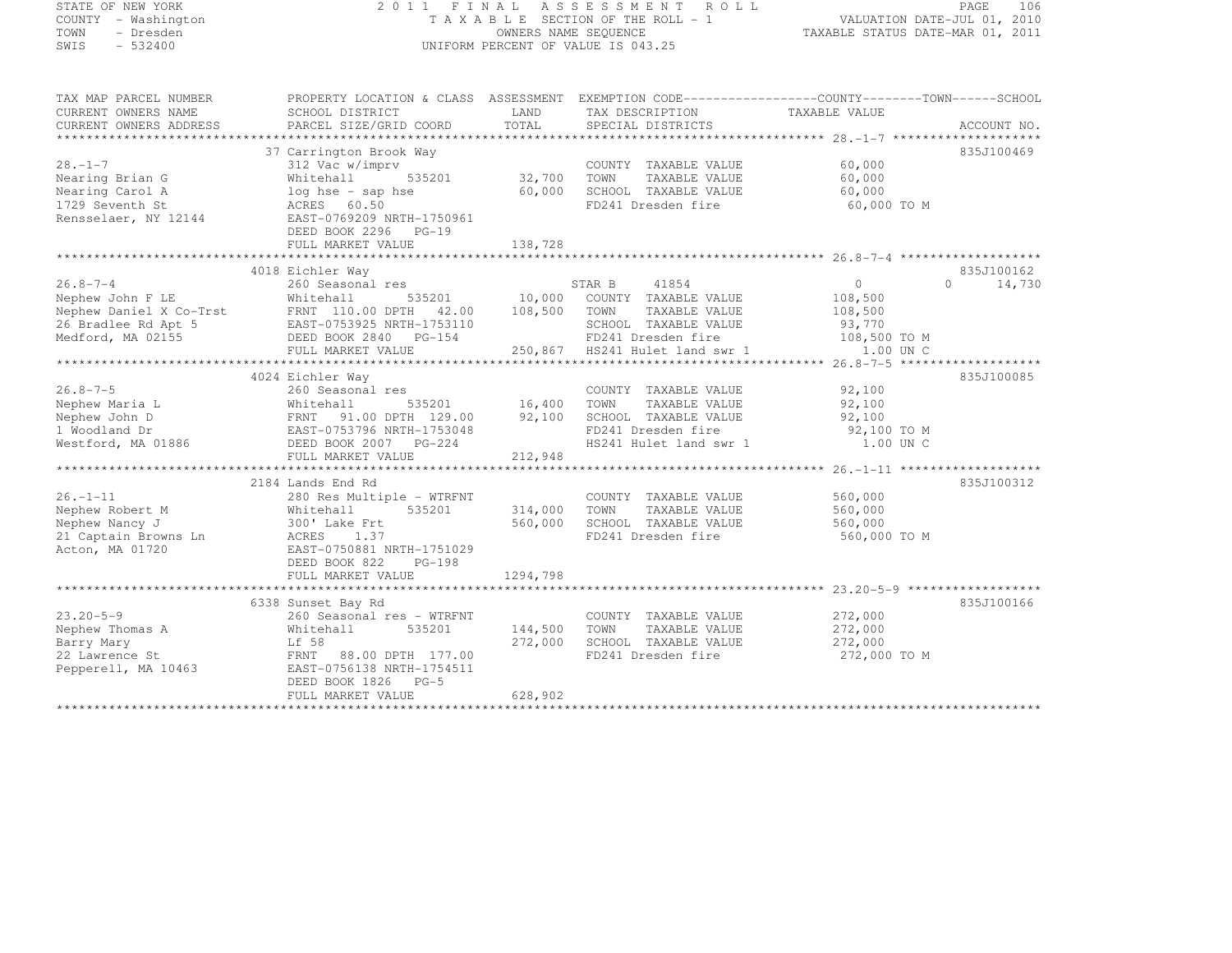STATE OF NEW YORK
COUNTY - Washington
TOWN - Dresden
SWIS - 532400

2011 FINAL ASSESSMENT ROLL
TAXABLE SECTION OF THE ROLL - 1
OWNERS NAME SEQUENCE
UNIFORM PERCENT OF VALUE IS 043.25

VALUATION DATE-JUL 01, 2010
TAXABLE STATUS DATE-MAR 01, 2011

| TAX MAP PARCEL NUMBER / CURRENT OWNERS NAME / CURRENT OWNERS ADDRESS | PROPERTY LOCATION & CLASS / SCHOOL DISTRICT / PARCEL SIZE/GRID COORD | ASSESSMENT LAND / TOTAL | EXEMPTION CODE / TAX DESCRIPTION / SPECIAL DISTRICTS | COUNTY / TOWN TAXABLE VALUE | SCHOOL | ACCOUNT NO. |
|---|---|---|---|---|---|---|
| 28.-1-7 | 37 Carrington Brook Way | | | | | 835J100469 |
| Nearing Brian G | 312 Vac w/imprv | | COUNTY TAXABLE VALUE | 60,000 | | |
| Nearing Carol A | Whitehall 535201 | 32,700 | TOWN TAXABLE VALUE | 60,000 | | |
| 1729 Seventh St | log hse - sap hse | 60,000 | SCHOOL TAXABLE VALUE | 60,000 | | |
| Rensselaer, NY 12144 | ACRES 60.50 | | FD241 Dresden fire | 60,000 TO M | | |
| | EAST-0769209 NRTH-1750961 | | | | | |
| | DEED BOOK 2296 PG-19 | | | | | |
| | FULL MARKET VALUE | 138,728 | | | | |
| 26.8-7-4 | 4018 Eichler Way | | | | | 835J100162 |
| Nephew John F LE | 260 Seasonal res | | STAR B 41854 | 0 | 0 | 14,730 |
| Nephew Daniel X Co-Trst | Whitehall 535201 | 10,000 | COUNTY TAXABLE VALUE | 108,500 | | |
| 26 Bradlee Rd Apt 5 | FRNT 110.00 DPTH 42.00 | 108,500 | TOWN TAXABLE VALUE | 108,500 | | |
| Medford, MA 02155 | EAST-0753925 NRTH-1753110 | | SCHOOL TAXABLE VALUE | 93,770 | | |
| | DEED BOOK 2840 PG-154 | | FD241 Dresden fire | 108,500 TO M | | |
| | FULL MARKET VALUE | 250,867 | HS241 Hulet land swr 1 | 1.00 UN C | | |
| 26.8-7-5 | 4024 Eichler Way | | | | | 835J100085 |
| Nephew Maria L | 260 Seasonal res | | COUNTY TAXABLE VALUE | 92,100 | | |
| Nephew John D | Whitehall 535201 | 16,400 | TOWN TAXABLE VALUE | 92,100 | | |
| 1 Woodland Dr | FRNT 91.00 DPTH 129.00 | 92,100 | SCHOOL TAXABLE VALUE | 92,100 | | |
| Westford, MA 01886 | EAST-0753796 NRTH-1753048 | | FD241 Dresden fire | 92,100 TO M | | |
| | DEED BOOK 2007 PG-224 | | HS241 Hulet land swr 1 | 1.00 UN C | | |
| | FULL MARKET VALUE | 212,948 | | | | |
| 26.-1-11 | 2184 Lands End Rd | | | | | 835J100312 |
| Nephew Robert M | 280 Res Multiple - WTRFNT | | COUNTY TAXABLE VALUE | 560,000 | | |
| Nephew Nancy J | Whitehall 535201 | 314,000 | TOWN TAXABLE VALUE | 560,000 | | |
| 21 Captain Browns Ln | 300' Lake Frt | 560,000 | SCHOOL TAXABLE VALUE | 560,000 | | |
| Acton, MA 01720 | ACRES 1.37 | | FD241 Dresden fire | 560,000 TO M | | |
| | EAST-0750881 NRTH-1751029 | | | | | |
| | DEED BOOK 822 PG-198 | | | | | |
| | FULL MARKET VALUE | 1294,798 | | | | |
| 23.20-5-9 | 6338 Sunset Bay Rd | | | | | 835J100166 |
| Nephew Thomas A | 260 Seasonal res - WTRFNT | | COUNTY TAXABLE VALUE | 272,000 | | |
| Barry Mary | Whitehall 535201 | 144,500 | TOWN TAXABLE VALUE | 272,000 | | |
| 22 Lawrence St | Lf 58 | 272,000 | SCHOOL TAXABLE VALUE | 272,000 | | |
| Pepperell, MA 10463 | FRNT 88.00 DPTH 177.00 | | FD241 Dresden fire | 272,000 TO M | | |
| | EAST-0756138 NRTH-1754511 | | | | | |
| | DEED BOOK 1826 PG-5 | | | | | |
| | FULL MARKET VALUE | 628,902 | | | | |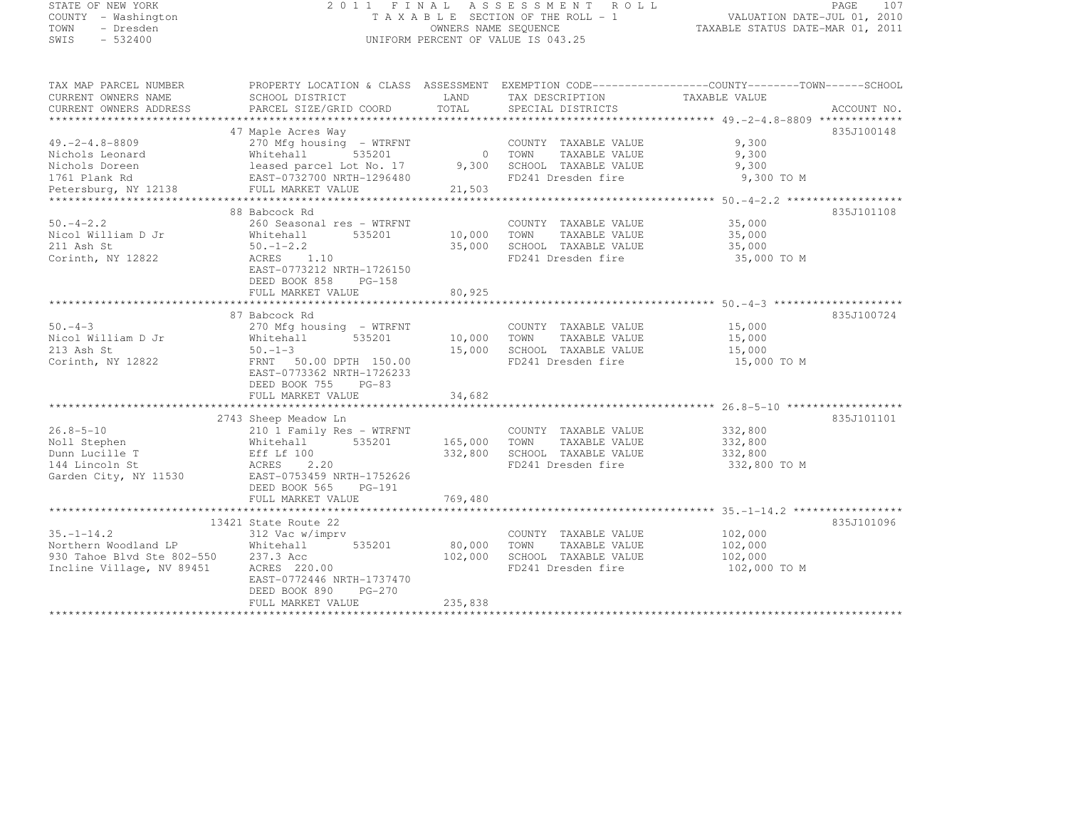STATE OF NEW YORK
COUNTY - Washington
TOWN - Dresden
SWIS - 532400

2011 FINAL ASSESSMENT ROLL
TAXABLE SECTION OF THE ROLL - 1
OWNERS NAME SEQUENCE
UNIFORM PERCENT OF VALUE IS 043.25

VALUATION DATE-JUL 01, 2010
TAXABLE STATUS DATE-MAR 01, 2011

| TAX MAP PARCEL NUMBER / CURRENT OWNERS NAME / CURRENT OWNERS ADDRESS | PROPERTY LOCATION & CLASS / SCHOOL DISTRICT / PARCEL SIZE/GRID COORD | ASSESSMENT LAND / TOTAL | EXEMPTION CODE / TAX DESCRIPTION / SPECIAL DISTRICTS | TAXABLE VALUE | ACCOUNT NO. |
|---|---|---|---|---|---|
| 49.-2-4.8-8809 | 47 Maple Acres Way | | | | 835J100148 |
| | 270 Mfg housing - WTRFNT | | COUNTY TAXABLE VALUE | 9,300 | |
| Nichols Leonard | Whitehall 535201 | 0 | TOWN TAXABLE VALUE | 9,300 | |
| Nichols Doreen | leased parcel Lot No. 17 | 9,300 | SCHOOL TAXABLE VALUE | 9,300 | |
| 1761 Plank Rd | EAST-0732700 NRTH-1296480 | | FD241 Dresden fire | 9,300 TO M | |
| Petersburg, NY 12138 | FULL MARKET VALUE | 21,503 | | | |
| 50.-4-2.2 | 88 Babcock Rd | | | | 835J101108 |
| | 260 Seasonal res - WTRFNT | | COUNTY TAXABLE VALUE | 35,000 | |
| Nicol William D Jr | Whitehall 535201 | 10,000 | TOWN TAXABLE VALUE | 35,000 | |
| 211 Ash St | 50.-1-2.2 | 35,000 | SCHOOL TAXABLE VALUE | 35,000 | |
| Corinth, NY 12822 | ACRES 1.10 | | FD241 Dresden fire | 35,000 TO M | |
| | EAST-0773212 NRTH-1726150 | | | | |
| | DEED BOOK 858 PG-158 | | | | |
| | FULL MARKET VALUE | 80,925 | | | |
| 50.-4-3 | 87 Babcock Rd | | | | 835J100724 |
| | 270 Mfg housing - WTRFNT | | COUNTY TAXABLE VALUE | 15,000 | |
| Nicol William D Jr | Whitehall 535201 | 10,000 | TOWN TAXABLE VALUE | 15,000 | |
| 213 Ash St | 50.-1-3 | 15,000 | SCHOOL TAXABLE VALUE | 15,000 | |
| Corinth, NY 12822 | FRNT 50.00 DPTH 150.00 | | FD241 Dresden fire | 15,000 TO M | |
| | EAST-0773362 NRTH-1726233 | | | | |
| | DEED BOOK 755 PG-83 | | | | |
| | FULL MARKET VALUE | 34,682 | | | |
| 26.8-5-10 | 2743 Sheep Meadow Ln | | | | 835J101101 |
| | 210 1 Family Res - WTRFNT | | COUNTY TAXABLE VALUE | 332,800 | |
| Noll Stephen | Whitehall 535201 | 165,000 | TOWN TAXABLE VALUE | 332,800 | |
| Dunn Lucille T | Eff Lf 100 | 332,800 | SCHOOL TAXABLE VALUE | 332,800 | |
| 144 Lincoln St | ACRES 2.20 | | FD241 Dresden fire | 332,800 TO M | |
| Garden City, NY 11530 | EAST-0753459 NRTH-1752626 | | | | |
| | DEED BOOK 565 PG-191 | | | | |
| | FULL MARKET VALUE | 769,480 | | | |
| 35.-1-14.2 | 13421 State Route 22 | | | | 835J101096 |
| | 312 Vac w/imprv | | COUNTY TAXABLE VALUE | 102,000 | |
| Northern Woodland LP | Whitehall 535201 | 80,000 | TOWN TAXABLE VALUE | 102,000 | |
| 930 Tahoe Blvd Ste 802-550 | 237.3 Acc | 102,000 | SCHOOL TAXABLE VALUE | 102,000 | |
| Incline Village, NV 89451 | ACRES 220.00 | | FD241 Dresden fire | 102,000 TO M | |
| | EAST-0772446 NRTH-1737470 | | | | |
| | DEED BOOK 890 PG-270 | | | | |
| | FULL MARKET VALUE | 235,838 | | | |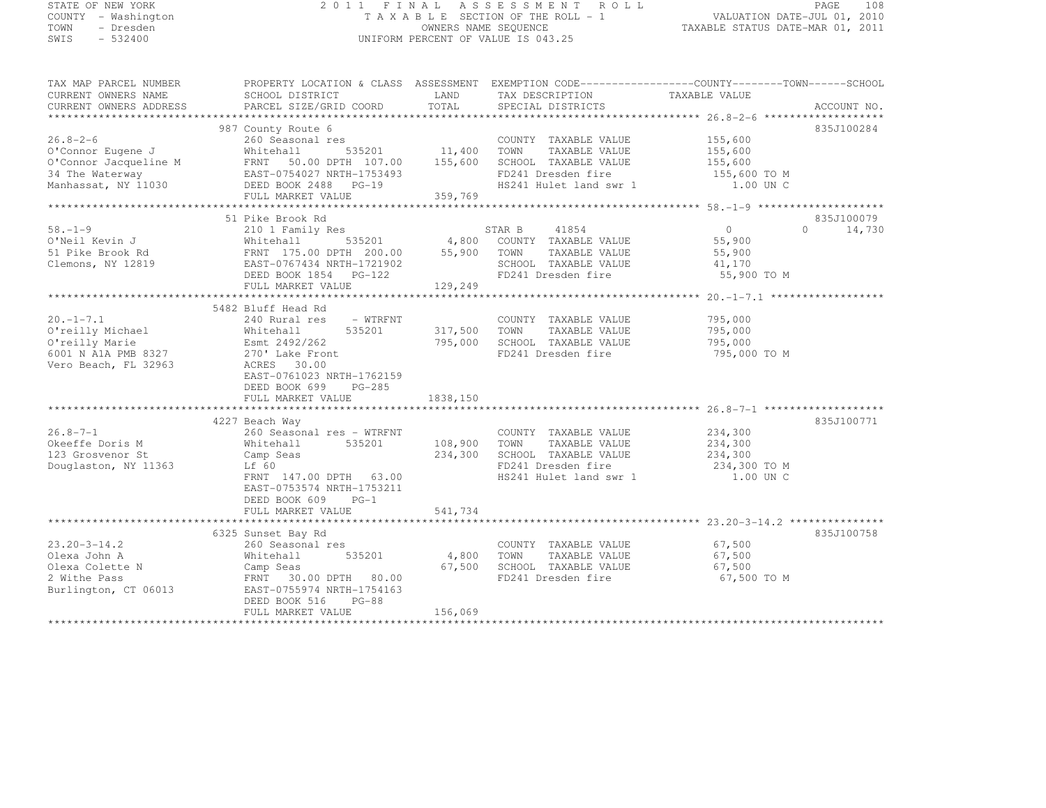STATE OF NEW YORK
COUNTY - Washington
TOWN - Dresden
SWIS - 532400

2011 FINAL ASSESSMENT ROLL
TAXABLE SECTION OF THE ROLL - 1
OWNERS NAME SEQUENCE
UNIFORM PERCENT OF VALUE IS 043.25

VALUATION DATE-JUL 01, 2010
TAXABLE STATUS DATE-MAR 01, 2011

| TAX MAP PARCEL NUMBER / CURRENT OWNERS NAME / CURRENT OWNERS ADDRESS | PROPERTY LOCATION & CLASS / SCHOOL DISTRICT / PARCEL SIZE/GRID COORD | ASSESSMENT LAND / TOTAL | EXEMPTION CODE / TAX DESCRIPTION / SPECIAL DISTRICTS | COUNTY TAXABLE VALUE | TOWN | SCHOOL | ACCOUNT NO. |
|---|---|---|---|---|---|---|---|
| 26.8-2-6 | 987 County Route 6 | | | | | | 835J100284 |
| | 260 Seasonal res | | COUNTY TAXABLE VALUE | 155,600 | | | |
| O'Connor Eugene J | Whitehall 535201 | 11,400 | TOWN TAXABLE VALUE | 155,600 | | | |
| O'Connor Jacqueline M | FRNT 50.00 DPTH 107.00 | 155,600 | SCHOOL TAXABLE VALUE | 155,600 | | | |
| 34 The Waterway | EAST-0754027 NRTH-1753493 | | FD241 Dresden fire | 155,600 TO M | | | |
| Manhassat, NY 11030 | DEED BOOK 2488 PG-19 | | HS241 Hulet land swr 1 | 1.00 UN C | | | |
| | FULL MARKET VALUE | 359,769 | | | | | |
| 58.-1-9 | 51 Pike Brook Rd | | | | | | 835J100079 |
| | 210 1 Family Res | | STAR B 41854 | 0 | 0 | 14,730 | |
| O'Neil Kevin J | Whitehall 535201 | 4,800 | COUNTY TAXABLE VALUE | 55,900 | | | |
| 51 Pike Brook Rd | FRNT 175.00 DPTH 200.00 | 55,900 | TOWN TAXABLE VALUE | 55,900 | | | |
| Clemons, NY 12819 | EAST-0767434 NRTH-1721902 | | SCHOOL TAXABLE VALUE | 41,170 | | | |
| | DEED BOOK 1854 PG-122 | | FD241 Dresden fire | 55,900 TO M | | | |
| | FULL MARKET VALUE | 129,249 | | | | | |
| 20.-1-7.1 | 5482 Bluff Head Rd | | | | | | |
| | 240 Rural res - WTRFNT | | COUNTY TAXABLE VALUE | 795,000 | | | |
| O'reilly Michael | Whitehall 535201 | 317,500 | TOWN TAXABLE VALUE | 795,000 | | | |
| O'reilly Marie | Esmt 2492/262 | 795,000 | SCHOOL TAXABLE VALUE | 795,000 | | | |
| 6001 N A1A PMB 8327 | 270' Lake Front | | FD241 Dresden fire | 795,000 TO M | | | |
| Vero Beach, FL 32963 | ACRES 30.00 | | | | | | |
| | EAST-0761023 NRTH-1762159 | | | | | | |
| | DEED BOOK 699 PG-285 | | | | | | |
| | FULL MARKET VALUE | 1838,150 | | | | | |
| 26.8-7-1 | 4227 Beach Way | | | | | | 835J100771 |
| | 260 Seasonal res - WTRFNT | | COUNTY TAXABLE VALUE | 234,300 | | | |
| Okeeffe Doris M | Whitehall 535201 | 108,900 | TOWN TAXABLE VALUE | 234,300 | | | |
| 123 Grosvenor St | Camp Seas | 234,300 | SCHOOL TAXABLE VALUE | 234,300 | | | |
| Douglaston, NY 11363 | Lf 60 | | FD241 Dresden fire | 234,300 TO M | | | |
| | FRNT 147.00 DPTH 63.00 | | HS241 Hulet land swr 1 | 1.00 UN C | | | |
| | EAST-0753574 NRTH-1753211 | | | | | | |
| | DEED BOOK 609 PG-1 | | | | | | |
| | FULL MARKET VALUE | 541,734 | | | | | |
| 23.20-3-14.2 | 6325 Sunset Bay Rd | | | | | | 835J100758 |
| | 260 Seasonal res | | COUNTY TAXABLE VALUE | 67,500 | | | |
| Olexa John A | Whitehall 535201 | 4,800 | TOWN TAXABLE VALUE | 67,500 | | | |
| Olexa Colette N | Camp Seas | 67,500 | SCHOOL TAXABLE VALUE | 67,500 | | | |
| 2 Withe Pass | FRNT 30.00 DPTH 80.00 | | FD241 Dresden fire | 67,500 TO M | | | |
| Burlington, CT 06013 | EAST-0755974 NRTH-1754163 | | | | | | |
| | DEED BOOK 516 PG-88 | | | | | | |
| | FULL MARKET VALUE | 156,069 | | | | | |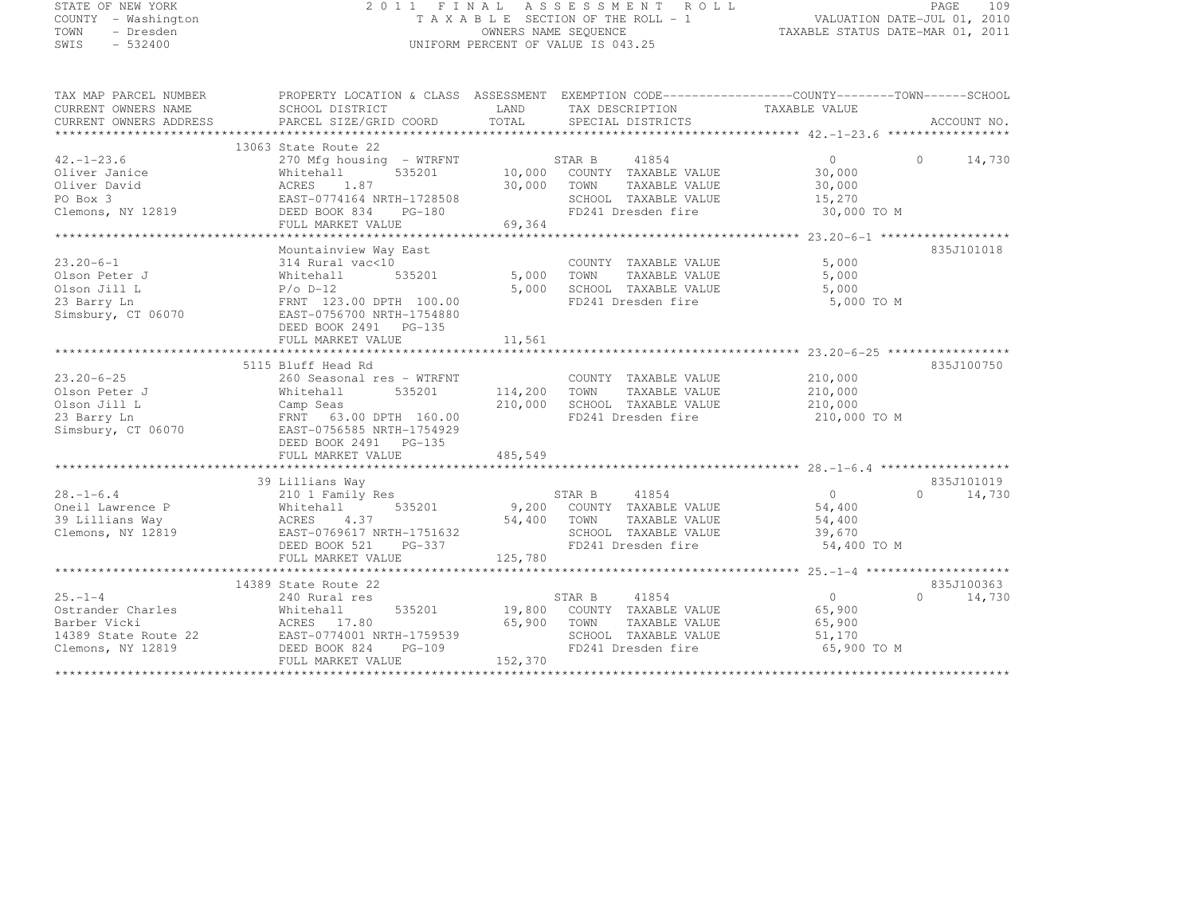STATE OF NEW YORK
COUNTY - Washington
TOWN - Dresden
SWIS - 532400

2011 FINAL ASSESSMENT ROLL
TAXABLE SECTION OF THE ROLL - 1
OWNERS NAME SEQUENCE
UNIFORM PERCENT OF VALUE IS 043.25

VALUATION DATE-JUL 01, 2010
TAXABLE STATUS DATE-MAR 01, 2011

| TAX MAP PARCEL NUMBER / CURRENT OWNERS NAME / CURRENT OWNERS ADDRESS | PROPERTY LOCATION & CLASS / SCHOOL DISTRICT / PARCEL SIZE/GRID COORD | ASSESSMENT LAND / TOTAL | EXEMPTION CODE / TAX DESCRIPTION / SPECIAL DISTRICTS | COUNTY TAXABLE VALUE | TOWN | SCHOOL / ACCOUNT NO. |
|---|---|---|---|---|---|---|
| **42.-1-23.6** | 13063 State Route 22 | | | | | |
| 42.-1-23.6 | 270 Mfg housing - WTRFNT | | STAR B 41854 | 0 | 0 | 14,730 |
| Oliver Janice | Whitehall 535201 | 10,000 | COUNTY TAXABLE VALUE | 30,000 | | |
| Oliver David | ACRES 1.87 | 30,000 | TOWN TAXABLE VALUE | 30,000 | | |
| PO Box 3 | EAST-0774164 NRTH-1728508 | | SCHOOL TAXABLE VALUE | 15,270 | | |
| Clemons, NY 12819 | DEED BOOK 834 PG-180 | | FD241 Dresden fire | 30,000 TO M | | |
| | FULL MARKET VALUE | 69,364 | | | | |
| **23.20-6-1** | Mountainview Way East | | | | | 835J101018 |
| 23.20-6-1 | 314 Rural vac<10 | | COUNTY TAXABLE VALUE | 5,000 | | |
| Olson Peter J | Whitehall 535201 | 5,000 | TOWN TAXABLE VALUE | 5,000 | | |
| Olson Jill L | P/o D-12 | 5,000 | SCHOOL TAXABLE VALUE | 5,000 | | |
| 23 Barry Ln | FRNT 123.00 DPTH 100.00 | | FD241 Dresden fire | 5,000 TO M | | |
| Simsbury, CT 06070 | EAST-0756700 NRTH-1754880 | | | | | |
| | DEED BOOK 2491 PG-135 | | | | | |
| | FULL MARKET VALUE | 11,561 | | | | |
| **23.20-6-25** | 5115 Bluff Head Rd | | | | | 835J100750 |
| 23.20-6-25 | 260 Seasonal res - WTRFNT | | COUNTY TAXABLE VALUE | 210,000 | | |
| Olson Peter J | Whitehall 535201 | 114,200 | TOWN TAXABLE VALUE | 210,000 | | |
| Olson Jill L | Camp Seas | 210,000 | SCHOOL TAXABLE VALUE | 210,000 | | |
| 23 Barry Ln | FRNT 63.00 DPTH 160.00 | | FD241 Dresden fire | 210,000 TO M | | |
| Simsbury, CT 06070 | EAST-0756585 NRTH-1754929 | | | | | |
| | DEED BOOK 2491 PG-135 | | | | | |
| | FULL MARKET VALUE | 485,549 | | | | |
| **28.-1-6.4** | 39 Lillians Way | | | | | 835J101019 |
| 28.-1-6.4 | 210 1 Family Res | | STAR B 41854 | 0 | 0 | 14,730 |
| Oneil Lawrence P | Whitehall 535201 | 9,200 | COUNTY TAXABLE VALUE | 54,400 | | |
| 39 Lillians Way | ACRES 4.37 | 54,400 | TOWN TAXABLE VALUE | 54,400 | | |
| Clemons, NY 12819 | EAST-0769617 NRTH-1751632 | | SCHOOL TAXABLE VALUE | 39,670 | | |
| | DEED BOOK 521 PG-337 | | FD241 Dresden fire | 54,400 TO M | | |
| | FULL MARKET VALUE | 125,780 | | | | |
| **25.-1-4** | 14389 State Route 22 | | | | | 835J100363 |
| 25.-1-4 | 240 Rural res | | STAR B 41854 | 0 | 0 | 14,730 |
| Ostrander Charles | Whitehall 535201 | 19,800 | COUNTY TAXABLE VALUE | 65,900 | | |
| Barber Vicki | ACRES 17.80 | 65,900 | TOWN TAXABLE VALUE | 65,900 | | |
| 14389 State Route 22 | EAST-0774001 NRTH-1759539 | | SCHOOL TAXABLE VALUE | 51,170 | | |
| Clemons, NY 12819 | DEED BOOK 824 PG-109 | | FD241 Dresden fire | 65,900 TO M | | |
| | FULL MARKET VALUE | 152,370 | | | | |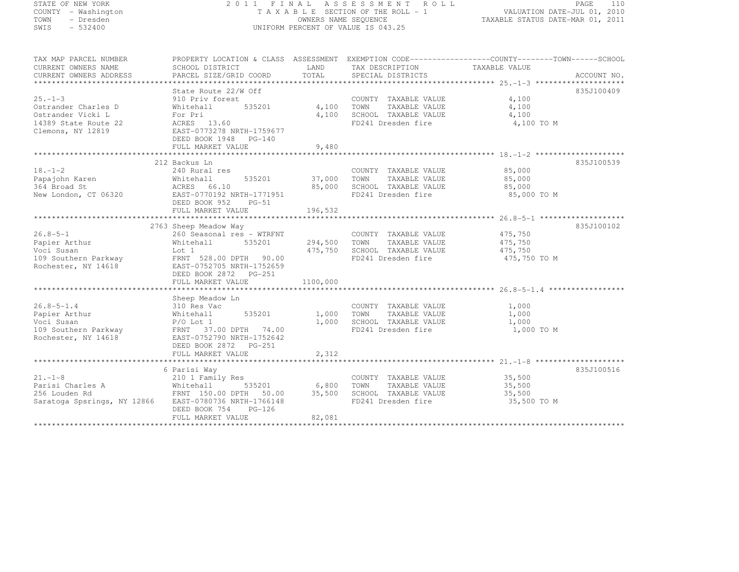STATE OF NEW YORK
COUNTY - Washington
TOWN - Dresden
SWIS - 532400

2011 FINAL ASSESSMENT ROLL
TAXABLE SECTION OF THE ROLL - 1
OWNERS NAME SEQUENCE
UNIFORM PERCENT OF VALUE IS 043.25

VALUATION DATE-JUL 01, 2010
TAXABLE STATUS DATE-MAR 01, 2011

| TAX MAP PARCEL NUMBER / CURRENT OWNERS NAME / CURRENT OWNERS ADDRESS | PROPERTY LOCATION & CLASS / SCHOOL DISTRICT / PARCEL SIZE/GRID COORD | ASSESSMENT LAND / TOTAL | EXEMPTION CODE / TAX DESCRIPTION / SPECIAL DISTRICTS | COUNTY--TOWN--SCHOOL TAXABLE VALUE | ACCOUNT NO. |
|---|---|---|---|---|---|
| 25.-1-3 | State Route 22/W Off | | | | 835J100409 |
| | 910 Priv forest | | COUNTY TAXABLE VALUE | 4,100 | |
| Ostrander Charles D | Whitehall 535201 | 4,100 | TOWN TAXABLE VALUE | 4,100 | |
| Ostrander Vicki L | For Pri | 4,100 | SCHOOL TAXABLE VALUE | 4,100 | |
| 14389 State Route 22 | ACRES 13.60 | | FD241 Dresden fire | 4,100 TO M | |
| Clemons, NY 12819 | EAST-0773278 NRTH-1759677 | | | | |
| | DEED BOOK 1948 PG-140 | | | | |
| | FULL MARKET VALUE | 9,480 | | | |
| 18.-1-2 | 212 Backus Ln | | | | 835J100539 |
| | 240 Rural res | | COUNTY TAXABLE VALUE | 85,000 | |
| Papajohn Karen | Whitehall 535201 | 37,000 | TOWN TAXABLE VALUE | 85,000 | |
| 364 Broad St | ACRES 66.10 | 85,000 | SCHOOL TAXABLE VALUE | 85,000 | |
| New London, CT 06320 | EAST-0770192 NRTH-1771951 | | FD241 Dresden fire | 85,000 TO M | |
| | DEED BOOK 952 PG-51 | | | | |
| | FULL MARKET VALUE | 196,532 | | | |
| 26.8-5-1 | 2763 Sheep Meadow Way | | | | 835J100102 |
| | 260 Seasonal res - WTRFNT | | COUNTY TAXABLE VALUE | 475,750 | |
| Papier Arthur | Whitehall 535201 | 294,500 | TOWN TAXABLE VALUE | 475,750 | |
| Voci Susan | Lot 1 | 475,750 | SCHOOL TAXABLE VALUE | 475,750 | |
| 109 Southern Parkway | FRNT 528.00 DPTH 90.00 | | FD241 Dresden fire | 475,750 TO M | |
| Rochester, NY 14618 | EAST-0752705 NRTH-1752659 | | | | |
| | DEED BOOK 2872 PG-251 | | | | |
| | FULL MARKET VALUE | 1100,000 | | | |
| 26.8-5-1.4 | Sheep Meadow Ln | | | | |
| | 310 Res Vac | | COUNTY TAXABLE VALUE | 1,000 | |
| Papier Arthur | Whitehall 535201 | 1,000 | TOWN TAXABLE VALUE | 1,000 | |
| Voci Susan | P/O Lot 1 | 1,000 | SCHOOL TAXABLE VALUE | 1,000 | |
| 109 Southern Parkway | FRNT 37.00 DPTH 74.00 | | FD241 Dresden fire | 1,000 TO M | |
| Rochester, NY 14618 | EAST-0752790 NRTH-1752642 | | | | |
| | DEED BOOK 2872 PG-251 | | | | |
| | FULL MARKET VALUE | 2,312 | | | |
| 21.-1-8 | 6 Parisi Way | | | | 835J100516 |
| | 210 1 Family Res | | COUNTY TAXABLE VALUE | 35,500 | |
| Parisi Charles A | Whitehall 535201 | 6,800 | TOWN TAXABLE VALUE | 35,500 | |
| 256 Louden Rd | FRNT 150.00 DPTH 50.00 | 35,500 | SCHOOL TAXABLE VALUE | 35,500 | |
| Saratoga Spsrings, NY 12866 | EAST-0780736 NRTH-1766148 | | FD241 Dresden fire | 35,500 TO M | |
| | DEED BOOK 754 PG-126 | | | | |
| | FULL MARKET VALUE | 82,081 | | | |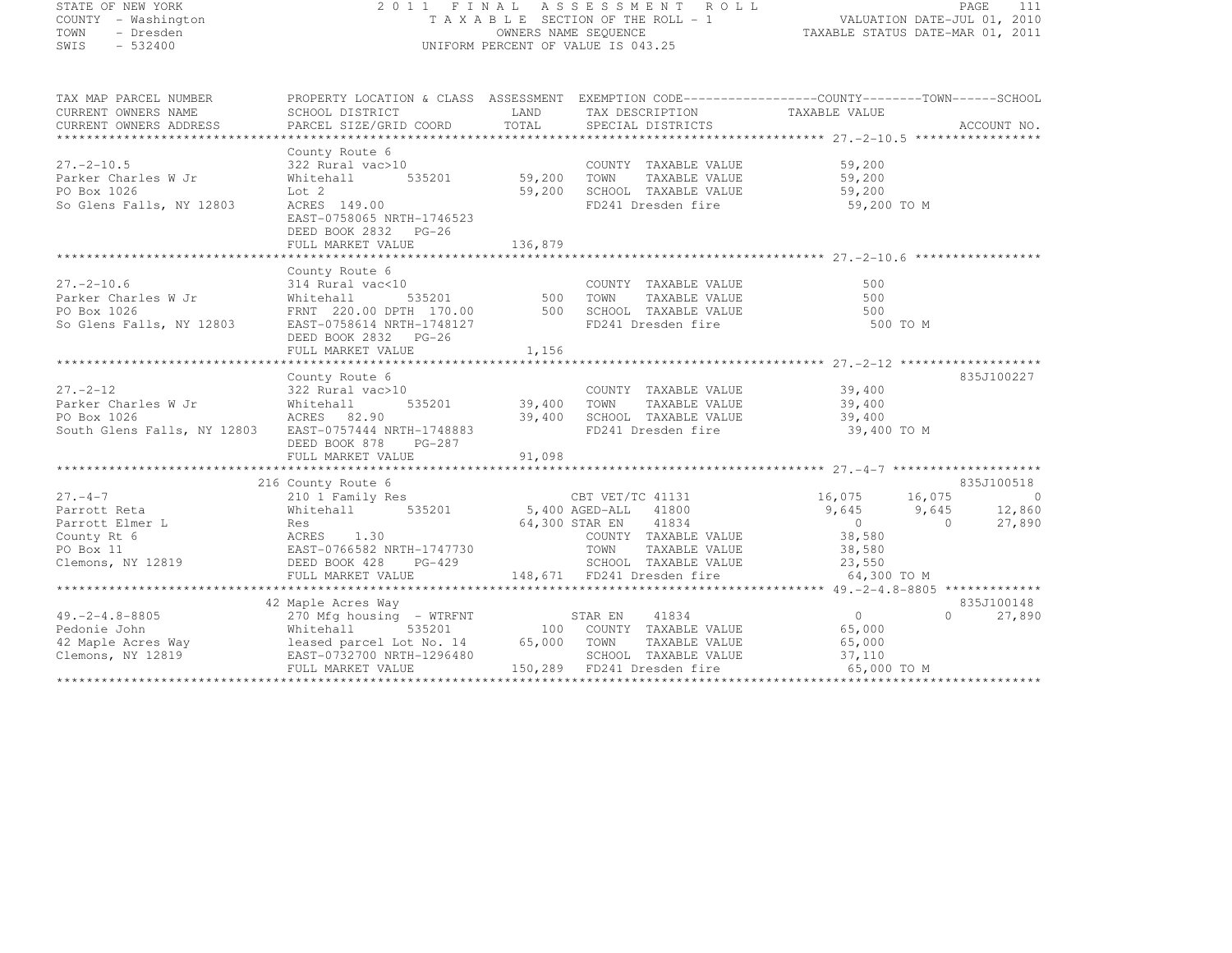STATE OF NEW YORK — COUNTY - Washington — TOWN - Dresden — SWIS - 532400

2011 FINAL ASSESSMENT ROLL — TAXABLE SECTION OF THE ROLL - 1 — OWNERS NAME SEQUENCE — UNIFORM PERCENT OF VALUE IS 043.25

VALUATION DATE-JUL 01, 2010 — TAXABLE STATUS DATE-MAR 01, 2011

| TAX MAP PARCEL NUMBER / CURRENT OWNERS NAME / CURRENT OWNERS ADDRESS | PROPERTY LOCATION & CLASS / SCHOOL DISTRICT / PARCEL SIZE/GRID COORD | ASSESSMENT LAND / TOTAL | EXEMPTION CODE / TAX DESCRIPTION / SPECIAL DISTRICTS | COUNTY TAXABLE VALUE | TOWN | SCHOOL | ACCOUNT NO. |
|---|---|---|---|---|---|---|---|
| **27.-2-10.5** | County Route 6 | | | | | | |
| 27.-2-10.5 | 322 Rural vac>10 | | COUNTY TAXABLE VALUE | 59,200 | | | |
| Parker Charles W Jr | Whitehall 535201 | 59,200 | TOWN TAXABLE VALUE | 59,200 | | | |
| PO Box 1026 | Lot 2 | 59,200 | SCHOOL TAXABLE VALUE | 59,200 | | | |
| So Glens Falls, NY 12803 | ACRES 149.00 | | FD241 Dresden fire | 59,200 TO M | | | |
| | EAST-0758065 NRTH-1746523 | | | | | | |
| | DEED BOOK 2832 PG-26 | | | | | | |
| | FULL MARKET VALUE | 136,879 | | | | | |
| **27.-2-10.6** | County Route 6 | | | | | | |
| 27.-2-10.6 | 314 Rural vac<10 | | COUNTY TAXABLE VALUE | 500 | | | |
| Parker Charles W Jr | Whitehall 535201 | 500 | TOWN TAXABLE VALUE | 500 | | | |
| PO Box 1026 | FRNT 220.00 DPTH 170.00 | 500 | SCHOOL TAXABLE VALUE | 500 | | | |
| So Glens Falls, NY 12803 | EAST-0758614 NRTH-1748127 | | FD241 Dresden fire | 500 TO M | | | |
| | DEED BOOK 2832 PG-26 | | | | | | |
| | FULL MARKET VALUE | 1,156 | | | | | |
| **27.-2-12** | County Route 6 | | | | | | 835J100227 |
| 27.-2-12 | 322 Rural vac>10 | | COUNTY TAXABLE VALUE | 39,400 | | | |
| Parker Charles W Jr | Whitehall 535201 | 39,400 | TOWN TAXABLE VALUE | 39,400 | | | |
| PO Box 1026 | ACRES 82.90 | 39,400 | SCHOOL TAXABLE VALUE | 39,400 | | | |
| South Glens Falls, NY 12803 | EAST-0757444 NRTH-1748883 | | FD241 Dresden fire | 39,400 TO M | | | |
| | DEED BOOK 878 PG-287 | | | | | | |
| | FULL MARKET VALUE | 91,098 | | | | | |
| **27.-4-7** | 216 County Route 6 | | | | | | 835J100518 |
| 27.-4-7 | 210 1 Family Res | | CBT VET/TC 41131 | 16,075 | 16,075 | 0 | |
| Parrott Reta | Whitehall 535201 | 5,400 | AGED-ALL 41800 | 9,645 | 9,645 | 12,860 | |
| Parrott Elmer L | Res | 64,300 | STAR EN 41834 | 0 | 0 | 27,890 | |
| County Rt 6 | ACRES 1.30 | | COUNTY TAXABLE VALUE | 38,580 | | | |
| PO Box 11 | EAST-0766582 NRTH-1747730 | | TOWN TAXABLE VALUE | 38,580 | | | |
| Clemons, NY 12819 | DEED BOOK 428 PG-429 | | SCHOOL TAXABLE VALUE | 23,550 | | | |
| | FULL MARKET VALUE | 148,671 | FD241 Dresden fire | 64,300 TO M | | | |
| **49.-2-4.8-8805** | 42 Maple Acres Way | | | | | | 835J100148 |
| 49.-2-4.8-8805 | 270 Mfg housing - WTRFNT | | STAR EN 41834 | 0 | 0 | 27,890 | |
| Pedonie John | Whitehall 535201 | 100 | COUNTY TAXABLE VALUE | 65,000 | | | |
| 42 Maple Acres Way | leased parcel Lot No. 14 | 65,000 | TOWN TAXABLE VALUE | 65,000 | | | |
| Clemons, NY 12819 | EAST-0732700 NRTH-1296480 | | SCHOOL TAXABLE VALUE | 37,110 | | | |
| | FULL MARKET VALUE | 150,289 | FD241 Dresden fire | 65,000 TO M | | | |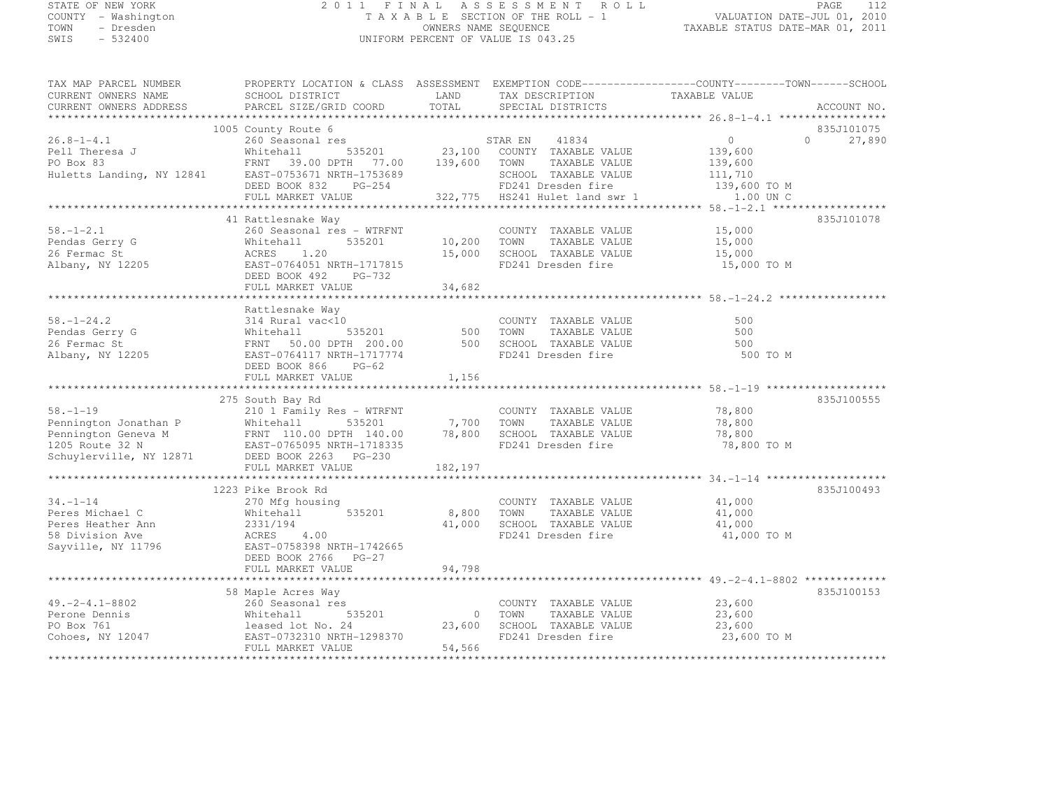STATE OF NEW YORK
COUNTY - Washington
TOWN - Dresden
SWIS - 532400

2011 FINAL ASSESSMENT ROLL
TAXABLE SECTION OF THE ROLL - 1
OWNERS NAME SEQUENCE
UNIFORM PERCENT OF VALUE IS 043.25

VALUATION DATE-JUL 01, 2010
TAXABLE STATUS DATE-MAR 01, 2011

| TAX MAP PARCEL NUMBER / CURRENT OWNERS NAME / CURRENT OWNERS ADDRESS | PROPERTY LOCATION & CLASS / SCHOOL DISTRICT / PARCEL SIZE/GRID COORD | ASSESSMENT LAND / TOTAL | EXEMPTION CODE / TAX DESCRIPTION / SPECIAL DISTRICTS | COUNTY / TOWN / SCHOOL TAXABLE VALUE | ACCOUNT NO. |
|---|---|---|---|---|---|
| 26.8-1-4.1 | 1005 County Route 6 | | | | 835J101075 |
| | 260 Seasonal res | | STAR EN 41834 | 0 0 27,890 | |
| Pell Theresa J | Whitehall 535201 | 23,100 | COUNTY TAXABLE VALUE | 139,600 | |
| PO Box 83 | FRNT 39.00 DPTH 77.00 | 139,600 | TOWN TAXABLE VALUE | 139,600 | |
| Huletts Landing, NY 12841 | EAST-0753671 NRTH-1753689 | | SCHOOL TAXABLE VALUE | 111,710 | |
| | DEED BOOK 832 PG-254 | | FD241 Dresden fire | 139,600 TO M | |
| | FULL MARKET VALUE | 322,775 | HS241 Hulet land swr 1 | 1.00 UN C | |
| 58.-1-2.1 | 41 Rattlesnake Way | | | | 835J101078 |
| | 260 Seasonal res - WTRFNT | | COUNTY TAXABLE VALUE | 15,000 | |
| Pendas Gerry G | Whitehall 535201 | 10,200 | TOWN TAXABLE VALUE | 15,000 | |
| 26 Fermac St | ACRES 1.20 | 15,000 | SCHOOL TAXABLE VALUE | 15,000 | |
| Albany, NY 12205 | EAST-0764051 NRTH-1717815 | | FD241 Dresden fire | 15,000 TO M | |
| | DEED BOOK 492 PG-732 | | | | |
| | FULL MARKET VALUE | 34,682 | | | |
| 58.-1-24.2 | Rattlesnake Way | | | | |
| | 314 Rural vac<10 | | COUNTY TAXABLE VALUE | 500 | |
| Pendas Gerry G | Whitehall 535201 | 500 | TOWN TAXABLE VALUE | 500 | |
| 26 Fermac St | FRNT 50.00 DPTH 200.00 | 500 | SCHOOL TAXABLE VALUE | 500 | |
| Albany, NY 12205 | EAST-0764117 NRTH-1717774 | | FD241 Dresden fire | 500 TO M | |
| | DEED BOOK 866 PG-62 | | | | |
| | FULL MARKET VALUE | 1,156 | | | |
| 58.-1-19 | 275 South Bay Rd | | | | 835J100555 |
| | 210 1 Family Res - WTRFNT | | COUNTY TAXABLE VALUE | 78,800 | |
| Pennington Jonathan P | Whitehall 535201 | 7,700 | TOWN TAXABLE VALUE | 78,800 | |
| Pennington Geneva M | FRNT 110.00 DPTH 140.00 | 78,800 | SCHOOL TAXABLE VALUE | 78,800 | |
| 1205 Route 32 N | EAST-0765095 NRTH-1718335 | | FD241 Dresden fire | 78,800 TO M | |
| Schuylerville, NY 12871 | DEED BOOK 2263 PG-230 | | | | |
| | FULL MARKET VALUE | 182,197 | | | |
| 34.-1-14 | 1223 Pike Brook Rd | | | | 835J100493 |
| | 270 Mfg housing | | COUNTY TAXABLE VALUE | 41,000 | |
| Peres Michael C | Whitehall 535201 | 8,800 | TOWN TAXABLE VALUE | 41,000 | |
| Peres Heather Ann | 2331/194 | 41,000 | SCHOOL TAXABLE VALUE | 41,000 | |
| 58 Division Ave | ACRES 4.00 | | FD241 Dresden fire | 41,000 TO M | |
| Sayville, NY 11796 | EAST-0758398 NRTH-1742665 | | | | |
| | DEED BOOK 2766 PG-27 | | | | |
| | FULL MARKET VALUE | 94,798 | | | |
| 49.-2-4.1-8802 | 58 Maple Acres Way | | | | 835J100153 |
| | 260 Seasonal res | | COUNTY TAXABLE VALUE | 23,600 | |
| Perone Dennis | Whitehall 535201 | 0 | TOWN TAXABLE VALUE | 23,600 | |
| PO Box 761 | leased lot No. 24 | 23,600 | SCHOOL TAXABLE VALUE | 23,600 | |
| Cohoes, NY 12047 | EAST-0732310 NRTH-1298370 | | FD241 Dresden fire | 23,600 TO M | |
| | FULL MARKET VALUE | 54,566 | | | |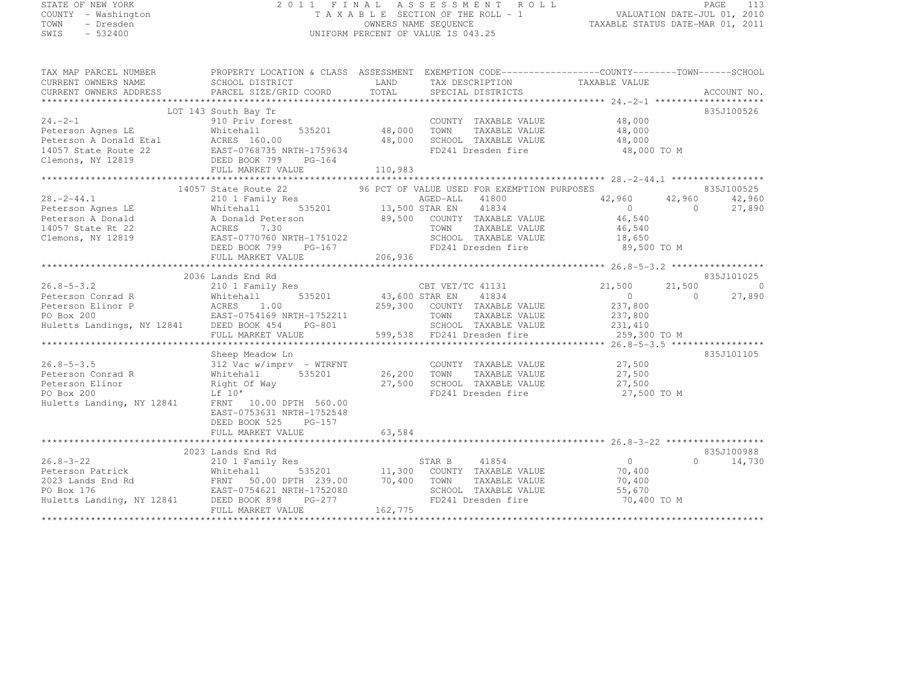STATE OF NEW YORK
COUNTY - Washington
TOWN - Dresden
SWIS - 532400

# 2011 FINAL ASSESSMENT ROLL
TAXABLE SECTION OF THE ROLL - 1
OWNERS NAME SEQUENCE
UNIFORM PERCENT OF VALUE IS 043.25

VALUATION DATE-JUL 01, 2010
TAXABLE STATUS DATE-MAR 01, 2011

```
TAX MAP PARCEL NUMBER          PROPERTY LOCATION & CLASS  ASSESSMENT  EXEMPTION CODE------------------COUNTY--------TOWN------SCHOOL
CURRENT OWNERS NAME            SCHOOL DISTRICT               LAND      TAX DESCRIPTION              TAXABLE VALUE
CURRENT OWNERS ADDRESS         PARCEL SIZE/GRID COORD        TOTAL     SPECIAL DISTRICTS                                   ACCOUNT NO.
******************************************************************************************************* 24.-2-1 ********************
                               LOT 143 South Bay Tr                                                                       835J100526
24.-2-1                        910 Priv forest                          COUNTY  TAXABLE VALUE           48,000
Peterson Agnes LE              Whitehall        535201       48,000    TOWN    TAXABLE VALUE           48,000
Peterson A Donald Etal         ACRES 160.00                  48,000    SCHOOL  TAXABLE VALUE           48,000
14057 State Route 22           EAST-0768735 NRTH-1759634               FD241 Dresden fire               48,000 TO M
Clemons, NY 12819              DEED BOOK 799    PG-164
                               FULL MARKET VALUE            110,983
******************************************************************************************************* 28.-2-44.1 *****************
                               14057 State Route 22          96 PCT OF VALUE USED FOR EXEMPTION PURPOSES                  835J100525
28.-2-44.1                     210 1 Family Res                        AGED-ALL  41800                 42,960      42,960      42,960
Peterson Agnes LE              Whitehall        535201       13,500 STAR EN    41834                    0           0      27,890
Peterson A Donald              A Donald Peterson             89,500    COUNTY  TAXABLE VALUE           46,540
14057 State Rt 22              ACRES    7.30                           TOWN    TAXABLE VALUE           46,540
Clemons, NY 12819              EAST-0770760 NRTH-1751022               SCHOOL  TAXABLE VALUE           18,650
                               DEED BOOK 799    PG-167                 FD241 Dresden fire               89,500 TO M
                               FULL MARKET VALUE            206,936
******************************************************************************************************* 26.8-5-3.2 *****************
                               2036 Lands End Rd                                                                          835J101025
26.8-5-3.2                     210 1 Family Res                        CBT VET/TC 41131                21,500      21,500           0
Peterson Conrad R              Whitehall        535201       43,600 STAR EN    41834                    0           0      27,890
Peterson Elinor P              ACRES    1.00                259,300    COUNTY  TAXABLE VALUE          237,800
PO Box 200                     EAST-0754169 NRTH-1752211               TOWN    TAXABLE VALUE          237,800
Huletts Landings, NY 12841     DEED BOOK 454    PG-801                 SCHOOL  TAXABLE VALUE          231,410
                               FULL MARKET VALUE            599,538    FD241 Dresden fire              259,300 TO M
******************************************************************************************************* 26.8-5-3.5 *****************
                               Sheep Meadow Ln                                                                            835J101105
26.8-5-3.5                     312 Vac w/imprv  - WTRFNT               COUNTY  TAXABLE VALUE           27,500
Peterson Conrad R              Whitehall        535201       26,200    TOWN    TAXABLE VALUE           27,500
Peterson Elinor                Right Of Way                  27,500    SCHOOL  TAXABLE VALUE           27,500
PO Box 200                     Lf 10'                                  FD241 Dresden fire               27,500 TO M
Huletts Landing, NY 12841      FRNT   10.00 DPTH 560.00
                               EAST-0753631 NRTH-1752548
                               DEED BOOK 525    PG-157
                               FULL MARKET VALUE             63,584
******************************************************************************************************* 26.8-3-22 ******************
                               2023 Lands End Rd                                                                          835J100988
26.8-3-22                      210 1 Family Res                        STAR B    41854                    0           0      14,730
Peterson Patrick               Whitehall        535201       11,300    COUNTY  TAXABLE VALUE           70,400
2023 Lands End Rd              FRNT   50.00 DPTH 239.00      70,400    TOWN    TAXABLE VALUE           70,400
PO Box 176                     EAST-0754621 NRTH-1752080               SCHOOL  TAXABLE VALUE           55,670
Huletts Landing, NY 12841      DEED BOOK 898    PG-277                 FD241 Dresden fire               70,400 TO M
                               FULL MARKET VALUE            162,775
************************************************************************************************************************************
```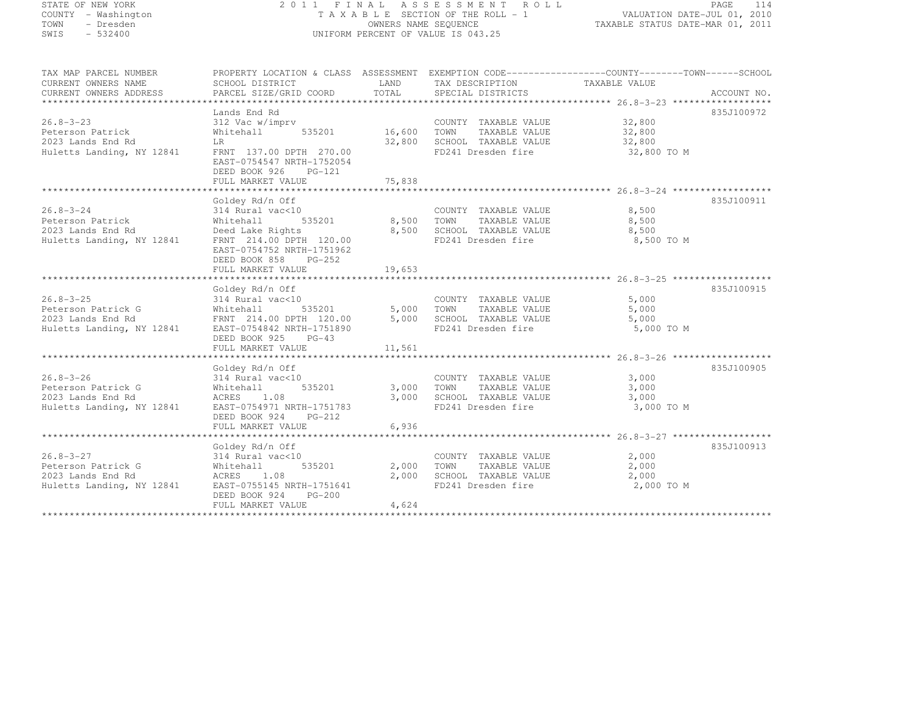STATE OF NEW YORK
COUNTY - Washington
TOWN - Dresden
SWIS - 532400

2011 FINAL ASSESSMENT ROLL
TAXABLE SECTION OF THE ROLL - 1
OWNERS NAME SEQUENCE
UNIFORM PERCENT OF VALUE IS 043.25

VALUATION DATE-JUL 01, 2010
TAXABLE STATUS DATE-MAR 01, 2011

```
TAX MAP PARCEL NUMBER          PROPERTY LOCATION & CLASS  ASSESSMENT  EXEMPTION CODE------------------COUNTY--------TOWN------SCHOOL
CURRENT OWNERS NAME            SCHOOL DISTRICT             LAND       TAX DESCRIPTION                 TAXABLE VALUE
CURRENT OWNERS ADDRESS         PARCEL SIZE/GRID COORD      TOTAL      SPECIAL DISTRICTS                                     ACCOUNT NO.
******************************************************************************************************* 26.8-3-23 ******************
                               Lands End Rd                                                                              835J100972
26.8-3-23                      312 Vac w/imprv                        COUNTY  TAXABLE VALUE            32,800
Peterson Patrick               Whitehall       535201      16,600     TOWN    TAXABLE VALUE            32,800
2023 Lands End Rd              LR                          32,800     SCHOOL  TAXABLE VALUE            32,800
Huletts Landing, NY 12841      FRNT 137.00 DPTH 270.00                FD241 Dresden fire                32,800 TO M
                               EAST-0754547 NRTH-1752054
                               DEED BOOK 926    PG-121
                               FULL MARKET VALUE           75,838
******************************************************************************************************* 26.8-3-24 ******************
                               Goldey Rd/n Off                                                                           835J100911
26.8-3-24                      314 Rural vac<10                       COUNTY  TAXABLE VALUE             8,500
Peterson Patrick               Whitehall       535201       8,500     TOWN    TAXABLE VALUE             8,500
2023 Lands End Rd              Deed Lake Rights             8,500     SCHOOL  TAXABLE VALUE             8,500
Huletts Landing, NY 12841      FRNT 214.00 DPTH 120.00                FD241 Dresden fire                 8,500 TO M
                               EAST-0754752 NRTH-1751962
                               DEED BOOK 858    PG-252
                               FULL MARKET VALUE           19,653
******************************************************************************************************* 26.8-3-25 ******************
                               Goldey Rd/n Off                                                                           835J100915
26.8-3-25                      314 Rural vac<10                       COUNTY  TAXABLE VALUE             5,000
Peterson Patrick G             Whitehall       535201       5,000     TOWN    TAXABLE VALUE             5,000
2023 Lands End Rd              FRNT 214.00 DPTH 120.00      5,000     SCHOOL  TAXABLE VALUE             5,000
Huletts Landing, NY 12841      EAST-0754842 NRTH-1751890              FD241 Dresden fire                 5,000 TO M
                               DEED BOOK 925    PG-43
                               FULL MARKET VALUE           11,561
******************************************************************************************************* 26.8-3-26 ******************
                               Goldey Rd/n Off                                                                           835J100905
26.8-3-26                      314 Rural vac<10                       COUNTY  TAXABLE VALUE             3,000
Peterson Patrick G             Whitehall       535201       3,000     TOWN    TAXABLE VALUE             3,000
2023 Lands End Rd              ACRES    1.08                3,000     SCHOOL  TAXABLE VALUE             3,000
Huletts Landing, NY 12841      EAST-0754971 NRTH-1751783              FD241 Dresden fire                 3,000 TO M
                               DEED BOOK 924    PG-212
                               FULL MARKET VALUE            6,936
******************************************************************************************************* 26.8-3-27 ******************
                               Goldey Rd/n Off                                                                           835J100913
26.8-3-27                      314 Rural vac<10                       COUNTY  TAXABLE VALUE             2,000
Peterson Patrick G             Whitehall       535201       2,000     TOWN    TAXABLE VALUE             2,000
2023 Lands End Rd              ACRES    1.08                2,000     SCHOOL  TAXABLE VALUE             2,000
Huletts Landing, NY 12841      EAST-0755145 NRTH-1751641              FD241 Dresden fire                 2,000 TO M
                               DEED BOOK 924    PG-200
                               FULL MARKET VALUE            4,624
************************************************************************************************************************************
```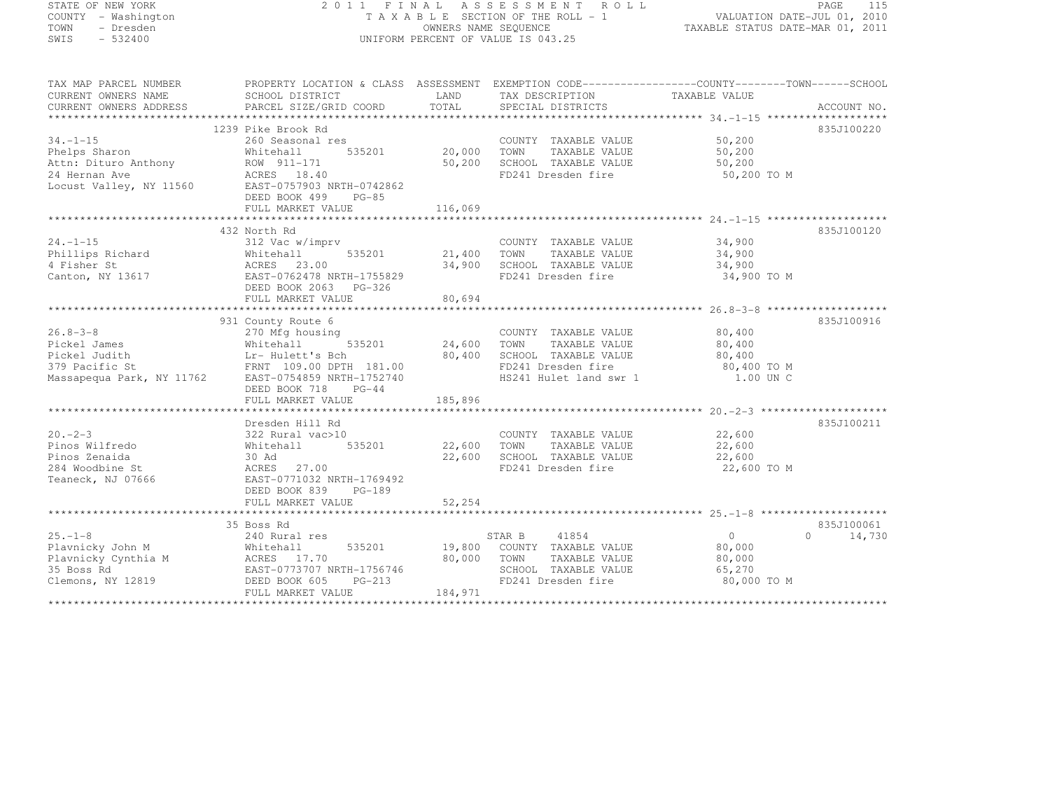STATE OF NEW YORK
COUNTY - Washington
TOWN - Dresden
SWIS - 532400

2011 FINAL ASSESSMENT ROLL
TAXABLE SECTION OF THE ROLL - 1
OWNERS NAME SEQUENCE
UNIFORM PERCENT OF VALUE IS 043.25

VALUATION DATE-JUL 01, 2010
TAXABLE STATUS DATE-MAR 01, 2011

| TAX MAP PARCEL NUMBER / CURRENT OWNERS NAME / CURRENT OWNERS ADDRESS | PROPERTY LOCATION & CLASS / SCHOOL DISTRICT / PARCEL SIZE/GRID COORD | ASSESSMENT LAND / TOTAL | EXEMPTION CODE / TAX DESCRIPTION / SPECIAL DISTRICTS | COUNTY TAXABLE VALUE | TOWN | SCHOOL | ACCOUNT NO. |
|---|---|---|---|---|---|---|---|
| **34.-1-15** | 1239 Pike Brook Rd | | | | | | 835J100220 |
| 34.-1-15 | 260 Seasonal res | | COUNTY TAXABLE VALUE | 50,200 | | | |
| Phelps Sharon | Whitehall 535201 | 20,000 | TOWN TAXABLE VALUE | 50,200 | | | |
| Attn: Dituro Anthony | ROW 911-171 | 50,200 | SCHOOL TAXABLE VALUE | 50,200 | | | |
| 24 Hernan Ave | ACRES 18.40 | | FD241 Dresden fire | 50,200 TO M | | | |
| Locust Valley, NY 11560 | EAST-0757903 NRTH-0742862 | | | | | | |
| | DEED BOOK 499 PG-85 | | | | | | |
| | FULL MARKET VALUE | 116,069 | | | | | |
| **24.-1-15** | 432 North Rd | | | | | | 835J100120 |
| 24.-1-15 | 312 Vac w/imprv | | COUNTY TAXABLE VALUE | 34,900 | | | |
| Phillips Richard | Whitehall 535201 | 21,400 | TOWN TAXABLE VALUE | 34,900 | | | |
| 4 Fisher St | ACRES 23.00 | 34,900 | SCHOOL TAXABLE VALUE | 34,900 | | | |
| Canton, NY 13617 | EAST-0762478 NRTH-1755829 | | FD241 Dresden fire | 34,900 TO M | | | |
| | DEED BOOK 2063 PG-326 | | | | | | |
| | FULL MARKET VALUE | 80,694 | | | | | |
| **26.8-3-8** | 931 County Route 6 | | | | | | 835J100916 |
| 26.8-3-8 | 270 Mfg housing | | COUNTY TAXABLE VALUE | 80,400 | | | |
| Pickel James | Whitehall 535201 | 24,600 | TOWN TAXABLE VALUE | 80,400 | | | |
| Pickel Judith | Lr- Hulett's Bch | 80,400 | SCHOOL TAXABLE VALUE | 80,400 | | | |
| 379 Pacific St | FRNT 109.00 DPTH 181.00 | | FD241 Dresden fire | 80,400 TO M | | | |
| Massapequa Park, NY 11762 | EAST-0754859 NRTH-1752740 | | HS241 Hulet land swr 1 | 1.00 UN C | | | |
| | DEED BOOK 718 PG-44 | | | | | | |
| | FULL MARKET VALUE | 185,896 | | | | | |
| **20.-2-3** | Dresden Hill Rd | | | | | | 835J100211 |
| 20.-2-3 | 322 Rural vac>10 | | COUNTY TAXABLE VALUE | 22,600 | | | |
| Pinos Wilfredo | Whitehall 535201 | 22,600 | TOWN TAXABLE VALUE | 22,600 | | | |
| Pinos Zenaida | 30 Ad | 22,600 | SCHOOL TAXABLE VALUE | 22,600 | | | |
| 284 Woodbine St | ACRES 27.00 | | FD241 Dresden fire | 22,600 TO M | | | |
| Teaneck, NJ 07666 | EAST-0771032 NRTH-1769492 | | | | | | |
| | DEED BOOK 839 PG-189 | | | | | | |
| | FULL MARKET VALUE | 52,254 | | | | | |
| **25.-1-8** | 35 Boss Rd | | | | | | 835J100061 |
| 25.-1-8 | 240 Rural res | | STAR B 41854 | 0 | 0 | 14,730 | |
| Plavnicky John M | Whitehall 535201 | 19,800 | COUNTY TAXABLE VALUE | 80,000 | | | |
| Plavnicky Cynthia M | ACRES 17.70 | 80,000 | TOWN TAXABLE VALUE | 80,000 | | | |
| 35 Boss Rd | EAST-0773707 NRTH-1756746 | | SCHOOL TAXABLE VALUE | 65,270 | | | |
| Clemons, NY 12819 | DEED BOOK 605 PG-213 | | FD241 Dresden fire | 80,000 TO M | | | |
| | FULL MARKET VALUE | 184,971 | | | | | |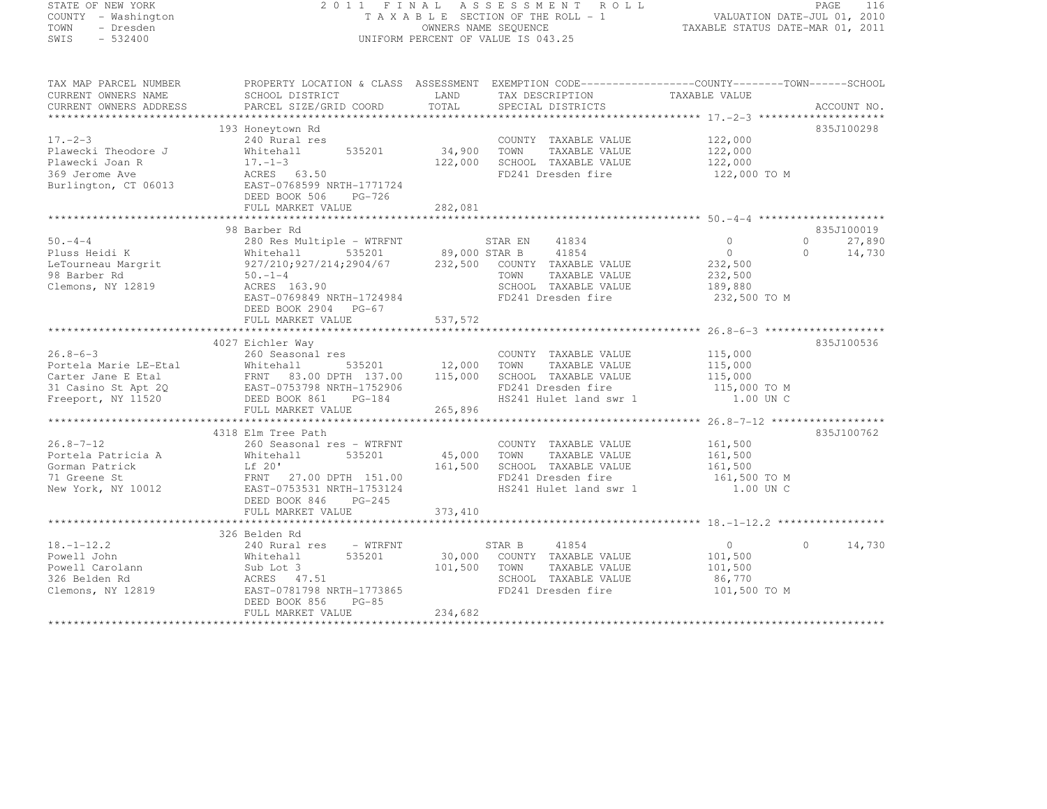STATE OF NEW YORK
COUNTY - Washington
TOWN - Dresden
SWIS - 532400

# 2011 FINAL ASSESSMENT ROLL
TAXABLE SECTION OF THE ROLL - 1
OWNERS NAME SEQUENCE
UNIFORM PERCENT OF VALUE IS 043.25

VALUATION DATE-JUL 01, 2010
TAXABLE STATUS DATE-MAR 01, 2011

| TAX MAP PARCEL NUMBER / CURRENT OWNERS NAME / CURRENT OWNERS ADDRESS | PROPERTY LOCATION & CLASS / SCHOOL DISTRICT / PARCEL SIZE/GRID COORD | ASSESSMENT LAND / TOTAL | EXEMPTION CODE / TAX DESCRIPTION / SPECIAL DISTRICTS | COUNTY TAXABLE VALUE | TOWN | SCHOOL | ACCOUNT NO. |
|---|---|---|---|---|---|---|---|
| 17.-2-3 | 193 Honeytown Rd | | | | | | 835J100298 |
| | 240 Rural res | | COUNTY TAXABLE VALUE | 122,000 | | | |
| Plawecki Theodore J | Whitehall 535201 | 34,900 | TOWN TAXABLE VALUE | 122,000 | | | |
| Plawecki Joan R | 17.-1-3 | 122,000 | SCHOOL TAXABLE VALUE | 122,000 | | | |
| 369 Jerome Ave | ACRES 63.50 | | FD241 Dresden fire | 122,000 TO M | | | |
| Burlington, CT 06013 | EAST-0768599 NRTH-1771724 | | | | | | |
| | DEED BOOK 506 PG-726 | | | | | | |
| | FULL MARKET VALUE | 282,081 | | | | | |
| 50.-4-4 | 98 Barber Rd | | | | | | 835J100019 |
| | 280 Res Multiple - WTRFNT | | STAR EN 41834 | 0 | 0 | 27,890 | |
| Pluss Heidi K | Whitehall 535201 | 89,000 | STAR B 41854 | 0 | 0 | 14,730 | |
| LeTourneau Margrit | 927/210;927/214;2904/67 | 232,500 | COUNTY TAXABLE VALUE | 232,500 | | | |
| 98 Barber Rd | 50.-1-4 | | TOWN TAXABLE VALUE | 232,500 | | | |
| Clemons, NY 12819 | ACRES 163.90 | | SCHOOL TAXABLE VALUE | 189,880 | | | |
| | EAST-0769849 NRTH-1724984 | | FD241 Dresden fire | 232,500 TO M | | | |
| | DEED BOOK 2904 PG-67 | | | | | | |
| | FULL MARKET VALUE | 537,572 | | | | | |
| 26.8-6-3 | 4027 Eichler Way | | | | | | 835J100536 |
| | 260 Seasonal res | | COUNTY TAXABLE VALUE | 115,000 | | | |
| Portela Marie LE-Etal | Whitehall 535201 | 12,000 | TOWN TAXABLE VALUE | 115,000 | | | |
| Carter Jane E Etal | FRNT 83.00 DPTH 137.00 | 115,000 | SCHOOL TAXABLE VALUE | 115,000 | | | |
| 31 Casino St Apt 2Q | EAST-0753798 NRTH-1752906 | | FD241 Dresden fire | 115,000 TO M | | | |
| Freeport, NY 11520 | DEED BOOK 861 PG-184 | | HS241 Hulet land swr 1 | 1.00 UN C | | | |
| | FULL MARKET VALUE | 265,896 | | | | | |
| 26.8-7-12 | 4318 Elm Tree Path | | | | | | 835J100762 |
| | 260 Seasonal res - WTRFNT | | COUNTY TAXABLE VALUE | 161,500 | | | |
| Portela Patricia A | Whitehall 535201 | 45,000 | TOWN TAXABLE VALUE | 161,500 | | | |
| Gorman Patrick | Lf 20' | 161,500 | SCHOOL TAXABLE VALUE | 161,500 | | | |
| 71 Greene St | FRNT 27.00 DPTH 151.00 | | FD241 Dresden fire | 161,500 TO M | | | |
| New York, NY 10012 | EAST-0753531 NRTH-1753124 | | HS241 Hulet land swr 1 | 1.00 UN C | | | |
| | DEED BOOK 846 PG-245 | | | | | | |
| | FULL MARKET VALUE | 373,410 | | | | | |
| 18.-1-12.2 | 326 Belden Rd | | | | | | |
| | 240 Rural res - WTRFNT | | STAR B 41854 | 0 | 0 | 14,730 | |
| Powell John | Whitehall 535201 | 30,000 | COUNTY TAXABLE VALUE | 101,500 | | | |
| Powell Carolann | Sub Lot 3 | 101,500 | TOWN TAXABLE VALUE | 101,500 | | | |
| 326 Belden Rd | ACRES 47.51 | | SCHOOL TAXABLE VALUE | 86,770 | | | |
| Clemons, NY 12819 | EAST-0781798 NRTH-1773865 | | FD241 Dresden fire | 101,500 TO M | | | |
| | DEED BOOK 856 PG-85 | | | | | | |
| | FULL MARKET VALUE | 234,682 | | | | | |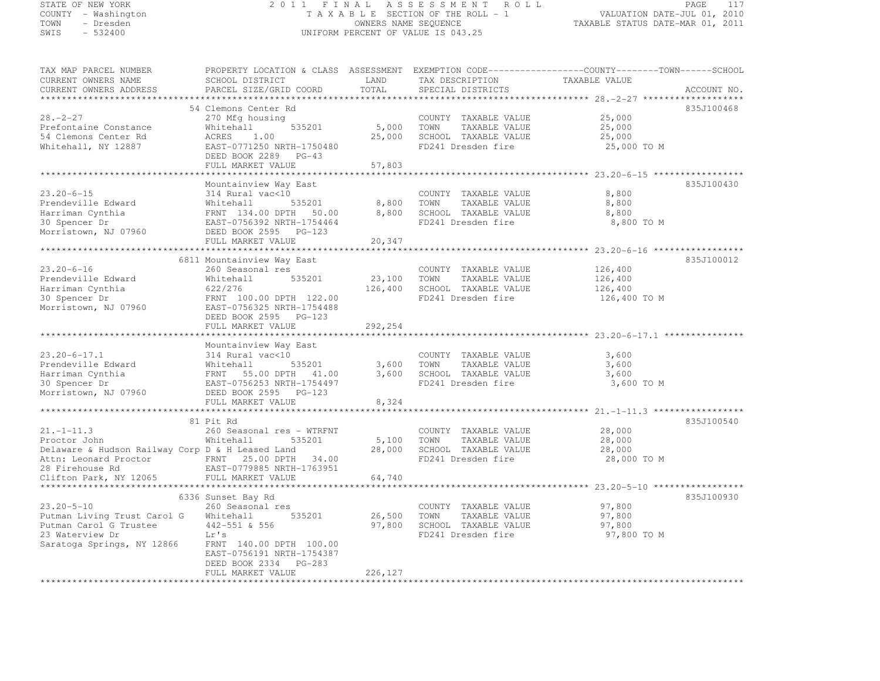STATE OF NEW YORK
COUNTY - Washington
TOWN - Dresden
SWIS - 532400

2011 FINAL ASSESSMENT ROLL
TAXABLE SECTION OF THE ROLL - 1
OWNERS NAME SEQUENCE
UNIFORM PERCENT OF VALUE IS 043.25

VALUATION DATE-JUL 01, 2010
TAXABLE STATUS DATE-MAR 01, 2011

```
TAX MAP PARCEL NUMBER          PROPERTY LOCATION & CLASS  ASSESSMENT  EXEMPTION CODE------------------COUNTY--------TOWN------SCHOOL
CURRENT OWNERS NAME            SCHOOL DISTRICT               LAND      TAX DESCRIPTION                TAXABLE VALUE
CURRENT OWNERS ADDRESS         PARCEL SIZE/GRID COORD        TOTAL     SPECIAL DISTRICTS                                    ACCOUNT NO.
******************************************************************************************************* 28.-2-27 *******************
                               54 Clemons Center Rd                                                                         835J100468
28.-2-27                       270 Mfg housing                          COUNTY  TAXABLE VALUE            25,000
Prefontaine Constance          Whitehall         535201       5,000     TOWN    TAXABLE VALUE            25,000
54 Clemons Center Rd           ACRES    1.00                 25,000     SCHOOL  TAXABLE VALUE            25,000
Whitehall, NY 12887            EAST-0771250 NRTH-1750480                FD241 Dresden fire                 25,000 TO M
                               DEED BOOK 2289   PG-43
                               FULL MARKET VALUE             57,803
******************************************************************************************************* 23.20-6-15 *****************
                               Mountainview Way East                                                                        835J100430
23.20-6-15                     314 Rural vac<10                         COUNTY  TAXABLE VALUE             8,800
Prendeville Edward             Whitehall         535201       8,800     TOWN    TAXABLE VALUE             8,800
Harriman Cynthia               FRNT 134.00 DPTH  50.00        8,800     SCHOOL  TAXABLE VALUE             8,800
30 Spencer Dr                  EAST-0756392 NRTH-1754464                FD241 Dresden fire                  8,800 TO M
Morristown, NJ 07960           DEED BOOK 2595   PG-123
                               FULL MARKET VALUE             20,347
******************************************************************************************************* 23.20-6-16 *****************
                               6811 Mountainview Way East                                                                   835J100012
23.20-6-16                     260 Seasonal res                         COUNTY  TAXABLE VALUE           126,400
Prendeville Edward             Whitehall         535201      23,100     TOWN    TAXABLE VALUE           126,400
Harriman Cynthia               622/276                      126,400     SCHOOL  TAXABLE VALUE           126,400
30 Spencer Dr                  FRNT 100.00 DPTH 122.00                  FD241 Dresden fire                126,400 TO M
Morristown, NJ 07960           EAST-0756325 NRTH-1754488
                               DEED BOOK 2595   PG-123
                               FULL MARKET VALUE            292,254
******************************************************************************************************* 23.20-6-17.1 ***************
                               Mountainview Way East
23.20-6-17.1                   314 Rural vac<10                         COUNTY  TAXABLE VALUE             3,600
Prendeville Edward             Whitehall         535201       3,600     TOWN    TAXABLE VALUE             3,600
Harriman Cynthia               FRNT  55.00 DPTH  41.00        3,600     SCHOOL  TAXABLE VALUE             3,600
30 Spencer Dr                  EAST-0756253 NRTH-1754497                FD241 Dresden fire                  3,600 TO M
Morristown, NJ 07960           DEED BOOK 2595   PG-123
                               FULL MARKET VALUE              8,324
******************************************************************************************************* 21.-1-11.3 *****************
                               81 Pit Rd                                                                                    835J100540
21.-1-11.3                     260 Seasonal res - WTRFNT                COUNTY  TAXABLE VALUE            28,000
Proctor John                   Whitehall         535201       5,100     TOWN    TAXABLE VALUE            28,000
Delaware & Hudson Railway Corp D & H Leased Land             28,000     SCHOOL  TAXABLE VALUE            28,000
Attn: Leonard Proctor          FRNT  25.00 DPTH  34.00                  FD241 Dresden fire                 28,000 TO M
28 Firehouse Rd                EAST-0779885 NRTH-1763951
Clifton Park, NY 12065         FULL MARKET VALUE             64,740
******************************************************************************************************* 23.20-5-10 *****************
                               6336 Sunset Bay Rd                                                                           835J100930
23.20-5-10                     260 Seasonal res                         COUNTY  TAXABLE VALUE            97,800
Putman Living Trust Carol G    Whitehall         535201      26,500     TOWN    TAXABLE VALUE            97,800
Putman Carol G Trustee         442-551 & 556                 97,800     SCHOOL  TAXABLE VALUE            97,800
23 Waterview Dr                Lr's                                     FD241 Dresden fire                 97,800 TO M
Saratoga Springs, NY 12866     FRNT 140.00 DPTH 100.00
                               EAST-0756191 NRTH-1754387
                               DEED BOOK 2334   PG-283
                               FULL MARKET VALUE            226,127
************************************************************************************************************************************
```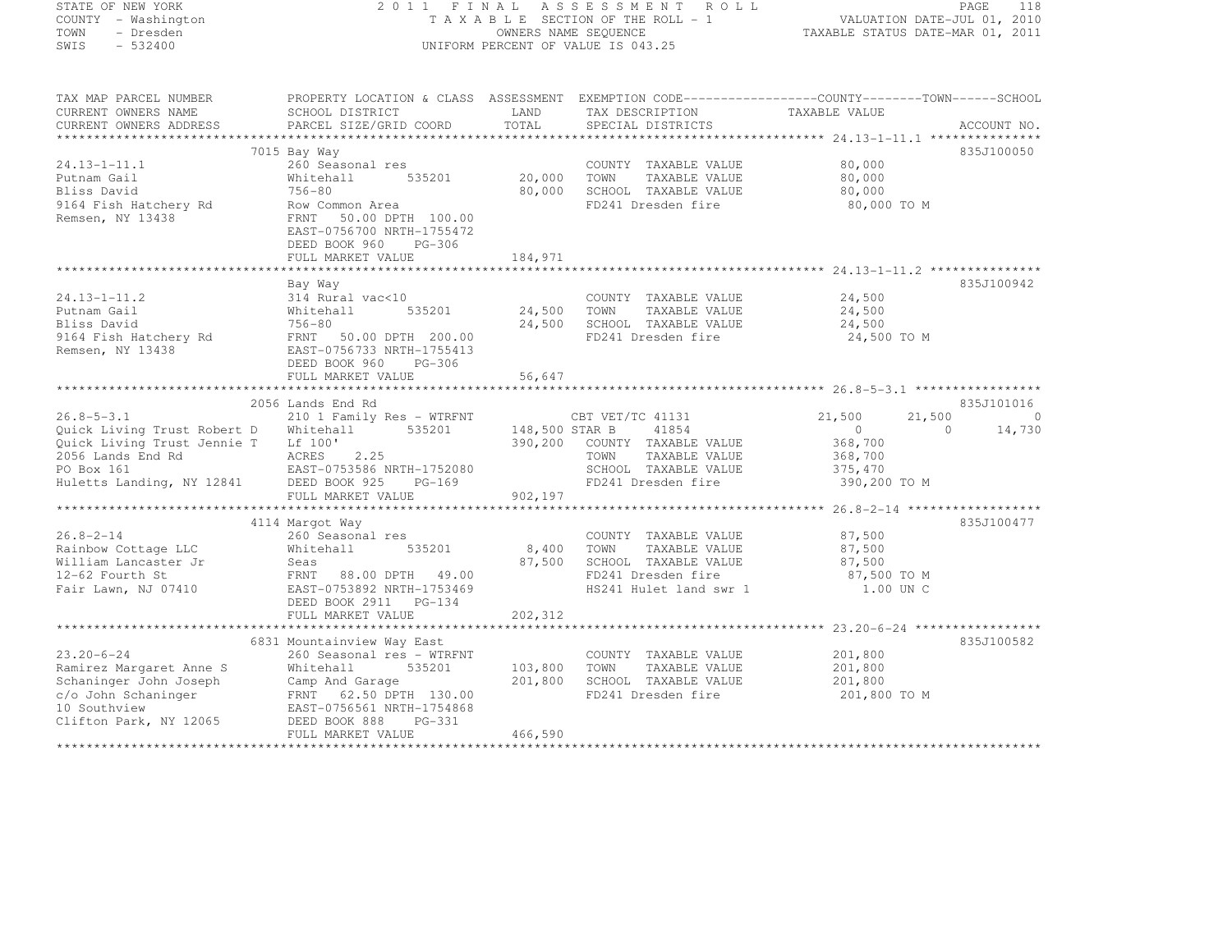STATE OF NEW YORK
COUNTY - Washington
TOWN - Dresden
SWIS - 532400

2011 FINAL ASSESSMENT ROLL
TAXABLE SECTION OF THE ROLL - 1
OWNERS NAME SEQUENCE
UNIFORM PERCENT OF VALUE IS 043.25

VALUATION DATE-JUL 01, 2010
TAXABLE STATUS DATE-MAR 01, 2011

```
TAX MAP PARCEL NUMBER          PROPERTY LOCATION & CLASS  ASSESSMENT  EXEMPTION CODE------------------COUNTY--------TOWN------SCHOOL
CURRENT OWNERS NAME            SCHOOL DISTRICT               LAND      TAX DESCRIPTION              TAXABLE VALUE
CURRENT OWNERS ADDRESS         PARCEL SIZE/GRID COORD        TOTAL     SPECIAL DISTRICTS                                     ACCOUNT NO.
******************************************************************************************************* 24.13-1-11.1 ***************
                               7015 Bay Way                                                                                   835J100050
24.13-1-11.1                   260 Seasonal res                        COUNTY  TAXABLE VALUE            80,000
Putnam Gail                    Whitehall       535201       20,000     TOWN    TAXABLE VALUE            80,000
Bliss David                    756-80                       80,000     SCHOOL  TAXABLE VALUE            80,000
9164 Fish Hatchery Rd          Row Common Area                         FD241 Dresden fire                80,000 TO M
Remsen, NY 13438               FRNT   50.00 DPTH 100.00
                               EAST-0756700 NRTH-1755472
                               DEED BOOK 960     PG-306
                               FULL MARKET VALUE           184,971
******************************************************************************************************* 24.13-1-11.2 ***************
                               Bay Way                                                                                        835J100942
24.13-1-11.2                   314 Rural vac<10                        COUNTY  TAXABLE VALUE            24,500
Putnam Gail                    Whitehall       535201       24,500     TOWN    TAXABLE VALUE            24,500
Bliss David                    756-80                       24,500     SCHOOL  TAXABLE VALUE            24,500
9164 Fish Hatchery Rd          FRNT   50.00 DPTH 200.00                FD241 Dresden fire                24,500 TO M
Remsen, NY 13438               EAST-0756733 NRTH-1755413
                               DEED BOOK 960     PG-306
                               FULL MARKET VALUE            56,647
******************************************************************************************************* 26.8-5-3.1 *****************
                               2056 Lands End Rd                                                                              835J101016
26.8-5-3.1                     210 1 Family Res - WTRFNT               CBT VET/TC 41131           21,500        21,500              0
Quick Living Trust Robert D    Whitehall       535201      148,500 STAR B      41854                   0             0         14,730
Quick Living Trust Jennie T    Lf 100'                     390,200     COUNTY  TAXABLE VALUE           368,700
2056 Lands End Rd              ACRES     2.25                          TOWN    TAXABLE VALUE           368,700
PO Box 161                     EAST-0753586 NRTH-1752080               SCHOOL  TAXABLE VALUE           375,470
Huletts Landing, NY 12841      DEED BOOK 925     PG-169                FD241 Dresden fire               390,200 TO M
                               FULL MARKET VALUE           902,197
******************************************************************************************************* 26.8-2-14 ******************
                               4114 Margot Way                                                                                835J100477
26.8-2-14                      260 Seasonal res                        COUNTY  TAXABLE VALUE            87,500
Rainbow Cottage LLC            Whitehall       535201        8,400     TOWN    TAXABLE VALUE            87,500
William Lancaster Jr           Seas                         87,500     SCHOOL  TAXABLE VALUE            87,500
12-62 Fourth St                FRNT   88.00 DPTH  49.00                FD241 Dresden fire                87,500 TO M
Fair Lawn, NJ 07410            EAST-0753892 NRTH-1753469               HS241 Hulet land swr 1              1.00 UN C
                               DEED BOOK 2911    PG-134
                               FULL MARKET VALUE           202,312
******************************************************************************************************* 23.20-6-24 *****************
                               6831 Mountainview Way East                                                                     835J100582
23.20-6-24                     260 Seasonal res - WTRFNT               COUNTY  TAXABLE VALUE           201,800
Ramirez Margaret Anne S        Whitehall       535201      103,800     TOWN    TAXABLE VALUE           201,800
Schaninger John Joseph         Camp And Garage             201,800     SCHOOL  TAXABLE VALUE           201,800
c/o John Schaninger            FRNT   62.50 DPTH 130.00                FD241 Dresden fire               201,800 TO M
10 Southview                   EAST-0756561 NRTH-1754868
Clifton Park, NY 12065         DEED BOOK 888     PG-331
                               FULL MARKET VALUE           466,590
************************************************************************************************************************************
```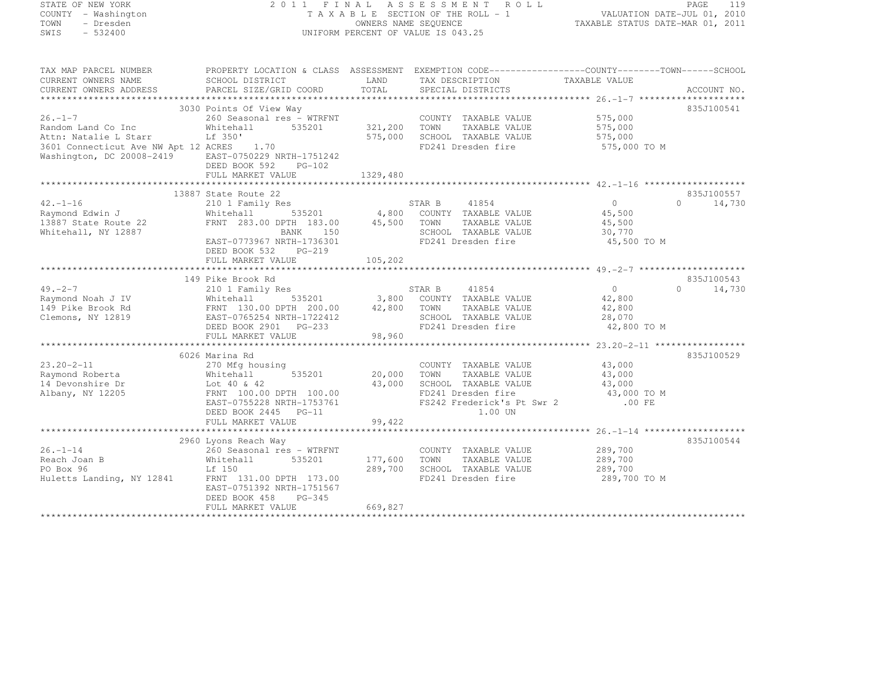STATE OF NEW YORK
COUNTY - Washington
TOWN - Dresden
SWIS - 532400

2011 FINAL ASSESSMENT ROLL
TAXABLE SECTION OF THE ROLL - 1
OWNERS NAME SEQUENCE
UNIFORM PERCENT OF VALUE IS 043.25

VALUATION DATE-JUL 01, 2010
TAXABLE STATUS DATE-MAR 01, 2011

| TAX MAP PARCEL NUMBER / CURRENT OWNERS NAME / CURRENT OWNERS ADDRESS | PROPERTY LOCATION & CLASS / SCHOOL DISTRICT / PARCEL SIZE/GRID COORD | ASSESSMENT LAND / TOTAL | EXEMPTION CODE / TAX DESCRIPTION / SPECIAL DISTRICTS | COUNTY TAXABLE VALUE | TOWN | SCHOOL | ACCOUNT NO. |
|---|---|---|---|---|---|---|---|
| 26.-1-7 | 3030 Points Of View Way | | | | | | 835J100541 |
| | 260 Seasonal res - WTRFNT | | COUNTY TAXABLE VALUE | 575,000 | | | |
| Random Land Co Inc | Whitehall 535201 | 321,200 | TOWN TAXABLE VALUE | 575,000 | | | |
| Attn: Natalie L Starr | Lf 350' | 575,000 | SCHOOL TAXABLE VALUE | 575,000 | | | |
| 3601 Connecticut Ave NW Apt 12 | ACRES 1.70 | | FD241 Dresden fire | 575,000 TO M | | | |
| Washington, DC 20008-2419 | EAST-0750229 NRTH-1751242 | | | | | | |
| | DEED BOOK 592 PG-102 | | | | | | |
| | FULL MARKET VALUE | 1329,480 | | | | | |
| 42.-1-16 | 13887 State Route 22 | | | | | | 835J100557 |
| | 210 1 Family Res | | STAR B 41854 | 0 | 0 | 14,730 | |
| Raymond Edwin J | Whitehall 535201 | 4,800 | COUNTY TAXABLE VALUE | 45,500 | | | |
| 13887 State Route 22 | FRNT 283.00 DPTH 183.00 | 45,500 | TOWN TAXABLE VALUE | 45,500 | | | |
| Whitehall, NY 12887 | BANK 150 | | SCHOOL TAXABLE VALUE | 30,770 | | | |
| | EAST-0773967 NRTH-1736301 | | FD241 Dresden fire | 45,500 TO M | | | |
| | DEED BOOK 532 PG-219 | | | | | | |
| | FULL MARKET VALUE | 105,202 | | | | | |
| 49.-2-7 | 149 Pike Brook Rd | | | | | | 835J100543 |
| | 210 1 Family Res | | STAR B 41854 | 0 | 0 | 14,730 | |
| Raymond Noah J IV | Whitehall 535201 | 3,800 | COUNTY TAXABLE VALUE | 42,800 | | | |
| 149 Pike Brook Rd | FRNT 130.00 DPTH 200.00 | 42,800 | TOWN TAXABLE VALUE | 42,800 | | | |
| Clemons, NY 12819 | EAST-0765254 NRTH-1722412 | | SCHOOL TAXABLE VALUE | 28,070 | | | |
| | DEED BOOK 2901 PG-233 | | FD241 Dresden fire | 42,800 TO M | | | |
| | FULL MARKET VALUE | 98,960 | | | | | |
| 23.20-2-11 | 6026 Marina Rd | | | | | | 835J100529 |
| | 270 Mfg housing | | COUNTY TAXABLE VALUE | 43,000 | | | |
| Raymond Roberta | Whitehall 535201 | 20,000 | TOWN TAXABLE VALUE | 43,000 | | | |
| 14 Devonshire Dr | Lot 40 & 42 | 43,000 | SCHOOL TAXABLE VALUE | 43,000 | | | |
| Albany, NY 12205 | FRNT 100.00 DPTH 100.00 | | FD241 Dresden fire | 43,000 TO M | | | |
| | EAST-0755228 NRTH-1753761 | | FS242 Frederick's Pt Swr 2 | .00 FE | | | |
| | DEED BOOK 2445 PG-11 | | 1.00 UN | | | | |
| | FULL MARKET VALUE | 99,422 | | | | | |
| 26.-1-14 | 2960 Lyons Reach Way | | | | | | 835J100544 |
| | 260 Seasonal res - WTRFNT | | COUNTY TAXABLE VALUE | 289,700 | | | |
| Reach Joan B | Whitehall 535201 | 177,600 | TOWN TAXABLE VALUE | 289,700 | | | |
| PO Box 96 | Lf 150 | 289,700 | SCHOOL TAXABLE VALUE | 289,700 | | | |
| Huletts Landing, NY 12841 | FRNT 131.00 DPTH 173.00 | | FD241 Dresden fire | 289,700 TO M | | | |
| | EAST-0751392 NRTH-1751567 | | | | | | |
| | DEED BOOK 458 PG-345 | | | | | | |
| | FULL MARKET VALUE | 669,827 | | | | | |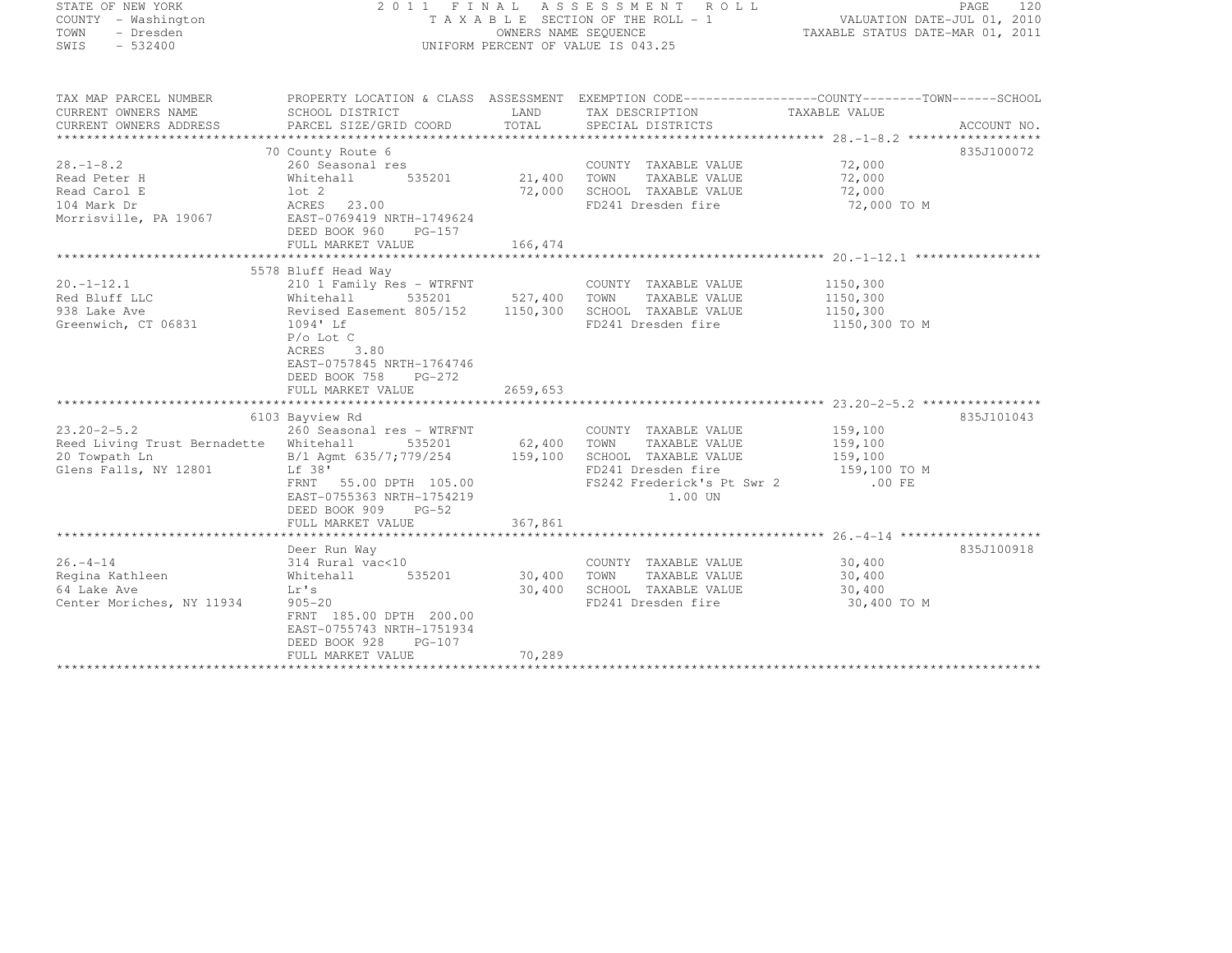STATE OF NEW YORK
COUNTY - Washington
TOWN - Dresden
SWIS - 532400

2011 FINAL ASSESSMENT ROLL
TAXABLE SECTION OF THE ROLL - 1
OWNERS NAME SEQUENCE
UNIFORM PERCENT OF VALUE IS 043.25

VALUATION DATE-JUL 01, 2010
TAXABLE STATUS DATE-MAR 01, 2011

| TAX MAP PARCEL NUMBER / CURRENT OWNERS NAME / CURRENT OWNERS ADDRESS | PROPERTY LOCATION & CLASS / SCHOOL DISTRICT / PARCEL SIZE/GRID COORD | ASSESSMENT LAND / TOTAL | EXEMPTION CODE / TAX DESCRIPTION / SPECIAL DISTRICTS | TAXABLE VALUE | ACCOUNT NO. |
|---|---|---|---|---|---|
| **28.-1-8.2** | 70 County Route 6 | | | | 835J100072 |
| 28.-1-8.2 | 260 Seasonal res | | COUNTY TAXABLE VALUE | 72,000 | |
| Read Peter H | Whitehall 535201 | 21,400 | TOWN TAXABLE VALUE | 72,000 | |
| Read Carol E | lot 2 | 72,000 | SCHOOL TAXABLE VALUE | 72,000 | |
| 104 Mark Dr | ACRES 23.00 | | FD241 Dresden fire | 72,000 TO M | |
| Morrisville, PA 19067 | EAST-0769419 NRTH-1749624 | | | | |
| | DEED BOOK 960 PG-157 | | | | |
| | FULL MARKET VALUE | 166,474 | | | |
| **20.-1-12.1** | 5578 Bluff Head Way | | | | |
| 20.-1-12.1 | 210 1 Family Res - WTRFNT | | COUNTY TAXABLE VALUE | 1150,300 | |
| Red Bluff LLC | Whitehall 535201 | 527,400 | TOWN TAXABLE VALUE | 1150,300 | |
| 938 Lake Ave | Revised Easement 805/152 | 1150,300 | SCHOOL TAXABLE VALUE | 1150,300 | |
| Greenwich, CT 06831 | 1094' Lf | | FD241 Dresden fire | 1150,300 TO M | |
| | P/o Lot C | | | | |
| | ACRES 3.80 | | | | |
| | EAST-0757845 NRTH-1764746 | | | | |
| | DEED BOOK 758 PG-272 | | | | |
| | FULL MARKET VALUE | 2659,653 | | | |
| **23.20-2-5.2** | 6103 Bayview Rd | | | | 835J101043 |
| 23.20-2-5.2 | 260 Seasonal res - WTRFNT | | COUNTY TAXABLE VALUE | 159,100 | |
| Reed Living Trust Bernadette | Whitehall 535201 | 62,400 | TOWN TAXABLE VALUE | 159,100 | |
| 20 Towpath Ln | B/l Agmt 635/7;779/254 | 159,100 | SCHOOL TAXABLE VALUE | 159,100 | |
| Glens Falls, NY 12801 | Lf 38' | | FD241 Dresden fire | 159,100 TO M | |
| | FRNT 55.00 DPTH 105.00 | | FS242 Frederick's Pt Swr 2 | .00 FE | |
| | EAST-0755363 NRTH-1754219 | | 1.00 UN | | |
| | DEED BOOK 909 PG-52 | | | | |
| | FULL MARKET VALUE | 367,861 | | | |
| **26.-4-14** | Deer Run Way | | | | 835J100918 |
| 26.-4-14 | 314 Rural vac<10 | | COUNTY TAXABLE VALUE | 30,400 | |
| Regina Kathleen | Whitehall 535201 | 30,400 | TOWN TAXABLE VALUE | 30,400 | |
| 64 Lake Ave | Lr's | 30,400 | SCHOOL TAXABLE VALUE | 30,400 | |
| Center Moriches, NY 11934 | 905-20 | | FD241 Dresden fire | 30,400 TO M | |
| | FRNT 185.00 DPTH 200.00 | | | | |
| | EAST-0755743 NRTH-1751934 | | | | |
| | DEED BOOK 928 PG-107 | | | | |
| | FULL MARKET VALUE | 70,289 | | | |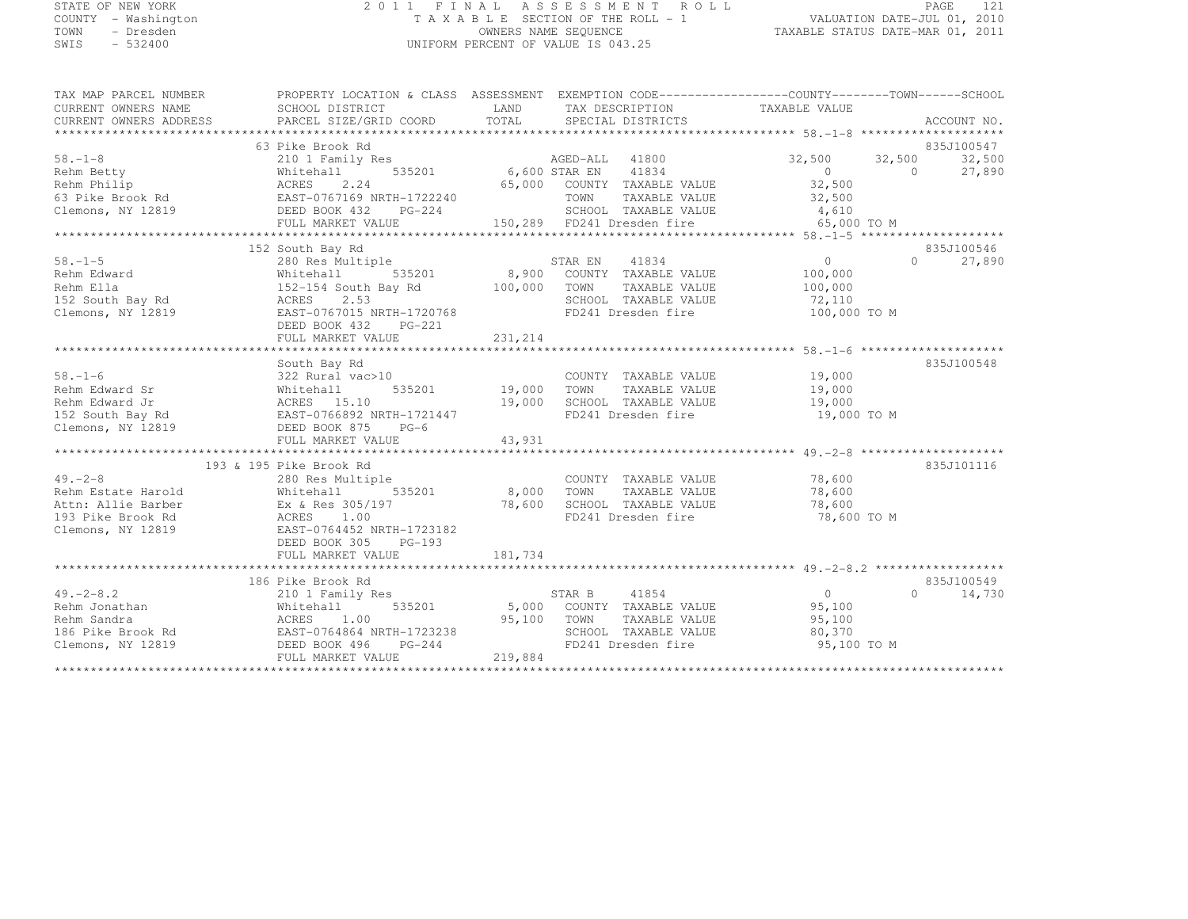STATE OF NEW YORK
COUNTY - Washington
TOWN - Dresden
SWIS - 532400

2011 FINAL ASSESSMENT ROLL
TAXABLE SECTION OF THE ROLL - 1
OWNERS NAME SEQUENCE
UNIFORM PERCENT OF VALUE IS 043.25

VALUATION DATE-JUL 01, 2010
TAXABLE STATUS DATE-MAR 01, 2011

| TAX MAP PARCEL NUMBER / CURRENT OWNERS NAME / CURRENT OWNERS ADDRESS | PROPERTY LOCATION & CLASS / SCHOOL DISTRICT / PARCEL SIZE/GRID COORD | ASSESSMENT LAND / TOTAL | EXEMPTION CODE / TAX DESCRIPTION / SPECIAL DISTRICTS | COUNTY TAXABLE VALUE | TOWN | SCHOOL | ACCOUNT NO. |
|---|---|---|---|---|---|---|---|
| **58.-1-8** | 63 Pike Brook Rd | | | | | | 835J100547 |
| Rehm Betty | 210 1 Family Res | | AGED-ALL 41800 | 32,500 | 32,500 | 32,500 | |
| Rehm Philip | Whitehall 535201 | 6,600 | STAR EN 41834 | 0 | 0 | 27,890 | |
| 63 Pike Brook Rd | ACRES 2.24 | 65,000 | COUNTY TAXABLE VALUE | 32,500 | | | |
| Clemons, NY 12819 | EAST-0767169 NRTH-1722240 | | TOWN TAXABLE VALUE | 32,500 | | | |
| | DEED BOOK 432 PG-224 | | SCHOOL TAXABLE VALUE | 4,610 | | | |
| | FULL MARKET VALUE | 150,289 | FD241 Dresden fire | 65,000 TO M | | | |
| **58.-1-5** | 152 South Bay Rd | | | | | | 835J100546 |
| Rehm Edward | 280 Res Multiple | | STAR EN 41834 | 0 | 0 | 27,890 | |
| Rehm Ella | Whitehall 535201 | 8,900 | COUNTY TAXABLE VALUE | 100,000 | | | |
| 152 South Bay Rd | 152-154 South Bay Rd | 100,000 | TOWN TAXABLE VALUE | 100,000 | | | |
| Clemons, NY 12819 | ACRES 2.53 | | SCHOOL TAXABLE VALUE | 72,110 | | | |
| | EAST-0767015 NRTH-1720768 | | FD241 Dresden fire | 100,000 TO M | | | |
| | DEED BOOK 432 PG-221 | | | | | | |
| | FULL MARKET VALUE | 231,214 | | | | | |
| **58.-1-6** | South Bay Rd | | | | | | 835J100548 |
| Rehm Edward Sr | 322 Rural vac>10 | | COUNTY TAXABLE VALUE | 19,000 | | | |
| Rehm Edward Jr | Whitehall 535201 | 19,000 | TOWN TAXABLE VALUE | 19,000 | | | |
| 152 South Bay Rd | ACRES 15.10 | 19,000 | SCHOOL TAXABLE VALUE | 19,000 | | | |
| Clemons, NY 12819 | EAST-0766892 NRTH-1721447 | | FD241 Dresden fire | 19,000 TO M | | | |
| | DEED BOOK 875 PG-6 | | | | | | |
| | FULL MARKET VALUE | 43,931 | | | | | |
| **49.-2-8** | 193 & 195 Pike Brook Rd | | | | | | 835J101116 |
| Rehm Estate Harold | 280 Res Multiple | | COUNTY TAXABLE VALUE | 78,600 | | | |
| Attn: Allie Barber | Whitehall 535201 | 8,000 | TOWN TAXABLE VALUE | 78,600 | | | |
| 193 Pike Brook Rd | Ex & Res 305/197 | 78,600 | SCHOOL TAXABLE VALUE | 78,600 | | | |
| Clemons, NY 12819 | ACRES 1.00 | | FD241 Dresden fire | 78,600 TO M | | | |
| | EAST-0764452 NRTH-1723182 | | | | | | |
| | DEED BOOK 305 PG-193 | | | | | | |
| | FULL MARKET VALUE | 181,734 | | | | | |
| **49.-2-8.2** | 186 Pike Brook Rd | | | | | | 835J100549 |
| Rehm Jonathan | 210 1 Family Res | | STAR B 41854 | 0 | 0 | 14,730 | |
| Rehm Sandra | Whitehall 535201 | 5,000 | COUNTY TAXABLE VALUE | 95,100 | | | |
| 186 Pike Brook Rd | ACRES 1.00 | 95,100 | TOWN TAXABLE VALUE | 95,100 | | | |
| Clemons, NY 12819 | EAST-0764864 NRTH-1723238 | | SCHOOL TAXABLE VALUE | 80,370 | | | |
| | DEED BOOK 496 PG-244 | | FD241 Dresden fire | 95,100 TO M | | | |
| | FULL MARKET VALUE | 219,884 | | | | | |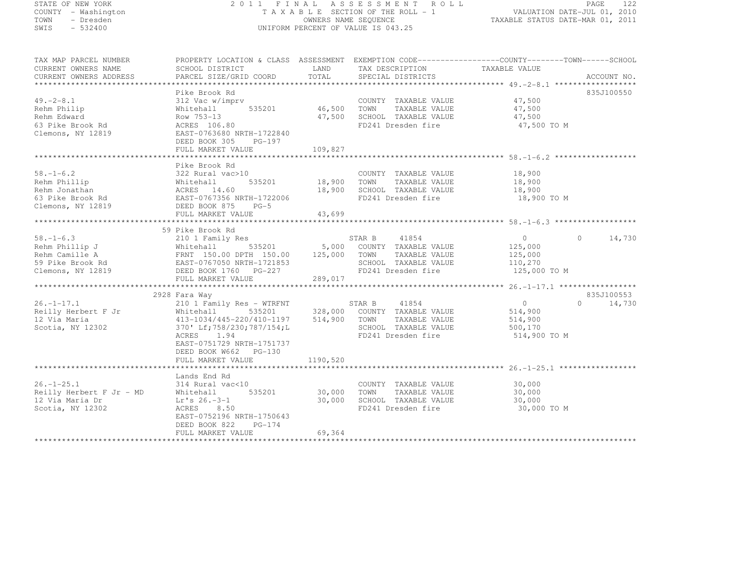STATE OF NEW YORK
COUNTY - Washington
TOWN - Dresden
SWIS - 532400

2011 FINAL ASSESSMENT ROLL
TAXABLE SECTION OF THE ROLL - 1
OWNERS NAME SEQUENCE
UNIFORM PERCENT OF VALUE IS 043.25

VALUATION DATE-JUL 01, 2010
TAXABLE STATUS DATE-MAR 01, 2011

| TAX MAP PARCEL NUMBER / CURRENT OWNERS NAME / CURRENT OWNERS ADDRESS | PROPERTY LOCATION & CLASS / SCHOOL DISTRICT / PARCEL SIZE/GRID COORD | ASSESSMENT LAND / TOTAL | EXEMPTION CODE / TAX DESCRIPTION / SPECIAL DISTRICTS | COUNTY / TAXABLE VALUE | TOWN | SCHOOL / ACCOUNT NO. |
|---|---|---|---|---|---|---|
| **49.-2-8.1** | Pike Brook Rd | | | | | 835J100550 |
| 49.-2-8.1 | 312 Vac w/imprv | | COUNTY TAXABLE VALUE | 47,500 | | |
| Rehm Philip | Whitehall 535201 | 46,500 | TOWN TAXABLE VALUE | 47,500 | | |
| Rehm Edward | Row 753-13 | 47,500 | SCHOOL TAXABLE VALUE | 47,500 | | |
| 63 Pike Brook Rd | ACRES 106.80 | | FD241 Dresden fire | 47,500 TO M | | |
| Clemons, NY 12819 | EAST-0763680 NRTH-1722840 | | | | | |
| | DEED BOOK 305 PG-197 | | | | | |
| | FULL MARKET VALUE | 109,827 | | | | |
| **58.-1-6.2** | Pike Brook Rd | | | | | |
| 58.-1-6.2 | 322 Rural vac>10 | | COUNTY TAXABLE VALUE | 18,900 | | |
| Rehm Phillip | Whitehall 535201 | 18,900 | TOWN TAXABLE VALUE | 18,900 | | |
| Rehm Jonathan | ACRES 14.60 | 18,900 | SCHOOL TAXABLE VALUE | 18,900 | | |
| 63 Pike Brook Rd | EAST-0767356 NRTH-1722006 | | FD241 Dresden fire | 18,900 TO M | | |
| Clemons, NY 12819 | DEED BOOK 875 PG-5 | | | | | |
| | FULL MARKET VALUE | 43,699 | | | | |
| **58.-1-6.3** | 59 Pike Brook Rd | | | | | |
| 58.-1-6.3 | 210 1 Family Res | | STAR B 41854 | 0 | 0 | 14,730 |
| Rehm Phillip J | Whitehall 535201 | 5,000 | COUNTY TAXABLE VALUE | 125,000 | | |
| Rehm Camille A | FRNT 150.00 DPTH 150.00 | 125,000 | TOWN TAXABLE VALUE | 125,000 | | |
| 59 Pike Brook Rd | EAST-0767050 NRTH-1721853 | | SCHOOL TAXABLE VALUE | 110,270 | | |
| Clemons, NY 12819 | DEED BOOK 1760 PG-227 | | FD241 Dresden fire | 125,000 TO M | | |
| | FULL MARKET VALUE | 289,017 | | | | |
| **26.-1-17.1** | 2928 Fara Way | | | | | 835J100553 |
| 26.-1-17.1 | 210 1 Family Res - WTRFNT | | STAR B 41854 | 0 | 0 | 14,730 |
| Reilly Herbert F Jr | Whitehall 535201 | 328,000 | COUNTY TAXABLE VALUE | 514,900 | | |
| 12 Via Maria | 413-1034/445-220/410-1197 | 514,900 | TOWN TAXABLE VALUE | 514,900 | | |
| Scotia, NY 12302 | 370' Lf;758/230;787/154;L | | SCHOOL TAXABLE VALUE | 500,170 | | |
| | ACRES 1.94 | | FD241 Dresden fire | 514,900 TO M | | |
| | EAST-0751729 NRTH-1751737 | | | | | |
| | DEED BOOK W662 PG-130 | | | | | |
| | FULL MARKET VALUE | 1190,520 | | | | |
| **26.-1-25.1** | Lands End Rd | | | | | |
| 26.-1-25.1 | 314 Rural vac<10 | | COUNTY TAXABLE VALUE | 30,000 | | |
| Reilly Herbert F Jr - MD | Whitehall 535201 | 30,000 | TOWN TAXABLE VALUE | 30,000 | | |
| 12 Via Maria Dr | Lr's 26.-3-1 | 30,000 | SCHOOL TAXABLE VALUE | 30,000 | | |
| Scotia, NY 12302 | ACRES 8.50 | | FD241 Dresden fire | 30,000 TO M | | |
| | EAST-0752196 NRTH-1750643 | | | | | |
| | DEED BOOK 822 PG-174 | | | | | |
| | FULL MARKET VALUE | 69,364 | | | | |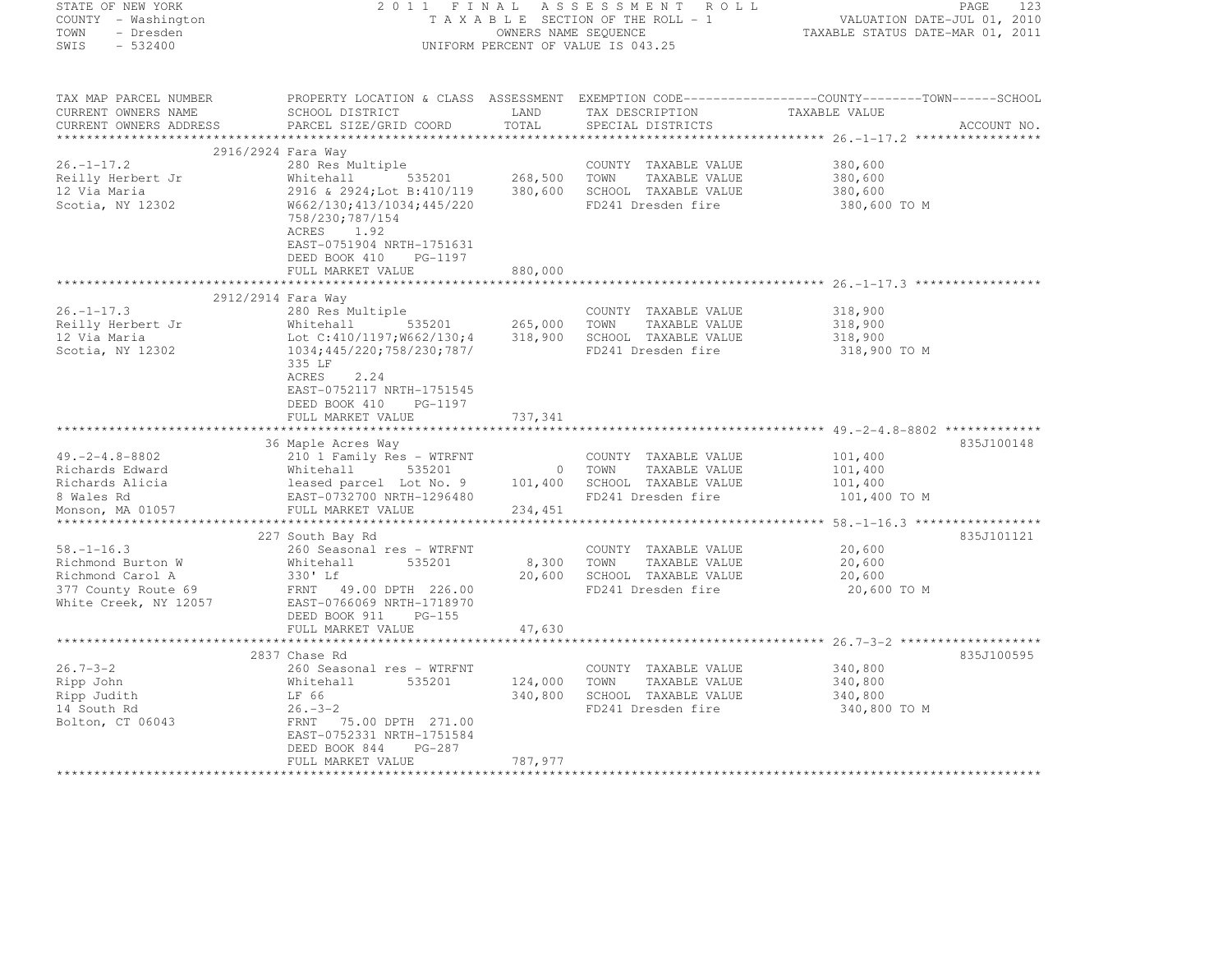STATE OF NEW YORK
COUNTY - Washington
TOWN - Dresden
SWIS - 532400

2011 FINAL ASSESSMENT ROLL
TAXABLE SECTION OF THE ROLL - 1
OWNERS NAME SEQUENCE
UNIFORM PERCENT OF VALUE IS 043.25

VALUATION DATE-JUL 01, 2010
TAXABLE STATUS DATE-MAR 01, 2011

| TAX MAP PARCEL NUMBER / CURRENT OWNERS NAME / CURRENT OWNERS ADDRESS | PROPERTY LOCATION & CLASS / SCHOOL DISTRICT / PARCEL SIZE/GRID COORD | ASSESSMENT LAND / TOTAL | EXEMPTION CODE / TAX DESCRIPTION / SPECIAL DISTRICTS | COUNTY / TOWN / SCHOOL TAXABLE VALUE | ACCOUNT NO. |
|---|---|---|---|---|---|
| **26.-1-17.2** | 2916/2924 Fara Way | | | | |
| 26.-1-17.2 | 280 Res Multiple | | COUNTY TAXABLE VALUE | 380,600 | |
| Reilly Herbert Jr | Whitehall 535201 | 268,500 | TOWN TAXABLE VALUE | 380,600 | |
| 12 Via Maria | 2916 & 2924;Lot B:410/119 | 380,600 | SCHOOL TAXABLE VALUE | 380,600 | |
| Scotia, NY 12302 | W662/130;413/1034;445/220 | | FD241 Dresden fire | 380,600 TO M | |
| | 758/230;787/154 | | | | |
| | ACRES 1.92 | | | | |
| | EAST-0751904 NRTH-1751631 | | | | |
| | DEED BOOK 410 PG-1197 | | | | |
| | FULL MARKET VALUE | 880,000 | | | |
| **26.-1-17.3** | 2912/2914 Fara Way | | | | |
| 26.-1-17.3 | 280 Res Multiple | | COUNTY TAXABLE VALUE | 318,900 | |
| Reilly Herbert Jr | Whitehall 535201 | 265,000 | TOWN TAXABLE VALUE | 318,900 | |
| 12 Via Maria | Lot C:410/1197;W662/130;4 | 318,900 | SCHOOL TAXABLE VALUE | 318,900 | |
| Scotia, NY 12302 | 1034;445/220;758/230;787/ | | FD241 Dresden fire | 318,900 TO M | |
| | 335 LF | | | | |
| | ACRES 2.24 | | | | |
| | EAST-0752117 NRTH-1751545 | | | | |
| | DEED BOOK 410 PG-1197 | | | | |
| | FULL MARKET VALUE | 737,341 | | | |
| **49.-2-4.8-8802** | 36 Maple Acres Way | | | | 835J100148 |
| 49.-2-4.8-8802 | 210 1 Family Res - WTRFNT | | COUNTY TAXABLE VALUE | 101,400 | |
| Richards Edward | Whitehall 535201 | 0 | TOWN TAXABLE VALUE | 101,400 | |
| Richards Alicia | leased parcel Lot No. 9 | 101,400 | SCHOOL TAXABLE VALUE | 101,400 | |
| 8 Wales Rd | EAST-0732700 NRTH-1296480 | | FD241 Dresden fire | 101,400 TO M | |
| Monson, MA 01057 | FULL MARKET VALUE | 234,451 | | | |
| **58.-1-16.3** | 227 South Bay Rd | | | | 835J101121 |
| 58.-1-16.3 | 260 Seasonal res - WTRFNT | | COUNTY TAXABLE VALUE | 20,600 | |
| Richmond Burton W | Whitehall 535201 | 8,300 | TOWN TAXABLE VALUE | 20,600 | |
| Richmond Carol A | 330' Lf | 20,600 | SCHOOL TAXABLE VALUE | 20,600 | |
| 377 County Route 69 | FRNT 49.00 DPTH 226.00 | | FD241 Dresden fire | 20,600 TO M | |
| White Creek, NY 12057 | EAST-0766069 NRTH-1718970 | | | | |
| | DEED BOOK 911 PG-155 | | | | |
| | FULL MARKET VALUE | 47,630 | | | |
| **26.7-3-2** | 2837 Chase Rd | | | | 835J100595 |
| 26.7-3-2 | 260 Seasonal res - WTRFNT | | COUNTY TAXABLE VALUE | 340,800 | |
| Ripp John | Whitehall 535201 | 124,000 | TOWN TAXABLE VALUE | 340,800 | |
| Ripp Judith | LF 66 | 340,800 | SCHOOL TAXABLE VALUE | 340,800 | |
| 14 South Rd | 26.-3-2 | | FD241 Dresden fire | 340,800 TO M | |
| Bolton, CT 06043 | FRNT 75.00 DPTH 271.00 | | | | |
| | EAST-0752331 NRTH-1751584 | | | | |
| | DEED BOOK 844 PG-287 | | | | |
| | FULL MARKET VALUE | 787,977 | | | |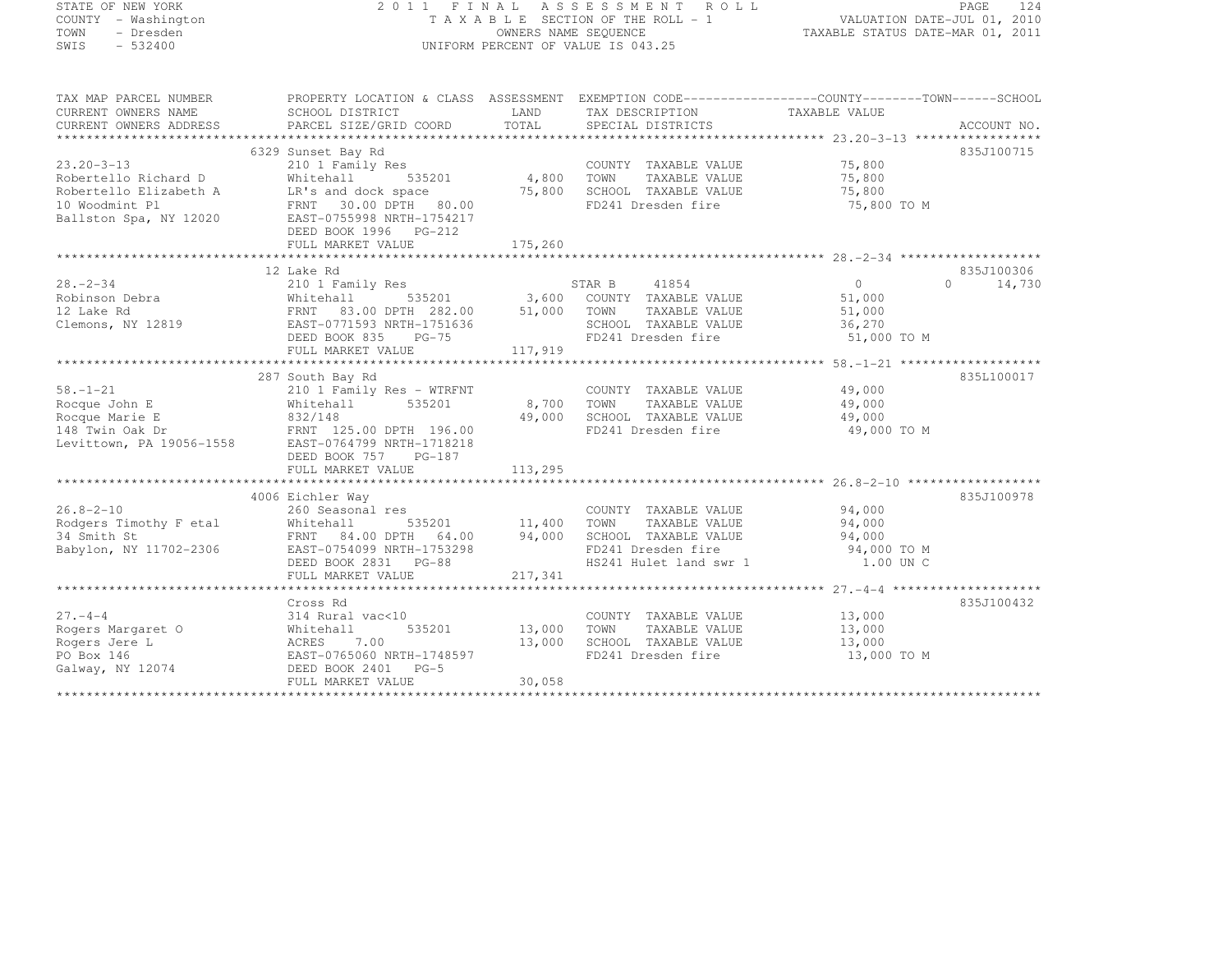STATE OF NEW YORK
COUNTY - Washington
TOWN - Dresden
SWIS - 532400

2011 FINAL ASSESSMENT ROLL
TAXABLE SECTION OF THE ROLL - 1
OWNERS NAME SEQUENCE
UNIFORM PERCENT OF VALUE IS 043.25

VALUATION DATE-JUL 01, 2010
TAXABLE STATUS DATE-MAR 01, 2011

| TAX MAP PARCEL NUMBER<br>CURRENT OWNERS NAME<br>CURRENT OWNERS ADDRESS | PROPERTY LOCATION & CLASS<br>SCHOOL DISTRICT<br>PARCEL SIZE/GRID COORD | ASSESSMENT<br>LAND<br>TOTAL | EXEMPTION CODE<br>TAX DESCRIPTION<br>SPECIAL DISTRICTS | COUNTY--------TOWN------SCHOOL<br>TAXABLE VALUE | ACCOUNT NO. |
|---|---|---|---|---|---|
| **23.20-3-13** | 6329 Sunset Bay Rd | | | | 835J100715 |
| 23.20-3-13 | 210 1 Family Res | | COUNTY TAXABLE VALUE | 75,800 | |
| Robertello Richard D | Whitehall 535201 | 4,800 | TOWN TAXABLE VALUE | 75,800 | |
| Robertello Elizabeth A | LR's and dock space | 75,800 | SCHOOL TAXABLE VALUE | 75,800 | |
| 10 Woodmint Pl | FRNT 30.00 DPTH 80.00 | | FD241 Dresden fire | 75,800 TO M | |
| Ballston Spa, NY 12020 | EAST-0755998 NRTH-1754217 | | | | |
| | DEED BOOK 1996 PG-212 | | | | |
| | FULL MARKET VALUE | 175,260 | | | |
| **28.-2-34** | 12 Lake Rd | | | | 835J100306 |
| 28.-2-34 | 210 1 Family Res | | STAR B 41854 | 0 0 14,730 | |
| Robinson Debra | Whitehall 535201 | 3,600 | COUNTY TAXABLE VALUE | 51,000 | |
| 12 Lake Rd | FRNT 83.00 DPTH 282.00 | 51,000 | TOWN TAXABLE VALUE | 51,000 | |
| Clemons, NY 12819 | EAST-0771593 NRTH-1751636 | | SCHOOL TAXABLE VALUE | 36,270 | |
| | DEED BOOK 835 PG-75 | | FD241 Dresden fire | 51,000 TO M | |
| | FULL MARKET VALUE | 117,919 | | | |
| **58.-1-21** | 287 South Bay Rd | | | | 835L100017 |
| 58.-1-21 | 210 1 Family Res - WTRFNT | | COUNTY TAXABLE VALUE | 49,000 | |
| Rocque John E | Whitehall 535201 | 8,700 | TOWN TAXABLE VALUE | 49,000 | |
| Rocque Marie E | 832/148 | 49,000 | SCHOOL TAXABLE VALUE | 49,000 | |
| 148 Twin Oak Dr | FRNT 125.00 DPTH 196.00 | | FD241 Dresden fire | 49,000 TO M | |
| Levittown, PA 19056-1558 | EAST-0764799 NRTH-1718218 | | | | |
| | DEED BOOK 757 PG-187 | | | | |
| | FULL MARKET VALUE | 113,295 | | | |
| **26.8-2-10** | 4006 Eichler Way | | | | 835J100978 |
| 26.8-2-10 | 260 Seasonal res | | COUNTY TAXABLE VALUE | 94,000 | |
| Rodgers Timothy F etal | Whitehall 535201 | 11,400 | TOWN TAXABLE VALUE | 94,000 | |
| 34 Smith St | FRNT 84.00 DPTH 64.00 | 94,000 | SCHOOL TAXABLE VALUE | 94,000 | |
| Babylon, NY 11702-2306 | EAST-0754099 NRTH-1753298 | | FD241 Dresden fire | 94,000 TO M | |
| | DEED BOOK 2831 PG-88 | | HS241 Hulet land swr 1 | 1.00 UN C | |
| | FULL MARKET VALUE | 217,341 | | | |
| **27.-4-4** | Cross Rd | | | | 835J100432 |
| 27.-4-4 | 314 Rural vac<10 | | COUNTY TAXABLE VALUE | 13,000 | |
| Rogers Margaret O | Whitehall 535201 | 13,000 | TOWN TAXABLE VALUE | 13,000 | |
| Rogers Jere L | ACRES 7.00 | 13,000 | SCHOOL TAXABLE VALUE | 13,000 | |
| PO Box 146 | EAST-0765060 NRTH-1748597 | | FD241 Dresden fire | 13,000 TO M | |
| Galway, NY 12074 | DEED BOOK 2401 PG-5 | | | | |
| | FULL MARKET VALUE | 30,058 | | | |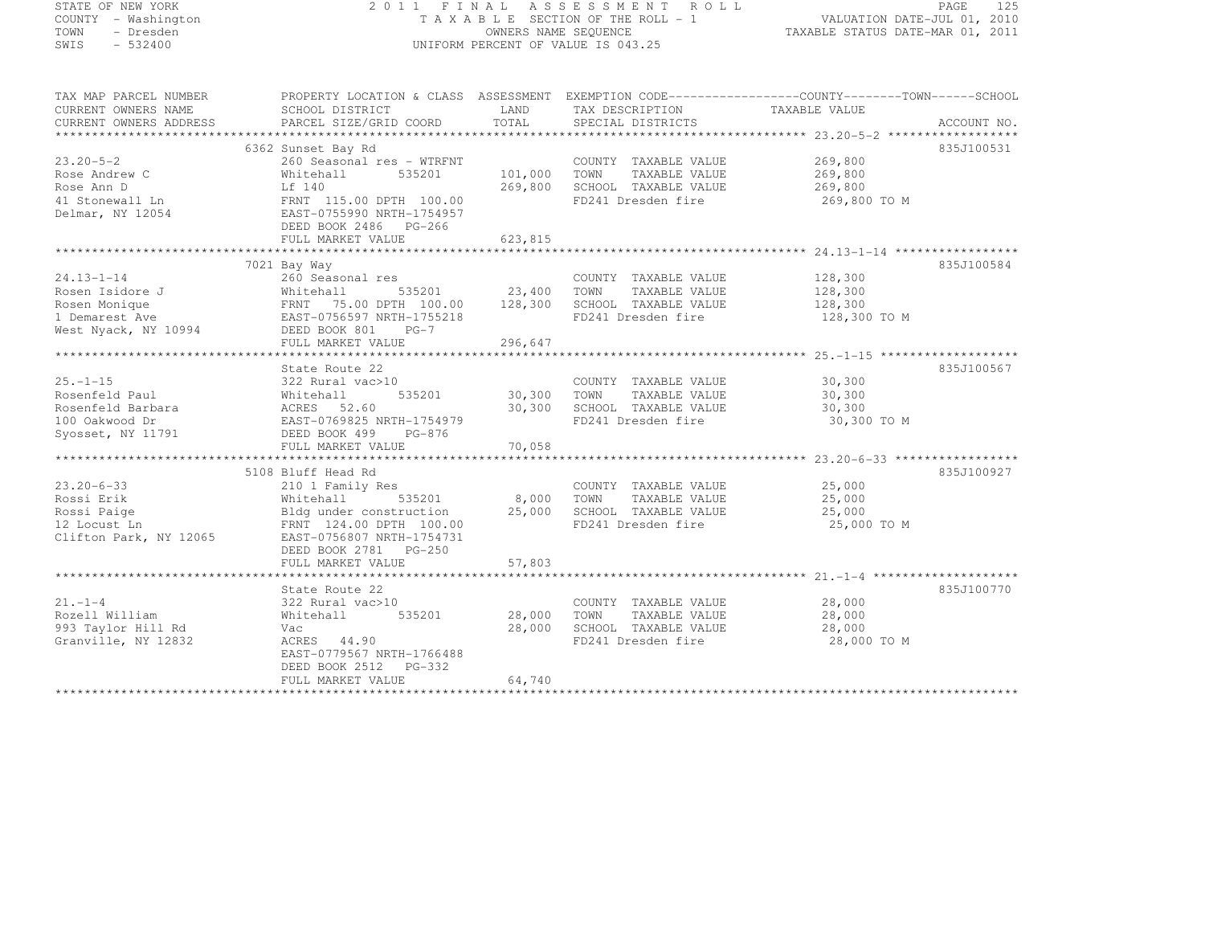STATE OF NEW YORK
COUNTY - Washington
TOWN - Dresden
SWIS - 532400

2011 FINAL ASSESSMENT ROLL
TAXABLE SECTION OF THE ROLL - 1
OWNERS NAME SEQUENCE
UNIFORM PERCENT OF VALUE IS 043.25

VALUATION DATE-JUL 01, 2010
TAXABLE STATUS DATE-MAR 01, 2011

| TAX MAP PARCEL NUMBER / CURRENT OWNERS NAME / CURRENT OWNERS ADDRESS | PROPERTY LOCATION & CLASS / SCHOOL DISTRICT / PARCEL SIZE/GRID COORD | ASSESSMENT LAND / TOTAL | EXEMPTION CODE / TAX DESCRIPTION / SPECIAL DISTRICTS | COUNTY--------TOWN------SCHOOL TAXABLE VALUE | ACCOUNT NO. |
|---|---|---|---|---|---|
| | 6362 Sunset Bay Rd | | | | 835J100531 |
| 23.20-5-2 | 260 Seasonal res - WTRFNT | | COUNTY TAXABLE VALUE | 269,800 | |
| Rose Andrew C | Whitehall 535201 | 101,000 | TOWN TAXABLE VALUE | 269,800 | |
| Rose Ann D | Lf 140 | 269,800 | SCHOOL TAXABLE VALUE | 269,800 | |
| 41 Stonewall Ln | FRNT 115.00 DPTH 100.00 | | FD241 Dresden fire | 269,800 TO M | |
| Delmar, NY 12054 | EAST-0755990 NRTH-1754957 | | | | |
| | DEED BOOK 2486 PG-266 | | | | |
| | FULL MARKET VALUE | 623,815 | | | |
| | 7021 Bay Way | | | | 835J100584 |
| 24.13-1-14 | 260 Seasonal res | | COUNTY TAXABLE VALUE | 128,300 | |
| Rosen Isidore J | Whitehall 535201 | 23,400 | TOWN TAXABLE VALUE | 128,300 | |
| Rosen Monique | FRNT 75.00 DPTH 100.00 | 128,300 | SCHOOL TAXABLE VALUE | 128,300 | |
| 1 Demarest Ave | EAST-0756597 NRTH-1755218 | | FD241 Dresden fire | 128,300 TO M | |
| West Nyack, NY 10994 | DEED BOOK 801 PG-7 | | | | |
| | FULL MARKET VALUE | 296,647 | | | |
| | State Route 22 | | | | 835J100567 |
| 25.-1-15 | 322 Rural vac>10 | | COUNTY TAXABLE VALUE | 30,300 | |
| Rosenfeld Paul | Whitehall 535201 | 30,300 | TOWN TAXABLE VALUE | 30,300 | |
| Rosenfeld Barbara | ACRES 52.60 | 30,300 | SCHOOL TAXABLE VALUE | 30,300 | |
| 100 Oakwood Dr | EAST-0769825 NRTH-1754979 | | FD241 Dresden fire | 30,300 TO M | |
| Syosset, NY 11791 | DEED BOOK 499 PG-876 | | | | |
| | FULL MARKET VALUE | 70,058 | | | |
| | 5108 Bluff Head Rd | | | | 835J100927 |
| 23.20-6-33 | 210 1 Family Res | | COUNTY TAXABLE VALUE | 25,000 | |
| Rossi Erik | Whitehall 535201 | 8,000 | TOWN TAXABLE VALUE | 25,000 | |
| Rossi Paige | Bldg under construction | 25,000 | SCHOOL TAXABLE VALUE | 25,000 | |
| 12 Locust Ln | FRNT 124.00 DPTH 100.00 | | FD241 Dresden fire | 25,000 TO M | |
| Clifton Park, NY 12065 | EAST-0756807 NRTH-1754731 | | | | |
| | DEED BOOK 2781 PG-250 | | | | |
| | FULL MARKET VALUE | 57,803 | | | |
| | State Route 22 | | | | 835J100770 |
| 21.-1-4 | 322 Rural vac>10 | | COUNTY TAXABLE VALUE | 28,000 | |
| Rozell William | Whitehall 535201 | 28,000 | TOWN TAXABLE VALUE | 28,000 | |
| 993 Taylor Hill Rd | Vac | 28,000 | SCHOOL TAXABLE VALUE | 28,000 | |
| Granville, NY 12832 | ACRES 44.90 | | FD241 Dresden fire | 28,000 TO M | |
| | EAST-0779567 NRTH-1766488 | | | | |
| | DEED BOOK 2512 PG-332 | | | | |
| | FULL MARKET VALUE | 64,740 | | | |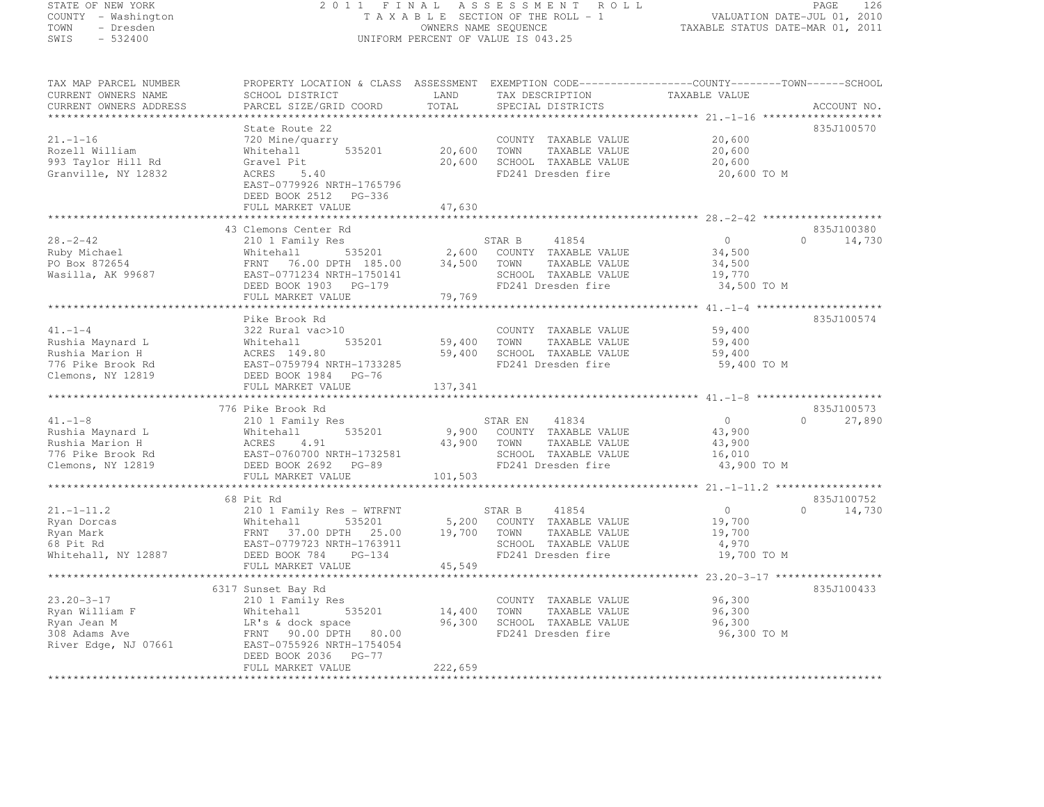STATE OF NEW YORK
COUNTY - Washington
TOWN - Dresden
SWIS - 532400

# 2011 FINAL ASSESSMENT ROLL

TAXABLE SECTION OF THE ROLL - 1
OWNERS NAME SEQUENCE
UNIFORM PERCENT OF VALUE IS 043.25

VALUATION DATE-JUL 01, 2010
TAXABLE STATUS DATE-MAR 01, 2011

| TAX MAP PARCEL NUMBER / CURRENT OWNERS NAME / CURRENT OWNERS ADDRESS | PROPERTY LOCATION & CLASS / SCHOOL DISTRICT / PARCEL SIZE/GRID COORD | ASSESSMENT LAND | TOTAL | EXEMPTION CODE / TAX DESCRIPTION / SPECIAL DISTRICTS | COUNTY / TOWN TAXABLE VALUE | SCHOOL | ACCOUNT NO. |
|---|---|---|---|---|---|---|---|
| **21.-1-16** | State Route 22 | | | | | | 835J100570 |
| 21.-1-16 | 720 Mine/quarry | | | COUNTY TAXABLE VALUE | 20,600 | | |
| Rozell William | Whitehall 535201 | 20,600 | | TOWN TAXABLE VALUE | 20,600 | | |
| 993 Taylor Hill Rd | Gravel Pit | | 20,600 | SCHOOL TAXABLE VALUE | 20,600 | | |
| Granville, NY 12832 | ACRES 5.40 | | | FD241 Dresden fire | 20,600 TO M | | |
| | EAST-0779926 NRTH-1765796 | | | | | | |
| | DEED BOOK 2512 PG-336 | | | | | | |
| | FULL MARKET VALUE | | 47,630 | | | | |
| **28.-2-42** | 43 Clemons Center Rd | | | | | | 835J100380 |
| 28.-2-42 | 210 1 Family Res | | | STAR B 41854 | 0 | 0 14,730 | |
| Ruby Michael | Whitehall 535201 | 2,600 | | COUNTY TAXABLE VALUE | 34,500 | | |
| PO Box 872654 | FRNT 76.00 DPTH 185.00 | | 34,500 | TOWN TAXABLE VALUE | 34,500 | | |
| Wasilla, AK 99687 | EAST-0771234 NRTH-1750141 | | | SCHOOL TAXABLE VALUE | 19,770 | | |
| | DEED BOOK 1903 PG-179 | | | FD241 Dresden fire | 34,500 TO M | | |
| | FULL MARKET VALUE | | 79,769 | | | | |
| **41.-1-4** | Pike Brook Rd | | | | | | 835J100574 |
| 41.-1-4 | 322 Rural vac>10 | | | COUNTY TAXABLE VALUE | 59,400 | | |
| Rushia Maynard L | Whitehall 535201 | 59,400 | | TOWN TAXABLE VALUE | 59,400 | | |
| Rushia Marion H | ACRES 149.80 | | 59,400 | SCHOOL TAXABLE VALUE | 59,400 | | |
| 776 Pike Brook Rd | EAST-0759794 NRTH-1733285 | | | FD241 Dresden fire | 59,400 TO M | | |
| Clemons, NY 12819 | DEED BOOK 1984 PG-76 | | | | | | |
| | FULL MARKET VALUE | | 137,341 | | | | |
| **41.-1-8** | 776 Pike Brook Rd | | | | | | 835J100573 |
| 41.-1-8 | 210 1 Family Res | | | STAR EN 41834 | 0 | 0 27,890 | |
| Rushia Maynard L | Whitehall 535201 | 9,900 | | COUNTY TAXABLE VALUE | 43,900 | | |
| Rushia Marion H | ACRES 4.91 | | 43,900 | TOWN TAXABLE VALUE | 43,900 | | |
| 776 Pike Brook Rd | EAST-0760700 NRTH-1732581 | | | SCHOOL TAXABLE VALUE | 16,010 | | |
| Clemons, NY 12819 | DEED BOOK 2692 PG-89 | | | FD241 Dresden fire | 43,900 TO M | | |
| | FULL MARKET VALUE | | 101,503 | | | | |
| **21.-1-11.2** | 68 Pit Rd | | | | | | 835J100752 |
| 21.-1-11.2 | 210 1 Family Res - WTRFNT | | | STAR B 41854 | 0 | 0 14,730 | |
| Ryan Dorcas | Whitehall 535201 | 5,200 | | COUNTY TAXABLE VALUE | 19,700 | | |
| Ryan Mark | FRNT 37.00 DPTH 25.00 | | 19,700 | TOWN TAXABLE VALUE | 19,700 | | |
| 68 Pit Rd | EAST-0779723 NRTH-1763911 | | | SCHOOL TAXABLE VALUE | 4,970 | | |
| Whitehall, NY 12887 | DEED BOOK 784 PG-134 | | | FD241 Dresden fire | 19,700 TO M | | |
| | FULL MARKET VALUE | | 45,549 | | | | |
| **23.20-3-17** | 6317 Sunset Bay Rd | | | | | | 835J100433 |
| 23.20-3-17 | 210 1 Family Res | | | COUNTY TAXABLE VALUE | 96,300 | | |
| Ryan William F | Whitehall 535201 | 14,400 | | TOWN TAXABLE VALUE | 96,300 | | |
| Ryan Jean M | LR's & dock space | | 96,300 | SCHOOL TAXABLE VALUE | 96,300 | | |
| 308 Adams Ave | FRNT 90.00 DPTH 80.00 | | | FD241 Dresden fire | 96,300 TO M | | |
| River Edge, NJ 07661 | EAST-0755926 NRTH-1754054 | | | | | | |
| | DEED BOOK 2036 PG-77 | | | | | | |
| | FULL MARKET VALUE | | 222,659 | | | | |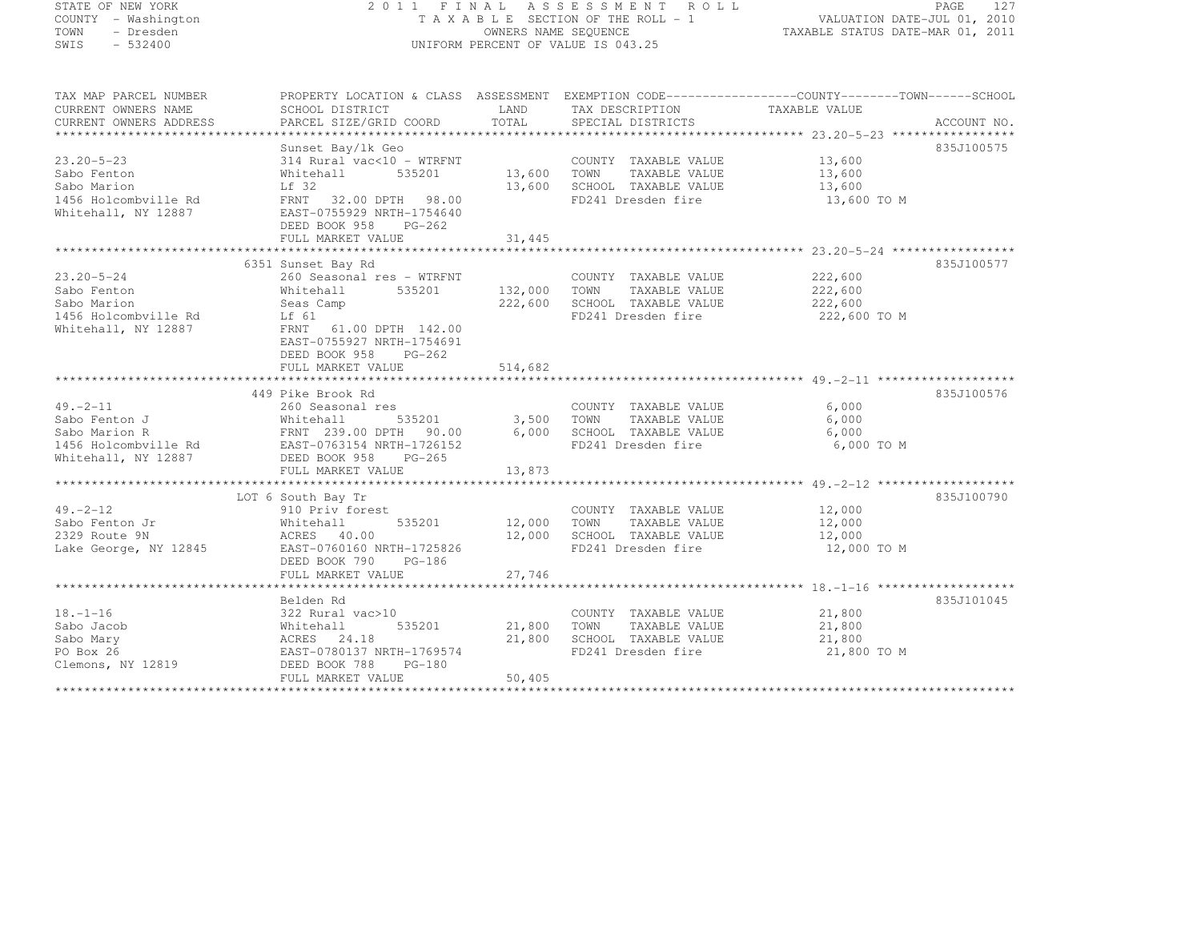STATE OF NEW YORK
COUNTY - Washington
TOWN - Dresden
SWIS - 532400

2011 FINAL ASSESSMENT ROLL
TAXABLE SECTION OF THE ROLL - 1
OWNERS NAME SEQUENCE
UNIFORM PERCENT OF VALUE IS 043.25

VALUATION DATE-JUL 01, 2010
TAXABLE STATUS DATE-MAR 01, 2011

| TAX MAP PARCEL NUMBER / CURRENT OWNERS NAME / CURRENT OWNERS ADDRESS | PROPERTY LOCATION & CLASS / SCHOOL DISTRICT / PARCEL SIZE/GRID COORD | ASSESSMENT LAND / TOTAL | EXEMPTION CODE / TAX DESCRIPTION / SPECIAL DISTRICTS | TAXABLE VALUE (COUNTY / TOWN / SCHOOL) | ACCOUNT NO. |
|---|---|---|---|---|---|
| **23.20-5-23** | Sunset Bay/lk Geo | | | | 835J100575 |
| | 314 Rural vac<10 - WTRFNT | | COUNTY TAXABLE VALUE | 13,600 | |
| Sabo Fenton | Whitehall 535201 | 13,600 | TOWN TAXABLE VALUE | 13,600 | |
| Sabo Marion | Lf 32 | 13,600 | SCHOOL TAXABLE VALUE | 13,600 | |
| 1456 Holcombville Rd | FRNT 32.00 DPTH 98.00 | | FD241 Dresden fire | 13,600 TO M | |
| Whitehall, NY 12887 | EAST-0755929 NRTH-1754640 | | | | |
| | DEED BOOK 958 PG-262 | | | | |
| | FULL MARKET VALUE | 31,445 | | | |
| **23.20-5-24** | 6351 Sunset Bay Rd | | | | 835J100577 |
| | 260 Seasonal res - WTRFNT | | COUNTY TAXABLE VALUE | 222,600 | |
| Sabo Fenton | Whitehall 535201 | 132,000 | TOWN TAXABLE VALUE | 222,600 | |
| Sabo Marion | Seas Camp | 222,600 | SCHOOL TAXABLE VALUE | 222,600 | |
| 1456 Holcombville Rd | Lf 61 | | FD241 Dresden fire | 222,600 TO M | |
| Whitehall, NY 12887 | FRNT 61.00 DPTH 142.00 | | | | |
| | EAST-0755927 NRTH-1754691 | | | | |
| | DEED BOOK 958 PG-262 | | | | |
| | FULL MARKET VALUE | 514,682 | | | |
| **49.-2-11** | 449 Pike Brook Rd | | | | 835J100576 |
| | 260 Seasonal res | | COUNTY TAXABLE VALUE | 6,000 | |
| Sabo Fenton J | Whitehall 535201 | 3,500 | TOWN TAXABLE VALUE | 6,000 | |
| Sabo Marion R | FRNT 239.00 DPTH 90.00 | 6,000 | SCHOOL TAXABLE VALUE | 6,000 | |
| 1456 Holcombville Rd | EAST-0763154 NRTH-1726152 | | FD241 Dresden fire | 6,000 TO M | |
| Whitehall, NY 12887 | DEED BOOK 958 PG-265 | | | | |
| | FULL MARKET VALUE | 13,873 | | | |
| **49.-2-12** | LOT 6 South Bay Tr | | | | 835J100790 |
| | 910 Priv forest | | COUNTY TAXABLE VALUE | 12,000 | |
| Sabo Fenton Jr | Whitehall 535201 | 12,000 | TOWN TAXABLE VALUE | 12,000 | |
| 2329 Route 9N | ACRES 40.00 | 12,000 | SCHOOL TAXABLE VALUE | 12,000 | |
| Lake George, NY 12845 | EAST-0760160 NRTH-1725826 | | FD241 Dresden fire | 12,000 TO M | |
| | DEED BOOK 790 PG-186 | | | | |
| | FULL MARKET VALUE | 27,746 | | | |
| **18.-1-16** | Belden Rd | | | | 835J101045 |
| | 322 Rural vac>10 | | COUNTY TAXABLE VALUE | 21,800 | |
| Sabo Jacob | Whitehall 535201 | 21,800 | TOWN TAXABLE VALUE | 21,800 | |
| Sabo Mary | ACRES 24.18 | 21,800 | SCHOOL TAXABLE VALUE | 21,800 | |
| PO Box 26 | EAST-0780137 NRTH-1769574 | | FD241 Dresden fire | 21,800 TO M | |
| Clemons, NY 12819 | DEED BOOK 788 PG-180 | | | | |
| | FULL MARKET VALUE | 50,405 | | | |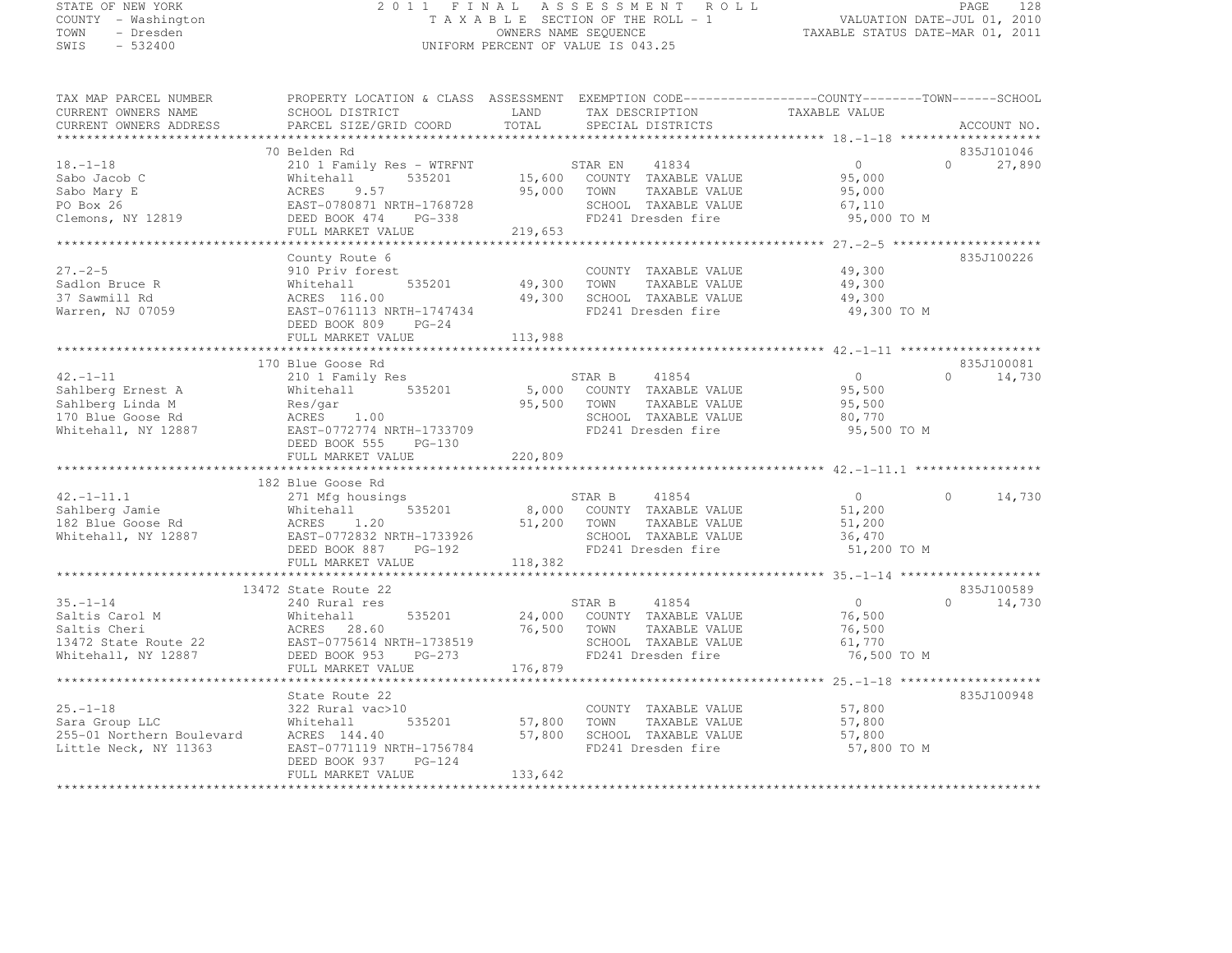STATE OF NEW YORK
COUNTY - Washington
TOWN - Dresden
SWIS - 532400

2011 FINAL ASSESSMENT ROLL
TAXABLE SECTION OF THE ROLL - 1
OWNERS NAME SEQUENCE
UNIFORM PERCENT OF VALUE IS 043.25

VALUATION DATE-JUL 01, 2010
TAXABLE STATUS DATE-MAR 01, 2011

| TAX MAP PARCEL NUMBER / CURRENT OWNERS NAME / CURRENT OWNERS ADDRESS | PROPERTY LOCATION & CLASS / SCHOOL DISTRICT / PARCEL SIZE/GRID COORD | ASSESSMENT LAND / TOTAL | EXEMPTION CODE / TAX DESCRIPTION / SPECIAL DISTRICTS | COUNTY TAXABLE VALUE | TOWN | SCHOOL / ACCOUNT NO. |
|---|---|---|---|---|---|---|
| 18.-1-18 | 70 Belden Rd | | | | | 835J101046 |
| | 210 1 Family Res - WTRFNT | | STAR EN 41834 | 0 | 0 | 27,890 |
| Sabo Jacob C | Whitehall 535201 | 15,600 | COUNTY TAXABLE VALUE | 95,000 | | |
| Sabo Mary E | ACRES 9.57 | 95,000 | TOWN TAXABLE VALUE | 95,000 | | |
| PO Box 26 | EAST-0780871 NRTH-1768728 | | SCHOOL TAXABLE VALUE | 67,110 | | |
| Clemons, NY 12819 | DEED BOOK 474 PG-338 | | FD241 Dresden fire | 95,000 TO M | | |
| | FULL MARKET VALUE | 219,653 | | | | |
| 27.-2-5 | County Route 6 | | | | | 835J100226 |
| | 910 Priv forest | | COUNTY TAXABLE VALUE | 49,300 | | |
| Sadlon Bruce R | Whitehall 535201 | 49,300 | TOWN TAXABLE VALUE | 49,300 | | |
| 37 Sawmill Rd | ACRES 116.00 | 49,300 | SCHOOL TAXABLE VALUE | 49,300 | | |
| Warren, NJ 07059 | EAST-0761113 NRTH-1747434 | | FD241 Dresden fire | 49,300 TO M | | |
| | DEED BOOK 809 PG-24 | | | | | |
| | FULL MARKET VALUE | 113,988 | | | | |
| 42.-1-11 | 170 Blue Goose Rd | | | | | 835J100081 |
| | 210 1 Family Res | | STAR B 41854 | 0 | 0 | 14,730 |
| Sahlberg Ernest A | Whitehall 535201 | 5,000 | COUNTY TAXABLE VALUE | 95,500 | | |
| Sahlberg Linda M | Res/gar | 95,500 | TOWN TAXABLE VALUE | 95,500 | | |
| 170 Blue Goose Rd | ACRES 1.00 | | SCHOOL TAXABLE VALUE | 80,770 | | |
| Whitehall, NY 12887 | EAST-0772774 NRTH-1733709 | | FD241 Dresden fire | 95,500 TO M | | |
| | DEED BOOK 555 PG-130 | | | | | |
| | FULL MARKET VALUE | 220,809 | | | | |
| 42.-1-11.1 | 182 Blue Goose Rd | | | | | |
| | 271 Mfg housings | | STAR B 41854 | 0 | 0 | 14,730 |
| Sahlberg Jamie | Whitehall 535201 | 8,000 | COUNTY TAXABLE VALUE | 51,200 | | |
| 182 Blue Goose Rd | ACRES 1.20 | 51,200 | TOWN TAXABLE VALUE | 51,200 | | |
| Whitehall, NY 12887 | EAST-0772832 NRTH-1733926 | | SCHOOL TAXABLE VALUE | 36,470 | | |
| | DEED BOOK 887 PG-192 | | FD241 Dresden fire | 51,200 TO M | | |
| | FULL MARKET VALUE | 118,382 | | | | |
| 35.-1-14 | 13472 State Route 22 | | | | | 835J100589 |
| | 240 Rural res | | STAR B 41854 | 0 | 0 | 14,730 |
| Saltis Carol M | Whitehall 535201 | 24,000 | COUNTY TAXABLE VALUE | 76,500 | | |
| Saltis Cheri | ACRES 28.60 | 76,500 | TOWN TAXABLE VALUE | 76,500 | | |
| 13472 State Route 22 | EAST-0775614 NRTH-1738519 | | SCHOOL TAXABLE VALUE | 61,770 | | |
| Whitehall, NY 12887 | DEED BOOK 953 PG-273 | | FD241 Dresden fire | 76,500 TO M | | |
| | FULL MARKET VALUE | 176,879 | | | | |
| 25.-1-18 | State Route 22 | | | | | 835J100948 |
| | 322 Rural vac>10 | | COUNTY TAXABLE VALUE | 57,800 | | |
| Sara Group LLC | Whitehall 535201 | 57,800 | TOWN TAXABLE VALUE | 57,800 | | |
| 255-01 Northern Boulevard | ACRES 144.40 | 57,800 | SCHOOL TAXABLE VALUE | 57,800 | | |
| Little Neck, NY 11363 | EAST-0771119 NRTH-1756784 | | FD241 Dresden fire | 57,800 TO M | | |
| | DEED BOOK 937 PG-124 | | | | | |
| | FULL MARKET VALUE | 133,642 | | | | |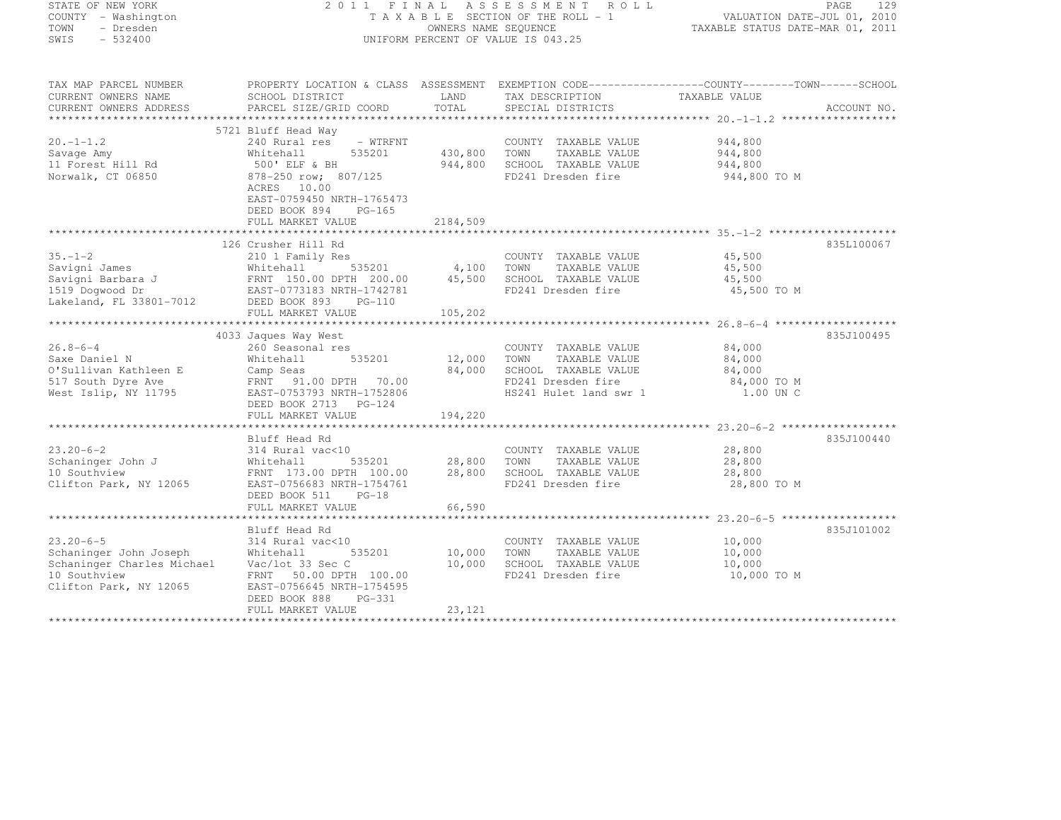STATE OF NEW YORK
COUNTY - Washington
TOWN - Dresden
SWIS - 532400

2 0 1 1 F I N A L A S S E S S M E N T R O L L
T A X A B L E SECTION OF THE ROLL - 1
OWNERS NAME SEQUENCE
UNIFORM PERCENT OF VALUE IS 043.25

VALUATION DATE-JUL 01, 2010
TAXABLE STATUS DATE-MAR 01, 2011

| TAX MAP PARCEL NUMBER / CURRENT OWNERS NAME / CURRENT OWNERS ADDRESS | PROPERTY LOCATION & CLASS / SCHOOL DISTRICT / PARCEL SIZE/GRID COORD | ASSESSMENT LAND / TOTAL | EXEMPTION CODE / TAX DESCRIPTION / SPECIAL DISTRICTS | COUNTY / TOWN / SCHOOL TAXABLE VALUE | ACCOUNT NO. |
|---|---|---|---|---|---|
| **20.-1-1.2** | 5721 Bluff Head Way | | | | |
| Savage Amy | 240 Rural res - WTRFNT | | COUNTY TAXABLE VALUE | 944,800 | |
| 11 Forest Hill Rd | Whitehall 535201 | 430,800 | TOWN TAXABLE VALUE | 944,800 | |
| Norwalk, CT 06850 | 500' ELF & BH | 944,800 | SCHOOL TAXABLE VALUE | 944,800 | |
| | 878-250 row; 807/125 | | FD241 Dresden fire | 944,800 TO M | |
| | ACRES 10.00 | | | | |
| | EAST-0759450 NRTH-1765473 | | | | |
| | DEED BOOK 894 PG-165 | | | | |
| | FULL MARKET VALUE | 2184,509 | | | |
| **35.-1-2** | 126 Crusher Hill Rd | | | | 835L100067 |
| Savigni James | 210 1 Family Res | | COUNTY TAXABLE VALUE | 45,500 | |
| Savigni Barbara J | Whitehall 535201 | 4,100 | TOWN TAXABLE VALUE | 45,500 | |
| 1519 Dogwood Dr | FRNT 150.00 DPTH 200.00 | 45,500 | SCHOOL TAXABLE VALUE | 45,500 | |
| Lakeland, FL 33801-7012 | EAST-0773183 NRTH-1742781 | | FD241 Dresden fire | 45,500 TO M | |
| | DEED BOOK 893 PG-110 | | | | |
| | FULL MARKET VALUE | 105,202 | | | |
| **26.8-6-4** | 4033 Jaques Way West | | | | 835J100495 |
| Saxe Daniel N | 260 Seasonal res | | COUNTY TAXABLE VALUE | 84,000 | |
| O'Sullivan Kathleen E | Whitehall 535201 | 12,000 | TOWN TAXABLE VALUE | 84,000 | |
| 517 South Dyre Ave | Camp Seas | 84,000 | SCHOOL TAXABLE VALUE | 84,000 | |
| West Islip, NY 11795 | FRNT 91.00 DPTH 70.00 | | FD241 Dresden fire | 84,000 TO M | |
| | EAST-0753793 NRTH-1752806 | | HS241 Hulet land swr 1 | 1.00 UN C | |
| | DEED BOOK 2713 PG-124 | | | | |
| | FULL MARKET VALUE | 194,220 | | | |
| **23.20-6-2** | Bluff Head Rd | | | | 835J100440 |
| Schaninger John J | 314 Rural vac<10 | | COUNTY TAXABLE VALUE | 28,800 | |
| 10 Southview | Whitehall 535201 | 28,800 | TOWN TAXABLE VALUE | 28,800 | |
| Clifton Park, NY 12065 | FRNT 173.00 DPTH 100.00 | 28,800 | SCHOOL TAXABLE VALUE | 28,800 | |
| | EAST-0756683 NRTH-1754761 | | FD241 Dresden fire | 28,800 TO M | |
| | DEED BOOK 511 PG-18 | | | | |
| | FULL MARKET VALUE | 66,590 | | | |
| **23.20-6-5** | Bluff Head Rd | | | | 835J101002 |
| Schaninger John Joseph | 314 Rural vac<10 | | COUNTY TAXABLE VALUE | 10,000 | |
| Schaninger Charles Michael | Whitehall 535201 | 10,000 | TOWN TAXABLE VALUE | 10,000 | |
| 10 Southview | Vac/lot 33 Sec C | 10,000 | SCHOOL TAXABLE VALUE | 10,000 | |
| Clifton Park, NY 12065 | FRNT 50.00 DPTH 100.00 | | FD241 Dresden fire | 10,000 TO M | |
| | EAST-0756645 NRTH-1754595 | | | | |
| | DEED BOOK 888 PG-331 | | | | |
| | FULL MARKET VALUE | 23,121 | | | |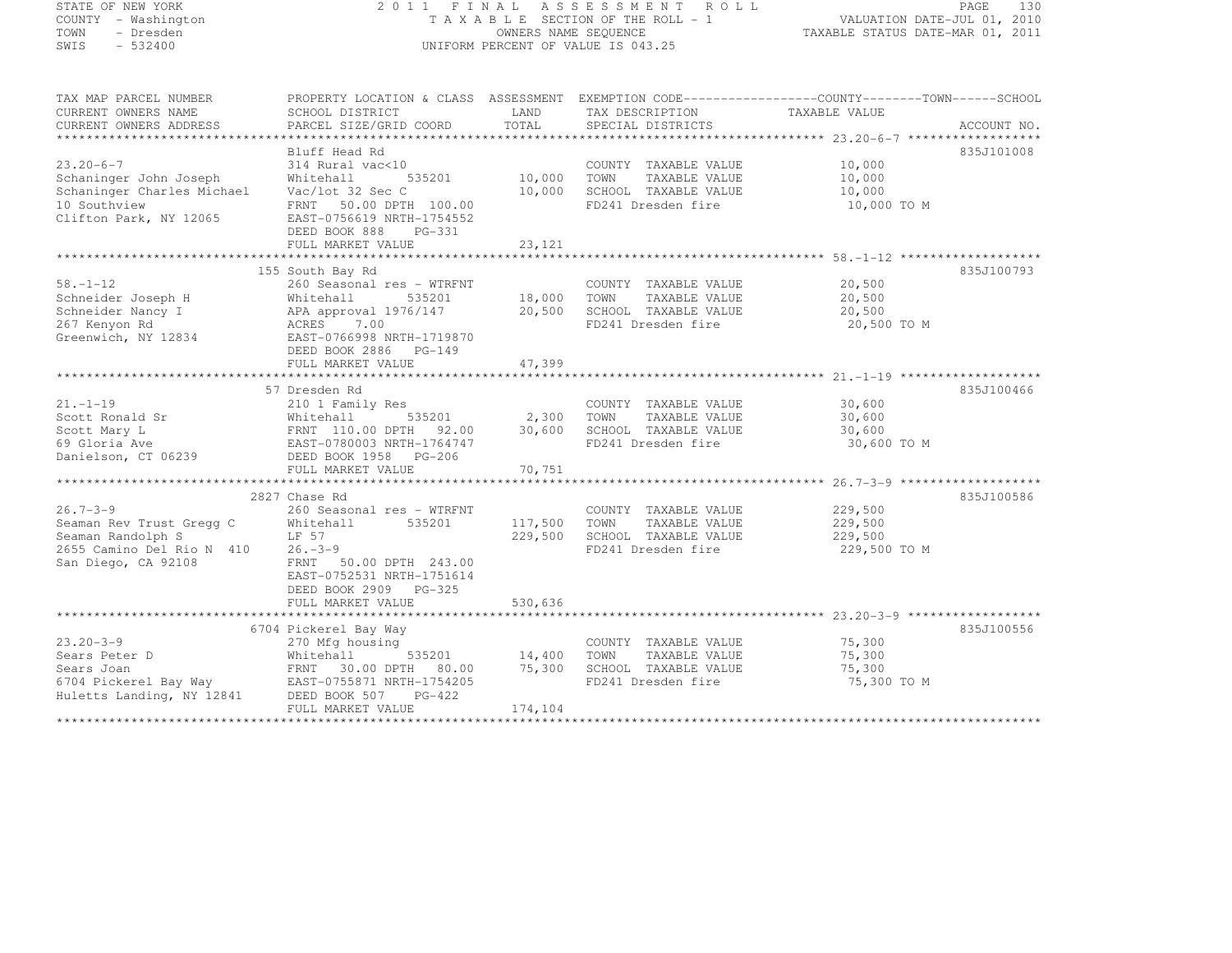STATE OF NEW YORK
COUNTY - Washington
TOWN - Dresden
SWIS - 532400

# 2011 FINAL ASSESSMENT ROLL

TAXABLE SECTION OF THE ROLL - 1
OWNERS NAME SEQUENCE
UNIFORM PERCENT OF VALUE IS 043.25

VALUATION DATE-JUL 01, 2010
TAXABLE STATUS DATE-MAR 01, 2011

| TAX MAP PARCEL NUMBER / CURRENT OWNERS NAME / CURRENT OWNERS ADDRESS | PROPERTY LOCATION & CLASS / SCHOOL DISTRICT / PARCEL SIZE/GRID COORD | ASSESSMENT LAND / TOTAL | EXEMPTION CODE / TAX DESCRIPTION / SPECIAL DISTRICTS | TAXABLE VALUE (COUNTY / TOWN / SCHOOL) | ACCOUNT NO. |
|---|---|---|---|---|---|
| **23.20-6-7** | Bluff Head Rd | | | | 835J101008 |
| 23.20-6-7 | 314 Rural vac<10 | | COUNTY TAXABLE VALUE | 10,000 | |
| Schaninger John Joseph | Whitehall 535201 | 10,000 | TOWN TAXABLE VALUE | 10,000 | |
| Schaninger Charles Michael | Vac/lot 32 Sec C | 10,000 | SCHOOL TAXABLE VALUE | 10,000 | |
| 10 Southview | FRNT 50.00 DPTH 100.00 | | FD241 Dresden fire | 10,000 TO M | |
| Clifton Park, NY 12065 | EAST-0756619 NRTH-1754552 | | | | |
| | DEED BOOK 888 PG-331 | | | | |
| | FULL MARKET VALUE | 23,121 | | | |
| **58.-1-12** | 155 South Bay Rd | | | | 835J100793 |
| 58.-1-12 | 260 Seasonal res - WTRFNT | | COUNTY TAXABLE VALUE | 20,500 | |
| Schneider Joseph H | Whitehall 535201 | 18,000 | TOWN TAXABLE VALUE | 20,500 | |
| Schneider Nancy I | APA approval 1976/147 | 20,500 | SCHOOL TAXABLE VALUE | 20,500 | |
| 267 Kenyon Rd | ACRES 7.00 | | FD241 Dresden fire | 20,500 TO M | |
| Greenwich, NY 12834 | EAST-0766998 NRTH-1719870 | | | | |
| | DEED BOOK 2886 PG-149 | | | | |
| | FULL MARKET VALUE | 47,399 | | | |
| **21.-1-19** | 57 Dresden Rd | | | | 835J100466 |
| 21.-1-19 | 210 1 Family Res | | COUNTY TAXABLE VALUE | 30,600 | |
| Scott Ronald Sr | Whitehall 535201 | 2,300 | TOWN TAXABLE VALUE | 30,600 | |
| Scott Mary L | FRNT 110.00 DPTH 92.00 | 30,600 | SCHOOL TAXABLE VALUE | 30,600 | |
| 69 Gloria Ave | EAST-0780003 NRTH-1764747 | | FD241 Dresden fire | 30,600 TO M | |
| Danielson, CT 06239 | DEED BOOK 1958 PG-206 | | | | |
| | FULL MARKET VALUE | 70,751 | | | |
| **26.7-3-9** | 2827 Chase Rd | | | | 835J100586 |
| 26.7-3-9 | 260 Seasonal res - WTRFNT | | COUNTY TAXABLE VALUE | 229,500 | |
| Seaman Rev Trust Gregg C | Whitehall 535201 | 117,500 | TOWN TAXABLE VALUE | 229,500 | |
| Seaman Randolph S | LF 57 | 229,500 | SCHOOL TAXABLE VALUE | 229,500 | |
| 2655 Camino Del Rio N 410 | 26.-3-9 | | FD241 Dresden fire | 229,500 TO M | |
| San Diego, CA 92108 | FRNT 50.00 DPTH 243.00 | | | | |
| | EAST-0752531 NRTH-1751614 | | | | |
| | DEED BOOK 2909 PG-325 | | | | |
| | FULL MARKET VALUE | 530,636 | | | |
| **23.20-3-9** | 6704 Pickerel Bay Way | | | | 835J100556 |
| 23.20-3-9 | 270 Mfg housing | | COUNTY TAXABLE VALUE | 75,300 | |
| Sears Peter D | Whitehall 535201 | 14,400 | TOWN TAXABLE VALUE | 75,300 | |
| Sears Joan | FRNT 30.00 DPTH 80.00 | 75,300 | SCHOOL TAXABLE VALUE | 75,300 | |
| 6704 Pickerel Bay Way | EAST-0755871 NRTH-1754205 | | FD241 Dresden fire | 75,300 TO M | |
| Huletts Landing, NY 12841 | DEED BOOK 507 PG-422 | | | | |
| | FULL MARKET VALUE | 174,104 | | | |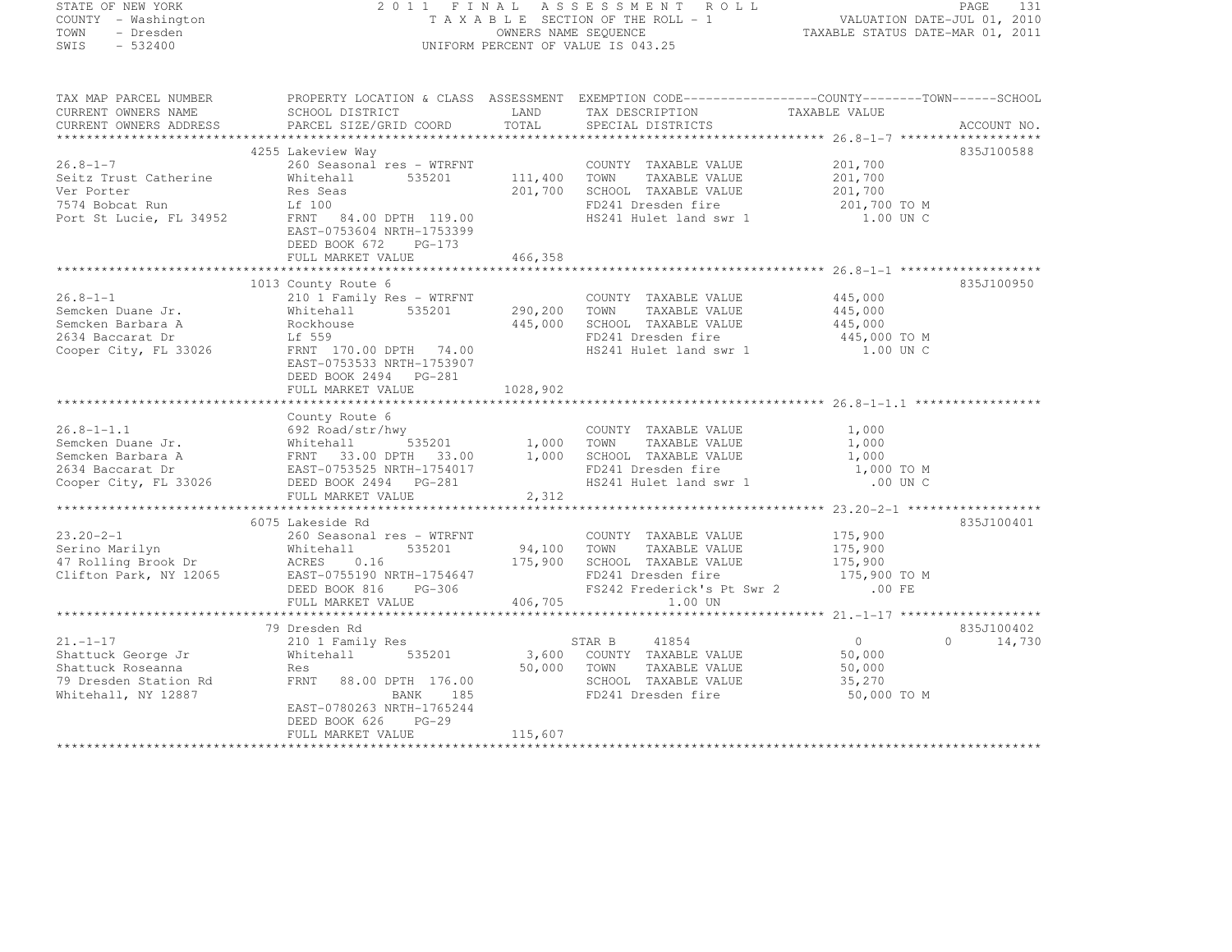STATE OF NEW YORK
COUNTY - Washington
TOWN - Dresden
SWIS - 532400

2011 FINAL ASSESSMENT ROLL
TAXABLE SECTION OF THE ROLL - 1
OWNERS NAME SEQUENCE
UNIFORM PERCENT OF VALUE IS 043.25

VALUATION DATE-JUL 01, 2010
TAXABLE STATUS DATE-MAR 01, 2011

```
TAX MAP PARCEL NUMBER      PROPERTY LOCATION & CLASS  ASSESSMENT  EXEMPTION CODE------------------COUNTY--------TOWN------SCHOOL
CURRENT OWNERS NAME        SCHOOL DISTRICT              LAND      TAX DESCRIPTION              TAXABLE VALUE
CURRENT OWNERS ADDRESS     PARCEL SIZE/GRID COORD       TOTAL     SPECIAL DISTRICTS                                      ACCOUNT NO.
******************************************************************************************************* 26.8-1-7 *******************
                           4255 Lakeview Way                                                                            835J100588
26.8-1-7                   260 Seasonal res - WTRFNT              COUNTY  TAXABLE VALUE          201,700
Seitz Trust Catherine      Whitehall        535201      111,400   TOWN    TAXABLE VALUE          201,700
Ver Porter                 Res Seas                     201,700   SCHOOL  TAXABLE VALUE          201,700
7574 Bobcat Run            Lf 100                                 FD241 Dresden fire              201,700 TO M
Port St Lucie, FL 34952    FRNT   84.00 DPTH 119.00               HS241 Hulet land swr 1             1.00 UN C
                           EAST-0753604 NRTH-1753399
                           DEED BOOK 672     PG-173
                           FULL MARKET VALUE            466,358
******************************************************************************************************* 26.8-1-1 *******************
                           1013 County Route 6                                                                          835J100950
26.8-1-1                   210 1 Family Res - WTRFNT              COUNTY  TAXABLE VALUE          445,000
Semcken Duane Jr.          Whitehall        535201      290,200   TOWN    TAXABLE VALUE          445,000
Semcken Barbara A          Rockhouse                    445,000   SCHOOL  TAXABLE VALUE          445,000
2634 Baccarat Dr           Lf 559                                 FD241 Dresden fire              445,000 TO M
Cooper City, FL 33026      FRNT  170.00 DPTH  74.00               HS241 Hulet land swr 1             1.00 UN C
                           EAST-0753533 NRTH-1753907
                           DEED BOOK 2494    PG-281
                           FULL MARKET VALUE           1028,902
******************************************************************************************************* 26.8-1-1.1 *****************
                           County Route 6
26.8-1-1.1                 692 Road/str/hwy                       COUNTY  TAXABLE VALUE            1,000
Semcken Duane Jr.          Whitehall        535201        1,000   TOWN    TAXABLE VALUE            1,000
Semcken Barbara A          FRNT   33.00 DPTH  33.00       1,000   SCHOOL  TAXABLE VALUE            1,000
2634 Baccarat Dr           EAST-0753525 NRTH-1754017              FD241 Dresden fire                1,000 TO M
Cooper City, FL 33026      DEED BOOK 2494    PG-281               HS241 Hulet land swr 1              .00 UN C
                           FULL MARKET VALUE              2,312
******************************************************************************************************* 23.20-2-1 ******************
                           6075 Lakeside Rd                                                                             835J100401
23.20-2-1                  260 Seasonal res - WTRFNT              COUNTY  TAXABLE VALUE          175,900
Serino Marilyn             Whitehall        535201       94,100   TOWN    TAXABLE VALUE          175,900
47 Rolling Brook Dr        ACRES    0.16                175,900   SCHOOL  TAXABLE VALUE          175,900
Clifton Park, NY 12065     EAST-0755190 NRTH-1754647              FD241 Dresden fire              175,900 TO M
                           DEED BOOK 816     PG-306               FS242 Frederick's Pt Swr 2          .00 FE
                           FULL MARKET VALUE            406,705           1.00 UN
******************************************************************************************************* 21.-1-17 *******************
                           79 Dresden Rd                                                                                835J100402
21.-1-17                   210 1 Family Res                       STAR B     41854                0             0        14,730
Shattuck George Jr         Whitehall        535201        3,600   COUNTY  TAXABLE VALUE           50,000
Shattuck Roseanna          Res                           50,000   TOWN    TAXABLE VALUE           50,000
79 Dresden Station Rd      FRNT   88.00 DPTH 176.00               SCHOOL  TAXABLE VALUE           35,270
Whitehall, NY 12887                          BANK    185          FD241 Dresden fire               50,000 TO M
                           EAST-0780263 NRTH-1765244
                           DEED BOOK 626     PG-29
                           FULL MARKET VALUE            115,607
************************************************************************************************************************************
```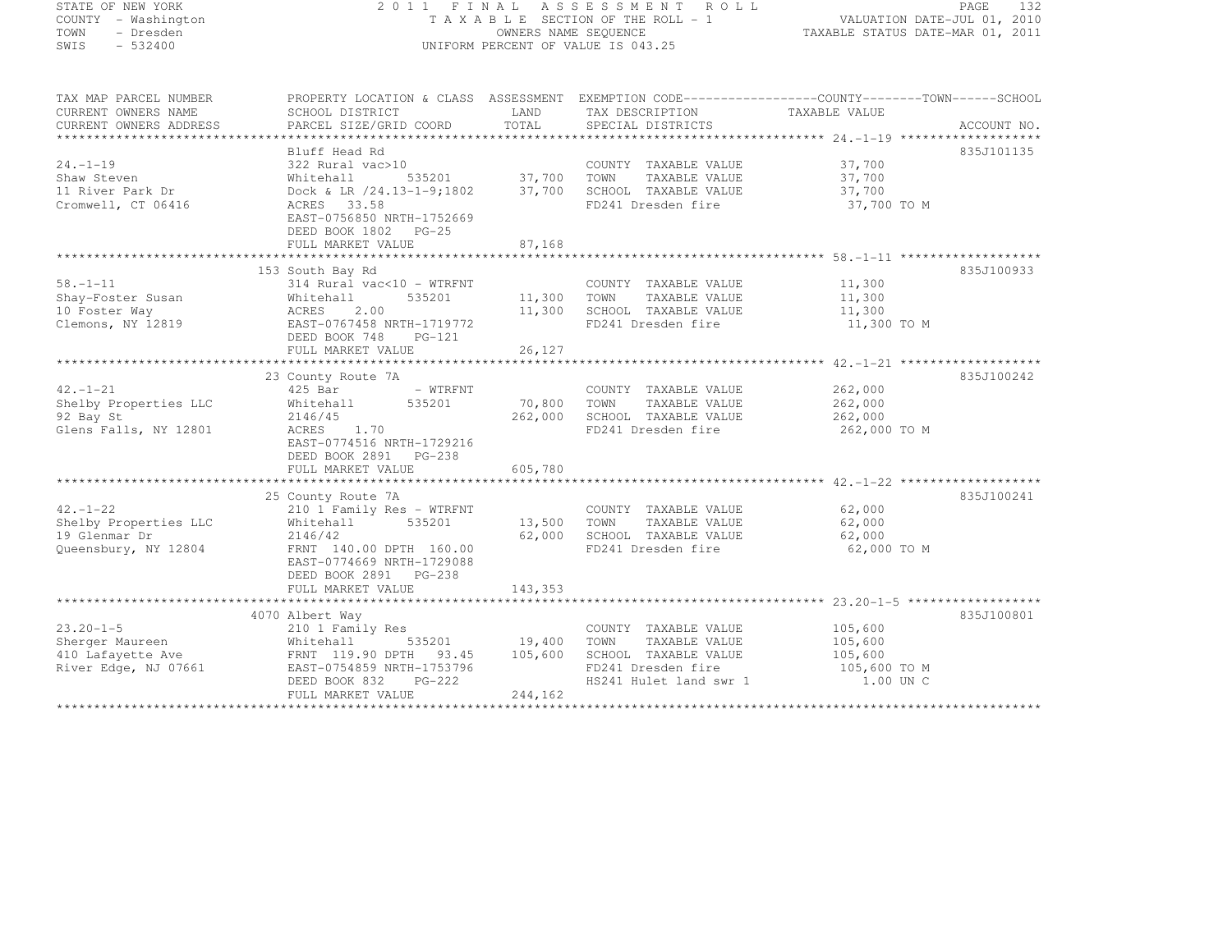STATE OF NEW YORK
COUNTY - Washington
TOWN - Dresden
SWIS - 532400

2011 FINAL ASSESSMENT ROLL
TAXABLE SECTION OF THE ROLL - 1
OWNERS NAME SEQUENCE
UNIFORM PERCENT OF VALUE IS 043.25

VALUATION DATE-JUL 01, 2010
TAXABLE STATUS DATE-MAR 01, 2011

| TAX MAP PARCEL NUMBER / CURRENT OWNERS NAME / CURRENT OWNERS ADDRESS | PROPERTY LOCATION & CLASS / SCHOOL DISTRICT / PARCEL SIZE/GRID COORD | ASSESSMENT LAND / TOTAL | EXEMPTION CODE / TAX DESCRIPTION / SPECIAL DISTRICTS | COUNTY / TOWN / SCHOOL TAXABLE VALUE | ACCOUNT NO. |
|---|---|---|---|---|---|
| 24.-1-19 | Bluff Head Rd | | | | 835J101135 |
| | 322 Rural vac>10 | | COUNTY TAXABLE VALUE | 37,700 | |
| Shaw Steven | Whitehall 535201 | 37,700 | TOWN TAXABLE VALUE | 37,700 | |
| 11 River Park Dr | Dock & LR /24.13-1-9;1802 | 37,700 | SCHOOL TAXABLE VALUE | 37,700 | |
| Cromwell, CT 06416 | ACRES 33.58 | | FD241 Dresden fire | 37,700 TO M | |
| | EAST-0756850 NRTH-1752669 | | | | |
| | DEED BOOK 1802 PG-25 | | | | |
| | FULL MARKET VALUE | 87,168 | | | |
| 58.-1-11 | 153 South Bay Rd | | | | 835J100933 |
| | 314 Rural vac<10 - WTRFNT | | COUNTY TAXABLE VALUE | 11,300 | |
| Shay-Foster Susan | Whitehall 535201 | 11,300 | TOWN TAXABLE VALUE | 11,300 | |
| 10 Foster Way | ACRES 2.00 | 11,300 | SCHOOL TAXABLE VALUE | 11,300 | |
| Clemons, NY 12819 | EAST-0767458 NRTH-1719772 | | FD241 Dresden fire | 11,300 TO M | |
| | DEED BOOK 748 PG-121 | | | | |
| | FULL MARKET VALUE | 26,127 | | | |
| 42.-1-21 | 23 County Route 7A | | | | 835J100242 |
| | 425 Bar - WTRFNT | | COUNTY TAXABLE VALUE | 262,000 | |
| Shelby Properties LLC | Whitehall 535201 | 70,800 | TOWN TAXABLE VALUE | 262,000 | |
| 92 Bay St | 2146/45 | 262,000 | SCHOOL TAXABLE VALUE | 262,000 | |
| Glens Falls, NY 12801 | ACRES 1.70 | | FD241 Dresden fire | 262,000 TO M | |
| | EAST-0774516 NRTH-1729216 | | | | |
| | DEED BOOK 2891 PG-238 | | | | |
| | FULL MARKET VALUE | 605,780 | | | |
| 42.-1-22 | 25 County Route 7A | | | | 835J100241 |
| | 210 1 Family Res - WTRFNT | | COUNTY TAXABLE VALUE | 62,000 | |
| Shelby Properties LLC | Whitehall 535201 | 13,500 | TOWN TAXABLE VALUE | 62,000 | |
| 19 Glenmar Dr | 2146/42 | 62,000 | SCHOOL TAXABLE VALUE | 62,000 | |
| Queensbury, NY 12804 | FRNT 140.00 DPTH 160.00 | | FD241 Dresden fire | 62,000 TO M | |
| | EAST-0774669 NRTH-1729088 | | | | |
| | DEED BOOK 2891 PG-238 | | | | |
| | FULL MARKET VALUE | 143,353 | | | |
| 23.20-1-5 | 4070 Albert Way | | | | 835J100801 |
| | 210 1 Family Res | | COUNTY TAXABLE VALUE | 105,600 | |
| Sherger Maureen | Whitehall 535201 | 19,400 | TOWN TAXABLE VALUE | 105,600 | |
| 410 Lafayette Ave | FRNT 119.90 DPTH 93.45 | 105,600 | SCHOOL TAXABLE VALUE | 105,600 | |
| River Edge, NJ 07661 | EAST-0754859 NRTH-1753796 | | FD241 Dresden fire | 105,600 TO M | |
| | DEED BOOK 832 PG-222 | | HS241 Hulet land swr 1 | 1.00 UN C | |
| | FULL MARKET VALUE | 244,162 | | | |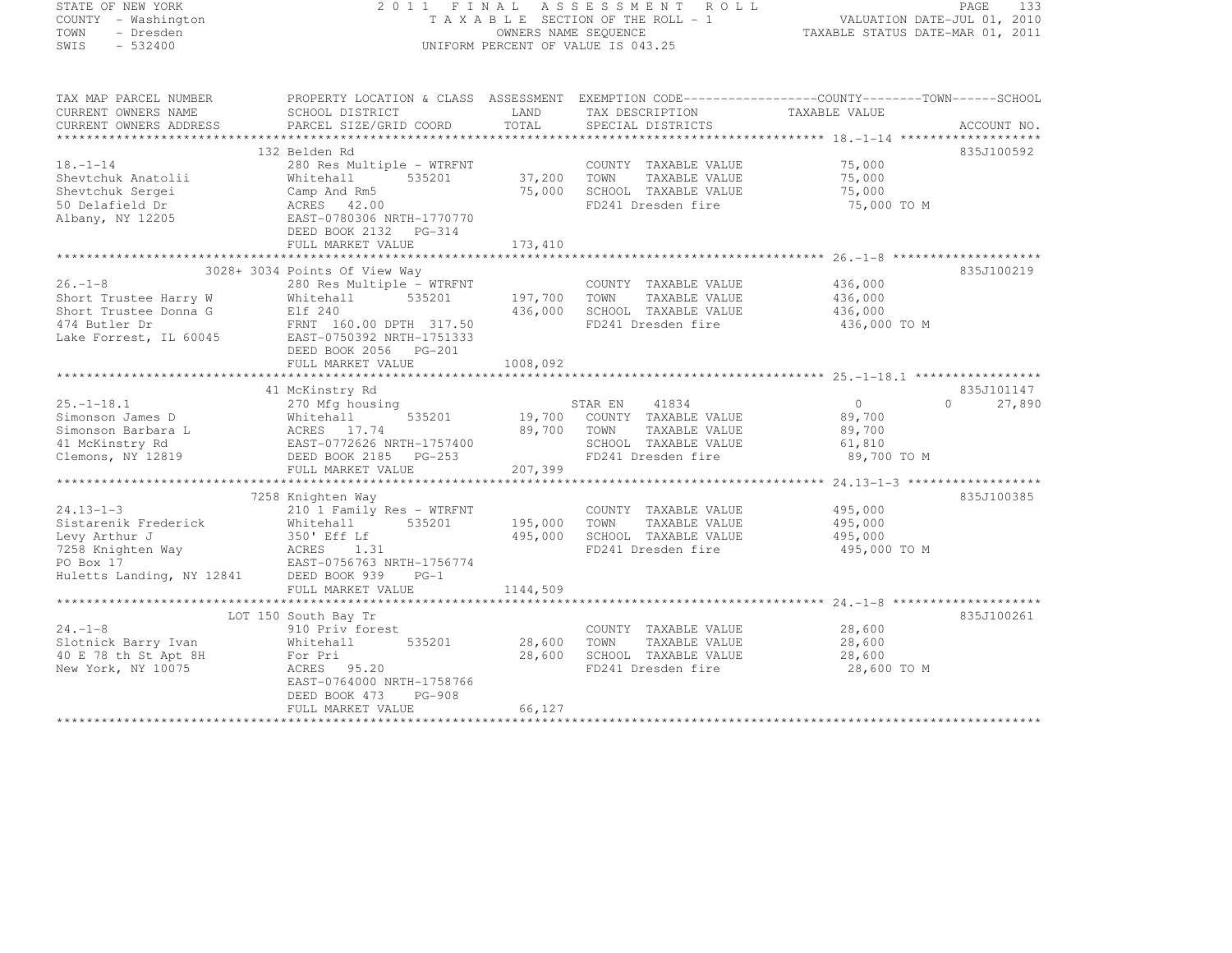STATE OF NEW YORK
COUNTY - Washington
TOWN - Dresden
SWIS - 532400

2011 FINAL ASSESSMENT ROLL
TAXABLE SECTION OF THE ROLL - 1
OWNERS NAME SEQUENCE
UNIFORM PERCENT OF VALUE IS 043.25

VALUATION DATE-JUL 01, 2010
TAXABLE STATUS DATE-MAR 01, 2011

| TAX MAP PARCEL NUMBER / CURRENT OWNERS NAME / CURRENT OWNERS ADDRESS | PROPERTY LOCATION & CLASS / SCHOOL DISTRICT / PARCEL SIZE/GRID COORD | ASSESSMENT LAND / TOTAL | EXEMPTION CODE / TAX DESCRIPTION / SPECIAL DISTRICTS | COUNTY / TOWN / SCHOOL TAXABLE VALUE | ACCOUNT NO. |
|---|---|---|---|---|---|
| 18.-1-14 | 132 Belden Rd | | | | 835J100592 |
| | 280 Res Multiple - WTRFNT | | COUNTY TAXABLE VALUE | 75,000 | |
| Shevtchuk Anatolii | Whitehall 535201 | 37,200 | TOWN TAXABLE VALUE | 75,000 | |
| Shevtchuk Sergei | Camp And Rm5 | 75,000 | SCHOOL TAXABLE VALUE | 75,000 | |
| 50 Delafield Dr | ACRES 42.00 | | FD241 Dresden fire | 75,000 TO M | |
| Albany, NY 12205 | EAST-0780306 NRTH-1770770 | | | | |
| | DEED BOOK 2132 PG-314 | | | | |
| | FULL MARKET VALUE | 173,410 | | | |
| 26.-1-8 | 3028+ 3034 Points Of View Way | | | | 835J100219 |
| | 280 Res Multiple - WTRFNT | | COUNTY TAXABLE VALUE | 436,000 | |
| Short Trustee Harry W | Whitehall 535201 | 197,700 | TOWN TAXABLE VALUE | 436,000 | |
| Short Trustee Donna G | Elf 240 | 436,000 | SCHOOL TAXABLE VALUE | 436,000 | |
| 474 Butler Dr | FRNT 160.00 DPTH 317.50 | | FD241 Dresden fire | 436,000 TO M | |
| Lake Forrest, IL 60045 | EAST-0750392 NRTH-1751333 | | | | |
| | DEED BOOK 2056 PG-201 | | | | |
| | FULL MARKET VALUE | 1008,092 | | | |
| 25.-1-18.1 | 41 McKinstry Rd | | | | 835J101147 |
| | 270 Mfg housing | | STAR EN 41834 | 0 / 0 / 27,890 | |
| Simonson James D | Whitehall 535201 | 19,700 | COUNTY TAXABLE VALUE | 89,700 | |
| Simonson Barbara L | ACRES 17.74 | 89,700 | TOWN TAXABLE VALUE | 89,700 | |
| 41 McKinstry Rd | EAST-0772626 NRTH-1757400 | | SCHOOL TAXABLE VALUE | 61,810 | |
| Clemons, NY 12819 | DEED BOOK 2185 PG-253 | | FD241 Dresden fire | 89,700 TO M | |
| | FULL MARKET VALUE | 207,399 | | | |
| 24.13-1-3 | 7258 Knighten Way | | | | 835J100385 |
| | 210 1 Family Res - WTRFNT | | COUNTY TAXABLE VALUE | 495,000 | |
| Sistarenik Frederick | Whitehall 535201 | 195,000 | TOWN TAXABLE VALUE | 495,000 | |
| Levy Arthur J | 350' Eff Lf | 495,000 | SCHOOL TAXABLE VALUE | 495,000 | |
| 7258 Knighten Way | ACRES 1.31 | | FD241 Dresden fire | 495,000 TO M | |
| PO Box 17 | EAST-0756763 NRTH-1756774 | | | | |
| Huletts Landing, NY 12841 | DEED BOOK 939 PG-1 | | | | |
| | FULL MARKET VALUE | 1144,509 | | | |
| 24.-1-8 | LOT 150 South Bay Tr | | | | 835J100261 |
| | 910 Priv forest | | COUNTY TAXABLE VALUE | 28,600 | |
| Slotnick Barry Ivan | Whitehall 535201 | 28,600 | TOWN TAXABLE VALUE | 28,600 | |
| 40 E 78 th St Apt 8H | For Pri | 28,600 | SCHOOL TAXABLE VALUE | 28,600 | |
| New York, NY 10075 | ACRES 95.20 | | FD241 Dresden fire | 28,600 TO M | |
| | EAST-0764000 NRTH-1758766 | | | | |
| | DEED BOOK 473 PG-908 | | | | |
| | FULL MARKET VALUE | 66,127 | | | |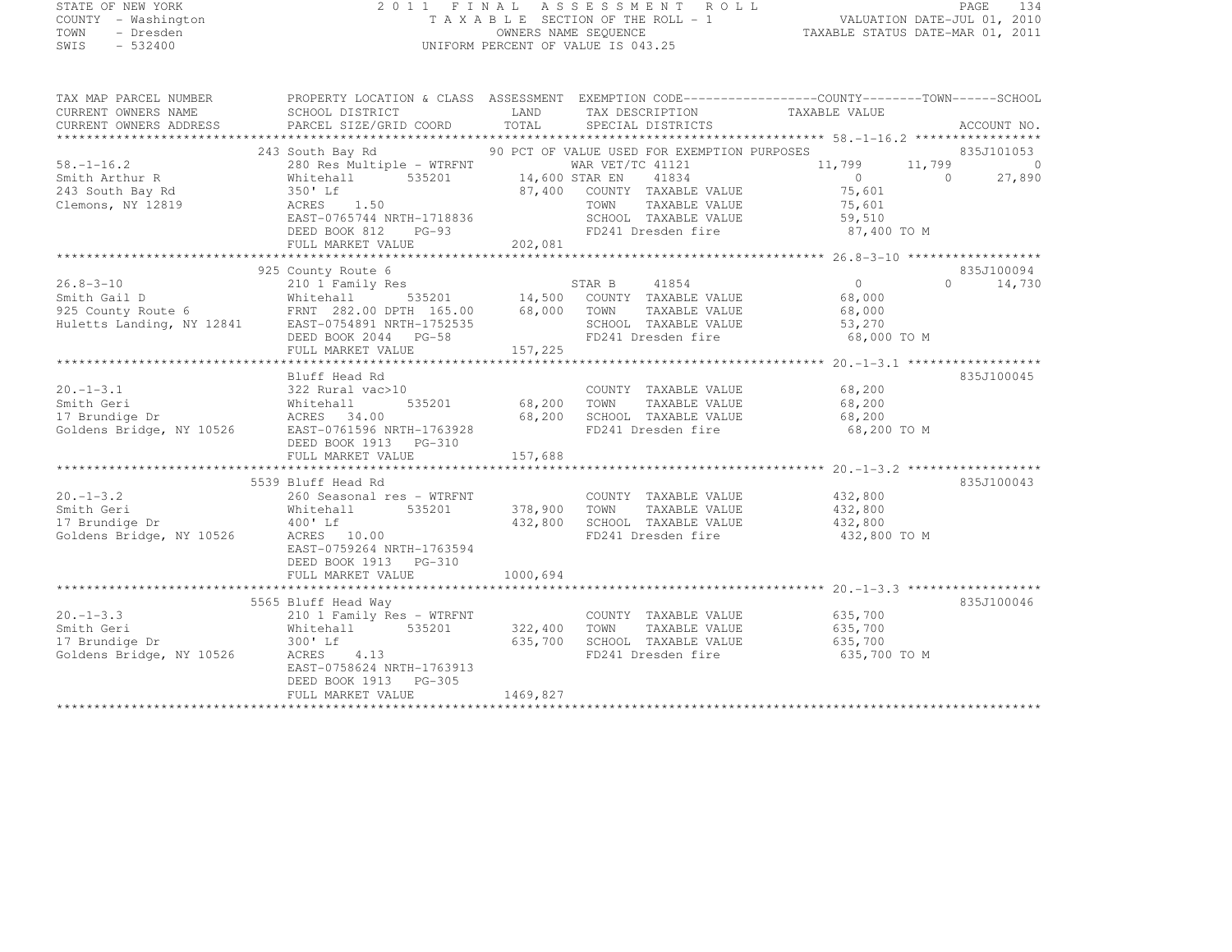STATE OF NEW YORK
COUNTY - Washington
TOWN - Dresden
SWIS - 532400

2011 FINAL ASSESSMENT ROLL
TAXABLE SECTION OF THE ROLL - 1
OWNERS NAME SEQUENCE
UNIFORM PERCENT OF VALUE IS 043.25

VALUATION DATE-JUL 01, 2010
TAXABLE STATUS DATE-MAR 01, 2011

```
TAX MAP PARCEL NUMBER     PROPERTY LOCATION & CLASS  ASSESSMENT  EXEMPTION CODE------------------COUNTY--------TOWN------SCHOOL
CURRENT OWNERS NAME       SCHOOL DISTRICT               LAND      TAX DESCRIPTION            TAXABLE VALUE
CURRENT OWNERS ADDRESS    PARCEL SIZE/GRID COORD        TOTAL     SPECIAL DISTRICTS                                      ACCOUNT NO.
******************************************************************************************************* 58.-1-16.2 *****************
                          243 South Bay Rd              90 PCT OF VALUE USED FOR EXEMPTION PURPOSES                      835J101053
58.-1-16.2                280 Res Multiple - WTRFNT          WAR VET/TC 41121               11,799      11,799          0
Smith Arthur R            Whitehall       535201        14,600 STAR EN     41834                0           0      27,890
243 South Bay Rd          350' Lf                       87,400   COUNTY  TAXABLE VALUE         75,601
Clemons, NY 12819         ACRES    1.50                          TOWN    TAXABLE VALUE         75,601
                          EAST-0765744 NRTH-1718836              SCHOOL  TAXABLE VALUE         59,510
                          DEED BOOK 812    PG-93                 FD241 Dresden fire            87,400 TO M
                          FULL MARKET VALUE            202,081
******************************************************************************************************* 26.8-3-10 ******************
                          925 County Route 6                                                                             835J100094
26.8-3-10                 210 1 Family Res                   STAR B     41854                0           0      14,730
Smith Gail D              Whitehall       535201        14,500   COUNTY  TAXABLE VALUE         68,000
925 County Route 6        FRNT 282.00 DPTH 165.00       68,000   TOWN    TAXABLE VALUE         68,000
Huletts Landing, NY 12841 EAST-0754891 NRTH-1752535              SCHOOL  TAXABLE VALUE         53,270
                          DEED BOOK 2044   PG-58                 FD241 Dresden fire            68,000 TO M
                          FULL MARKET VALUE            157,225
******************************************************************************************************* 20.-1-3.1 ******************
                          Bluff Head Rd                                                                                  835J100045
20.-1-3.1                 322 Rural vac>10                       COUNTY  TAXABLE VALUE         68,200
Smith Geri                Whitehall       535201        68,200   TOWN    TAXABLE VALUE         68,200
17 Brundige Dr            ACRES   34.00                 68,200   SCHOOL  TAXABLE VALUE         68,200
Goldens Bridge, NY 10526  EAST-0761596 NRTH-1763928              FD241 Dresden fire            68,200 TO M
                          DEED BOOK 1913   PG-310
                          FULL MARKET VALUE            157,688
******************************************************************************************************* 20.-1-3.2 ******************
                          5539 Bluff Head Rd                                                                             835J100043
20.-1-3.2                 260 Seasonal res - WTRFNT              COUNTY  TAXABLE VALUE        432,800
Smith Geri                Whitehall       535201       378,900   TOWN    TAXABLE VALUE        432,800
17 Brundige Dr            400' Lf                      432,800   SCHOOL  TAXABLE VALUE        432,800
Goldens Bridge, NY 10526  ACRES   10.00                          FD241 Dresden fire           432,800 TO M
                          EAST-0759264 NRTH-1763594
                          DEED BOOK 1913   PG-310
                          FULL MARKET VALUE           1000,694
******************************************************************************************************* 20.-1-3.3 ******************
                          5565 Bluff Head Way                                                                            835J100046
20.-1-3.3                 210 1 Family Res - WTRFNT              COUNTY  TAXABLE VALUE        635,700
Smith Geri                Whitehall       535201       322,400   TOWN    TAXABLE VALUE        635,700
17 Brundige Dr            300' Lf                      635,700   SCHOOL  TAXABLE VALUE        635,700
Goldens Bridge, NY 10526  ACRES    4.13                          FD241 Dresden fire           635,700 TO M
                          EAST-0758624 NRTH-1763913
                          DEED BOOK 1913   PG-305
                          FULL MARKET VALUE           1469,827
************************************************************************************************************************************
```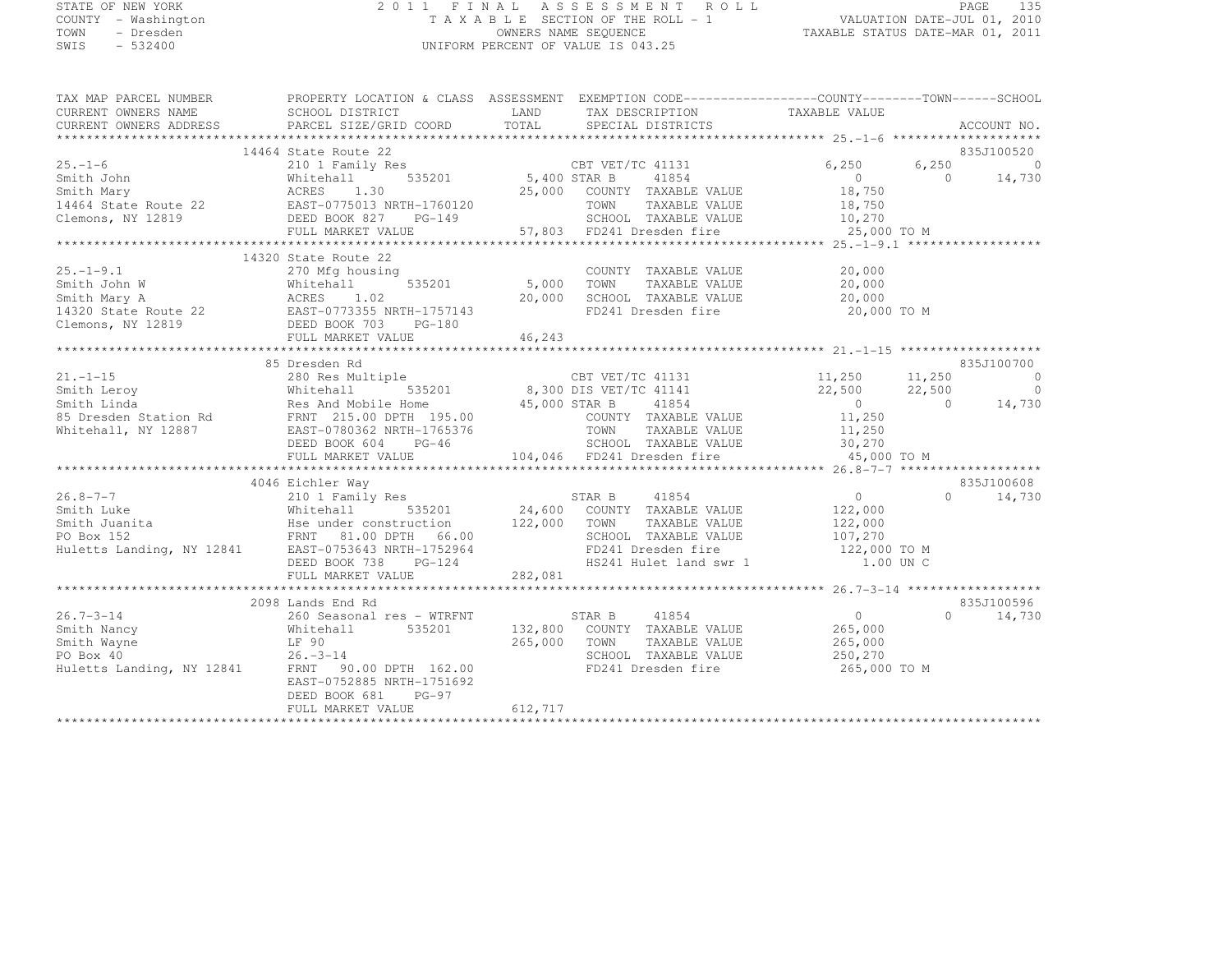STATE OF NEW YORK
COUNTY - Washington
TOWN - Dresden
SWIS - 532400

2011 FINAL ASSESSMENT ROLL
TAXABLE SECTION OF THE ROLL - 1
OWNERS NAME SEQUENCE
UNIFORM PERCENT OF VALUE IS 043.25

VALUATION DATE-JUL 01, 2010
TAXABLE STATUS DATE-MAR 01, 2011

```
TAX MAP PARCEL NUMBER      PROPERTY LOCATION & CLASS  ASSESSMENT  EXEMPTION CODE------------------COUNTY--------TOWN------SCHOOL
CURRENT OWNERS NAME        SCHOOL DISTRICT             LAND       TAX DESCRIPTION              TAXABLE VALUE
CURRENT OWNERS ADDRESS     PARCEL SIZE/GRID COORD      TOTAL      SPECIAL DISTRICTS                                    ACCOUNT NO.
******************************************************************************************************* 25.-1-6 ********************
                           14464 State Route 22                                                                        835J100520
25.-1-6                    210 1 Family Res                       CBT VET/TC 41131                6,250      6,250           0
Smith John                 Whitehall        535201        5,400 STAR B      41854                     0          0      14,730
Smith Mary                 ACRES    1.30                 25,000   COUNTY  TAXABLE VALUE            18,750
14464 State Route 22       EAST-0775013 NRTH-1760120              TOWN    TAXABLE VALUE            18,750
Clemons, NY 12819          DEED BOOK 827     PG-149               SCHOOL  TAXABLE VALUE            10,270
                           FULL MARKET VALUE             57,803   FD241 Dresden fire               25,000 TO M
******************************************************************************************************* 25.-1-9.1 ******************
                           14320 State Route 22
25.-1-9.1                  270 Mfg housing                        COUNTY  TAXABLE VALUE            20,000
Smith John W               Whitehall        535201        5,000   TOWN    TAXABLE VALUE            20,000
Smith Mary A               ACRES    1.02                 20,000   SCHOOL  TAXABLE VALUE            20,000
14320 State Route 22       EAST-0773355 NRTH-1757143              FD241 Dresden fire               20,000 TO M
Clemons, NY 12819          DEED BOOK 703     PG-180
                           FULL MARKET VALUE             46,243
******************************************************************************************************* 21.-1-15 *******************
                           85 Dresden Rd                                                                               835J100700
21.-1-15                   280 Res Multiple                       CBT VET/TC 41131               11,250     11,250           0
Smith Leroy                Whitehall        535201        8,300 DIS VET/TC 41141                 22,500     22,500           0
Smith Linda                Res And Mobile Home           45,000 STAR B      41854                     0          0      14,730
85 Dresden Station Rd      FRNT 215.00 DPTH 195.00                COUNTY  TAXABLE VALUE            11,250
Whitehall, NY 12887        EAST-0780362 NRTH-1765376              TOWN    TAXABLE VALUE            11,250
                           DEED BOOK 604     PG-46                SCHOOL  TAXABLE VALUE            30,270
                           FULL MARKET VALUE            104,046   FD241 Dresden fire               45,000 TO M
******************************************************************************************************* 26.8-7-7 *******************
                           4046 Eichler Way                                                                            835J100608
26.8-7-7                   210 1 Family Res                       STAR B      41854                     0          0      14,730
Smith Luke                 Whitehall        535201       24,600   COUNTY  TAXABLE VALUE           122,000
Smith Juanita              Hse under construction       122,000   TOWN    TAXABLE VALUE           122,000
PO Box 152                 FRNT  81.00 DPTH  66.00                SCHOOL  TAXABLE VALUE           107,270
Huletts Landing, NY 12841  EAST-0753643 NRTH-1752964              FD241 Dresden fire              122,000 TO M
                           DEED BOOK 738     PG-124               HS241 Hulet land swr 1             1.00 UN C
                           FULL MARKET VALUE            282,081
******************************************************************************************************* 26.7-3-14 ******************
                           2098 Lands End Rd                                                                           835J100596
26.7-3-14                  260 Seasonal res - WTRFNT              STAR B      41854                     0          0      14,730
Smith Nancy                Whitehall        535201      132,800   COUNTY  TAXABLE VALUE           265,000
Smith Wayne                LF 90                        265,000   TOWN    TAXABLE VALUE           265,000
PO Box 40                  26.-3-14                               SCHOOL  TAXABLE VALUE           250,270
Huletts Landing, NY 12841  FRNT  90.00 DPTH 162.00                FD241 Dresden fire              265,000 TO M
                           EAST-0752885 NRTH-1751692
                           DEED BOOK 681     PG-97
                           FULL MARKET VALUE            612,717
************************************************************************************************************************************
```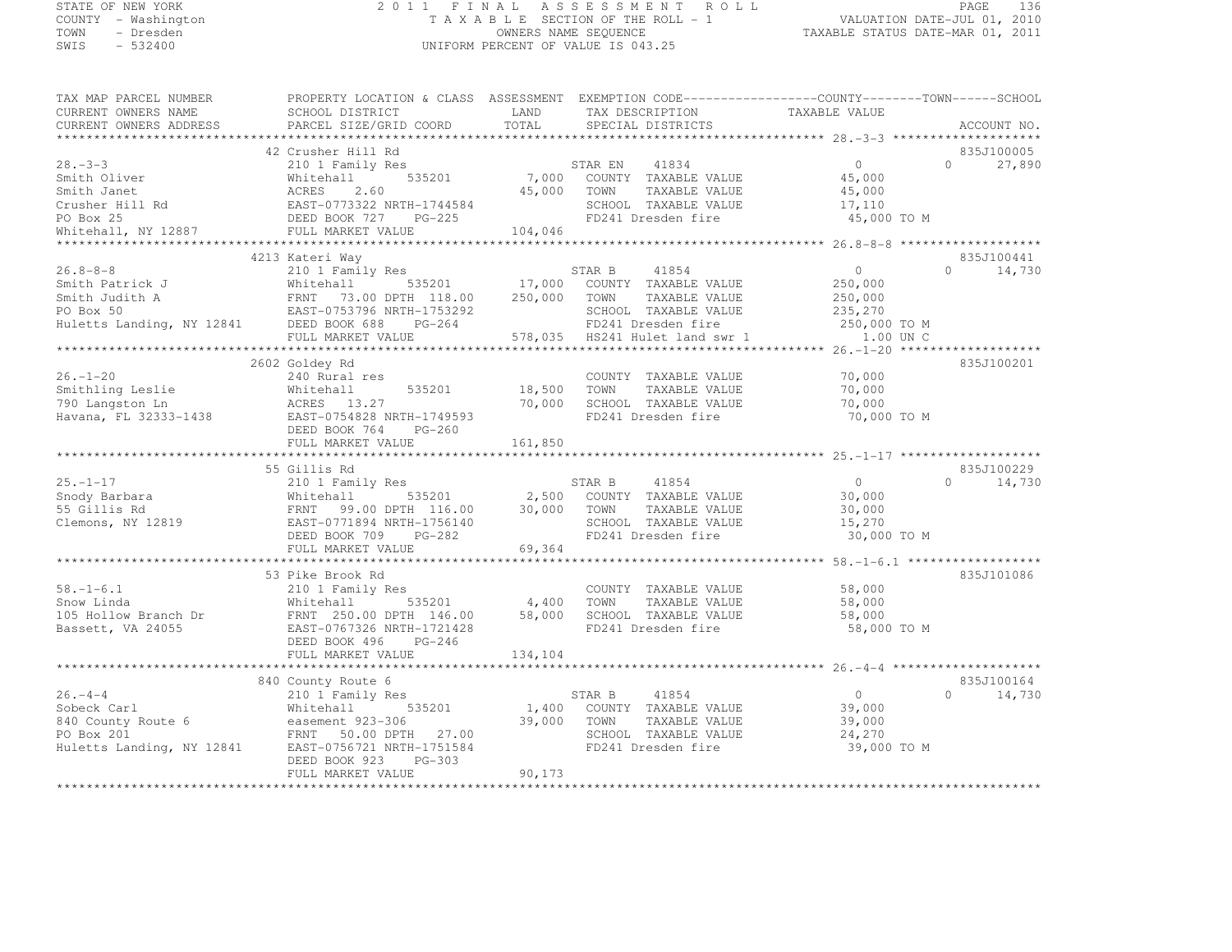STATE OF NEW YORK
COUNTY - Washington
TOWN - Dresden
SWIS - 532400

2011 FINAL ASSESSMENT ROLL
TAXABLE SECTION OF THE ROLL - 1
OWNERS NAME SEQUENCE
UNIFORM PERCENT OF VALUE IS 043.25

VALUATION DATE-JUL 01, 2010
TAXABLE STATUS DATE-MAR 01, 2011

| TAX MAP PARCEL NUMBER / CURRENT OWNERS NAME / CURRENT OWNERS ADDRESS | PROPERTY LOCATION & CLASS / SCHOOL DISTRICT / PARCEL SIZE/GRID COORD | ASSESSMENT LAND / TOTAL | EXEMPTION CODE / TAX DESCRIPTION / SPECIAL DISTRICTS | COUNTY / TOWN / SCHOOL TAXABLE VALUE | ACCOUNT NO. |
|---|---|---|---|---|---|
| | 42 Crusher Hill Rd | | | | 835J100005 |
| 28.-3-3 | 210 1 Family Res | | STAR EN 41834 | 0 0 27,890 | |
| Smith Oliver | Whitehall 535201 | 7,000 | COUNTY TAXABLE VALUE | 45,000 | |
| Smith Janet | ACRES 2.60 | 45,000 | TOWN TAXABLE VALUE | 45,000 | |
| Crusher Hill Rd | EAST-0773322 NRTH-1744584 | | SCHOOL TAXABLE VALUE | 17,110 | |
| PO Box 25 | DEED BOOK 727 PG-225 | | FD241 Dresden fire | 45,000 TO M | |
| Whitehall, NY 12887 | FULL MARKET VALUE | 104,046 | | | |
| | 4213 Kateri Way | | | | 835J100441 |
| 26.8-8-8 | 210 1 Family Res | | STAR B 41854 | 0 0 14,730 | |
| Smith Patrick J | Whitehall 535201 | 17,000 | COUNTY TAXABLE VALUE | 250,000 | |
| Smith Judith A | FRNT 73.00 DPTH 118.00 | 250,000 | TOWN TAXABLE VALUE | 250,000 | |
| PO Box 50 | EAST-0753796 NRTH-1753292 | | SCHOOL TAXABLE VALUE | 235,270 | |
| Huletts Landing, NY 12841 | DEED BOOK 688 PG-264 | | FD241 Dresden fire | 250,000 TO M | |
| | FULL MARKET VALUE | 578,035 | HS241 Hulet land swr 1 | 1.00 UN C | |
| | 2602 Goldey Rd | | | | 835J100201 |
| 26.-1-20 | 240 Rural res | | COUNTY TAXABLE VALUE | 70,000 | |
| Smithling Leslie | Whitehall 535201 | 18,500 | TOWN TAXABLE VALUE | 70,000 | |
| 790 Langston Ln | ACRES 13.27 | 70,000 | SCHOOL TAXABLE VALUE | 70,000 | |
| Havana, FL 32333-1438 | EAST-0754828 NRTH-1749593 | | FD241 Dresden fire | 70,000 TO M | |
| | DEED BOOK 764 PG-260 | | | | |
| | FULL MARKET VALUE | 161,850 | | | |
| | 55 Gillis Rd | | | | 835J100229 |
| 25.-1-17 | 210 1 Family Res | | STAR B 41854 | 0 0 14,730 | |
| Snody Barbara | Whitehall 535201 | 2,500 | COUNTY TAXABLE VALUE | 30,000 | |
| 55 Gillis Rd | FRNT 99.00 DPTH 116.00 | 30,000 | TOWN TAXABLE VALUE | 30,000 | |
| Clemons, NY 12819 | EAST-0771894 NRTH-1756140 | | SCHOOL TAXABLE VALUE | 15,270 | |
| | DEED BOOK 709 PG-282 | | FD241 Dresden fire | 30,000 TO M | |
| | FULL MARKET VALUE | 69,364 | | | |
| | 53 Pike Brook Rd | | | | 835J101086 |
| 58.-1-6.1 | 210 1 Family Res | | COUNTY TAXABLE VALUE | 58,000 | |
| Snow Linda | Whitehall 535201 | 4,400 | TOWN TAXABLE VALUE | 58,000 | |
| 105 Hollow Branch Dr | FRNT 250.00 DPTH 146.00 | 58,000 | SCHOOL TAXABLE VALUE | 58,000 | |
| Bassett, VA 24055 | EAST-0767326 NRTH-1721428 | | FD241 Dresden fire | 58,000 TO M | |
| | DEED BOOK 496 PG-246 | | | | |
| | FULL MARKET VALUE | 134,104 | | | |
| | 840 County Route 6 | | | | 835J100164 |
| 26.-4-4 | 210 1 Family Res | | STAR B 41854 | 0 0 14,730 | |
| Sobeck Carl | Whitehall 535201 | 1,400 | COUNTY TAXABLE VALUE | 39,000 | |
| 840 County Route 6 | easement 923-306 | 39,000 | TOWN TAXABLE VALUE | 39,000 | |
| PO Box 201 | FRNT 50.00 DPTH 27.00 | | SCHOOL TAXABLE VALUE | 24,270 | |
| Huletts Landing, NY 12841 | EAST-0756721 NRTH-1751584 | | FD241 Dresden fire | 39,000 TO M | |
| | DEED BOOK 923 PG-303 | | | | |
| | FULL MARKET VALUE | 90,173 | | | |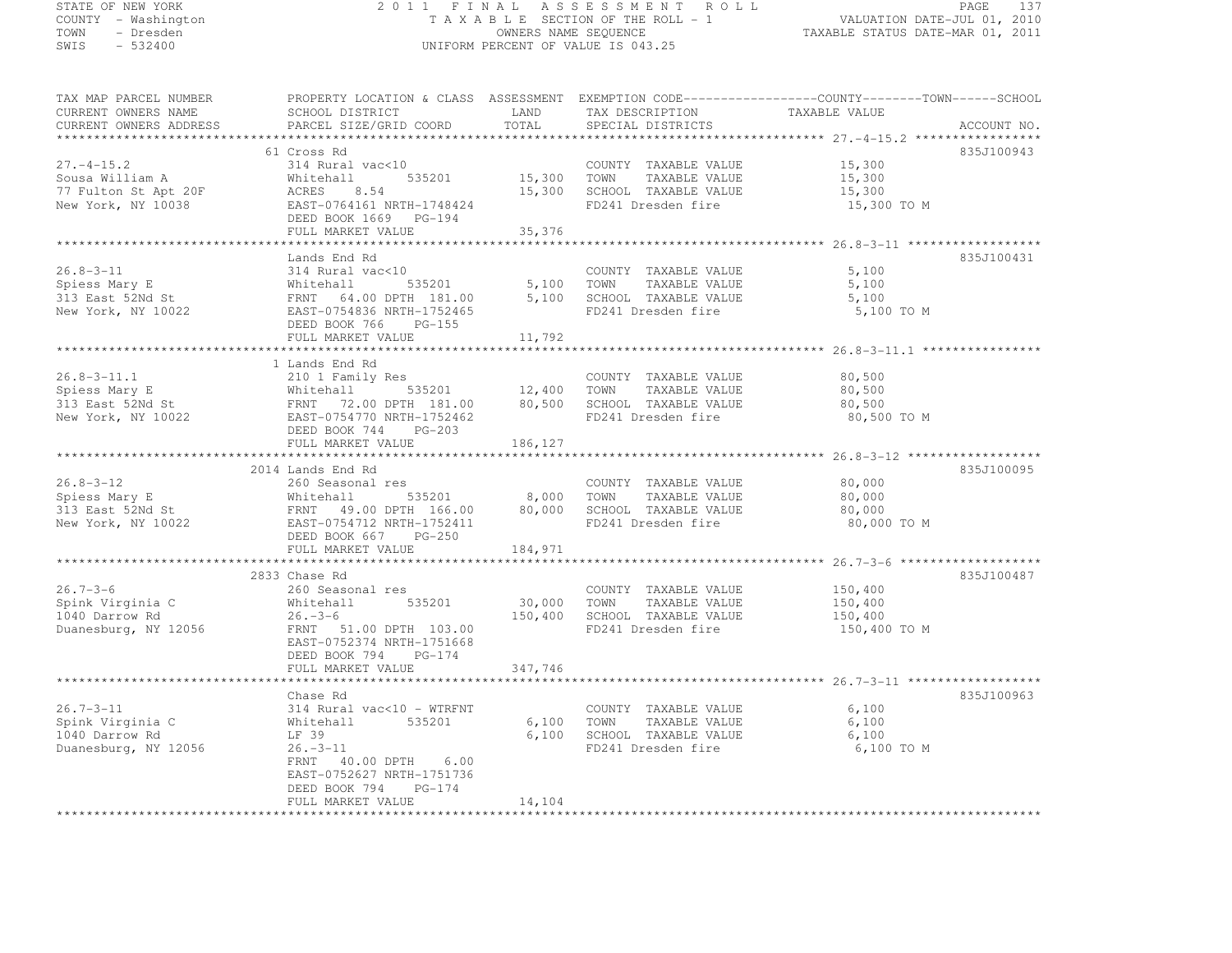STATE OF NEW YORK
COUNTY - Washington
TOWN - Dresden
SWIS - 532400

2011 FINAL ASSESSMENT ROLL
TAXABLE SECTION OF THE ROLL - 1
OWNERS NAME SEQUENCE
UNIFORM PERCENT OF VALUE IS 043.25

VALUATION DATE-JUL 01, 2010
TAXABLE STATUS DATE-MAR 01, 2011

| TAX MAP PARCEL NUMBER / CURRENT OWNERS NAME / CURRENT OWNERS ADDRESS | PROPERTY LOCATION & CLASS / SCHOOL DISTRICT / PARCEL SIZE/GRID COORD | ASSESSMENT LAND / TOTAL | EXEMPTION CODE / TAX DESCRIPTION / SPECIAL DISTRICTS | TAXABLE VALUE (COUNTY / TOWN / SCHOOL) | ACCOUNT NO. |
|---|---|---|---|---|---|
| 27.-4-15.2 | 61 Cross Rd | | | | 835J100943 |
| | 314 Rural vac<10 | | COUNTY TAXABLE VALUE | 15,300 | |
| Sousa William A | Whitehall 535201 | 15,300 | TOWN TAXABLE VALUE | 15,300 | |
| 77 Fulton St Apt 20F | ACRES 8.54 | 15,300 | SCHOOL TAXABLE VALUE | 15,300 | |
| New York, NY 10038 | EAST-0764161 NRTH-1748424 | | FD241 Dresden fire | 15,300 TO M | |
| | DEED BOOK 1669 PG-194 | | | | |
| | FULL MARKET VALUE | 35,376 | | | |
| 26.8-3-11 | Lands End Rd | | | | 835J100431 |
| | 314 Rural vac<10 | | COUNTY TAXABLE VALUE | 5,100 | |
| Spiess Mary E | Whitehall 535201 | 5,100 | TOWN TAXABLE VALUE | 5,100 | |
| 313 East 52Nd St | FRNT 64.00 DPTH 181.00 | 5,100 | SCHOOL TAXABLE VALUE | 5,100 | |
| New York, NY 10022 | EAST-0754836 NRTH-1752465 | | FD241 Dresden fire | 5,100 TO M | |
| | DEED BOOK 766 PG-155 | | | | |
| | FULL MARKET VALUE | 11,792 | | | |
| 26.8-3-11.1 | 1 Lands End Rd | | | | |
| | 210 1 Family Res | | COUNTY TAXABLE VALUE | 80,500 | |
| Spiess Mary E | Whitehall 535201 | 12,400 | TOWN TAXABLE VALUE | 80,500 | |
| 313 East 52Nd St | FRNT 72.00 DPTH 181.00 | 80,500 | SCHOOL TAXABLE VALUE | 80,500 | |
| New York, NY 10022 | EAST-0754770 NRTH-1752462 | | FD241 Dresden fire | 80,500 TO M | |
| | DEED BOOK 744 PG-203 | | | | |
| | FULL MARKET VALUE | 186,127 | | | |
| 26.8-3-12 | 2014 Lands End Rd | | | | 835J100095 |
| | 260 Seasonal res | | COUNTY TAXABLE VALUE | 80,000 | |
| Spiess Mary E | Whitehall 535201 | 8,000 | TOWN TAXABLE VALUE | 80,000 | |
| 313 East 52Nd St | FRNT 49.00 DPTH 166.00 | 80,000 | SCHOOL TAXABLE VALUE | 80,000 | |
| New York, NY 10022 | EAST-0754712 NRTH-1752411 | | FD241 Dresden fire | 80,000 TO M | |
| | DEED BOOK 667 PG-250 | | | | |
| | FULL MARKET VALUE | 184,971 | | | |
| 26.7-3-6 | 2833 Chase Rd | | | | 835J100487 |
| | 260 Seasonal res | | COUNTY TAXABLE VALUE | 150,400 | |
| Spink Virginia C | Whitehall 535201 | 30,000 | TOWN TAXABLE VALUE | 150,400 | |
| 1040 Darrow Rd | 26.-3-6 | 150,400 | SCHOOL TAXABLE VALUE | 150,400 | |
| Duanesburg, NY 12056 | FRNT 51.00 DPTH 103.00 | | FD241 Dresden fire | 150,400 TO M | |
| | EAST-0752374 NRTH-1751668 | | | | |
| | DEED BOOK 794 PG-174 | | | | |
| | FULL MARKET VALUE | 347,746 | | | |
| 26.7-3-11 | Chase Rd | | | | 835J100963 |
| | 314 Rural vac<10 - WTRFNT | | COUNTY TAXABLE VALUE | 6,100 | |
| Spink Virginia C | Whitehall 535201 | 6,100 | TOWN TAXABLE VALUE | 6,100 | |
| 1040 Darrow Rd | LF 39 | 6,100 | SCHOOL TAXABLE VALUE | 6,100 | |
| Duanesburg, NY 12056 | 26.-3-11 | | FD241 Dresden fire | 6,100 TO M | |
| | FRNT 40.00 DPTH 6.00 | | | | |
| | EAST-0752627 NRTH-1751736 | | | | |
| | DEED BOOK 794 PG-174 | | | | |
| | FULL MARKET VALUE | 14,104 | | | |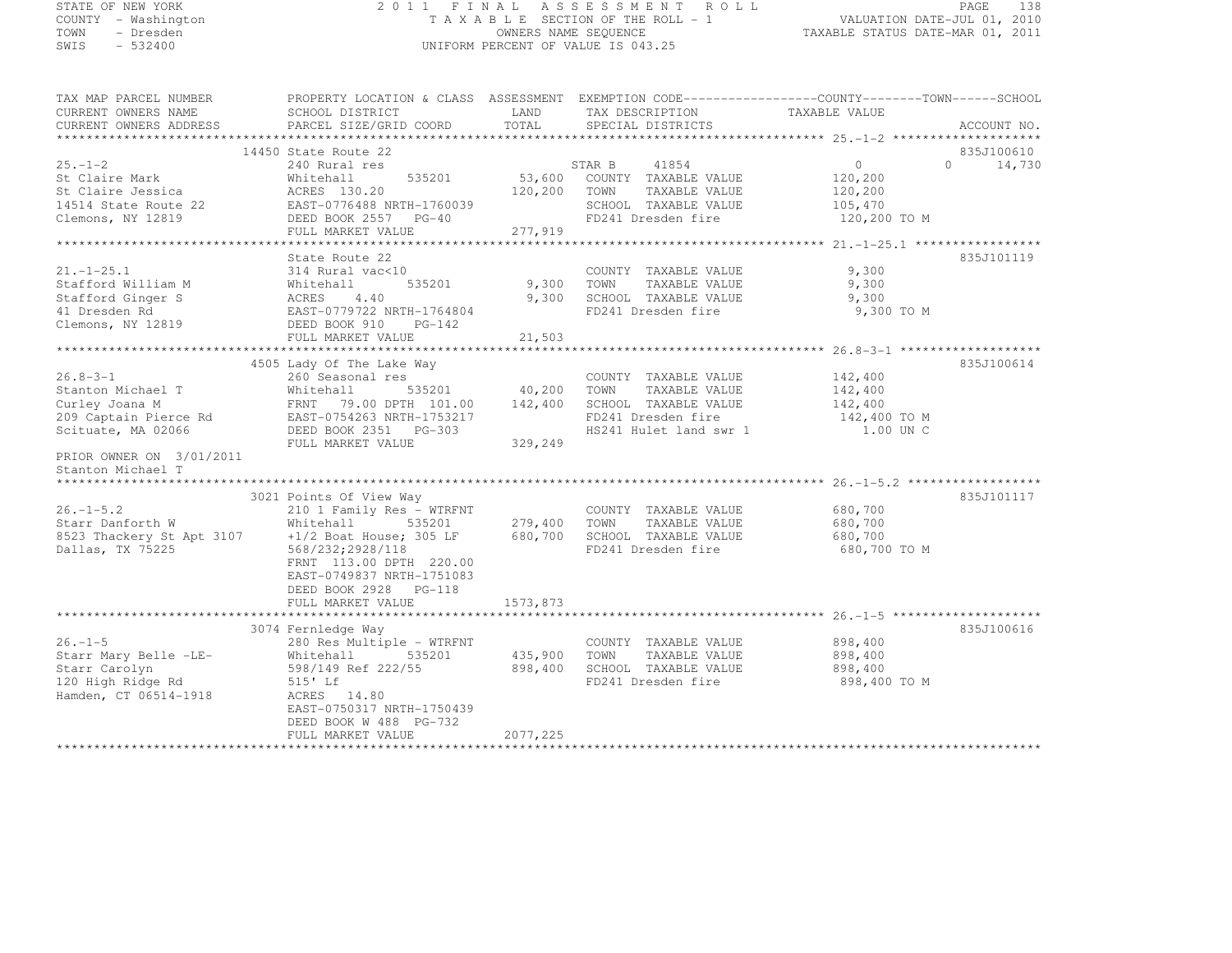STATE OF NEW YORK
COUNTY - Washington
TOWN - Dresden
SWIS - 532400

2011 FINAL ASSESSMENT ROLL
TAXABLE SECTION OF THE ROLL - 1
OWNERS NAME SEQUENCE
UNIFORM PERCENT OF VALUE IS 043.25

VALUATION DATE-JUL 01, 2010
TAXABLE STATUS DATE-MAR 01, 2011

| TAX MAP PARCEL NUMBER / CURRENT OWNERS NAME / CURRENT OWNERS ADDRESS | PROPERTY LOCATION & CLASS / SCHOOL DISTRICT / PARCEL SIZE/GRID COORD | ASSESSMENT LAND / TOTAL | EXEMPTION CODE / TAX DESCRIPTION / SPECIAL DISTRICTS | COUNTY TAXABLE VALUE | TOWN | SCHOOL | ACCOUNT NO. |
|---|---|---|---|---|---|---|---|
| **25.-1-2** | 14450 State Route 22 | | | | | | 835J100610 |
| 25.-1-2 | 240 Rural res | | STAR B 41854 | 0 | 0 | 14,730 | |
| St Claire Mark | Whitehall 535201 | 53,600 | COUNTY TAXABLE VALUE | 120,200 | | | |
| St Claire Jessica | ACRES 130.20 | 120,200 | TOWN TAXABLE VALUE | 120,200 | | | |
| 14514 State Route 22 | EAST-0776488 NRTH-1760039 | | SCHOOL TAXABLE VALUE | 105,470 | | | |
| Clemons, NY 12819 | DEED BOOK 2557 PG-40 | | FD241 Dresden fire | 120,200 TO M | | | |
| | FULL MARKET VALUE | 277,919 | | | | | |
| **21.-1-25.1** | State Route 22 | | | | | | 835J101119 |
| 21.-1-25.1 | 314 Rural vac<10 | | COUNTY TAXABLE VALUE | 9,300 | | | |
| Stafford William M | Whitehall 535201 | 9,300 | TOWN TAXABLE VALUE | 9,300 | | | |
| Stafford Ginger S | ACRES 4.40 | 9,300 | SCHOOL TAXABLE VALUE | 9,300 | | | |
| 41 Dresden Rd | EAST-0779722 NRTH-1764804 | | FD241 Dresden fire | 9,300 TO M | | | |
| Clemons, NY 12819 | DEED BOOK 910 PG-142 | | | | | | |
| | FULL MARKET VALUE | 21,503 | | | | | |
| **26.8-3-1** | 4505 Lady Of The Lake Way | | | | | | 835J100614 |
| 26.8-3-1 | 260 Seasonal res | | COUNTY TAXABLE VALUE | 142,400 | | | |
| Stanton Michael T | Whitehall 535201 | 40,200 | TOWN TAXABLE VALUE | 142,400 | | | |
| Curley Joana M | FRNT 79.00 DPTH 101.00 | 142,400 | SCHOOL TAXABLE VALUE | 142,400 | | | |
| 209 Captain Pierce Rd | EAST-0754263 NRTH-1753217 | | FD241 Dresden fire | 142,400 TO M | | | |
| Scituate, MA 02066 | DEED BOOK 2351 PG-303 | | HS241 Hulet land swr 1 | 1.00 UN C | | | |
| | FULL MARKET VALUE | 329,249 | | | | | |
| PRIOR OWNER ON 3/01/2011 | | | | | | | |
| Stanton Michael T | | | | | | | |
| **26.-1-5.2** | 3021 Points Of View Way | | | | | | 835J101117 |
| 26.-1-5.2 | 210 1 Family Res - WTRFNT | | COUNTY TAXABLE VALUE | 680,700 | | | |
| Starr Danforth W | Whitehall 535201 | 279,400 | TOWN TAXABLE VALUE | 680,700 | | | |
| 8523 Thackery St Apt 3107 | +1/2 Boat House; 305 LF | 680,700 | SCHOOL TAXABLE VALUE | 680,700 | | | |
| Dallas, TX 75225 | 568/232;2928/118 | | FD241 Dresden fire | 680,700 TO M | | | |
| | FRNT 113.00 DPTH 220.00 | | | | | | |
| | EAST-0749837 NRTH-1751083 | | | | | | |
| | DEED BOOK 2928 PG-118 | | | | | | |
| | FULL MARKET VALUE | 1573,873 | | | | | |
| **26.-1-5** | 3074 Fernledge Way | | | | | | 835J100616 |
| 26.-1-5 | 280 Res Multiple - WTRFNT | | COUNTY TAXABLE VALUE | 898,400 | | | |
| Starr Mary Belle -LE- | Whitehall 535201 | 435,900 | TOWN TAXABLE VALUE | 898,400 | | | |
| Starr Carolyn | 598/149 Ref 222/55 | 898,400 | SCHOOL TAXABLE VALUE | 898,400 | | | |
| 120 High Ridge Rd | 515' Lf | | FD241 Dresden fire | 898,400 TO M | | | |
| Hamden, CT 06514-1918 | ACRES 14.80 | | | | | | |
| | EAST-0750317 NRTH-1750439 | | | | | | |
| | DEED BOOK W 488 PG-732 | | | | | | |
| | FULL MARKET VALUE | 2077,225 | | | | | |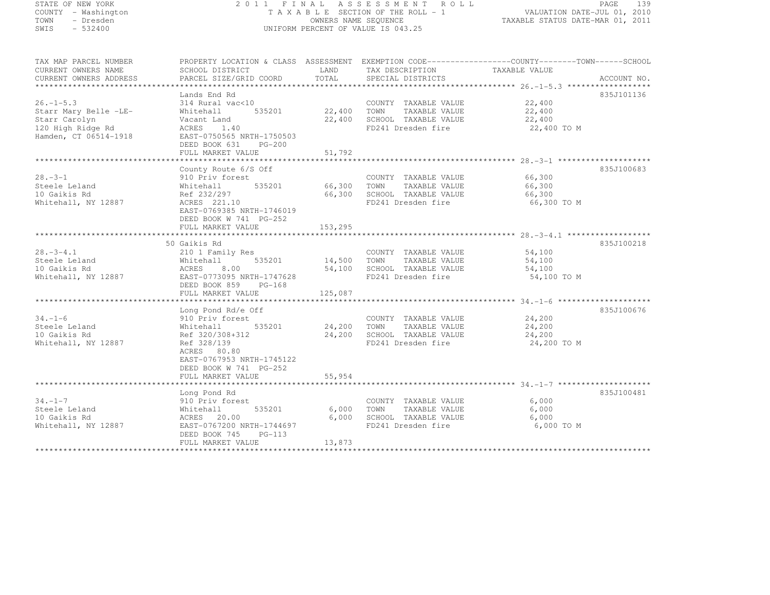STATE OF NEW YORK
COUNTY - Washington
TOWN - Dresden
SWIS - 532400

# 2011 FINAL ASSESSMENT ROLL

TAXABLE SECTION OF THE ROLL - 1
OWNERS NAME SEQUENCE
UNIFORM PERCENT OF VALUE IS 043.25

VALUATION DATE-JUL 01, 2010
TAXABLE STATUS DATE-MAR 01, 2011

| TAX MAP PARCEL NUMBER / CURRENT OWNERS NAME / CURRENT OWNERS ADDRESS | PROPERTY LOCATION & CLASS / SCHOOL DISTRICT / PARCEL SIZE/GRID COORD | ASSESSMENT LAND | TOTAL | EXEMPTION CODE / TAX DESCRIPTION / SPECIAL DISTRICTS | TAXABLE VALUE (COUNTY / TOWN / SCHOOL) | ACCOUNT NO. |
|---|---|---|---|---|---|---|
| 26.-1-5.3 | Lands End Rd | | | | | 835J101136 |
| Starr Mary Belle -LE- | 314 Rural vac<10 | | | COUNTY TAXABLE VALUE | 22,400 | |
| Starr Carolyn | Whitehall 535201 | 22,400 | | TOWN TAXABLE VALUE | 22,400 | |
| 120 High Ridge Rd | Vacant Land | | 22,400 | SCHOOL TAXABLE VALUE | 22,400 | |
| Hamden, CT 06514-1918 | ACRES 1.40 | | | FD241 Dresden fire | 22,400 TO M | |
| | EAST-0750565 NRTH-1750503 | | | | | |
| | DEED BOOK 631 PG-200 | | | | | |
| | FULL MARKET VALUE | | 51,792 | | | |
| 28.-3-1 | County Route 6/S Off | | | | | 835J100683 |
| Steele Leland | 910 Priv forest | | | COUNTY TAXABLE VALUE | 66,300 | |
| 10 Gaikis Rd | Whitehall 535201 | 66,300 | | TOWN TAXABLE VALUE | 66,300 | |
| Whitehall, NY 12887 | Ref 232/297 | | 66,300 | SCHOOL TAXABLE VALUE | 66,300 | |
| | ACRES 221.10 | | | FD241 Dresden fire | 66,300 TO M | |
| | EAST-0769385 NRTH-1746019 | | | | | |
| | DEED BOOK W 741 PG-252 | | | | | |
| | FULL MARKET VALUE | | 153,295 | | | |
| 28.-3-4.1 | 50 Gaikis Rd | | | | | 835J100218 |
| Steele Leland | 210 1 Family Res | | | COUNTY TAXABLE VALUE | 54,100 | |
| 10 Gaikis Rd | Whitehall 535201 | 14,500 | | TOWN TAXABLE VALUE | 54,100 | |
| Whitehall, NY 12887 | ACRES 8.00 | | 54,100 | SCHOOL TAXABLE VALUE | 54,100 | |
| | EAST-0773095 NRTH-1747628 | | | FD241 Dresden fire | 54,100 TO M | |
| | DEED BOOK 859 PG-168 | | | | | |
| | FULL MARKET VALUE | | 125,087 | | | |
| 34.-1-6 | Long Pond Rd/e Off | | | | | 835J100676 |
| Steele Leland | 910 Priv forest | | | COUNTY TAXABLE VALUE | 24,200 | |
| 10 Gaikis Rd | Whitehall 535201 | 24,200 | | TOWN TAXABLE VALUE | 24,200 | |
| Whitehall, NY 12887 | Ref 320/308+312 | | 24,200 | SCHOOL TAXABLE VALUE | 24,200 | |
| | Ref 328/139 | | | FD241 Dresden fire | 24,200 TO M | |
| | ACRES 80.80 | | | | | |
| | EAST-0767953 NRTH-1745122 | | | | | |
| | DEED BOOK W 741 PG-252 | | | | | |
| | FULL MARKET VALUE | | 55,954 | | | |
| 34.-1-7 | Long Pond Rd | | | | | 835J100481 |
| Steele Leland | 910 Priv forest | | | COUNTY TAXABLE VALUE | 6,000 | |
| 10 Gaikis Rd | Whitehall 535201 | 6,000 | | TOWN TAXABLE VALUE | 6,000 | |
| Whitehall, NY 12887 | ACRES 20.00 | | 6,000 | SCHOOL TAXABLE VALUE | 6,000 | |
| | EAST-0767200 NRTH-1744697 | | | FD241 Dresden fire | 6,000 TO M | |
| | DEED BOOK 745 PG-113 | | | | | |
| | FULL MARKET VALUE | | 13,873 | | | |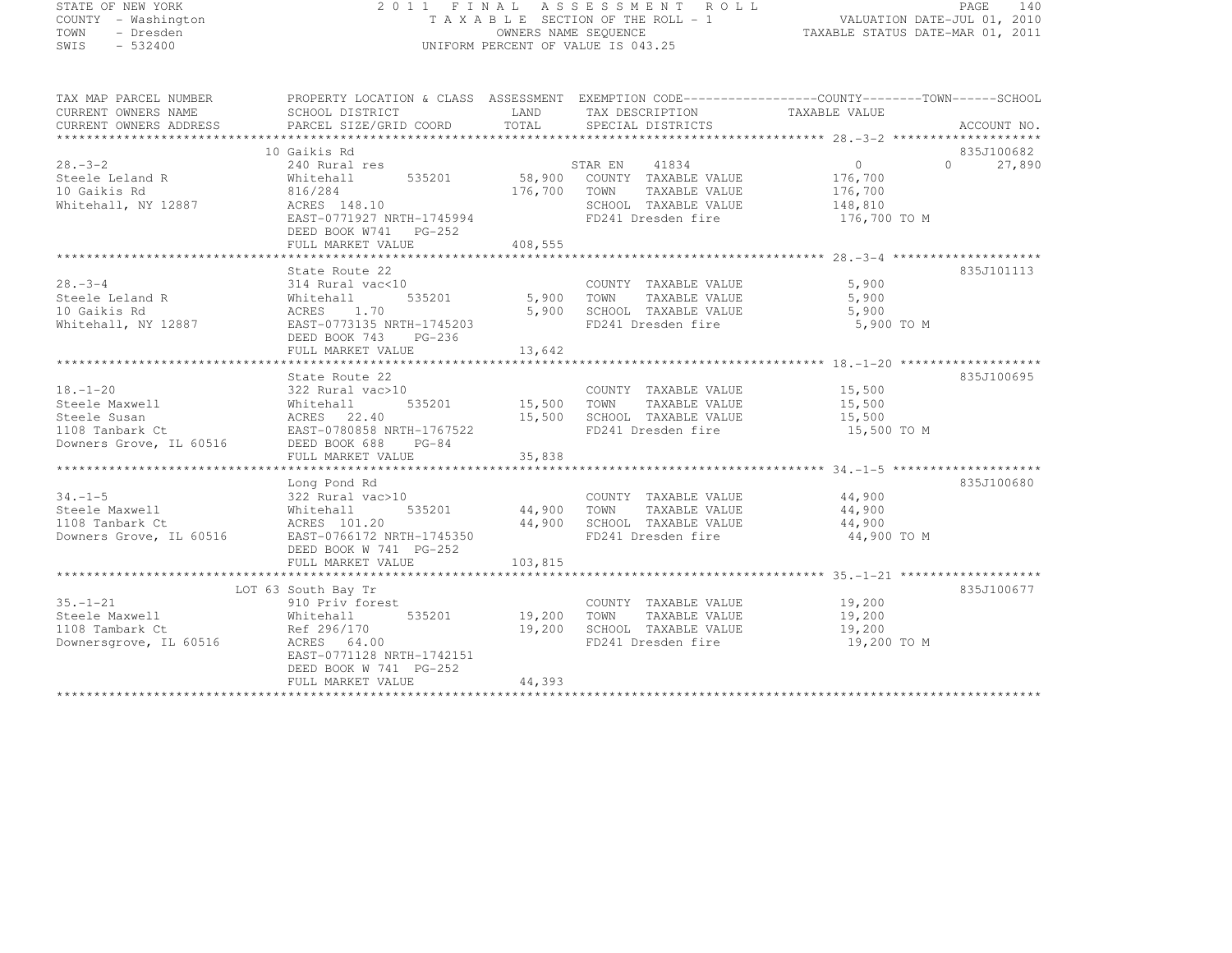STATE OF NEW YORK · COUNTY - Washington · TOWN - Dresden · SWIS - 532400

2011 FINAL ASSESSMENT ROLL
TAXABLE SECTION OF THE ROLL - 1
OWNERS NAME SEQUENCE
UNIFORM PERCENT OF VALUE IS 043.25

VALUATION DATE-JUL 01, 2010
TAXABLE STATUS DATE-MAR 01, 2011

| TAX MAP PARCEL NUMBER / CURRENT OWNERS NAME / CURRENT OWNERS ADDRESS | PROPERTY LOCATION & CLASS / SCHOOL DISTRICT / PARCEL SIZE/GRID COORD | ASSESSMENT LAND / TOTAL | EXEMPTION CODE / TAX DESCRIPTION / SPECIAL DISTRICTS | TAXABLE VALUE (COUNTY / TOWN / SCHOOL) | ACCOUNT NO. |
|---|---|---|---|---|---|
| 28.-3-2 | 10 Gaikis Rd | | | | 835J100682 |
| | 240 Rural res | | STAR EN 41834 | 0 / 0 / 27,890 | |
| Steele Leland R | Whitehall 535201 | 58,900 | COUNTY TAXABLE VALUE | 176,700 | |
| 10 Gaikis Rd | 816/284 | 176,700 | TOWN TAXABLE VALUE | 176,700 | |
| Whitehall, NY 12887 | ACRES 148.10 | | SCHOOL TAXABLE VALUE | 148,810 | |
| | EAST-0771927 NRTH-1745994 | | FD241 Dresden fire | 176,700 TO M | |
| | DEED BOOK W741 PG-252 | | | | |
| | FULL MARKET VALUE | 408,555 | | | |
| 28.-3-4 | State Route 22 | | | | 835J101113 |
| | 314 Rural vac<10 | | COUNTY TAXABLE VALUE | 5,900 | |
| Steele Leland R | Whitehall 535201 | 5,900 | TOWN TAXABLE VALUE | 5,900 | |
| 10 Gaikis Rd | ACRES 1.70 | 5,900 | SCHOOL TAXABLE VALUE | 5,900 | |
| Whitehall, NY 12887 | EAST-0773135 NRTH-1745203 | | FD241 Dresden fire | 5,900 TO M | |
| | DEED BOOK 743 PG-236 | | | | |
| | FULL MARKET VALUE | 13,642 | | | |
| 18.-1-20 | State Route 22 | | | | 835J100695 |
| | 322 Rural vac>10 | | COUNTY TAXABLE VALUE | 15,500 | |
| Steele Maxwell | Whitehall 535201 | 15,500 | TOWN TAXABLE VALUE | 15,500 | |
| Steele Susan | ACRES 22.40 | 15,500 | SCHOOL TAXABLE VALUE | 15,500 | |
| 1108 Tanbark Ct | EAST-0780858 NRTH-1767522 | | FD241 Dresden fire | 15,500 TO M | |
| Downers Grove, IL 60516 | DEED BOOK 688 PG-84 | | | | |
| | FULL MARKET VALUE | 35,838 | | | |
| 34.-1-5 | Long Pond Rd | | | | 835J100680 |
| | 322 Rural vac>10 | | COUNTY TAXABLE VALUE | 44,900 | |
| Steele Maxwell | Whitehall 535201 | 44,900 | TOWN TAXABLE VALUE | 44,900 | |
| 1108 Tanbark Ct | ACRES 101.20 | 44,900 | SCHOOL TAXABLE VALUE | 44,900 | |
| Downers Grove, IL 60516 | EAST-0766172 NRTH-1745350 | | FD241 Dresden fire | 44,900 TO M | |
| | DEED BOOK W 741 PG-252 | | | | |
| | FULL MARKET VALUE | 103,815 | | | |
| 35.-1-21 | LOT 63 South Bay Tr | | | | 835J100677 |
| | 910 Priv forest | | COUNTY TAXABLE VALUE | 19,200 | |
| Steele Maxwell | Whitehall 535201 | 19,200 | TOWN TAXABLE VALUE | 19,200 | |
| 1108 Tambark Ct | Ref 296/170 | 19,200 | SCHOOL TAXABLE VALUE | 19,200 | |
| Downersgrove, IL 60516 | ACRES 64.00 | | FD241 Dresden fire | 19,200 TO M | |
| | EAST-0771128 NRTH-1742151 | | | | |
| | DEED BOOK W 741 PG-252 | | | | |
| | FULL MARKET VALUE | 44,393 | | | |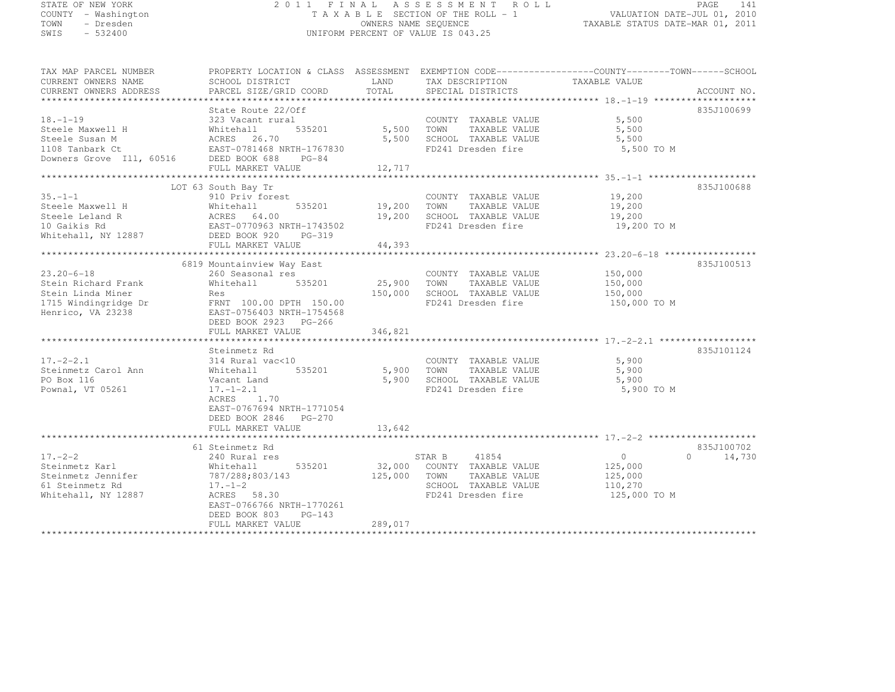STATE OF NEW YORK
COUNTY - Washington
TOWN - Dresden
SWIS - 532400

2011 FINAL ASSESSMENT ROLL
TAXABLE SECTION OF THE ROLL - 1
OWNERS NAME SEQUENCE
UNIFORM PERCENT OF VALUE IS 043.25

VALUATION DATE-JUL 01, 2010
TAXABLE STATUS DATE-MAR 01, 2011

| TAX MAP PARCEL NUMBER / CURRENT OWNERS NAME / CURRENT OWNERS ADDRESS | PROPERTY LOCATION & CLASS / SCHOOL DISTRICT / PARCEL SIZE/GRID COORD | ASSESSMENT LAND / TOTAL | EXEMPTION CODE / TAX DESCRIPTION / SPECIAL DISTRICTS | COUNTY / TOWN / SCHOOL TAXABLE VALUE | ACCOUNT NO. |
|---|---|---|---|---|---|
| 18.-1-19 | State Route 22/Off | | | | 835J100699 |
| | 323 Vacant rural | | COUNTY TAXABLE VALUE | 5,500 | |
| Steele Maxwell H | Whitehall 535201 | 5,500 | TOWN TAXABLE VALUE | 5,500 | |
| Steele Susan M | ACRES 26.70 | 5,500 | SCHOOL TAXABLE VALUE | 5,500 | |
| 1108 Tanbark Ct | EAST-0781468 NRTH-1767830 | | FD241 Dresden fire | 5,500 TO M | |
| Downers Grove Ill, 60516 | DEED BOOK 688 PG-84 | | | | |
| | FULL MARKET VALUE | 12,717 | | | |
| 35.-1-1 | LOT 63 South Bay Tr | | | | 835J100688 |
| | 910 Priv forest | | COUNTY TAXABLE VALUE | 19,200 | |
| Steele Maxwell H | Whitehall 535201 | 19,200 | TOWN TAXABLE VALUE | 19,200 | |
| Steele Leland R | ACRES 64.00 | 19,200 | SCHOOL TAXABLE VALUE | 19,200 | |
| 10 Gaikis Rd | EAST-0770963 NRTH-1743502 | | FD241 Dresden fire | 19,200 TO M | |
| Whitehall, NY 12887 | DEED BOOK 920 PG-319 | | | | |
| | FULL MARKET VALUE | 44,393 | | | |
| 23.20-6-18 | 6819 Mountainview Way East | | | | 835J100513 |
| | 260 Seasonal res | | COUNTY TAXABLE VALUE | 150,000 | |
| Stein Richard Frank | Whitehall 535201 | 25,900 | TOWN TAXABLE VALUE | 150,000 | |
| Stein Linda Miner | Res | 150,000 | SCHOOL TAXABLE VALUE | 150,000 | |
| 1715 Windingridge Dr | FRNT 100.00 DPTH 150.00 | | FD241 Dresden fire | 150,000 TO M | |
| Henrico, VA 23238 | EAST-0756403 NRTH-1754568 | | | | |
| | DEED BOOK 2923 PG-266 | | | | |
| | FULL MARKET VALUE | 346,821 | | | |
| 17.-2-2.1 | Steinmetz Rd | | | | 835J101124 |
| | 314 Rural vac<10 | | COUNTY TAXABLE VALUE | 5,900 | |
| Steinmetz Carol Ann | Whitehall 535201 | 5,900 | TOWN TAXABLE VALUE | 5,900 | |
| PO Box 116 | Vacant Land | 5,900 | SCHOOL TAXABLE VALUE | 5,900 | |
| Pownal, VT 05261 | 17.-1-2.1 | | FD241 Dresden fire | 5,900 TO M | |
| | ACRES 1.70 | | | | |
| | EAST-0767694 NRTH-1771054 | | | | |
| | DEED BOOK 2846 PG-270 | | | | |
| | FULL MARKET VALUE | 13,642 | | | |
| 17.-2-2 | 61 Steinmetz Rd | | | | 835J100702 |
| | 240 Rural res | | STAR B 41854 | 0 0 14,730 | |
| Steinmetz Karl | Whitehall 535201 | 32,000 | COUNTY TAXABLE VALUE | 125,000 | |
| Steinmetz Jennifer | 787/288;803/143 | 125,000 | TOWN TAXABLE VALUE | 125,000 | |
| 61 Steinmetz Rd | 17.-1-2 | | SCHOOL TAXABLE VALUE | 110,270 | |
| Whitehall, NY 12887 | ACRES 58.30 | | FD241 Dresden fire | 125,000 TO M | |
| | EAST-0766766 NRTH-1770261 | | | | |
| | DEED BOOK 803 PG-143 | | | | |
| | FULL MARKET VALUE | 289,017 | | | |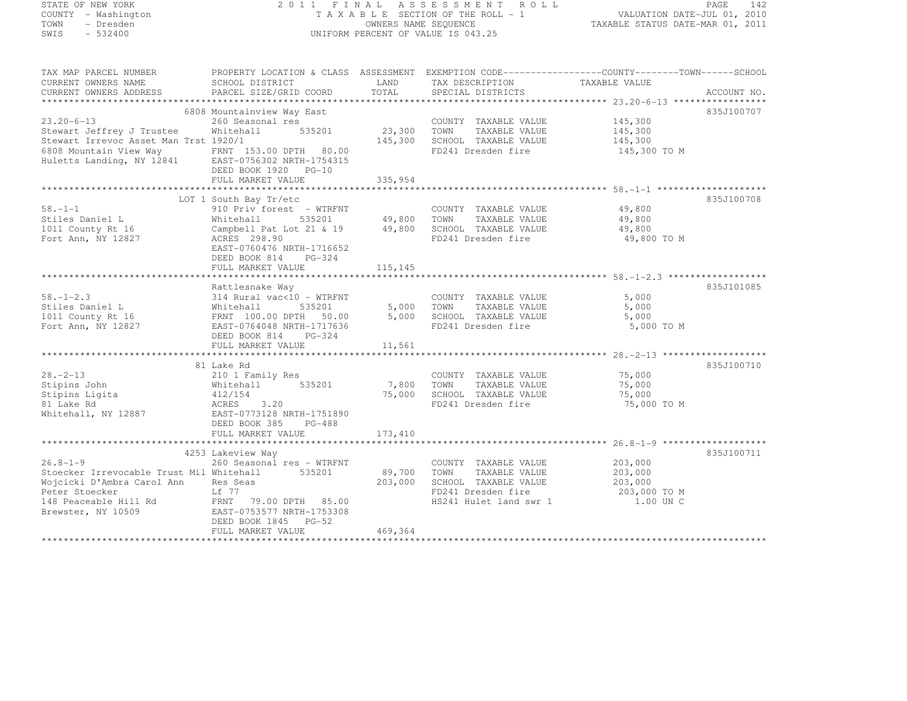STATE OF NEW YORK
COUNTY - Washington
TOWN - Dresden
SWIS - 532400

2011 FINAL ASSESSMENT ROLL
TAXABLE SECTION OF THE ROLL - 1
OWNERS NAME SEQUENCE
UNIFORM PERCENT OF VALUE IS 043.25

VALUATION DATE-JUL 01, 2010
TAXABLE STATUS DATE-MAR 01, 2011

| TAX MAP PARCEL NUMBER / CURRENT OWNERS NAME / CURRENT OWNERS ADDRESS | PROPERTY LOCATION & CLASS / SCHOOL DISTRICT / PARCEL SIZE/GRID COORD | ASSESSMENT LAND / TOTAL | EXEMPTION CODE / TAX DESCRIPTION / SPECIAL DISTRICTS | COUNTY--------TOWN------SCHOOL TAXABLE VALUE | ACCOUNT NO. |
|---|---|---|---|---|---|
| **23.20-6-13** | 6808 Mountainview Way East | | | | 835J100707 |
| 23.20-6-13 | 260 Seasonal res | | COUNTY TAXABLE VALUE | 145,300 | |
| Stewart Jeffrey J Trustee | Whitehall 535201 | 23,300 | TOWN TAXABLE VALUE | 145,300 | |
| Stewart Irrevoc Asset Man Trst | 1920/1 | 145,300 | SCHOOL TAXABLE VALUE | 145,300 | |
| 6808 Mountain View Way | FRNT 153.00 DPTH 80.00 | | FD241 Dresden fire | 145,300 TO M | |
| Huletts Landing, NY 12841 | EAST-0756302 NRTH-1754315 | | | | |
| | DEED BOOK 1920 PG-10 | | | | |
| | FULL MARKET VALUE | 335,954 | | | |
| **58.-1-1** | LOT 1 South Bay Tr/etc | | | | 835J100708 |
| 58.-1-1 | 910 Priv forest - WTRFNT | | COUNTY TAXABLE VALUE | 49,800 | |
| Stiles Daniel L | Whitehall 535201 | 49,800 | TOWN TAXABLE VALUE | 49,800 | |
| 1011 County Rt 16 | Campbell Pat Lot 21 & 19 | 49,800 | SCHOOL TAXABLE VALUE | 49,800 | |
| Fort Ann, NY 12827 | ACRES 298.90 | | FD241 Dresden fire | 49,800 TO M | |
| | EAST-0760476 NRTH-1716652 | | | | |
| | DEED BOOK 814 PG-324 | | | | |
| | FULL MARKET VALUE | 115,145 | | | |
| **58.-1-2.3** | Rattlesnake Way | | | | 835J101085 |
| 58.-1-2.3 | 314 Rural vac<10 - WTRFNT | | COUNTY TAXABLE VALUE | 5,000 | |
| Stiles Daniel L | Whitehall 535201 | 5,000 | TOWN TAXABLE VALUE | 5,000 | |
| 1011 County Rt 16 | FRNT 100.00 DPTH 50.00 | 5,000 | SCHOOL TAXABLE VALUE | 5,000 | |
| Fort Ann, NY 12827 | EAST-0764048 NRTH-1717636 | | FD241 Dresden fire | 5,000 TO M | |
| | DEED BOOK 814 PG-324 | | | | |
| | FULL MARKET VALUE | 11,561 | | | |
| **28.-2-13** | 81 Lake Rd | | | | 835J100710 |
| 28.-2-13 | 210 1 Family Res | | COUNTY TAXABLE VALUE | 75,000 | |
| Stipins John | Whitehall 535201 | 7,800 | TOWN TAXABLE VALUE | 75,000 | |
| Stipins Ligita | 412/154 | 75,000 | SCHOOL TAXABLE VALUE | 75,000 | |
| 81 Lake Rd | ACRES 3.20 | | FD241 Dresden fire | 75,000 TO M | |
| Whitehall, NY 12887 | EAST-0773128 NRTH-1751890 | | | | |
| | DEED BOOK 385 PG-488 | | | | |
| | FULL MARKET VALUE | 173,410 | | | |
| **26.8-1-9** | 4253 Lakeview Way | | | | 835J100711 |
| 26.8-1-9 | 260 Seasonal res - WTRFNT | | COUNTY TAXABLE VALUE | 203,000 | |
| Stoecker Irrevocable Trust Mil | Whitehall 535201 | 89,700 | TOWN TAXABLE VALUE | 203,000 | |
| Wojcicki D'Ambra Carol Ann | Res Seas | 203,000 | SCHOOL TAXABLE VALUE | 203,000 | |
| Peter Stoecker | Lf 77 | | FD241 Dresden fire | 203,000 TO M | |
| 148 Peaceable Hill Rd | FRNT 79.00 DPTH 85.00 | | HS241 Hulet land swr 1 | 1.00 UN C | |
| Brewster, NY 10509 | EAST-0753577 NRTH-1753308 | | | | |
| | DEED BOOK 1845 PG-52 | | | | |
| | FULL MARKET VALUE | 469,364 | | | |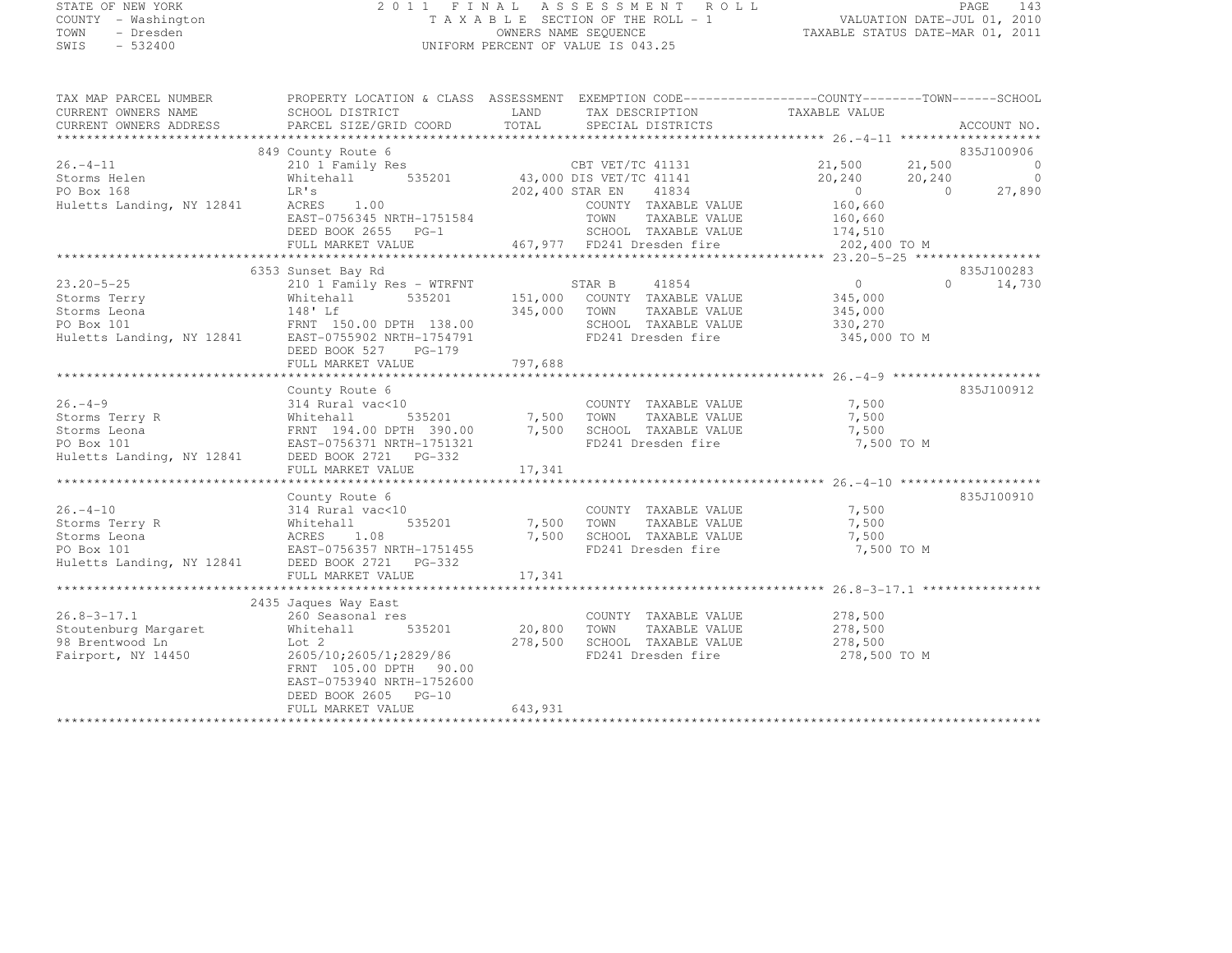STATE OF NEW YORK
COUNTY - Washington
TOWN - Dresden
SWIS - 532400

2 0 1 1 F I N A L A S S E S S M E N T R O L L
T A X A B L E SECTION OF THE ROLL - 1
OWNERS NAME SEQUENCE
UNIFORM PERCENT OF VALUE IS 043.25

VALUATION DATE-JUL 01, 2010
TAXABLE STATUS DATE-MAR 01, 2011

```
TAX MAP PARCEL NUMBER          PROPERTY LOCATION & CLASS  ASSESSMENT  EXEMPTION CODE------------------COUNTY--------TOWN------SCHOOL
CURRENT OWNERS NAME            SCHOOL DISTRICT               LAND      TAX DESCRIPTION                TAXABLE VALUE
CURRENT OWNERS ADDRESS         PARCEL SIZE/GRID COORD        TOTAL     SPECIAL DISTRICTS                                       ACCOUNT NO.
******************************************************************************************************* 26.-4-11 *******************
                               849 County Route 6                                                                        835J100906
26.-4-11                       210 1 Family Res                    CBT VET/TC 41131              21,500      21,500            0
Storms Helen                   Whitehall      535201       43,000 DIS VET/TC 41141               20,240      20,240            0
PO Box 168                     LR's                        202,400 STAR EN     41834                  0           0       27,890
Huletts Landing, NY 12841      ACRES     1.00                       COUNTY  TAXABLE VALUE         160,660
                               EAST-0756345 NRTH-1751584            TOWN    TAXABLE VALUE         160,660
                               DEED BOOK 2655   PG-1                SCHOOL  TAXABLE VALUE         174,510
                               FULL MARKET VALUE           467,977  FD241 Dresden fire             202,400 TO M
******************************************************************************************************* 23.20-5-25 *****************
                               6353 Sunset Bay Rd                                                                        835J100283
23.20-5-25                     210 1 Family Res - WTRFNT           STAR B      41854                  0           0       14,730
Storms Terry                   Whitehall      535201      151,000   COUNTY  TAXABLE VALUE         345,000
Storms Leona                   148' Lf                    345,000   TOWN    TAXABLE VALUE         345,000
PO Box 101                     FRNT 150.00 DPTH 138.00              SCHOOL  TAXABLE VALUE         330,270
Huletts Landing, NY 12841      EAST-0755902 NRTH-1754791            FD241 Dresden fire             345,000 TO M
                               DEED BOOK 527    PG-179
                               FULL MARKET VALUE           797,688
******************************************************************************************************* 26.-4-9 ********************
                               County Route 6                                                                            835J100912
26.-4-9                        314 Rural vac<10                     COUNTY  TAXABLE VALUE           7,500
Storms Terry R                 Whitehall      535201        7,500   TOWN    TAXABLE VALUE           7,500
Storms Leona                   FRNT 194.00 DPTH 390.00      7,500   SCHOOL  TAXABLE VALUE           7,500
PO Box 101                     EAST-0756371 NRTH-1751321            FD241 Dresden fire               7,500 TO M
Huletts Landing, NY 12841      DEED BOOK 2721   PG-332
                               FULL MARKET VALUE            17,341
******************************************************************************************************* 26.-4-10 *******************
                               County Route 6                                                                            835J100910
26.-4-10                       314 Rural vac<10                     COUNTY  TAXABLE VALUE           7,500
Storms Terry R                 Whitehall      535201        7,500   TOWN    TAXABLE VALUE           7,500
Storms Leona                   ACRES     1.08               7,500   SCHOOL  TAXABLE VALUE           7,500
PO Box 101                     EAST-0756357 NRTH-1751455            FD241 Dresden fire               7,500 TO M
Huletts Landing, NY 12841      DEED BOOK 2721   PG-332
                               FULL MARKET VALUE            17,341
******************************************************************************************************* 26.8-3-17.1 ****************
                               2435 Jaques Way East
26.8-3-17.1                    260 Seasonal res                     COUNTY  TAXABLE VALUE         278,500
Stoutenburg Margaret           Whitehall      535201       20,800   TOWN    TAXABLE VALUE         278,500
98 Brentwood Ln                Lot 2                      278,500   SCHOOL  TAXABLE VALUE         278,500
Fairport, NY 14450             2605/10;2605/1;2829/86               FD241 Dresden fire             278,500 TO M
                               FRNT 105.00 DPTH  90.00
                               EAST-0753940 NRTH-1752600
                               DEED BOOK 2605   PG-10
                               FULL MARKET VALUE           643,931
************************************************************************************************************************************
```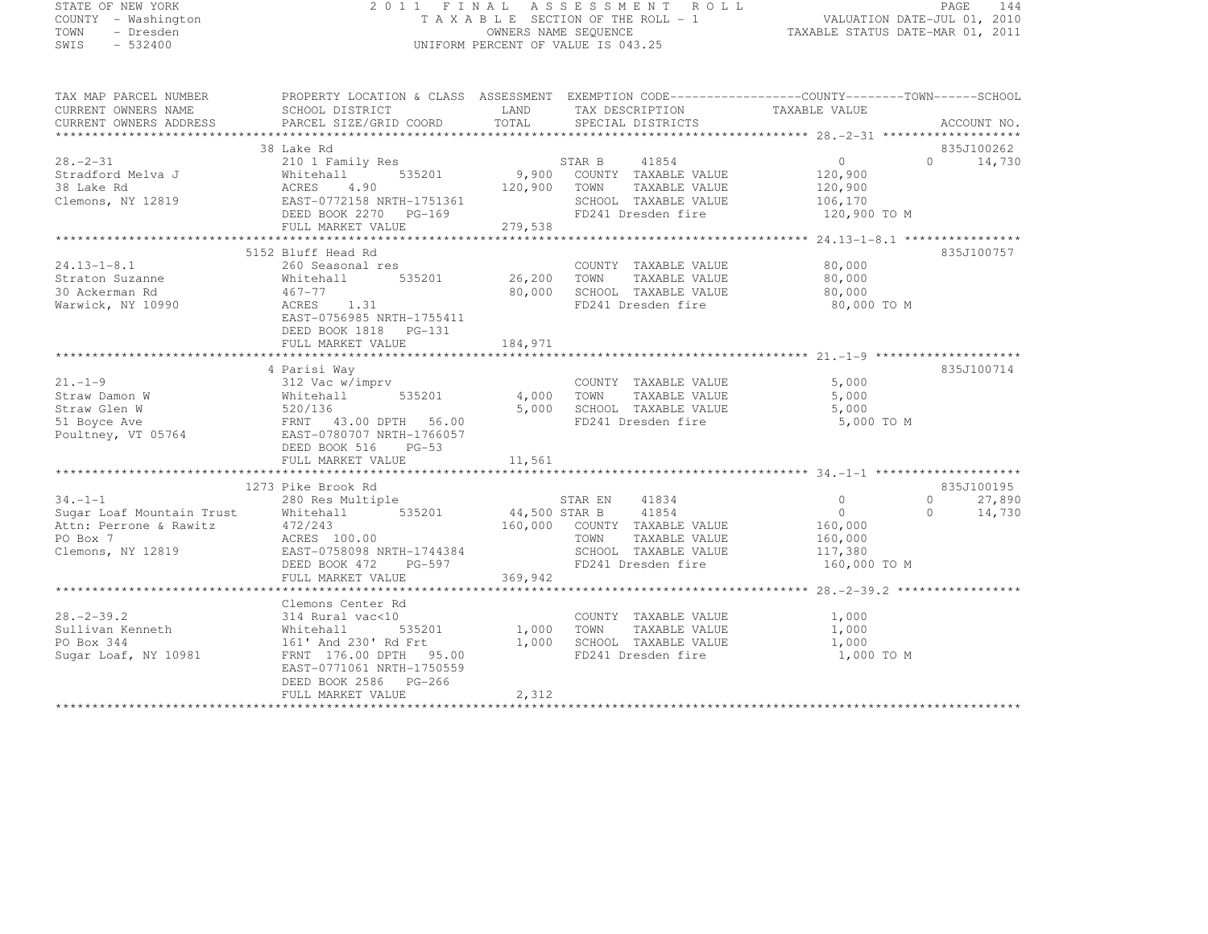STATE OF NEW YORK
COUNTY - Washington
TOWN - Dresden
SWIS - 532400

2011 FINAL ASSESSMENT ROLL
TAXABLE SECTION OF THE ROLL - 1
OWNERS NAME SEQUENCE
UNIFORM PERCENT OF VALUE IS 043.25

VALUATION DATE-JUL 01, 2010
TAXABLE STATUS DATE-MAR 01, 2011

| TAX MAP PARCEL NUMBER / CURRENT OWNERS NAME / CURRENT OWNERS ADDRESS | PROPERTY LOCATION & CLASS / SCHOOL DISTRICT / PARCEL SIZE/GRID COORD | ASSESSMENT LAND / TOTAL | EXEMPTION CODE / TAX DESCRIPTION / SPECIAL DISTRICTS | COUNTY TAXABLE VALUE | TOWN | SCHOOL | ACCOUNT NO. |
|---|---|---|---|---|---|---|---|
| 28.-2-31 | 38 Lake Rd | | | | | | 835J100262 |
| Stradford Melva J | 210 1 Family Res | | STAR B 41854 | 0 | 0 | 14,730 | |
| 38 Lake Rd | Whitehall 535201 | 9,900 | COUNTY TAXABLE VALUE | 120,900 | | | |
| Clemons, NY 12819 | ACRES 4.90 | 120,900 | TOWN TAXABLE VALUE | 120,900 | | | |
| | EAST-0772158 NRTH-1751361 | | SCHOOL TAXABLE VALUE | 106,170 | | | |
| | DEED BOOK 2270 PG-169 | | FD241 Dresden fire | 120,900 TO M | | | |
| | FULL MARKET VALUE | 279,538 | | | | | |
| 24.13-1-8.1 | 5152 Bluff Head Rd | | | | | | 835J100757 |
| Straton Suzanne | 260 Seasonal res | | COUNTY TAXABLE VALUE | 80,000 | | | |
| 30 Ackerman Rd | Whitehall 535201 | 26,200 | TOWN TAXABLE VALUE | 80,000 | | | |
| Warwick, NY 10990 | 467-77 | 80,000 | SCHOOL TAXABLE VALUE | 80,000 | | | |
| | ACRES 1.31 | | FD241 Dresden fire | 80,000 TO M | | | |
| | EAST-0756985 NRTH-1755411 | | | | | | |
| | DEED BOOK 1818 PG-131 | | | | | | |
| | FULL MARKET VALUE | 184,971 | | | | | |
| 21.-1-9 | 4 Parisi Way | | | | | | 835J100714 |
| Straw Damon W | 312 Vac w/imprv | | COUNTY TAXABLE VALUE | 5,000 | | | |
| Straw Glen W | Whitehall 535201 | 4,000 | TOWN TAXABLE VALUE | 5,000 | | | |
| 51 Boyce Ave | 520/136 | 5,000 | SCHOOL TAXABLE VALUE | 5,000 | | | |
| Poultney, VT 05764 | FRNT 43.00 DPTH 56.00 | | FD241 Dresden fire | 5,000 TO M | | | |
| | EAST-0780707 NRTH-1766057 | | | | | | |
| | DEED BOOK 516 PG-53 | | | | | | |
| | FULL MARKET VALUE | 11,561 | | | | | |
| 34.-1-1 | 1273 Pike Brook Rd | | | | | | 835J100195 |
| Sugar Loaf Mountain Trust | 280 Res Multiple | | STAR EN 41834 | 0 | 0 | 27,890 | |
| Attn: Perrone & Rawitz | Whitehall 535201 | 44,500 | STAR B 41854 | 0 | 0 | 14,730 | |
| PO Box 7 | 472/243 | 160,000 | COUNTY TAXABLE VALUE | 160,000 | | | |
| Clemons, NY 12819 | ACRES 100.00 | | TOWN TAXABLE VALUE | 160,000 | | | |
| | EAST-0758098 NRTH-1744384 | | SCHOOL TAXABLE VALUE | 117,380 | | | |
| | DEED BOOK 472 PG-597 | | FD241 Dresden fire | 160,000 TO M | | | |
| | FULL MARKET VALUE | 369,942 | | | | | |
| 28.-2-39.2 | Clemons Center Rd | | | | | | |
| Sullivan Kenneth | 314 Rural vac<10 | | COUNTY TAXABLE VALUE | 1,000 | | | |
| PO Box 344 | Whitehall 535201 | 1,000 | TOWN TAXABLE VALUE | 1,000 | | | |
| Sugar Loaf, NY 10981 | 161' And 230' Rd Frt | 1,000 | SCHOOL TAXABLE VALUE | 1,000 | | | |
| | FRNT 176.00 DPTH 95.00 | | FD241 Dresden fire | 1,000 TO M | | | |
| | EAST-0771061 NRTH-1750559 | | | | | | |
| | DEED BOOK 2586 PG-266 | | | | | | |
| | FULL MARKET VALUE | 2,312 | | | | | |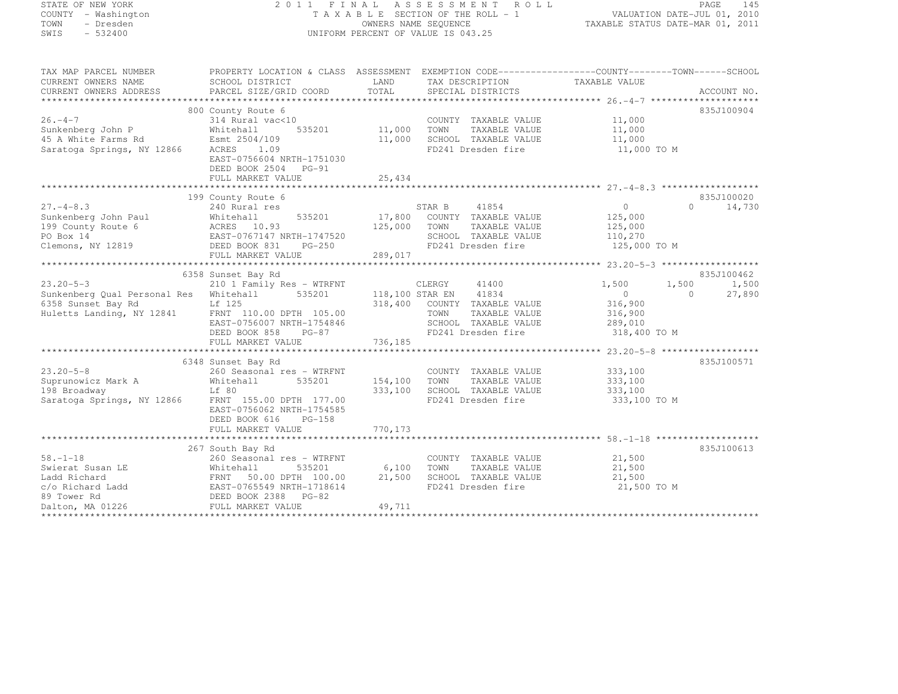STATE OF NEW YORK
COUNTY - Washington
TOWN - Dresden
SWIS - 532400

2011 FINAL ASSESSMENT ROLL
TAXABLE SECTION OF THE ROLL - 1
OWNERS NAME SEQUENCE
UNIFORM PERCENT OF VALUE IS 043.25

VALUATION DATE-JUL 01, 2010
TAXABLE STATUS DATE-MAR 01, 2011

| TAX MAP PARCEL NUMBER / CURRENT OWNERS NAME / CURRENT OWNERS ADDRESS | PROPERTY LOCATION & CLASS / SCHOOL DISTRICT / PARCEL SIZE/GRID COORD | ASSESSMENT LAND / TOTAL | EXEMPTION CODE / TAX DESCRIPTION / SPECIAL DISTRICTS | COUNTY TAXABLE VALUE | TOWN | SCHOOL | ACCOUNT NO. |
|---|---|---|---|---|---|---|---|
| 26.-4-7 | 800 County Route 6 | | | | | | 835J100904 |
| | 314 Rural vac<10 | | COUNTY TAXABLE VALUE | 11,000 | | | |
| Sunkenberg John P | Whitehall 535201 | 11,000 | TOWN TAXABLE VALUE | 11,000 | | | |
| 45 A White Farms Rd | Esmt 2504/109 | 11,000 | SCHOOL TAXABLE VALUE | 11,000 | | | |
| Saratoga Springs, NY 12866 | ACRES 1.09 | | FD241 Dresden fire | 11,000 TO M | | | |
| | EAST-0756604 NRTH-1751030 | | | | | | |
| | DEED BOOK 2504 PG-91 | | | | | | |
| | FULL MARKET VALUE | 25,434 | | | | | |
| 27.-4-8.3 | 199 County Route 6 | | | | | | 835J100020 |
| | 240 Rural res | | STAR B 41854 | 0 | 0 | 14,730 | |
| Sunkenberg John Paul | Whitehall 535201 | 17,800 | COUNTY TAXABLE VALUE | 125,000 | | | |
| 199 County Route 6 | ACRES 10.93 | 125,000 | TOWN TAXABLE VALUE | 125,000 | | | |
| PO Box 14 | EAST-0767147 NRTH-1747520 | | SCHOOL TAXABLE VALUE | 110,270 | | | |
| Clemons, NY 12819 | DEED BOOK 831 PG-250 | | FD241 Dresden fire | 125,000 TO M | | | |
| | FULL MARKET VALUE | 289,017 | | | | | |
| 23.20-5-3 | 6358 Sunset Bay Rd | | | | | | 835J100462 |
| | 210 1 Family Res - WTRFNT | | CLERGY 41400 | 1,500 | 1,500 | 1,500 | |
| Sunkenberg Qual Personal Res | Whitehall 535201 | 118,100 | STAR EN 41834 | 0 | 0 | 27,890 | |
| 6358 Sunset Bay Rd | Lf 125 | 318,400 | COUNTY TAXABLE VALUE | 316,900 | | | |
| Huletts Landing, NY 12841 | FRNT 110.00 DPTH 105.00 | | TOWN TAXABLE VALUE | 316,900 | | | |
| | EAST-0756007 NRTH-1754846 | | SCHOOL TAXABLE VALUE | 289,010 | | | |
| | DEED BOOK 858 PG-87 | | FD241 Dresden fire | 318,400 TO M | | | |
| | FULL MARKET VALUE | 736,185 | | | | | |
| 23.20-5-8 | 6348 Sunset Bay Rd | | | | | | 835J100571 |
| | 260 Seasonal res - WTRFNT | | COUNTY TAXABLE VALUE | 333,100 | | | |
| Suprunowicz Mark A | Whitehall 535201 | 154,100 | TOWN TAXABLE VALUE | 333,100 | | | |
| 198 Broadway | Lf 80 | 333,100 | SCHOOL TAXABLE VALUE | 333,100 | | | |
| Saratoga Springs, NY 12866 | FRNT 155.00 DPTH 177.00 | | FD241 Dresden fire | 333,100 TO M | | | |
| | EAST-0756062 NRTH-1754585 | | | | | | |
| | DEED BOOK 616 PG-158 | | | | | | |
| | FULL MARKET VALUE | 770,173 | | | | | |
| 58.-1-18 | 267 South Bay Rd | | | | | | 835J100613 |
| | 260 Seasonal res - WTRFNT | | COUNTY TAXABLE VALUE | 21,500 | | | |
| Swierat Susan LE | Whitehall 535201 | 6,100 | TOWN TAXABLE VALUE | 21,500 | | | |
| Ladd Richard | FRNT 50.00 DPTH 100.00 | 21,500 | SCHOOL TAXABLE VALUE | 21,500 | | | |
| c/o Richard Ladd | EAST-0765549 NRTH-1718614 | | FD241 Dresden fire | 21,500 TO M | | | |
| 89 Tower Rd | DEED BOOK 2388 PG-82 | | | | | | |
| Dalton, MA 01226 | FULL MARKET VALUE | 49,711 | | | | | |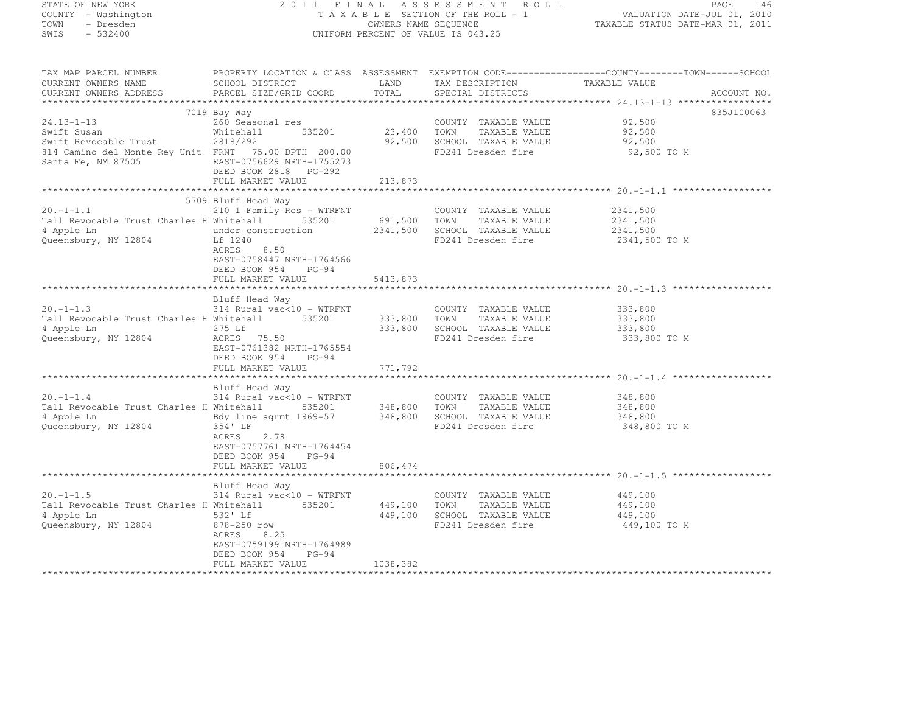STATE OF NEW YORK
COUNTY - Washington
TOWN - Dresden
SWIS - 532400

2011 FINAL ASSESSMENT ROLL
TAXABLE SECTION OF THE ROLL - 1
OWNERS NAME SEQUENCE
UNIFORM PERCENT OF VALUE IS 043.25

VALUATION DATE-JUL 01, 2010
TAXABLE STATUS DATE-MAR 01, 2011

| TAX MAP PARCEL NUMBER / CURRENT OWNERS NAME / CURRENT OWNERS ADDRESS | PROPERTY LOCATION & CLASS / SCHOOL DISTRICT / PARCEL SIZE/GRID COORD | ASSESSMENT LAND / TOTAL | EXEMPTION CODE / TAX DESCRIPTION / SPECIAL DISTRICTS | TAXABLE VALUE (COUNTY / TOWN / SCHOOL) | ACCOUNT NO. |
|---|---|---|---|---|---|
| 24.13-1-13 | 7019 Bay Way | | | | 835J100063 |
| | 260 Seasonal res | | COUNTY TAXABLE VALUE | 92,500 | |
| Swift Susan | Whitehall 535201 | 23,400 | TOWN TAXABLE VALUE | 92,500 | |
| Swift Revocable Trust | 2818/292 | 92,500 | SCHOOL TAXABLE VALUE | 92,500 | |
| 814 Camino del Monte Rey Unit | FRNT 75.00 DPTH 200.00 | | FD241 Dresden fire | 92,500 TO M | |
| Santa Fe, NM 87505 | EAST-0756629 NRTH-1755273 | | | | |
| | DEED BOOK 2818 PG-292 | | | | |
| | FULL MARKET VALUE | 213,873 | | | |
| 20.-1-1.1 | 5709 Bluff Head Way | | | | |
| | 210 1 Family Res - WTRFNT | | COUNTY TAXABLE VALUE | 2341,500 | |
| Tall Revocable Trust Charles H | Whitehall 535201 | 691,500 | TOWN TAXABLE VALUE | 2341,500 | |
| 4 Apple Ln | under construction | 2341,500 | SCHOOL TAXABLE VALUE | 2341,500 | |
| Queensbury, NY 12804 | Lf 1240 | | FD241 Dresden fire | 2341,500 TO M | |
| | ACRES 8.50 | | | | |
| | EAST-0758447 NRTH-1764566 | | | | |
| | DEED BOOK 954 PG-94 | | | | |
| | FULL MARKET VALUE | 5413,873 | | | |
| 20.-1-1.3 | Bluff Head Way | | | | |
| | 314 Rural vac<10 - WTRFNT | | COUNTY TAXABLE VALUE | 333,800 | |
| Tall Revocable Trust Charles H | Whitehall 535201 | 333,800 | TOWN TAXABLE VALUE | 333,800 | |
| 4 Apple Ln | 275 Lf | 333,800 | SCHOOL TAXABLE VALUE | 333,800 | |
| Queensbury, NY 12804 | ACRES 75.50 | | FD241 Dresden fire | 333,800 TO M | |
| | EAST-0761382 NRTH-1765554 | | | | |
| | DEED BOOK 954 PG-94 | | | | |
| | FULL MARKET VALUE | 771,792 | | | |
| 20.-1-1.4 | Bluff Head Way | | | | |
| | 314 Rural vac<10 - WTRFNT | | COUNTY TAXABLE VALUE | 348,800 | |
| Tall Revocable Trust Charles H | Whitehall 535201 | 348,800 | TOWN TAXABLE VALUE | 348,800 | |
| 4 Apple Ln | Bdy line agrmt 1969-57 | 348,800 | SCHOOL TAXABLE VALUE | 348,800 | |
| Queensbury, NY 12804 | 354' LF | | FD241 Dresden fire | 348,800 TO M | |
| | ACRES 2.78 | | | | |
| | EAST-0757761 NRTH-1764454 | | | | |
| | DEED BOOK 954 PG-94 | | | | |
| | FULL MARKET VALUE | 806,474 | | | |
| 20.-1-1.5 | Bluff Head Way | | | | |
| | 314 Rural vac<10 - WTRFNT | | COUNTY TAXABLE VALUE | 449,100 | |
| Tall Revocable Trust Charles H | Whitehall 535201 | 449,100 | TOWN TAXABLE VALUE | 449,100 | |
| 4 Apple Ln | 532' Lf | 449,100 | SCHOOL TAXABLE VALUE | 449,100 | |
| Queensbury, NY 12804 | 878-250 row | | FD241 Dresden fire | 449,100 TO M | |
| | ACRES 8.25 | | | | |
| | EAST-0759199 NRTH-1764989 | | | | |
| | DEED BOOK 954 PG-94 | | | | |
| | FULL MARKET VALUE | 1038,382 | | | |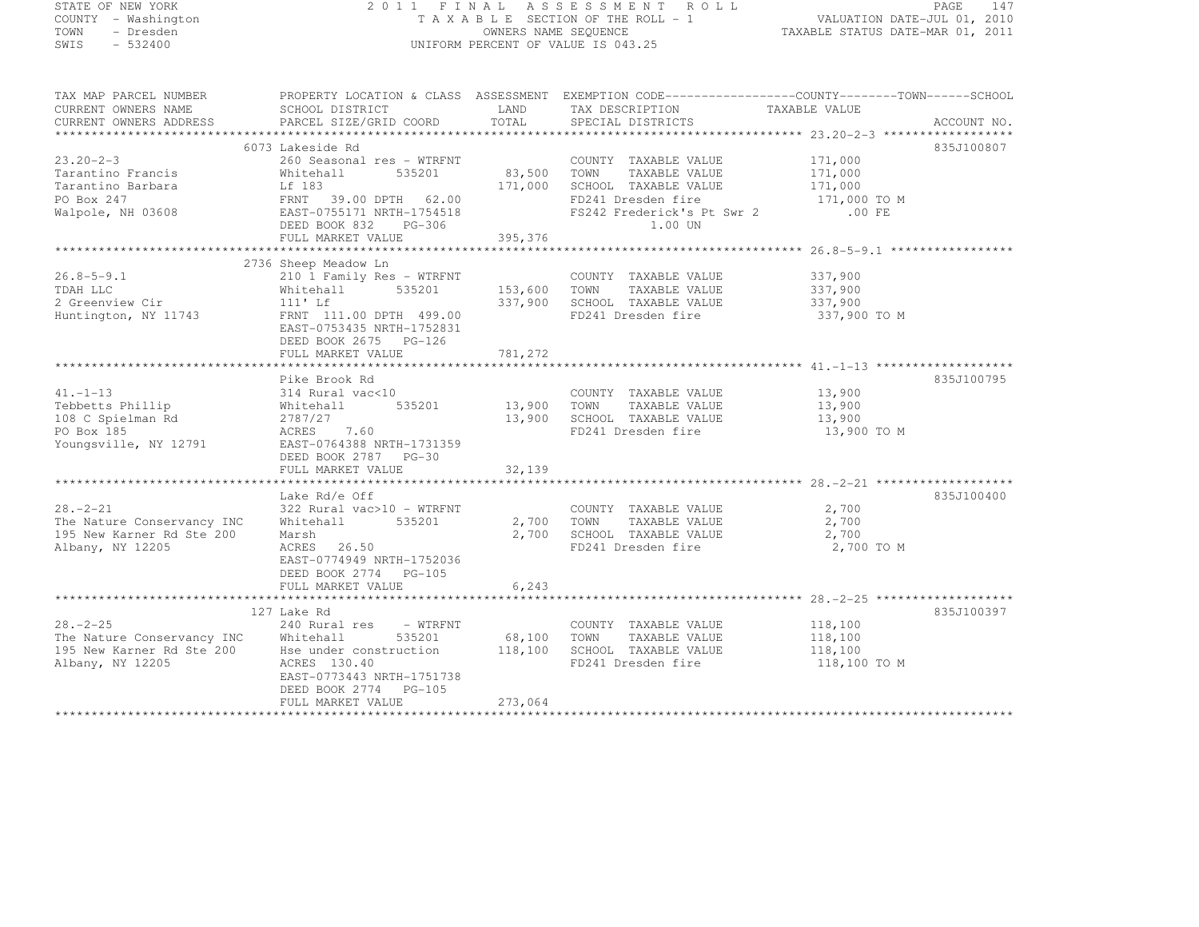STATE OF NEW YORK
COUNTY - Washington
TOWN - Dresden
SWIS - 532400

2 0 1 1 F I N A L A S S E S S M E N T R O L L
T A X A B L E SECTION OF THE ROLL - 1
OWNERS NAME SEQUENCE
UNIFORM PERCENT OF VALUE IS 043.25

VALUATION DATE-JUL 01, 2010
TAXABLE STATUS DATE-MAR 01, 2011

| TAX MAP PARCEL NUMBER / CURRENT OWNERS NAME / CURRENT OWNERS ADDRESS | PROPERTY LOCATION & CLASS / SCHOOL DISTRICT / PARCEL SIZE/GRID COORD | ASSESSMENT LAND / TOTAL | EXEMPTION CODE / TAX DESCRIPTION / SPECIAL DISTRICTS | TAXABLE VALUE (COUNTY / TOWN / SCHOOL) | ACCOUNT NO. |
|---|---|---|---|---|---|
| | 6073 Lakeside Rd | | | | 835J100807 |
| 23.20-2-3 | 260 Seasonal res - WTRFNT | | COUNTY TAXABLE VALUE | 171,000 | |
| Tarantino Francis | Whitehall 535201 | 83,500 | TOWN TAXABLE VALUE | 171,000 | |
| Tarantino Barbara | Lf 183 | 171,000 | SCHOOL TAXABLE VALUE | 171,000 | |
| PO Box 247 | FRNT 39.00 DPTH 62.00 | | FD241 Dresden fire | 171,000 TO M | |
| Walpole, NH 03608 | EAST-0755171 NRTH-1754518 | | FS242 Frederick's Pt Swr 2 | .00 FE | |
| | DEED BOOK 832 PG-306 | | 1.00 UN | | |
| | FULL MARKET VALUE | 395,376 | | | |
| | 2736 Sheep Meadow Ln | | | | |
| 26.8-5-9.1 | 210 1 Family Res - WTRFNT | | COUNTY TAXABLE VALUE | 337,900 | |
| TDAH LLC | Whitehall 535201 | 153,600 | TOWN TAXABLE VALUE | 337,900 | |
| 2 Greenview Cir | 111' Lf | 337,900 | SCHOOL TAXABLE VALUE | 337,900 | |
| Huntington, NY 11743 | FRNT 111.00 DPTH 499.00 | | FD241 Dresden fire | 337,900 TO M | |
| | EAST-0753435 NRTH-1752831 | | | | |
| | DEED BOOK 2675 PG-126 | | | | |
| | FULL MARKET VALUE | 781,272 | | | |
| | Pike Brook Rd | | | | 835J100795 |
| 41.-1-13 | 314 Rural vac<10 | | COUNTY TAXABLE VALUE | 13,900 | |
| Tebbetts Phillip | Whitehall 535201 | 13,900 | TOWN TAXABLE VALUE | 13,900 | |
| 108 C Spielman Rd | 2787/27 | 13,900 | SCHOOL TAXABLE VALUE | 13,900 | |
| PO Box 185 | ACRES 7.60 | | FD241 Dresden fire | 13,900 TO M | |
| Youngsville, NY 12791 | EAST-0764388 NRTH-1731359 | | | | |
| | DEED BOOK 2787 PG-30 | | | | |
| | FULL MARKET VALUE | 32,139 | | | |
| | Lake Rd/e Off | | | | 835J100400 |
| 28.-2-21 | 322 Rural vac>10 - WTRFNT | | COUNTY TAXABLE VALUE | 2,700 | |
| The Nature Conservancy INC | Whitehall 535201 | 2,700 | TOWN TAXABLE VALUE | 2,700 | |
| 195 New Karner Rd Ste 200 | Marsh | 2,700 | SCHOOL TAXABLE VALUE | 2,700 | |
| Albany, NY 12205 | ACRES 26.50 | | FD241 Dresden fire | 2,700 TO M | |
| | EAST-0774949 NRTH-1752036 | | | | |
| | DEED BOOK 2774 PG-105 | | | | |
| | FULL MARKET VALUE | 6,243 | | | |
| | 127 Lake Rd | | | | 835J100397 |
| 28.-2-25 | 240 Rural res - WTRFNT | | COUNTY TAXABLE VALUE | 118,100 | |
| The Nature Conservancy INC | Whitehall 535201 | 68,100 | TOWN TAXABLE VALUE | 118,100 | |
| 195 New Karner Rd Ste 200 | Hse under construction | 118,100 | SCHOOL TAXABLE VALUE | 118,100 | |
| Albany, NY 12205 | ACRES 130.40 | | FD241 Dresden fire | 118,100 TO M | |
| | EAST-0773443 NRTH-1751738 | | | | |
| | DEED BOOK 2774 PG-105 | | | | |
| | FULL MARKET VALUE | 273,064 | | | |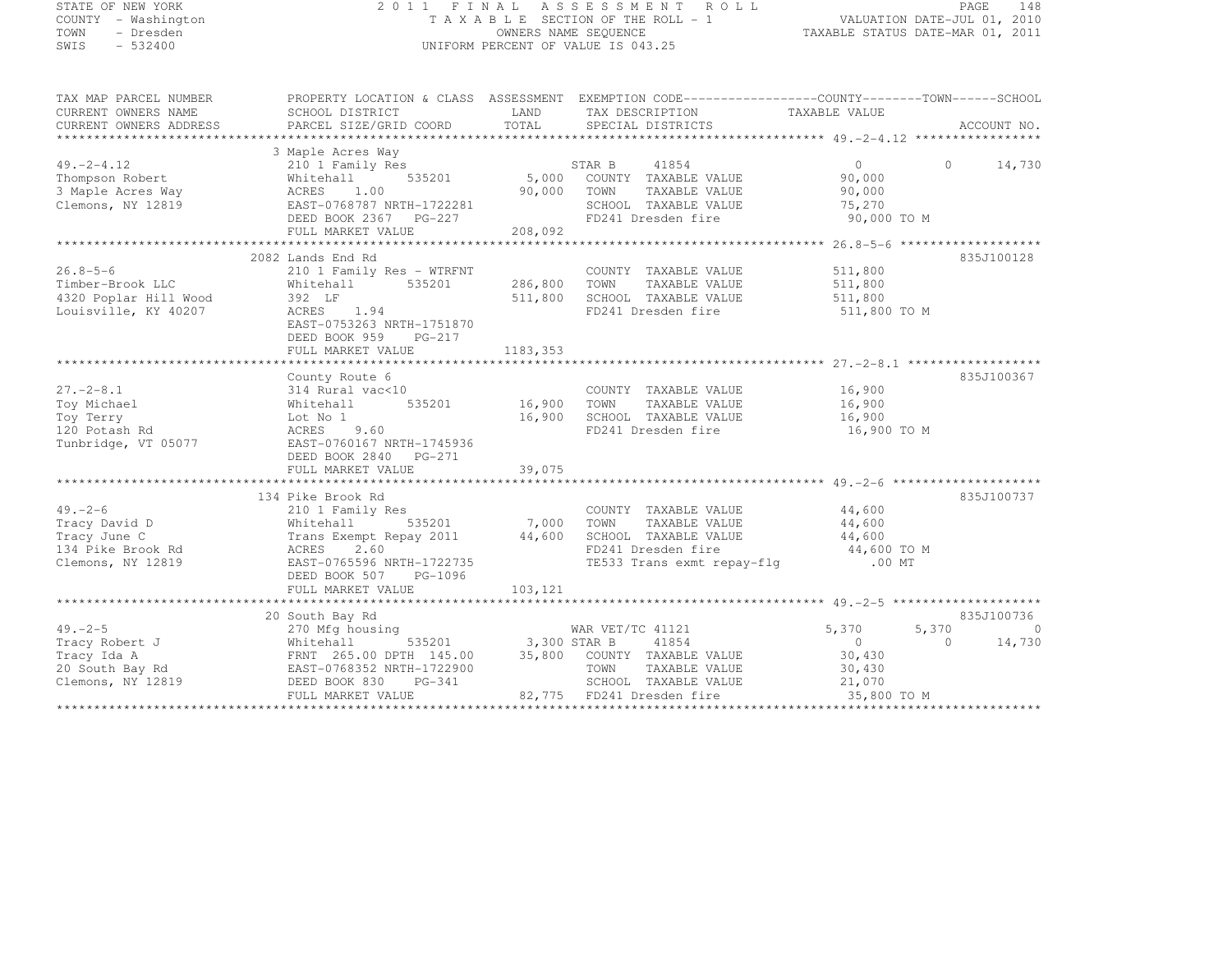STATE OF NEW YORK
COUNTY - Washington
TOWN - Dresden
SWIS - 532400

2011 FINAL ASSESSMENT ROLL
TAXABLE SECTION OF THE ROLL - 1
OWNERS NAME SEQUENCE
UNIFORM PERCENT OF VALUE IS 043.25

VALUATION DATE-JUL 01, 2010
TAXABLE STATUS DATE-MAR 01, 2011

| TAX MAP PARCEL NUMBER / CURRENT OWNERS NAME / CURRENT OWNERS ADDRESS | PROPERTY LOCATION & CLASS / SCHOOL DISTRICT / PARCEL SIZE/GRID COORD | ASSESSMENT LAND / TOTAL | EXEMPTION CODE / TAX DESCRIPTION / SPECIAL DISTRICTS | COUNTY | TOWN | SCHOOL | ACCOUNT NO. |
|---|---|---|---|---|---|---|---|
| 49.-2-4.12 | 3 Maple Acres Way | | | | | | |
| | 210 1 Family Res | | STAR B 41854 | 0 | 0 | 14,730 | |
| Thompson Robert | Whitehall 535201 | 5,000 | COUNTY TAXABLE VALUE | 90,000 | | | |
| 3 Maple Acres Way | ACRES 1.00 | 90,000 | TOWN TAXABLE VALUE | 90,000 | | | |
| Clemons, NY 12819 | EAST-0768787 NRTH-1722281 | | SCHOOL TAXABLE VALUE | 75,270 | | | |
| | DEED BOOK 2367 PG-227 | | FD241 Dresden fire | 90,000 TO M | | | |
| | FULL MARKET VALUE | 208,092 | | | | | |
| 26.8-5-6 | 2082 Lands End Rd | | | | | | 835J100128 |
| | 210 1 Family Res - WTRFNT | | COUNTY TAXABLE VALUE | 511,800 | | | |
| Timber-Brook LLC | Whitehall 535201 | 286,800 | TOWN TAXABLE VALUE | 511,800 | | | |
| 4320 Poplar Hill Wood | 392 LF | 511,800 | SCHOOL TAXABLE VALUE | 511,800 | | | |
| Louisville, KY 40207 | ACRES 1.94 | | FD241 Dresden fire | 511,800 TO M | | | |
| | EAST-0753263 NRTH-1751870 | | | | | | |
| | DEED BOOK 959 PG-217 | | | | | | |
| | FULL MARKET VALUE | 1183,353 | | | | | |
| 27.-2-8.1 | County Route 6 | | | | | | 835J100367 |
| | 314 Rural vac<10 | | COUNTY TAXABLE VALUE | 16,900 | | | |
| Toy Michael | Whitehall 535201 | 16,900 | TOWN TAXABLE VALUE | 16,900 | | | |
| Toy Terry | Lot No 1 | 16,900 | SCHOOL TAXABLE VALUE | 16,900 | | | |
| 120 Potash Rd | ACRES 9.60 | | FD241 Dresden fire | 16,900 TO M | | | |
| Tunbridge, VT 05077 | EAST-0760167 NRTH-1745936 | | | | | | |
| | DEED BOOK 2840 PG-271 | | | | | | |
| | FULL MARKET VALUE | 39,075 | | | | | |
| 49.-2-6 | 134 Pike Brook Rd | | | | | | 835J100737 |
| | 210 1 Family Res | | COUNTY TAXABLE VALUE | 44,600 | | | |
| Tracy David D | Whitehall 535201 | 7,000 | TOWN TAXABLE VALUE | 44,600 | | | |
| Tracy June C | Trans Exempt Repay 2011 | 44,600 | SCHOOL TAXABLE VALUE | 44,600 | | | |
| 134 Pike Brook Rd | ACRES 2.60 | | FD241 Dresden fire | 44,600 TO M | | | |
| Clemons, NY 12819 | EAST-0765596 NRTH-1722735 | | TE533 Trans exmt repay-flg | .00 MT | | | |
| | DEED BOOK 507 PG-1096 | | | | | | |
| | FULL MARKET VALUE | 103,121 | | | | | |
| 49.-2-5 | 20 South Bay Rd | | | | | | 835J100736 |
| | 270 Mfg housing | | WAR VET/TC 41121 | 5,370 | 5,370 | 0 | |
| Tracy Robert J | Whitehall 535201 | 3,300 | STAR B 41854 | 0 | 0 | 14,730 | |
| Tracy Ida A | FRNT 265.00 DPTH 145.00 | 35,800 | COUNTY TAXABLE VALUE | 30,430 | | | |
| 20 South Bay Rd | EAST-0768352 NRTH-1722900 | | TOWN TAXABLE VALUE | 30,430 | | | |
| Clemons, NY 12819 | DEED BOOK 830 PG-341 | | SCHOOL TAXABLE VALUE | 21,070 | | | |
| | FULL MARKET VALUE | 82,775 | FD241 Dresden fire | 35,800 TO M | | | |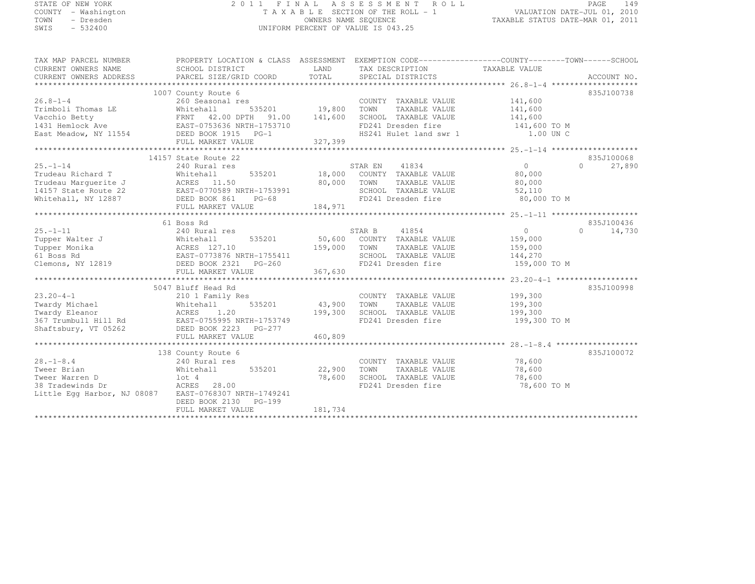STATE OF NEW YORK
COUNTY - Washington
TOWN - Dresden
SWIS - 532400

# 2011 FINAL ASSESSMENT ROLL

TAXABLE SECTION OF THE ROLL - 1
OWNERS NAME SEQUENCE
UNIFORM PERCENT OF VALUE IS 043.25

VALUATION DATE-JUL 01, 2010
TAXABLE STATUS DATE-MAR 01, 2011

| TAX MAP PARCEL NUMBER / CURRENT OWNERS NAME / CURRENT OWNERS ADDRESS | PROPERTY LOCATION & CLASS / SCHOOL DISTRICT / PARCEL SIZE/GRID COORD | ASSESSMENT LAND / TOTAL | EXEMPTION CODE / TAX DESCRIPTION / SPECIAL DISTRICTS | COUNTY TAXABLE VALUE | TOWN | SCHOOL | ACCOUNT NO. |
|---|---|---|---|---|---|---|---|
| 26.8-1-4 | 1007 County Route 6 | | | | | | 835J100738 |
| | 260 Seasonal res | | COUNTY TAXABLE VALUE | 141,600 | | | |
| Trimboli Thomas LE | Whitehall 535201 | 19,800 | TOWN TAXABLE VALUE | 141,600 | | | |
| Vacchio Betty | FRNT 42.00 DPTH 91.00 | 141,600 | SCHOOL TAXABLE VALUE | 141,600 | | | |
| 1431 Hemlock Ave | EAST-0753636 NRTH-1753710 | | FD241 Dresden fire | 141,600 TO M | | | |
| East Meadow, NY 11554 | DEED BOOK 1915 PG-1 | | HS241 Hulet land swr 1 | 1.00 UN C | | | |
| | FULL MARKET VALUE | 327,399 | | | | | |
| 25.-1-14 | 14157 State Route 22 | | | | | | 835J100068 |
| | 240 Rural res | | STAR EN 41834 | 0 | 0 | 27,890 | |
| Trudeau Richard T | Whitehall 535201 | 18,000 | COUNTY TAXABLE VALUE | 80,000 | | | |
| Trudeau Marguerite J | ACRES 11.50 | 80,000 | TOWN TAXABLE VALUE | 80,000 | | | |
| 14157 State Route 22 | EAST-0770589 NRTH-1753991 | | SCHOOL TAXABLE VALUE | 52,110 | | | |
| Whitehall, NY 12887 | DEED BOOK 861 PG-68 | | FD241 Dresden fire | 80,000 TO M | | | |
| | FULL MARKET VALUE | 184,971 | | | | | |
| 25.-1-11 | 61 Boss Rd | | | | | | 835J100436 |
| | 240 Rural res | | STAR B 41854 | 0 | 0 | 14,730 | |
| Tupper Walter J | Whitehall 535201 | 50,600 | COUNTY TAXABLE VALUE | 159,000 | | | |
| Tupper Monika | ACRES 127.10 | 159,000 | TOWN TAXABLE VALUE | 159,000 | | | |
| 61 Boss Rd | EAST-0773876 NRTH-1755411 | | SCHOOL TAXABLE VALUE | 144,270 | | | |
| Clemons, NY 12819 | DEED BOOK 2321 PG-260 | | FD241 Dresden fire | 159,000 TO M | | | |
| | FULL MARKET VALUE | 367,630 | | | | | |
| 23.20-4-1 | 5047 Bluff Head Rd | | | | | | 835J100998 |
| | 210 1 Family Res | | COUNTY TAXABLE VALUE | 199,300 | | | |
| Twardy Michael | Whitehall 535201 | 43,900 | TOWN TAXABLE VALUE | 199,300 | | | |
| Twardy Eleanor | ACRES 1.20 | 199,300 | SCHOOL TAXABLE VALUE | 199,300 | | | |
| 367 Trumbull Hill Rd | EAST-0755995 NRTH-1753749 | | FD241 Dresden fire | 199,300 TO M | | | |
| Shaftsbury, VT 05262 | DEED BOOK 2223 PG-277 | | | | | | |
| | FULL MARKET VALUE | 460,809 | | | | | |
| 28.-1-8.4 | 138 County Route 6 | | | | | | 835J100072 |
| | 240 Rural res | | COUNTY TAXABLE VALUE | 78,600 | | | |
| Tweer Brian | Whitehall 535201 | 22,900 | TOWN TAXABLE VALUE | 78,600 | | | |
| Tweer Warren D | lot 4 | 78,600 | SCHOOL TAXABLE VALUE | 78,600 | | | |
| 38 Tradewinds Dr | ACRES 28.00 | | FD241 Dresden fire | 78,600 TO M | | | |
| Little Egg Harbor, NJ 08087 | EAST-0768307 NRTH-1749241 | | | | | | |
| | DEED BOOK 2130 PG-199 | | | | | | |
| | FULL MARKET VALUE | 181,734 | | | | | |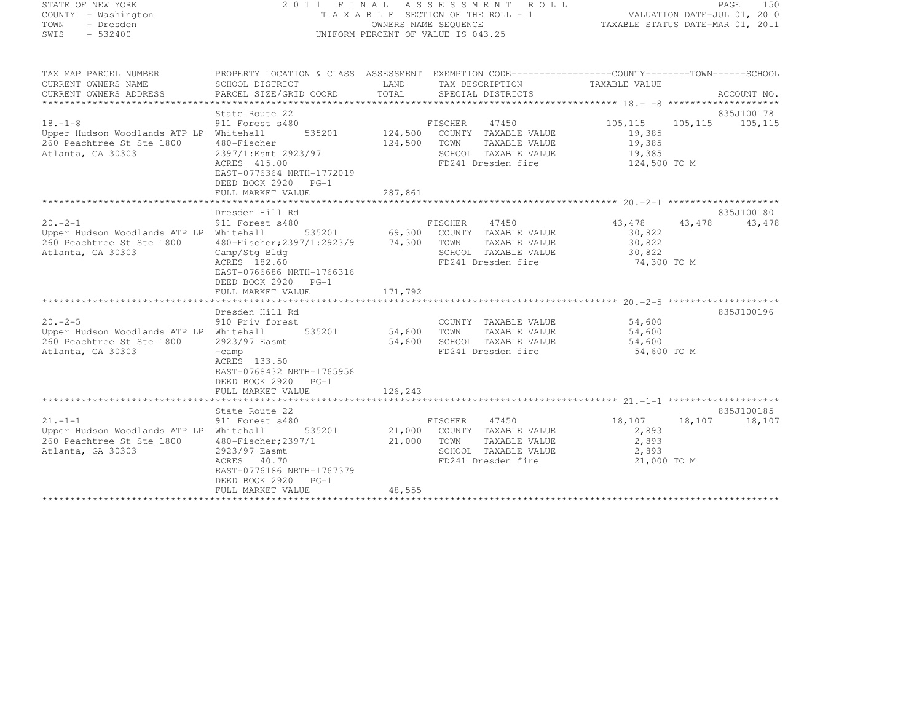STATE OF NEW YORK — 2011 FINAL ASSESSMENT ROLL
COUNTY - Washington — TAXABLE SECTION OF THE ROLL - 1 — VALUATION DATE-JUL 01, 2010
TOWN - Dresden — OWNERS NAME SEQUENCE — TAXABLE STATUS DATE-MAR 01, 2011
SWIS - 532400 — UNIFORM PERCENT OF VALUE IS 043.25

| TAX MAP PARCEL NUMBER / CURRENT OWNERS NAME / CURRENT OWNERS ADDRESS | PROPERTY LOCATION & CLASS / SCHOOL DISTRICT / PARCEL SIZE/GRID COORD | ASSESSMENT LAND / TOTAL | EXEMPTION CODE / TAX DESCRIPTION / SPECIAL DISTRICTS | COUNTY | TOWN | SCHOOL | ACCOUNT NO. |
|---|---|---|---|---|---|---|---|
| **18.-1-8** | State Route 22 | | | | | | 835J100178 |
| | 911 Forest s480 | | FISCHER 47450 | 105,115 | 105,115 | 105,115 | |
| Upper Hudson Woodlands ATP LP | Whitehall 535201 | 124,500 | COUNTY TAXABLE VALUE | 19,385 | | | |
| 260 Peachtree St Ste 1800 | 480-Fischer | 124,500 | TOWN TAXABLE VALUE | | 19,385 | | |
| Atlanta, GA 30303 | 2397/1:Esmt 2923/97 | | SCHOOL TAXABLE VALUE | | | 19,385 | |
| | ACRES 415.00 | | FD241 Dresden fire | 124,500 TO M | | | |
| | EAST-0776364 NRTH-1772019 | | | | | | |
| | DEED BOOK 2920 PG-1 | | | | | | |
| | FULL MARKET VALUE | 287,861 | | | | | |
| **20.-2-1** | Dresden Hill Rd | | | | | | 835J100180 |
| | 911 Forest s480 | | FISCHER 47450 | 43,478 | 43,478 | 43,478 | |
| Upper Hudson Woodlands ATP LP | Whitehall 535201 | 69,300 | COUNTY TAXABLE VALUE | 30,822 | | | |
| 260 Peachtree St Ste 1800 | 480-Fischer;2397/1:2923/9 | 74,300 | TOWN TAXABLE VALUE | | 30,822 | | |
| Atlanta, GA 30303 | Camp/Stg Bldg | | SCHOOL TAXABLE VALUE | | | 30,822 | |
| | ACRES 182.60 | | FD241 Dresden fire | 74,300 TO M | | | |
| | EAST-0766686 NRTH-1766316 | | | | | | |
| | DEED BOOK 2920 PG-1 | | | | | | |
| | FULL MARKET VALUE | 171,792 | | | | | |
| **20.-2-5** | Dresden Hill Rd | | | | | | 835J100196 |
| | 910 Priv forest | | COUNTY TAXABLE VALUE | 54,600 | | | |
| Upper Hudson Woodlands ATP LP | Whitehall 535201 | 54,600 | TOWN TAXABLE VALUE | | 54,600 | | |
| 260 Peachtree St Ste 1800 | 2923/97 Easmt | 54,600 | SCHOOL TAXABLE VALUE | | | 54,600 | |
| Atlanta, GA 30303 | +camp | | FD241 Dresden fire | 54,600 TO M | | | |
| | ACRES 133.50 | | | | | | |
| | EAST-0768432 NRTH-1765956 | | | | | | |
| | DEED BOOK 2920 PG-1 | | | | | | |
| | FULL MARKET VALUE | 126,243 | | | | | |
| **21.-1-1** | State Route 22 | | | | | | 835J100185 |
| | 911 Forest s480 | | FISCHER 47450 | 18,107 | 18,107 | 18,107 | |
| Upper Hudson Woodlands ATP LP | Whitehall 535201 | 21,000 | COUNTY TAXABLE VALUE | 2,893 | | | |
| 260 Peachtree St Ste 1800 | 480-Fischer;2397/1 | 21,000 | TOWN TAXABLE VALUE | | 2,893 | | |
| Atlanta, GA 30303 | 2923/97 Easmt | | SCHOOL TAXABLE VALUE | | | 2,893 | |
| | ACRES 40.70 | | FD241 Dresden fire | 21,000 TO M | | | |
| | EAST-0776186 NRTH-1767379 | | | | | | |
| | DEED BOOK 2920 PG-1 | | | | | | |
| | FULL MARKET VALUE | 48,555 | | | | | |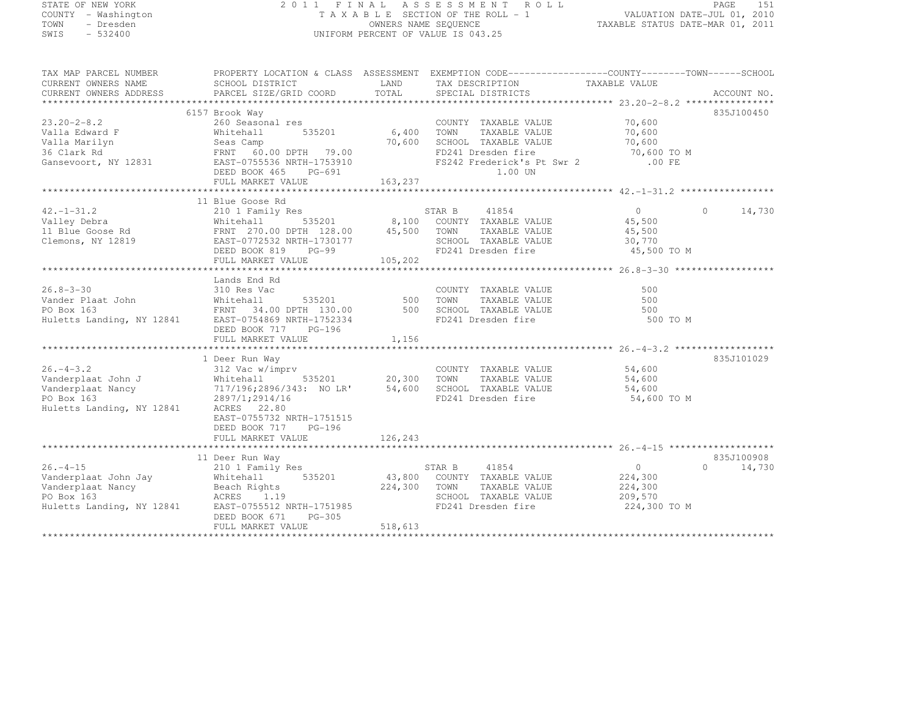STATE OF NEW YORK
COUNTY - Washington
TOWN - Dresden
SWIS - 532400

2011 FINAL ASSESSMENT ROLL
TAXABLE SECTION OF THE ROLL - 1
OWNERS NAME SEQUENCE
UNIFORM PERCENT OF VALUE IS 043.25

VALUATION DATE-JUL 01, 2010
TAXABLE STATUS DATE-MAR 01, 2011

| TAX MAP PARCEL NUMBER / CURRENT OWNERS NAME / CURRENT OWNERS ADDRESS | PROPERTY LOCATION & CLASS / SCHOOL DISTRICT / PARCEL SIZE/GRID COORD | ASSESSMENT LAND / TOTAL | EXEMPTION CODE / TAX DESCRIPTION / SPECIAL DISTRICTS | COUNTY / TAXABLE VALUE | TOWN | SCHOOL | ACCOUNT NO. |
|---|---|---|---|---|---|---|---|
| 23.20-2-8.2 | 6157 Brook Way | | | | | | 835J100450 |
| | 260 Seasonal res | | COUNTY TAXABLE VALUE | 70,600 | | | |
| Valla Edward F | Whitehall 535201 | 6,400 | TOWN TAXABLE VALUE | 70,600 | | | |
| Valla Marilyn | Seas Camp | 70,600 | SCHOOL TAXABLE VALUE | 70,600 | | | |
| 36 Clark Rd | FRNT 60.00 DPTH 79.00 | | FD241 Dresden fire | 70,600 TO M | | | |
| Gansevoort, NY 12831 | EAST-0755536 NRTH-1753910 | | FS242 Frederick's Pt Swr 2 | .00 FE | | | |
| | DEED BOOK 465 PG-691 | | 1.00 UN | | | | |
| | FULL MARKET VALUE | 163,237 | | | | | |
| 42.-1-31.2 | 11 Blue Goose Rd | | | | | | |
| | 210 1 Family Res | | STAR B 41854 | 0 | 0 | 14,730 | |
| Valley Debra | Whitehall 535201 | 8,100 | COUNTY TAXABLE VALUE | 45,500 | | | |
| 11 Blue Goose Rd | FRNT 270.00 DPTH 128.00 | 45,500 | TOWN TAXABLE VALUE | 45,500 | | | |
| Clemons, NY 12819 | EAST-0772532 NRTH-1730177 | | SCHOOL TAXABLE VALUE | 30,770 | | | |
| | DEED BOOK 819 PG-99 | | FD241 Dresden fire | 45,500 TO M | | | |
| | FULL MARKET VALUE | 105,202 | | | | | |
| 26.8-3-30 | Lands End Rd | | | | | | |
| | 310 Res Vac | | COUNTY TAXABLE VALUE | 500 | | | |
| Vander Plaat John | Whitehall 535201 | 500 | TOWN TAXABLE VALUE | 500 | | | |
| PO Box 163 | FRNT 34.00 DPTH 130.00 | 500 | SCHOOL TAXABLE VALUE | 500 | | | |
| Huletts Landing, NY 12841 | EAST-0754869 NRTH-1752334 | | FD241 Dresden fire | 500 TO M | | | |
| | DEED BOOK 717 PG-196 | | | | | | |
| | FULL MARKET VALUE | 1,156 | | | | | |
| 26.-4-3.2 | 1 Deer Run Way | | | | | | 835J101029 |
| | 312 Vac w/imprv | | COUNTY TAXABLE VALUE | 54,600 | | | |
| Vanderplaat John J | Whitehall 535201 | 20,300 | TOWN TAXABLE VALUE | 54,600 | | | |
| Vanderplaat Nancy | 717/196;2896/343: NO LR' | 54,600 | SCHOOL TAXABLE VALUE | 54,600 | | | |
| PO Box 163 | 2897/1;2914/16 | | FD241 Dresden fire | 54,600 TO M | | | |
| Huletts Landing, NY 12841 | ACRES 22.80 | | | | | | |
| | EAST-0755732 NRTH-1751515 | | | | | | |
| | DEED BOOK 717 PG-196 | | | | | | |
| | FULL MARKET VALUE | 126,243 | | | | | |
| 26.-4-15 | 11 Deer Run Way | | | | | | 835J100908 |
| | 210 1 Family Res | | STAR B 41854 | 0 | 0 | 14,730 | |
| Vanderplaat John Jay | Whitehall 535201 | 43,800 | COUNTY TAXABLE VALUE | 224,300 | | | |
| Vanderplaat Nancy | Beach Rights | 224,300 | TOWN TAXABLE VALUE | 224,300 | | | |
| PO Box 163 | ACRES 1.19 | | SCHOOL TAXABLE VALUE | 209,570 | | | |
| Huletts Landing, NY 12841 | EAST-0755512 NRTH-1751985 | | FD241 Dresden fire | 224,300 TO M | | | |
| | DEED BOOK 671 PG-305 | | | | | | |
| | FULL MARKET VALUE | 518,613 | | | | | |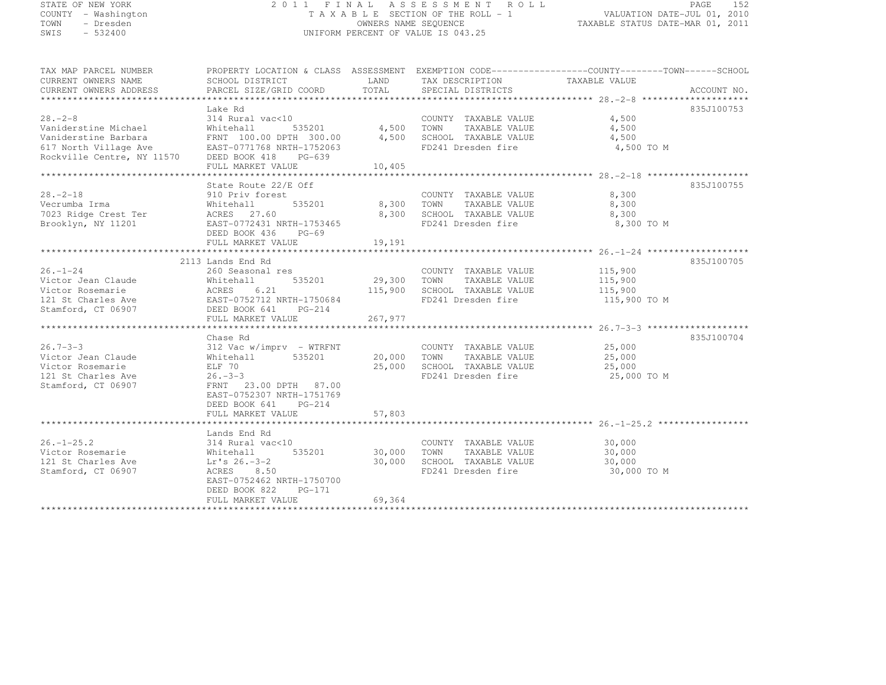STATE OF NEW YORK
COUNTY - Washington
TOWN - Dresden
SWIS - 532400

2011 FINAL ASSESSMENT ROLL
TAXABLE SECTION OF THE ROLL - 1
OWNERS NAME SEQUENCE
UNIFORM PERCENT OF VALUE IS 043.25

VALUATION DATE-JUL 01, 2010
TAXABLE STATUS DATE-MAR 01, 2011

| TAX MAP PARCEL NUMBER / CURRENT OWNERS NAME / CURRENT OWNERS ADDRESS | PROPERTY LOCATION & CLASS / SCHOOL DISTRICT / PARCEL SIZE/GRID COORD | ASSESSMENT LAND / TOTAL | EXEMPTION CODE / TAX DESCRIPTION / SPECIAL DISTRICTS | COUNTY--------TOWN------SCHOOL TAXABLE VALUE | ACCOUNT NO. |
|---|---|---|---|---|---|
| 28.-2-8 | Lake Rd | | | | 835J100753 |
| | 314 Rural vac<10 | | COUNTY TAXABLE VALUE | 4,500 | |
| Vaniderstine Michael | Whitehall 535201 | 4,500 | TOWN TAXABLE VALUE | 4,500 | |
| Vaniderstine Barbara | FRNT 100.00 DPTH 300.00 | 4,500 | SCHOOL TAXABLE VALUE | 4,500 | |
| 617 North Village Ave | EAST-0771768 NRTH-1752063 | | FD241 Dresden fire | 4,500 TO M | |
| Rockville Centre, NY 11570 | DEED BOOK 418 PG-639 | | | | |
| | FULL MARKET VALUE | 10,405 | | | |
| 28.-2-18 | State Route 22/E Off | | | | 835J100755 |
| | 910 Priv forest | | COUNTY TAXABLE VALUE | 8,300 | |
| Vecrumba Irma | Whitehall 535201 | 8,300 | TOWN TAXABLE VALUE | 8,300 | |
| 7023 Ridge Crest Ter | ACRES 27.60 | 8,300 | SCHOOL TAXABLE VALUE | 8,300 | |
| Brooklyn, NY 11201 | EAST-0772431 NRTH-1753465 | | FD241 Dresden fire | 8,300 TO M | |
| | DEED BOOK 436 PG-69 | | | | |
| | FULL MARKET VALUE | 19,191 | | | |
| 26.-1-24 | 2113 Lands End Rd | | | | 835J100705 |
| | 260 Seasonal res | | COUNTY TAXABLE VALUE | 115,900 | |
| Victor Jean Claude | Whitehall 535201 | 29,300 | TOWN TAXABLE VALUE | 115,900 | |
| Victor Rosemarie | ACRES 6.21 | 115,900 | SCHOOL TAXABLE VALUE | 115,900 | |
| 121 St Charles Ave | EAST-0752712 NRTH-1750684 | | FD241 Dresden fire | 115,900 TO M | |
| Stamford, CT 06907 | DEED BOOK 641 PG-214 | | | | |
| | FULL MARKET VALUE | 267,977 | | | |
| 26.7-3-3 | Chase Rd | | | | 835J100704 |
| | 312 Vac w/imprv - WTRFNT | | COUNTY TAXABLE VALUE | 25,000 | |
| Victor Jean Claude | Whitehall 535201 | 20,000 | TOWN TAXABLE VALUE | 25,000 | |
| Victor Rosemarie | ELF 70 | 25,000 | SCHOOL TAXABLE VALUE | 25,000 | |
| 121 St Charles Ave | 26.-3-3 | | FD241 Dresden fire | 25,000 TO M | |
| Stamford, CT 06907 | FRNT 23.00 DPTH 87.00 | | | | |
| | EAST-0752307 NRTH-1751769 | | | | |
| | DEED BOOK 641 PG-214 | | | | |
| | FULL MARKET VALUE | 57,803 | | | |
| 26.-1-25.2 | Lands End Rd | | | | |
| | 314 Rural vac<10 | | COUNTY TAXABLE VALUE | 30,000 | |
| Victor Rosemarie | Whitehall 535201 | 30,000 | TOWN TAXABLE VALUE | 30,000 | |
| 121 St Charles Ave | Lr's 26.-3-2 | 30,000 | SCHOOL TAXABLE VALUE | 30,000 | |
| Stamford, CT 06907 | ACRES 8.50 | | FD241 Dresden fire | 30,000 TO M | |
| | EAST-0752462 NRTH-1750700 | | | | |
| | DEED BOOK 822 PG-171 | | | | |
| | FULL MARKET VALUE | 69,364 | | | |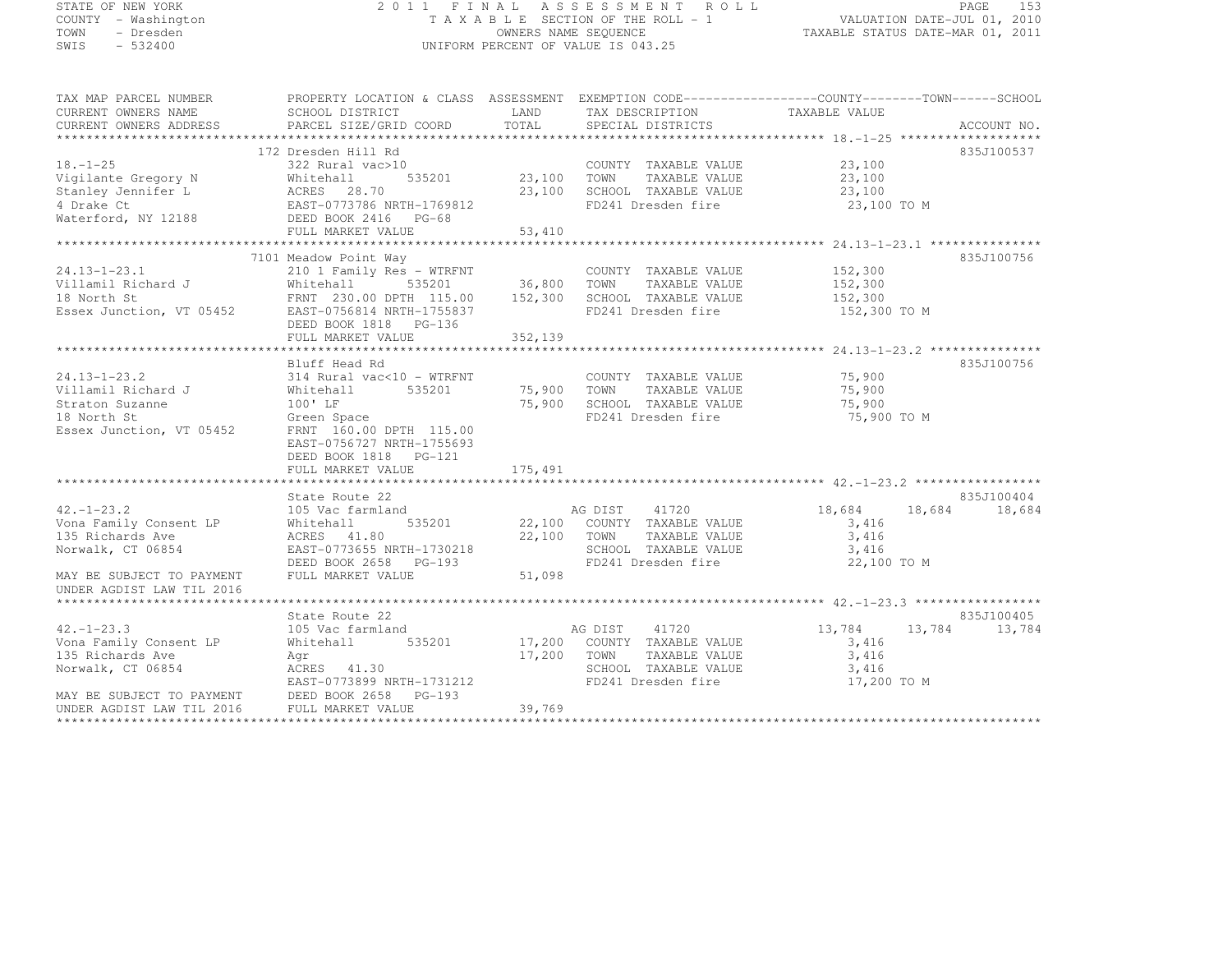STATE OF NEW YORK
COUNTY - Washington
TOWN - Dresden
SWIS - 532400

# 2011 FINAL ASSESSMENT ROLL
TAXABLE SECTION OF THE ROLL - 1
OWNERS NAME SEQUENCE
UNIFORM PERCENT OF VALUE IS 043.25

VALUATION DATE-JUL 01, 2010
TAXABLE STATUS DATE-MAR 01, 2011

| TAX MAP PARCEL NUMBER / CURRENT OWNERS NAME / CURRENT OWNERS ADDRESS | PROPERTY LOCATION & CLASS / SCHOOL DISTRICT / PARCEL SIZE/GRID COORD | ASSESSMENT LAND / TOTAL | EXEMPTION CODE / TAX DESCRIPTION / SPECIAL DISTRICTS | COUNTY | TOWN | SCHOOL | ACCOUNT NO. |
|---|---|---|---|---|---|---|---|
| **18.-1-25** | 172 Dresden Hill Rd | | | | | | 835J100537 |
| | 322 Rural vac>10 | | COUNTY TAXABLE VALUE | 23,100 | | | |
| Vigilante Gregory N | Whitehall 535201 | 23,100 | TOWN TAXABLE VALUE | 23,100 | | | |
| Stanley Jennifer L | ACRES 28.70 | 23,100 | SCHOOL TAXABLE VALUE | 23,100 | | | |
| 4 Drake Ct | EAST-0773786 NRTH-1769812 | | FD241 Dresden fire | 23,100 TO M | | | |
| Waterford, NY 12188 | DEED BOOK 2416 PG-68 | | | | | | |
| | FULL MARKET VALUE | 53,410 | | | | | |
| **24.13-1-23.1** | 7101 Meadow Point Way | | | | | | 835J100756 |
| | 210 1 Family Res - WTRFNT | | COUNTY TAXABLE VALUE | 152,300 | | | |
| Villamil Richard J | Whitehall 535201 | 36,800 | TOWN TAXABLE VALUE | 152,300 | | | |
| 18 North St | FRNT 230.00 DPTH 115.00 | 152,300 | SCHOOL TAXABLE VALUE | 152,300 | | | |
| Essex Junction, VT 05452 | EAST-0756814 NRTH-1755837 | | FD241 Dresden fire | 152,300 TO M | | | |
| | DEED BOOK 1818 PG-136 | | | | | | |
| | FULL MARKET VALUE | 352,139 | | | | | |
| **24.13-1-23.2** | Bluff Head Rd | | | | | | 835J100756 |
| | 314 Rural vac<10 - WTRFNT | | COUNTY TAXABLE VALUE | 75,900 | | | |
| Villamil Richard J | Whitehall 535201 | 75,900 | TOWN TAXABLE VALUE | 75,900 | | | |
| Straton Suzanne | 100' LF | 75,900 | SCHOOL TAXABLE VALUE | 75,900 | | | |
| 18 North St | Green Space | | FD241 Dresden fire | 75,900 TO M | | | |
| Essex Junction, VT 05452 | FRNT 160.00 DPTH 115.00 | | | | | | |
| | EAST-0756727 NRTH-1755693 | | | | | | |
| | DEED BOOK 1818 PG-121 | | | | | | |
| | FULL MARKET VALUE | 175,491 | | | | | |
| **42.-1-23.2** | State Route 22 | | | | | | 835J100404 |
| | 105 Vac farmland | | AG DIST 41720 | 18,684 | 18,684 | 18,684 | |
| Vona Family Consent LP | Whitehall 535201 | 22,100 | COUNTY TAXABLE VALUE | 3,416 | | | |
| 135 Richards Ave | ACRES 41.80 | 22,100 | TOWN TAXABLE VALUE | 3,416 | | | |
| Norwalk, CT 06854 | EAST-0773655 NRTH-1730218 | | SCHOOL TAXABLE VALUE | 3,416 | | | |
| | DEED BOOK 2658 PG-193 | | FD241 Dresden fire | 22,100 TO M | | | |
| MAY BE SUBJECT TO PAYMENT | FULL MARKET VALUE | 51,098 | | | | | |
| UNDER AGDIST LAW TIL 2016 | | | | | | | |
| **42.-1-23.3** | State Route 22 | | | | | | 835J100405 |
| | 105 Vac farmland | | AG DIST 41720 | 13,784 | 13,784 | 13,784 | |
| Vona Family Consent LP | Whitehall 535201 | 17,200 | COUNTY TAXABLE VALUE | 3,416 | | | |
| 135 Richards Ave | Agr | 17,200 | TOWN TAXABLE VALUE | 3,416 | | | |
| Norwalk, CT 06854 | ACRES 41.30 | | SCHOOL TAXABLE VALUE | 3,416 | | | |
| | EAST-0773899 NRTH-1731212 | | FD241 Dresden fire | 17,200 TO M | | | |
| MAY BE SUBJECT TO PAYMENT | DEED BOOK 2658 PG-193 | | | | | | |
| UNDER AGDIST LAW TIL 2016 | FULL MARKET VALUE | 39,769 | | | | | |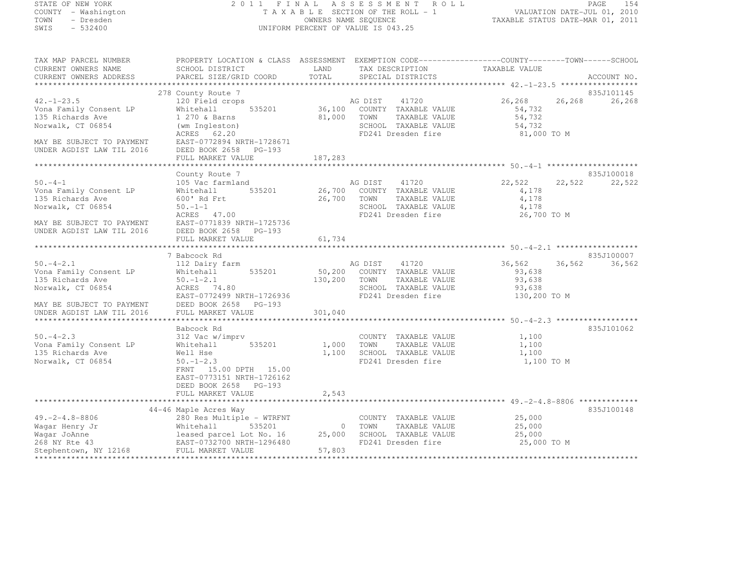STATE OF NEW YORK
COUNTY - Washington
TOWN - Dresden
SWIS - 532400

2011 FINAL ASSESSMENT ROLL
TAXABLE SECTION OF THE ROLL - 1
OWNERS NAME SEQUENCE
UNIFORM PERCENT OF VALUE IS 043.25

VALUATION DATE-JUL 01, 2010
TAXABLE STATUS DATE-MAR 01, 2011

| TAX MAP PARCEL NUMBER / CURRENT OWNERS NAME / CURRENT OWNERS ADDRESS | PROPERTY LOCATION & CLASS / SCHOOL DISTRICT / PARCEL SIZE/GRID COORD | ASSESSMENT LAND / TOTAL | EXEMPTION CODE / TAX DESCRIPTION / SPECIAL DISTRICTS | COUNTY TAXABLE VALUE | TOWN | SCHOOL / ACCOUNT NO. |
|---|---|---|---|---|---|---|
| **42.-1-23.5** | 278 County Route 7 | | | | | 835J101145 |
| 42.-1-23.5 | 120 Field crops | | AG DIST 41720 | 26,268 | 26,268 | 26,268 |
| Vona Family Consent LP | Whitehall 535201 | 36,100 | COUNTY TAXABLE VALUE | 54,732 | | |
| 135 Richards Ave | 1 270 & Barns | 81,000 | TOWN TAXABLE VALUE | 54,732 | | |
| Norwalk, CT 06854 | (wm Ingleston) | | SCHOOL TAXABLE VALUE | 54,732 | | |
| | ACRES 62.20 | | FD241 Dresden fire | 81,000 TO M | | |
| MAY BE SUBJECT TO PAYMENT | EAST-0772894 NRTH-1728671 | | | | | |
| UNDER AGDIST LAW TIL 2016 | DEED BOOK 2658 PG-193 | | | | | |
| | FULL MARKET VALUE | 187,283 | | | | |
| **50.-4-1** | County Route 7 | | | | | 835J100018 |
| 50.-4-1 | 105 Vac farmland | | AG DIST 41720 | 22,522 | 22,522 | 22,522 |
| Vona Family Consent LP | Whitehall 535201 | 26,700 | COUNTY TAXABLE VALUE | 4,178 | | |
| 135 Richards Ave | 600' Rd Frt | 26,700 | TOWN TAXABLE VALUE | 4,178 | | |
| Norwalk, CT 06854 | 50.-1-1 | | SCHOOL TAXABLE VALUE | 4,178 | | |
| | ACRES 47.00 | | FD241 Dresden fire | 26,700 TO M | | |
| MAY BE SUBJECT TO PAYMENT | EAST-0771839 NRTH-1725736 | | | | | |
| UNDER AGDIST LAW TIL 2016 | DEED BOOK 2658 PG-193 | | | | | |
| | FULL MARKET VALUE | 61,734 | | | | |
| **50.-4-2.1** | 7 Babcock Rd | | | | | 835J100007 |
| 50.-4-2.1 | 112 Dairy farm | | AG DIST 41720 | 36,562 | 36,562 | 36,562 |
| Vona Family Consent LP | Whitehall 535201 | 50,200 | COUNTY TAXABLE VALUE | 93,638 | | |
| 135 Richards Ave | 50.-1-2.1 | 130,200 | TOWN TAXABLE VALUE | 93,638 | | |
| Norwalk, CT 06854 | ACRES 74.80 | | SCHOOL TAXABLE VALUE | 93,638 | | |
| | EAST-0772499 NRTH-1726936 | | FD241 Dresden fire | 130,200 TO M | | |
| MAY BE SUBJECT TO PAYMENT | DEED BOOK 2658 PG-193 | | | | | |
| UNDER AGDIST LAW TIL 2016 | FULL MARKET VALUE | 301,040 | | | | |
| **50.-4-2.3** | Babcock Rd | | | | | 835J101062 |
| 50.-4-2.3 | 312 Vac w/imprv | | COUNTY TAXABLE VALUE | 1,100 | | |
| Vona Family Consent LP | Whitehall 535201 | 1,000 | TOWN TAXABLE VALUE | 1,100 | | |
| 135 Richards Ave | Well Hse | 1,100 | SCHOOL TAXABLE VALUE | 1,100 | | |
| Norwalk, CT 06854 | 50.-1-2.3 | | FD241 Dresden fire | 1,100 TO M | | |
| | FRNT 15.00 DPTH 15.00 | | | | | |
| | EAST-0773151 NRTH-1726162 | | | | | |
| | DEED BOOK 2658 PG-193 | | | | | |
| | FULL MARKET VALUE | 2,543 | | | | |
| **49.-2-4.8-8806** | 44-46 Maple Acres Way | | | | | 835J100148 |
| 49.-2-4.8-8806 | 280 Res Multiple - WTRFNT | | COUNTY TAXABLE VALUE | 25,000 | | |
| Wagar Henry Jr | Whitehall 535201 | 0 | TOWN TAXABLE VALUE | 25,000 | | |
| Wagar JoAnne | leased parcel Lot No. 16 | 25,000 | SCHOOL TAXABLE VALUE | 25,000 | | |
| 268 NY Rte 43 | EAST-0732700 NRTH-1296480 | | FD241 Dresden fire | 25,000 TO M | | |
| Stephentown, NY 12168 | FULL MARKET VALUE | 57,803 | | | | |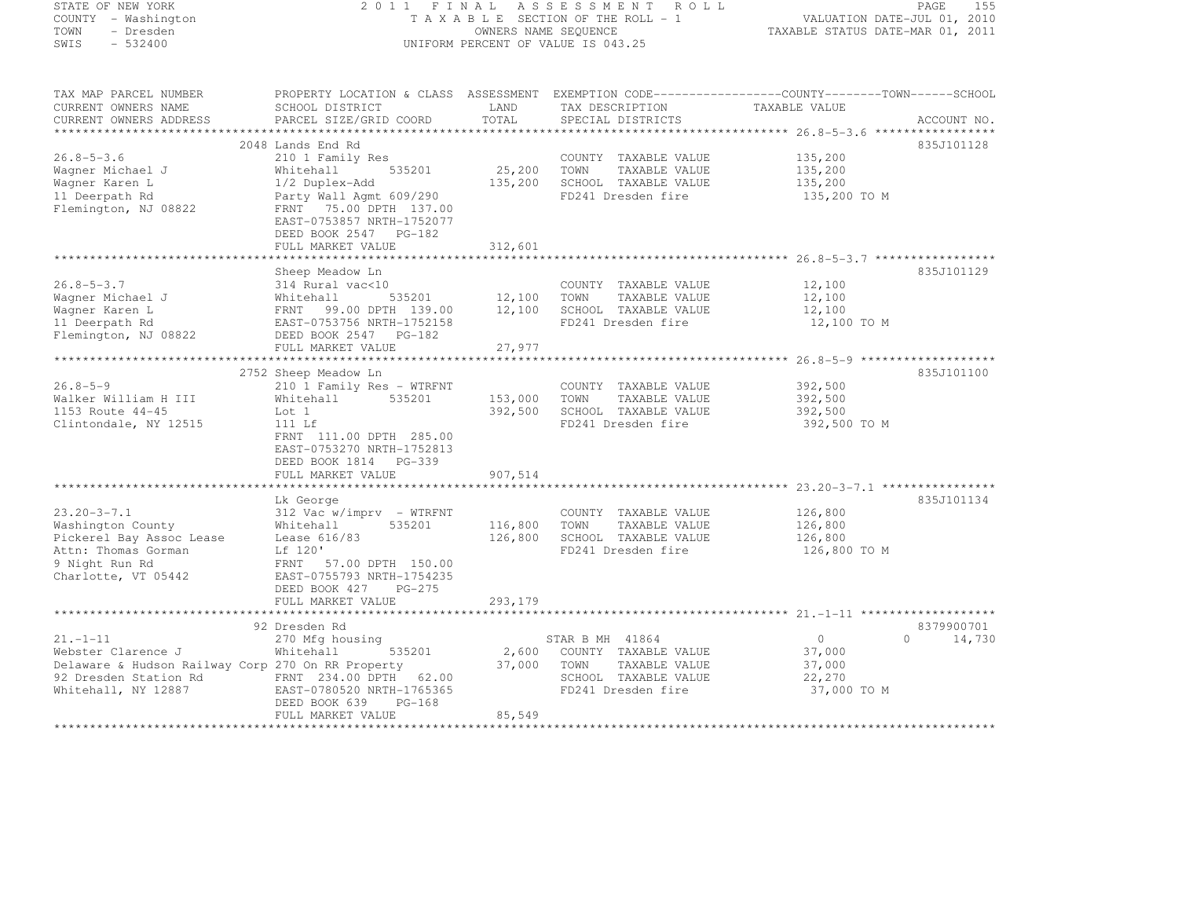STATE OF NEW YORK
COUNTY - Washington
TOWN - Dresden
SWIS - 532400

2011 FINAL ASSESSMENT ROLL
TAXABLE SECTION OF THE ROLL - 1
OWNERS NAME SEQUENCE
UNIFORM PERCENT OF VALUE IS 043.25

VALUATION DATE-JUL 01, 2010
TAXABLE STATUS DATE-MAR 01, 2011

| TAX MAP PARCEL NUMBER / CURRENT OWNERS NAME / CURRENT OWNERS ADDRESS | PROPERTY LOCATION & CLASS / SCHOOL DISTRICT / PARCEL SIZE/GRID COORD | ASSESSMENT LAND / TOTAL | EXEMPTION CODE / TAX DESCRIPTION / SPECIAL DISTRICTS | COUNTY TAXABLE VALUE | TOWN | SCHOOL | ACCOUNT NO. |
|---|---|---|---|---|---|---|---|
| 26.8-5-3.6 | 2048 Lands End Rd | | | | | | 835J101128 |
| Wagner Michael J | 210 1 Family Res | | COUNTY TAXABLE VALUE | 135,200 | | | |
| Wagner Karen L | Whitehall 535201 | 25,200 | TOWN TAXABLE VALUE | 135,200 | | | |
| 11 Deerpath Rd | 1/2 Duplex-Add | 135,200 | SCHOOL TAXABLE VALUE | 135,200 | | | |
| Flemington, NJ 08822 | Party Wall Agmt 609/290 | | FD241 Dresden fire | 135,200 TO M | | | |
| | FRNT 75.00 DPTH 137.00 | | | | | | |
| | EAST-0753857 NRTH-1752077 | | | | | | |
| | DEED BOOK 2547 PG-182 | | | | | | |
| | FULL MARKET VALUE | 312,601 | | | | | |
| 26.8-5-3.7 | Sheep Meadow Ln | | | | | | 835J101129 |
| Wagner Michael J | 314 Rural vac<10 | | COUNTY TAXABLE VALUE | 12,100 | | | |
| Wagner Karen L | Whitehall 535201 | 12,100 | TOWN TAXABLE VALUE | 12,100 | | | |
| 11 Deerpath Rd | FRNT 99.00 DPTH 139.00 | 12,100 | SCHOOL TAXABLE VALUE | 12,100 | | | |
| Flemington, NJ 08822 | EAST-0753756 NRTH-1752158 | | FD241 Dresden fire | 12,100 TO M | | | |
| | DEED BOOK 2547 PG-182 | | | | | | |
| | FULL MARKET VALUE | 27,977 | | | | | |
| 26.8-5-9 | 2752 Sheep Meadow Ln | | | | | | 835J101100 |
| Walker William H III | 210 1 Family Res - WTRFNT | | COUNTY TAXABLE VALUE | 392,500 | | | |
| 1153 Route 44-45 | Whitehall 535201 | 153,000 | TOWN TAXABLE VALUE | 392,500 | | | |
| Clintondale, NY 12515 | Lot 1 | 392,500 | SCHOOL TAXABLE VALUE | 392,500 | | | |
| | 111 Lf | | FD241 Dresden fire | 392,500 TO M | | | |
| | FRNT 111.00 DPTH 285.00 | | | | | | |
| | EAST-0753270 NRTH-1752813 | | | | | | |
| | DEED BOOK 1814 PG-339 | | | | | | |
| | FULL MARKET VALUE | 907,514 | | | | | |
| 23.20-3-7.1 | Lk George | | | | | | 835J101134 |
| Washington County | 312 Vac w/imprv - WTRFNT | | COUNTY TAXABLE VALUE | 126,800 | | | |
| Pickerel Bay Assoc Lease | Whitehall 535201 | 116,800 | TOWN TAXABLE VALUE | 126,800 | | | |
| Attn: Thomas Gorman | Lease 616/83 | 126,800 | SCHOOL TAXABLE VALUE | 126,800 | | | |
| 9 Night Run Rd | Lf 120' | | FD241 Dresden fire | 126,800 TO M | | | |
| Charlotte, VT 05442 | FRNT 57.00 DPTH 150.00 | | | | | | |
| | EAST-0755793 NRTH-1754235 | | | | | | |
| | DEED BOOK 427 PG-275 | | | | | | |
| | FULL MARKET VALUE | 293,179 | | | | | |
| 21.-1-11 | 92 Dresden Rd | | | | | | 8379900701 |
| Webster Clarence J | 270 Mfg housing | | STAR B MH 41864 | 0 | 0 | 14,730 | |
| Delaware & Hudson Railway Corp | Whitehall 535201 | 2,600 | COUNTY TAXABLE VALUE | 37,000 | | | |
| 92 Dresden Station Rd | 270 On RR Property | 37,000 | TOWN TAXABLE VALUE | 37,000 | | | |
| Whitehall, NY 12887 | FRNT 234.00 DPTH 62.00 | | SCHOOL TAXABLE VALUE | 22,270 | | | |
| | EAST-0780520 NRTH-1765365 | | FD241 Dresden fire | 37,000 TO M | | | |
| | DEED BOOK 639 PG-168 | | | | | | |
| | FULL MARKET VALUE | 85,549 | | | | | |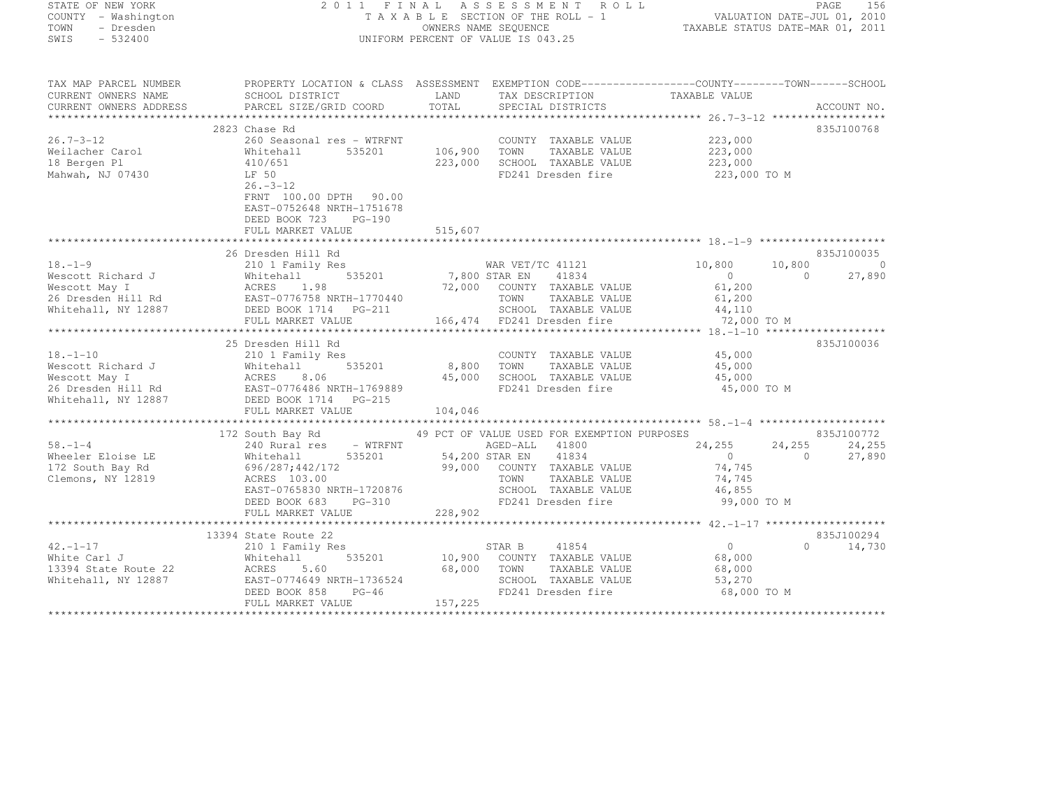STATE OF NEW YORK
COUNTY - Washington
TOWN - Dresden
SWIS - 532400

2011 FINAL ASSESSMENT ROLL
TAXABLE SECTION OF THE ROLL - 1
OWNERS NAME SEQUENCE
UNIFORM PERCENT OF VALUE IS 043.25

VALUATION DATE-JUL 01, 2010
TAXABLE STATUS DATE-MAR 01, 2011

| TAX MAP PARCEL NUMBER / CURRENT OWNERS NAME / CURRENT OWNERS ADDRESS | PROPERTY LOCATION & CLASS / SCHOOL DISTRICT / PARCEL SIZE/GRID COORD | ASSESSMENT LAND / TOTAL | EXEMPTION CODE / TAX DESCRIPTION / SPECIAL DISTRICTS | COUNTY TAXABLE VALUE | TOWN | SCHOOL | ACCOUNT NO. |
|---|---|---|---|---|---|---|---|
| **26.7-3-12** | 2823 Chase Rd | | | | | | 835J100768 |
| 26.7-3-12 | 260 Seasonal res - WTRFNT | | COUNTY TAXABLE VALUE | 223,000 | | | |
| Weilacher Carol | Whitehall 535201 | 106,900 | TOWN TAXABLE VALUE | 223,000 | | | |
| 18 Bergen Pl | 410/651 | 223,000 | SCHOOL TAXABLE VALUE | 223,000 | | | |
| Mahwah, NJ 07430 | LF 50 | | FD241 Dresden fire | 223,000 TO M | | | |
| | 26.-3-12 | | | | | | |
| | FRNT 100.00 DPTH 90.00 | | | | | | |
| | EAST-0752648 NRTH-1751678 | | | | | | |
| | DEED BOOK 723 PG-190 | | | | | | |
| | FULL MARKET VALUE | 515,607 | | | | | |
| **18.-1-9** | 26 Dresden Hill Rd | | | | | | 835J100035 |
| 18.-1-9 | 210 1 Family Res | | WAR VET/TC 41121 | 10,800 | 10,800 | 0 | |
| Wescott Richard J | Whitehall 535201 | 7,800 | STAR EN 41834 | 0 | 0 | 27,890 | |
| Wescott May I | ACRES 1.98 | 72,000 | COUNTY TAXABLE VALUE | 61,200 | | | |
| 26 Dresden Hill Rd | EAST-0776758 NRTH-1770440 | | TOWN TAXABLE VALUE | 61,200 | | | |
| Whitehall, NY 12887 | DEED BOOK 1714 PG-211 | | SCHOOL TAXABLE VALUE | 44,110 | | | |
| | FULL MARKET VALUE | 166,474 | FD241 Dresden fire | 72,000 TO M | | | |
| **18.-1-10** | 25 Dresden Hill Rd | | | | | | 835J100036 |
| 18.-1-10 | 210 1 Family Res | | COUNTY TAXABLE VALUE | 45,000 | | | |
| Wescott Richard J | Whitehall 535201 | 8,800 | TOWN TAXABLE VALUE | 45,000 | | | |
| Wescott May I | ACRES 8.06 | 45,000 | SCHOOL TAXABLE VALUE | 45,000 | | | |
| 26 Dresden Hill Rd | EAST-0776486 NRTH-1769889 | | FD241 Dresden fire | 45,000 TO M | | | |
| Whitehall, NY 12887 | DEED BOOK 1714 PG-215 | | | | | | |
| | FULL MARKET VALUE | 104,046 | | | | | |
| **58.-1-4** | 172 South Bay Rd | | 49 PCT OF VALUE USED FOR EXEMPTION PURPOSES | | | | 835J100772 |
| 58.-1-4 | 240 Rural res - WTRFNT | | AGED-ALL 41800 | 24,255 | 24,255 | 24,255 | |
| Wheeler Eloise LE | Whitehall 535201 | 54,200 | STAR EN 41834 | 0 | 0 | 27,890 | |
| 172 South Bay Rd | 696/287;442/172 | 99,000 | COUNTY TAXABLE VALUE | 74,745 | | | |
| Clemons, NY 12819 | ACRES 103.00 | | TOWN TAXABLE VALUE | 74,745 | | | |
| | EAST-0765830 NRTH-1720876 | | SCHOOL TAXABLE VALUE | 46,855 | | | |
| | DEED BOOK 683 PG-310 | | FD241 Dresden fire | 99,000 TO M | | | |
| | FULL MARKET VALUE | 228,902 | | | | | |
| **42.-1-17** | 13394 State Route 22 | | | | | | 835J100294 |
| 42.-1-17 | 210 1 Family Res | | STAR B 41854 | 0 | 0 | 14,730 | |
| White Carl J | Whitehall 535201 | 10,900 | COUNTY TAXABLE VALUE | 68,000 | | | |
| 13394 State Route 22 | ACRES 5.60 | 68,000 | TOWN TAXABLE VALUE | 68,000 | | | |
| Whitehall, NY 12887 | EAST-0774649 NRTH-1736524 | | SCHOOL TAXABLE VALUE | 53,270 | | | |
| | DEED BOOK 858 PG-46 | | FD241 Dresden fire | 68,000 TO M | | | |
| | FULL MARKET VALUE | 157,225 | | | | | |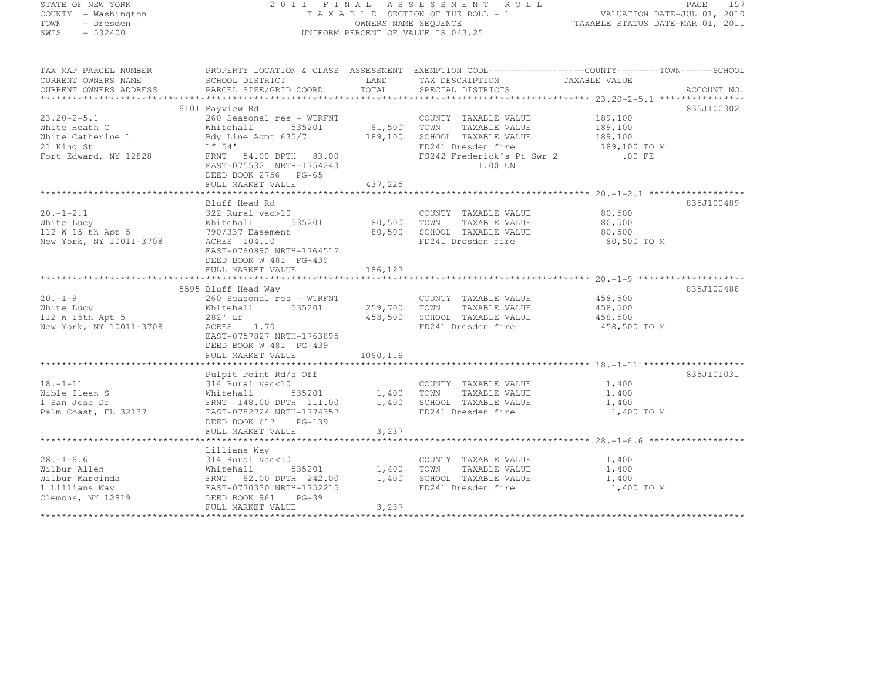STATE OF NEW YORK
COUNTY - Washington
TOWN - Dresden
SWIS - 532400

2011 FINAL ASSESSMENT ROLL
TAXABLE SECTION OF THE ROLL - 1
OWNERS NAME SEQUENCE
UNIFORM PERCENT OF VALUE IS 043.25

VALUATION DATE-JUL 01, 2010
TAXABLE STATUS DATE-MAR 01, 2011

| TAX MAP PARCEL NUMBER / CURRENT OWNERS NAME / CURRENT OWNERS ADDRESS | PROPERTY LOCATION & CLASS / SCHOOL DISTRICT / PARCEL SIZE/GRID COORD | ASSESSMENT LAND / TOTAL | EXEMPTION CODE / TAX DESCRIPTION / SPECIAL DISTRICTS | COUNTY--------TOWN------SCHOOL TAXABLE VALUE | ACCOUNT NO. |
|---|---|---|---|---|---|
| **23.20-2-5.1** | 6101 Bayview Rd | | | | 835J100302 |
| White Heath C | 260 Seasonal res - WTRFNT | | COUNTY TAXABLE VALUE | 189,100 | |
| White Catherine L | Whitehall 535201 | 61,500 | TOWN TAXABLE VALUE | 189,100 | |
| 21 King St | Bdy Line Agmt 635/7 | 189,100 | SCHOOL TAXABLE VALUE | 189,100 | |
| Fort Edward, NY 12828 | Lf 54' | | FD241 Dresden fire | 189,100 TO M | |
| | FRNT 54.00 DPTH 83.00 | | FS242 Frederick's Pt Swr 2 | .00 FE | |
| | EAST-0755321 NRTH-1754243 | | 1.00 UN | | |
| | DEED BOOK 2756 PG-65 | | | | |
| | FULL MARKET VALUE | 437,225 | | | |
| **20.-1-2.1** | Bluff Head Rd | | | | 835J100489 |
| White Lucy | 322 Rural vac>10 | | COUNTY TAXABLE VALUE | 80,500 | |
| 112 W 15 th Apt 5 | Whitehall 535201 | 80,500 | TOWN TAXABLE VALUE | 80,500 | |
| New York, NY 10011-3708 | 790/337 Easement | 80,500 | SCHOOL TAXABLE VALUE | 80,500 | |
| | ACRES 104.10 | | FD241 Dresden fire | 80,500 TO M | |
| | EAST-0760890 NRTH-1764512 | | | | |
| | DEED BOOK W 481 PG-439 | | | | |
| | FULL MARKET VALUE | 186,127 | | | |
| **20.-1-9** | 5595 Bluff Head Way | | | | 835J100488 |
| White Lucy | 260 Seasonal res - WTRFNT | | COUNTY TAXABLE VALUE | 458,500 | |
| 112 W 15th Apt 5 | Whitehall 535201 | 259,700 | TOWN TAXABLE VALUE | 458,500 | |
| New York, NY 10011-3708 | 282' Lf | 458,500 | SCHOOL TAXABLE VALUE | 458,500 | |
| | ACRES 1.70 | | FD241 Dresden fire | 458,500 TO M | |
| | EAST-0757827 NRTH-1763895 | | | | |
| | DEED BOOK W 481 PG-439 | | | | |
| | FULL MARKET VALUE | 1060,116 | | | |
| **18.-1-11** | Pulpit Point Rd/s Off | | | | 835J101031 |
| Wible Ilean S | 314 Rural vac<10 | | COUNTY TAXABLE VALUE | 1,400 | |
| 1 San Jose Dr | Whitehall 535201 | 1,400 | TOWN TAXABLE VALUE | 1,400 | |
| Palm Coast, FL 32137 | FRNT 148.00 DPTH 111.00 | 1,400 | SCHOOL TAXABLE VALUE | 1,400 | |
| | EAST-0782724 NRTH-1774357 | | FD241 Dresden fire | 1,400 TO M | |
| | DEED BOOK 617 PG-139 | | | | |
| | FULL MARKET VALUE | 3,237 | | | |
| **28.-1-6.6** | Lillians Way | | | | |
| Wilbur Allen | 314 Rural vac<10 | | COUNTY TAXABLE VALUE | 1,400 | |
| Wilbur Marcinda | Whitehall 535201 | 1,400 | TOWN TAXABLE VALUE | 1,400 | |
| 1 Lillians Way | FRNT 62.00 DPTH 242.00 | 1,400 | SCHOOL TAXABLE VALUE | 1,400 | |
| Clemons, NY 12819 | EAST-0770330 NRTH-1752215 | | FD241 Dresden fire | 1,400 TO M | |
| | DEED BOOK 961 PG-39 | | | | |
| | FULL MARKET VALUE | 3,237 | | | |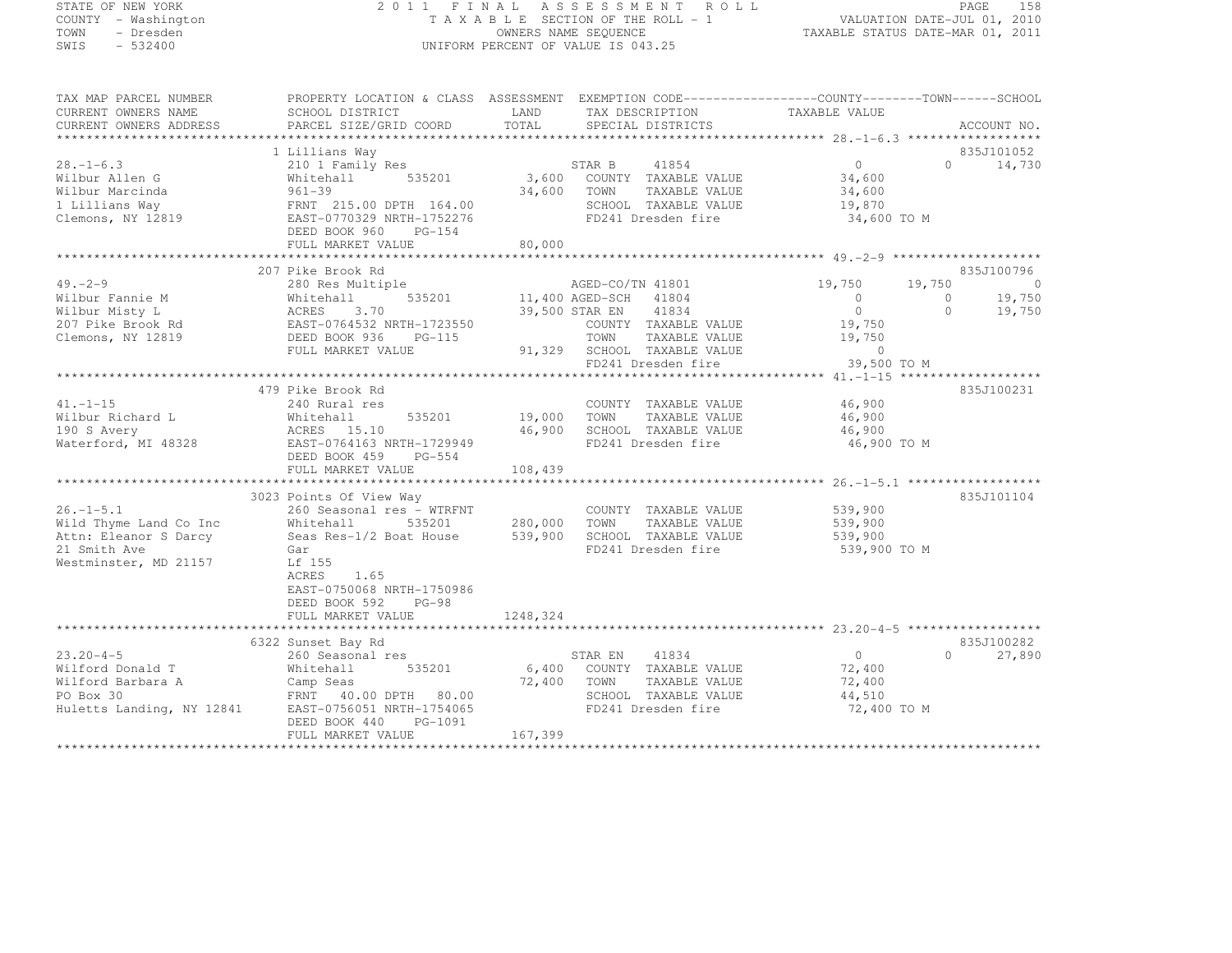STATE OF NEW YORK
COUNTY - Washington
TOWN - Dresden
SWIS - 532400

2 0 1 1 F I N A L A S S E S S M E N T R O L L
T A X A B L E SECTION OF THE ROLL - 1
OWNERS NAME SEQUENCE
UNIFORM PERCENT OF VALUE IS 043.25

VALUATION DATE-JUL 01, 2010
TAXABLE STATUS DATE-MAR 01, 2011

```
TAX MAP PARCEL NUMBER          PROPERTY LOCATION & CLASS  ASSESSMENT  EXEMPTION CODE------------------COUNTY--------TOWN------SCHOOL
CURRENT OWNERS NAME            SCHOOL DISTRICT              LAND       TAX DESCRIPTION              TAXABLE VALUE
CURRENT OWNERS ADDRESS         PARCEL SIZE/GRID COORD       TOTAL      SPECIAL DISTRICTS                                        ACCOUNT NO.
****************************************************************************************************** 28.-1-6.3 ******************
                               1 Lillians Way                                                                               835J101052
28.-1-6.3                      210 1 Family Res                     STAR B     41854                 0              0      14,730
Wilbur Allen G                 Whitehall       535201       3,600   COUNTY  TAXABLE VALUE          34,600
Wilbur Marcinda                961-39                      34,600   TOWN    TAXABLE VALUE          34,600
1 Lillians Way                 FRNT 215.00 DPTH 164.00              SCHOOL  TAXABLE VALUE          19,870
Clemons, NY 12819              EAST-0770329 NRTH-1752276            FD241 Dresden fire              34,600 TO M
                               DEED BOOK 960    PG-154
                               FULL MARKET VALUE           80,000
****************************************************************************************************** 49.-2-9 ********************
                               207 Pike Brook Rd                                                                            835J100796
49.-2-9                        280 Res Multiple                     AGED-CO/TN 41801             19,750         19,750          0
Wilbur Fannie M                Whitehall       535201      11,400   AGED-SCH   41804                 0              0      19,750
Wilbur Misty L                 ACRES    3.70               39,500   STAR EN    41834                 0              0      19,750
207 Pike Brook Rd              EAST-0764532 NRTH-1723550            COUNTY  TAXABLE VALUE          19,750
Clemons, NY 12819              DEED BOOK 936    PG-115              TOWN    TAXABLE VALUE          19,750
                               FULL MARKET VALUE           91,329   SCHOOL  TAXABLE VALUE               0
                                                                    FD241 Dresden fire              39,500 TO M
****************************************************************************************************** 41.-1-15 *******************
                               479 Pike Brook Rd                                                                            835J100231
41.-1-15                       240 Rural res                        COUNTY  TAXABLE VALUE          46,900
Wilbur Richard L               Whitehall       535201      19,000   TOWN    TAXABLE VALUE          46,900
190 S Avery                    ACRES   15.10               46,900   SCHOOL  TAXABLE VALUE          46,900
Waterford, MI 48328            EAST-0764163 NRTH-1729949            FD241 Dresden fire              46,900 TO M
                               DEED BOOK 459    PG-554
                               FULL MARKET VALUE          108,439
****************************************************************************************************** 26.-1-5.1 ******************
                               3023 Points Of View Way                                                                      835J101104
26.-1-5.1                      260 Seasonal res - WTRFNT            COUNTY  TAXABLE VALUE         539,900
Wild Thyme Land Co Inc         Whitehall       535201     280,000   TOWN    TAXABLE VALUE         539,900
Attn: Eleanor S Darcy          Seas Res-1/2 Boat House    539,900   SCHOOL  TAXABLE VALUE         539,900
21 Smith Ave                   Gar                                  FD241 Dresden fire             539,900 TO M
Westminster, MD 21157          Lf 155
                               ACRES    1.65
                               EAST-0750068 NRTH-1750986
                               DEED BOOK 592    PG-98
                               FULL MARKET VALUE         1248,324
****************************************************************************************************** 23.20-4-5 ******************
                               6322 Sunset Bay Rd                                                                           835J100282
23.20-4-5                      260 Seasonal res                     STAR EN    41834                 0              0      27,890
Wilford Donald T               Whitehall       535201       6,400   COUNTY  TAXABLE VALUE          72,400
Wilford Barbara A              Camp Seas                   72,400   TOWN    TAXABLE VALUE          72,400
PO Box 30                      FRNT  40.00 DPTH  80.00              SCHOOL  TAXABLE VALUE          44,510
Huletts Landing, NY 12841      EAST-0756051 NRTH-1754065            FD241 Dresden fire              72,400 TO M
                               DEED BOOK 440    PG-1091
                               FULL MARKET VALUE          167,399
************************************************************************************************************************************
```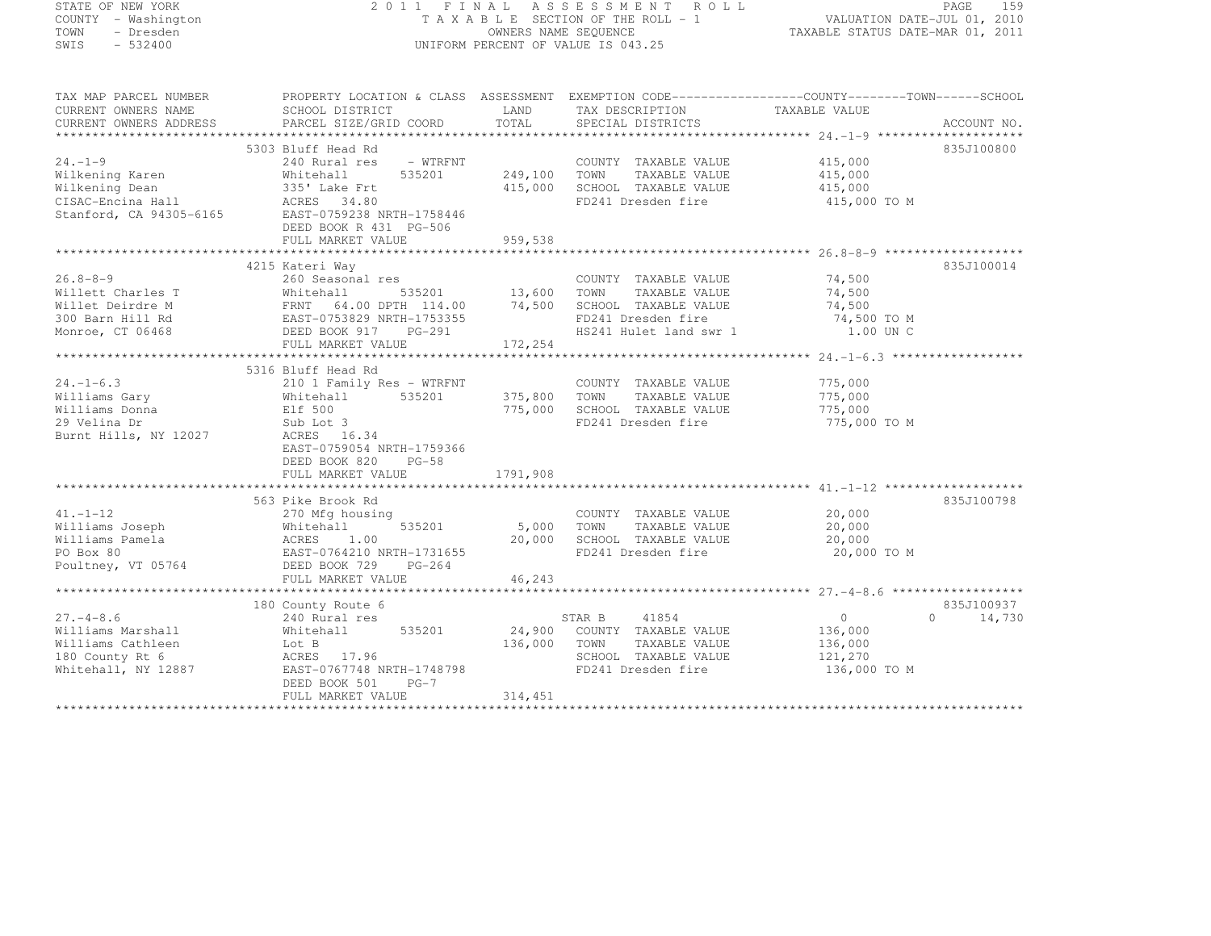STATE OF NEW YORK
COUNTY - Washington
TOWN - Dresden
SWIS - 532400

# 2011 FINAL ASSESSMENT ROLL

TAXABLE SECTION OF THE ROLL - 1
OWNERS NAME SEQUENCE
UNIFORM PERCENT OF VALUE IS 043.25

VALUATION DATE-JUL 01, 2010
TAXABLE STATUS DATE-MAR 01, 2011

| TAX MAP PARCEL NUMBER / CURRENT OWNERS NAME / CURRENT OWNERS ADDRESS | PROPERTY LOCATION & CLASS / SCHOOL DISTRICT / PARCEL SIZE/GRID COORD | ASSESSMENT LAND / TOTAL | EXEMPTION CODE / TAX DESCRIPTION / SPECIAL DISTRICTS | COUNTY TAXABLE VALUE | TOWN | SCHOOL | ACCOUNT NO. |
|---|---|---|---|---|---|---|---|
| 24.-1-9 | 5303 Bluff Head Rd | | | | | | 835J100800 |
| Wilkening Karen | 240 Rural res - WTRFNT | | COUNTY TAXABLE VALUE | 415,000 | | | |
| Wilkening Dean | Whitehall 535201 | 249,100 | TOWN TAXABLE VALUE | 415,000 | | | |
| CISAC-Encina Hall | 335' Lake Frt | 415,000 | SCHOOL TAXABLE VALUE | 415,000 | | | |
| Stanford, CA 94305-6165 | ACRES 34.80 | | FD241 Dresden fire | 415,000 TO M | | | |
| | EAST-0759238 NRTH-1758446 | | | | | | |
| | DEED BOOK R 431 PG-506 | | | | | | |
| | FULL MARKET VALUE | 959,538 | | | | | |
| 26.8-8-9 | 4215 Kateri Way | | | | | | 835J100014 |
| Willett Charles T | 260 Seasonal res | | COUNTY TAXABLE VALUE | 74,500 | | | |
| Willet Deirdre M | Whitehall 535201 | 13,600 | TOWN TAXABLE VALUE | 74,500 | | | |
| 300 Barn Hill Rd | FRNT 64.00 DPTH 114.00 | 74,500 | SCHOOL TAXABLE VALUE | 74,500 | | | |
| Monroe, CT 06468 | EAST-0753829 NRTH-1753355 | | FD241 Dresden fire | 74,500 TO M | | | |
| | DEED BOOK 917 PG-291 | | HS241 Hulet land swr 1 | 1.00 UN C | | | |
| | FULL MARKET VALUE | 172,254 | | | | | |
| 24.-1-6.3 | 5316 Bluff Head Rd | | | | | | |
| Williams Gary | 210 1 Family Res - WTRFNT | | COUNTY TAXABLE VALUE | 775,000 | | | |
| Williams Donna | Whitehall 535201 | 375,800 | TOWN TAXABLE VALUE | 775,000 | | | |
| 29 Velina Dr | Elf 500 | 775,000 | SCHOOL TAXABLE VALUE | 775,000 | | | |
| Burnt Hills, NY 12027 | Sub Lot 3 | | FD241 Dresden fire | 775,000 TO M | | | |
| | ACRES 16.34 | | | | | | |
| | EAST-0759054 NRTH-1759366 | | | | | | |
| | DEED BOOK 820 PG-58 | | | | | | |
| | FULL MARKET VALUE | 1791,908 | | | | | |
| 41.-1-12 | 563 Pike Brook Rd | | | | | | 835J100798 |
| Williams Joseph | 270 Mfg housing | | COUNTY TAXABLE VALUE | 20,000 | | | |
| Williams Pamela | Whitehall 535201 | 5,000 | TOWN TAXABLE VALUE | 20,000 | | | |
| PO Box 80 | ACRES 1.00 | 20,000 | SCHOOL TAXABLE VALUE | 20,000 | | | |
| Poultney, VT 05764 | EAST-0764210 NRTH-1731655 | | FD241 Dresden fire | 20,000 TO M | | | |
| | DEED BOOK 729 PG-264 | | | | | | |
| | FULL MARKET VALUE | 46,243 | | | | | |
| 27.-4-8.6 | 180 County Route 6 | | | | | | 835J100937 |
| Williams Marshall | 240 Rural res | | STAR B 41854 | 0 | 0 | 14,730 | |
| Williams Cathleen | Whitehall 535201 | 24,900 | COUNTY TAXABLE VALUE | 136,000 | | | |
| 180 County Rt 6 | Lot B | 136,000 | TOWN TAXABLE VALUE | 136,000 | | | |
| Whitehall, NY 12887 | ACRES 17.96 | | SCHOOL TAXABLE VALUE | 121,270 | | | |
| | EAST-0767748 NRTH-1748798 | | FD241 Dresden fire | 136,000 TO M | | | |
| | DEED BOOK 501 PG-7 | | | | | | |
| | FULL MARKET VALUE | 314,451 | | | | | |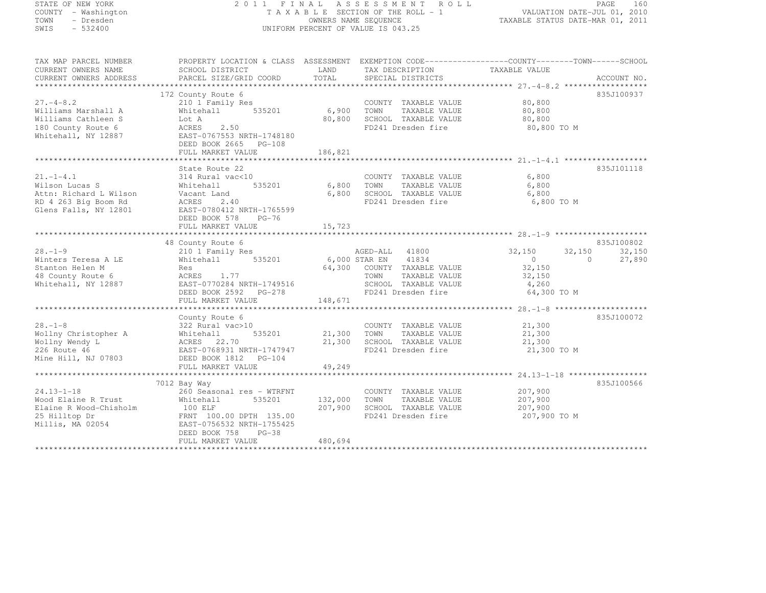STATE OF NEW YORK
COUNTY - Washington
TOWN - Dresden
SWIS - 532400

2011 FINAL ASSESSMENT ROLL
TAXABLE SECTION OF THE ROLL - 1
OWNERS NAME SEQUENCE
UNIFORM PERCENT OF VALUE IS 043.25

VALUATION DATE-JUL 01, 2010
TAXABLE STATUS DATE-MAR 01, 2011

| TAX MAP PARCEL NUMBER / CURRENT OWNERS NAME / CURRENT OWNERS ADDRESS | PROPERTY LOCATION & CLASS / SCHOOL DISTRICT / PARCEL SIZE/GRID COORD | ASSESSMENT LAND / TOTAL | EXEMPTION CODE / TAX DESCRIPTION / SPECIAL DISTRICTS | COUNTY | TOWN | SCHOOL / TAXABLE VALUE | ACCOUNT NO. |
|---|---|---|---|---|---|---|---|
| 27.-4-8.2 | 172 County Route 6 | | | | | | 835J100937 |
| 27.-4-8.2 | 210 1 Family Res | | COUNTY TAXABLE VALUE | 80,800 | | | |
| Williams Marshall A | Whitehall 535201 | 6,900 | TOWN TAXABLE VALUE | | 80,800 | | |
| Williams Cathleen S | Lot A | 80,800 | SCHOOL TAXABLE VALUE | | | 80,800 | |
| 180 County Route 6 | ACRES 2.50 | | FD241 Dresden fire | 80,800 TO M | | | |
| Whitehall, NY 12887 | EAST-0767553 NRTH-1748180 | | | | | | |
| | DEED BOOK 2665 PG-108 | | | | | | |
| | FULL MARKET VALUE | 186,821 | | | | | |
| 21.-1-4.1 | State Route 22 | | | | | | 835J101118 |
| 21.-1-4.1 | 314 Rural vac<10 | | COUNTY TAXABLE VALUE | 6,800 | | | |
| Wilson Lucas S | Whitehall 535201 | 6,800 | TOWN TAXABLE VALUE | | 6,800 | | |
| Attn: Richard L Wilson | Vacant Land | 6,800 | SCHOOL TAXABLE VALUE | | | 6,800 | |
| RD 4 263 Big Boom Rd | ACRES 2.40 | | FD241 Dresden fire | 6,800 TO M | | | |
| Glens Falls, NY 12801 | EAST-0780412 NRTH-1765599 | | | | | | |
| | DEED BOOK 578 PG-76 | | | | | | |
| | FULL MARKET VALUE | 15,723 | | | | | |
| 28.-1-9 | 48 County Route 6 | | | | | | 835J100802 |
| 28.-1-9 | 210 1 Family Res | | AGED-ALL 41800 | 32,150 | 32,150 | 32,150 | |
| Winters Teresa A LE | Whitehall 535201 | 6,000 | STAR EN 41834 | 0 | 0 | 27,890 | |
| Stanton Helen M | Res | 64,300 | COUNTY TAXABLE VALUE | 32,150 | | | |
| 48 County Route 6 | ACRES 1.77 | | TOWN TAXABLE VALUE | | 32,150 | | |
| Whitehall, NY 12887 | EAST-0770284 NRTH-1749516 | | SCHOOL TAXABLE VALUE | | | 4,260 | |
| | DEED BOOK 2592 PG-278 | | FD241 Dresden fire | 64,300 TO M | | | |
| | FULL MARKET VALUE | 148,671 | | | | | |
| 28.-1-8 | County Route 6 | | | | | | 835J100072 |
| 28.-1-8 | 322 Rural vac>10 | | COUNTY TAXABLE VALUE | 21,300 | | | |
| Wollny Christopher A | Whitehall 535201 | 21,300 | TOWN TAXABLE VALUE | | 21,300 | | |
| Wollny Wendy L | ACRES 22.70 | 21,300 | SCHOOL TAXABLE VALUE | | | 21,300 | |
| 226 Route 46 | EAST-0768931 NRTH-1747947 | | FD241 Dresden fire | 21,300 TO M | | | |
| Mine Hill, NJ 07803 | DEED BOOK 1812 PG-104 | | | | | | |
| | FULL MARKET VALUE | 49,249 | | | | | |
| 24.13-1-18 | 7012 Bay Way | | | | | | 835J100566 |
| 24.13-1-18 | 260 Seasonal res - WTRFNT | | COUNTY TAXABLE VALUE | 207,900 | | | |
| Wood Elaine R Trust | Whitehall 535201 | 132,000 | TOWN TAXABLE VALUE | | 207,900 | | |
| Elaine R Wood-Chisholm | 100 ELF | 207,900 | SCHOOL TAXABLE VALUE | | | 207,900 | |
| 25 Hilltop Dr | FRNT 100.00 DPTH 135.00 | | FD241 Dresden fire | 207,900 TO M | | | |
| Millis, MA 02054 | EAST-0756532 NRTH-1755425 | | | | | | |
| | DEED BOOK 758 PG-38 | | | | | | |
| | FULL MARKET VALUE | 480,694 | | | | | |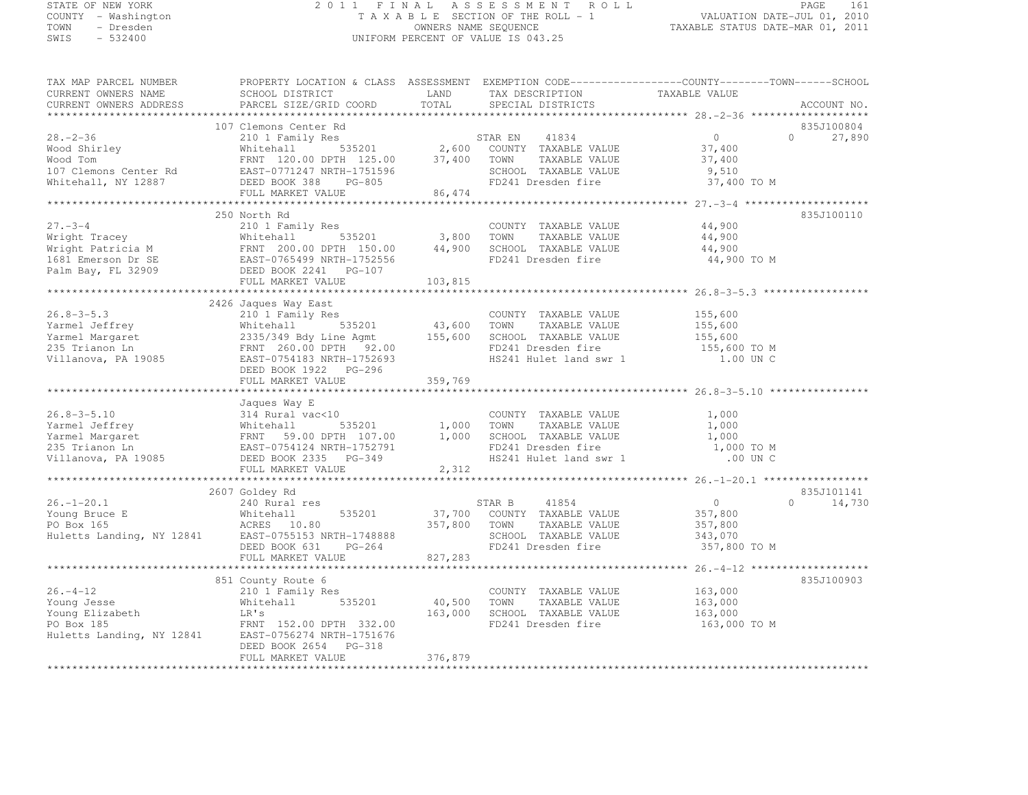STATE OF NEW YORK
COUNTY - Washington
TOWN - Dresden
SWIS - 532400

2011 FINAL ASSESSMENT ROLL
TAXABLE SECTION OF THE ROLL - 1
OWNERS NAME SEQUENCE
UNIFORM PERCENT OF VALUE IS 043.25

VALUATION DATE-JUL 01, 2010
TAXABLE STATUS DATE-MAR 01, 2011

```
TAX MAP PARCEL NUMBER        PROPERTY LOCATION & CLASS  ASSESSMENT  EXEMPTION CODE------------------COUNTY--------TOWN------SCHOOL
CURRENT OWNERS NAME          SCHOOL DISTRICT              LAND      TAX DESCRIPTION              TAXABLE VALUE
CURRENT OWNERS ADDRESS       PARCEL SIZE/GRID COORD       TOTAL     SPECIAL DISTRICTS                                    ACCOUNT NO.
******************************************************************************************************* 28.-2-36 *******************
                             107 Clemons Center Rd                                                                      835J100804
28.-2-36                     210 1 Family Res                       STAR EN    41834            0              0        27,890
Wood Shirley                 Whitehall       535201        2,600    COUNTY  TAXABLE VALUE          37,400
Wood Tom                     FRNT 120.00 DPTH 125.00      37,400    TOWN    TAXABLE VALUE          37,400
107 Clemons Center Rd        EAST-0771247 NRTH-1751596              SCHOOL  TAXABLE VALUE           9,510
Whitehall, NY 12887          DEED BOOK 388    PG-805                FD241 Dresden fire             37,400 TO M
                             FULL MARKET VALUE            86,474
******************************************************************************************************* 27.-3-4 ********************
                             250 North Rd                                                                               835J100110
27.-3-4                      210 1 Family Res                       COUNTY  TAXABLE VALUE          44,900
Wright Tracey                Whitehall       535201        3,800    TOWN    TAXABLE VALUE          44,900
Wright Patricia M            FRNT 200.00 DPTH 150.00      44,900    SCHOOL  TAXABLE VALUE          44,900
1681 Emerson Dr SE           EAST-0765499 NRTH-1752556              FD241 Dresden fire             44,900 TO M
Palm Bay, FL 32909           DEED BOOK 2241   PG-107
                             FULL MARKET VALUE           103,815
******************************************************************************************************* 26.8-3-5.3 *****************
                             2426 Jaques Way East
26.8-3-5.3                   210 1 Family Res                       COUNTY  TAXABLE VALUE         155,600
Yarmel Jeffrey               Whitehall       535201       43,600    TOWN    TAXABLE VALUE         155,600
Yarmel Margaret              2335/349 Bdy Line Agmt      155,600    SCHOOL  TAXABLE VALUE         155,600
235 Trianon Ln               FRNT 260.00 DPTH  92.00                FD241 Dresden fire            155,600 TO M
Villanova, PA 19085          EAST-0754183 NRTH-1752693              HS241 Hulet land swr 1           1.00 UN C
                             DEED BOOK 1922   PG-296
                             FULL MARKET VALUE           359,769
******************************************************************************************************* 26.8-3-5.10 ****************
                             Jaques Way E
26.8-3-5.10                  314 Rural vac<10                       COUNTY  TAXABLE VALUE           1,000
Yarmel Jeffrey               Whitehall       535201        1,000    TOWN    TAXABLE VALUE           1,000
Yarmel Margaret              FRNT  59.00 DPTH 107.00       1,000    SCHOOL  TAXABLE VALUE           1,000
235 Trianon Ln               EAST-0754124 NRTH-1752791              FD241 Dresden fire              1,000 TO M
Villanova, PA 19085          DEED BOOK 2335   PG-349                HS241 Hulet land swr 1            .00 UN C
                             FULL MARKET VALUE             2,312
******************************************************************************************************* 26.-1-20.1 *****************
                             2607 Goldey Rd                                                                             835J101141
26.-1-20.1                   240 Rural res                          STAR B     41854            0              0        14,730
Young Bruce E                Whitehall       535201       37,700    COUNTY  TAXABLE VALUE         357,800
PO Box 165                   ACRES  10.80                357,800    TOWN    TAXABLE VALUE         357,800
Huletts Landing, NY 12841    EAST-0755153 NRTH-1748888              SCHOOL  TAXABLE VALUE         343,070
                             DEED BOOK 631    PG-264                FD241 Dresden fire            357,800 TO M
                             FULL MARKET VALUE           827,283
******************************************************************************************************* 26.-4-12 *******************
                             851 County Route 6                                                                         835J100903
26.-4-12                     210 1 Family Res                       COUNTY  TAXABLE VALUE         163,000
Young Jesse                  Whitehall       535201       40,500    TOWN    TAXABLE VALUE         163,000
Young Elizabeth              LR's                        163,000    SCHOOL  TAXABLE VALUE         163,000
PO Box 185                   FRNT 152.00 DPTH 332.00                FD241 Dresden fire            163,000 TO M
Huletts Landing, NY 12841    EAST-0756274 NRTH-1751676
                             DEED BOOK 2654   PG-318
                             FULL MARKET VALUE           376,879
************************************************************************************************************************************
```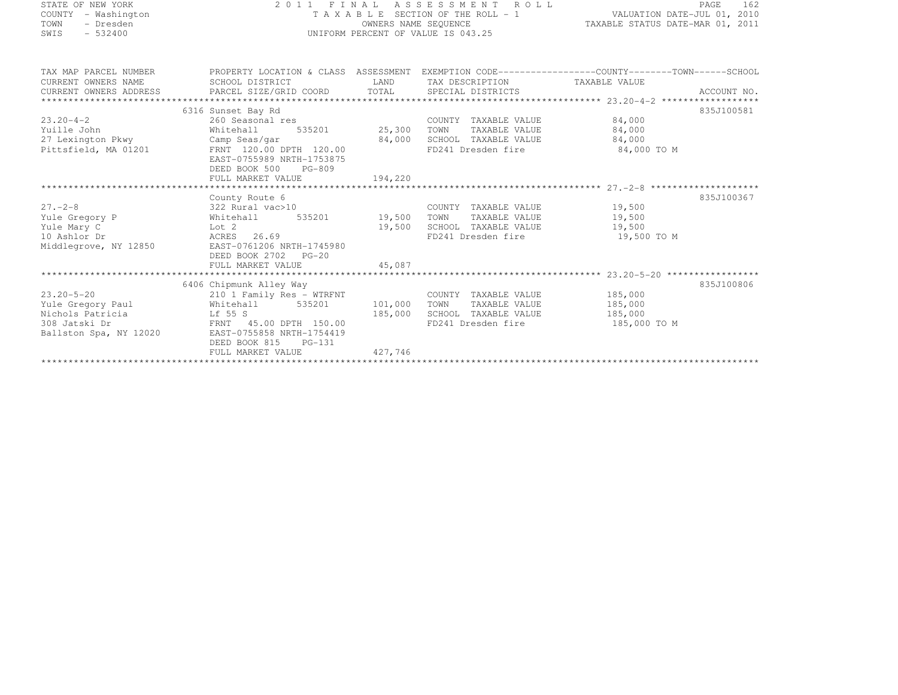STATE OF NEW YORK
COUNTY - Washington
TOWN - Dresden
SWIS - 532400

2011 FINAL ASSESSMENT ROLL
TAXABLE SECTION OF THE ROLL - 1
OWNERS NAME SEQUENCE
UNIFORM PERCENT OF VALUE IS 043.25

VALUATION DATE-JUL 01, 2010
TAXABLE STATUS DATE-MAR 01, 2011

| TAX MAP PARCEL NUMBER / CURRENT OWNERS NAME / CURRENT OWNERS ADDRESS | PROPERTY LOCATION & CLASS / SCHOOL DISTRICT / PARCEL SIZE/GRID COORD | ASSESSMENT LAND / TOTAL | EXEMPTION CODE / TAX DESCRIPTION / SPECIAL DISTRICTS | COUNTY--------TOWN------SCHOOL TAXABLE VALUE | ACCOUNT NO. |
|---|---|---|---|---|---|
| 23.20-4-2 | 6316 Sunset Bay Rd | | | | 835J100581 |
| | 260 Seasonal res | | COUNTY TAXABLE VALUE | 84,000 | |
| Yuille John | Whitehall 535201 | 25,300 | TOWN TAXABLE VALUE | 84,000 | |
| 27 Lexington Pkwy | Camp Seas/gar | 84,000 | SCHOOL TAXABLE VALUE | 84,000 | |
| Pittsfield, MA 01201 | FRNT 120.00 DPTH 120.00 | | FD241 Dresden fire | 84,000 TO M | |
| | EAST-0755989 NRTH-1753875 | | | | |
| | DEED BOOK 500 PG-809 | | | | |
| | FULL MARKET VALUE | 194,220 | | | |
| 27.-2-8 | County Route 6 | | | | 835J100367 |
| | 322 Rural vac>10 | | COUNTY TAXABLE VALUE | 19,500 | |
| Yule Gregory P | Whitehall 535201 | 19,500 | TOWN TAXABLE VALUE | 19,500 | |
| Yule Mary C | Lot 2 | 19,500 | SCHOOL TAXABLE VALUE | 19,500 | |
| 10 Ashlor Dr | ACRES 26.69 | | FD241 Dresden fire | 19,500 TO M | |
| Middlegrove, NY 12850 | EAST-0761206 NRTH-1745980 | | | | |
| | DEED BOOK 2702 PG-20 | | | | |
| | FULL MARKET VALUE | 45,087 | | | |
| 23.20-5-20 | 6406 Chipmunk Alley Way | | | | 835J100806 |
| | 210 1 Family Res - WTRFNT | | COUNTY TAXABLE VALUE | 185,000 | |
| Yule Gregory Paul | Whitehall 535201 | 101,000 | TOWN TAXABLE VALUE | 185,000 | |
| Nichols Patricia | Lf 55 S | 185,000 | SCHOOL TAXABLE VALUE | 185,000 | |
| 308 Jatski Dr | FRNT 45.00 DPTH 150.00 | | FD241 Dresden fire | 185,000 TO M | |
| Ballston Spa, NY 12020 | EAST-0755858 NRTH-1754419 | | | | |
| | DEED BOOK 815 PG-131 | | | | |
| | FULL MARKET VALUE | 427,746 | | | |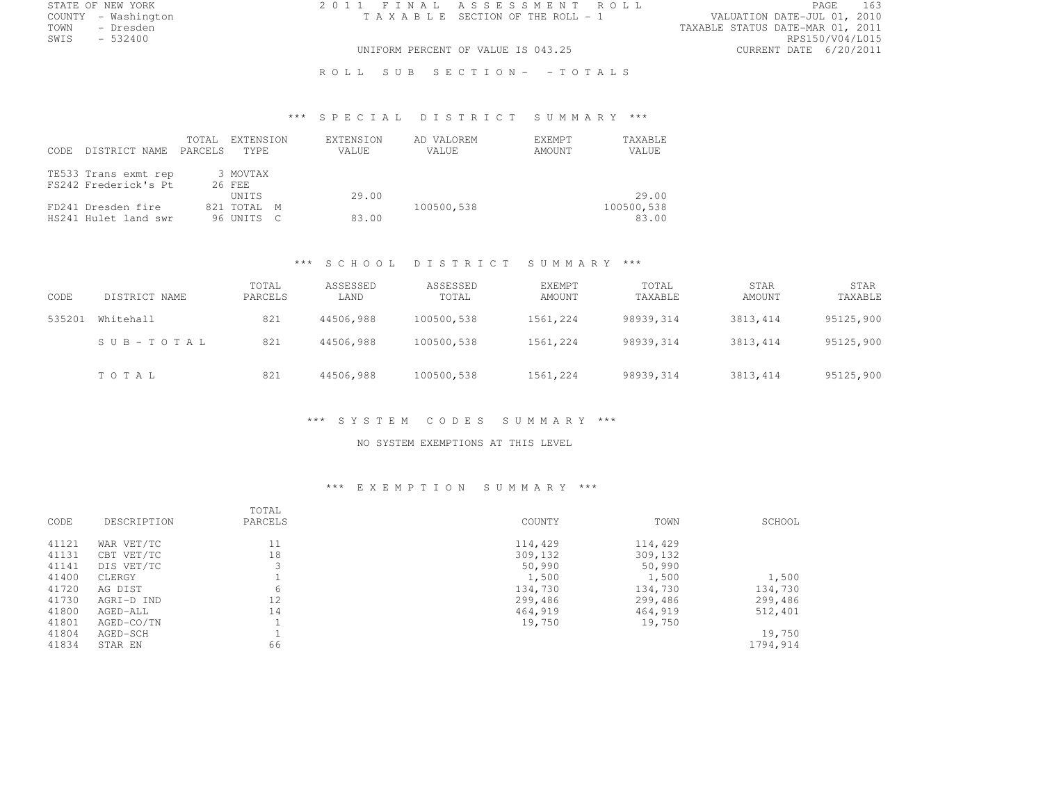STATE OF NEW YORK
COUNTY - Washington
TOWN - Dresden
SWIS - 532400

2011 FINAL ASSESSMENT ROLL
TAXABLE SECTION OF THE ROLL - 1

VALUATION DATE-JUL 01, 2010
TAXABLE STATUS DATE-MAR 01, 2011
RPS150/V04/L015
CURRENT DATE 6/20/2011

UNIFORM PERCENT OF VALUE IS 043.25

ROLL SUB SECTION- - TOTALS

## *** SPECIAL DISTRICT SUMMARY ***

| CODE | DISTRICT NAME | TOTAL PARCELS | EXTENSION TYPE | EXTENSION VALUE | AD VALOREM VALUE | EXEMPT AMOUNT | TAXABLE VALUE |
|---|---|---|---|---|---|---|---|
| TE533 | Trans exmt rep | 3 | MOVTAX | | | | |
| FS242 | Frederick's Pt | 26 | FEE | | | | |
| | | | UNITS | 29.00 | | | 29.00 |
| FD241 | Dresden fire | 821 | TOTAL M | | 100500,538 | | 100500,538 |
| HS241 | Hulet land swr | 96 | UNITS C | 83.00 | | | 83.00 |

## *** SCHOOL DISTRICT SUMMARY ***

| CODE | DISTRICT NAME | TOTAL PARCELS | ASSESSED LAND | ASSESSED TOTAL | EXEMPT AMOUNT | TOTAL TAXABLE | STAR AMOUNT | STAR TAXABLE |
|---|---|---|---|---|---|---|---|---|
| 535201 | Whitehall | 821 | 44506,988 | 100500,538 | 1561,224 | 98939,314 | 3813,414 | 95125,900 |
| | SUB-TOTAL | 821 | 44506,988 | 100500,538 | 1561,224 | 98939,314 | 3813,414 | 95125,900 |
| | TOTAL | 821 | 44506,988 | 100500,538 | 1561,224 | 98939,314 | 3813,414 | 95125,900 |

## *** SYSTEM CODES SUMMARY ***

NO SYSTEM EXEMPTIONS AT THIS LEVEL

## *** EXEMPTION SUMMARY ***

| CODE | DESCRIPTION | TOTAL PARCELS | COUNTY | TOWN | SCHOOL |
|---|---|---|---|---|---|
| 41121 | WAR VET/TC | 11 | 114,429 | 114,429 | |
| 41131 | CBT VET/TC | 18 | 309,132 | 309,132 | |
| 41141 | DIS VET/TC | 3 | 50,990 | 50,990 | |
| 41400 | CLERGY | 1 | 1,500 | 1,500 | 1,500 |
| 41720 | AG DIST | 6 | 134,730 | 134,730 | 134,730 |
| 41730 | AGRI-D IND | 12 | 299,486 | 299,486 | 299,486 |
| 41800 | AGED-ALL | 14 | 464,919 | 464,919 | 512,401 |
| 41801 | AGED-CO/TN | 1 | 19,750 | 19,750 | |
| 41804 | AGED-SCH | 1 | | | 19,750 |
| 41834 | STAR EN | 66 | | | 1794,914 |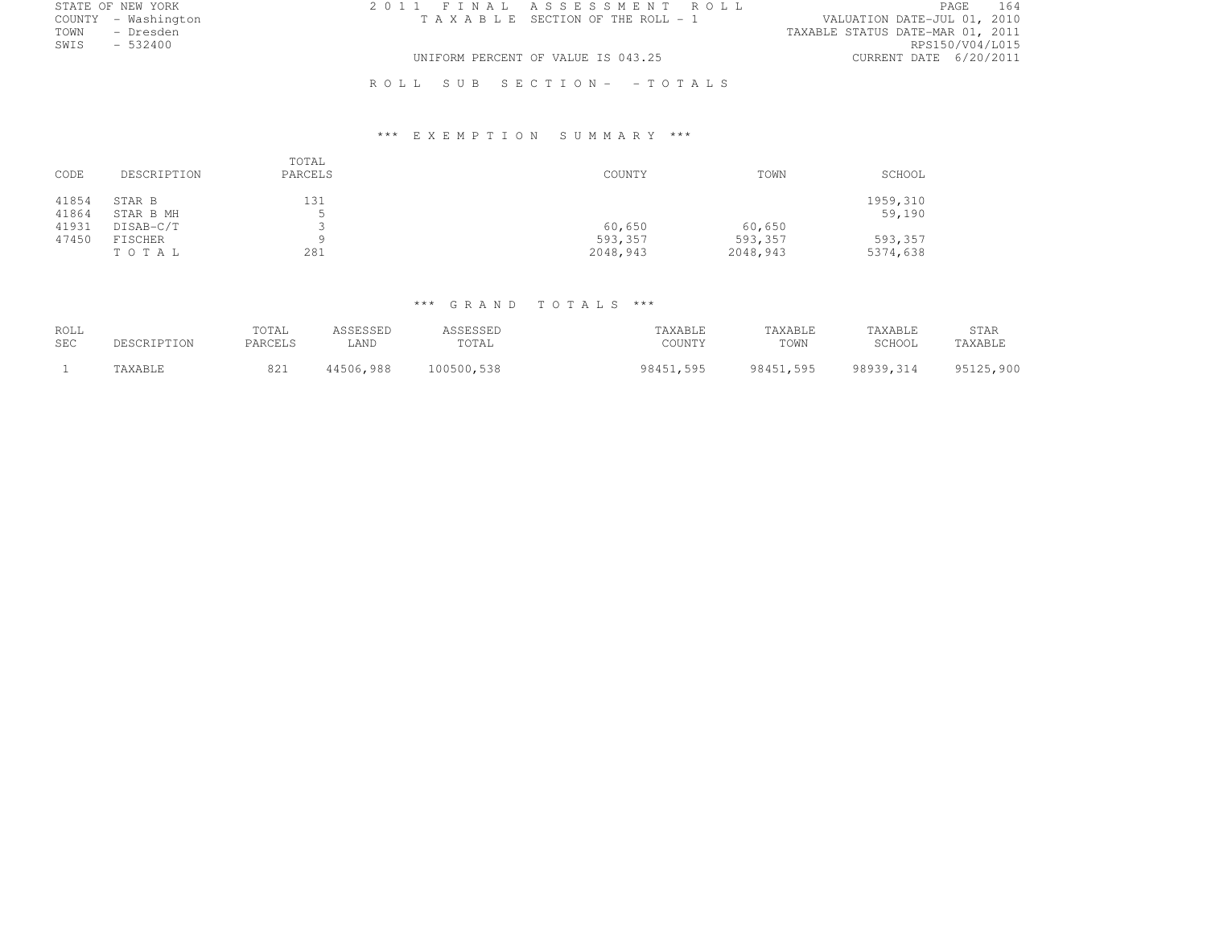STATE OF NEW YORK
COUNTY - Washington
TOWN - Dresden
SWIS - 532400

2011 FINAL ASSESSMENT ROLL
TAXABLE SECTION OF THE ROLL - 1

UNIFORM PERCENT OF VALUE IS 043.25

VALUATION DATE-JUL 01, 2010
TAXABLE STATUS DATE-MAR 01, 2011
RPS150/V04/L015
CURRENT DATE 6/20/2011

ROLL SUB SECTION- - TOTALS

### *** EXEMPTION SUMMARY ***

| CODE | DESCRIPTION | TOTAL PARCELS | COUNTY | TOWN | SCHOOL |
|---|---|---|---|---|---|
| 41854 | STAR B | 131 | | | 1959,310 |
| 41864 | STAR B MH | 5 | | | 59,190 |
| 41931 | DISAB-C/T | 3 | 60,650 | 60,650 | |
| 47450 | FISCHER | 9 | 593,357 | 593,357 | 593,357 |
| | TOTAL | 281 | 2048,943 | 2048,943 | 5374,638 |

### *** GRAND TOTALS ***

| ROLL SEC | DESCRIPTION | TOTAL PARCELS | ASSESSED LAND | ASSESSED TOTAL | TAXABLE COUNTY | TAXABLE TOWN | TAXABLE SCHOOL | STAR TAXABLE |
|---|---|---|---|---|---|---|---|---|
| 1 | TAXABLE | 821 | 44506,988 | 100500,538 | 98451,595 | 98451,595 | 98939,314 | 95125,900 |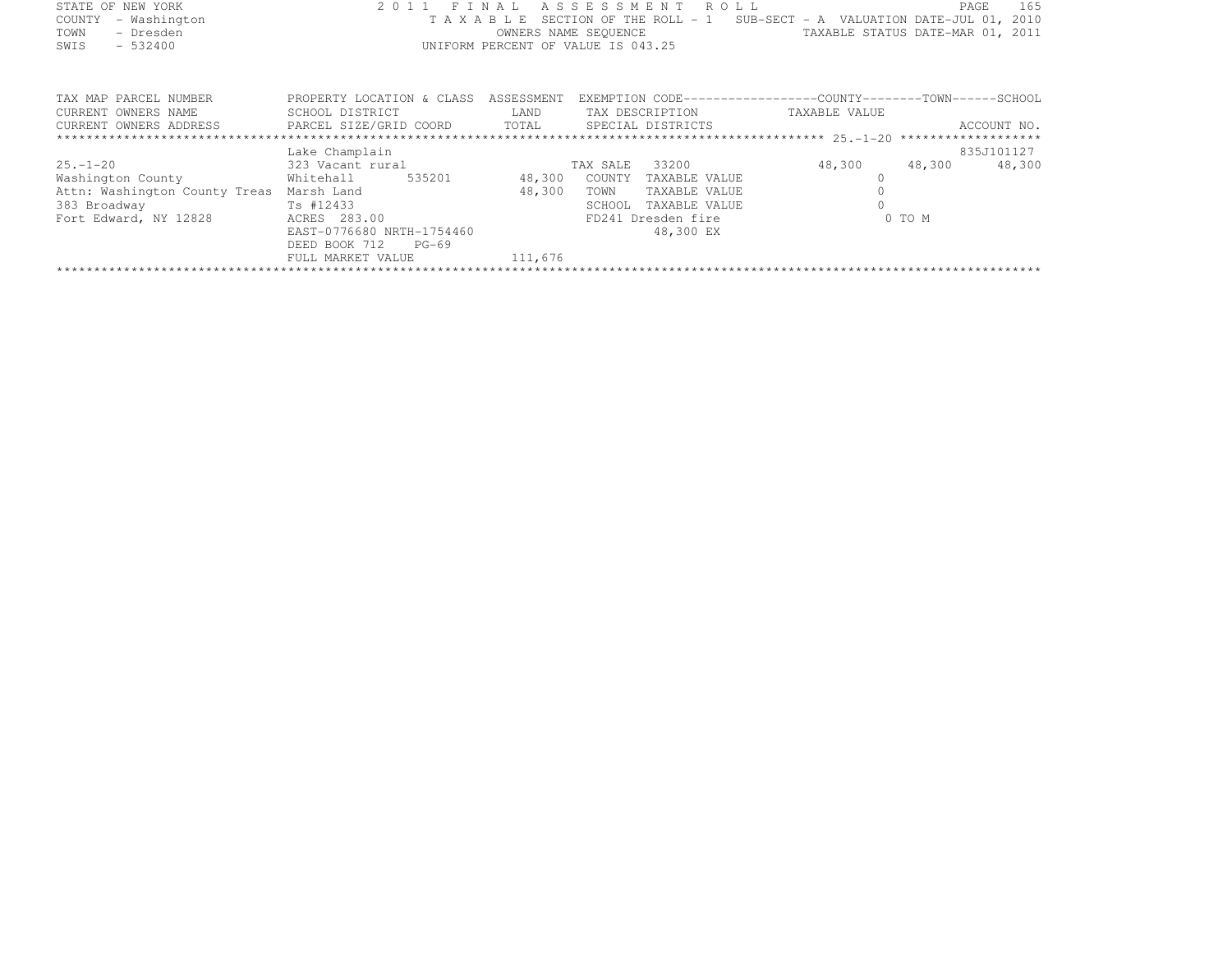STATE OF NEW YORK
COUNTY - Washington
TOWN - Dresden
SWIS - 532400

2011 FINAL ASSESSMENT ROLL
TAXABLE SECTION OF THE ROLL - 1 SUB-SECT - A VALUATION DATE-JUL 01, 2010
OWNERS NAME SEQUENCE TAXABLE STATUS DATE-MAR 01, 2011
UNIFORM PERCENT OF VALUE IS 043.25

| TAX MAP PARCEL NUMBER / CURRENT OWNERS NAME / CURRENT OWNERS ADDRESS | PROPERTY LOCATION & CLASS / SCHOOL DISTRICT / PARCEL SIZE/GRID COORD | ASSESSMENT LAND / TOTAL | EXEMPTION CODE / TAX DESCRIPTION / SPECIAL DISTRICTS | COUNTY TAXABLE VALUE | TOWN | SCHOOL / ACCOUNT NO. |
|---|---|---|---|---|---|---|
| ******* 25.-1-20 ******* | | | | | | |
| | Lake Champlain | | | | | 835J101127 |
| 25.-1-20 | 323 Vacant rural | | TAX SALE 33200 | 48,300 | 48,300 | 48,300 |
| Washington County | Whitehall 535201 | 48,300 | COUNTY TAXABLE VALUE | 0 | | |
| Attn: Washington County Treas | Marsh Land | 48,300 | TOWN TAXABLE VALUE | 0 | | |
| 383 Broadway | Ts #12433 | | SCHOOL TAXABLE VALUE | 0 | | |
| Fort Edward, NY 12828 | ACRES 283.00 | | FD241 Dresden fire | | 0 TO M | |
| | EAST-0776680 NRTH-1754460 | | 48,300 EX | | | |
| | DEED BOOK 712 PG-69 | | | | | |
| | FULL MARKET VALUE | 111,676 | | | | |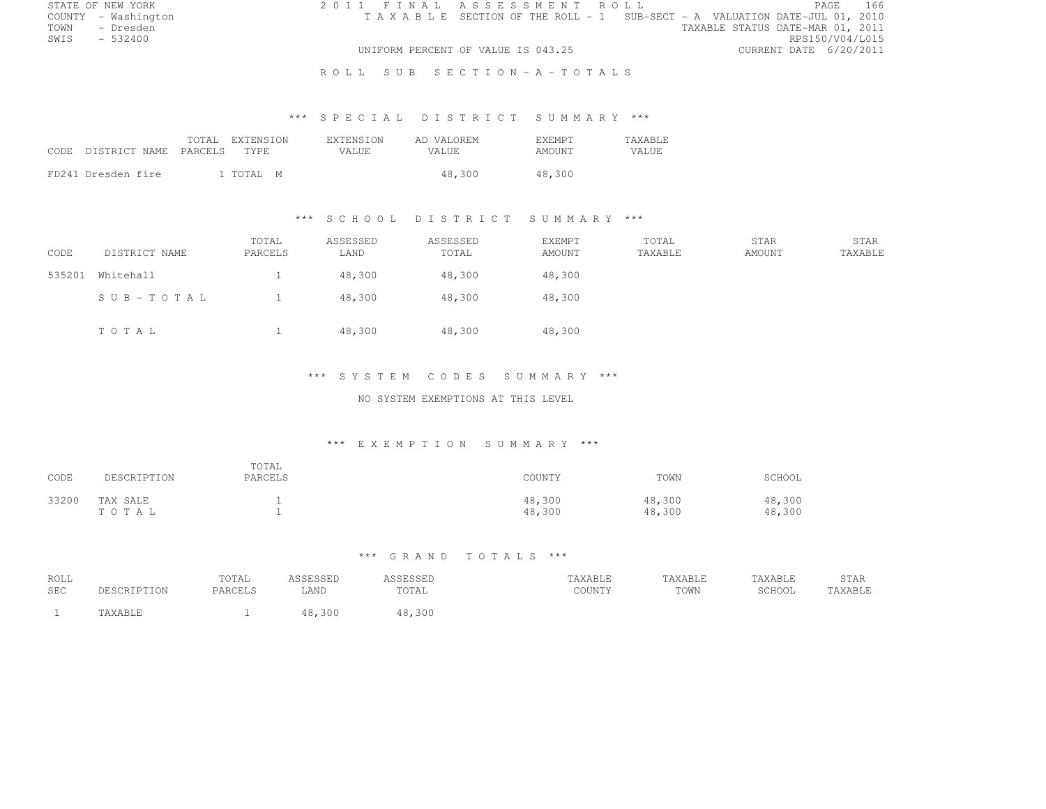STATE OF NEW YORK
COUNTY - Washington
TOWN - Dresden
SWIS - 532400

# 2011 FINAL ASSESSMENT ROLL

TAXABLE SECTION OF THE ROLL - 1 SUB-SECT - A VALUATION DATE-JUL 01, 2010
TAXABLE STATUS DATE-MAR 01, 2011
RPS150/V04/L015
UNIFORM PERCENT OF VALUE IS 043.25
CURRENT DATE 6/20/2011

## ROLL SUB SECTION-A-TOTALS

### *** SPECIAL DISTRICT SUMMARY ***

| CODE DISTRICT NAME | TOTAL PARCELS | EXTENSION TYPE | EXTENSION VALUE | AD VALOREM VALUE | EXEMPT AMOUNT | TAXABLE VALUE |
|---|---|---|---|---|---|---|
| FD241 Dresden fire | 1 | TOTAL M | | 48,300 | 48,300 | |

### *** SCHOOL DISTRICT SUMMARY ***

| CODE | DISTRICT NAME | TOTAL PARCELS | ASSESSED LAND | ASSESSED TOTAL | EXEMPT AMOUNT | TOTAL TAXABLE | STAR AMOUNT | STAR TAXABLE |
|---|---|---|---|---|---|---|---|---|
| 535201 | Whitehall | 1 | 48,300 | 48,300 | 48,300 | | | |
| | SUB-TOTAL | 1 | 48,300 | 48,300 | 48,300 | | | |
| | TOTAL | 1 | 48,300 | 48,300 | 48,300 | | | |

### *** SYSTEM CODES SUMMARY ***

NO SYSTEM EXEMPTIONS AT THIS LEVEL

### *** EXEMPTION SUMMARY ***

| CODE | DESCRIPTION | TOTAL PARCELS | COUNTY | TOWN | SCHOOL |
|---|---|---|---|---|---|
| 33200 | TAX SALE | 1 | 48,300 | 48,300 | 48,300 |
| | TOTAL | 1 | 48,300 | 48,300 | 48,300 |

### *** GRAND TOTALS ***

| ROLL SEC | DESCRIPTION | TOTAL PARCELS | ASSESSED LAND | ASSESSED TOTAL | TAXABLE COUNTY | TAXABLE TOWN | TAXABLE SCHOOL | STAR TAXABLE |
|---|---|---|---|---|---|---|---|---|
| 1 | TAXABLE | 1 | 48,300 | 48,300 | | | | |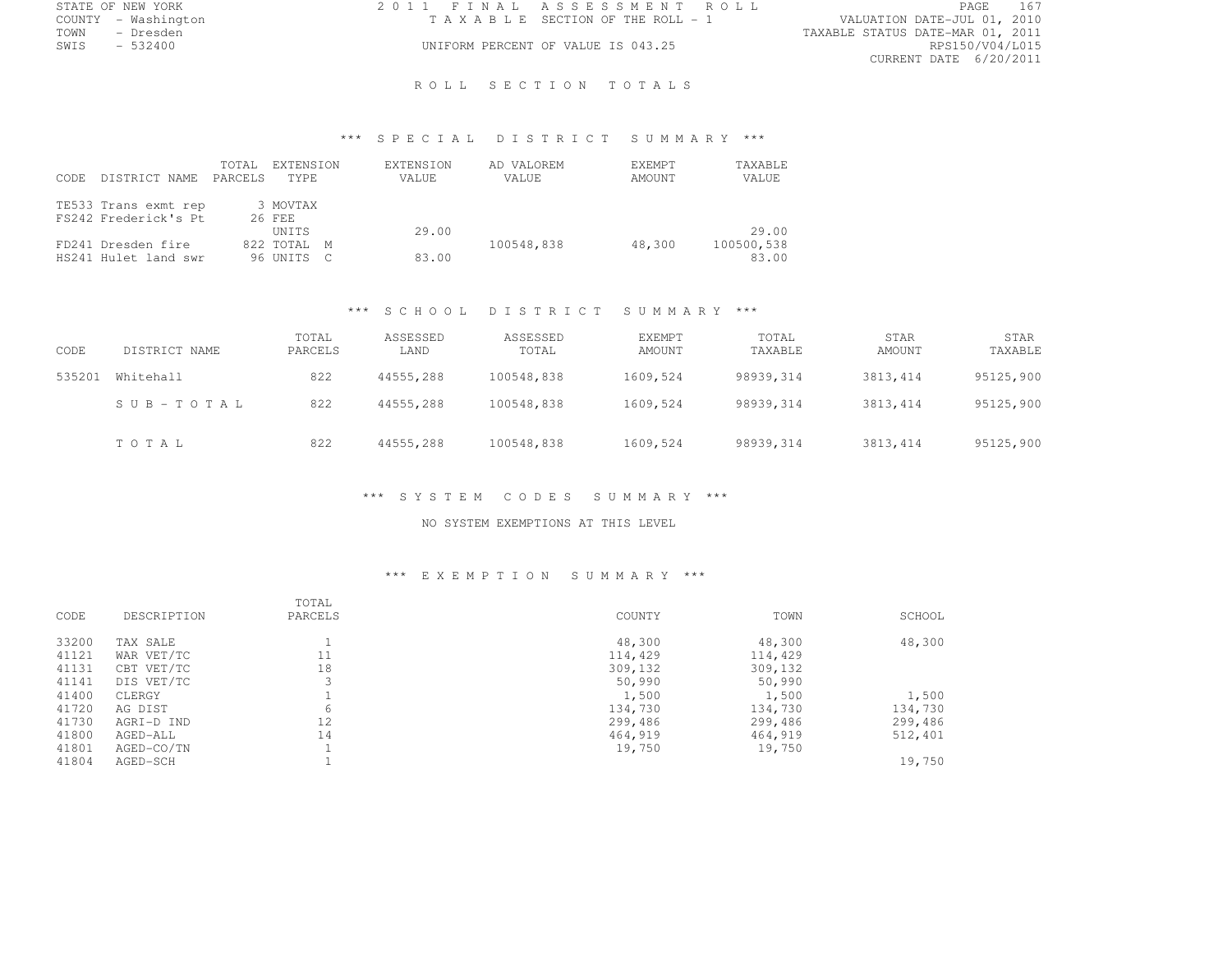STATE OF NEW YORK
COUNTY - Washington
TOWN - Dresden
SWIS - 532400

2011 FINAL ASSESSMENT ROLL
TAXABLE SECTION OF THE ROLL - 1
UNIFORM PERCENT OF VALUE IS 043.25

VALUATION DATE-JUL 01, 2010
TAXABLE STATUS DATE-MAR 01, 2011
RPS150/V04/L015
CURRENT DATE 6/20/2011

# ROLL SECTION TOTALS

## *** SPECIAL DISTRICT SUMMARY ***

| CODE | DISTRICT NAME | TOTAL PARCELS | EXTENSION TYPE | EXTENSION VALUE | AD VALOREM VALUE | EXEMPT AMOUNT | TAXABLE VALUE |
|---|---|---|---|---|---|---|---|
| TE533 | Trans exmt rep | 3 | MOVTAX | | | | |
| FS242 | Frederick's Pt | 26 | FEE | | | | |
| | | | UNITS | 29.00 | | | 29.00 |
| FD241 | Dresden fire | 822 | TOTAL M | | 100548,838 | 48,300 | 100500,538 |
| HS241 | Hulet land swr | 96 | UNITS C | 83.00 | | | 83.00 |

## *** SCHOOL DISTRICT SUMMARY ***

| CODE | DISTRICT NAME | TOTAL PARCELS | ASSESSED LAND | ASSESSED TOTAL | EXEMPT AMOUNT | TOTAL TAXABLE | STAR AMOUNT | STAR TAXABLE |
|---|---|---|---|---|---|---|---|---|
| 535201 | Whitehall | 822 | 44555,288 | 100548,838 | 1609,524 | 98939,314 | 3813,414 | 95125,900 |
| | SUB-TOTAL | 822 | 44555,288 | 100548,838 | 1609,524 | 98939,314 | 3813,414 | 95125,900 |
| | TOTAL | 822 | 44555,288 | 100548,838 | 1609,524 | 98939,314 | 3813,414 | 95125,900 |

## *** SYSTEM CODES SUMMARY ***

NO SYSTEM EXEMPTIONS AT THIS LEVEL

## *** EXEMPTION SUMMARY ***

| CODE | DESCRIPTION | TOTAL PARCELS | COUNTY | TOWN | SCHOOL |
|---|---|---|---|---|---|
| 33200 | TAX SALE | 1 | 48,300 | 48,300 | 48,300 |
| 41121 | WAR VET/TC | 11 | 114,429 | 114,429 | |
| 41131 | CBT VET/TC | 18 | 309,132 | 309,132 | |
| 41141 | DIS VET/TC | 3 | 50,990 | 50,990 | |
| 41400 | CLERGY | 1 | 1,500 | 1,500 | 1,500 |
| 41720 | AG DIST | 6 | 134,730 | 134,730 | 134,730 |
| 41730 | AGRI-D IND | 12 | 299,486 | 299,486 | 299,486 |
| 41800 | AGED-ALL | 14 | 464,919 | 464,919 | 512,401 |
| 41801 | AGED-CO/TN | 1 | 19,750 | 19,750 | |
| 41804 | AGED-SCH | 1 | | | 19,750 |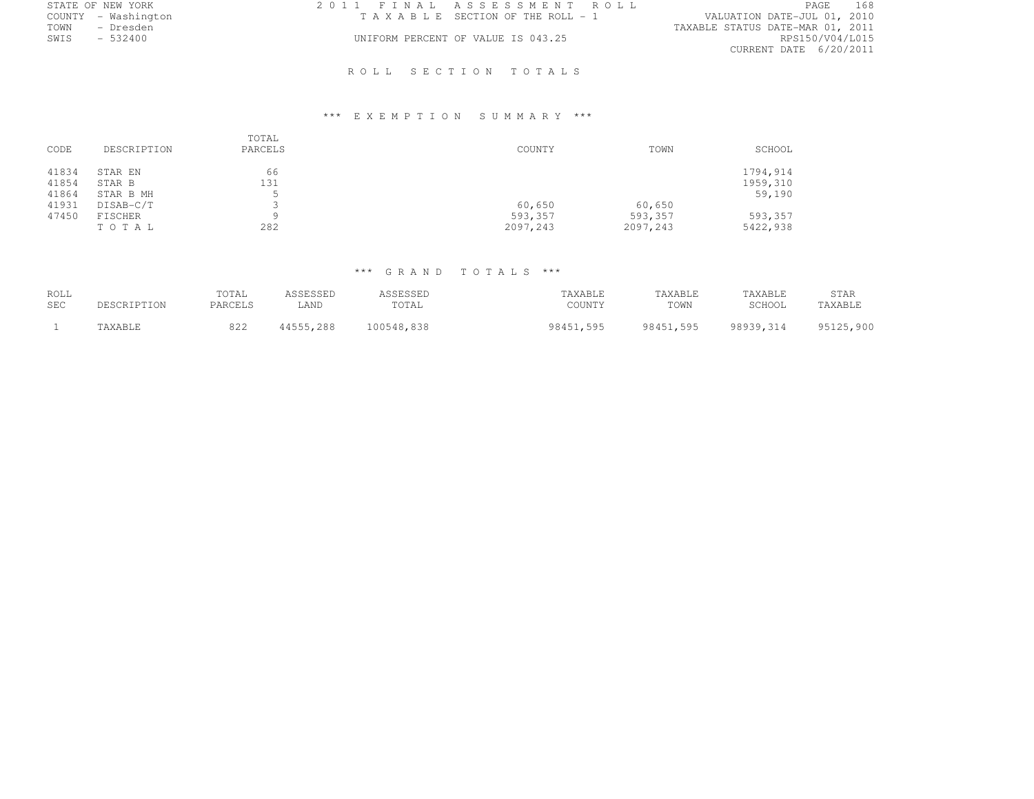STATE OF NEW YORK
COUNTY - Washington
TOWN - Dresden
SWIS - 532400

2011 FINAL ASSESSMENT ROLL
TAXABLE SECTION OF THE ROLL - 1
UNIFORM PERCENT OF VALUE IS 043.25

VALUATION DATE-JUL 01, 2010
TAXABLE STATUS DATE-MAR 01, 2011
RPS150/V04/L015
CURRENT DATE 6/20/2011

## ROLL SECTION TOTALS

### *** EXEMPTION SUMMARY ***

| CODE | DESCRIPTION | TOTAL PARCELS | COUNTY | TOWN | SCHOOL |
|---|---|---|---|---|---|
| 41834 | STAR EN | 66 | | | 1794,914 |
| 41854 | STAR B | 131 | | | 1959,310 |
| 41864 | STAR B MH | 5 | | | 59,190 |
| 41931 | DISAB-C/T | 3 | 60,650 | 60,650 | |
| 47450 | FISCHER | 9 | 593,357 | 593,357 | 593,357 |
| | TOTAL | 282 | 2097,243 | 2097,243 | 5422,938 |

### *** GRAND TOTALS ***

| ROLL SEC | DESCRIPTION | TOTAL PARCELS | ASSESSED LAND | ASSESSED TOTAL | TAXABLE COUNTY | TAXABLE TOWN | TAXABLE SCHOOL | STAR TAXABLE |
|---|---|---|---|---|---|---|---|---|
| 1 | TAXABLE | 822 | 44555,288 | 100548,838 | 98451,595 | 98451,595 | 98939,314 | 95125,900 |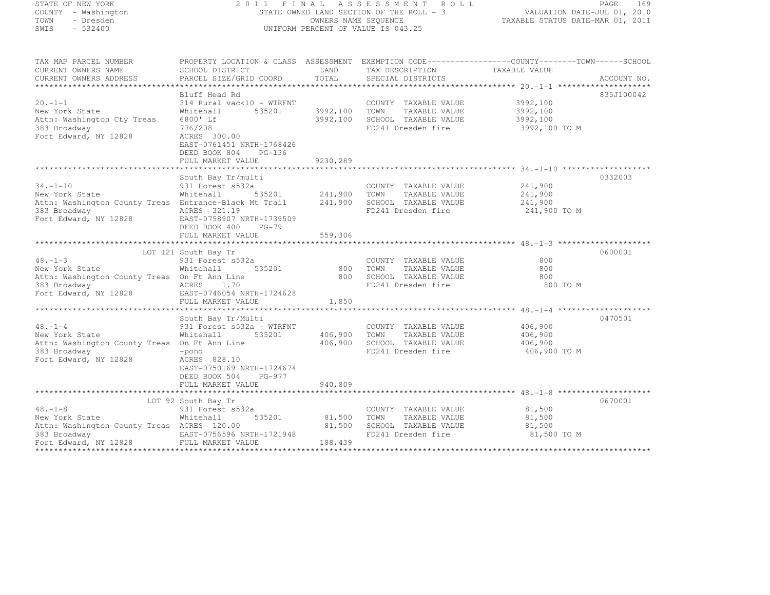STATE OF NEW YORK
COUNTY - Washington
TOWN - Dresden
SWIS - 532400

# 2011 FINAL ASSESSMENT ROLL

STATE OWNED LAND SECTION OF THE ROLL - 3
OWNERS NAME SEQUENCE
UNIFORM PERCENT OF VALUE IS 043.25

VALUATION DATE-JUL 01, 2010
TAXABLE STATUS DATE-MAR 01, 2011

| TAX MAP PARCEL NUMBER / CURRENT OWNERS NAME / CURRENT OWNERS ADDRESS | PROPERTY LOCATION & CLASS / SCHOOL DISTRICT / PARCEL SIZE/GRID COORD | ASSESSMENT LAND / TOTAL | EXEMPTION CODE / TAX DESCRIPTION / SPECIAL DISTRICTS | COUNTY / TOWN / SCHOOL TAXABLE VALUE | ACCOUNT NO. |
|---|---|---|---|---|---|
| 20.-1-1 | Bluff Head Rd | | | | 835J100042 |
| New York State | 314 Rural vac<10 - WTRFNT | | COUNTY TAXABLE VALUE | 3992,100 | |
| Attn: Washington Cty Treas | Whitehall 535201 | 3992,100 | TOWN TAXABLE VALUE | 3992,100 | |
| 383 Broadway | 6800' Lf | 3992,100 | SCHOOL TAXABLE VALUE | 3992,100 | |
| Fort Edward, NY 12828 | 776/208 | | FD241 Dresden fire | 3992,100 TO M | |
| | ACRES 300.00 | | | | |
| | EAST-0761451 NRTH-1768426 | | | | |
| | DEED BOOK 804 PG-136 | | | | |
| | FULL MARKET VALUE | 9230,289 | | | |
| 34.-1-10 | South Bay Tr/multi | | | | 0332003 |
| New York State | 931 Forest s532a | | COUNTY TAXABLE VALUE | 241,900 | |
| Attn: Washington County Treas | Whitehall 535201 | 241,900 | TOWN TAXABLE VALUE | 241,900 | |
| 383 Broadway | Entrance-Black Mt Trail | 241,900 | SCHOOL TAXABLE VALUE | 241,900 | |
| Fort Edward, NY 12828 | ACRES 321.19 | | FD241 Dresden fire | 241,900 TO M | |
| | EAST-0758907 NRTH-1739509 | | | | |
| | DEED BOOK 400 PG-79 | | | | |
| | FULL MARKET VALUE | 559,306 | | | |
| 48.-1-3 | LOT 121 South Bay Tr | | | | 0600001 |
| New York State | 931 Forest s532a | | COUNTY TAXABLE VALUE | 800 | |
| Attn: Washington County Treas | Whitehall 535201 | 800 | TOWN TAXABLE VALUE | 800 | |
| 383 Broadway | On Ft Ann Line | 800 | SCHOOL TAXABLE VALUE | 800 | |
| Fort Edward, NY 12828 | ACRES 1.70 | | FD241 Dresden fire | 800 TO M | |
| | EAST-0746054 NRTH-1724628 | | | | |
| | FULL MARKET VALUE | 1,850 | | | |
| 48.-1-4 | South Bay Tr/Multi | | | | 0470501 |
| New York State | 931 Forest s532a - WTRFNT | | COUNTY TAXABLE VALUE | 406,900 | |
| Attn: Washington County Treas | Whitehall 535201 | 406,900 | TOWN TAXABLE VALUE | 406,900 | |
| 383 Broadway | On Ft Ann Line | 406,900 | SCHOOL TAXABLE VALUE | 406,900 | |
| Fort Edward, NY 12828 | +pond | | FD241 Dresden fire | 406,900 TO M | |
| | ACRES 828.10 | | | | |
| | EAST-0750169 NRTH-1724674 | | | | |
| | DEED BOOK 504 PG-977 | | | | |
| | FULL MARKET VALUE | 940,809 | | | |
| 48.-1-8 | LOT 92 South Bay Tr | | | | 0670001 |
| New York State | 931 Forest s532a | | COUNTY TAXABLE VALUE | 81,500 | |
| Attn: Washington County Treas | Whitehall 535201 | 81,500 | TOWN TAXABLE VALUE | 81,500 | |
| 383 Broadway | ACRES 120.00 | 81,500 | SCHOOL TAXABLE VALUE | 81,500 | |
| Fort Edward, NY 12828 | EAST-0756596 NRTH-1721948 | | FD241 Dresden fire | 81,500 TO M | |
| | FULL MARKET VALUE | 188,439 | | | |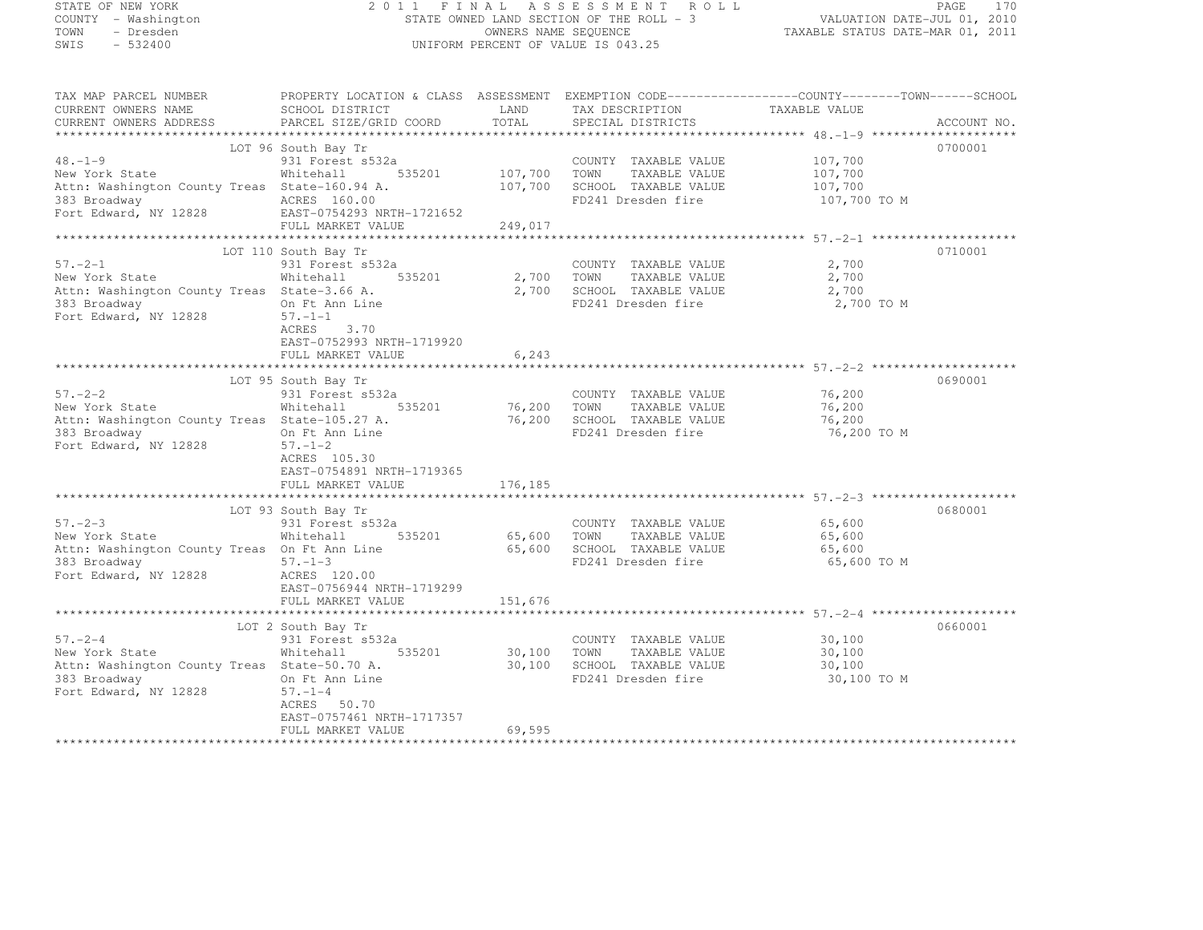STATE OF NEW YORK — 2011 FINAL ASSESSMENT ROLL
COUNTY - Washington — STATE OWNED LAND SECTION OF THE ROLL - 3 — VALUATION DATE-JUL 01, 2010
TOWN - Dresden — OWNERS NAME SEQUENCE — TAXABLE STATUS DATE-MAR 01, 2011
SWIS - 532400 — UNIFORM PERCENT OF VALUE IS 043.25

| TAX MAP PARCEL NUMBER / CURRENT OWNERS NAME / CURRENT OWNERS ADDRESS | PROPERTY LOCATION & CLASS / SCHOOL DISTRICT / PARCEL SIZE/GRID COORD | ASSESSMENT LAND / TOTAL | EXEMPTION CODE / TAX DESCRIPTION / SPECIAL DISTRICTS | TAXABLE VALUE (COUNTY / TOWN / SCHOOL) | ACCOUNT NO. |
|---|---|---|---|---|---|
| **48.-1-9** | LOT 96 South Bay Tr | | | | 0700001 |
| 48.-1-9 | 931 Forest s532a | | COUNTY TAXABLE VALUE | 107,700 | |
| New York State | Whitehall 535201 | 107,700 | TOWN TAXABLE VALUE | 107,700 | |
| Attn: Washington County Treas | State-160.94 A. | 107,700 | SCHOOL TAXABLE VALUE | 107,700 | |
| 383 Broadway | ACRES 160.00 | | FD241 Dresden fire | 107,700 TO M | |
| Fort Edward, NY 12828 | EAST-0754293 NRTH-1721652 | | | | |
| | FULL MARKET VALUE | 249,017 | | | |
| **57.-2-1** | LOT 110 South Bay Tr | | | | 0710001 |
| 57.-2-1 | 931 Forest s532a | | COUNTY TAXABLE VALUE | 2,700 | |
| New York State | Whitehall 535201 | 2,700 | TOWN TAXABLE VALUE | 2,700 | |
| Attn: Washington County Treas | State-3.66 A. | 2,700 | SCHOOL TAXABLE VALUE | 2,700 | |
| 383 Broadway | On Ft Ann Line | | FD241 Dresden fire | 2,700 TO M | |
| Fort Edward, NY 12828 | 57.-1-1 | | | | |
| | ACRES 3.70 | | | | |
| | EAST-0752993 NRTH-1719920 | | | | |
| | FULL MARKET VALUE | 6,243 | | | |
| **57.-2-2** | LOT 95 South Bay Tr | | | | 0690001 |
| 57.-2-2 | 931 Forest s532a | | COUNTY TAXABLE VALUE | 76,200 | |
| New York State | Whitehall 535201 | 76,200 | TOWN TAXABLE VALUE | 76,200 | |
| Attn: Washington County Treas | State-105.27 A. | 76,200 | SCHOOL TAXABLE VALUE | 76,200 | |
| 383 Broadway | On Ft Ann Line | | FD241 Dresden fire | 76,200 TO M | |
| Fort Edward, NY 12828 | 57.-1-2 | | | | |
| | ACRES 105.30 | | | | |
| | EAST-0754891 NRTH-1719365 | | | | |
| | FULL MARKET VALUE | 176,185 | | | |
| **57.-2-3** | LOT 93 South Bay Tr | | | | 0680001 |
| 57.-2-3 | 931 Forest s532a | | COUNTY TAXABLE VALUE | 65,600 | |
| New York State | Whitehall 535201 | 65,600 | TOWN TAXABLE VALUE | 65,600 | |
| Attn: Washington County Treas | On Ft Ann Line | 65,600 | SCHOOL TAXABLE VALUE | 65,600 | |
| 383 Broadway | 57.-1-3 | | FD241 Dresden fire | 65,600 TO M | |
| Fort Edward, NY 12828 | ACRES 120.00 | | | | |
| | EAST-0756944 NRTH-1719299 | | | | |
| | FULL MARKET VALUE | 151,676 | | | |
| **57.-2-4** | LOT 2 South Bay Tr | | | | 0660001 |
| 57.-2-4 | 931 Forest s532a | | COUNTY TAXABLE VALUE | 30,100 | |
| New York State | Whitehall 535201 | 30,100 | TOWN TAXABLE VALUE | 30,100 | |
| Attn: Washington County Treas | State-50.70 A. | 30,100 | SCHOOL TAXABLE VALUE | 30,100 | |
| 383 Broadway | On Ft Ann Line | | FD241 Dresden fire | 30,100 TO M | |
| Fort Edward, NY 12828 | 57.-1-4 | | | | |
| | ACRES 50.70 | | | | |
| | EAST-0757461 NRTH-1717357 | | | | |
| | FULL MARKET VALUE | 69,595 | | | |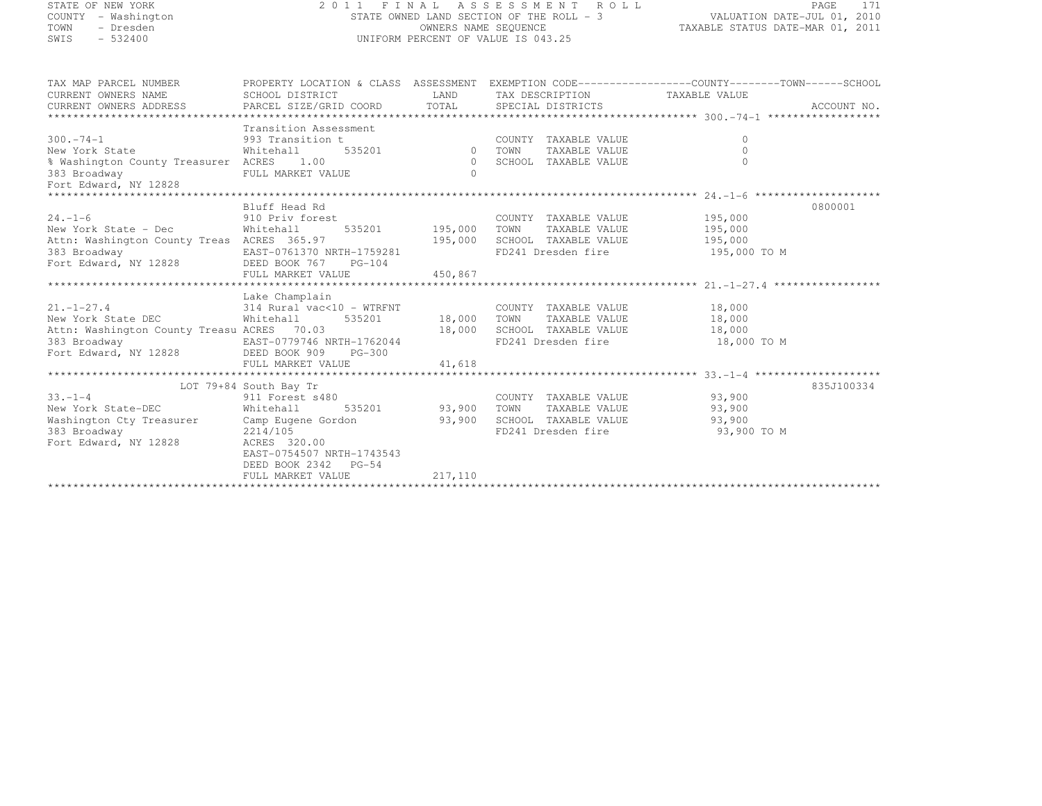STATE OF NEW YORK
COUNTY - Washington
TOWN - Dresden
SWIS - 532400

2 0 1 1 F I N A L A S S E S S M E N T R O L L
STATE OWNED LAND SECTION OF THE ROLL - 3
OWNERS NAME SEQUENCE
UNIFORM PERCENT OF VALUE IS 043.25

VALUATION DATE-JUL 01, 2010
TAXABLE STATUS DATE-MAR 01, 2011

```
TAX MAP PARCEL NUMBER          PROPERTY LOCATION & CLASS  ASSESSMENT  EXEMPTION CODE------------------COUNTY--------TOWN------SCHOOL
CURRENT OWNERS NAME            SCHOOL DISTRICT            LAND        TAX DESCRIPTION               TAXABLE VALUE
CURRENT OWNERS ADDRESS         PARCEL SIZE/GRID COORD     TOTAL       SPECIAL DISTRICTS                                    ACCOUNT NO.
******************************************************************************************************* 300.-74-1 ******************
                               Transition Assessment
300.-74-1                      993 Transition t                         COUNTY  TAXABLE VALUE              0
New York State                 Whitehall      535201           0      TOWN    TAXABLE VALUE              0
% Washington County Treasurer  ACRES    1.00                   0      SCHOOL  TAXABLE VALUE              0
383 Broadway                   FULL MARKET VALUE               0
Fort Edward, NY 12828
******************************************************************************************************* 24.-1-6 ********************
                               Bluff Head Rd                                                                          0800001
24.-1-6                        910 Priv forest                          COUNTY  TAXABLE VALUE        195,000
New York State - Dec           Whitehall      535201     195,000      TOWN    TAXABLE VALUE        195,000
Attn: Washington County Treas  ACRES  365.97             195,000      SCHOOL  TAXABLE VALUE        195,000
383 Broadway                   EAST-0761370 NRTH-1759281              FD241 Dresden fire            195,000 TO M
Fort Edward, NY 12828          DEED BOOK 767    PG-104
                               FULL MARKET VALUE         450,867
******************************************************************************************************* 21.-1-27.4 *****************
                               Lake Champlain
21.-1-27.4                     314 Rural vac<10 - WTRFNT                COUNTY  TAXABLE VALUE         18,000
New York State DEC             Whitehall      535201      18,000      TOWN    TAXABLE VALUE         18,000
Attn: Washington County Treasu ACRES   70.03              18,000      SCHOOL  TAXABLE VALUE         18,000
383 Broadway                   EAST-0779746 NRTH-1762044              FD241 Dresden fire             18,000 TO M
Fort Edward, NY 12828          DEED BOOK 909    PG-300
                               FULL MARKET VALUE          41,618
******************************************************************************************************* 33.-1-4 ********************
                    LOT 79+84 South Bay Tr                                                                          835J100334
33.-1-4                        911 Forest s480                          COUNTY  TAXABLE VALUE         93,900
New York State-DEC             Whitehall      535201      93,900      TOWN    TAXABLE VALUE         93,900
Washington Cty Treasurer       Camp Eugene Gordon         93,900      SCHOOL  TAXABLE VALUE         93,900
383 Broadway                   2214/105                               FD241 Dresden fire             93,900 TO M
Fort Edward, NY 12828          ACRES  320.00
                               EAST-0754507 NRTH-1743543
                               DEED BOOK 2342   PG-54
                               FULL MARKET VALUE         217,110
************************************************************************************************************************************
```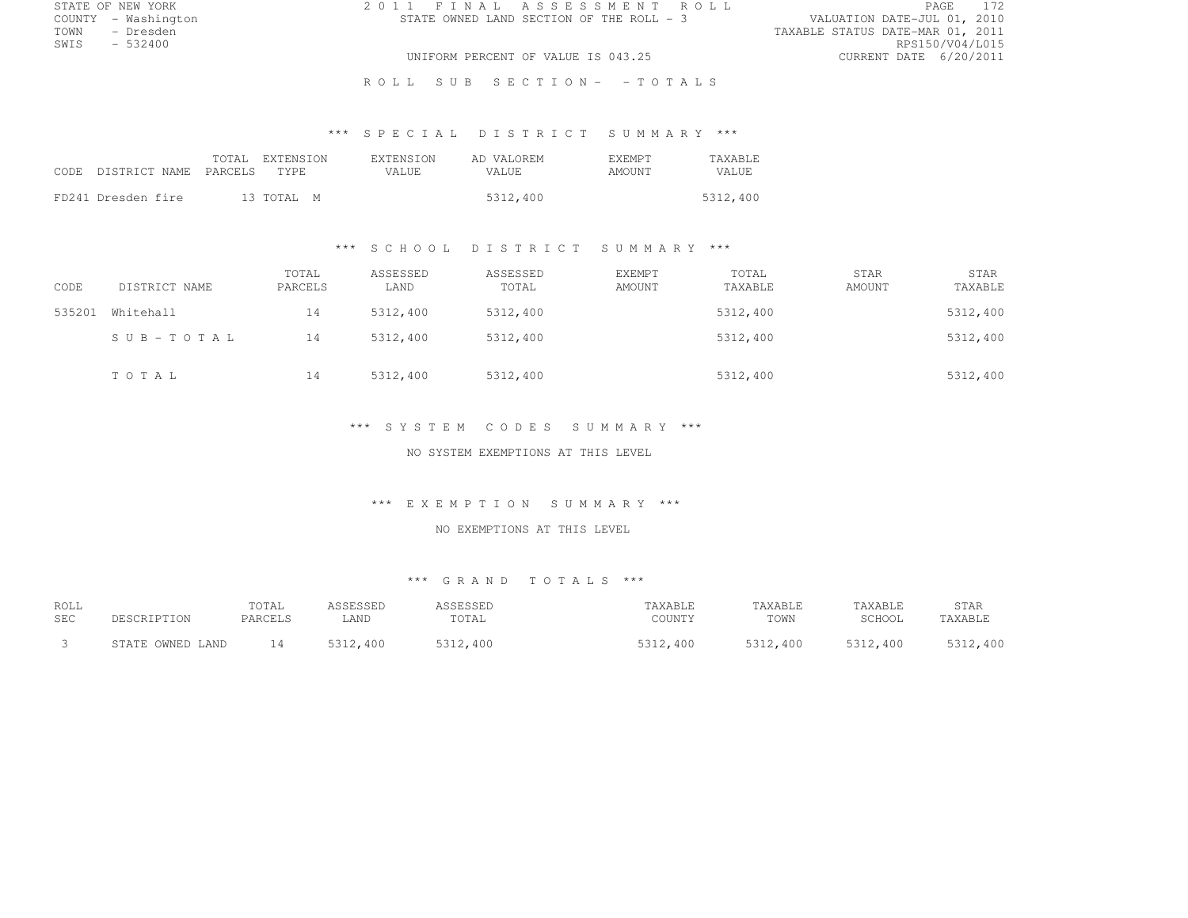STATE OF NEW YORK
COUNTY - Washington
TOWN - Dresden
SWIS - 532400

2011 FINAL ASSESSMENT ROLL
STATE OWNED LAND SECTION OF THE ROLL - 3
UNIFORM PERCENT OF VALUE IS 043.25

VALUATION DATE-JUL 01, 2010
TAXABLE STATUS DATE-MAR 01, 2011
RPS150/V04/L015
CURRENT DATE 6/20/2011

ROLL SUB SECTION- - TOTALS

*** SPECIAL DISTRICT SUMMARY ***

| CODE | DISTRICT NAME | TOTAL PARCELS | EXTENSION TYPE | EXTENSION VALUE | AD VALOREM VALUE | EXEMPT AMOUNT | TAXABLE VALUE |
|---|---|---|---|---|---|---|---|
| FD241 | Dresden fire | 13 | TOTAL M | | 5312,400 | | 5312,400 |

*** SCHOOL DISTRICT SUMMARY ***

| CODE | DISTRICT NAME | TOTAL PARCELS | ASSESSED LAND | ASSESSED TOTAL | EXEMPT AMOUNT | TOTAL TAXABLE | STAR AMOUNT | STAR TAXABLE |
|---|---|---|---|---|---|---|---|---|
| 535201 | Whitehall | 14 | 5312,400 | 5312,400 | | 5312,400 | | 5312,400 |
| | SUB-TOTAL | 14 | 5312,400 | 5312,400 | | 5312,400 | | 5312,400 |
| | TOTAL | 14 | 5312,400 | 5312,400 | | 5312,400 | | 5312,400 |

*** SYSTEM CODES SUMMARY ***

NO SYSTEM EXEMPTIONS AT THIS LEVEL

*** EXEMPTION SUMMARY ***

NO EXEMPTIONS AT THIS LEVEL

*** GRAND TOTALS ***

| ROLL SEC | DESCRIPTION | TOTAL PARCELS | ASSESSED LAND | ASSESSED TOTAL | TAXABLE COUNTY | TAXABLE TOWN | TAXABLE SCHOOL | STAR TAXABLE |
|---|---|---|---|---|---|---|---|---|
| 3 | STATE OWNED LAND | 14 | 5312,400 | 5312,400 | 5312,400 | 5312,400 | 5312,400 | 5312,400 |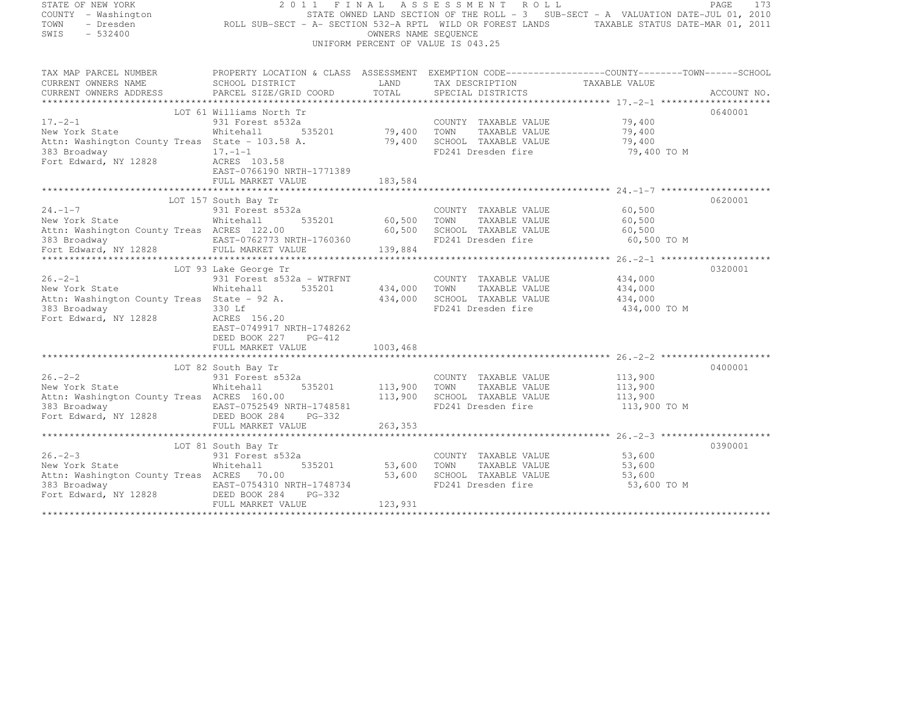STATE OF NEW YORK 2011 FINAL ASSESSMENT ROLL
COUNTY - Washington STATE OWNED LAND SECTION OF THE ROLL - 3 SUB-SECT - A VALUATION DATE-JUL 01, 2010
TOWN - Dresden ROLL SUB-SECT - A- SECTION 532-A RPTL WILD OR FOREST LANDS TAXABLE STATUS DATE-MAR 01, 2011
SWIS - 532400 OWNERS NAME SEQUENCE
UNIFORM PERCENT OF VALUE IS 043.25

| TAX MAP PARCEL NUMBER / CURRENT OWNERS NAME / CURRENT OWNERS ADDRESS | PROPERTY LOCATION & CLASS / SCHOOL DISTRICT / PARCEL SIZE/GRID COORD | ASSESSMENT LAND / TOTAL | EXEMPTION CODE / TAX DESCRIPTION / SPECIAL DISTRICTS | COUNTY--------TOWN------SCHOOL TAXABLE VALUE | ACCOUNT NO. |
|---|---|---|---|---|---|
| 17.-2-1 | LOT 61 Williams North Tr | | | | 0640001 |
| 17.-2-1 | 931 Forest s532a | | COUNTY TAXABLE VALUE | 79,400 | |
| New York State | Whitehall 535201 | 79,400 | TOWN TAXABLE VALUE | 79,400 | |
| Attn: Washington County Treas | State - 103.58 A. | 79,400 | SCHOOL TAXABLE VALUE | 79,400 | |
| 383 Broadway | 17.-1-1 | | FD241 Dresden fire | 79,400 TO M | |
| Fort Edward, NY 12828 | ACRES 103.58 | | | | |
| | EAST-0766190 NRTH-1771389 | | | | |
| | FULL MARKET VALUE | 183,584 | | | |
| 24.-1-7 | LOT 157 South Bay Tr | | | | 0620001 |
| 24.-1-7 | 931 Forest s532a | | COUNTY TAXABLE VALUE | 60,500 | |
| New York State | Whitehall 535201 | 60,500 | TOWN TAXABLE VALUE | 60,500 | |
| Attn: Washington County Treas | ACRES 122.00 | 60,500 | SCHOOL TAXABLE VALUE | 60,500 | |
| 383 Broadway | EAST-0762773 NRTH-1760360 | | FD241 Dresden fire | 60,500 TO M | |
| Fort Edward, NY 12828 | FULL MARKET VALUE | 139,884 | | | |
| 26.-2-1 | LOT 93 Lake George Tr | | | | 0320001 |
| 26.-2-1 | 931 Forest s532a - WTRFNT | | COUNTY TAXABLE VALUE | 434,000 | |
| New York State | Whitehall 535201 | 434,000 | TOWN TAXABLE VALUE | 434,000 | |
| Attn: Washington County Treas | State - 92 A. | 434,000 | SCHOOL TAXABLE VALUE | 434,000 | |
| 383 Broadway | 330 Lf | | FD241 Dresden fire | 434,000 TO M | |
| Fort Edward, NY 12828 | ACRES 156.20 | | | | |
| | EAST-0749917 NRTH-1748262 | | | | |
| | DEED BOOK 227 PG-412 | | | | |
| | FULL MARKET VALUE | 1003,468 | | | |
| 26.-2-2 | LOT 82 South Bay Tr | | | | 0400001 |
| 26.-2-2 | 931 Forest s532a | | COUNTY TAXABLE VALUE | 113,900 | |
| New York State | Whitehall 535201 | 113,900 | TOWN TAXABLE VALUE | 113,900 | |
| Attn: Washington County Treas | ACRES 160.00 | 113,900 | SCHOOL TAXABLE VALUE | 113,900 | |
| 383 Broadway | EAST-0752549 NRTH-1748581 | | FD241 Dresden fire | 113,900 TO M | |
| Fort Edward, NY 12828 | DEED BOOK 284 PG-332 | | | | |
| | FULL MARKET VALUE | 263,353 | | | |
| 26.-2-3 | LOT 81 South Bay Tr | | | | 0390001 |
| 26.-2-3 | 931 Forest s532a | | COUNTY TAXABLE VALUE | 53,600 | |
| New York State | Whitehall 535201 | 53,600 | TOWN TAXABLE VALUE | 53,600 | |
| Attn: Washington County Treas | ACRES 70.00 | 53,600 | SCHOOL TAXABLE VALUE | 53,600 | |
| 383 Broadway | EAST-0754310 NRTH-1748734 | | FD241 Dresden fire | 53,600 TO M | |
| Fort Edward, NY 12828 | DEED BOOK 284 PG-332 | | | | |
| | FULL MARKET VALUE | 123,931 | | | |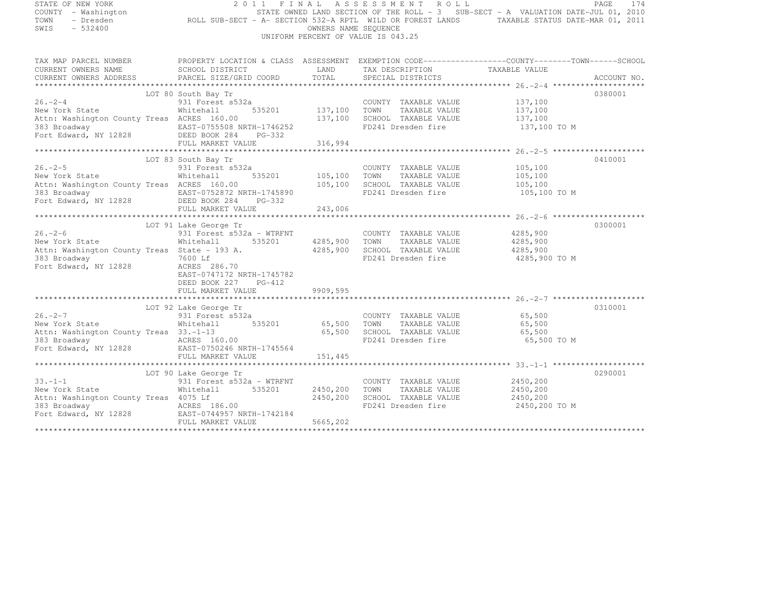STATE OF NEW YORK
COUNTY - Washington
TOWN - Dresden
SWIS - 532400

# 2011 FINAL ASSESSMENT ROLL

STATE OWNED LAND SECTION OF THE ROLL - 3 SUB-SECT - A VALUATION DATE-JUL 01, 2010
ROLL SUB-SECT - A- SECTION 532-A RPTL WILD OR FOREST LANDS TAXABLE STATUS DATE-MAR 01, 2011
OWNERS NAME SEQUENCE
UNIFORM PERCENT OF VALUE IS 043.25

| TAX MAP PARCEL NUMBER / CURRENT OWNERS NAME / CURRENT OWNERS ADDRESS | PROPERTY LOCATION & CLASS / SCHOOL DISTRICT / PARCEL SIZE/GRID COORD | ASSESSMENT LAND / TOTAL | EXEMPTION CODE / TAX DESCRIPTION / SPECIAL DISTRICTS | TAXABLE VALUE (COUNTY / TOWN / SCHOOL) | ACCOUNT NO. |
|---|---|---|---|---|---|
| 26.-2-4 | LOT 80 South Bay Tr | | | | 0380001 |
| New York State | 931 Forest s532a | | COUNTY TAXABLE VALUE | 137,100 | |
| Attn: Washington County Treas | Whitehall 535201 | 137,100 | TOWN TAXABLE VALUE | 137,100 | |
| 383 Broadway | ACRES 160.00 | 137,100 | SCHOOL TAXABLE VALUE | 137,100 | |
| Fort Edward, NY 12828 | EAST-0755508 NRTH-1746252 | | FD241 Dresden fire | 137,100 TO M | |
| | DEED BOOK 284 PG-332 | | | | |
| | FULL MARKET VALUE | 316,994 | | | |
| 26.-2-5 | LOT 83 South Bay Tr | | | | 0410001 |
| New York State | 931 Forest s532a | | COUNTY TAXABLE VALUE | 105,100 | |
| Attn: Washington County Treas | Whitehall 535201 | 105,100 | TOWN TAXABLE VALUE | 105,100 | |
| 383 Broadway | ACRES 160.00 | 105,100 | SCHOOL TAXABLE VALUE | 105,100 | |
| Fort Edward, NY 12828 | EAST-0752872 NRTH-1745890 | | FD241 Dresden fire | 105,100 TO M | |
| | DEED BOOK 284 PG-332 | | | | |
| | FULL MARKET VALUE | 243,006 | | | |
| 26.-2-6 | LOT 91 Lake George Tr | | | | 0300001 |
| New York State | 931 Forest s532a - WTRFNT | | COUNTY TAXABLE VALUE | 4285,900 | |
| Attn: Washington County Treas | Whitehall 535201 | 4285,900 | TOWN TAXABLE VALUE | 4285,900 | |
| 383 Broadway | State - 193 A. | 4285,900 | SCHOOL TAXABLE VALUE | 4285,900 | |
| Fort Edward, NY 12828 | 7600 Lf | | FD241 Dresden fire | 4285,900 TO M | |
| | ACRES 286.70 | | | | |
| | EAST-0747172 NRTH-1745782 | | | | |
| | DEED BOOK 227 PG-412 | | | | |
| | FULL MARKET VALUE | 9909,595 | | | |
| 26.-2-7 | LOT 92 Lake George Tr | | | | 0310001 |
| New York State | 931 Forest s532a | | COUNTY TAXABLE VALUE | 65,500 | |
| Attn: Washington County Treas | Whitehall 535201 | 65,500 | TOWN TAXABLE VALUE | 65,500 | |
| 383 Broadway | 33.-1-13 | 65,500 | SCHOOL TAXABLE VALUE | 65,500 | |
| Fort Edward, NY 12828 | ACRES 160.00 | | FD241 Dresden fire | 65,500 TO M | |
| | EAST-0750246 NRTH-1745564 | | | | |
| | FULL MARKET VALUE | 151,445 | | | |
| 33.-1-1 | LOT 90 Lake George Tr | | | | 0290001 |
| New York State | 931 Forest s532a - WTRFNT | | COUNTY TAXABLE VALUE | 2450,200 | |
| Attn: Washington County Treas | Whitehall 535201 | 2450,200 | TOWN TAXABLE VALUE | 2450,200 | |
| 383 Broadway | 4075 Lf | 2450,200 | SCHOOL TAXABLE VALUE | 2450,200 | |
| Fort Edward, NY 12828 | ACRES 186.00 | | FD241 Dresden fire | 2450,200 TO M | |
| | EAST-0744957 NRTH-1742184 | | | | |
| | FULL MARKET VALUE | 5665,202 | | | |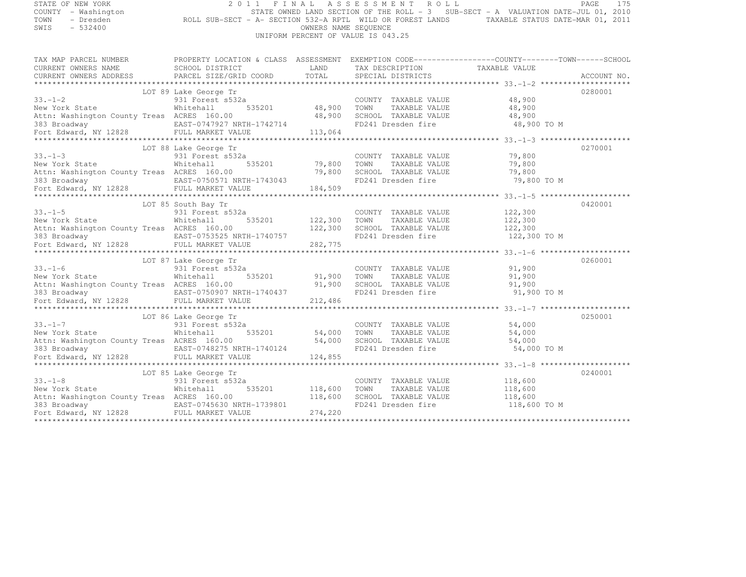STATE OF NEW YORK
COUNTY - Washington
TOWN - Dresden
SWIS - 532400

# 2011 FINAL ASSESSMENT ROLL

STATE OWNED LAND SECTION OF THE ROLL - 3 SUB-SECT - A VALUATION DATE-JUL 01, 2010
ROLL SUB-SECT - A- SECTION 532-A RPTL WILD OR FOREST LANDS TAXABLE STATUS DATE-MAR 01, 2011
OWNERS NAME SEQUENCE
UNIFORM PERCENT OF VALUE IS 043.25

| TAX MAP PARCEL NUMBER / CURRENT OWNERS NAME / CURRENT OWNERS ADDRESS | PROPERTY LOCATION & CLASS / SCHOOL DISTRICT / PARCEL SIZE/GRID COORD | ASSESSMENT LAND / TOTAL | EXEMPTION CODE / TAX DESCRIPTION / SPECIAL DISTRICTS | COUNTY / TOWN / SCHOOL TAXABLE VALUE | ACCOUNT NO. |
|---|---|---|---|---|---|
| 33.-1-2 | LOT 89 Lake George Tr | | | | 0280001 |
| | 931 Forest s532a | | COUNTY TAXABLE VALUE | 48,900 | |
| New York State | Whitehall 535201 | 48,900 | TOWN TAXABLE VALUE | 48,900 | |
| Attn: Washington County Treas | ACRES 160.00 | 48,900 | SCHOOL TAXABLE VALUE | 48,900 | |
| 383 Broadway | EAST-0747927 NRTH-1742714 | | FD241 Dresden fire | 48,900 TO M | |
| Fort Edward, NY 12828 | FULL MARKET VALUE | 113,064 | | | |
| 33.-1-3 | LOT 88 Lake George Tr | | | | 0270001 |
| | 931 Forest s532a | | COUNTY TAXABLE VALUE | 79,800 | |
| New York State | Whitehall 535201 | 79,800 | TOWN TAXABLE VALUE | 79,800 | |
| Attn: Washington County Treas | ACRES 160.00 | 79,800 | SCHOOL TAXABLE VALUE | 79,800 | |
| 383 Broadway | EAST-0750571 NRTH-1743043 | | FD241 Dresden fire | 79,800 TO M | |
| Fort Edward, NY 12828 | FULL MARKET VALUE | 184,509 | | | |
| 33.-1-5 | LOT 85 South Bay Tr | | | | 0420001 |
| | 931 Forest s532a | | COUNTY TAXABLE VALUE | 122,300 | |
| New York State | Whitehall 535201 | 122,300 | TOWN TAXABLE VALUE | 122,300 | |
| Attn: Washington County Treas | ACRES 160.00 | 122,300 | SCHOOL TAXABLE VALUE | 122,300 | |
| 383 Broadway | EAST-0753525 NRTH-1740757 | | FD241 Dresden fire | 122,300 TO M | |
| Fort Edward, NY 12828 | FULL MARKET VALUE | 282,775 | | | |
| 33.-1-6 | LOT 87 Lake George Tr | | | | 0260001 |
| | 931 Forest s532a | | COUNTY TAXABLE VALUE | 91,900 | |
| New York State | Whitehall 535201 | 91,900 | TOWN TAXABLE VALUE | 91,900 | |
| Attn: Washington County Treas | ACRES 160.00 | 91,900 | SCHOOL TAXABLE VALUE | 91,900 | |
| 383 Broadway | EAST-0750907 NRTH-1740437 | | FD241 Dresden fire | 91,900 TO M | |
| Fort Edward, NY 12828 | FULL MARKET VALUE | 212,486 | | | |
| 33.-1-7 | LOT 86 Lake George Tr | | | | 0250001 |
| | 931 Forest s532a | | COUNTY TAXABLE VALUE | 54,000 | |
| New York State | Whitehall 535201 | 54,000 | TOWN TAXABLE VALUE | 54,000 | |
| Attn: Washington County Treas | ACRES 160.00 | 54,000 | SCHOOL TAXABLE VALUE | 54,000 | |
| 383 Broadway | EAST-0748275 NRTH-1740124 | | FD241 Dresden fire | 54,000 TO M | |
| Fort Edward, NY 12828 | FULL MARKET VALUE | 124,855 | | | |
| 33.-1-8 | LOT 85 Lake George Tr | | | | 0240001 |
| | 931 Forest s532a | | COUNTY TAXABLE VALUE | 118,600 | |
| New York State | Whitehall 535201 | 118,600 | TOWN TAXABLE VALUE | 118,600 | |
| Attn: Washington County Treas | ACRES 160.00 | 118,600 | SCHOOL TAXABLE VALUE | 118,600 | |
| 383 Broadway | EAST-0745630 NRTH-1739801 | | FD241 Dresden fire | 118,600 TO M | |
| Fort Edward, NY 12828 | FULL MARKET VALUE | 274,220 | | | |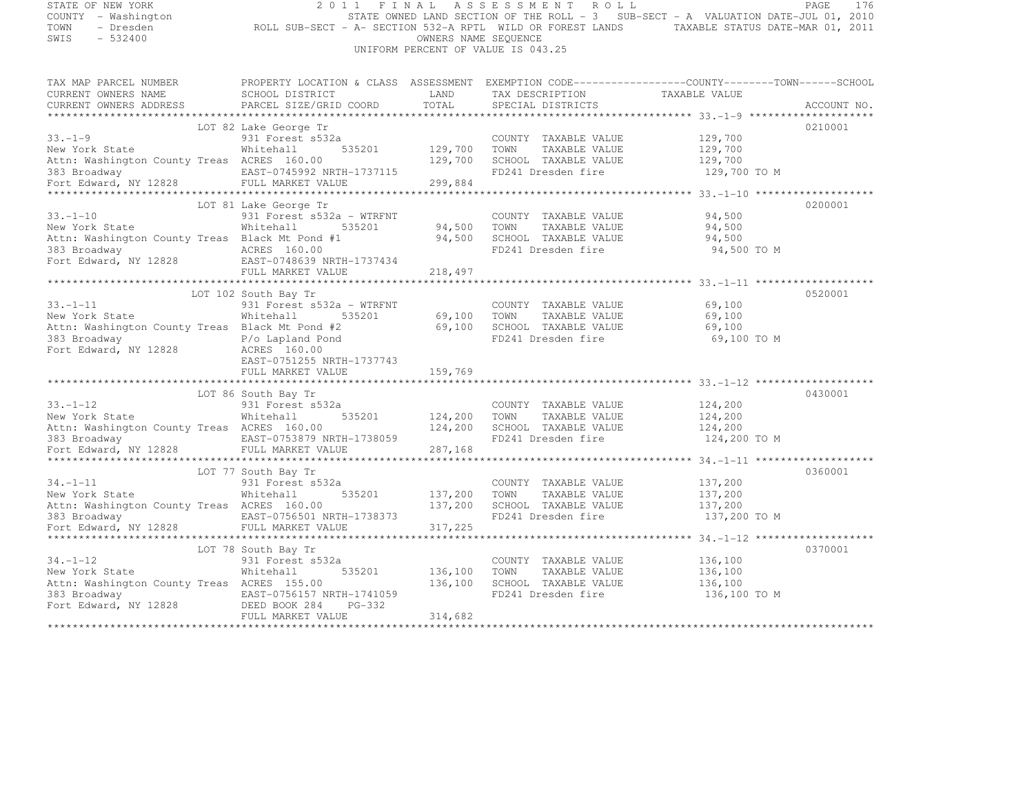STATE OF NEW YORK  
COUNTY - Washington  
TOWN - Dresden  
SWIS - 532400

2 0 1 1 F I N A L A S S E S S M E N T R O L L  
STATE OWNED LAND SECTION OF THE ROLL - 3 SUB-SECT - A VALUATION DATE-JUL 01, 2010  
ROLL SUB-SECT - A- SECTION 532-A RPTL WILD OR FOREST LANDS TAXABLE STATUS DATE-MAR 01, 2011  
OWNERS NAME SEQUENCE  
UNIFORM PERCENT OF VALUE IS 043.25

| TAX MAP PARCEL NUMBER / CURRENT OWNERS NAME / CURRENT OWNERS ADDRESS | PROPERTY LOCATION & CLASS / SCHOOL DISTRICT / PARCEL SIZE/GRID COORD | ASSESSMENT LAND / TOTAL | EXEMPTION CODE / TAX DESCRIPTION / SPECIAL DISTRICTS | COUNTY / TOWN / SCHOOL TAXABLE VALUE | ACCOUNT NO. |
|---|---|---|---|---|---|
| **33.-1-9** | LOT 82 Lake George Tr | | | | 0210001 |
| 33.-1-9 | 931 Forest s532a | | COUNTY TAXABLE VALUE | 129,700 | |
| New York State | Whitehall 535201 | 129,700 | TOWN TAXABLE VALUE | 129,700 | |
| Attn: Washington County Treas | ACRES 160.00 | 129,700 | SCHOOL TAXABLE VALUE | 129,700 | |
| 383 Broadway | EAST-0745992 NRTH-1737115 | | FD241 Dresden fire | 129,700 TO M | |
| Fort Edward, NY 12828 | FULL MARKET VALUE | 299,884 | | | |
| **33.-1-10** | LOT 81 Lake George Tr | | | | 0200001 |
| 33.-1-10 | 931 Forest s532a - WTRFNT | | COUNTY TAXABLE VALUE | 94,500 | |
| New York State | Whitehall 535201 | 94,500 | TOWN TAXABLE VALUE | 94,500 | |
| Attn: Washington County Treas | Black Mt Pond #1 | 94,500 | SCHOOL TAXABLE VALUE | 94,500 | |
| 383 Broadway | ACRES 160.00 | | FD241 Dresden fire | 94,500 TO M | |
| Fort Edward, NY 12828 | EAST-0748639 NRTH-1737434 | | | | |
| | FULL MARKET VALUE | 218,497 | | | |
| **33.-1-11** | LOT 102 South Bay Tr | | | | 0520001 |
| 33.-1-11 | 931 Forest s532a - WTRFNT | | COUNTY TAXABLE VALUE | 69,100 | |
| New York State | Whitehall 535201 | 69,100 | TOWN TAXABLE VALUE | 69,100 | |
| Attn: Washington County Treas | Black Mt Pond #2 | 69,100 | SCHOOL TAXABLE VALUE | 69,100 | |
| 383 Broadway | P/o Lapland Pond | | FD241 Dresden fire | 69,100 TO M | |
| Fort Edward, NY 12828 | ACRES 160.00 | | | | |
| | EAST-0751255 NRTH-1737743 | | | | |
| | FULL MARKET VALUE | 159,769 | | | |
| **33.-1-12** | LOT 86 South Bay Tr | | | | 0430001 |
| 33.-1-12 | 931 Forest s532a | | COUNTY TAXABLE VALUE | 124,200 | |
| New York State | Whitehall 535201 | 124,200 | TOWN TAXABLE VALUE | 124,200 | |
| Attn: Washington County Treas | ACRES 160.00 | 124,200 | SCHOOL TAXABLE VALUE | 124,200 | |
| 383 Broadway | EAST-0753879 NRTH-1738059 | | FD241 Dresden fire | 124,200 TO M | |
| Fort Edward, NY 12828 | FULL MARKET VALUE | 287,168 | | | |
| **34.-1-11** | LOT 77 South Bay Tr | | | | 0360001 |
| 34.-1-11 | 931 Forest s532a | | COUNTY TAXABLE VALUE | 137,200 | |
| New York State | Whitehall 535201 | 137,200 | TOWN TAXABLE VALUE | 137,200 | |
| Attn: Washington County Treas | ACRES 160.00 | 137,200 | SCHOOL TAXABLE VALUE | 137,200 | |
| 383 Broadway | EAST-0756501 NRTH-1738373 | | FD241 Dresden fire | 137,200 TO M | |
| Fort Edward, NY 12828 | FULL MARKET VALUE | 317,225 | | | |
| **34.-1-12** | LOT 78 South Bay Tr | | | | 0370001 |
| 34.-1-12 | 931 Forest s532a | | COUNTY TAXABLE VALUE | 136,100 | |
| New York State | Whitehall 535201 | 136,100 | TOWN TAXABLE VALUE | 136,100 | |
| Attn: Washington County Treas | ACRES 155.00 | 136,100 | SCHOOL TAXABLE VALUE | 136,100 | |
| 383 Broadway | EAST-0756157 NRTH-1741059 | | FD241 Dresden fire | 136,100 TO M | |
| Fort Edward, NY 12828 | DEED BOOK 284 PG-332 | | | | |
| | FULL MARKET VALUE | 314,682 | | | |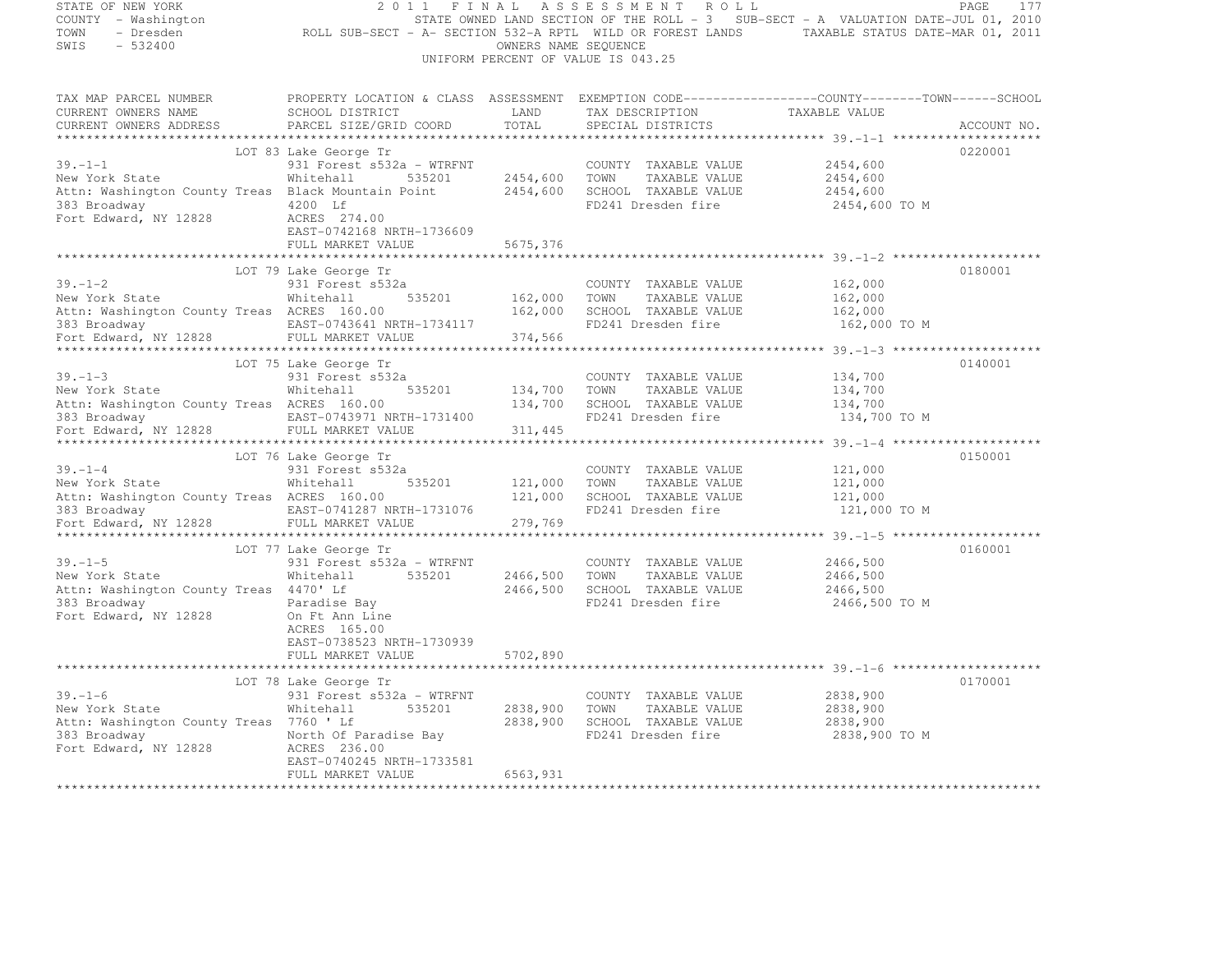STATE OF NEW YORK
COUNTY - Washington
TOWN - Dresden
SWIS - 532400

2 0 1 1 F I N A L A S S E S S M E N T R O L L

STATE OWNED LAND SECTION OF THE ROLL - 3 SUB-SECT - A VALUATION DATE-JUL 01, 2010

ROLL SUB-SECT - A- SECTION 532-A RPTL WILD OR FOREST LANDS TAXABLE STATUS DATE-MAR 01, 2011

OWNERS NAME SEQUENCE

UNIFORM PERCENT OF VALUE IS 043.25

| TAX MAP PARCEL NUMBER / CURRENT OWNERS NAME / CURRENT OWNERS ADDRESS | PROPERTY LOCATION & CLASS / SCHOOL DISTRICT / PARCEL SIZE/GRID COORD | ASSESSMENT LAND / TOTAL | EXEMPTION CODE / TAX DESCRIPTION / SPECIAL DISTRICTS | TAXABLE VALUE (COUNTY / TOWN / SCHOOL) | ACCOUNT NO. |
|---|---|---|---|---|---|
| 39.-1-1 | LOT 83 Lake George Tr | | | | 0220001 |
| New York State | 931 Forest s532a - WTRFNT | | COUNTY TAXABLE VALUE | 2454,600 | |
| Attn: Washington County Treas | Whitehall 535201 | 2454,600 | TOWN TAXABLE VALUE | 2454,600 | |
| 383 Broadway | Black Mountain Point | 2454,600 | SCHOOL TAXABLE VALUE | 2454,600 | |
| Fort Edward, NY 12828 | 4200 Lf | | FD241 Dresden fire | 2454,600 TO M | |
| | ACRES 274.00 | | | | |
| | EAST-0742168 NRTH-1736609 | | | | |
| | FULL MARKET VALUE | 5675,376 | | | |
| 39.-1-2 | LOT 79 Lake George Tr | | | | 0180001 |
| New York State | 931 Forest s532a | | COUNTY TAXABLE VALUE | 162,000 | |
| Attn: Washington County Treas | Whitehall 535201 | 162,000 | TOWN TAXABLE VALUE | 162,000 | |
| 383 Broadway | ACRES 160.00 | 162,000 | SCHOOL TAXABLE VALUE | 162,000 | |
| Fort Edward, NY 12828 | EAST-0743641 NRTH-1734117 | | FD241 Dresden fire | 162,000 TO M | |
| | FULL MARKET VALUE | 374,566 | | | |
| 39.-1-3 | LOT 75 Lake George Tr | | | | 0140001 |
| New York State | 931 Forest s532a | | COUNTY TAXABLE VALUE | 134,700 | |
| Attn: Washington County Treas | Whitehall 535201 | 134,700 | TOWN TAXABLE VALUE | 134,700 | |
| 383 Broadway | ACRES 160.00 | 134,700 | SCHOOL TAXABLE VALUE | 134,700 | |
| Fort Edward, NY 12828 | EAST-0743971 NRTH-1731400 | | FD241 Dresden fire | 134,700 TO M | |
| | FULL MARKET VALUE | 311,445 | | | |
| 39.-1-4 | LOT 76 Lake George Tr | | | | 0150001 |
| New York State | 931 Forest s532a | | COUNTY TAXABLE VALUE | 121,000 | |
| Attn: Washington County Treas | Whitehall 535201 | 121,000 | TOWN TAXABLE VALUE | 121,000 | |
| 383 Broadway | ACRES 160.00 | 121,000 | SCHOOL TAXABLE VALUE | 121,000 | |
| Fort Edward, NY 12828 | EAST-0741287 NRTH-1731076 | | FD241 Dresden fire | 121,000 TO M | |
| | FULL MARKET VALUE | 279,769 | | | |
| 39.-1-5 | LOT 77 Lake George Tr | | | | 0160001 |
| New York State | 931 Forest s532a - WTRFNT | | COUNTY TAXABLE VALUE | 2466,500 | |
| Attn: Washington County Treas | Whitehall 535201 | 2466,500 | TOWN TAXABLE VALUE | 2466,500 | |
| 383 Broadway | 4470' Lf | 2466,500 | SCHOOL TAXABLE VALUE | 2466,500 | |
| Fort Edward, NY 12828 | Paradise Bay | | FD241 Dresden fire | 2466,500 TO M | |
| | On Ft Ann Line | | | | |
| | ACRES 165.00 | | | | |
| | EAST-0738523 NRTH-1730939 | | | | |
| | FULL MARKET VALUE | 5702,890 | | | |
| 39.-1-6 | LOT 78 Lake George Tr | | | | 0170001 |
| New York State | 931 Forest s532a - WTRFNT | | COUNTY TAXABLE VALUE | 2838,900 | |
| Attn: Washington County Treas | Whitehall 535201 | 2838,900 | TOWN TAXABLE VALUE | 2838,900 | |
| 383 Broadway | 7760 ' Lf | 2838,900 | SCHOOL TAXABLE VALUE | 2838,900 | |
| Fort Edward, NY 12828 | North Of Paradise Bay | | FD241 Dresden fire | 2838,900 TO M | |
| | ACRES 236.00 | | | | |
| | EAST-0740245 NRTH-1733581 | | | | |
| | FULL MARKET VALUE | 6563,931 | | | |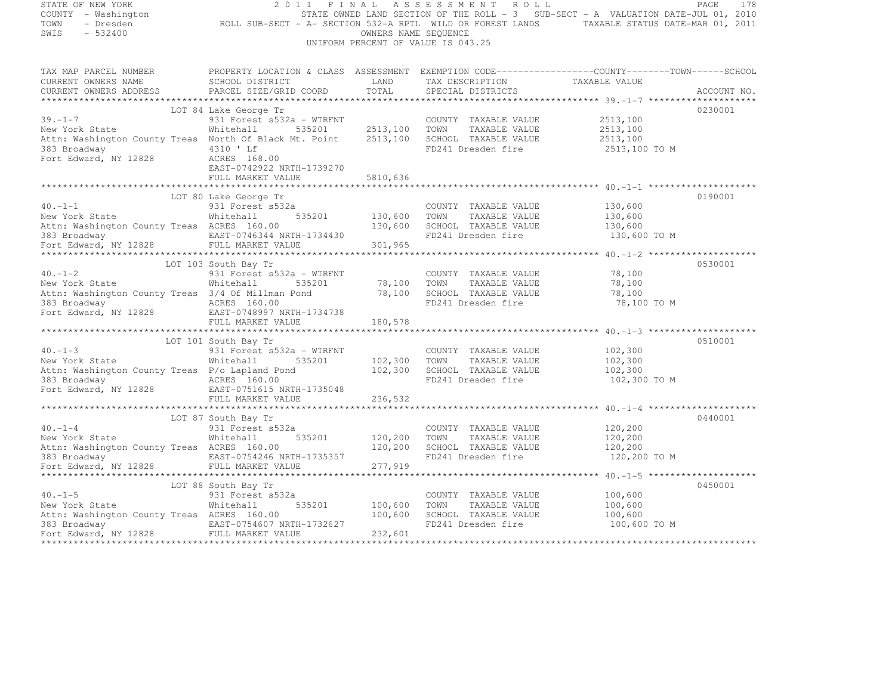STATE OF NEW YORK
COUNTY - Washington
TOWN - Dresden
SWIS - 532400

# 2011 FINAL ASSESSMENT ROLL

STATE OWNED LAND SECTION OF THE ROLL - 3 SUB-SECT - A VALUATION DATE-JUL 01, 2010
ROLL SUB-SECT - A- SECTION 532-A RPTL WILD OR FOREST LANDS TAXABLE STATUS DATE-MAR 01, 2011
OWNERS NAME SEQUENCE
UNIFORM PERCENT OF VALUE IS 043.25

| TAX MAP PARCEL NUMBER / CURRENT OWNERS NAME / CURRENT OWNERS ADDRESS | PROPERTY LOCATION & CLASS / SCHOOL DISTRICT / PARCEL SIZE/GRID COORD | ASSESSMENT LAND / TOTAL | EXEMPTION CODE / TAX DESCRIPTION / SPECIAL DISTRICTS | COUNTY / TOWN / SCHOOL TAXABLE VALUE | ACCOUNT NO. |
|---|---|---|---|---|---|
| **39.-1-7** | LOT 84 Lake George Tr | | | | 0230001 |
| 39.-1-7 | 931 Forest s532a - WTRFNT | | COUNTY TAXABLE VALUE | 2513,100 | |
| New York State | Whitehall 535201 | 2513,100 | TOWN TAXABLE VALUE | 2513,100 | |
| Attn: Washington County Treas | North Of Black Mt. Point | 2513,100 | SCHOOL TAXABLE VALUE | 2513,100 | |
| 383 Broadway | 4310 ' Lf | | FD241 Dresden fire | 2513,100 TO M | |
| Fort Edward, NY 12828 | ACRES 168.00 | | | | |
| | EAST-0742922 NRTH-1739270 | | | | |
| | FULL MARKET VALUE | 5810,636 | | | |
| **40.-1-1** | LOT 80 Lake George Tr | | | | 0190001 |
| 40.-1-1 | 931 Forest s532a | | COUNTY TAXABLE VALUE | 130,600 | |
| New York State | Whitehall 535201 | 130,600 | TOWN TAXABLE VALUE | 130,600 | |
| Attn: Washington County Treas | ACRES 160.00 | 130,600 | SCHOOL TAXABLE VALUE | 130,600 | |
| 383 Broadway | EAST-0746344 NRTH-1734430 | | FD241 Dresden fire | 130,600 TO M | |
| Fort Edward, NY 12828 | FULL MARKET VALUE | 301,965 | | | |
| **40.-1-2** | LOT 103 South Bay Tr | | | | 0530001 |
| 40.-1-2 | 931 Forest s532a - WTRFNT | | COUNTY TAXABLE VALUE | 78,100 | |
| New York State | Whitehall 535201 | 78,100 | TOWN TAXABLE VALUE | 78,100 | |
| Attn: Washington County Treas | 3/4 Of Millman Pond | 78,100 | SCHOOL TAXABLE VALUE | 78,100 | |
| 383 Broadway | ACRES 160.00 | | FD241 Dresden fire | 78,100 TO M | |
| Fort Edward, NY 12828 | EAST-0748997 NRTH-1734738 | | | | |
| | FULL MARKET VALUE | 180,578 | | | |
| **40.-1-3** | LOT 101 South Bay Tr | | | | 0510001 |
| 40.-1-3 | 931 Forest s532a - WTRFNT | | COUNTY TAXABLE VALUE | 102,300 | |
| New York State | Whitehall 535201 | 102,300 | TOWN TAXABLE VALUE | 102,300 | |
| Attn: Washington County Treas | P/o Lapland Pond | 102,300 | SCHOOL TAXABLE VALUE | 102,300 | |
| 383 Broadway | ACRES 160.00 | | FD241 Dresden fire | 102,300 TO M | |
| Fort Edward, NY 12828 | EAST-0751615 NRTH-1735048 | | | | |
| | FULL MARKET VALUE | 236,532 | | | |
| **40.-1-4** | LOT 87 South Bay Tr | | | | 0440001 |
| 40.-1-4 | 931 Forest s532a | | COUNTY TAXABLE VALUE | 120,200 | |
| New York State | Whitehall 535201 | 120,200 | TOWN TAXABLE VALUE | 120,200 | |
| Attn: Washington County Treas | ACRES 160.00 | 120,200 | SCHOOL TAXABLE VALUE | 120,200 | |
| 383 Broadway | EAST-0754246 NRTH-1735357 | | FD241 Dresden fire | 120,200 TO M | |
| Fort Edward, NY 12828 | FULL MARKET VALUE | 277,919 | | | |
| **40.-1-5** | LOT 88 South Bay Tr | | | | 0450001 |
| 40.-1-5 | 931 Forest s532a | | COUNTY TAXABLE VALUE | 100,600 | |
| New York State | Whitehall 535201 | 100,600 | TOWN TAXABLE VALUE | 100,600 | |
| Attn: Washington County Treas | ACRES 160.00 | 100,600 | SCHOOL TAXABLE VALUE | 100,600 | |
| 383 Broadway | EAST-0754607 NRTH-1732627 | | FD241 Dresden fire | 100,600 TO M | |
| Fort Edward, NY 12828 | FULL MARKET VALUE | 232,601 | | | |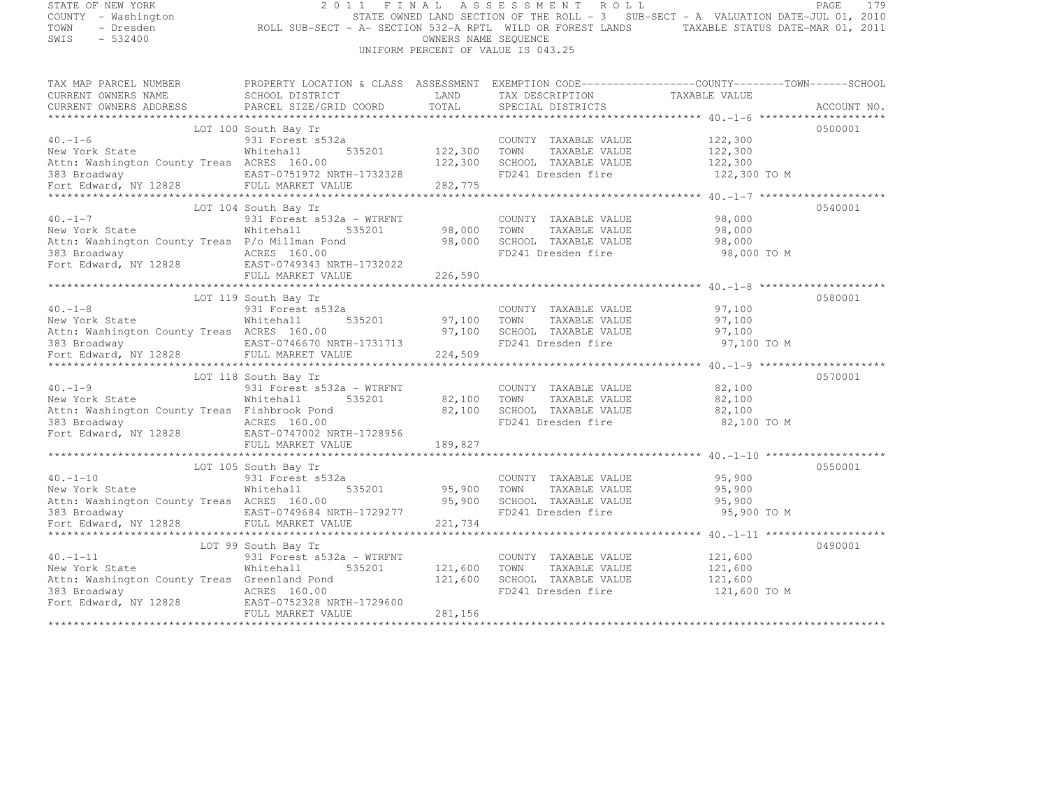STATE OF NEW YORK
COUNTY - Washington
TOWN - Dresden
SWIS - 532400

2011 FINAL ASSESSMENT ROLL
STATE OWNED LAND SECTION OF THE ROLL - 3 SUB-SECT - A VALUATION DATE-JUL 01, 2010
ROLL SUB-SECT - A- SECTION 532-A RPTL WILD OR FOREST LANDS TAXABLE STATUS DATE-MAR 01, 2011
OWNERS NAME SEQUENCE
UNIFORM PERCENT OF VALUE IS 043.25

| TAX MAP PARCEL NUMBER / CURRENT OWNERS NAME / CURRENT OWNERS ADDRESS | PROPERTY LOCATION & CLASS / SCHOOL DISTRICT / PARCEL SIZE/GRID COORD | ASSESSMENT LAND / TOTAL | EXEMPTION CODE / TAX DESCRIPTION / SPECIAL DISTRICTS | COUNTY / TOWN / SCHOOL TAXABLE VALUE | ACCOUNT NO. |
|---|---|---|---|---|---|
| **40.-1-6** | LOT 100 South Bay Tr | | | | 0500001 |
| 40.-1-6 | 931 Forest s532a | | COUNTY TAXABLE VALUE | 122,300 | |
| New York State | Whitehall 535201 | 122,300 | TOWN TAXABLE VALUE | 122,300 | |
| Attn: Washington County Treas | ACRES 160.00 | 122,300 | SCHOOL TAXABLE VALUE | 122,300 | |
| 383 Broadway | EAST-0751972 NRTH-1732328 | | FD241 Dresden fire | 122,300 TO M | |
| Fort Edward, NY 12828 | FULL MARKET VALUE | 282,775 | | | |
| **40.-1-7** | LOT 104 South Bay Tr | | | | 0540001 |
| 40.-1-7 | 931 Forest s532a - WTRFNT | | COUNTY TAXABLE VALUE | 98,000 | |
| New York State | Whitehall 535201 | 98,000 | TOWN TAXABLE VALUE | 98,000 | |
| Attn: Washington County Treas | P/o Millman Pond | 98,000 | SCHOOL TAXABLE VALUE | 98,000 | |
| 383 Broadway | ACRES 160.00 | | FD241 Dresden fire | 98,000 TO M | |
| Fort Edward, NY 12828 | EAST-0749343 NRTH-1732022 | | | | |
| | FULL MARKET VALUE | 226,590 | | | |
| **40.-1-8** | LOT 119 South Bay Tr | | | | 0580001 |
| 40.-1-8 | 931 Forest s532a | | COUNTY TAXABLE VALUE | 97,100 | |
| New York State | Whitehall 535201 | 97,100 | TOWN TAXABLE VALUE | 97,100 | |
| Attn: Washington County Treas | ACRES 160.00 | 97,100 | SCHOOL TAXABLE VALUE | 97,100 | |
| 383 Broadway | EAST-0746670 NRTH-1731713 | | FD241 Dresden fire | 97,100 TO M | |
| Fort Edward, NY 12828 | FULL MARKET VALUE | 224,509 | | | |
| **40.-1-9** | LOT 118 South Bay Tr | | | | 0570001 |
| 40.-1-9 | 931 Forest s532a - WTRFNT | | COUNTY TAXABLE VALUE | 82,100 | |
| New York State | Whitehall 535201 | 82,100 | TOWN TAXABLE VALUE | 82,100 | |
| Attn: Washington County Treas | Fishbrook Pond | 82,100 | SCHOOL TAXABLE VALUE | 82,100 | |
| 383 Broadway | ACRES 160.00 | | FD241 Dresden fire | 82,100 TO M | |
| Fort Edward, NY 12828 | EAST-0747002 NRTH-1728956 | | | | |
| | FULL MARKET VALUE | 189,827 | | | |
| **40.-1-10** | LOT 105 South Bay Tr | | | | 0550001 |
| 40.-1-10 | 931 Forest s532a | | COUNTY TAXABLE VALUE | 95,900 | |
| New York State | Whitehall 535201 | 95,900 | TOWN TAXABLE VALUE | 95,900 | |
| Attn: Washington County Treas | ACRES 160.00 | 95,900 | SCHOOL TAXABLE VALUE | 95,900 | |
| 383 Broadway | EAST-0749684 NRTH-1729277 | | FD241 Dresden fire | 95,900 TO M | |
| Fort Edward, NY 12828 | FULL MARKET VALUE | 221,734 | | | |
| **40.-1-11** | LOT 99 South Bay Tr | | | | 0490001 |
| 40.-1-11 | 931 Forest s532a - WTRFNT | | COUNTY TAXABLE VALUE | 121,600 | |
| New York State | Whitehall 535201 | 121,600 | TOWN TAXABLE VALUE | 121,600 | |
| Attn: Washington County Treas | Greenland Pond | 121,600 | SCHOOL TAXABLE VALUE | 121,600 | |
| 383 Broadway | ACRES 160.00 | | FD241 Dresden fire | 121,600 TO M | |
| Fort Edward, NY 12828 | EAST-0752328 NRTH-1729600 | | | | |
| | FULL MARKET VALUE | 281,156 | | | |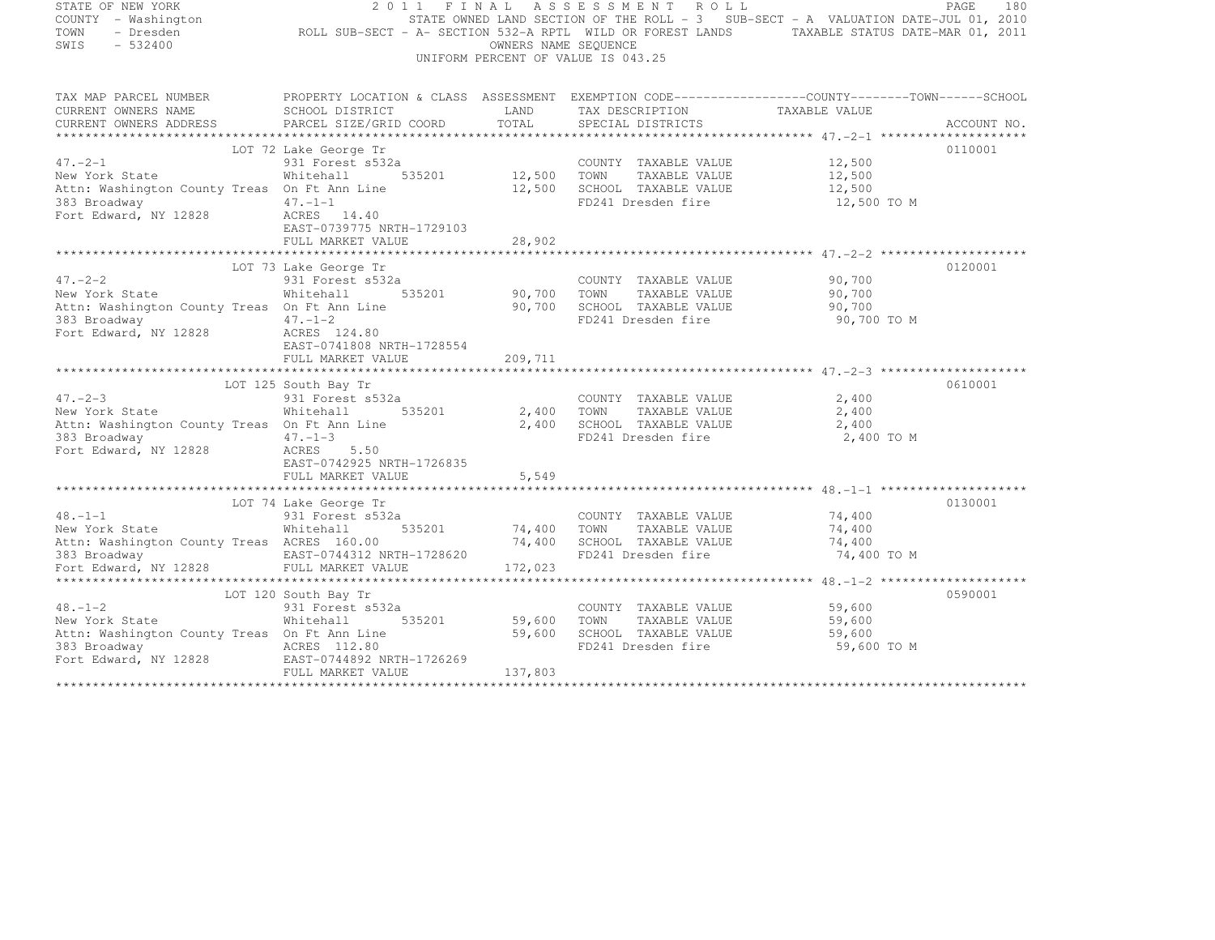STATE OF NEW YORK — 2011 FINAL ASSESSMENT ROLL
COUNTY - Washington — STATE OWNED LAND SECTION OF THE ROLL - 3 SUB-SECT - A VALUATION DATE-JUL 01, 2010
TOWN - Dresden — ROLL SUB-SECT - A- SECTION 532-A RPTL WILD OR FOREST LANDS — TAXABLE STATUS DATE-MAR 01, 2011
SWIS - 532400 — OWNERS NAME SEQUENCE
UNIFORM PERCENT OF VALUE IS 043.25

| TAX MAP PARCEL NUMBER / CURRENT OWNERS NAME / CURRENT OWNERS ADDRESS | PROPERTY LOCATION & CLASS / SCHOOL DISTRICT / PARCEL SIZE/GRID COORD | ASSESSMENT LAND / TOTAL | EXEMPTION CODE / TAX DESCRIPTION / SPECIAL DISTRICTS | COUNTY / TOWN / SCHOOL TAXABLE VALUE | ACCOUNT NO. |
|---|---|---|---|---|---|
| | LOT 72 Lake George Tr | | | | 0110001 |
| 47.-2-1 | 931 Forest s532a | | COUNTY TAXABLE VALUE | 12,500 | |
| New York State | Whitehall 535201 | 12,500 | TOWN TAXABLE VALUE | 12,500 | |
| Attn: Washington County Treas | On Ft Ann Line | 12,500 | SCHOOL TAXABLE VALUE | 12,500 | |
| 383 Broadway | 47.-1-1 | | FD241 Dresden fire | 12,500 TO M | |
| Fort Edward, NY 12828 | ACRES 14.40 | | | | |
| | EAST-0739775 NRTH-1729103 | | | | |
| | FULL MARKET VALUE | 28,902 | | | |
| | LOT 73 Lake George Tr | | | | 0120001 |
| 47.-2-2 | 931 Forest s532a | | COUNTY TAXABLE VALUE | 90,700 | |
| New York State | Whitehall 535201 | 90,700 | TOWN TAXABLE VALUE | 90,700 | |
| Attn: Washington County Treas | On Ft Ann Line | 90,700 | SCHOOL TAXABLE VALUE | 90,700 | |
| 383 Broadway | 47.-1-2 | | FD241 Dresden fire | 90,700 TO M | |
| Fort Edward, NY 12828 | ACRES 124.80 | | | | |
| | EAST-0741808 NRTH-1728554 | | | | |
| | FULL MARKET VALUE | 209,711 | | | |
| | LOT 125 South Bay Tr | | | | 0610001 |
| 47.-2-3 | 931 Forest s532a | | COUNTY TAXABLE VALUE | 2,400 | |
| New York State | Whitehall 535201 | 2,400 | TOWN TAXABLE VALUE | 2,400 | |
| Attn: Washington County Treas | On Ft Ann Line | 2,400 | SCHOOL TAXABLE VALUE | 2,400 | |
| 383 Broadway | 47.-1-3 | | FD241 Dresden fire | 2,400 TO M | |
| Fort Edward, NY 12828 | ACRES 5.50 | | | | |
| | EAST-0742925 NRTH-1726835 | | | | |
| | FULL MARKET VALUE | 5,549 | | | |
| | LOT 74 Lake George Tr | | | | 0130001 |
| 48.-1-1 | 931 Forest s532a | | COUNTY TAXABLE VALUE | 74,400 | |
| New York State | Whitehall 535201 | 74,400 | TOWN TAXABLE VALUE | 74,400 | |
| Attn: Washington County Treas | ACRES 160.00 | 74,400 | SCHOOL TAXABLE VALUE | 74,400 | |
| 383 Broadway | EAST-0744312 NRTH-1728620 | | FD241 Dresden fire | 74,400 TO M | |
| Fort Edward, NY 12828 | FULL MARKET VALUE | 172,023 | | | |
| | LOT 120 South Bay Tr | | | | 0590001 |
| 48.-1-2 | 931 Forest s532a | | COUNTY TAXABLE VALUE | 59,600 | |
| New York State | Whitehall 535201 | 59,600 | TOWN TAXABLE VALUE | 59,600 | |
| Attn: Washington County Treas | On Ft Ann Line | 59,600 | SCHOOL TAXABLE VALUE | 59,600 | |
| 383 Broadway | ACRES 112.80 | | FD241 Dresden fire | 59,600 TO M | |
| Fort Edward, NY 12828 | EAST-0744892 NRTH-1726269 | | | | |
| | FULL MARKET VALUE | 137,803 | | | |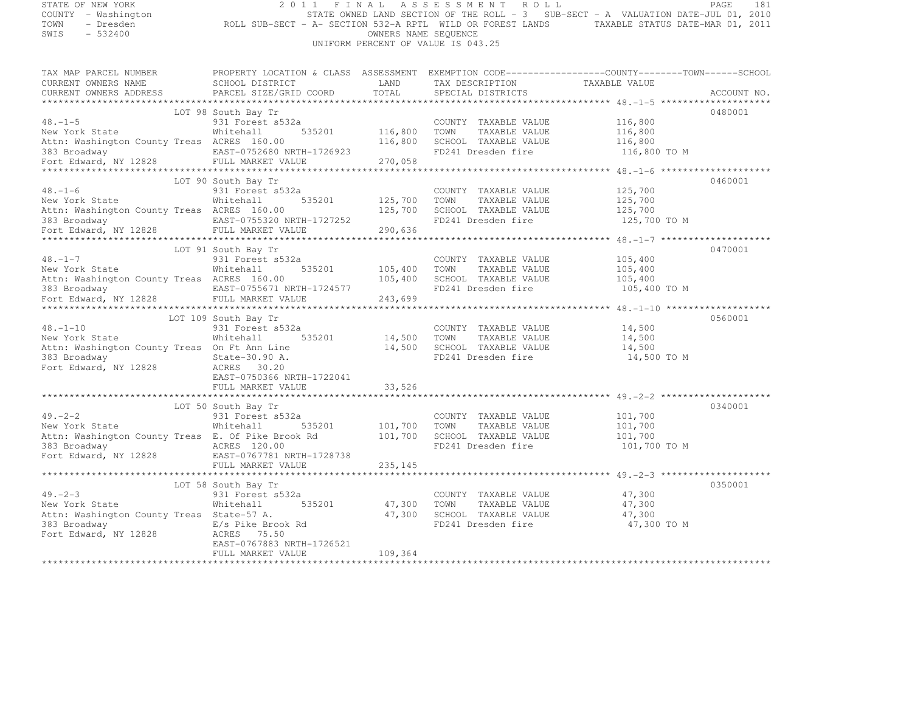STATE OF NEW YORK
COUNTY - Washington
TOWN - Dresden
SWIS - 532400

# 2011 FINAL ASSESSMENT ROLL

STATE OWNED LAND SECTION OF THE ROLL - 3 SUB-SECT - A VALUATION DATE-JUL 01, 2010
ROLL SUB-SECT - A- SECTION 532-A RPTL WILD OR FOREST LANDS TAXABLE STATUS DATE-MAR 01, 2011
OWNERS NAME SEQUENCE
UNIFORM PERCENT OF VALUE IS 043.25

```
TAX MAP PARCEL NUMBER          PROPERTY LOCATION & CLASS  ASSESSMENT  EXEMPTION CODE------------------COUNTY--------TOWN------SCHOOL
CURRENT OWNERS NAME            SCHOOL DISTRICT             LAND       TAX DESCRIPTION              TAXABLE VALUE
CURRENT OWNERS ADDRESS         PARCEL SIZE/GRID COORD      TOTAL      SPECIAL DISTRICTS                                       ACCOUNT NO.
******************************************************************************************************* 48.-1-5 ********************
                               LOT 98 South Bay Tr                                                                            0480001
48.-1-5                        931 Forest s532a                       COUNTY  TAXABLE VALUE          116,800
New York State                 Whitehall      535201       116,800    TOWN    TAXABLE VALUE          116,800
Attn: Washington County Treas  ACRES 160.00                116,800    SCHOOL  TAXABLE VALUE          116,800
383 Broadway                   EAST-0752680 NRTH-1726923              FD241 Dresden fire              116,800 TO M
Fort Edward, NY 12828          FULL MARKET VALUE           270,058
******************************************************************************************************* 48.-1-6 ********************
                               LOT 90 South Bay Tr                                                                            0460001
48.-1-6                        931 Forest s532a                       COUNTY  TAXABLE VALUE          125,700
New York State                 Whitehall      535201       125,700    TOWN    TAXABLE VALUE          125,700
Attn: Washington County Treas  ACRES 160.00                125,700    SCHOOL  TAXABLE VALUE          125,700
383 Broadway                   EAST-0755320 NRTH-1727252              FD241 Dresden fire              125,700 TO M
Fort Edward, NY 12828          FULL MARKET VALUE           290,636
******************************************************************************************************* 48.-1-7 ********************
                               LOT 91 South Bay Tr                                                                            0470001
48.-1-7                        931 Forest s532a                       COUNTY  TAXABLE VALUE          105,400
New York State                 Whitehall      535201       105,400    TOWN    TAXABLE VALUE          105,400
Attn: Washington County Treas  ACRES 160.00                105,400    SCHOOL  TAXABLE VALUE          105,400
383 Broadway                   EAST-0755671 NRTH-1724577              FD241 Dresden fire              105,400 TO M
Fort Edward, NY 12828          FULL MARKET VALUE           243,699
******************************************************************************************************* 48.-1-10 *******************
                               LOT 109 South Bay Tr                                                                           0560001
48.-1-10                       931 Forest s532a                       COUNTY  TAXABLE VALUE           14,500
New York State                 Whitehall      535201        14,500    TOWN    TAXABLE VALUE           14,500
Attn: Washington County Treas  On Ft Ann Line               14,500    SCHOOL  TAXABLE VALUE           14,500
383 Broadway                   State-30.90 A.                         FD241 Dresden fire               14,500 TO M
Fort Edward, NY 12828          ACRES  30.20
                               EAST-0750366 NRTH-1722041
                               FULL MARKET VALUE            33,526
******************************************************************************************************* 49.-2-2 ********************
                               LOT 50 South Bay Tr                                                                            0340001
49.-2-2                        931 Forest s532a                       COUNTY  TAXABLE VALUE          101,700
New York State                 Whitehall      535201       101,700    TOWN    TAXABLE VALUE          101,700
Attn: Washington County Treas  E. Of Pike Brook Rd         101,700    SCHOOL  TAXABLE VALUE          101,700
383 Broadway                   ACRES 120.00                           FD241 Dresden fire              101,700 TO M
Fort Edward, NY 12828          EAST-0767781 NRTH-1728738
                               FULL MARKET VALUE           235,145
******************************************************************************************************* 49.-2-3 ********************
                               LOT 58 South Bay Tr                                                                            0350001
49.-2-3                        931 Forest s532a                       COUNTY  TAXABLE VALUE           47,300
New York State                 Whitehall      535201        47,300    TOWN    TAXABLE VALUE           47,300
Attn: Washington County Treas  State-57 A.                  47,300    SCHOOL  TAXABLE VALUE           47,300
383 Broadway                   E/s Pike Brook Rd                      FD241 Dresden fire               47,300 TO M
Fort Edward, NY 12828          ACRES  75.50
                               EAST-0767883 NRTH-1726521
                               FULL MARKET VALUE           109,364
************************************************************************************************************************************
```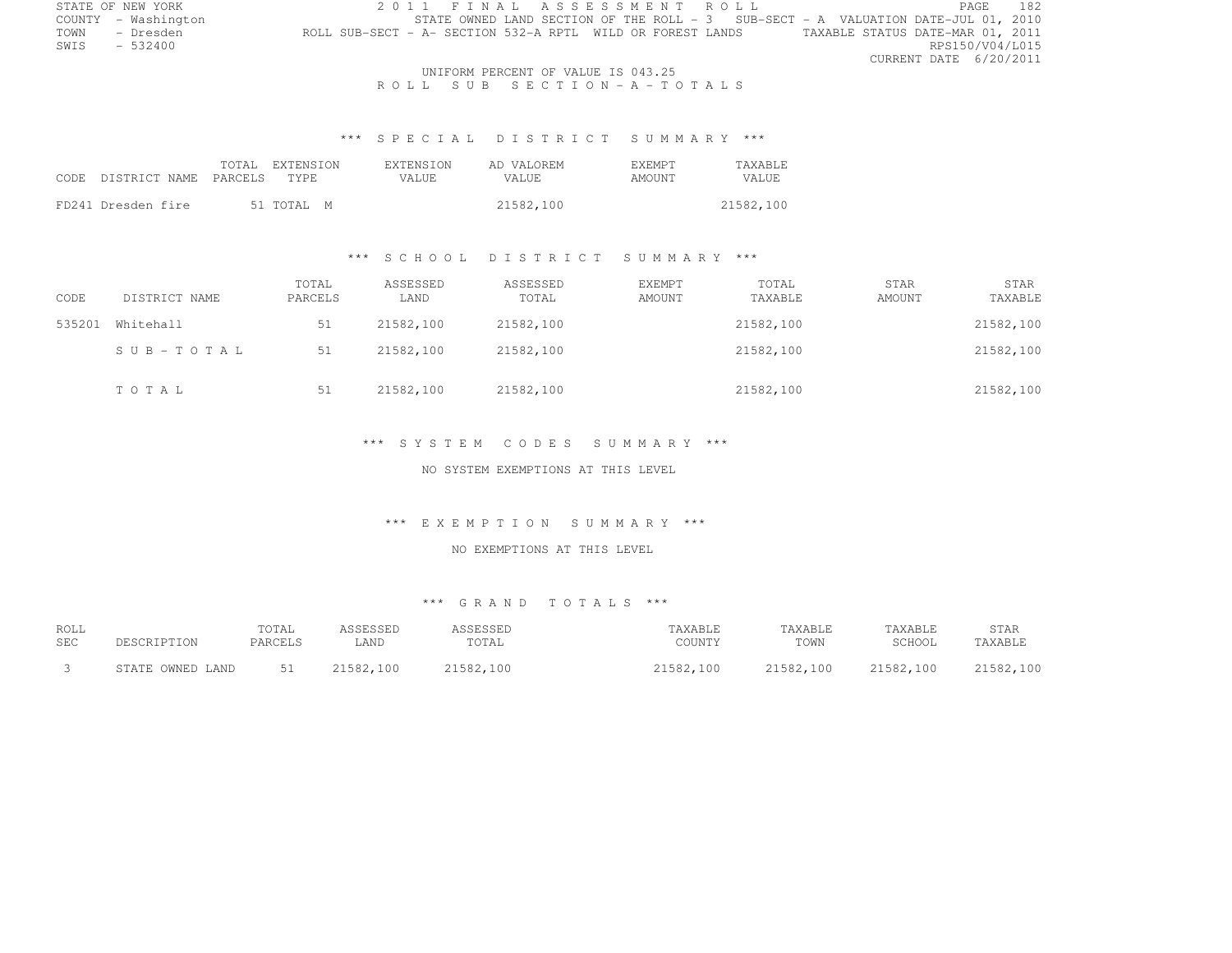STATE OF NEW YORK
COUNTY - Washington
TOWN - Dresden
SWIS - 532400

# 2011 FINAL ASSESSMENT ROLL

STATE OWNED LAND SECTION OF THE ROLL - 3 SUB-SECT - A VALUATION DATE-JUL 01, 2010
ROLL SUB-SECT - A- SECTION 532-A RPTL WILD OR FOREST LANDS TAXABLE STATUS DATE-MAR 01, 2011
RPS150/V04/L015
CURRENT DATE 6/20/2011

UNIFORM PERCENT OF VALUE IS 043.25

## ROLL SUB SECTION - A - TOTALS

### *** SPECIAL DISTRICT SUMMARY ***

| CODE | DISTRICT NAME | TOTAL PARCELS | EXTENSION TYPE | EXTENSION VALUE | AD VALOREM VALUE | EXEMPT AMOUNT | TAXABLE VALUE |
|---|---|---|---|---|---|---|---|
| FD241 | Dresden fire | 51 | TOTAL M | | 21582,100 | | 21582,100 |

### *** SCHOOL DISTRICT SUMMARY ***

| CODE | DISTRICT NAME | TOTAL PARCELS | ASSESSED LAND | ASSESSED TOTAL | EXEMPT AMOUNT | TOTAL TAXABLE | STAR AMOUNT | STAR TAXABLE |
|---|---|---|---|---|---|---|---|---|
| 535201 | Whitehall | 51 | 21582,100 | 21582,100 | | 21582,100 | | 21582,100 |
| | SUB-TOTAL | 51 | 21582,100 | 21582,100 | | 21582,100 | | 21582,100 |
| | TOTAL | 51 | 21582,100 | 21582,100 | | 21582,100 | | 21582,100 |

### *** SYSTEM CODES SUMMARY ***

NO SYSTEM EXEMPTIONS AT THIS LEVEL

### *** EXEMPTION SUMMARY ***

NO EXEMPTIONS AT THIS LEVEL

### *** GRAND TOTALS ***

| ROLL SEC | DESCRIPTION | TOTAL PARCELS | ASSESSED LAND | ASSESSED TOTAL | TAXABLE COUNTY | TAXABLE TOWN | TAXABLE SCHOOL | STAR TAXABLE |
|---|---|---|---|---|---|---|---|---|
| 3 | STATE OWNED LAND | 51 | 21582,100 | 21582,100 | 21582,100 | 21582,100 | 21582,100 | 21582,100 |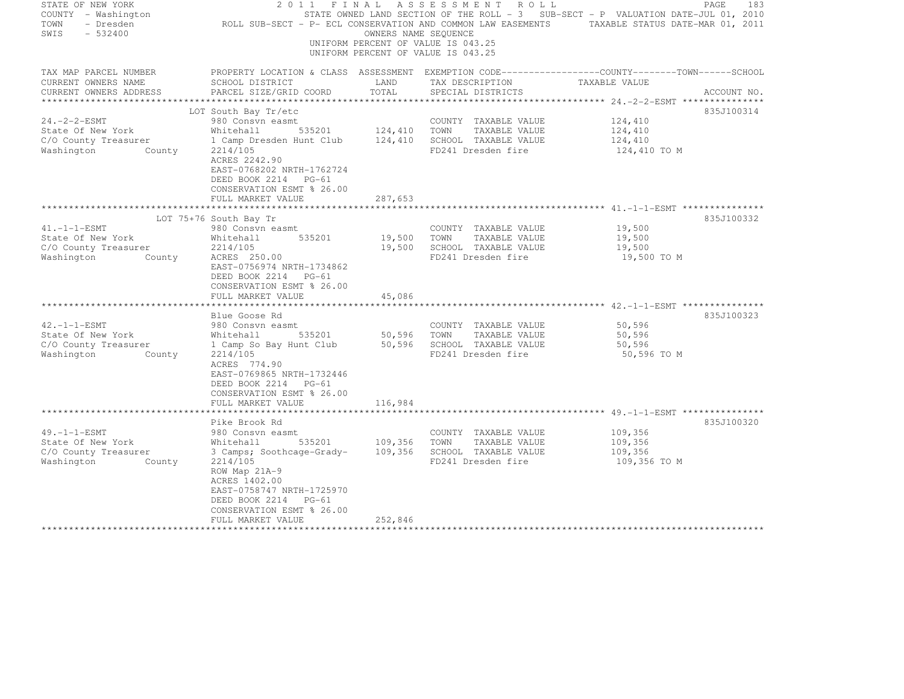STATE OF NEW YORK
COUNTY - Washington
TOWN - Dresden
SWIS - 532400

2011 FINAL ASSESSMENT ROLL
STATE OWNED LAND SECTION OF THE ROLL - 3 SUB-SECT - P VALUATION DATE-JUL 01, 2010
ROLL SUB-SECT - P- ECL CONSERVATION AND COMMON LAW EASEMENTS TAXABLE STATUS DATE-MAR 01, 2011
OWNERS NAME SEQUENCE
UNIFORM PERCENT OF VALUE IS 043.25
UNIFORM PERCENT OF VALUE IS 043.25

| TAX MAP PARCEL NUMBER / CURRENT OWNERS NAME / CURRENT OWNERS ADDRESS | PROPERTY LOCATION & CLASS / SCHOOL DISTRICT / PARCEL SIZE/GRID COORD | ASSESSMENT LAND | TOTAL | EXEMPTION CODE / TAX DESCRIPTION / SPECIAL DISTRICTS | COUNTY--------TOWN------SCHOOL TAXABLE VALUE | ACCOUNT NO. |
|---|---|---|---|---|---|---|
| 24.-2-2-ESMT | LOT South Bay Tr/etc | | | | | 835J100314 |
| 24.-2-2-ESMT | 980 Consvn easmt | | | COUNTY TAXABLE VALUE | 124,410 | |
| State Of New York | Whitehall 535201 | 124,410 | | TOWN TAXABLE VALUE | 124,410 | |
| C/O County Treasurer | 1 Camp Dresden Hunt Club | | 124,410 | SCHOOL TAXABLE VALUE | 124,410 | |
| Washington County | 2214/105 | | | FD241 Dresden fire | 124,410 TO M | |
| | ACRES 2242.90 | | | | | |
| | EAST-0768202 NRTH-1762724 | | | | | |
| | DEED BOOK 2214 PG-61 | | | | | |
| | CONSERVATION ESMT % 26.00 | | | | | |
| | FULL MARKET VALUE | | 287,653 | | | |
| 41.-1-1-ESMT | LOT 75+76 South Bay Tr | | | | | 835J100332 |
| 41.-1-1-ESMT | 980 Consvn easmt | | | COUNTY TAXABLE VALUE | 19,500 | |
| State Of New York | Whitehall 535201 | 19,500 | | TOWN TAXABLE VALUE | 19,500 | |
| C/O County Treasurer | 2214/105 | | 19,500 | SCHOOL TAXABLE VALUE | 19,500 | |
| Washington County | ACRES 250.00 | | | FD241 Dresden fire | 19,500 TO M | |
| | EAST-0756974 NRTH-1734862 | | | | | |
| | DEED BOOK 2214 PG-61 | | | | | |
| | CONSERVATION ESMT % 26.00 | | | | | |
| | FULL MARKET VALUE | | 45,086 | | | |
| 42.-1-1-ESMT | Blue Goose Rd | | | | | 835J100323 |
| 42.-1-1-ESMT | 980 Consvn easmt | | | COUNTY TAXABLE VALUE | 50,596 | |
| State Of New York | Whitehall 535201 | 50,596 | | TOWN TAXABLE VALUE | 50,596 | |
| C/O County Treasurer | 1 Camp So Bay Hunt Club | | 50,596 | SCHOOL TAXABLE VALUE | 50,596 | |
| Washington County | 2214/105 | | | FD241 Dresden fire | 50,596 TO M | |
| | ACRES 774.90 | | | | | |
| | EAST-0769865 NRTH-1732446 | | | | | |
| | DEED BOOK 2214 PG-61 | | | | | |
| | CONSERVATION ESMT % 26.00 | | | | | |
| | FULL MARKET VALUE | | 116,984 | | | |
| 49.-1-1-ESMT | Pike Brook Rd | | | | | 835J100320 |
| 49.-1-1-ESMT | 980 Consvn easmt | | | COUNTY TAXABLE VALUE | 109,356 | |
| State Of New York | Whitehall 535201 | 109,356 | | TOWN TAXABLE VALUE | 109,356 | |
| C/O County Treasurer | 3 Camps; Soothcage-Grady- | | 109,356 | SCHOOL TAXABLE VALUE | 109,356 | |
| Washington County | 2214/105 | | | FD241 Dresden fire | 109,356 TO M | |
| | ROW Map 21A-9 | | | | | |
| | ACRES 1402.00 | | | | | |
| | EAST-0758747 NRTH-1725970 | | | | | |
| | DEED BOOK 2214 PG-61 | | | | | |
| | CONSERVATION ESMT % 26.00 | | | | | |
| | FULL MARKET VALUE | | 252,846 | | | |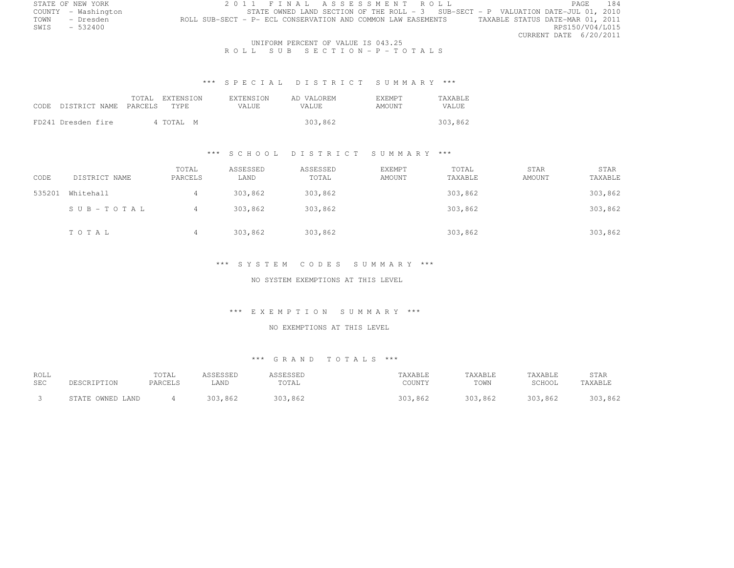STATE OF NEW YORK
COUNTY - Washington
TOWN - Dresden
SWIS - 532400

2011 FINAL ASSESSMENT ROLL
STATE OWNED LAND SECTION OF THE ROLL - 3 SUB-SECT - P VALUATION DATE-JUL 01, 2010
ROLL SUB-SECT - P- ECL CONSERVATION AND COMMON LAW EASEMENTS TAXABLE STATUS DATE-MAR 01, 2011
RPS150/V04/L015
CURRENT DATE 6/20/2011

UNIFORM PERCENT OF VALUE IS 043.25

ROLL SUB SECTION - P - TOTALS

## *** SPECIAL DISTRICT SUMMARY ***

| CODE | DISTRICT NAME | TOTAL PARCELS | EXTENSION TYPE | EXTENSION VALUE | AD VALOREM VALUE | EXEMPT AMOUNT | TAXABLE VALUE |
|---|---|---|---|---|---|---|---|
| FD241 | Dresden fire | 4 | TOTAL M | | 303,862 | | 303,862 |

## *** SCHOOL DISTRICT SUMMARY ***

| CODE | DISTRICT NAME | TOTAL PARCELS | ASSESSED LAND | ASSESSED TOTAL | EXEMPT AMOUNT | TOTAL TAXABLE | STAR AMOUNT | STAR TAXABLE |
|---|---|---|---|---|---|---|---|---|
| 535201 | Whitehall | 4 | 303,862 | 303,862 | | 303,862 | | 303,862 |
| | S U B - T O T A L | 4 | 303,862 | 303,862 | | 303,862 | | 303,862 |
| | T O T A L | 4 | 303,862 | 303,862 | | 303,862 | | 303,862 |

## *** SYSTEM CODES SUMMARY ***

NO SYSTEM EXEMPTIONS AT THIS LEVEL

## *** EXEMPTION SUMMARY ***

NO EXEMPTIONS AT THIS LEVEL

## *** GRAND TOTALS ***

| ROLL SEC | DESCRIPTION | TOTAL PARCELS | ASSESSED LAND | ASSESSED TOTAL | TAXABLE COUNTY | TAXABLE TOWN | TAXABLE SCHOOL | STAR TAXABLE |
|---|---|---|---|---|---|---|---|---|
| 3 | STATE OWNED LAND | 4 | 303,862 | 303,862 | 303,862 | 303,862 | 303,862 | 303,862 |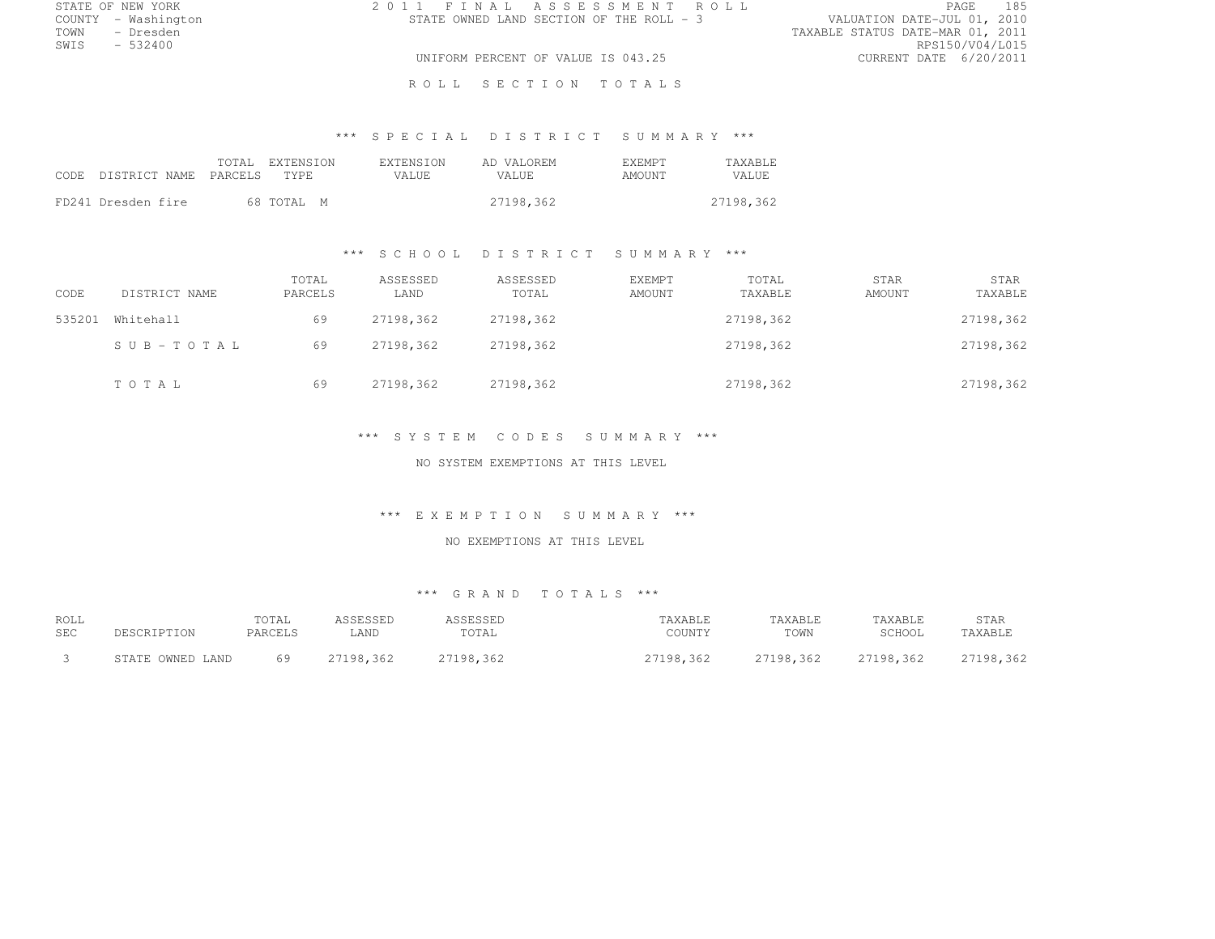STATE OF NEW YORK
COUNTY - Washington
TOWN - Dresden
SWIS - 532400

# 2011 FINAL ASSESSMENT ROLL

STATE OWNED LAND SECTION OF THE ROLL - 3

UNIFORM PERCENT OF VALUE IS 043.25

VALUATION DATE-JUL 01, 2010
TAXABLE STATUS DATE-MAR 01, 2011
RPS150/V04/L015
CURRENT DATE 6/20/2011

## ROLL SECTION TOTALS

### *** SPECIAL DISTRICT SUMMARY ***

| CODE | DISTRICT NAME | TOTAL PARCELS | EXTENSION TYPE | EXTENSION VALUE | AD VALOREM VALUE | EXEMPT AMOUNT | TAXABLE VALUE |
|---|---|---|---|---|---|---|---|
| FD241 | Dresden fire | 68 | TOTAL M | | 27198,362 | | 27198,362 |

### *** SCHOOL DISTRICT SUMMARY ***

| CODE | DISTRICT NAME | TOTAL PARCELS | ASSESSED LAND | ASSESSED TOTAL | EXEMPT AMOUNT | TOTAL TAXABLE | STAR AMOUNT | STAR TAXABLE |
|---|---|---|---|---|---|---|---|---|
| 535201 | Whitehall | 69 | 27198,362 | 27198,362 | | 27198,362 | | 27198,362 |
| | SUB-TOTAL | 69 | 27198,362 | 27198,362 | | 27198,362 | | 27198,362 |
| | TOTAL | 69 | 27198,362 | 27198,362 | | 27198,362 | | 27198,362 |

### *** SYSTEM CODES SUMMARY ***

NO SYSTEM EXEMPTIONS AT THIS LEVEL

### *** EXEMPTION SUMMARY ***

NO EXEMPTIONS AT THIS LEVEL

### *** GRAND TOTALS ***

| ROLL SEC | DESCRIPTION | TOTAL PARCELS | ASSESSED LAND | ASSESSED TOTAL | TAXABLE COUNTY | TAXABLE TOWN | TAXABLE SCHOOL | STAR TAXABLE |
|---|---|---|---|---|---|---|---|---|
| 3 | STATE OWNED LAND | 69 | 27198,362 | 27198,362 | 27198,362 | 27198,362 | 27198,362 | 27198,362 |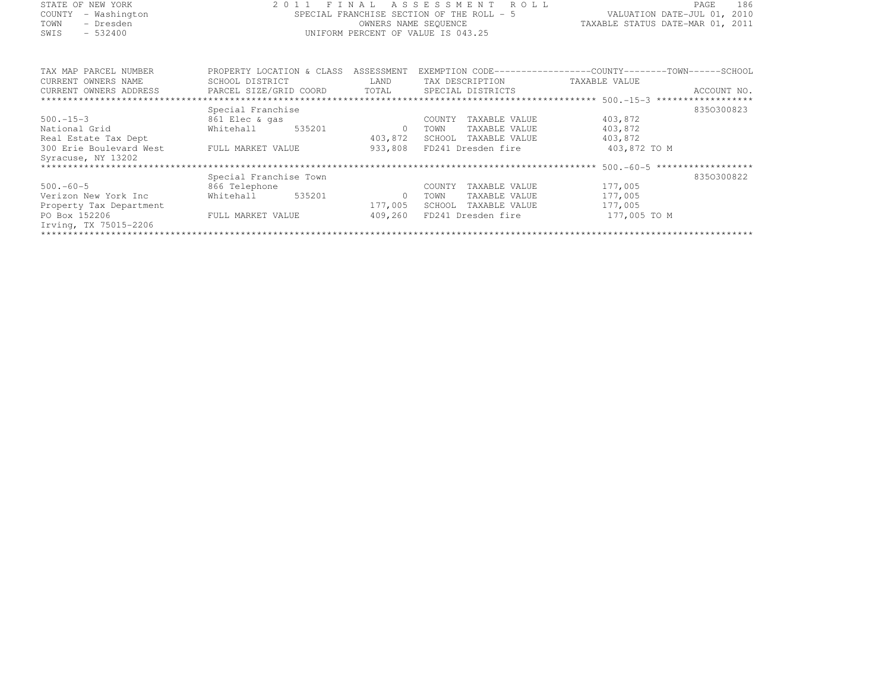STATE OF NEW YORK
COUNTY - Washington
TOWN - Dresden
SWIS - 532400

2011 FINAL ASSESSMENT ROLL
SPECIAL FRANCHISE SECTION OF THE ROLL - 5
OWNERS NAME SEQUENCE
UNIFORM PERCENT OF VALUE IS 043.25

VALUATION DATE-JUL 01, 2010
TAXABLE STATUS DATE-MAR 01, 2011

| TAX MAP PARCEL NUMBER / CURRENT OWNERS NAME / CURRENT OWNERS ADDRESS | PROPERTY LOCATION & CLASS / SCHOOL DISTRICT / PARCEL SIZE/GRID COORD | ASSESSMENT LAND / TOTAL | EXEMPTION CODE / TAX DESCRIPTION / SPECIAL DISTRICTS | TAXABLE VALUE (COUNTY / TOWN / SCHOOL) | ACCOUNT NO. |
|---|---|---|---|---|---|
| **500.-15-3** | Special Franchise | | | | 835O300823 |
| 500.-15-3 | 861 Elec & gas | | COUNTY TAXABLE VALUE | 403,872 | |
| National Grid | Whitehall 535201 | 0 | TOWN TAXABLE VALUE | 403,872 | |
| Real Estate Tax Dept | | 403,872 | SCHOOL TAXABLE VALUE | 403,872 | |
| 300 Erie Boulevard West | FULL MARKET VALUE | 933,808 | FD241 Dresden fire | 403,872 TO M | |
| Syracuse, NY 13202 | | | | | |
| **500.-60-5** | Special Franchise Town | | | | 835O300822 |
| 500.-60-5 | 866 Telephone | | COUNTY TAXABLE VALUE | 177,005 | |
| Verizon New York Inc | Whitehall 535201 | 0 | TOWN TAXABLE VALUE | 177,005 | |
| Property Tax Department | | 177,005 | SCHOOL TAXABLE VALUE | 177,005 | |
| PO Box 152206 | FULL MARKET VALUE | 409,260 | FD241 Dresden fire | 177,005 TO M | |
| Irving, TX 75015-2206 | | | | | |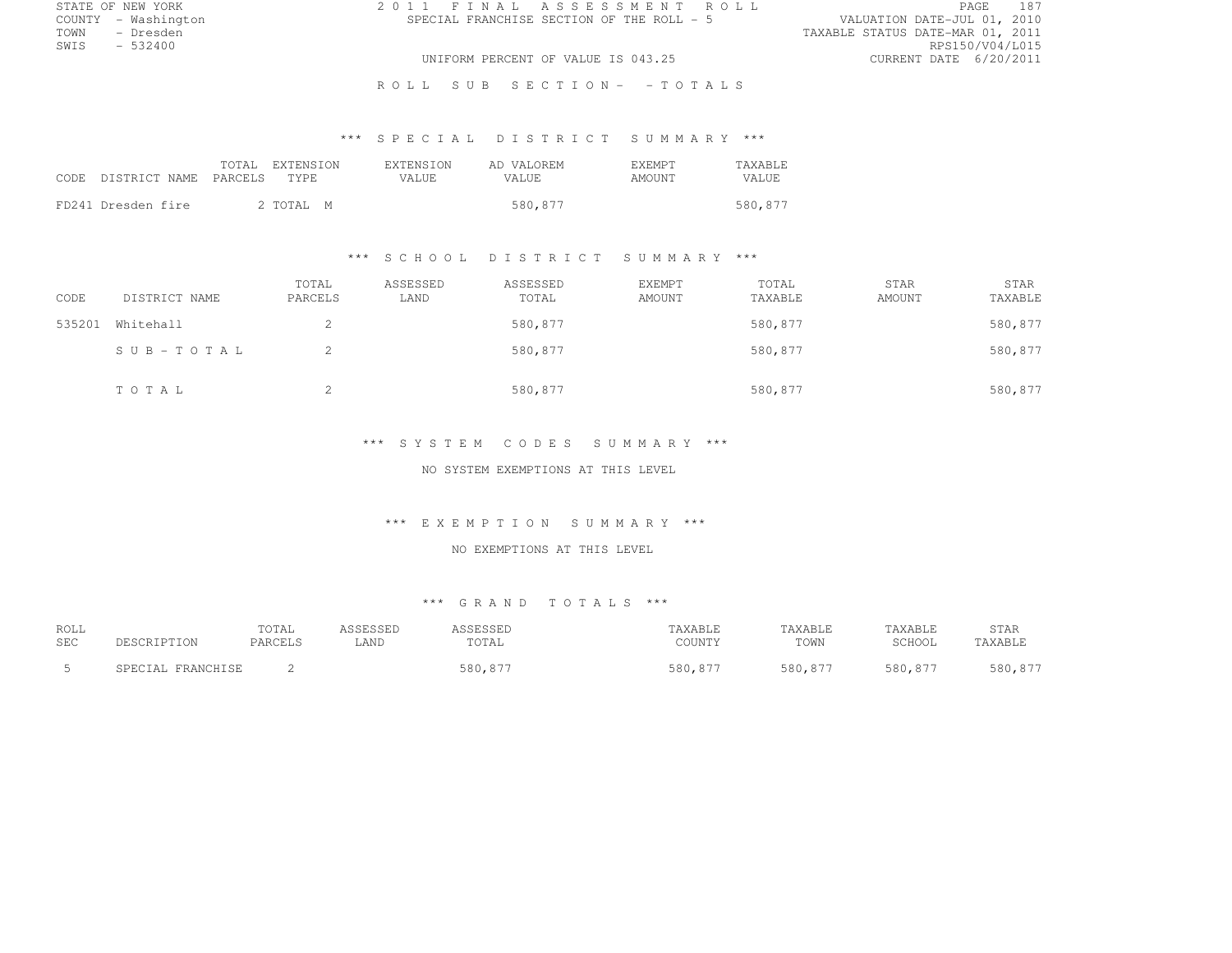STATE OF NEW YORK
COUNTY - Washington
TOWN - Dresden
SWIS - 532400

2011 FINAL ASSESSMENT ROLL
SPECIAL FRANCHISE SECTION OF THE ROLL - 5

UNIFORM PERCENT OF VALUE IS 043.25

VALUATION DATE-JUL 01, 2010
TAXABLE STATUS DATE-MAR 01, 2011
RPS150/V04/L015
CURRENT DATE 6/20/2011

ROLL SUB SECTION- - TOTALS

*** SPECIAL DISTRICT SUMMARY ***

| CODE | DISTRICT NAME | TOTAL PARCELS | EXTENSION TYPE | EXTENSION VALUE | AD VALOREM VALUE | EXEMPT AMOUNT | TAXABLE VALUE |
|---|---|---|---|---|---|---|---|
| FD241 | Dresden fire | 2 | TOTAL M | | 580,877 | | 580,877 |

*** SCHOOL DISTRICT SUMMARY ***

| CODE | DISTRICT NAME | TOTAL PARCELS | ASSESSED LAND | ASSESSED TOTAL | EXEMPT AMOUNT | TOTAL TAXABLE | STAR AMOUNT | STAR TAXABLE |
|---|---|---|---|---|---|---|---|---|
| 535201 | Whitehall | 2 | | 580,877 | | 580,877 | | 580,877 |
| | SUB-TOTAL | 2 | | 580,877 | | 580,877 | | 580,877 |
| | TOTAL | 2 | | 580,877 | | 580,877 | | 580,877 |

*** SYSTEM CODES SUMMARY ***

NO SYSTEM EXEMPTIONS AT THIS LEVEL

*** EXEMPTION SUMMARY ***

NO EXEMPTIONS AT THIS LEVEL

*** GRAND TOTALS ***

| ROLL SEC | DESCRIPTION | TOTAL PARCELS | ASSESSED LAND | ASSESSED TOTAL | TAXABLE COUNTY | TAXABLE TOWN | TAXABLE SCHOOL | STAR TAXABLE |
|---|---|---|---|---|---|---|---|---|
| 5 | SPECIAL FRANCHISE | 2 | | 580,877 | 580,877 | 580,877 | 580,877 | 580,877 |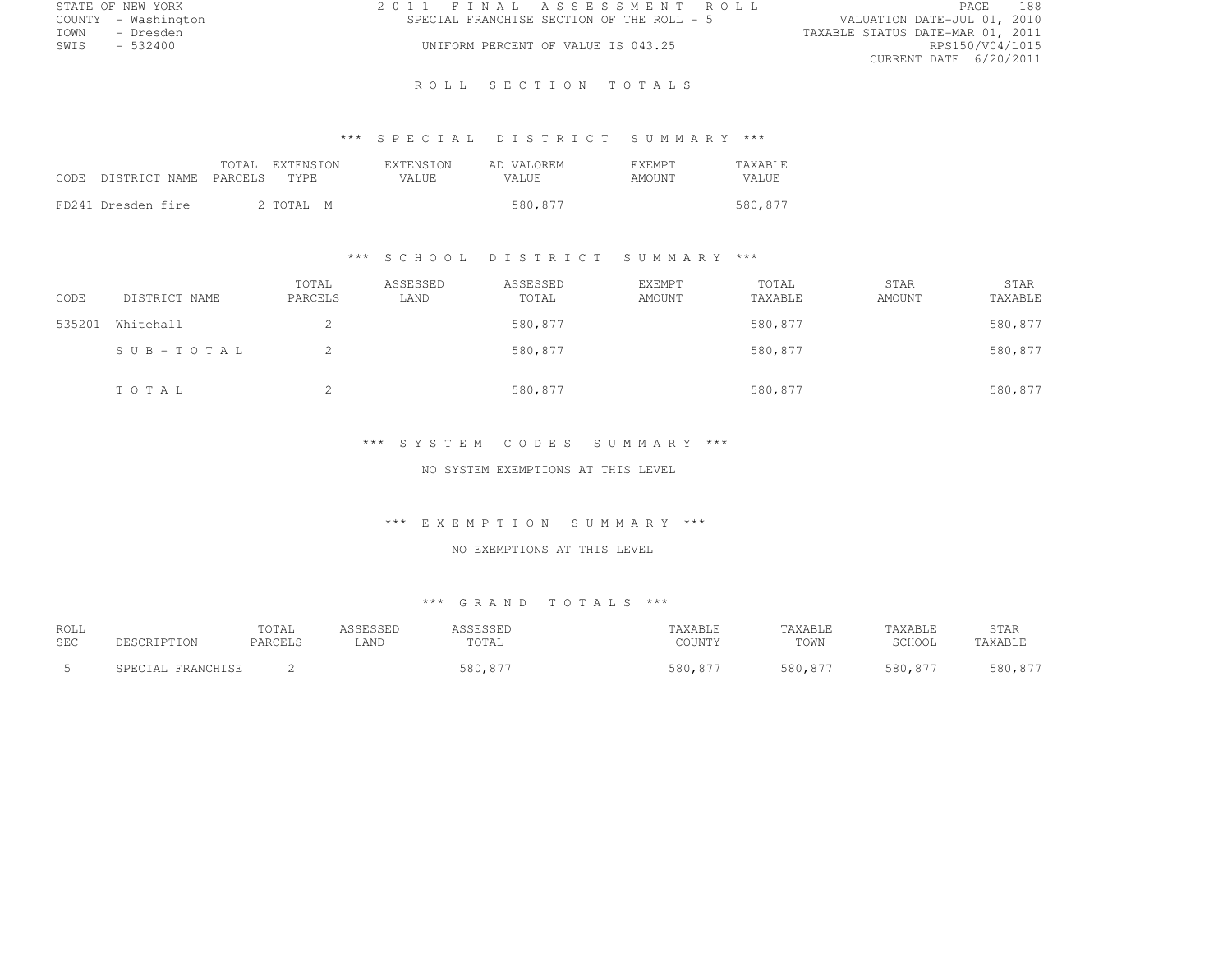STATE OF NEW YORK
COUNTY - Washington
TOWN - Dresden
SWIS - 532400

2011 FINAL ASSESSMENT ROLL
SPECIAL FRANCHISE SECTION OF THE ROLL - 5
UNIFORM PERCENT OF VALUE IS 043.25

VALUATION DATE-JUL 01, 2010
TAXABLE STATUS DATE-MAR 01, 2011
RPS150/V04/L015
CURRENT DATE 6/20/2011

# ROLL SECTION TOTALS

## *** SPECIAL DISTRICT SUMMARY ***

| CODE | DISTRICT NAME | TOTAL PARCELS | EXTENSION TYPE | EXTENSION VALUE | AD VALOREM VALUE | EXEMPT AMOUNT | TAXABLE VALUE |
|---|---|---|---|---|---|---|---|
| FD241 | Dresden fire | 2 | TOTAL M | | 580,877 | | 580,877 |

## *** SCHOOL DISTRICT SUMMARY ***

| CODE | DISTRICT NAME | TOTAL PARCELS | ASSESSED LAND | ASSESSED TOTAL | EXEMPT AMOUNT | TOTAL TAXABLE | STAR AMOUNT | STAR TAXABLE |
|---|---|---|---|---|---|---|---|---|
| 535201 | Whitehall | 2 | | 580,877 | | 580,877 | | 580,877 |
| | SUB-TOTAL | 2 | | 580,877 | | 580,877 | | 580,877 |
| | TOTAL | 2 | | 580,877 | | 580,877 | | 580,877 |

## *** SYSTEM CODES SUMMARY ***

NO SYSTEM EXEMPTIONS AT THIS LEVEL

## *** EXEMPTION SUMMARY ***

NO EXEMPTIONS AT THIS LEVEL

## *** GRAND TOTALS ***

| ROLL SEC | DESCRIPTION | TOTAL PARCELS | ASSESSED LAND | ASSESSED TOTAL | TAXABLE COUNTY | TAXABLE TOWN | TAXABLE SCHOOL | STAR TAXABLE |
|---|---|---|---|---|---|---|---|---|
| 5 | SPECIAL FRANCHISE | 2 | | 580,877 | 580,877 | 580,877 | 580,877 | 580,877 |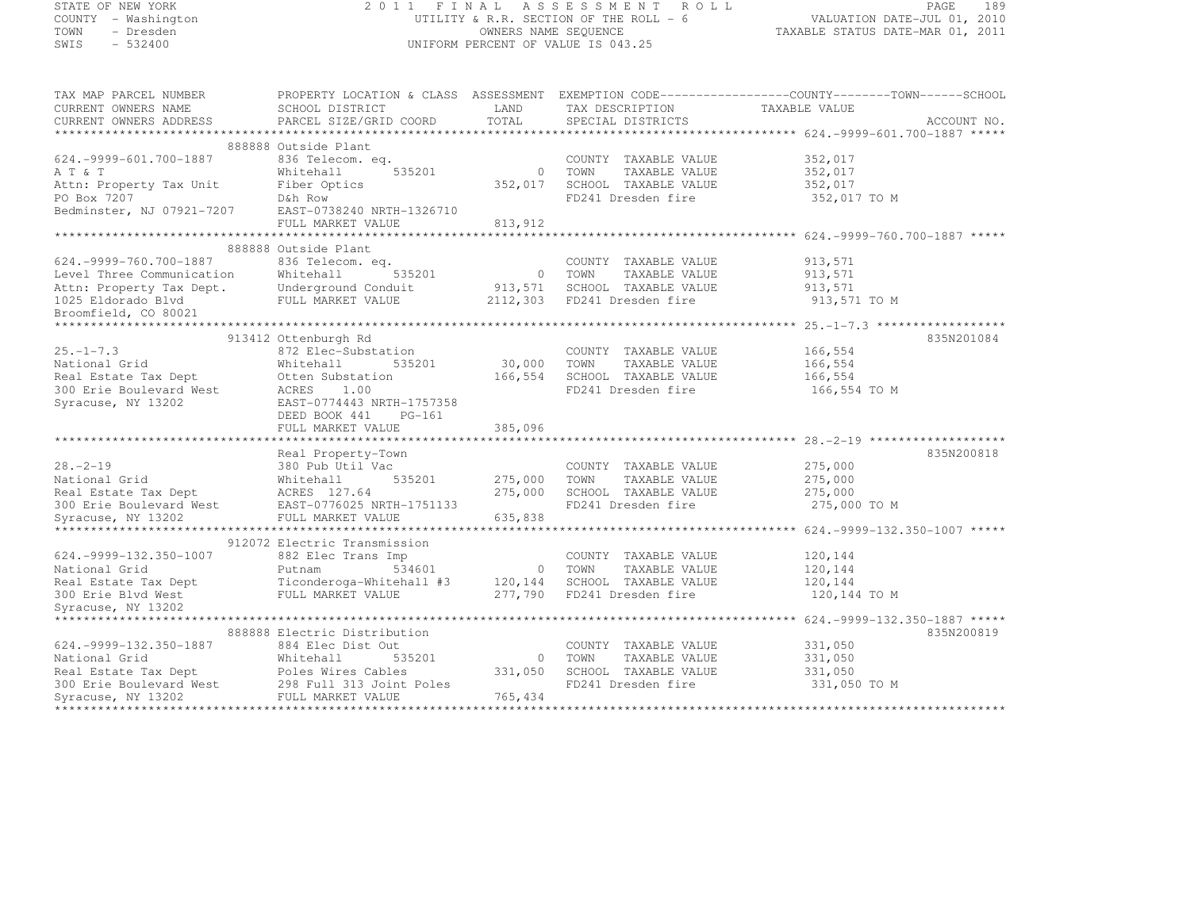STATE OF NEW YORK
COUNTY - Washington
TOWN - Dresden
SWIS - 532400

2011 FINAL ASSESSMENT ROLL
UTILITY & R.R. SECTION OF THE ROLL - 6
OWNERS NAME SEQUENCE
UNIFORM PERCENT OF VALUE IS 043.25

VALUATION DATE-JUL 01, 2010
TAXABLE STATUS DATE-MAR 01, 2011

```
TAX MAP PARCEL NUMBER          PROPERTY LOCATION & CLASS  ASSESSMENT  EXEMPTION CODE------------------COUNTY--------TOWN------SCHOOL
CURRENT OWNERS NAME            SCHOOL DISTRICT               LAND      TAX DESCRIPTION              TAXABLE VALUE
CURRENT OWNERS ADDRESS         PARCEL SIZE/GRID COORD        TOTAL     SPECIAL DISTRICTS                                    ACCOUNT NO.
*********************************************************************************************** 624.-9999-601.700-1887 *****
                               888888 Outside Plant
624.-9999-601.700-1887         836 Telecom. eq.                        COUNTY  TAXABLE VALUE          352,017
A T & T                        Whitehall      535201             0     TOWN    TAXABLE VALUE          352,017
Attn: Property Tax Unit        Fiber Optics                352,017     SCHOOL  TAXABLE VALUE          352,017
PO Box 7207                    D&h Row                                 FD241 Dresden fire              352,017 TO M
Bedminster, NJ 07921-7207      EAST-0738240 NRTH-1326710
                               FULL MARKET VALUE           813,912
*********************************************************************************************** 624.-9999-760.700-1887 *****
                               888888 Outside Plant
624.-9999-760.700-1887         836 Telecom. eq.                        COUNTY  TAXABLE VALUE          913,571
Level Three Communication      Whitehall      535201             0     TOWN    TAXABLE VALUE          913,571
Attn: Property Tax Dept.       Underground Conduit         913,571     SCHOOL  TAXABLE VALUE          913,571
1025 Eldorado Blvd             FULL MARKET VALUE          2112,303     FD241 Dresden fire              913,571 TO M
Broomfield, CO 80021
*********************************************************************************************** 25.-1-7.3 ******************
                               913412 Ottenburgh Rd                                                                 835N201084
25.-1-7.3                      872 Elec-Substation                     COUNTY  TAXABLE VALUE          166,554
National Grid                  Whitehall      535201        30,000     TOWN    TAXABLE VALUE          166,554
Real Estate Tax Dept           Otten Substation            166,554     SCHOOL  TAXABLE VALUE          166,554
300 Erie Boulevard West        ACRES    1.00                           FD241 Dresden fire              166,554 TO M
Syracuse, NY 13202             EAST-0774443 NRTH-1757358
                               DEED BOOK 441    PG-161
                               FULL MARKET VALUE           385,096
*********************************************************************************************** 28.-2-19 *******************
                               Real Property-Town                                                                   835N200818
28.-2-19                       380 Pub Util Vac                        COUNTY  TAXABLE VALUE          275,000
National Grid                  Whitehall      535201       275,000     TOWN    TAXABLE VALUE          275,000
Real Estate Tax Dept           ACRES  127.64               275,000     SCHOOL  TAXABLE VALUE          275,000
300 Erie Boulevard West        EAST-0776025 NRTH-1751133               FD241 Dresden fire              275,000 TO M
Syracuse, NY 13202             FULL MARKET VALUE           635,838
*********************************************************************************************** 624.-9999-132.350-1007 *****
                               912072 Electric Transmission
624.-9999-132.350-1007         882 Elec Trans Imp                      COUNTY  TAXABLE VALUE          120,144
National Grid                  Putnam         534601             0     TOWN    TAXABLE VALUE          120,144
Real Estate Tax Dept           Ticonderoga-Whitehall #3    120,144     SCHOOL  TAXABLE VALUE          120,144
300 Erie Blvd West             FULL MARKET VALUE           277,790     FD241 Dresden fire              120,144 TO M
Syracuse, NY 13202
*********************************************************************************************** 624.-9999-132.350-1887 *****
                               888888 Electric Distribution                                                         835N200819
624.-9999-132.350-1887         884 Elec Dist Out                       COUNTY  TAXABLE VALUE          331,050
National Grid                  Whitehall      535201             0     TOWN    TAXABLE VALUE          331,050
Real Estate Tax Dept           Poles Wires Cables          331,050     SCHOOL  TAXABLE VALUE          331,050
300 Erie Boulevard West        298 Full 313 Joint Poles                FD241 Dresden fire              331,050 TO M
Syracuse, NY 13202             FULL MARKET VALUE           765,434
********************************************************************************************************************************
```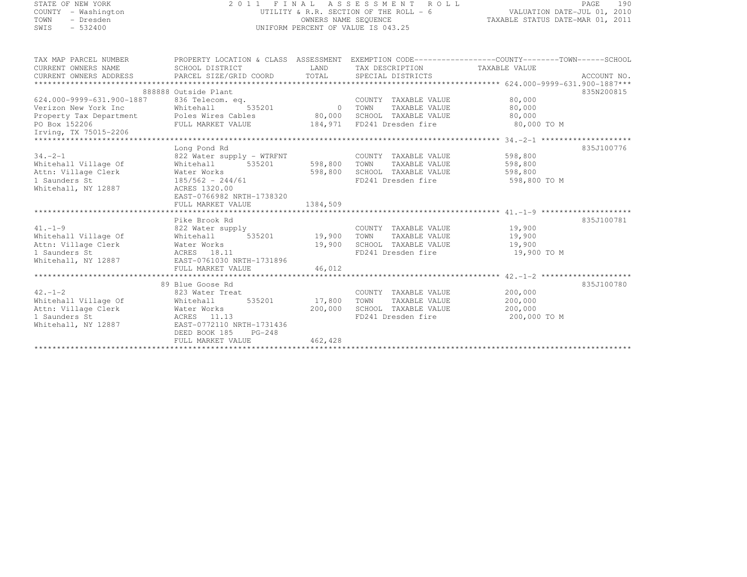STATE OF NEW YORK
COUNTY - Washington
TOWN - Dresden
SWIS - 532400

# 2011 FINAL ASSESSMENT ROLL

UTILITY & R.R. SECTION OF THE ROLL - 6
OWNERS NAME SEQUENCE
UNIFORM PERCENT OF VALUE IS 043.25

VALUATION DATE-JUL 01, 2010
TAXABLE STATUS DATE-MAR 01, 2011

| TAX MAP PARCEL NUMBER / CURRENT OWNERS NAME / CURRENT OWNERS ADDRESS | PROPERTY LOCATION & CLASS / SCHOOL DISTRICT / PARCEL SIZE/GRID COORD | ASSESSMENT LAND / TOTAL | EXEMPTION CODE / TAX DESCRIPTION / SPECIAL DISTRICTS | COUNTY / TOWN / SCHOOL TAXABLE VALUE | ACCOUNT NO. |
|---|---|---|---|---|---|
| **624.000-9999-631.900-1887** | 888888 Outside Plant | | | | 835N200815 |
| 624.000-9999-631.900-1887 | 836 Telecom. eq. | | COUNTY TAXABLE VALUE | 80,000 | |
| Verizon New York Inc | Whitehall 535201 | 0 | TOWN TAXABLE VALUE | 80,000 | |
| Property Tax Department | Poles Wires Cables | 80,000 | SCHOOL TAXABLE VALUE | 80,000 | |
| PO Box 152206 | FULL MARKET VALUE | 184,971 | FD241 Dresden fire | 80,000 TO M | |
| Irving, TX 75015-2206 | | | | | |
| **34.-2-1** | Long Pond Rd | | | | 835J100776 |
| 34.-2-1 | 822 Water supply - WTRFNT | | COUNTY TAXABLE VALUE | 598,800 | |
| Whitehall Village Of | Whitehall 535201 | 598,800 | TOWN TAXABLE VALUE | 598,800 | |
| Attn: Village Clerk | Water Works | 598,800 | SCHOOL TAXABLE VALUE | 598,800 | |
| 1 Saunders St | 185/562 - 244/61 | | FD241 Dresden fire | 598,800 TO M | |
| Whitehall, NY 12887 | ACRES 1320.00 | | | | |
| | EAST-0766982 NRTH-1738320 | | | | |
| | FULL MARKET VALUE | 1384,509 | | | |
| **41.-1-9** | Pike Brook Rd | | | | 835J100781 |
| 41.-1-9 | 822 Water supply | | COUNTY TAXABLE VALUE | 19,900 | |
| Whitehall Village Of | Whitehall 535201 | 19,900 | TOWN TAXABLE VALUE | 19,900 | |
| Attn: Village Clerk | Water Works | 19,900 | SCHOOL TAXABLE VALUE | 19,900 | |
| 1 Saunders St | ACRES 18.11 | | FD241 Dresden fire | 19,900 TO M | |
| Whitehall, NY 12887 | EAST-0761030 NRTH-1731896 | | | | |
| | FULL MARKET VALUE | 46,012 | | | |
| **42.-1-2** | 89 Blue Goose Rd | | | | 835J100780 |
| 42.-1-2 | 823 Water Treat | | COUNTY TAXABLE VALUE | 200,000 | |
| Whitehall Village Of | Whitehall 535201 | 17,800 | TOWN TAXABLE VALUE | 200,000 | |
| Attn: Village Clerk | Water Works | 200,000 | SCHOOL TAXABLE VALUE | 200,000 | |
| 1 Saunders St | ACRES 11.13 | | FD241 Dresden fire | 200,000 TO M | |
| Whitehall, NY 12887 | EAST-0772110 NRTH-1731436 | | | | |
| | DEED BOOK 185 PG-248 | | | | |
| | FULL MARKET VALUE | 462,428 | | | |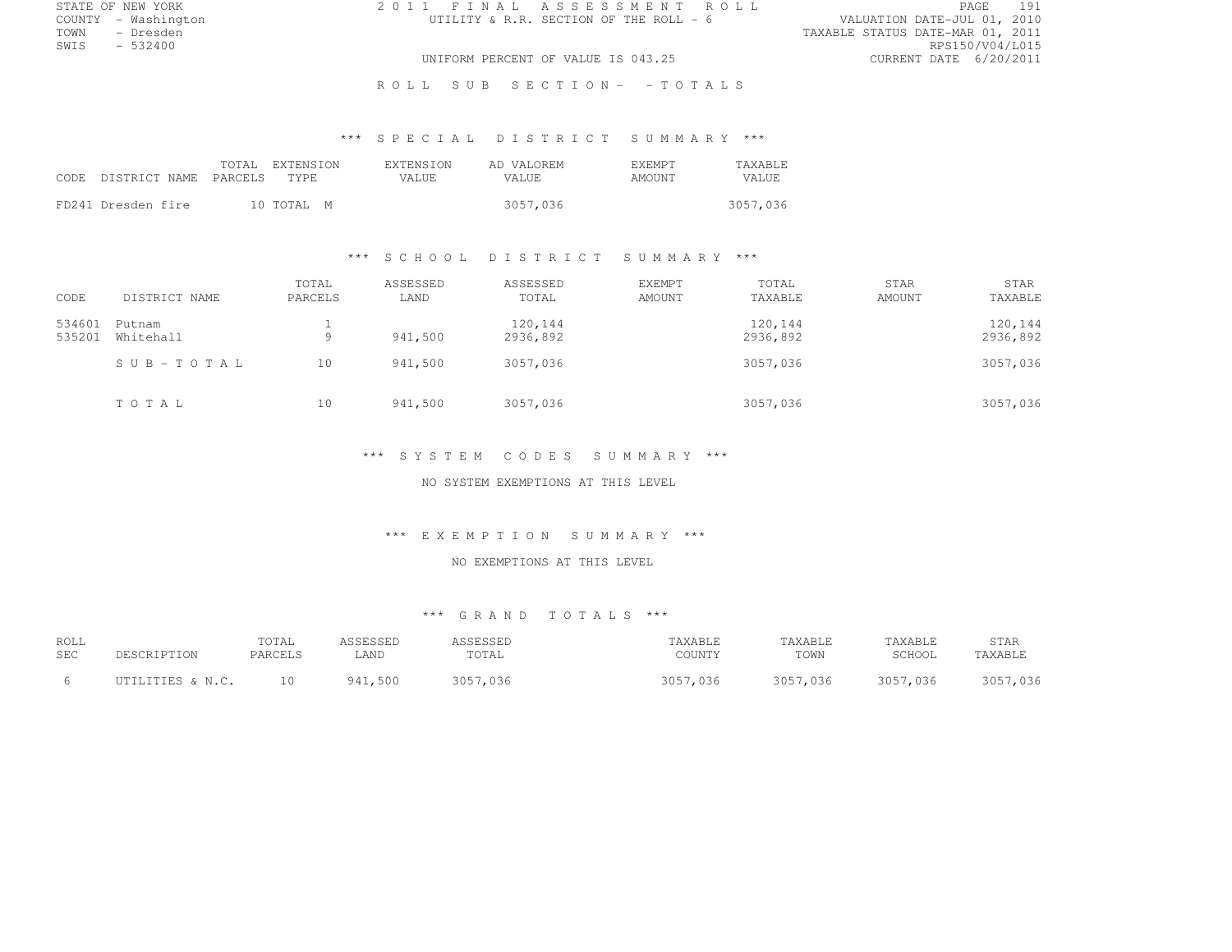STATE OF NEW YORK
COUNTY - Washington
TOWN - Dresden
SWIS - 532400

# 2011 FINAL ASSESSMENT ROLL

UTILITY & R.R. SECTION OF THE ROLL - 6

UNIFORM PERCENT OF VALUE IS 043.25

VALUATION DATE-JUL 01, 2010
TAXABLE STATUS DATE-MAR 01, 2011
RPS150/V04/L015
CURRENT DATE 6/20/2011

## ROLL SUB SECTION- - TOTALS

### *** SPECIAL DISTRICT SUMMARY ***

| CODE | DISTRICT NAME | TOTAL PARCELS | EXTENSION TYPE | EXTENSION VALUE | AD VALOREM VALUE | EXEMPT AMOUNT | TAXABLE VALUE |
|---|---|---|---|---|---|---|---|
| FD241 | Dresden fire | 10 | TOTAL M | | 3057,036 | | 3057,036 |

### *** SCHOOL DISTRICT SUMMARY ***

| CODE | DISTRICT NAME | TOTAL PARCELS | ASSESSED LAND | ASSESSED TOTAL | EXEMPT AMOUNT | TOTAL TAXABLE | STAR AMOUNT | STAR TAXABLE |
|---|---|---|---|---|---|---|---|---|
| 534601 | Putnam | 1 | | 120,144 | | 120,144 | | 120,144 |
| 535201 | Whitehall | 9 | 941,500 | 2936,892 | | 2936,892 | | 2936,892 |
| | SUB-TOTAL | 10 | 941,500 | 3057,036 | | 3057,036 | | 3057,036 |
| | TOTAL | 10 | 941,500 | 3057,036 | | 3057,036 | | 3057,036 |

### *** SYSTEM CODES SUMMARY ***

NO SYSTEM EXEMPTIONS AT THIS LEVEL

### *** EXEMPTION SUMMARY ***

NO EXEMPTIONS AT THIS LEVEL

### *** GRAND TOTALS ***

| ROLL SEC | DESCRIPTION | TOTAL PARCELS | ASSESSED LAND | ASSESSED TOTAL | TAXABLE COUNTY | TAXABLE TOWN | TAXABLE SCHOOL | STAR TAXABLE |
|---|---|---|---|---|---|---|---|---|
| 6 | UTILITIES & N.C. | 10 | 941,500 | 3057,036 | 3057,036 | 3057,036 | 3057,036 | 3057,036 |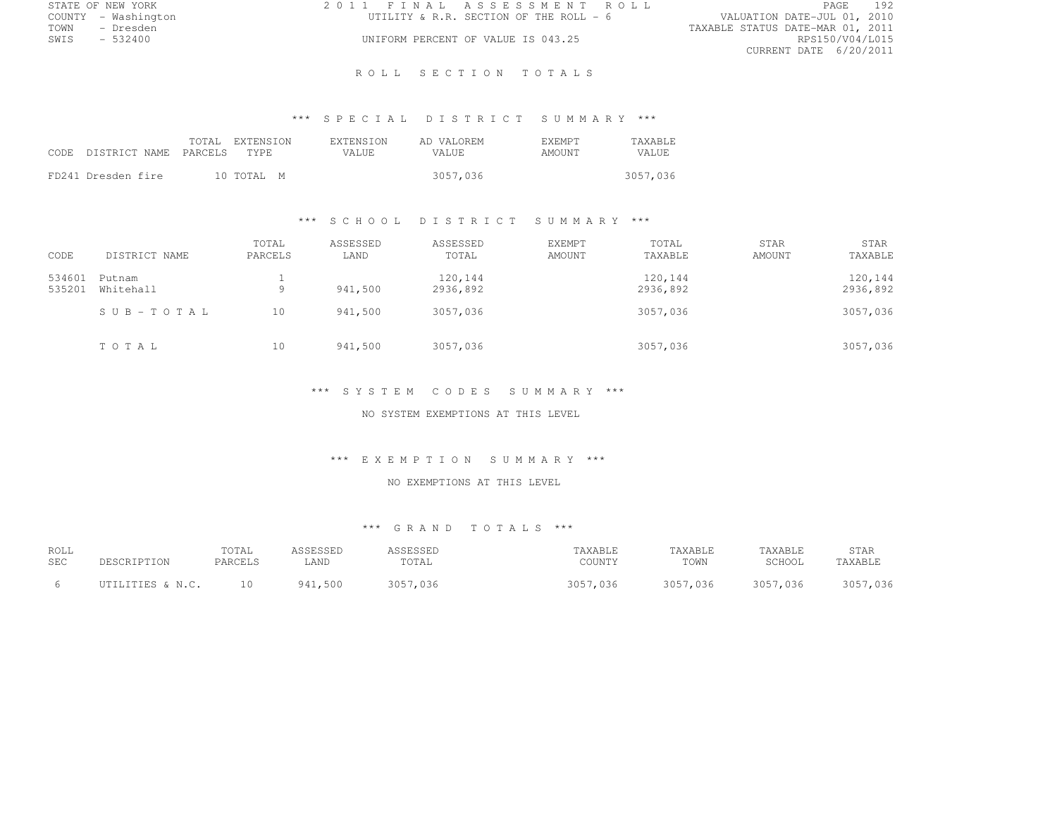STATE OF NEW YORK
COUNTY - Washington
TOWN - Dresden
SWIS - 532400

2011 FINAL ASSESSMENT ROLL
UTILITY & R.R. SECTION OF THE ROLL - 6
UNIFORM PERCENT OF VALUE IS 043.25

VALUATION DATE-JUL 01, 2010
TAXABLE STATUS DATE-MAR 01, 2011
RPS150/V04/L015
CURRENT DATE 6/20/2011

# ROLL SECTION TOTALS

## *** SPECIAL DISTRICT SUMMARY ***

| CODE | DISTRICT NAME | TOTAL PARCELS | EXTENSION TYPE | EXTENSION VALUE | AD VALOREM VALUE | EXEMPT AMOUNT | TAXABLE VALUE |
|---|---|---|---|---|---|---|---|
| FD241 | Dresden fire | 10 | TOTAL M | | 3057,036 | | 3057,036 |

## *** SCHOOL DISTRICT SUMMARY ***

| CODE | DISTRICT NAME | TOTAL PARCELS | ASSESSED LAND | ASSESSED TOTAL | EXEMPT AMOUNT | TOTAL TAXABLE | STAR AMOUNT | STAR TAXABLE |
|---|---|---|---|---|---|---|---|---|
| 534601 | Putnam | 1 | | 120,144 | | 120,144 | | 120,144 |
| 535201 | Whitehall | 9 | 941,500 | 2936,892 | | 2936,892 | | 2936,892 |
| | SUB-TOTAL | 10 | 941,500 | 3057,036 | | 3057,036 | | 3057,036 |
| | TOTAL | 10 | 941,500 | 3057,036 | | 3057,036 | | 3057,036 |

## *** SYSTEM CODES SUMMARY ***

NO SYSTEM EXEMPTIONS AT THIS LEVEL

## *** EXEMPTION SUMMARY ***

NO EXEMPTIONS AT THIS LEVEL

## *** GRAND TOTALS ***

| ROLL SEC | DESCRIPTION | TOTAL PARCELS | ASSESSED LAND | ASSESSED TOTAL | TAXABLE COUNTY | TAXABLE TOWN | TAXABLE SCHOOL | STAR TAXABLE |
|---|---|---|---|---|---|---|---|---|
| 6 | UTILITIES & N.C. | 10 | 941,500 | 3057,036 | 3057,036 | 3057,036 | 3057,036 | 3057,036 |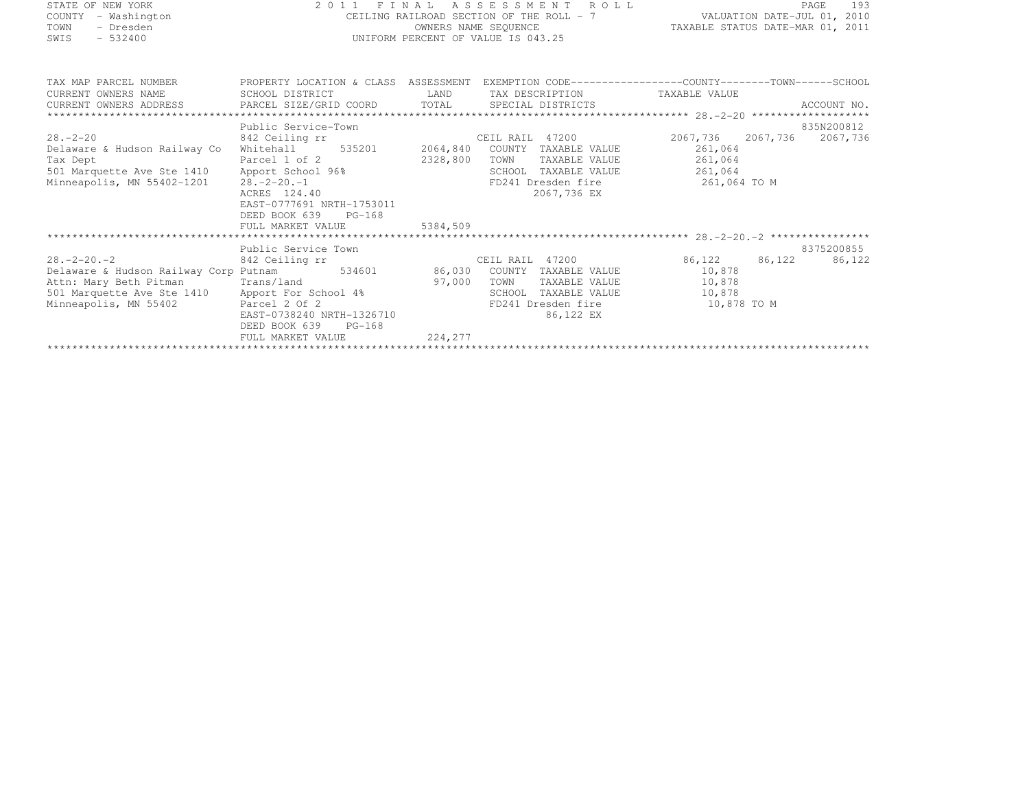STATE OF NEW YORK
COUNTY - Washington
TOWN - Dresden
SWIS - 532400

2011 FINAL ASSESSMENT ROLL
CEILING RAILROAD SECTION OF THE ROLL - 7
OWNERS NAME SEQUENCE
UNIFORM PERCENT OF VALUE IS 043.25

VALUATION DATE-JUL 01, 2010
TAXABLE STATUS DATE-MAR 01, 2011

| TAX MAP PARCEL NUMBER / CURRENT OWNERS NAME / CURRENT OWNERS ADDRESS | PROPERTY LOCATION & CLASS / SCHOOL DISTRICT / PARCEL SIZE/GRID COORD | ASSESSMENT LAND / TOTAL | EXEMPTION CODE / TAX DESCRIPTION / SPECIAL DISTRICTS | COUNTY TAXABLE VALUE | TOWN | SCHOOL / ACCOUNT NO. |
|---|---|---|---|---|---|---|
| **28.-2-20** | Public Service-Town | | | | | 835N200812 |
| 28.-2-20 | 842 Ceiling rr | | CEIL RAIL 47200 | 2067,736 | 2067,736 | 2067,736 |
| Delaware & Hudson Railway Co | Whitehall 535201 | 2064,840 | COUNTY TAXABLE VALUE | 261,064 | | |
| Tax Dept | Parcel 1 of 2 | 2328,800 | TOWN TAXABLE VALUE | 261,064 | | |
| 501 Marquette Ave Ste 1410 | Apport School 96% | | SCHOOL TAXABLE VALUE | 261,064 | | |
| Minneapolis, MN 55402-1201 | 28.-2-20.-1 | | FD241 Dresden fire | 261,064 TO M | | |
| | ACRES 124.40 | | 2067,736 EX | | | |
| | EAST-0777691 NRTH-1753011 | | | | | |
| | DEED BOOK 639 PG-168 | | | | | |
| | FULL MARKET VALUE | 5384,509 | | | | |
| **28.-2-20.-2** | Public Service Town | | | | | 8375200855 |
| 28.-2-20.-2 | 842 Ceiling rr | | CEIL RAIL 47200 | 86,122 | 86,122 | 86,122 |
| Delaware & Hudson Railway Corp | Putnam 534601 | 86,030 | COUNTY TAXABLE VALUE | 10,878 | | |
| Attn: Mary Beth Pitman | Trans/land | 97,000 | TOWN TAXABLE VALUE | 10,878 | | |
| 501 Marquette Ave Ste 1410 | Apport For School 4% | | SCHOOL TAXABLE VALUE | 10,878 | | |
| Minneapolis, MN 55402 | Parcel 2 Of 2 | | FD241 Dresden fire | 10,878 TO M | | |
| | EAST-0738240 NRTH-1326710 | | 86,122 EX | | | |
| | DEED BOOK 639 PG-168 | | | | | |
| | FULL MARKET VALUE | 224,277 | | | | |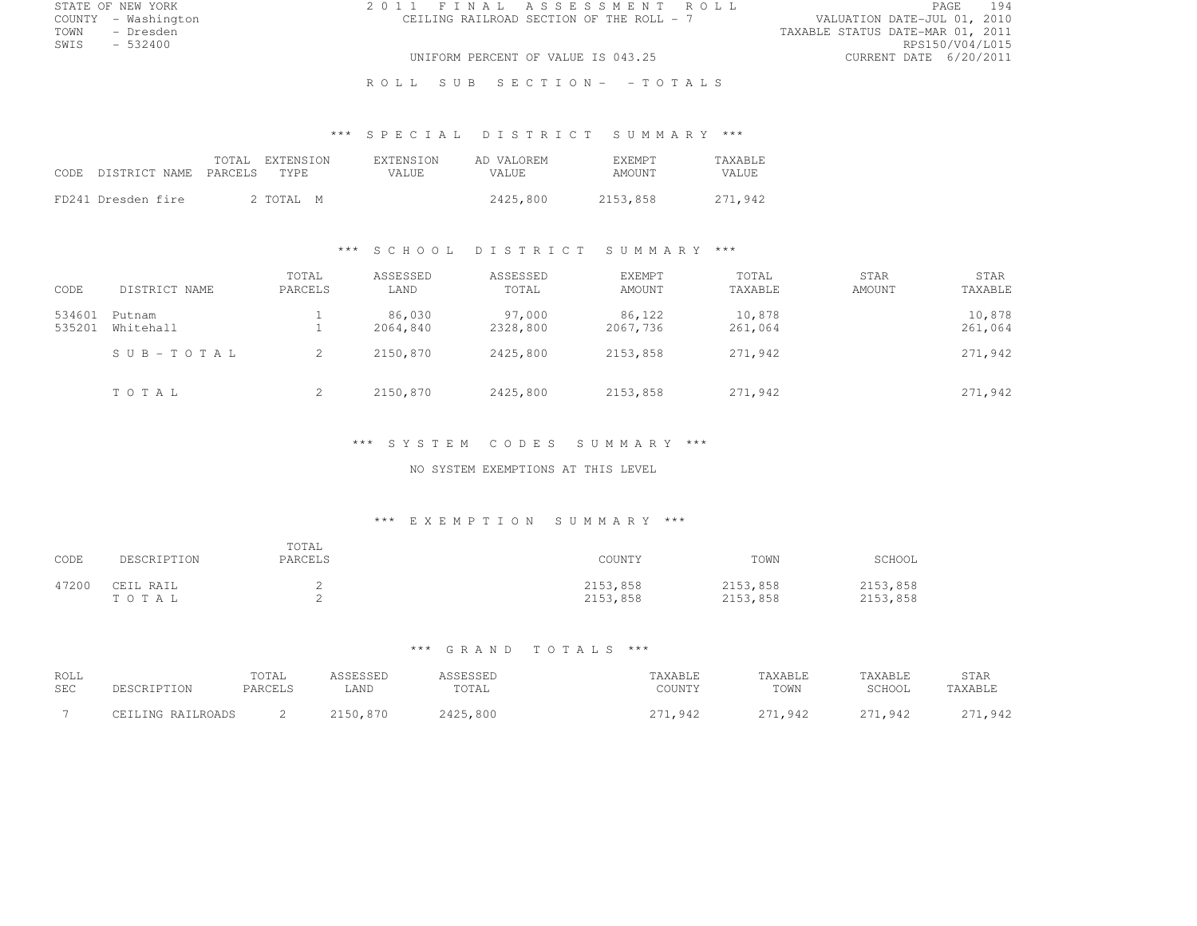STATE OF NEW YORK
COUNTY - Washington
TOWN - Dresden
SWIS - 532400

# 2011 FINAL ASSESSMENT ROLL

CEILING RAILROAD SECTION OF THE ROLL - 7

UNIFORM PERCENT OF VALUE IS 043.25

VALUATION DATE-JUL 01, 2010
TAXABLE STATUS DATE-MAR 01, 2011
RPS150/V04/L015
CURRENT DATE 6/20/2011

## ROLL SUB SECTION- - TOTALS

### *** SPECIAL DISTRICT SUMMARY ***

| CODE | DISTRICT NAME | TOTAL PARCELS | EXTENSION TYPE | EXTENSION VALUE | AD VALOREM VALUE | EXEMPT AMOUNT | TAXABLE VALUE |
|---|---|---|---|---|---|---|---|
| FD241 | Dresden fire | 2 | TOTAL M | | 2425,800 | 2153,858 | 271,942 |

### *** SCHOOL DISTRICT SUMMARY ***

| CODE | DISTRICT NAME | TOTAL PARCELS | ASSESSED LAND | ASSESSED TOTAL | EXEMPT AMOUNT | TOTAL TAXABLE | STAR AMOUNT | STAR TAXABLE |
|---|---|---|---|---|---|---|---|---|
| 534601 | Putnam | 1 | 86,030 | 97,000 | 86,122 | 10,878 | | 10,878 |
| 535201 | Whitehall | 1 | 2064,840 | 2328,800 | 2067,736 | 261,064 | | 261,064 |
| | SUB-TOTAL | 2 | 2150,870 | 2425,800 | 2153,858 | 271,942 | | 271,942 |
| | TOTAL | 2 | 2150,870 | 2425,800 | 2153,858 | 271,942 | | 271,942 |

### *** SYSTEM CODES SUMMARY ***

NO SYSTEM EXEMPTIONS AT THIS LEVEL

### *** EXEMPTION SUMMARY ***

| CODE | DESCRIPTION | TOTAL PARCELS | COUNTY | TOWN | SCHOOL |
|---|---|---|---|---|---|
| 47200 | CEIL RAIL | 2 | 2153,858 | 2153,858 | 2153,858 |
| | TOTAL | 2 | 2153,858 | 2153,858 | 2153,858 |

### *** GRAND TOTALS ***

| ROLL SEC | DESCRIPTION | TOTAL PARCELS | ASSESSED LAND | ASSESSED TOTAL | TAXABLE COUNTY | TAXABLE TOWN | TAXABLE SCHOOL | STAR TAXABLE |
|---|---|---|---|---|---|---|---|---|
| 7 | CEILING RAILROADS | 2 | 2150,870 | 2425,800 | 271,942 | 271,942 | 271,942 | 271,942 |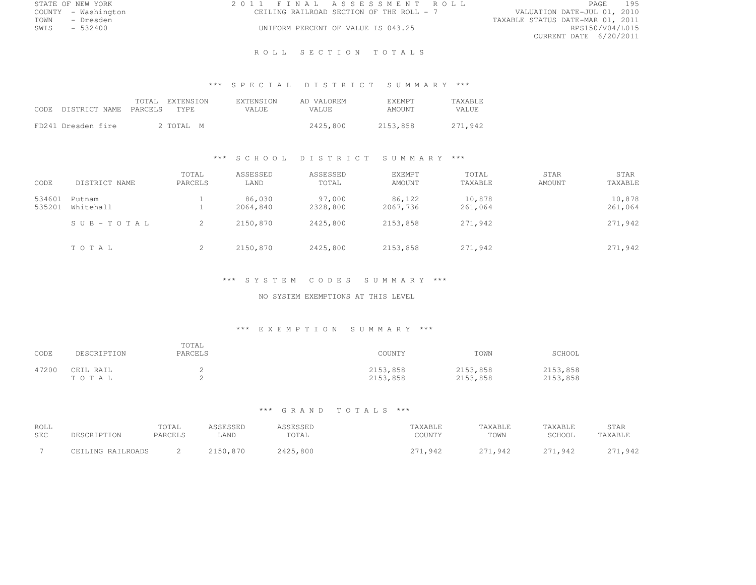STATE OF NEW YORK
COUNTY - Washington
TOWN - Dresden
SWIS - 532400

2011 FINAL ASSESSMENT ROLL
CEILING RAILROAD SECTION OF THE ROLL - 7
UNIFORM PERCENT OF VALUE IS 043.25

VALUATION DATE-JUL 01, 2010
TAXABLE STATUS DATE-MAR 01, 2011
RPS150/V04/L015
CURRENT DATE 6/20/2011

# ROLL SECTION TOTALS

## *** SPECIAL DISTRICT SUMMARY ***

| CODE DISTRICT NAME | TOTAL PARCELS | EXTENSION TYPE | EXTENSION VALUE | AD VALOREM VALUE | EXEMPT AMOUNT | TAXABLE VALUE |
|---|---|---|---|---|---|---|
| FD241 Dresden fire | 2 | TOTAL M | | 2425,800 | 2153,858 | 271,942 |

## *** SCHOOL DISTRICT SUMMARY ***

| CODE | DISTRICT NAME | TOTAL PARCELS | ASSESSED LAND | ASSESSED TOTAL | EXEMPT AMOUNT | TOTAL TAXABLE | STAR AMOUNT | STAR TAXABLE |
|---|---|---|---|---|---|---|---|---|
| 534601 | Putnam | 1 | 86,030 | 97,000 | 86,122 | 10,878 | | 10,878 |
| 535201 | Whitehall | 1 | 2064,840 | 2328,800 | 2067,736 | 261,064 | | 261,064 |
| | SUB-TOTAL | 2 | 2150,870 | 2425,800 | 2153,858 | 271,942 | | 271,942 |
| | TOTAL | 2 | 2150,870 | 2425,800 | 2153,858 | 271,942 | | 271,942 |

## *** SYSTEM CODES SUMMARY ***

NO SYSTEM EXEMPTIONS AT THIS LEVEL

## *** EXEMPTION SUMMARY ***

| CODE | DESCRIPTION | TOTAL PARCELS | COUNTY | TOWN | SCHOOL |
|---|---|---|---|---|---|
| 47200 | CEIL RAIL | 2 | 2153,858 | 2153,858 | 2153,858 |
| | TOTAL | 2 | 2153,858 | 2153,858 | 2153,858 |

## *** GRAND TOTALS ***

| ROLL SEC | DESCRIPTION | TOTAL PARCELS | ASSESSED LAND | ASSESSED TOTAL | TAXABLE COUNTY | TAXABLE TOWN | TAXABLE SCHOOL | STAR TAXABLE |
|---|---|---|---|---|---|---|---|---|
| 7 | CEILING RAILROADS | 2 | 2150,870 | 2425,800 | 271,942 | 271,942 | 271,942 | 271,942 |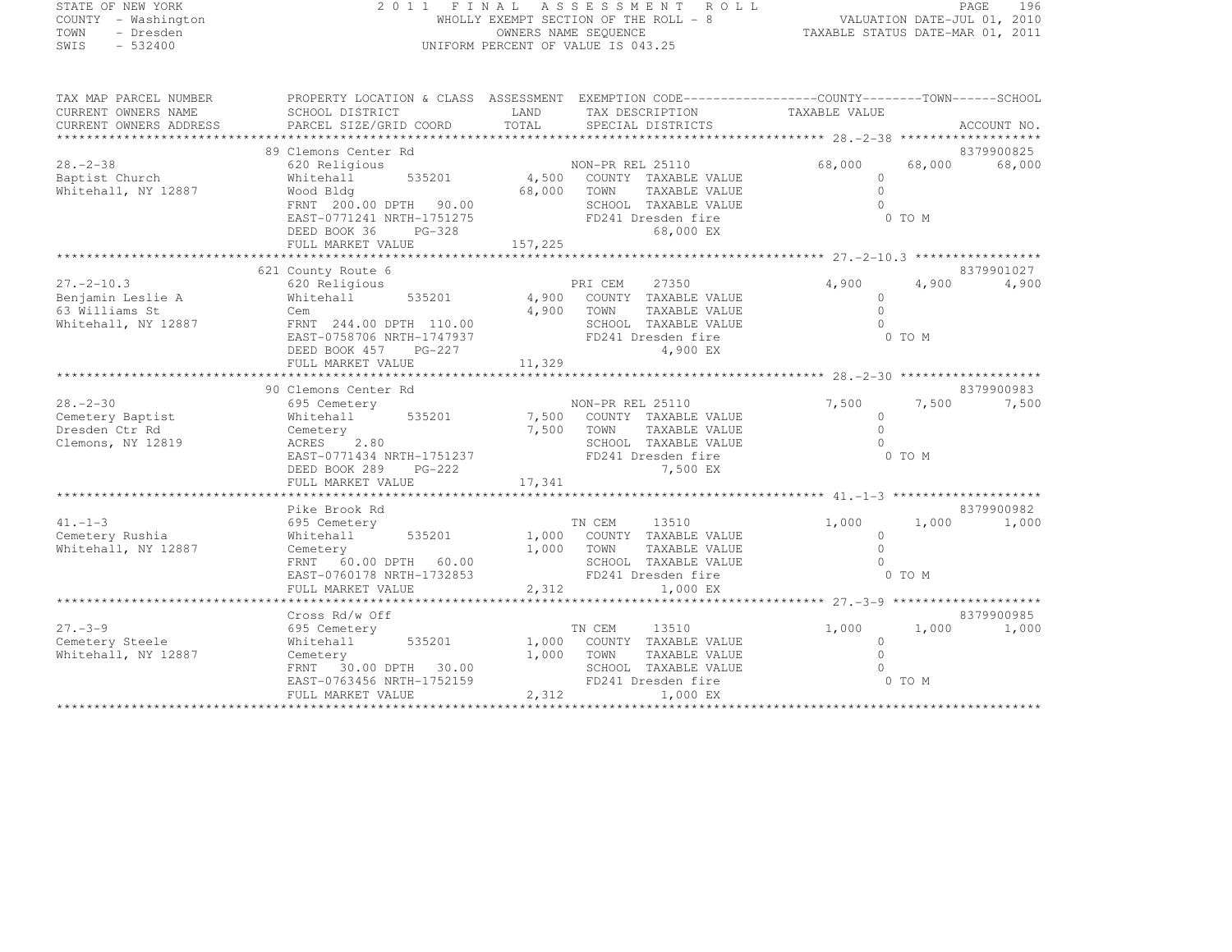STATE OF NEW YORK
COUNTY - Washington
TOWN - Dresden
SWIS - 532400

# 2011 FINAL ASSESSMENT ROLL

WHOLLY EXEMPT SECTION OF THE ROLL - 8
OWNERS NAME SEQUENCE
UNIFORM PERCENT OF VALUE IS 043.25

VALUATION DATE-JUL 01, 2010
TAXABLE STATUS DATE-MAR 01, 2011

| TAX MAP PARCEL NUMBER / CURRENT OWNERS NAME / CURRENT OWNERS ADDRESS | PROPERTY LOCATION & CLASS / SCHOOL DISTRICT / PARCEL SIZE/GRID COORD | ASSESSMENT LAND / TOTAL | EXEMPTION CODE / TAX DESCRIPTION / SPECIAL DISTRICTS | COUNTY TAXABLE VALUE | TOWN | SCHOOL / ACCOUNT NO. |
|---|---|---|---|---|---|---|
| 28.-2-38 | 89 Clemons Center Rd | | | | | 8379900825 |
| Baptist Church | 620 Religious | | NON-PR REL 25110 | 68,000 | 68,000 | 68,000 |
| Whitehall, NY 12887 | Whitehall 535201 | 4,500 | COUNTY TAXABLE VALUE | 0 | | |
| | Wood Bldg | 68,000 | TOWN TAXABLE VALUE | 0 | | |
| | FRNT 200.00 DPTH 90.00 | | SCHOOL TAXABLE VALUE | 0 | | |
| | EAST-0771241 NRTH-1751275 | | FD241 Dresden fire | 0 TO M | | |
| | DEED BOOK 36 PG-328 | | 68,000 EX | | | |
| | FULL MARKET VALUE | 157,225 | | | | |
| 27.-2-10.3 | 621 County Route 6 | | | | | 8379901027 |
| Benjamin Leslie A | 620 Religious | | PRI CEM 27350 | 4,900 | 4,900 | 4,900 |
| 63 Williams St | Whitehall 535201 | 4,900 | COUNTY TAXABLE VALUE | 0 | | |
| Whitehall, NY 12887 | Cem | 4,900 | TOWN TAXABLE VALUE | 0 | | |
| | FRNT 244.00 DPTH 110.00 | | SCHOOL TAXABLE VALUE | 0 | | |
| | EAST-0758706 NRTH-1747937 | | FD241 Dresden fire | 0 TO M | | |
| | DEED BOOK 457 PG-227 | | 4,900 EX | | | |
| | FULL MARKET VALUE | 11,329 | | | | |
| 28.-2-30 | 90 Clemons Center Rd | | | | | 8379900983 |
| Cemetery Baptist | 695 Cemetery | | NON-PR REL 25110 | 7,500 | 7,500 | 7,500 |
| Dresden Ctr Rd | Whitehall 535201 | 7,500 | COUNTY TAXABLE VALUE | 0 | | |
| Clemons, NY 12819 | Cemetery | 7,500 | TOWN TAXABLE VALUE | 0 | | |
| | ACRES 2.80 | | SCHOOL TAXABLE VALUE | 0 | | |
| | EAST-0771434 NRTH-1751237 | | FD241 Dresden fire | 0 TO M | | |
| | DEED BOOK 289 PG-222 | | 7,500 EX | | | |
| | FULL MARKET VALUE | 17,341 | | | | |
| 41.-1-3 | Pike Brook Rd | | | | | 8379900982 |
| Cemetery Rushia | 695 Cemetery | | TN CEM 13510 | 1,000 | 1,000 | 1,000 |
| Whitehall, NY 12887 | Whitehall 535201 | 1,000 | COUNTY TAXABLE VALUE | 0 | | |
| | Cemetery | 1,000 | TOWN TAXABLE VALUE | 0 | | |
| | FRNT 60.00 DPTH 60.00 | | SCHOOL TAXABLE VALUE | 0 | | |
| | EAST-0760178 NRTH-1732853 | | FD241 Dresden fire | 0 TO M | | |
| | FULL MARKET VALUE | 2,312 | 1,000 EX | | | |
| 27.-3-9 | Cross Rd/w Off | | | | | 8379900985 |
| Cemetery Steele | 695 Cemetery | | TN CEM 13510 | 1,000 | 1,000 | 1,000 |
| Whitehall, NY 12887 | Whitehall 535201 | 1,000 | COUNTY TAXABLE VALUE | 0 | | |
| | Cemetery | 1,000 | TOWN TAXABLE VALUE | 0 | | |
| | FRNT 30.00 DPTH 30.00 | | SCHOOL TAXABLE VALUE | 0 | | |
| | EAST-0763456 NRTH-1752159 | | FD241 Dresden fire | 0 TO M | | |
| | FULL MARKET VALUE | 2,312 | 1,000 EX | | | |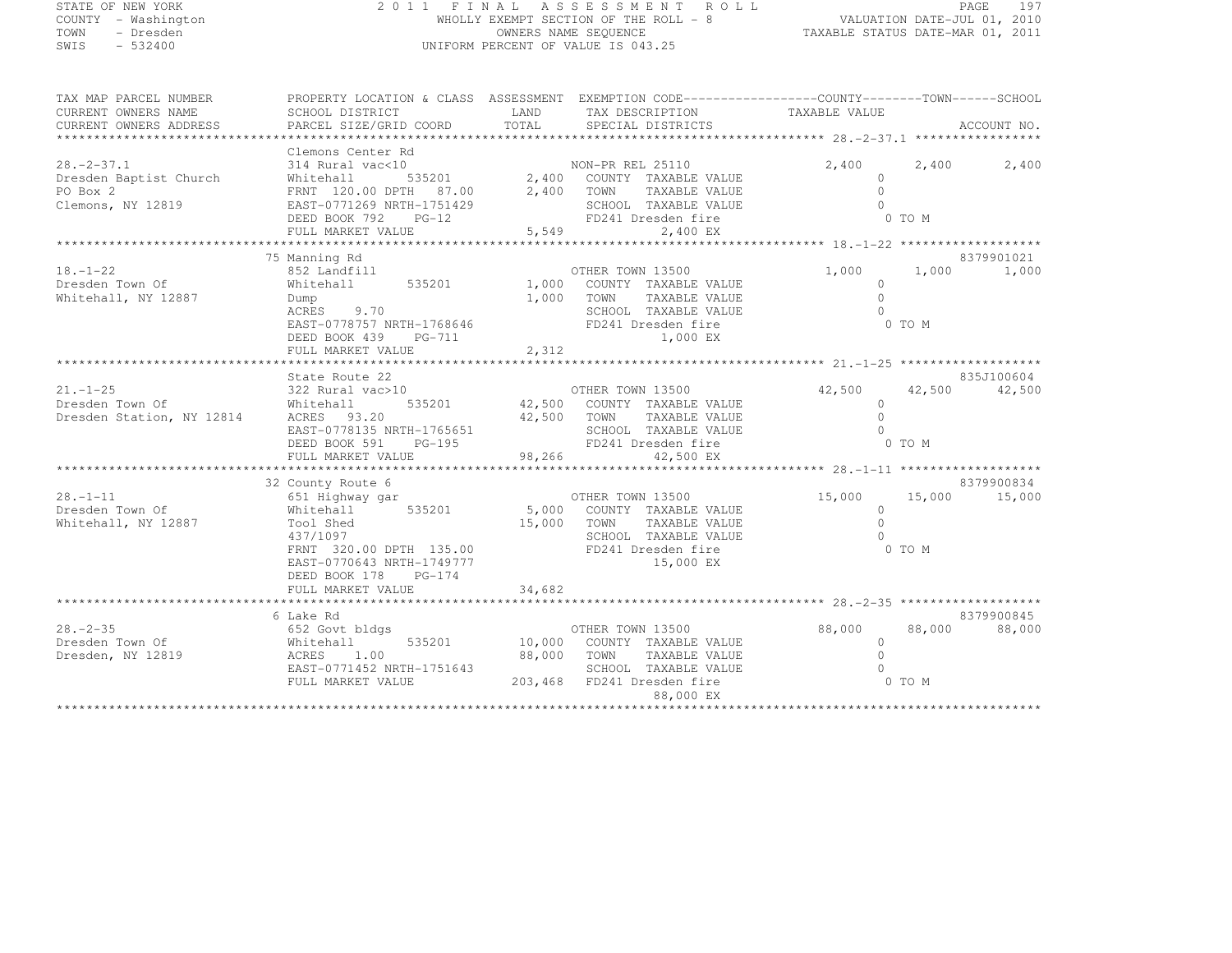STATE OF NEW YORK
COUNTY - Washington
TOWN - Dresden
SWIS - 532400

2011 FINAL ASSESSMENT ROLL
WHOLLY EXEMPT SECTION OF THE ROLL - 8
OWNERS NAME SEQUENCE
UNIFORM PERCENT OF VALUE IS 043.25

VALUATION DATE-JUL 01, 2010
TAXABLE STATUS DATE-MAR 01, 2011

```
TAX MAP PARCEL NUMBER          PROPERTY LOCATION & CLASS  ASSESSMENT  EXEMPTION CODE------------------COUNTY--------TOWN------SCHOOL
CURRENT OWNERS NAME            SCHOOL DISTRICT              LAND      TAX DESCRIPTION              TAXABLE VALUE
CURRENT OWNERS ADDRESS         PARCEL SIZE/GRID COORD       TOTAL     SPECIAL DISTRICTS                                 ACCOUNT NO.
****************************************************************************************************** 28.-2-37.1 *****************
                               Clemons Center Rd
28.-2-37.1                     314 Rural vac<10                       NON-PR REL 25110              2,400       2,400       2,400
Dresden Baptist Church         Whitehall         535201      2,400    COUNTY  TAXABLE VALUE             0
PO Box 2                       FRNT 120.00 DPTH  87.00       2,400    TOWN    TAXABLE VALUE             0
Clemons, NY 12819              EAST-0771269 NRTH-1751429              SCHOOL  TAXABLE VALUE             0
                               DEED BOOK 792    PG-12                 FD241 Dresden fire                 0 TO M
                               FULL MARKET VALUE             5,549           2,400 EX
****************************************************************************************************** 18.-1-22 *******************
                               75 Manning Rd                                                                        8379901021
18.-1-22                       852 Landfill                           OTHER TOWN 13500              1,000       1,000       1,000
Dresden Town Of                Whitehall         535201      1,000    COUNTY  TAXABLE VALUE             0
Whitehall, NY 12887            Dump                          1,000    TOWN    TAXABLE VALUE             0
                               ACRES     9.70                         SCHOOL  TAXABLE VALUE             0
                               EAST-0778757 NRTH-1768646              FD241 Dresden fire                 0 TO M
                               DEED BOOK 439    PG-711                       1,000 EX
                               FULL MARKET VALUE             2,312
****************************************************************************************************** 21.-1-25 *******************
                               State Route 22                                                                       835J100604
21.-1-25                       322 Rural vac>10                       OTHER TOWN 13500             42,500      42,500      42,500
Dresden Town Of                Whitehall         535201     42,500    COUNTY  TAXABLE VALUE             0
Dresden Station, NY 12814      ACRES    93.20               42,500    TOWN    TAXABLE VALUE             0
                               EAST-0778135 NRTH-1765651              SCHOOL  TAXABLE VALUE             0
                               DEED BOOK 591    PG-195                FD241 Dresden fire                 0 TO M
                               FULL MARKET VALUE            98,266          42,500 EX
****************************************************************************************************** 28.-1-11 *******************
                               32 County Route 6                                                                    8379900834
28.-1-11                       651 Highway gar                        OTHER TOWN 13500             15,000      15,000      15,000
Dresden Town Of                Whitehall         535201      5,000    COUNTY  TAXABLE VALUE             0
Whitehall, NY 12887            Tool Shed                    15,000    TOWN    TAXABLE VALUE             0
                               437/1097                               SCHOOL  TAXABLE VALUE             0
                               FRNT 320.00 DPTH 135.00                FD241 Dresden fire                 0 TO M
                               EAST-0770643 NRTH-1749777                    15,000 EX
                               DEED BOOK 178    PG-174
                               FULL MARKET VALUE            34,682
****************************************************************************************************** 28.-2-35 *******************
                               6 Lake Rd                                                                            8379900845
28.-2-35                       652 Govt bldgs                         OTHER TOWN 13500             88,000      88,000      88,000
Dresden Town Of                Whitehall         535201     10,000    COUNTY  TAXABLE VALUE             0
Dresden, NY 12819              ACRES     1.00               88,000    TOWN    TAXABLE VALUE             0
                               EAST-0771452 NRTH-1751643              SCHOOL  TAXABLE VALUE             0
                               FULL MARKET VALUE           203,468    FD241 Dresden fire                 0 TO M
                                                                            88,000 EX
************************************************************************************************************************************
```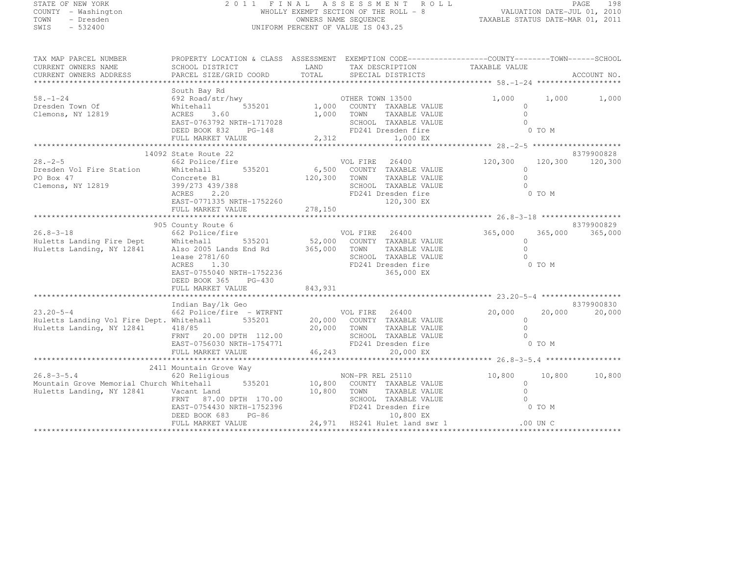STATE OF NEW YORK — 2011 FINAL ASSESSMENT ROLL — PAGE 198
COUNTY - Washington — WHOLLY EXEMPT SECTION OF THE ROLL - 8 — VALUATION DATE-JUL 01, 2010
TOWN - Dresden — OWNERS NAME SEQUENCE — TAXABLE STATUS DATE-MAR 01, 2011
SWIS - 532400 — UNIFORM PERCENT OF VALUE IS 043.25

```
TAX MAP PARCEL NUMBER          PROPERTY LOCATION & CLASS  ASSESSMENT  EXEMPTION CODE------------------COUNTY--------TOWN------SCHOOL
CURRENT OWNERS NAME            SCHOOL DISTRICT              LAND      TAX DESCRIPTION             TAXABLE VALUE
CURRENT OWNERS ADDRESS         PARCEL SIZE/GRID COORD       TOTAL     SPECIAL DISTRICTS                                  ACCOUNT NO.
******************************************************************************************************* 58.-1-24 *******************
                               South Bay Rd
58.-1-24                       692 Road/str/hwy                       OTHER TOWN 13500          1,000      1,000      1,000
Dresden Town Of                Whitehall        535201       1,000    COUNTY  TAXABLE VALUE              0
Clemons, NY 12819              ACRES    3.60                 1,000    TOWN    TAXABLE VALUE              0
                               EAST-0763792 NRTH-1717028              SCHOOL  TAXABLE VALUE              0
                               DEED BOOK 832    PG-148                FD241 Dresden fire                 0 TO M
                               FULL MARKET VALUE             2,312            1,000 EX
******************************************************************************************************* 28.-2-5 ********************
                               14092 State Route 22                                                                  8379900828
28.-2-5                        662 Police/fire                        VOL FIRE    26400      120,300    120,300    120,300
Dresden Vol Fire Station       Whitehall        535201       6,500    COUNTY  TAXABLE VALUE              0
PO Box 47                      Concrete Bl                 120,300    TOWN    TAXABLE VALUE              0
Clemons, NY 12819              399/273 439/388                        SCHOOL  TAXABLE VALUE              0
                               ACRES    2.20                          FD241 Dresden fire                 0 TO M
                               EAST-0771335 NRTH-1752260                    120,300 EX
                               FULL MARKET VALUE           278,150
******************************************************************************************************* 26.8-3-18 ******************
                               905 County Route 6                                                                    8379900829
26.8-3-18                      662 Police/fire                        VOL FIRE    26400      365,000    365,000    365,000
Huletts Landing Fire Dept      Whitehall        535201      52,000    COUNTY  TAXABLE VALUE              0
Huletts Landing, NY 12841      Also 2005 Lands End Rd      365,000    TOWN    TAXABLE VALUE              0
                               lease 2781/60                          SCHOOL  TAXABLE VALUE              0
                               ACRES    1.30                          FD241 Dresden fire                 0 TO M
                               EAST-0755040 NRTH-1752236                    365,000 EX
                               DEED BOOK 365    PG-430
                               FULL MARKET VALUE           843,931
******************************************************************************************************* 23.20-5-4 ******************
                               Indian Bay/lk Geo                                                                     8379900830
23.20-5-4                      662 Police/fire - WTRFNT               VOL FIRE    26400       20,000     20,000     20,000
Huletts Landing Vol Fire Dept. Whitehall        535201      20,000    COUNTY  TAXABLE VALUE              0
Huletts Landing, NY 12841      418/85                       20,000    TOWN    TAXABLE VALUE              0
                               FRNT   20.00 DPTH 112.00               SCHOOL  TAXABLE VALUE              0
                               EAST-0756030 NRTH-1754771              FD241 Dresden fire                 0 TO M
                               FULL MARKET VALUE            46,243           20,000 EX
******************************************************************************************************* 26.8-3-5.4 *****************
                               2411 Mountain Grove Way
26.8-3-5.4                     620 Religious                          NON-PR REL 25110            10,800     10,800     10,800
Mountain Grove Memorial Church Whitehall        535201      10,800    COUNTY  TAXABLE VALUE              0
Huletts Landing, NY 12841      Vacant Land                  10,800    TOWN    TAXABLE VALUE              0
                               FRNT   87.00 DPTH 170.00               SCHOOL  TAXABLE VALUE              0
                               EAST-0754430 NRTH-1752396              FD241 Dresden fire                 0 TO M
                               DEED BOOK 683    PG-86                        10,800 EX
                               FULL MARKET VALUE            24,971    HS241 Hulet land swr 1           .00 UN C
************************************************************************************************************************************
```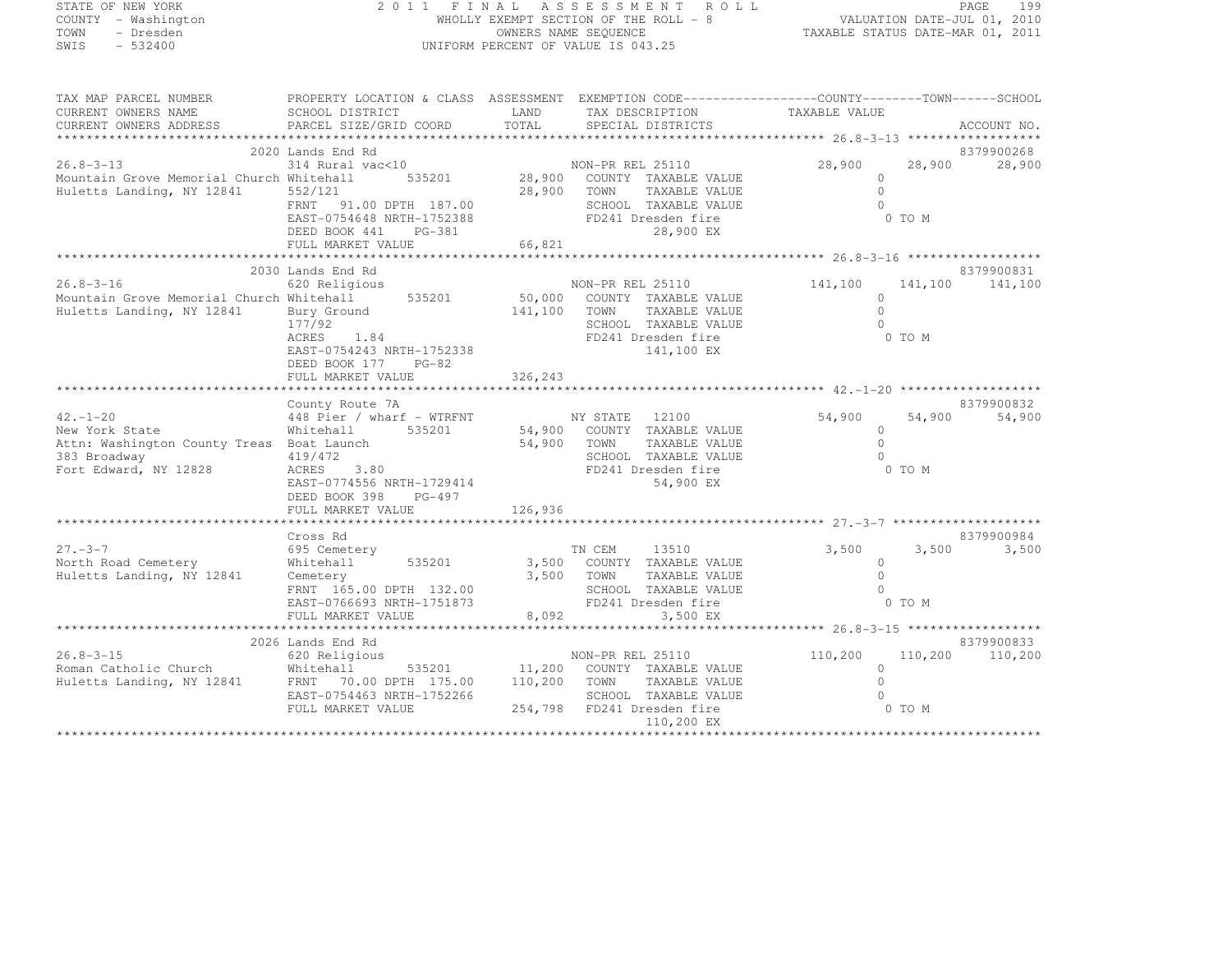STATE OF NEW YORK
COUNTY - Washington
TOWN - Dresden
SWIS - 532400

2011 FINAL ASSESSMENT ROLL
WHOLLY EXEMPT SECTION OF THE ROLL - 8
OWNERS NAME SEQUENCE
UNIFORM PERCENT OF VALUE IS 043.25

VALUATION DATE-JUL 01, 2010
TAXABLE STATUS DATE-MAR 01, 2011

```
TAX MAP PARCEL NUMBER          PROPERTY LOCATION & CLASS  ASSESSMENT  EXEMPTION CODE------------------COUNTY--------TOWN------SCHOOL
CURRENT OWNERS NAME            SCHOOL DISTRICT              LAND      TAX DESCRIPTION              TAXABLE VALUE
CURRENT OWNERS ADDRESS         PARCEL SIZE/GRID COORD       TOTAL     SPECIAL DISTRICTS                                    ACCOUNT NO.
******************************************************************************************************* 26.8-3-13 ******************
                               2020 Lands End Rd                                                                          8379900268
26.8-3-13                      314 Rural vac<10                       NON-PR REL 25110             28,900      28,900      28,900
Mountain Grove Memorial Church Whitehall      535201        28,900    COUNTY  TAXABLE VALUE            0
Huletts Landing, NY 12841      552/121                      28,900    TOWN    TAXABLE VALUE            0
                               FRNT   91.00 DPTH 187.00               SCHOOL  TAXABLE VALUE            0
                               EAST-0754648 NRTH-1752388              FD241 Dresden fire                 0 TO M
                               DEED BOOK 441    PG-381                     28,900 EX
                               FULL MARKET VALUE            66,821
******************************************************************************************************* 26.8-3-16 ******************
                               2030 Lands End Rd                                                                          8379900831
26.8-3-16                      620 Religious                          NON-PR REL 25110            141,100     141,100     141,100
Mountain Grove Memorial Church Whitehall      535201        50,000    COUNTY  TAXABLE VALUE            0
Huletts Landing, NY 12841      Bury Ground                 141,100    TOWN    TAXABLE VALUE            0
                               177/92                                 SCHOOL  TAXABLE VALUE            0
                               ACRES    1.84                          FD241 Dresden fire                 0 TO M
                               EAST-0754243 NRTH-1752338                   141,100 EX
                               DEED BOOK 177    PG-82
                               FULL MARKET VALUE           326,243
******************************************************************************************************* 42.-1-20 *******************
                               County Route 7A                                                                            8379900832
42.-1-20                       448 Pier / wharf - WTRFNT              NY STATE   12100             54,900      54,900      54,900
New York State                 Whitehall      535201        54,900    COUNTY  TAXABLE VALUE            0
Attn: Washington County Treas  Boat Launch                  54,900    TOWN    TAXABLE VALUE            0
383 Broadway                   419/472                                SCHOOL  TAXABLE VALUE            0
Fort Edward, NY 12828          ACRES    3.80                          FD241 Dresden fire                 0 TO M
                               EAST-0774556 NRTH-1729414                   54,900 EX
                               DEED BOOK 398    PG-497
                               FULL MARKET VALUE           126,936
******************************************************************************************************* 27.-3-7 ********************
                               Cross Rd                                                                                   8379900984
27.-3-7                        695 Cemetery                           TN CEM     13510              3,500       3,500       3,500
North Road Cemetery            Whitehall      535201         3,500    COUNTY  TAXABLE VALUE            0
Huletts Landing, NY 12841      Cemetery                      3,500    TOWN    TAXABLE VALUE            0
                               FRNT  165.00 DPTH 132.00               SCHOOL  TAXABLE VALUE            0
                               EAST-0766693 NRTH-1751873              FD241 Dresden fire                 0 TO M
                               FULL MARKET VALUE             8,092         3,500 EX
******************************************************************************************************* 26.8-3-15 ******************
                               2026 Lands End Rd                                                                          8379900833
26.8-3-15                      620 Religious                          NON-PR REL 25110            110,200     110,200     110,200
Roman Catholic Church          Whitehall      535201        11,200    COUNTY  TAXABLE VALUE            0
Huletts Landing, NY 12841      FRNT   70.00 DPTH 175.00    110,200    TOWN    TAXABLE VALUE            0
                               EAST-0754463 NRTH-1752266              SCHOOL  TAXABLE VALUE            0
                               FULL MARKET VALUE           254,798    FD241 Dresden fire                 0 TO M
                                                                           110,200 EX
************************************************************************************************************************************
```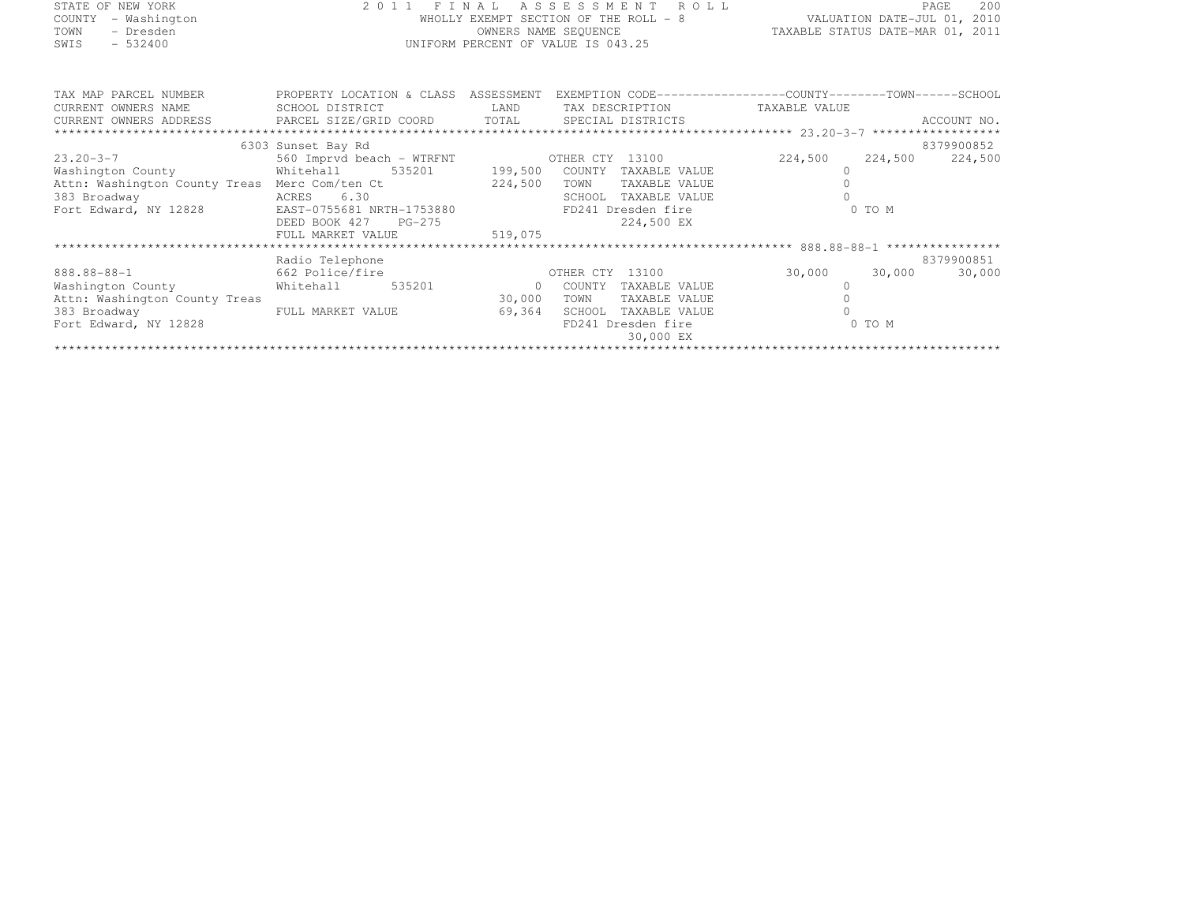STATE OF NEW YORK
COUNTY - Washington
TOWN - Dresden
SWIS - 532400

# 2011 FINAL ASSESSMENT ROLL

WHOLLY EXEMPT SECTION OF THE ROLL - 8
OWNERS NAME SEQUENCE
UNIFORM PERCENT OF VALUE IS 043.25

VALUATION DATE-JUL 01, 2010
TAXABLE STATUS DATE-MAR 01, 2011

| TAX MAP PARCEL NUMBER / CURRENT OWNERS NAME / CURRENT OWNERS ADDRESS | PROPERTY LOCATION & CLASS / SCHOOL DISTRICT / PARCEL SIZE/GRID COORD | ASSESSMENT LAND / TOTAL | EXEMPTION CODE / TAX DESCRIPTION / SPECIAL DISTRICTS | COUNTY TAXABLE VALUE | TOWN | SCHOOL / ACCOUNT NO. |
|---|---|---|---|---|---|---|
| | 6303 Sunset Bay Rd | | | | | 8379900852 |
| 23.20-3-7 | 560 Imprvd beach - WTRFNT | | OTHER CTY 13100 | 224,500 | 224,500 | 224,500 |
| Washington County | Whitehall 535201 | 199,500 | COUNTY TAXABLE VALUE | 0 | | |
| Attn: Washington County Treas | Merc Com/ten Ct | 224,500 | TOWN TAXABLE VALUE | 0 | | |
| 383 Broadway | ACRES 6.30 | | SCHOOL TAXABLE VALUE | 0 | | |
| Fort Edward, NY 12828 | EAST-0755681 NRTH-1753880 | | FD241 Dresden fire | 0 TO M | | |
| | DEED BOOK 427 PG-275 | | 224,500 EX | | | |
| | FULL MARKET VALUE | 519,075 | | | | |
| | Radio Telephone | | | | | 8379900851 |
| 888.88-88-1 | 662 Police/fire | | OTHER CTY 13100 | 30,000 | 30,000 | 30,000 |
| Washington County | Whitehall 535201 | 0 | COUNTY TAXABLE VALUE | 0 | | |
| Attn: Washington County Treas | | 30,000 | TOWN TAXABLE VALUE | 0 | | |
| 383 Broadway | FULL MARKET VALUE | 69,364 | SCHOOL TAXABLE VALUE | 0 | | |
| Fort Edward, NY 12828 | | | FD241 Dresden fire | 0 TO M | | |
| | | | 30,000 EX | | | |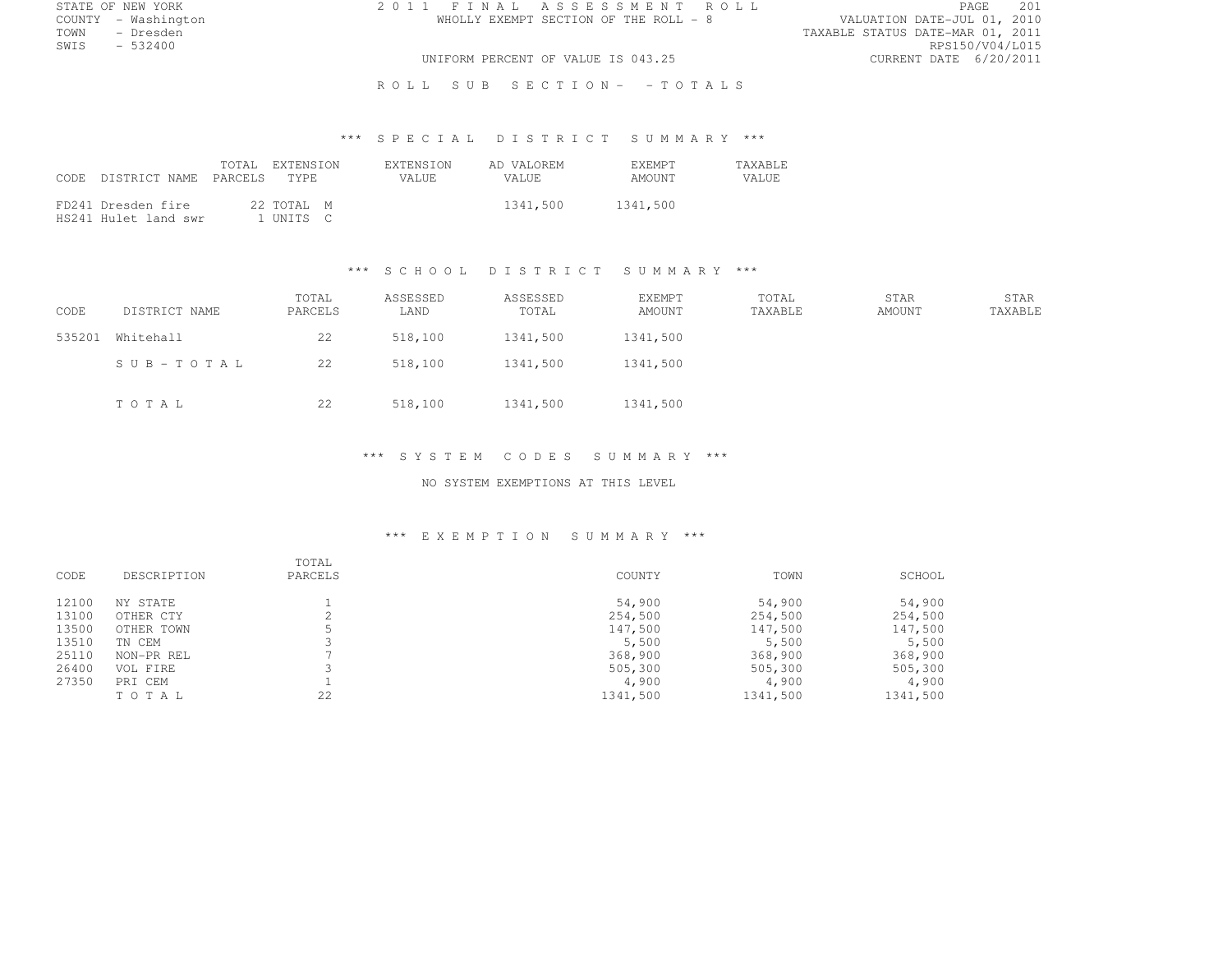STATE OF NEW YORK
COUNTY - Washington
TOWN - Dresden
SWIS - 532400

2011 FINAL ASSESSMENT ROLL
WHOLLY EXEMPT SECTION OF THE ROLL - 8

UNIFORM PERCENT OF VALUE IS 043.25

VALUATION DATE-JUL 01, 2010
TAXABLE STATUS DATE-MAR 01, 2011
RPS150/V04/L015
CURRENT DATE 6/20/2011

ROLL SUB SECTION- - TOTALS

### *** SPECIAL DISTRICT SUMMARY ***

| CODE | DISTRICT NAME | TOTAL PARCELS | EXTENSION TYPE | EXTENSION VALUE | AD VALOREM VALUE | EXEMPT AMOUNT | TAXABLE VALUE |
|---|---|---|---|---|---|---|---|
| FD241 | Dresden fire | 22 | TOTAL M | | 1341,500 | 1341,500 | |
| HS241 | Hulet land swr | 1 | UNITS C | | | | |

### *** SCHOOL DISTRICT SUMMARY ***

| CODE | DISTRICT NAME | TOTAL PARCELS | ASSESSED LAND | ASSESSED TOTAL | EXEMPT AMOUNT | TOTAL TAXABLE | STAR AMOUNT | STAR TAXABLE |
|---|---|---|---|---|---|---|---|---|
| 535201 | Whitehall | 22 | 518,100 | 1341,500 | 1341,500 | | | |
| | SUB-TOTAL | 22 | 518,100 | 1341,500 | 1341,500 | | | |
| | TOTAL | 22 | 518,100 | 1341,500 | 1341,500 | | | |

### *** SYSTEM CODES SUMMARY ***

NO SYSTEM EXEMPTIONS AT THIS LEVEL

### *** EXEMPTION SUMMARY ***

| CODE | DESCRIPTION | TOTAL PARCELS | COUNTY | TOWN | SCHOOL |
|---|---|---|---|---|---|
| 12100 | NY STATE | 1 | 54,900 | 54,900 | 54,900 |
| 13100 | OTHER CTY | 2 | 254,500 | 254,500 | 254,500 |
| 13500 | OTHER TOWN | 5 | 147,500 | 147,500 | 147,500 |
| 13510 | TN CEM | 3 | 5,500 | 5,500 | 5,500 |
| 25110 | NON-PR REL | 7 | 368,900 | 368,900 | 368,900 |
| 26400 | VOL FIRE | 3 | 505,300 | 505,300 | 505,300 |
| 27350 | PRI CEM | 1 | 4,900 | 4,900 | 4,900 |
| | TOTAL | 22 | 1341,500 | 1341,500 | 1341,500 |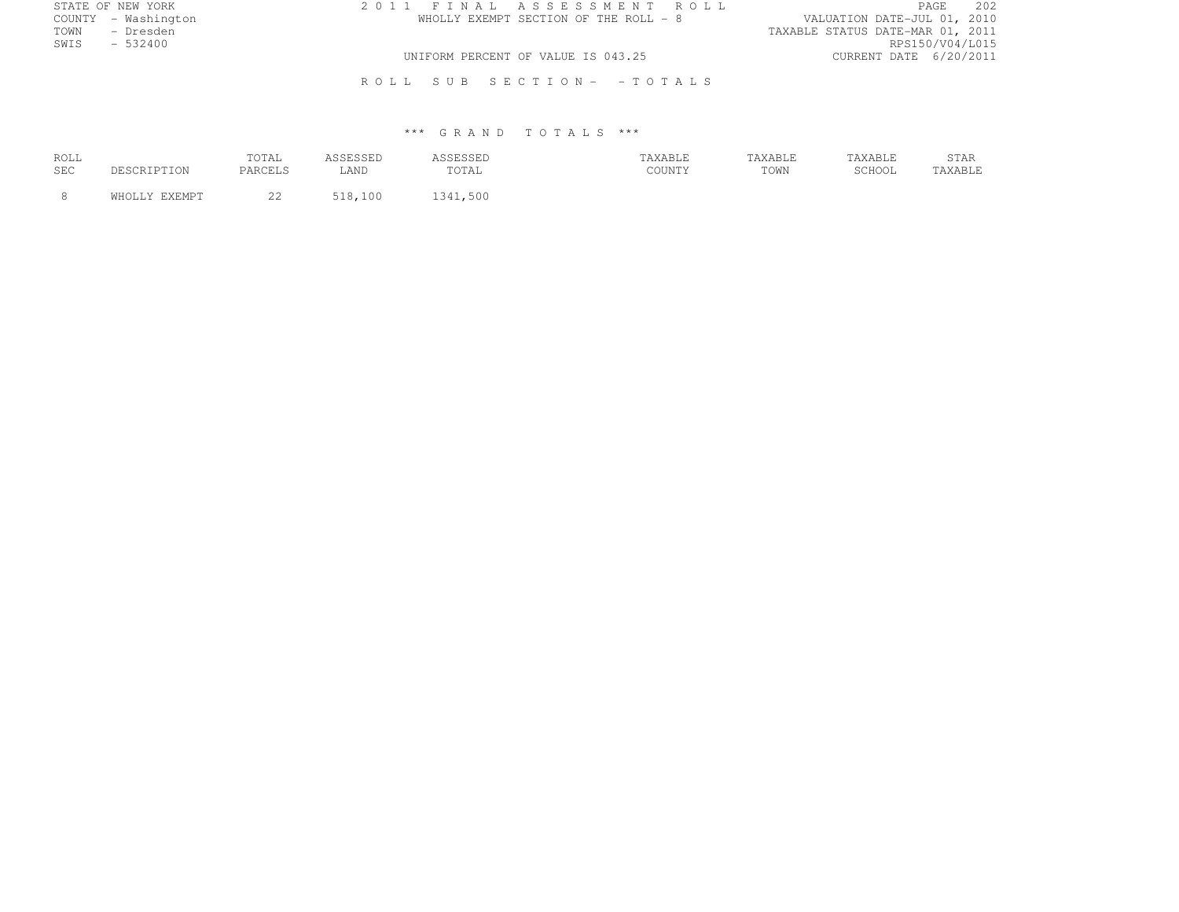STATE OF NEW YORK
COUNTY - Washington
TOWN - Dresden
SWIS - 532400

2 0 1 1 F I N A L A S S E S S M E N T R O L L
WHOLLY EXEMPT SECTION OF THE ROLL - 8

UNIFORM PERCENT OF VALUE IS 043.25

VALUATION DATE-JUL 01, 2010
TAXABLE STATUS DATE-MAR 01, 2011
RPS150/V04/L015
CURRENT DATE 6/20/2011

R O L L S U B S E C T I O N - - T O T A L S

\*\*\* G R A N D T O T A L S \*\*\*

| ROLL SEC | DESCRIPTION | TOTAL PARCELS | ASSESSED LAND | ASSESSED TOTAL | TAXABLE COUNTY | TAXABLE TOWN | TAXABLE SCHOOL | STAR TAXABLE |
|---|---|---|---|---|---|---|---|---|
| 8 | WHOLLY EXEMPT | 22 | 518,100 | 1341,500 | | | | |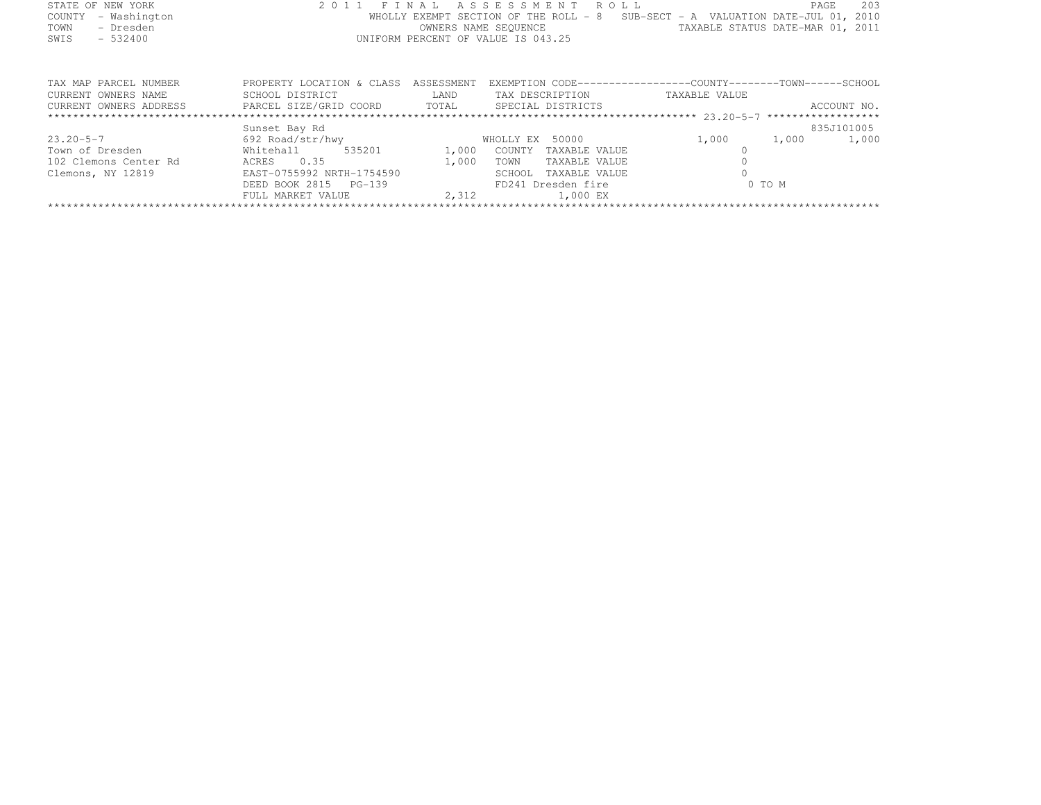STATE OF NEW YORK
COUNTY - Washington
TOWN - Dresden
SWIS - 532400

2011 FINAL ASSESSMENT ROLL
WHOLLY EXEMPT SECTION OF THE ROLL - 8 SUB-SECT - A VALUATION DATE-JUL 01, 2010
OWNERS NAME SEQUENCE TAXABLE STATUS DATE-MAR 01, 2011
UNIFORM PERCENT OF VALUE IS 043.25

| TAX MAP PARCEL NUMBER<br>CURRENT OWNERS NAME<br>CURRENT OWNERS ADDRESS | PROPERTY LOCATION & CLASS<br>SCHOOL DISTRICT<br>PARCEL SIZE/GRID COORD | ASSESSMENT<br>LAND<br>TOTAL | EXEMPTION CODE<br>TAX DESCRIPTION<br>SPECIAL DISTRICTS | COUNTY<br>TAXABLE VALUE | TOWN | SCHOOL<br>ACCOUNT NO. |
|---|---|---|---|---|---|---|
| ******* 23.20-5-7 ******* | | | | | | |
| | Sunset Bay Rd | | | | | 835J101005 |
| 23.20-5-7 | 692 Road/str/hwy | | WHOLLY EX 50000 | 1,000 | 1,000 | 1,000 |
| Town of Dresden | Whitehall 535201 | 1,000 | COUNTY TAXABLE VALUE | 0 | | |
| 102 Clemons Center Rd | ACRES 0.35 | 1,000 | TOWN TAXABLE VALUE | 0 | | |
| Clemons, NY 12819 | EAST-0755992 NRTH-1754590 | | SCHOOL TAXABLE VALUE | 0 | | |
| | DEED BOOK 2815 PG-139 | | FD241 Dresden fire | 0 TO M | | |
| | FULL MARKET VALUE | 2,312 | 1,000 EX | | | |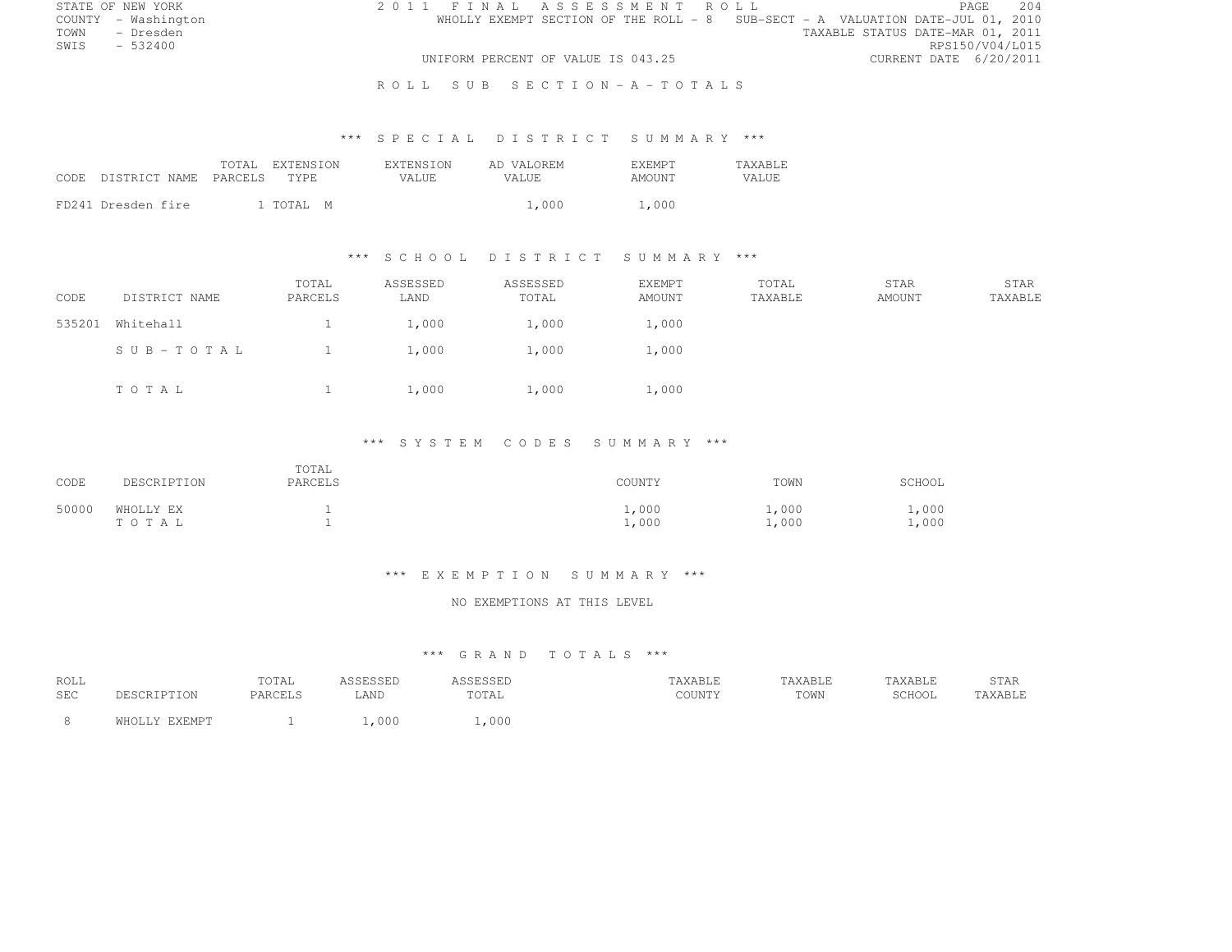STATE OF NEW YORK
COUNTY - Washington
TOWN - Dresden
SWIS - 532400

2 0 1 1 F I N A L A S S E S S M E N T R O L L
WHOLLY EXEMPT SECTION OF THE ROLL - 8 SUB-SECT - A VALUATION DATE-JUL 01, 2010
TAXABLE STATUS DATE-MAR 01, 2011
RPS150/V04/L015
UNIFORM PERCENT OF VALUE IS 043.25
CURRENT DATE 6/20/2011

R O L L S U B S E C T I O N - A - T O T A L S

*** S P E C I A L D I S T R I C T S U M M A R Y ***

| CODE DISTRICT NAME | TOTAL PARCELS | EXTENSION TYPE | EXTENSION VALUE | AD VALOREM VALUE | EXEMPT AMOUNT | TAXABLE VALUE |
|---|---|---|---|---|---|---|
| FD241 Dresden fire | 1 | TOTAL M | | 1,000 | 1,000 | |

*** S C H O O L D I S T R I C T S U M M A R Y ***

| CODE | DISTRICT NAME | TOTAL PARCELS | ASSESSED LAND | ASSESSED TOTAL | EXEMPT AMOUNT | TOTAL TAXABLE | STAR AMOUNT | STAR TAXABLE |
|---|---|---|---|---|---|---|---|---|
| 535201 | Whitehall | 1 | 1,000 | 1,000 | 1,000 | | | |
| | S U B - T O T A L | 1 | 1,000 | 1,000 | 1,000 | | | |
| | T O T A L | 1 | 1,000 | 1,000 | 1,000 | | | |

*** S Y S T E M C O D E S S U M M A R Y ***

| CODE | DESCRIPTION | TOTAL PARCELS | COUNTY | TOWN | SCHOOL |
|---|---|---|---|---|---|
| 50000 | WHOLLY EX | 1 | 1,000 | 1,000 | 1,000 |
| | T O T A L | 1 | 1,000 | 1,000 | 1,000 |

*** E X E M P T I O N S U M M A R Y ***

NO EXEMPTIONS AT THIS LEVEL

*** G R A N D T O T A L S ***

| ROLL SEC | DESCRIPTION | TOTAL PARCELS | ASSESSED LAND | ASSESSED TOTAL | TAXABLE COUNTY | TAXABLE TOWN | TAXABLE SCHOOL | STAR TAXABLE |
|---|---|---|---|---|---|---|---|---|
| 8 | WHOLLY EXEMPT | 1 | 1,000 | 1,000 | | | | |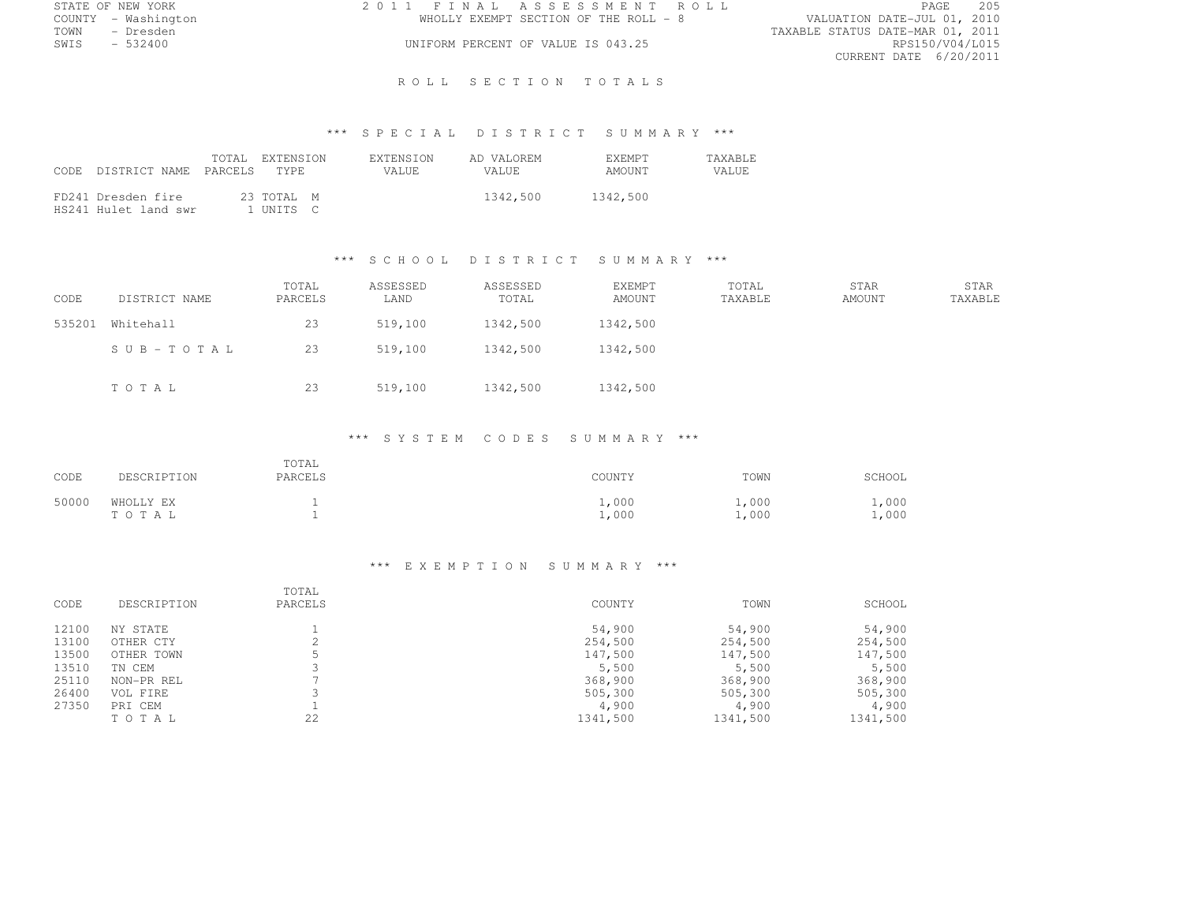STATE OF NEW YORK
COUNTY - Washington
TOWN - Dresden
SWIS - 532400

2011 FINAL ASSESSMENT ROLL
WHOLLY EXEMPT SECTION OF THE ROLL - 8
UNIFORM PERCENT OF VALUE IS 043.25

VALUATION DATE-JUL 01, 2010
TAXABLE STATUS DATE-MAR 01, 2011
RPS150/V04/L015
CURRENT DATE 6/20/2011

# ROLL SECTION TOTALS

## *** SPECIAL DISTRICT SUMMARY ***

| CODE | DISTRICT NAME | TOTAL PARCELS | EXTENSION TYPE | EXTENSION VALUE | AD VALOREM VALUE | EXEMPT AMOUNT | TAXABLE VALUE |
|---|---|---|---|---|---|---|---|
| FD241 | Dresden fire | 23 | TOTAL M | | 1342,500 | 1342,500 | |
| HS241 | Hulet land swr | 1 | UNITS C | | | | |

## *** SCHOOL DISTRICT SUMMARY ***

| CODE | DISTRICT NAME | TOTAL PARCELS | ASSESSED LAND | ASSESSED TOTAL | EXEMPT AMOUNT | TOTAL TAXABLE | STAR AMOUNT | STAR TAXABLE |
|---|---|---|---|---|---|---|---|---|
| 535201 | Whitehall | 23 | 519,100 | 1342,500 | 1342,500 | | | |
| | SUB-TOTAL | 23 | 519,100 | 1342,500 | 1342,500 | | | |
| | TOTAL | 23 | 519,100 | 1342,500 | 1342,500 | | | |

## *** SYSTEM CODES SUMMARY ***

| CODE | DESCRIPTION | TOTAL PARCELS | COUNTY | TOWN | SCHOOL |
|---|---|---|---|---|---|
| 50000 | WHOLLY EX | 1 | 1,000 | 1,000 | 1,000 |
| | TOTAL | 1 | 1,000 | 1,000 | 1,000 |

## *** EXEMPTION SUMMARY ***

| CODE | DESCRIPTION | TOTAL PARCELS | COUNTY | TOWN | SCHOOL |
|---|---|---|---|---|---|
| 12100 | NY STATE | 1 | 54,900 | 54,900 | 54,900 |
| 13100 | OTHER CTY | 2 | 254,500 | 254,500 | 254,500 |
| 13500 | OTHER TOWN | 5 | 147,500 | 147,500 | 147,500 |
| 13510 | TN CEM | 3 | 5,500 | 5,500 | 5,500 |
| 25110 | NON-PR REL | 7 | 368,900 | 368,900 | 368,900 |
| 26400 | VOL FIRE | 3 | 505,300 | 505,300 | 505,300 |
| 27350 | PRI CEM | 1 | 4,900 | 4,900 | 4,900 |
| | TOTAL | 22 | 1341,500 | 1341,500 | 1341,500 |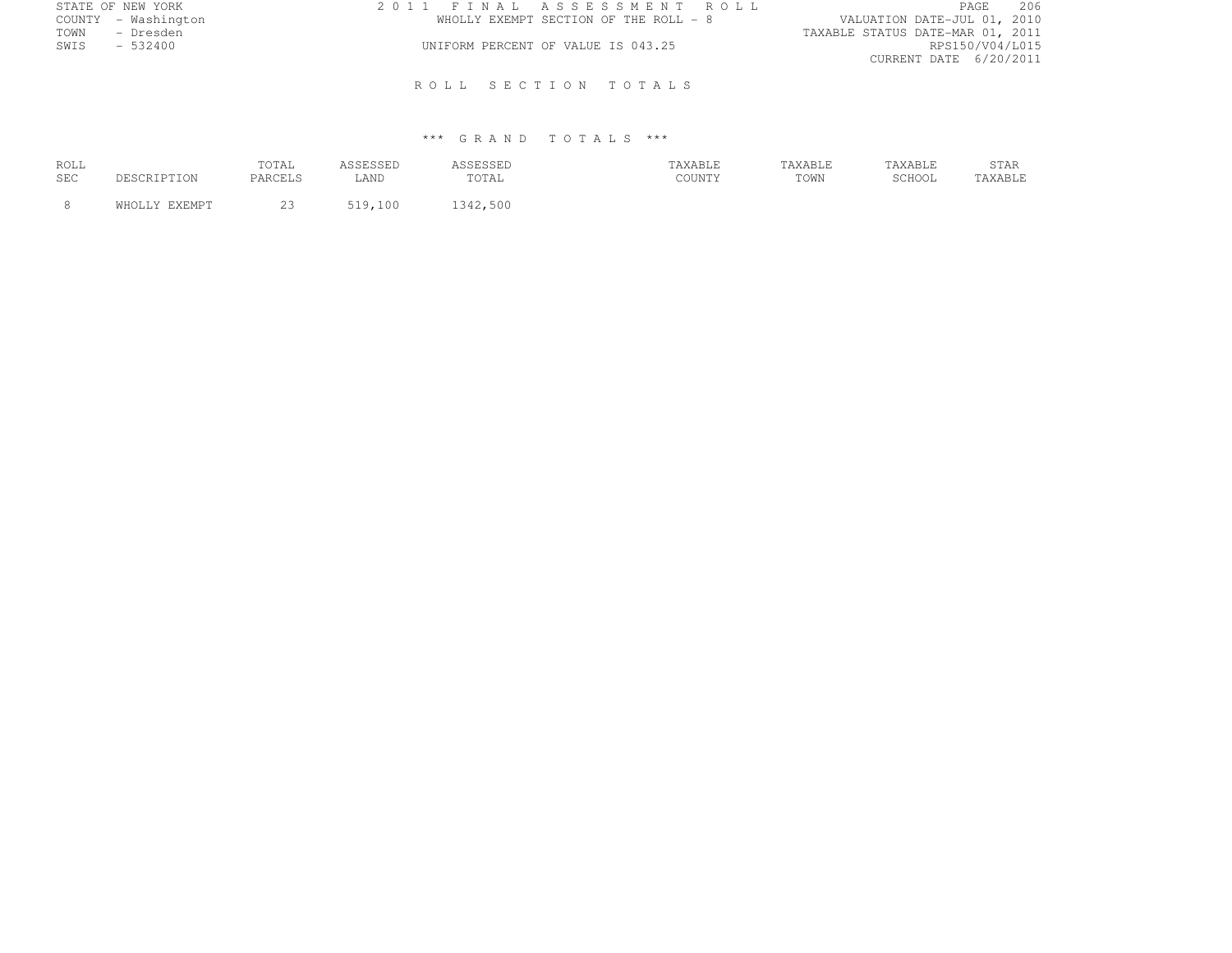STATE OF NEW YORK
COUNTY - Washington
TOWN - Dresden
SWIS - 532400

2 0 1 1 F I N A L A S S E S S M E N T R O L L
WHOLLY EXEMPT SECTION OF THE ROLL - 8
UNIFORM PERCENT OF VALUE IS 043.25

VALUATION DATE-JUL 01, 2010
TAXABLE STATUS DATE-MAR 01, 2011
RPS150/V04/L015
CURRENT DATE 6/20/2011

R O L L S E C T I O N T O T A L S

*** G R A N D T O T A L S ***

| ROLL SEC | DESCRIPTION | TOTAL PARCELS | ASSESSED LAND | ASSESSED TOTAL | TAXABLE COUNTY | TAXABLE TOWN | TAXABLE SCHOOL | STAR TAXABLE |
|---|---|---|---|---|---|---|---|---|
| 8 | WHOLLY EXEMPT | 23 | 519,100 | 1342,500 | | | | |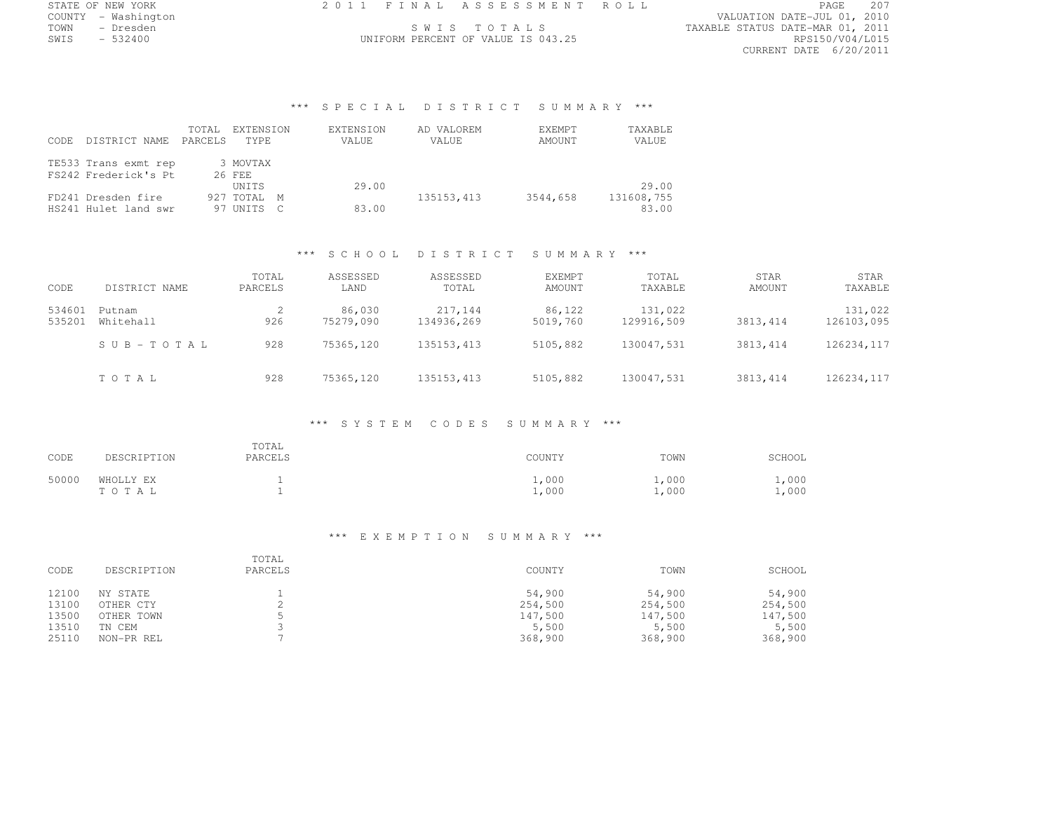STATE OF NEW YORK
COUNTY - Washington
TOWN - Dresden
SWIS - 532400

2011 FINAL ASSESSMENT ROLL

SWIS TOTALS

UNIFORM PERCENT OF VALUE IS 043.25

VALUATION DATE-JUL 01, 2010
TAXABLE STATUS DATE-MAR 01, 2011
RPS150/V04/L015
CURRENT DATE 6/20/2011

### *** SPECIAL DISTRICT SUMMARY ***

| CODE | DISTRICT NAME | TOTAL PARCELS | EXTENSION TYPE | EXTENSION VALUE | AD VALOREM VALUE | EXEMPT AMOUNT | TAXABLE VALUE |
|---|---|---|---|---|---|---|---|
| TE533 | Trans exmt rep | 3 | MOVTAX | | | | |
| FS242 | Frederick's Pt | 26 | FEE | | | | |
| | | | UNITS | 29.00 | | | 29.00 |
| FD241 | Dresden fire | 927 | TOTAL M | | 135153,413 | 3544,658 | 131608,755 |
| HS241 | Hulet land swr | 97 | UNITS C | 83.00 | | | 83.00 |

### *** SCHOOL DISTRICT SUMMARY ***

| CODE | DISTRICT NAME | TOTAL PARCELS | ASSESSED LAND | ASSESSED TOTAL | EXEMPT AMOUNT | TOTAL TAXABLE | STAR AMOUNT | STAR TAXABLE |
|---|---|---|---|---|---|---|---|---|
| 534601 | Putnam | 2 | 86,030 | 217,144 | 86,122 | 131,022 | | 131,022 |
| 535201 | Whitehall | 926 | 75279,090 | 134936,269 | 5019,760 | 129916,509 | 3813,414 | 126103,095 |
| | SUB-TOTAL | 928 | 75365,120 | 135153,413 | 5105,882 | 130047,531 | 3813,414 | 126234,117 |
| | TOTAL | 928 | 75365,120 | 135153,413 | 5105,882 | 130047,531 | 3813,414 | 126234,117 |

### *** SYSTEM CODES SUMMARY ***

| CODE | DESCRIPTION | TOTAL PARCELS | COUNTY | TOWN | SCHOOL |
|---|---|---|---|---|---|
| 50000 | WHOLLY EX | 1 | 1,000 | 1,000 | 1,000 |
| | TOTAL | 1 | 1,000 | 1,000 | 1,000 |

### *** EXEMPTION SUMMARY ***

| CODE | DESCRIPTION | TOTAL PARCELS | COUNTY | TOWN | SCHOOL |
|---|---|---|---|---|---|
| 12100 | NY STATE | 1 | 54,900 | 54,900 | 54,900 |
| 13100 | OTHER CTY | 2 | 254,500 | 254,500 | 254,500 |
| 13500 | OTHER TOWN | 5 | 147,500 | 147,500 | 147,500 |
| 13510 | TN CEM | 3 | 5,500 | 5,500 | 5,500 |
| 25110 | NON-PR REL | 7 | 368,900 | 368,900 | 368,900 |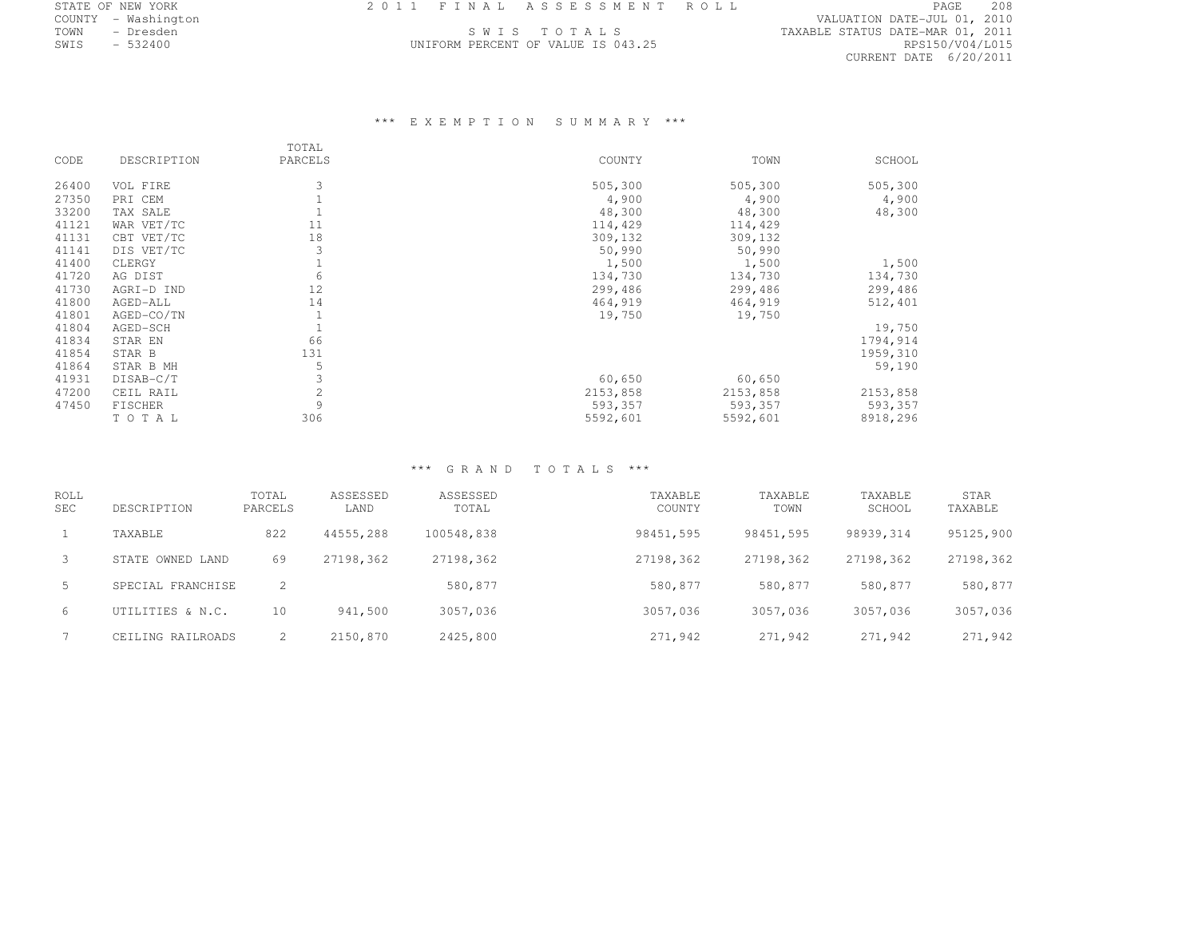STATE OF NEW YORK
COUNTY - Washington
TOWN - Dresden
SWIS - 532400

2011 FINAL ASSESSMENT ROLL

SWIS TOTALS

UNIFORM PERCENT OF VALUE IS 043.25

VALUATION DATE-JUL 01, 2010
TAXABLE STATUS DATE-MAR 01, 2011
RPS150/V04/L015
CURRENT DATE 6/20/2011

## *** EXEMPTION SUMMARY ***

| CODE | DESCRIPTION | TOTAL PARCELS | COUNTY | TOWN | SCHOOL |
|---|---|---|---|---|---|
| 26400 | VOL FIRE | 3 | 505,300 | 505,300 | 505,300 |
| 27350 | PRI CEM | 1 | 4,900 | 4,900 | 4,900 |
| 33200 | TAX SALE | 1 | 48,300 | 48,300 | 48,300 |
| 41121 | WAR VET/TC | 11 | 114,429 | 114,429 | |
| 41131 | CBT VET/TC | 18 | 309,132 | 309,132 | |
| 41141 | DIS VET/TC | 3 | 50,990 | 50,990 | |
| 41400 | CLERGY | 1 | 1,500 | 1,500 | 1,500 |
| 41720 | AG DIST | 6 | 134,730 | 134,730 | 134,730 |
| 41730 | AGRI-D IND | 12 | 299,486 | 299,486 | 299,486 |
| 41800 | AGED-ALL | 14 | 464,919 | 464,919 | 512,401 |
| 41801 | AGED-CO/TN | 1 | 19,750 | 19,750 | |
| 41804 | AGED-SCH | 1 | | | 19,750 |
| 41834 | STAR EN | 66 | | | 1794,914 |
| 41854 | STAR B | 131 | | | 1959,310 |
| 41864 | STAR B MH | 5 | | | 59,190 |
| 41931 | DISAB-C/T | 3 | 60,650 | 60,650 | |
| 47200 | CEIL RAIL | 2 | 2153,858 | 2153,858 | 2153,858 |
| 47450 | FISCHER | 9 | 593,357 | 593,357 | 593,357 |
| | TOTAL | 306 | 5592,601 | 5592,601 | 8918,296 |

## *** GRAND TOTALS ***

| ROLL SEC | DESCRIPTION | TOTAL PARCELS | ASSESSED LAND | ASSESSED TOTAL | TAXABLE COUNTY | TAXABLE TOWN | TAXABLE SCHOOL | STAR TAXABLE |
|---|---|---|---|---|---|---|---|---|
| 1 | TAXABLE | 822 | 44555,288 | 100548,838 | 98451,595 | 98451,595 | 98939,314 | 95125,900 |
| 3 | STATE OWNED LAND | 69 | 27198,362 | 27198,362 | 27198,362 | 27198,362 | 27198,362 | 27198,362 |
| 5 | SPECIAL FRANCHISE | 2 | | 580,877 | 580,877 | 580,877 | 580,877 | 580,877 |
| 6 | UTILITIES & N.C. | 10 | 941,500 | 3057,036 | 3057,036 | 3057,036 | 3057,036 | 3057,036 |
| 7 | CEILING RAILROADS | 2 | 2150,870 | 2425,800 | 271,942 | 271,942 | 271,942 | 271,942 |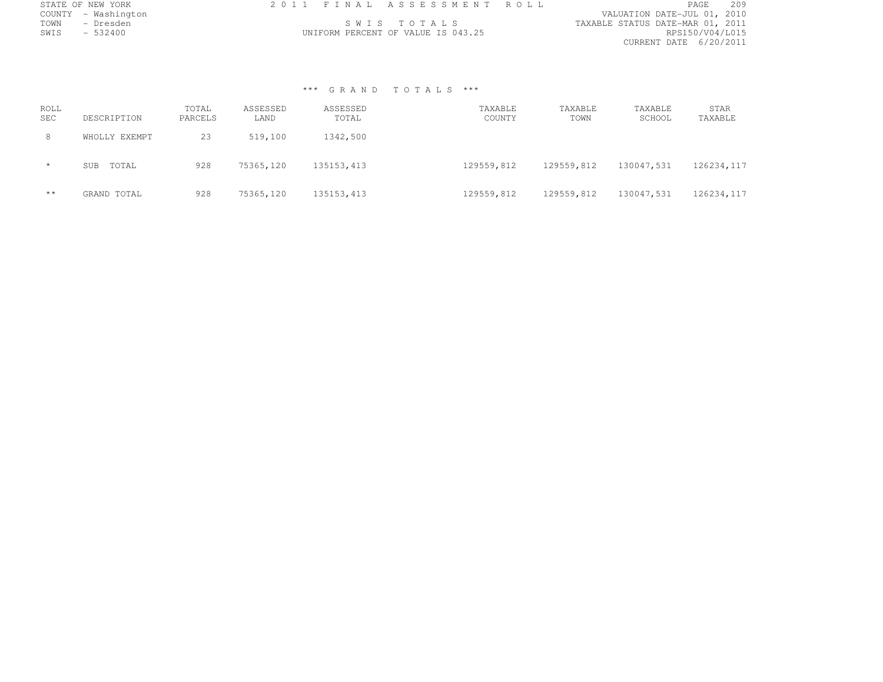STATE OF NEW YORK
COUNTY - Washington
TOWN - Dresden
SWIS - 532400

2 0 1 1 F I N A L A S S E S S M E N T R O L L

S W I S T O T A L S
UNIFORM PERCENT OF VALUE IS 043.25

VALUATION DATE-JUL 01, 2010
TAXABLE STATUS DATE-MAR 01, 2011
RPS150/V04/L015
CURRENT DATE 6/20/2011

*** G R A N D T O T A L S ***

| ROLL SEC | DESCRIPTION | TOTAL PARCELS | ASSESSED LAND | ASSESSED TOTAL | TAXABLE COUNTY | TAXABLE TOWN | TAXABLE SCHOOL | STAR TAXABLE |
|---|---|---|---|---|---|---|---|---|
| 8 | WHOLLY EXEMPT | 23 | 519,100 | 1342,500 | | | | |
| * | SUB TOTAL | 928 | 75365,120 | 135153,413 | 129559,812 | 129559,812 | 130047,531 | 126234,117 |
| ** | GRAND TOTAL | 928 | 75365,120 | 135153,413 | 129559,812 | 129559,812 | 130047,531 | 126234,117 |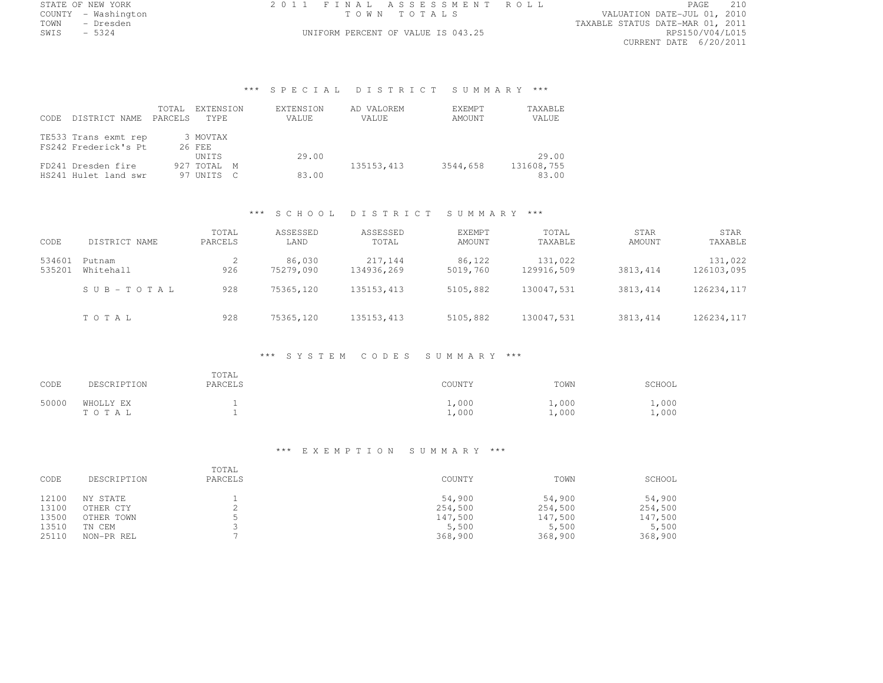STATE OF NEW YORK
COUNTY - Washington
TOWN - Dresden
SWIS - 5324

2011 FINAL ASSESSMENT ROLL
TOWN TOTALS
UNIFORM PERCENT OF VALUE IS 043.25

VALUATION DATE-JUL 01, 2010
TAXABLE STATUS DATE-MAR 01, 2011
RPS150/V04/L015
CURRENT DATE 6/20/2011

## *** SPECIAL DISTRICT SUMMARY ***

| CODE | DISTRICT NAME | TOTAL PARCELS | EXTENSION TYPE | EXTENSION VALUE | AD VALOREM VALUE | EXEMPT AMOUNT | TAXABLE VALUE |
|---|---|---|---|---|---|---|---|
| TE533 | Trans exmt rep | 3 | MOVTAX | | | | |
| FS242 | Frederick's Pt | 26 | FEE | | | | |
| | | | UNITS | 29.00 | | | 29.00 |
| FD241 | Dresden fire | 927 | TOTAL M | | 135153,413 | 3544,658 | 131608,755 |
| HS241 | Hulet land swr | 97 | UNITS C | 83.00 | | | 83.00 |

## *** SCHOOL DISTRICT SUMMARY ***

| CODE | DISTRICT NAME | TOTAL PARCELS | ASSESSED LAND | ASSESSED TOTAL | EXEMPT AMOUNT | TOTAL TAXABLE | STAR AMOUNT | STAR TAXABLE |
|---|---|---|---|---|---|---|---|---|
| 534601 | Putnam | 2 | 86,030 | 217,144 | 86,122 | 131,022 | | 131,022 |
| 535201 | Whitehall | 926 | 75279,090 | 134936,269 | 5019,760 | 129916,509 | 3813,414 | 126103,095 |
| | SUB-TOTAL | 928 | 75365,120 | 135153,413 | 5105,882 | 130047,531 | 3813,414 | 126234,117 |
| | TOTAL | 928 | 75365,120 | 135153,413 | 5105,882 | 130047,531 | 3813,414 | 126234,117 |

## *** SYSTEM CODES SUMMARY ***

| CODE | DESCRIPTION | TOTAL PARCELS | COUNTY | TOWN | SCHOOL |
|---|---|---|---|---|---|
| 50000 | WHOLLY EX | 1 | 1,000 | 1,000 | 1,000 |
| | TOTAL | 1 | 1,000 | 1,000 | 1,000 |

## *** EXEMPTION SUMMARY ***

| CODE | DESCRIPTION | TOTAL PARCELS | COUNTY | TOWN | SCHOOL |
|---|---|---|---|---|---|
| 12100 | NY STATE | 1 | 54,900 | 54,900 | 54,900 |
| 13100 | OTHER CTY | 2 | 254,500 | 254,500 | 254,500 |
| 13500 | OTHER TOWN | 5 | 147,500 | 147,500 | 147,500 |
| 13510 | TN CEM | 3 | 5,500 | 5,500 | 5,500 |
| 25110 | NON-PR REL | 7 | 368,900 | 368,900 | 368,900 |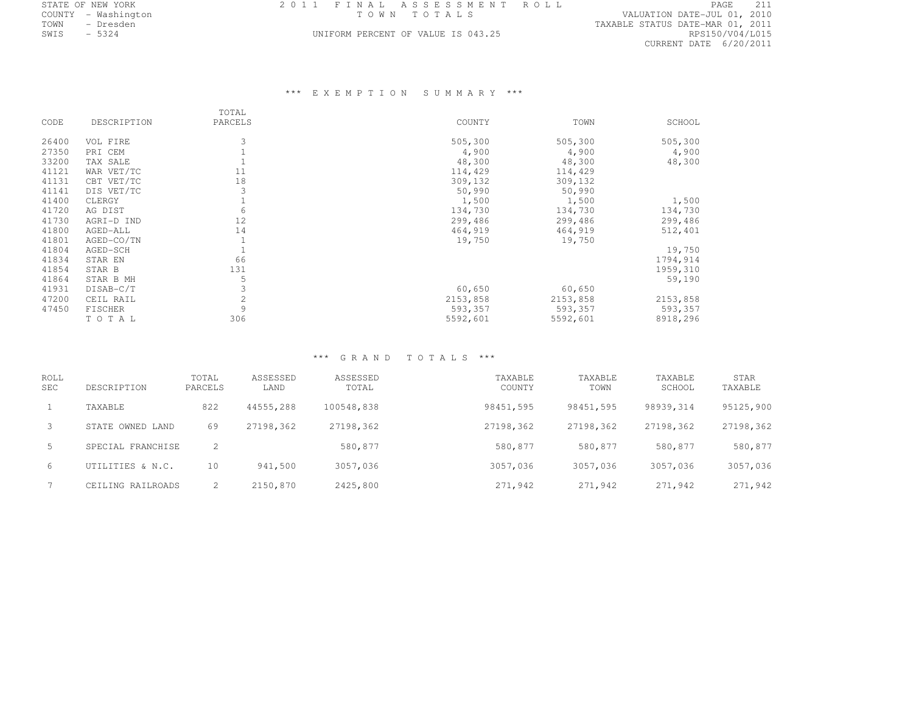STATE OF NEW YORK
COUNTY - Washington
TOWN - Dresden
SWIS - 5324

2011 FINAL ASSESSMENT ROLL
TOWN TOTALS
UNIFORM PERCENT OF VALUE IS 043.25

VALUATION DATE-JUL 01, 2010
TAXABLE STATUS DATE-MAR 01, 2011
RPS150/V04/L015
CURRENT DATE 6/20/2011

### *** EXEMPTION SUMMARY ***

| CODE | DESCRIPTION | TOTAL PARCELS | COUNTY | TOWN | SCHOOL |
|---|---|---|---|---|---|
| 26400 | VOL FIRE | 3 | 505,300 | 505,300 | 505,300 |
| 27350 | PRI CEM | 1 | 4,900 | 4,900 | 4,900 |
| 33200 | TAX SALE | 1 | 48,300 | 48,300 | 48,300 |
| 41121 | WAR VET/TC | 11 | 114,429 | 114,429 | |
| 41131 | CBT VET/TC | 18 | 309,132 | 309,132 | |
| 41141 | DIS VET/TC | 3 | 50,990 | 50,990 | |
| 41400 | CLERGY | 1 | 1,500 | 1,500 | 1,500 |
| 41720 | AG DIST | 6 | 134,730 | 134,730 | 134,730 |
| 41730 | AGRI-D IND | 12 | 299,486 | 299,486 | 299,486 |
| 41800 | AGED-ALL | 14 | 464,919 | 464,919 | 512,401 |
| 41801 | AGED-CO/TN | 1 | 19,750 | 19,750 | |
| 41804 | AGED-SCH | 1 | | | 19,750 |
| 41834 | STAR EN | 66 | | | 1794,914 |
| 41854 | STAR B | 131 | | | 1959,310 |
| 41864 | STAR B MH | 5 | | | 59,190 |
| 41931 | DISAB-C/T | 3 | 60,650 | 60,650 | |
| 47200 | CEIL RAIL | 2 | 2153,858 | 2153,858 | 2153,858 |
| 47450 | FISCHER | 9 | 593,357 | 593,357 | 593,357 |
| | TOTAL | 306 | 5592,601 | 5592,601 | 8918,296 |

### *** GRAND TOTALS ***

| ROLL SEC | DESCRIPTION | TOTAL PARCELS | ASSESSED LAND | ASSESSED TOTAL | TAXABLE COUNTY | TAXABLE TOWN | TAXABLE SCHOOL | STAR TAXABLE |
|---|---|---|---|---|---|---|---|---|
| 1 | TAXABLE | 822 | 44555,288 | 100548,838 | 98451,595 | 98451,595 | 98939,314 | 95125,900 |
| 3 | STATE OWNED LAND | 69 | 27198,362 | 27198,362 | 27198,362 | 27198,362 | 27198,362 | 27198,362 |
| 5 | SPECIAL FRANCHISE | 2 | | 580,877 | 580,877 | 580,877 | 580,877 | 580,877 |
| 6 | UTILITIES & N.C. | 10 | 941,500 | 3057,036 | 3057,036 | 3057,036 | 3057,036 | 3057,036 |
| 7 | CEILING RAILROADS | 2 | 2150,870 | 2425,800 | 271,942 | 271,942 | 271,942 | 271,942 |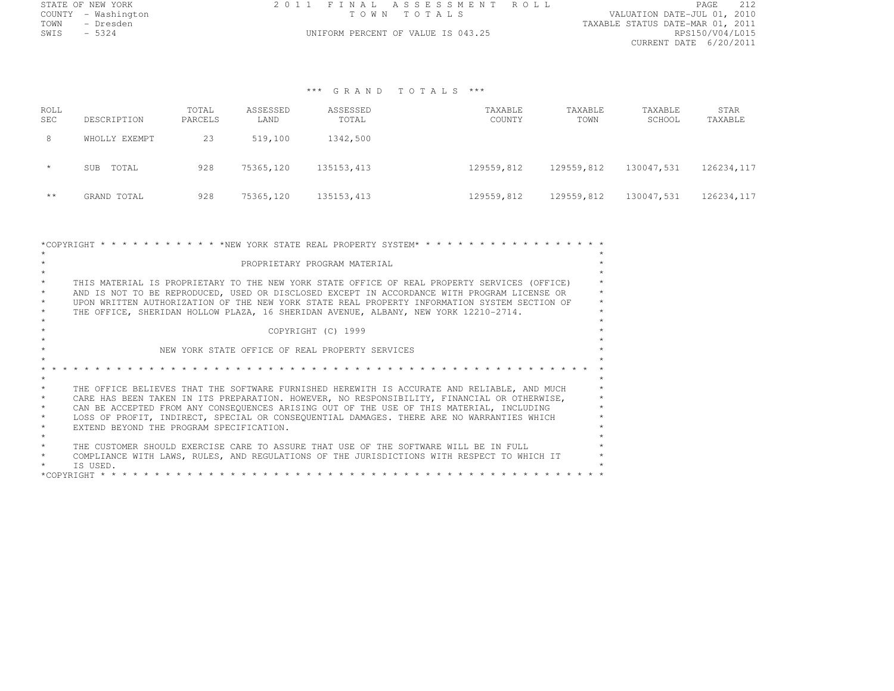STATE OF NEW YORK
COUNTY - Washington
TOWN - Dresden
SWIS - 5324

2011 FINAL ASSESSMENT ROLL
TOWN TOTALS
UNIFORM PERCENT OF VALUE IS 043.25

VALUATION DATE-JUL 01, 2010
TAXABLE STATUS DATE-MAR 01, 2011
RPS150/V04/L015
CURRENT DATE 6/20/2011

### *** GRAND TOTALS ***

| ROLL SEC | DESCRIPTION | TOTAL PARCELS | ASSESSED LAND | ASSESSED TOTAL | TAXABLE COUNTY | TAXABLE TOWN | TAXABLE SCHOOL | STAR TAXABLE |
|---|---|---|---|---|---|---|---|---|
| 8 | WHOLLY EXEMPT | 23 | 519,100 | 1342,500 | | | | |
| * | SUB TOTAL | 928 | 75365,120 | 135153,413 | 129559,812 | 129559,812 | 130047,531 | 126234,117 |
| ** | GRAND TOTAL | 928 | 75365,120 | 135153,413 | 129559,812 | 129559,812 | 130047,531 | 126234,117 |

```
*COPYRIGHT * * * * * * * * * * * *NEW YORK STATE REAL PROPERTY SYSTEM* * * * * * * * * * * * * * * * *
*                                                                                                   *
*                                   PROPRIETARY PROGRAM MATERIAL                                    *
*                                                                                                   *
*     THIS MATERIAL IS PROPRIETARY TO THE NEW YORK STATE OFFICE OF REAL PROPERTY SERVICES (OFFICE)  *
*     AND IS NOT TO BE REPRODUCED, USED OR DISCLOSED EXCEPT IN ACCORDANCE WITH PROGRAM LICENSE OR   *
*     UPON WRITTEN AUTHORIZATION OF THE NEW YORK STATE REAL PROPERTY INFORMATION SYSTEM SECTION OF  *
*     THE OFFICE, SHERIDAN HOLLOW PLAZA, 16 SHERIDAN AVENUE, ALBANY, NEW YORK 12210-2714.           *
*                                                                                                   *
*                                        COPYRIGHT (C) 1999                                         *
*                                                                                                   *
*                         NEW YORK STATE OFFICE OF REAL PROPERTY SERVICES                           *
*                                                                                                   *
* * * * * * * * * * * * * * * * * * * * * * * * * * * * * * * * * * * * * * * * * * * * * * * * * *
*                                                                                                   *
*     THE OFFICE BELIEVES THAT THE SOFTWARE FURNISHED HEREWITH IS ACCURATE AND RELIABLE, AND MUCH   *
*     CARE HAS BEEN TAKEN IN ITS PREPARATION. HOWEVER, NO RESPONSIBILITY, FINANCIAL OR OTHERWISE,   *
*     CAN BE ACCEPTED FROM ANY CONSEQUENCES ARISING OUT OF THE USE OF THIS MATERIAL, INCLUDING      *
*     LOSS OF PROFIT, INDIRECT, SPECIAL OR CONSEQUENTIAL DAMAGES. THERE ARE NO WARRANTIES WHICH     *
*     EXTEND BEYOND THE PROGRAM SPECIFICATION.                                                      *
*                                                                                                   *
*     THE CUSTOMER SHOULD EXERCISE CARE TO ASSURE THAT USE OF THE SOFTWARE WILL BE IN FULL          *
*     COMPLIANCE WITH LAWS, RULES, AND REGULATIONS OF THE JURISDICTIONS WITH RESPECT TO WHICH IT    *
*     IS USED.                                                                                      *
*COPYRIGHT * * * * * * * * * * * * * * * * * * * * * * * * * * * * * * * * * * * * * * * * * * * *
```